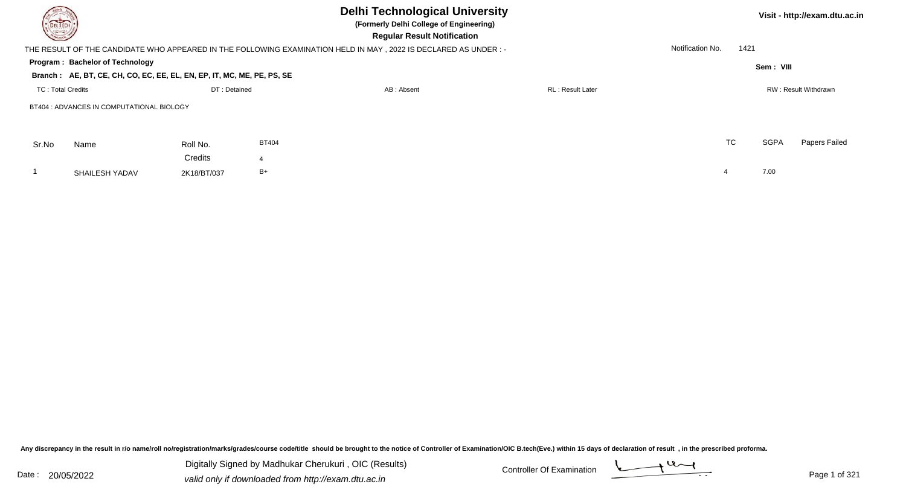# Delhi Technological University

**(Formerly Delhi College of Engineering)**

**Regular Result Notification**

Visit - http://exam.dtu.ac.in

THE RESULT OF THE CANDIDATE WHO APPEARED IN THE FOLLOWING EXAMINATION HELD IN MAY , 2022 IS DECLARED AS UNDER : -

Notification No. 1421

**Program : Bachelor of Technology**

**Sem : VIII**

**Branch : AE, BT, CE, CH, CO, EC, EE, EL, EN, EP, IT, MC, ME, PE, PS, SE**

TC : Total Credits | DT : Detained | AB : Absent | RL : Result Later | RW : Result Withdrawn

BT404 : ADVANCES IN COMPUTATIONAL BIOLOGY

| Sr.No | Name | Roll No. | BT404 | TC | SGPA | Papers Failed |
|---|---|---|---|---|---|---|
| | | Credits | 4 | | | |
| 1 | SHAILESH YADAV | 2K18/BT/037 | B+ | 4 | 7.00 | |

Any discrepancy in the result in r/o name/roll no/registration/marks/grades/course code/title should be brought to the notice of Controller of Examination/OIC B.tech(Eve.) within 15 days of declaration of result , in the prescribed proforma.

Date : 20/05/2022

Digitally Signed by Madhukar Cherukuri , OIC (Results)

valid only if downloaded from http://exam.dtu.ac.in

Controller Of Examination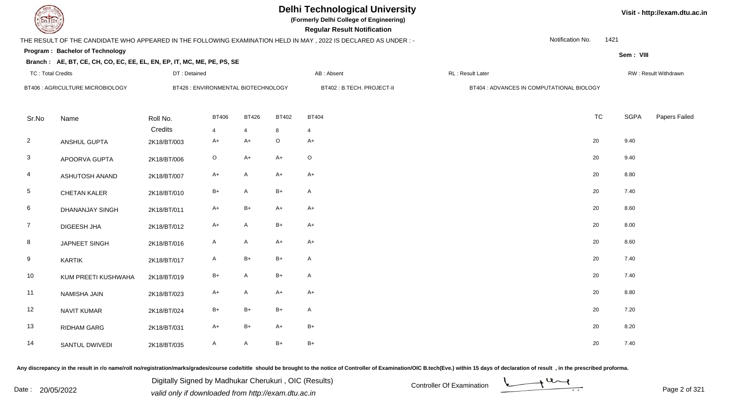# Delhi Technological University

**(Formerly Delhi College of Engineering)**

**Regular Result Notification**

Visit - http://exam.dtu.ac.in

THE RESULT OF THE CANDIDATE WHO APPEARED IN THE FOLLOWING EXAMINATION HELD IN MAY , 2022 IS DECLARED AS UNDER : -

Notification No. 1421

**Program : Bachelor of Technology**

Sem : VIII

**Branch : AE, BT, CE, CH, CO, EC, EE, EL, EN, EP, IT, MC, ME, PE, PS, SE**

TC : Total Credits | DT : Detained | AB : Absent | RL : Result Later | RW : Result Withdrawn

BT406 : AGRICULTURE MICROBIOLOGY | BT426 : ENVIRONMENTAL BIOTECHNOLOGY | BT402 : B.TECH. PROJECT-II | BT404 : ADVANCES IN COMPUTATIONAL BIOLOGY

| Sr.No | Name | Roll No. | BT406 | BT426 | BT402 | BT404 | TC | SGPA | Papers Failed |
|---|---|---|---|---|---|---|---|---|---|
| | | Credits | 4 | 4 | 8 | 4 | | | |
| 2 | ANSHUL GUPTA | 2K18/BT/003 | A+ | A+ | O | A+ | 20 | 9.40 | |
| 3 | APOORVA GUPTA | 2K18/BT/006 | O | A+ | A+ | O | 20 | 9.40 | |
| 4 | ASHUTOSH ANAND | 2K18/BT/007 | A+ | A | A+ | A+ | 20 | 8.80 | |
| 5 | CHETAN KALER | 2K18/BT/010 | B+ | A | B+ | A | 20 | 7.40 | |
| 6 | DHANANJAY SINGH | 2K18/BT/011 | A+ | B+ | A+ | A+ | 20 | 8.60 | |
| 7 | DIGEESH JHA | 2K18/BT/012 | A+ | A | B+ | A+ | 20 | 8.00 | |
| 8 | JAPNEET SINGH | 2K18/BT/016 | A | A | A+ | A+ | 20 | 8.60 | |
| 9 | KARTIK | 2K18/BT/017 | A | B+ | B+ | A | 20 | 7.40 | |
| 10 | KUM PREETI KUSHWAHA | 2K18/BT/019 | B+ | A | B+ | A | 20 | 7.40 | |
| 11 | NAMISHA JAIN | 2K18/BT/023 | A+ | A | A+ | A+ | 20 | 8.80 | |
| 12 | NAVIT KUMAR | 2K18/BT/024 | B+ | B+ | B+ | A | 20 | 7.20 | |
| 13 | RIDHAM GARG | 2K18/BT/031 | A+ | B+ | A+ | B+ | 20 | 8.20 | |
| 14 | SANTUL DWIVEDI | 2K18/BT/035 | A | A | B+ | B+ | 20 | 7.40 | |

Any discrepancy in the result in r/o name/roll no/registration/marks/grades/course code/title should be brought to the notice of Controller of Examination/OIC B.tech(Eve.) within 15 days of declaration of result , in the prescribed proforma.

Date : 20/05/2022

Digitally Signed by Madhukar Cherukuri , OIC (Results)
valid only if downloaded from http://exam.dtu.ac.in

Controller Of Examination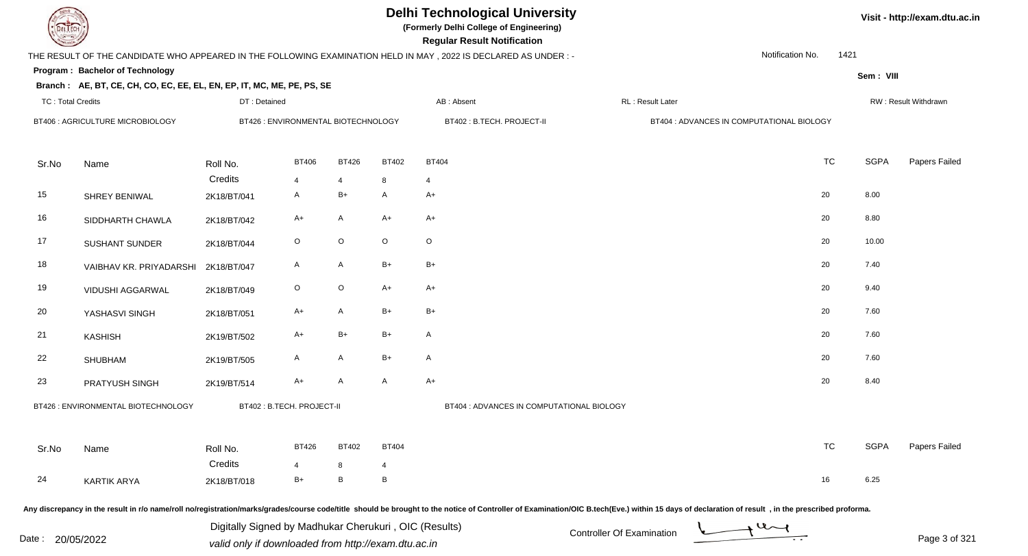# Delhi Technological University

**(Formerly Delhi College of Engineering)**

**Regular Result Notification**

Visit - http://exam.dtu.ac.in

THE RESULT OF THE CANDIDATE WHO APPEARED IN THE FOLLOWING EXAMINATION HELD IN MAY , 2022 IS DECLARED AS UNDER : -

Notification No. 1421

**Program : Bachelor of Technology**

Sem : VIII

**Branch : AE, BT, CE, CH, CO, EC, EE, EL, EN, EP, IT, MC, ME, PE, PS, SE**

TC : Total Credits | DT : Detained | AB : Absent | RL : Result Later | RW : Result Withdrawn

BT406 : AGRICULTURE MICROBIOLOGY | BT426 : ENVIRONMENTAL BIOTECHNOLOGY | BT402 : B.TECH. PROJECT-II | BT404 : ADVANCES IN COMPUTATIONAL BIOLOGY

| Sr.No | Name | Roll No. | BT406 | BT426 | BT402 | BT404 | TC | SGPA | Papers Failed |
|---|---|---|---|---|---|---|---|---|---|
| | | Credits | 4 | 4 | 8 | 4 | | | |
| 15 | SHREY BENIWAL | 2K18/BT/041 | A | B+ | A | A+ | 20 | 8.00 | |
| 16 | SIDDHARTH CHAWLA | 2K18/BT/042 | A+ | A | A+ | A+ | 20 | 8.80 | |
| 17 | SUSHANT SUNDER | 2K18/BT/044 | O | O | O | O | 20 | 10.00 | |
| 18 | VAIBHAV KR. PRIYADARSHI | 2K18/BT/047 | A | A | B+ | B+ | 20 | 7.40 | |
| 19 | VIDUSHI AGGARWAL | 2K18/BT/049 | O | O | A+ | A+ | 20 | 9.40 | |
| 20 | YASHASVI SINGH | 2K18/BT/051 | A+ | A | B+ | B+ | 20 | 7.60 | |
| 21 | KASHISH | 2K19/BT/502 | A+ | B+ | B+ | A | 20 | 7.60 | |
| 22 | SHUBHAM | 2K19/BT/505 | A | A | B+ | A | 20 | 7.60 | |
| 23 | PRATYUSH SINGH | 2K19/BT/514 | A+ | A | A | A+ | 20 | 8.40 | |

BT426 : ENVIRONMENTAL BIOTECHNOLOGY | BT402 : B.TECH. PROJECT-II | BT404 : ADVANCES IN COMPUTATIONAL BIOLOGY

| Sr.No | Name | Roll No. | BT426 | BT402 | BT404 | TC | SGPA | Papers Failed |
|---|---|---|---|---|---|---|---|---|
| | | Credits | 4 | 8 | 4 | | | |
| 24 | KARTIK ARYA | 2K18/BT/018 | B+ | B | B | 16 | 6.25 | |

Any discrepancy in the result in r/o name/roll no/registration/marks/grades/course code/title should be brought to the notice of Controller of Examination/OIC B.tech(Eve.) within 15 days of declaration of result , in the prescribed proforma.

Date : 20/05/2022

Digitally Signed by Madhukar Cherukuri , OIC (Results)
valid only if downloaded from http://exam.dtu.ac.in

Controller Of Examination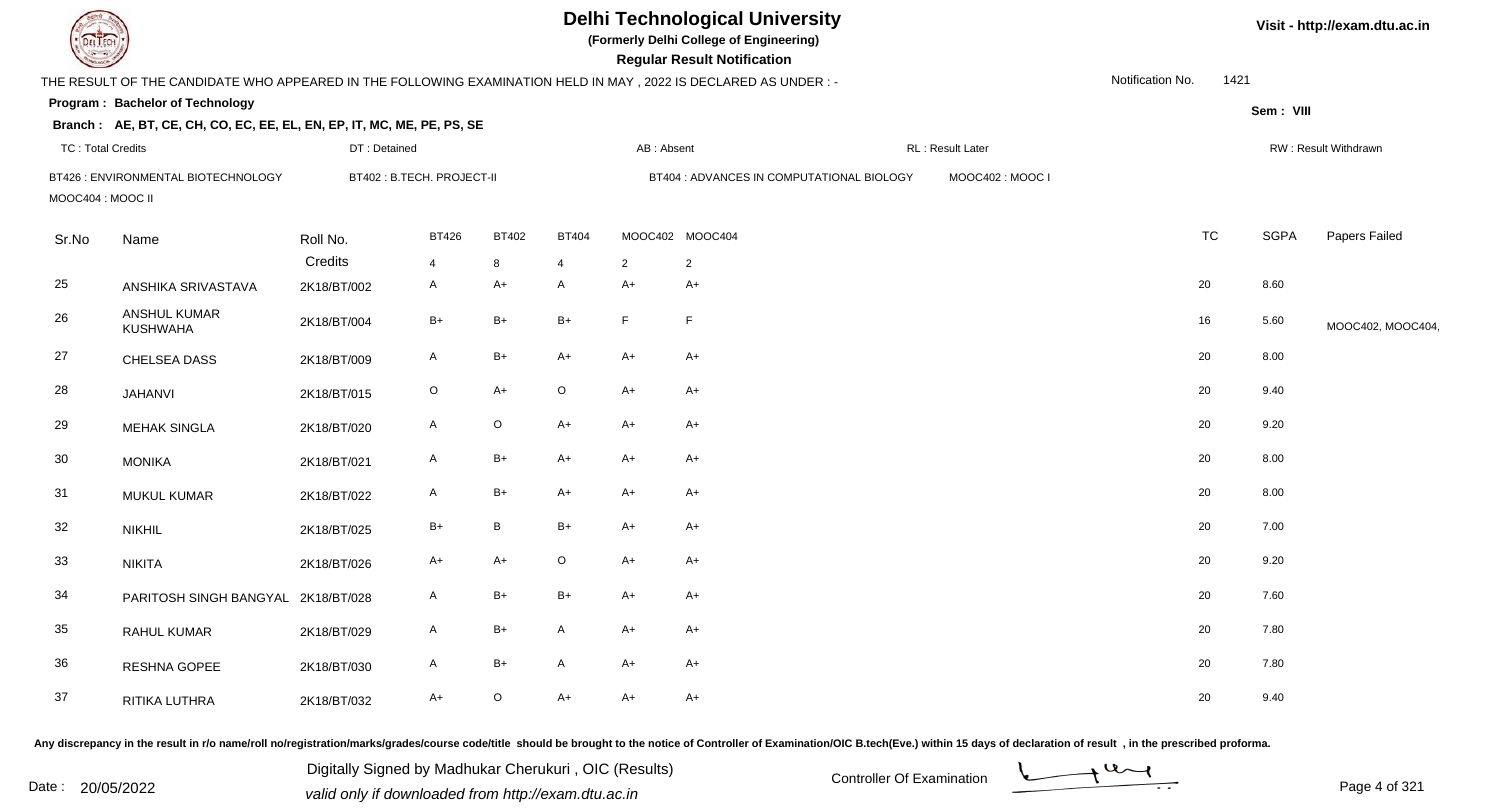# Delhi Technological University

**(Formerly Delhi College of Engineering)**

**Regular Result Notification**

Visit - http://exam.dtu.ac.in

THE RESULT OF THE CANDIDATE WHO APPEARED IN THE FOLLOWING EXAMINATION HELD IN MAY , 2022 IS DECLARED AS UNDER : -

Notification No. 1421

**Program : Bachelor of Technology**

Sem : VIII

**Branch : AE, BT, CE, CH, CO, EC, EE, EL, EN, EP, IT, MC, ME, PE, PS, SE**

TC : Total Credits | DT : Detained | AB : Absent | RL : Result Later | RW : Result Withdrawn

BT426 : ENVIRONMENTAL BIOTECHNOLOGY | BT402 : B.TECH. PROJECT-II | BT404 : ADVANCES IN COMPUTATIONAL BIOLOGY | MOOC402 : MOOC I | MOOC404 : MOOC II

| Sr.No | Name | Roll No. | BT426 | BT402 | BT404 | MOOC402 | MOOC404 | TC | SGPA | Papers Failed |
|---|---|---|---|---|---|---|---|---|---|---|
| | | Credits | 4 | 8 | 4 | 2 | 2 | | | |
| 25 | ANSHIKA SRIVASTAVA | 2K18/BT/002 | A | A+ | A | A+ | A+ | 20 | 8.60 | |
| 26 | ANSHUL KUMAR KUSHWAHA | 2K18/BT/004 | B+ | B+ | B+ | F | F | 16 | 5.60 | MOOC402, MOOC404, |
| 27 | CHELSEA DASS | 2K18/BT/009 | A | B+ | A+ | A+ | A+ | 20 | 8.00 | |
| 28 | JAHANVI | 2K18/BT/015 | O | A+ | O | A+ | A+ | 20 | 9.40 | |
| 29 | MEHAK SINGLA | 2K18/BT/020 | A | O | A+ | A+ | A+ | 20 | 9.20 | |
| 30 | MONIKA | 2K18/BT/021 | A | B+ | A+ | A+ | A+ | 20 | 8.00 | |
| 31 | MUKUL KUMAR | 2K18/BT/022 | A | B+ | A+ | A+ | A+ | 20 | 8.00 | |
| 32 | NIKHIL | 2K18/BT/025 | B+ | B | B+ | A+ | A+ | 20 | 7.00 | |
| 33 | NIKITA | 2K18/BT/026 | A+ | A+ | O | A+ | A+ | 20 | 9.20 | |
| 34 | PARITOSH SINGH BANGYAL | 2K18/BT/028 | A | B+ | B+ | A+ | A+ | 20 | 7.60 | |
| 35 | RAHUL KUMAR | 2K18/BT/029 | A | B+ | A | A+ | A+ | 20 | 7.80 | |
| 36 | RESHNA GOPEE | 2K18/BT/030 | A | B+ | A | A+ | A+ | 20 | 7.80 | |
| 37 | RITIKA LUTHRA | 2K18/BT/032 | A+ | O | A+ | A+ | A+ | 20 | 9.40 | |

Any discrepancy in the result in r/o name/roll no/registration/marks/grades/course code/title should be brought to the notice of Controller of Examination/OIC B.tech(Eve.) within 15 days of declaration of result , in the prescribed proforma.

Date : 20/05/2022

Digitally Signed by Madhukar Cherukuri , OIC (Results)
valid only if downloaded from http://exam.dtu.ac.in

Controller Of Examination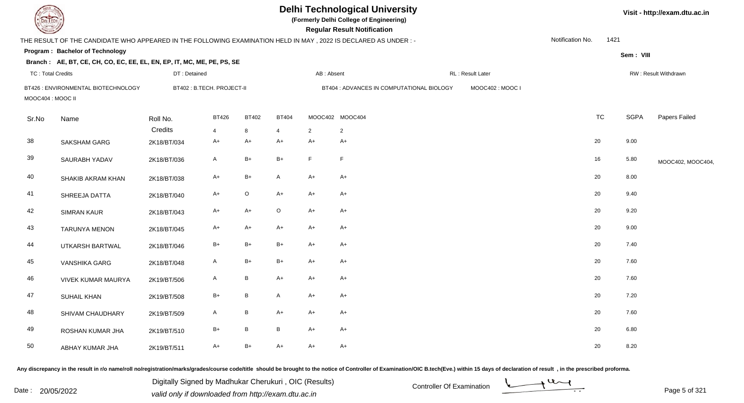# Delhi Technological University

(Formerly Delhi College of Engineering)

**Regular Result Notification**

Visit - http://exam.dtu.ac.in

THE RESULT OF THE CANDIDATE WHO APPEARED IN THE FOLLOWING EXAMINATION HELD IN MAY , 2022 IS DECLARED AS UNDER : -

Notification No. 1421

**Program : Bachelor of Technology**

Sem : VIII

**Branch : AE, BT, CE, CH, CO, EC, EE, EL, EN, EP, IT, MC, ME, PE, PS, SE**

TC : Total Credits | DT : Detained | AB : Absent | RL : Result Later | RW : Result Withdrawn

BT426 : ENVIRONMENTAL BIOTECHNOLOGY | BT402 : B.TECH. PROJECT-II | BT404 : ADVANCES IN COMPUTATIONAL BIOLOGY | MOOC402 : MOOC I | MOOC404 : MOOC II

| Sr.No | Name | Roll No. | BT426 | BT402 | BT404 | MOOC402 | MOOC404 | TC | SGPA | Papers Failed |
|---|---|---|---|---|---|---|---|---|---|---|
| | | Credits | 4 | 8 | 4 | 2 | 2 | | | |
| 38 | SAKSHAM GARG | 2K18/BT/034 | A+ | A+ | A+ | A+ | A+ | 20 | 9.00 | |
| 39 | SAURABH YADAV | 2K18/BT/036 | A | B+ | B+ | F | F | 16 | 5.80 | MOOC402, MOOC404, |
| 40 | SHAKIB AKRAM KHAN | 2K18/BT/038 | A+ | B+ | A | A+ | A+ | 20 | 8.00 | |
| 41 | SHREEJA DATTA | 2K18/BT/040 | A+ | O | A+ | A+ | A+ | 20 | 9.40 | |
| 42 | SIMRAN KAUR | 2K18/BT/043 | A+ | A+ | O | A+ | A+ | 20 | 9.20 | |
| 43 | TARUNYA MENON | 2K18/BT/045 | A+ | A+ | A+ | A+ | A+ | 20 | 9.00 | |
| 44 | UTKARSH BARTWAL | 2K18/BT/046 | B+ | B+ | B+ | A+ | A+ | 20 | 7.40 | |
| 45 | VANSHIKA GARG | 2K18/BT/048 | A | B+ | B+ | A+ | A+ | 20 | 7.60 | |
| 46 | VIVEK KUMAR MAURYA | 2K19/BT/506 | A | B | A+ | A+ | A+ | 20 | 7.60 | |
| 47 | SUHAIL KHAN | 2K19/BT/508 | B+ | B | A | A+ | A+ | 20 | 7.20 | |
| 48 | SHIVAM CHAUDHARY | 2K19/BT/509 | A | B | A+ | A+ | A+ | 20 | 7.60 | |
| 49 | ROSHAN KUMAR JHA | 2K19/BT/510 | B+ | B | B | A+ | A+ | 20 | 6.80 | |
| 50 | ABHAY KUMAR JHA | 2K19/BT/511 | A+ | B+ | A+ | A+ | A+ | 20 | 8.20 | |

Any discrepancy in the result in r/o name/roll no/registration/marks/grades/course code/title should be brought to the notice of Controller of Examination/OIC B.tech(Eve.) within 15 days of declaration of result , in the prescribed proforma.

Date : 20/05/2022

Digitally Signed by Madhukar Cherukuri , OIC (Results)
valid only if downloaded from http://exam.dtu.ac.in

Controller Of Examination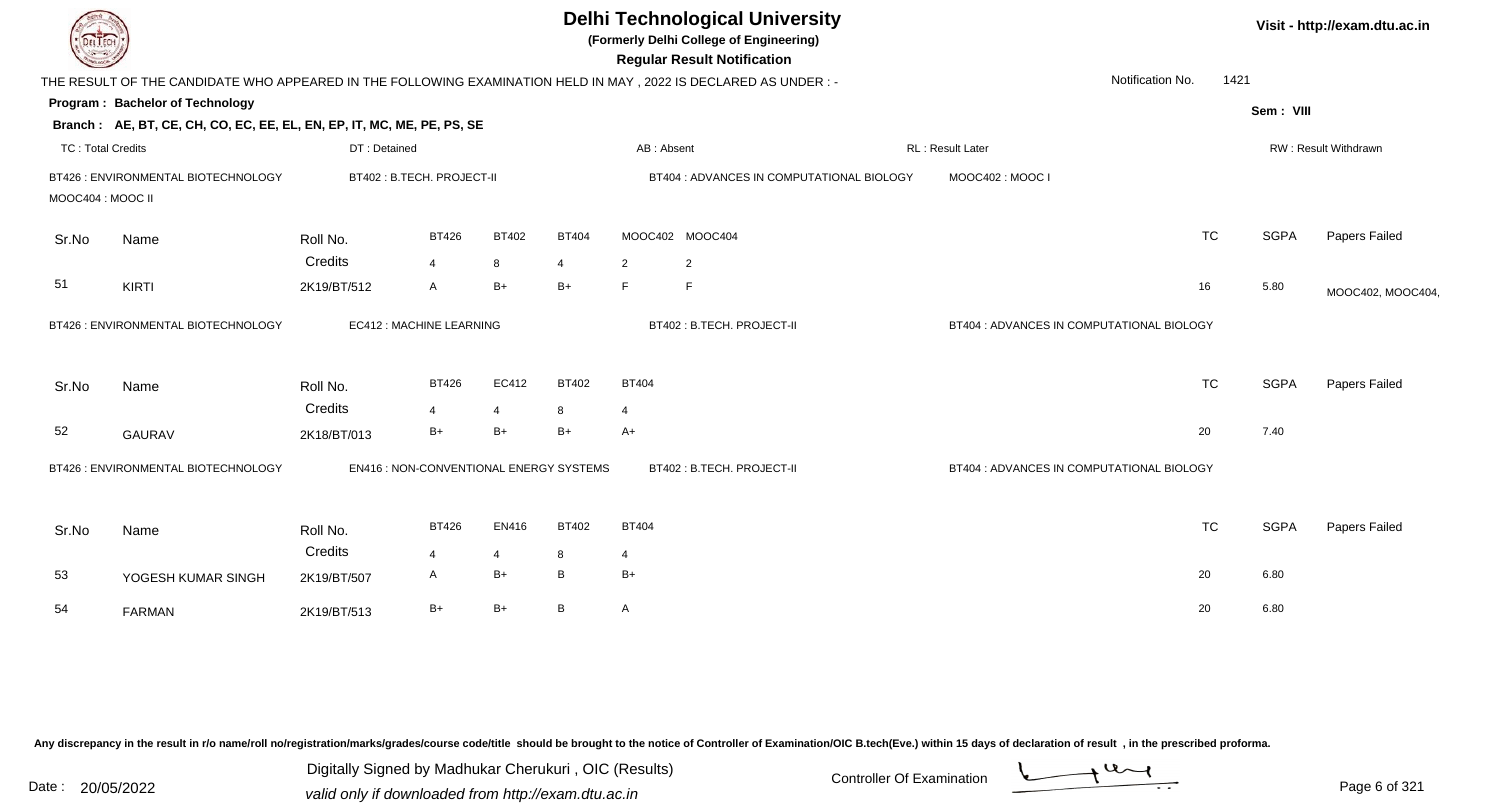# Delhi Technological University

**(Formerly Delhi College of Engineering)**

**Regular Result Notification**

Visit - http://exam.dtu.ac.in

THE RESULT OF THE CANDIDATE WHO APPEARED IN THE FOLLOWING EXAMINATION HELD IN MAY , 2022 IS DECLARED AS UNDER : -

Notification No. 1421

**Program : Bachelor of Technology**

Sem : VIII

**Branch : AE, BT, CE, CH, CO, EC, EE, EL, EN, EP, IT, MC, ME, PE, PS, SE**

TC : Total Credits | DT : Detained | AB : Absent | RL : Result Later | RW : Result Withdrawn

BT426 : ENVIRONMENTAL BIOTECHNOLOGY | BT402 : B.TECH. PROJECT-II | BT404 : ADVANCES IN COMPUTATIONAL BIOLOGY | MOOC402 : MOOC I | MOOC404 : MOOC II

| Sr.No | Name | Roll No. | BT426 | BT402 | BT404 | MOOC402 | MOOC404 | TC | SGPA | Papers Failed |
|---|---|---|---|---|---|---|---|---|---|---|
| | | Credits | 4 | 8 | 4 | 2 | 2 | | | |
| 51 | KIRTI | 2K19/BT/512 | A | B+ | B+ | F | F | 16 | 5.80 | MOOC402, MOOC404, |

BT426 : ENVIRONMENTAL BIOTECHNOLOGY | EC412 : MACHINE LEARNING | BT402 : B.TECH. PROJECT-II | BT404 : ADVANCES IN COMPUTATIONAL BIOLOGY

| Sr.No | Name | Roll No. | BT426 | EC412 | BT402 | BT404 | TC | SGPA | Papers Failed |
|---|---|---|---|---|---|---|---|---|---|
| | | Credits | 4 | 4 | 8 | 4 | | | |
| 52 | GAURAV | 2K18/BT/013 | B+ | B+ | B+ | A+ | 20 | 7.40 | |

BT426 : ENVIRONMENTAL BIOTECHNOLOGY | EN416 : NON-CONVENTIONAL ENERGY SYSTEMS | BT402 : B.TECH. PROJECT-II | BT404 : ADVANCES IN COMPUTATIONAL BIOLOGY

| Sr.No | Name | Roll No. | BT426 | EN416 | BT402 | BT404 | TC | SGPA | Papers Failed |
|---|---|---|---|---|---|---|---|---|---|
| | | Credits | 4 | 4 | 8 | 4 | | | |
| 53 | YOGESH KUMAR SINGH | 2K19/BT/507 | A | B+ | B | B+ | 20 | 6.80 | |
| 54 | FARMAN | 2K19/BT/513 | B+ | B+ | B | A | 20 | 6.80 | |

Any discrepancy in the result in r/o name/roll no/registration/marks/grades/course code/title should be brought to the notice of Controller of Examination/OIC B.tech(Eve.) within 15 days of declaration of result , in the prescribed proforma.

Date : 20/05/2022

Digitally Signed by Madhukar Cherukuri , OIC (Results)
valid only if downloaded from http://exam.dtu.ac.in

Controller Of Examination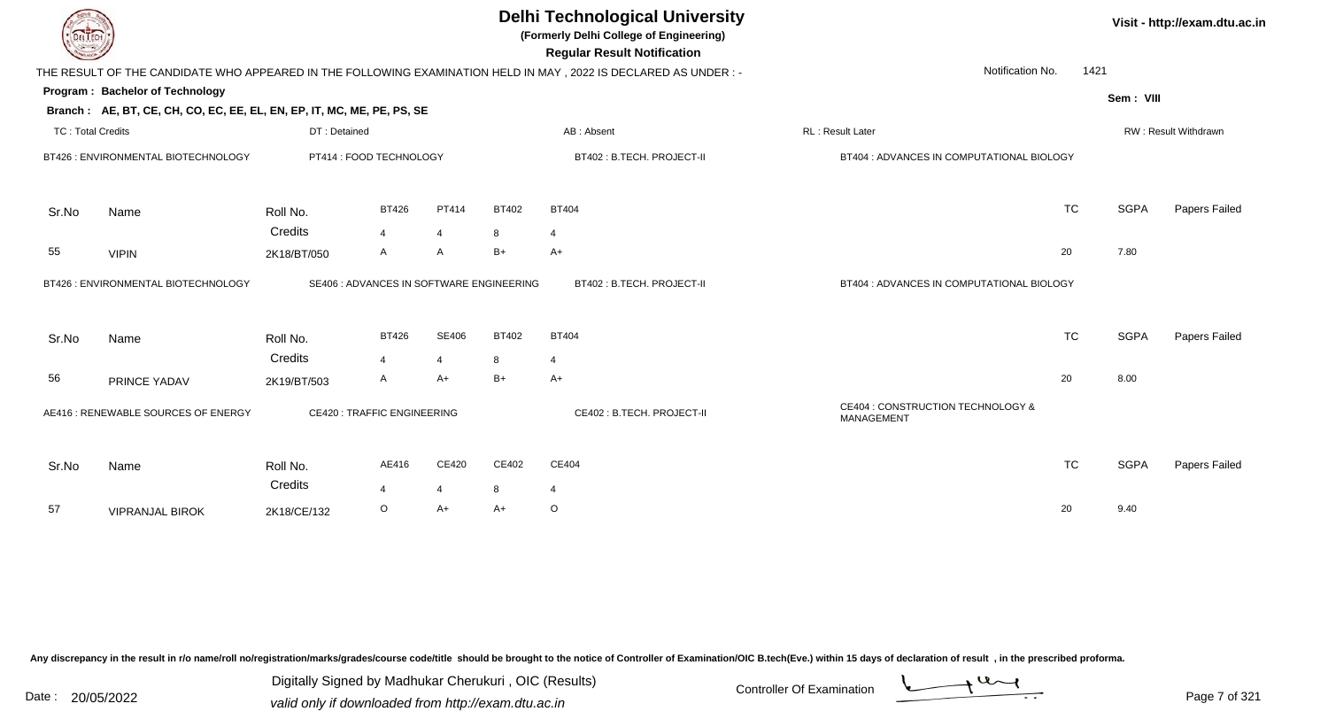# Delhi Technological University

**(Formerly Delhi College of Engineering)**

**Regular Result Notification**

Visit - http://exam.dtu.ac.in

THE RESULT OF THE CANDIDATE WHO APPEARED IN THE FOLLOWING EXAMINATION HELD IN MAY , 2022 IS DECLARED AS UNDER : -

Notification No. 1421

**Program : Bachelor of Technology**

Sem : VIII

**Branch : AE, BT, CE, CH, CO, EC, EE, EL, EN, EP, IT, MC, ME, PE, PS, SE**

TC : Total Credits | DT : Detained | AB : Absent | RL : Result Later | RW : Result Withdrawn

BT426 : ENVIRONMENTAL BIOTECHNOLOGY | PT414 : FOOD TECHNOLOGY | BT402 : B.TECH. PROJECT-II | BT404 : ADVANCES IN COMPUTATIONAL BIOLOGY

| Sr.No | Name | Roll No. | BT426 | PT414 | BT402 | BT404 | TC | SGPA | Papers Failed |
|---|---|---|---|---|---|---|---|---|---|
| | | Credits | 4 | 4 | 8 | 4 | | | |
| 55 | VIPIN | 2K18/BT/050 | A | A | B+ | A+ | 20 | 7.80 | |

BT426 : ENVIRONMENTAL BIOTECHNOLOGY | SE406 : ADVANCES IN SOFTWARE ENGINEERING | BT402 : B.TECH. PROJECT-II | BT404 : ADVANCES IN COMPUTATIONAL BIOLOGY

| Sr.No | Name | Roll No. | BT426 | SE406 | BT402 | BT404 | TC | SGPA | Papers Failed |
|---|---|---|---|---|---|---|---|---|---|
| | | Credits | 4 | 4 | 8 | 4 | | | |
| 56 | PRINCE YADAV | 2K19/BT/503 | A | A+ | B+ | A+ | 20 | 8.00 | |

AE416 : RENEWABLE SOURCES OF ENERGY | CE420 : TRAFFIC ENGINEERING | CE402 : B.TECH. PROJECT-II | CE404 : CONSTRUCTION TECHNOLOGY & MANAGEMENT

| Sr.No | Name | Roll No. | AE416 | CE420 | CE402 | CE404 | TC | SGPA | Papers Failed |
|---|---|---|---|---|---|---|---|---|---|
| | | Credits | 4 | 4 | 8 | 4 | | | |
| 57 | VIPRANJAL BIROK | 2K18/CE/132 | O | A+ | A+ | O | 20 | 9.40 | |

Any discrepancy in the result in r/o name/roll no/registration/marks/grades/course code/title should be brought to the notice of Controller of Examination/OIC B.tech(Eve.) within 15 days of declaration of result , in the prescribed proforma.

Date : 20/05/2022

Digitally Signed by Madhukar Cherukuri , OIC (Results)
valid only if downloaded from http://exam.dtu.ac.in

Controller Of Examination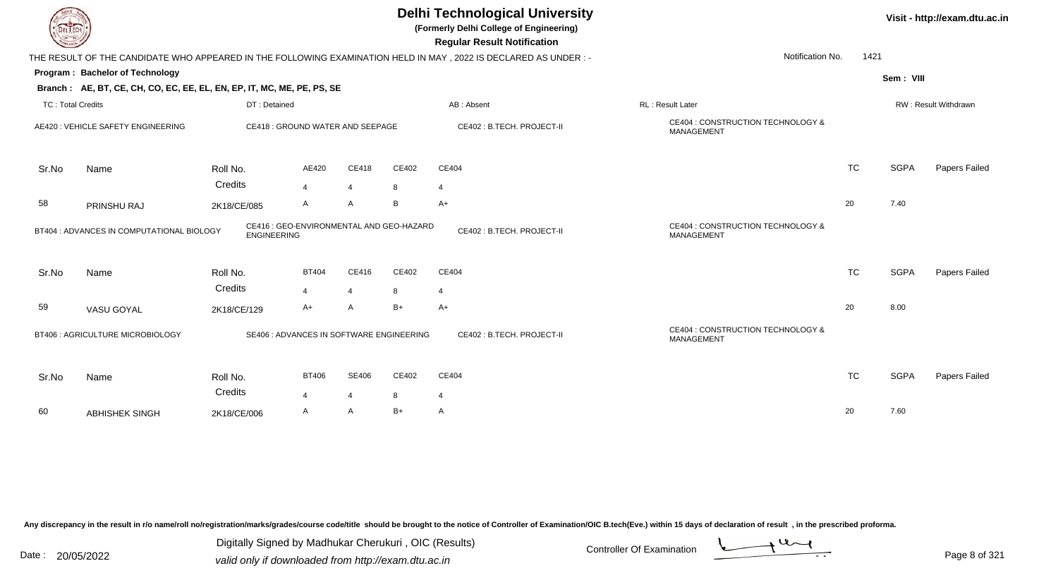# Delhi Technological University

**(Formerly Delhi College of Engineering)**

**Regular Result Notification**

Visit - http://exam.dtu.ac.in

THE RESULT OF THE CANDIDATE WHO APPEARED IN THE FOLLOWING EXAMINATION HELD IN MAY , 2022 IS DECLARED AS UNDER : -

Notification No. 1421

**Program : Bachelor of Technology**

Sem : VIII

**Branch : AE, BT, CE, CH, CO, EC, EE, EL, EN, EP, IT, MC, ME, PE, PS, SE**

TC : Total Credits | DT : Detained | AB : Absent | RL : Result Later | RW : Result Withdrawn

AE420 : VEHICLE SAFETY ENGINEERING | CE418 : GROUND WATER AND SEEPAGE | CE402 : B.TECH. PROJECT-II | CE404 : CONSTRUCTION TECHNOLOGY & MANAGEMENT

| Sr.No | Name | Roll No. | AE420 | CE418 | CE402 | CE404 | TC | SGPA | Papers Failed |
|---|---|---|---|---|---|---|---|---|---|
| | | Credits | 4 | 4 | 8 | 4 | | | |
| 58 | PRINSHU RAJ | 2K18/CE/085 | A | A | B | A+ | 20 | 7.40 | |

BT404 : ADVANCES IN COMPUTATIONAL BIOLOGY | CE416 : GEO-ENVIRONMENTAL AND GEO-HAZARD ENGINEERING | CE402 : B.TECH. PROJECT-II | CE404 : CONSTRUCTION TECHNOLOGY & MANAGEMENT

| Sr.No | Name | Roll No. | BT404 | CE416 | CE402 | CE404 | TC | SGPA | Papers Failed |
|---|---|---|---|---|---|---|---|---|---|
| | | Credits | 4 | 4 | 8 | 4 | | | |
| 59 | VASU GOYAL | 2K18/CE/129 | A+ | A | B+ | A+ | 20 | 8.00 | |

BT406 : AGRICULTURE MICROBIOLOGY | SE406 : ADVANCES IN SOFTWARE ENGINEERING | CE402 : B.TECH. PROJECT-II | CE404 : CONSTRUCTION TECHNOLOGY & MANAGEMENT

| Sr.No | Name | Roll No. | BT406 | SE406 | CE402 | CE404 | TC | SGPA | Papers Failed |
|---|---|---|---|---|---|---|---|---|---|
| | | Credits | 4 | 4 | 8 | 4 | | | |
| 60 | ABHISHEK SINGH | 2K18/CE/006 | A | A | B+ | A | 20 | 7.60 | |

Any discrepancy in the result in r/o name/roll no/registration/marks/grades/course code/title should be brought to the notice of Controller of Examination/OIC B.tech(Eve.) within 15 days of declaration of result , in the prescribed proforma.

Date : 20/05/2022

Digitally Signed by Madhukar Cherukuri , OIC (Results)
valid only if downloaded from http://exam.dtu.ac.in

Controller Of Examination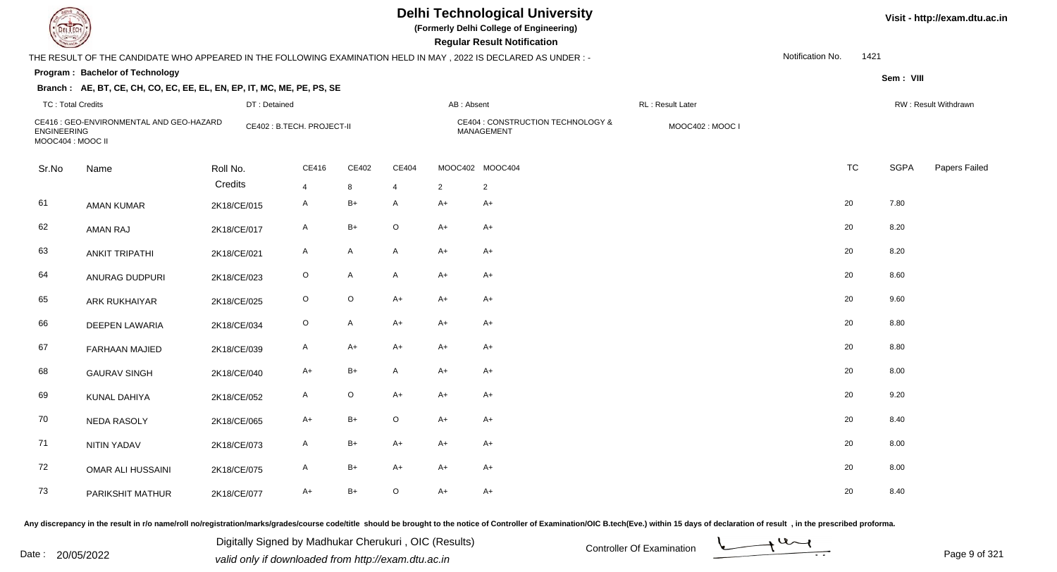# Delhi Technological University

**(Formerly Delhi College of Engineering)**

**Regular Result Notification**

Visit - http://exam.dtu.ac.in

THE RESULT OF THE CANDIDATE WHO APPEARED IN THE FOLLOWING EXAMINATION HELD IN MAY , 2022 IS DECLARED AS UNDER : -

Notification No. 1421

**Program : Bachelor of Technology**

Sem : VIII

**Branch : AE, BT, CE, CH, CO, EC, EE, EL, EN, EP, IT, MC, ME, PE, PS, SE**

TC : Total Credits | DT : Detained | AB : Absent | RL : Result Later | RW : Result Withdrawn

CE416 : GEO-ENVIRONMENTAL AND GEO-HAZARD ENGINEERING | CE402 : B.TECH. PROJECT-II | CE404 : CONSTRUCTION TECHNOLOGY & MANAGEMENT | MOOC402 : MOOC I | MOOC404 : MOOC II

| Sr.No | Name | Roll No. | CE416 | CE402 | CE404 | MOOC402 | MOOC404 | TC | SGPA | Papers Failed |
|---|---|---|---|---|---|---|---|---|---|---|
| | | Credits | 4 | 8 | 4 | 2 | 2 | | | |
| 61 | AMAN KUMAR | 2K18/CE/015 | A | B+ | A | A+ | A+ | 20 | 7.80 | |
| 62 | AMAN RAJ | 2K18/CE/017 | A | B+ | O | A+ | A+ | 20 | 8.20 | |
| 63 | ANKIT TRIPATHI | 2K18/CE/021 | A | A | A | A+ | A+ | 20 | 8.20 | |
| 64 | ANURAG DUDPURI | 2K18/CE/023 | O | A | A | A+ | A+ | 20 | 8.60 | |
| 65 | ARK RUKHAIYAR | 2K18/CE/025 | O | O | A+ | A+ | A+ | 20 | 9.60 | |
| 66 | DEEPEN LAWARIA | 2K18/CE/034 | O | A | A+ | A+ | A+ | 20 | 8.80 | |
| 67 | FARHAAN MAJIED | 2K18/CE/039 | A | A+ | A+ | A+ | A+ | 20 | 8.80 | |
| 68 | GAURAV SINGH | 2K18/CE/040 | A+ | B+ | A | A+ | A+ | 20 | 8.00 | |
| 69 | KUNAL DAHIYA | 2K18/CE/052 | A | O | A+ | A+ | A+ | 20 | 9.20 | |
| 70 | NEDA RASOLY | 2K18/CE/065 | A+ | B+ | O | A+ | A+ | 20 | 8.40 | |
| 71 | NITIN YADAV | 2K18/CE/073 | A | B+ | A+ | A+ | A+ | 20 | 8.00 | |
| 72 | OMAR ALI HUSSAINI | 2K18/CE/075 | A | B+ | A+ | A+ | A+ | 20 | 8.00 | |
| 73 | PARIKSHIT MATHUR | 2K18/CE/077 | A+ | B+ | O | A+ | A+ | 20 | 8.40 | |

Any discrepancy in the result in r/o name/roll no/registration/marks/grades/course code/title should be brought to the notice of Controller of Examination/OIC B.tech(Eve.) within 15 days of declaration of result , in the prescribed proforma.

Date : 20/05/2022

Digitally Signed by Madhukar Cherukuri , OIC (Results)
valid only if downloaded from http://exam.dtu.ac.in

Controller Of Examination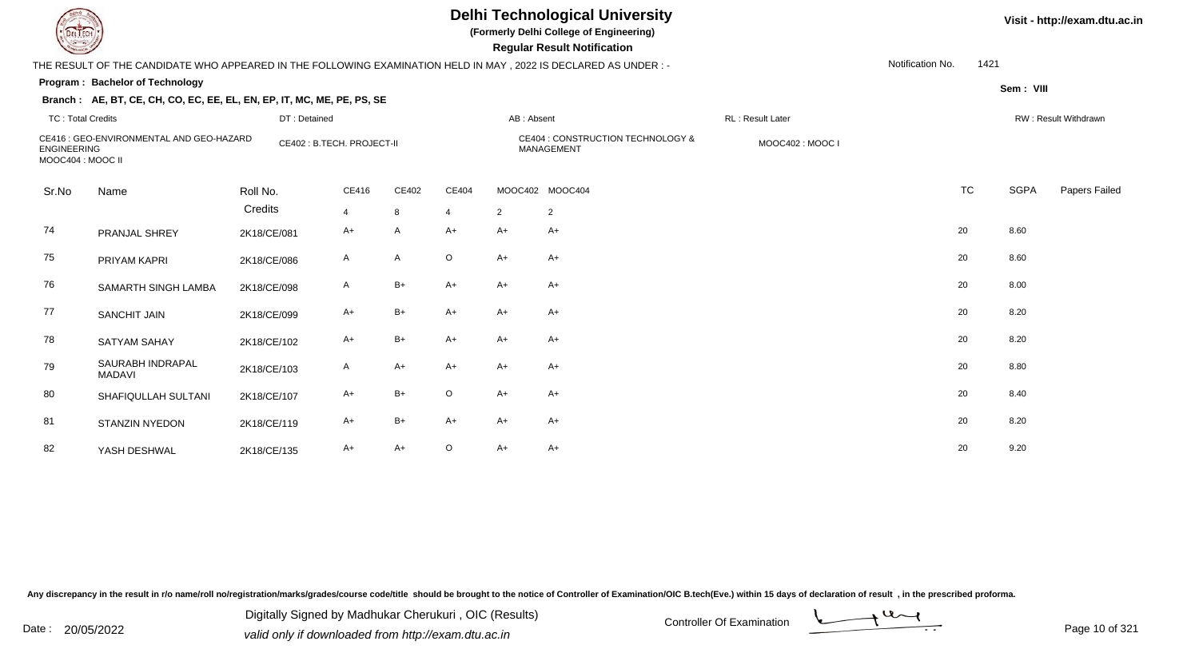# Delhi Technological University

**(Formerly Delhi College of Engineering)**

**Regular Result Notification**

Visit - http://exam.dtu.ac.in

THE RESULT OF THE CANDIDATE WHO APPEARED IN THE FOLLOWING EXAMINATION HELD IN MAY , 2022 IS DECLARED AS UNDER : -

Notification No. 1421

**Program : Bachelor of Technology**

Sem : VIII

**Branch : AE, BT, CE, CH, CO, EC, EE, EL, EN, EP, IT, MC, ME, PE, PS, SE**

TC : Total Credits | DT : Detained | AB : Absent | RL : Result Later | RW : Result Withdrawn

CE416 : GEO-ENVIRONMENTAL AND GEO-HAZARD ENGINEERING | CE402 : B.TECH. PROJECT-II | CE404 : CONSTRUCTION TECHNOLOGY & MANAGEMENT | MOOC402 : MOOC I | MOOC404 : MOOC II

| Sr.No | Name | Roll No. | CE416 | CE402 | CE404 | MOOC402 | MOOC404 | TC | SGPA | Papers Failed |
|---|---|---|---|---|---|---|---|---|---|---|
| | | Credits | 4 | 8 | 4 | 2 | 2 | | | |
| 74 | PRANJAL SHREY | 2K18/CE/081 | A+ | A | A+ | A+ | A+ | 20 | 8.60 | |
| 75 | PRIYAM KAPRI | 2K18/CE/086 | A | A | O | A+ | A+ | 20 | 8.60 | |
| 76 | SAMARTH SINGH LAMBA | 2K18/CE/098 | A | B+ | A+ | A+ | A+ | 20 | 8.00 | |
| 77 | SANCHIT JAIN | 2K18/CE/099 | A+ | B+ | A+ | A+ | A+ | 20 | 8.20 | |
| 78 | SATYAM SAHAY | 2K18/CE/102 | A+ | B+ | A+ | A+ | A+ | 20 | 8.20 | |
| 79 | SAURABH INDRAPAL MADAVI | 2K18/CE/103 | A | A+ | A+ | A+ | A+ | 20 | 8.80 | |
| 80 | SHAFIQULLAH SULTANI | 2K18/CE/107 | A+ | B+ | O | A+ | A+ | 20 | 8.40 | |
| 81 | STANZIN NYEDON | 2K18/CE/119 | A+ | B+ | A+ | A+ | A+ | 20 | 8.20 | |
| 82 | YASH DESHWAL | 2K18/CE/135 | A+ | A+ | O | A+ | A+ | 20 | 9.20 | |

Any discrepancy in the result in r/o name/roll no/registration/marks/grades/course code/title should be brought to the notice of Controller of Examination/OIC B.tech(Eve.) within 15 days of declaration of result , in the prescribed proforma.

Date : 20/05/2022

Digitally Signed by Madhukar Cherukuri , OIC (Results)
valid only if downloaded from http://exam.dtu.ac.in

Controller Of Examination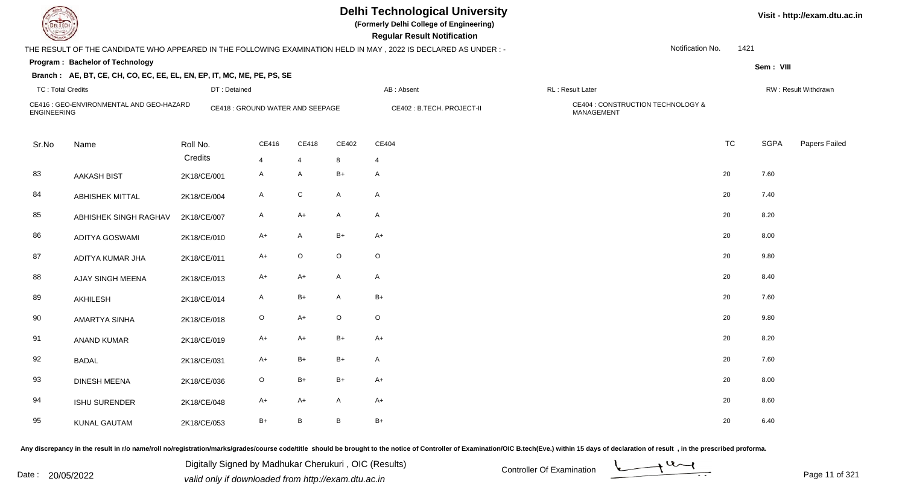# Delhi Technological University

**(Formerly Delhi College of Engineering)**

**Regular Result Notification**

Visit - http://exam.dtu.ac.in

THE RESULT OF THE CANDIDATE WHO APPEARED IN THE FOLLOWING EXAMINATION HELD IN MAY , 2022 IS DECLARED AS UNDER : -

Notification No. 1421

**Program : Bachelor of Technology**

Sem : VIII

**Branch : AE, BT, CE, CH, CO, EC, EE, EL, EN, EP, IT, MC, ME, PE, PS, SE**

TC : Total Credits | DT : Detained | AB : Absent | RL : Result Later | RW : Result Withdrawn

CE416 : GEO-ENVIRONMENTAL AND GEO-HAZARD ENGINEERING | CE418 : GROUND WATER AND SEEPAGE | CE402 : B.TECH. PROJECT-II | CE404 : CONSTRUCTION TECHNOLOGY & MANAGEMENT

| Sr.No | Name | Roll No. | CE416 | CE418 | CE402 | CE404 | TC | SGPA | Papers Failed |
|---|---|---|---|---|---|---|---|---|---|
| | | Credits | 4 | 4 | 8 | 4 | | | |
| 83 | AAKASH BIST | 2K18/CE/001 | A | A | B+ | A | 20 | 7.60 | |
| 84 | ABHISHEK MITTAL | 2K18/CE/004 | A | C | A | A | 20 | 7.40 | |
| 85 | ABHISHEK SINGH RAGHAV | 2K18/CE/007 | A | A+ | A | A | 20 | 8.20 | |
| 86 | ADITYA GOSWAMI | 2K18/CE/010 | A+ | A | B+ | A+ | 20 | 8.00 | |
| 87 | ADITYA KUMAR JHA | 2K18/CE/011 | A+ | O | O | O | 20 | 9.80 | |
| 88 | AJAY SINGH MEENA | 2K18/CE/013 | A+ | A+ | A | A | 20 | 8.40 | |
| 89 | AKHILESH | 2K18/CE/014 | A | B+ | A | B+ | 20 | 7.60 | |
| 90 | AMARTYA SINHA | 2K18/CE/018 | O | A+ | O | O | 20 | 9.80 | |
| 91 | ANAND KUMAR | 2K18/CE/019 | A+ | A+ | B+ | A+ | 20 | 8.20 | |
| 92 | BADAL | 2K18/CE/031 | A+ | B+ | B+ | A | 20 | 7.60 | |
| 93 | DINESH MEENA | 2K18/CE/036 | O | B+ | B+ | A+ | 20 | 8.00 | |
| 94 | ISHU SURENDER | 2K18/CE/048 | A+ | A+ | A | A+ | 20 | 8.60 | |
| 95 | KUNAL GAUTAM | 2K18/CE/053 | B+ | B | B | B+ | 20 | 6.40 | |

Any discrepancy in the result in r/o name/roll no/registration/marks/grades/course code/title should be brought to the notice of Controller of Examination/OIC B.tech(Eve.) within 15 days of declaration of result , in the prescribed proforma.

Date : 20/05/2022

Digitally Signed by Madhukar Cherukuri , OIC (Results)
valid only if downloaded from http://exam.dtu.ac.in

Controller Of Examination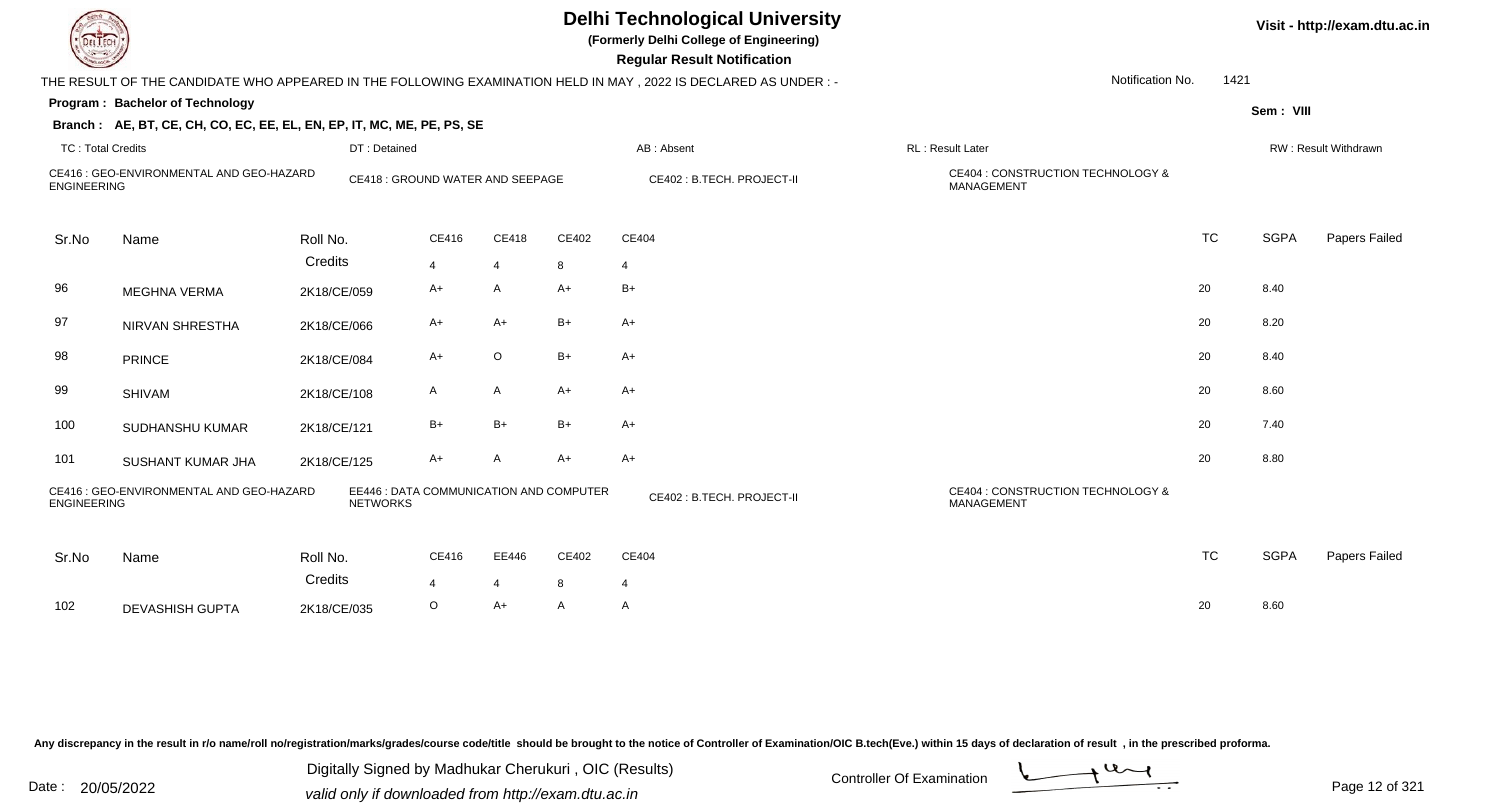# Delhi Technological University

**(Formerly Delhi College of Engineering)**

**Regular Result Notification**

Visit - http://exam.dtu.ac.in

THE RESULT OF THE CANDIDATE WHO APPEARED IN THE FOLLOWING EXAMINATION HELD IN MAY , 2022 IS DECLARED AS UNDER : -

Notification No. 1421

**Program : Bachelor of Technology**

Sem : VIII

**Branch : AE, BT, CE, CH, CO, EC, EE, EL, EN, EP, IT, MC, ME, PE, PS, SE**

TC : Total Credits | DT : Detained | AB : Absent | RL : Result Later | RW : Result Withdrawn

CE416 : GEO-ENVIRONMENTAL AND GEO-HAZARD ENGINEERING | CE418 : GROUND WATER AND SEEPAGE | CE402 : B.TECH. PROJECT-II | CE404 : CONSTRUCTION TECHNOLOGY & MANAGEMENT

| Sr.No | Name | Roll No. | CE416 | CE418 | CE402 | CE404 | TC | SGPA | Papers Failed |
|---|---|---|---|---|---|---|---|---|---|
| | | Credits | 4 | 4 | 8 | 4 | | | |
| 96 | MEGHNA VERMA | 2K18/CE/059 | A+ | A | A+ | B+ | 20 | 8.40 | |
| 97 | NIRVAN SHRESTHA | 2K18/CE/066 | A+ | A+ | B+ | A+ | 20 | 8.20 | |
| 98 | PRINCE | 2K18/CE/084 | A+ | O | B+ | A+ | 20 | 8.40 | |
| 99 | SHIVAM | 2K18/CE/108 | A | A | A+ | A+ | 20 | 8.60 | |
| 100 | SUDHANSHU KUMAR | 2K18/CE/121 | B+ | B+ | B+ | A+ | 20 | 7.40 | |
| 101 | SUSHANT KUMAR JHA | 2K18/CE/125 | A+ | A | A+ | A+ | 20 | 8.80 | |

CE416 : GEO-ENVIRONMENTAL AND GEO-HAZARD ENGINEERING | EE446 : DATA COMMUNICATION AND COMPUTER NETWORKS | CE402 : B.TECH. PROJECT-II | CE404 : CONSTRUCTION TECHNOLOGY & MANAGEMENT

| Sr.No | Name | Roll No. | CE416 | EE446 | CE402 | CE404 | TC | SGPA | Papers Failed |
|---|---|---|---|---|---|---|---|---|---|
| | | Credits | 4 | 4 | 8 | 4 | | | |
| 102 | DEVASHISH GUPTA | 2K18/CE/035 | O | A+ | A | A | 20 | 8.60 | |

Any discrepancy in the result in r/o name/roll no/registration/marks/grades/course code/title should be brought to the notice of Controller of Examination/OIC B.tech(Eve.) within 15 days of declaration of result , in the prescribed proforma.

Date : 20/05/2022

Digitally Signed by Madhukar Cherukuri , OIC (Results)
valid only if downloaded from http://exam.dtu.ac.in

Controller Of Examination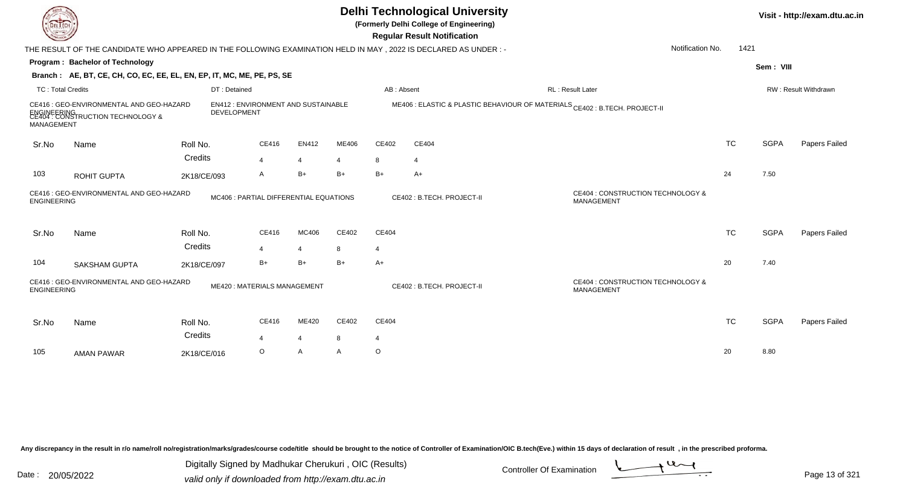# Delhi Technological University

**(Formerly Delhi College of Engineering)**

**Regular Result Notification**

Visit - http://exam.dtu.ac.in

THE RESULT OF THE CANDIDATE WHO APPEARED IN THE FOLLOWING EXAMINATION HELD IN MAY , 2022 IS DECLARED AS UNDER : -

Notification No. 1421

**Program : Bachelor of Technology**

Sem : VIII

**Branch : AE, BT, CE, CH, CO, EC, EE, EL, EN, EP, IT, MC, ME, PE, PS, SE**

TC : Total Credits | DT : Detained | AB : Absent | RL : Result Later | RW : Result Withdrawn

CE416 : GEO-ENVIRONMENTAL AND GEO-HAZARD ENGINEERING | EN412 : ENVIRONMENT AND SUSTAINABLE DEVELOPMENT | ME406 : ELASTIC & PLASTIC BEHAVIOUR OF MATERIALS | CE402 : B.TECH. PROJECT-II | CE404 : CONSTRUCTION TECHNOLOGY & MANAGEMENT

| Sr.No | Name | Roll No. | CE416 | EN412 | ME406 | CE402 | CE404 | TC | SGPA | Papers Failed |
|---|---|---|---|---|---|---|---|---|---|---|
| | | Credits | 4 | 4 | 4 | 8 | 4 | | | |
| 103 | ROHIT GUPTA | 2K18/CE/093 | A | B+ | B+ | B+ | A+ | 24 | 7.50 | |

CE416 : GEO-ENVIRONMENTAL AND GEO-HAZARD ENGINEERING | MC406 : PARTIAL DIFFERENTIAL EQUATIONS | CE402 : B.TECH. PROJECT-II | CE404 : CONSTRUCTION TECHNOLOGY & MANAGEMENT

| Sr.No | Name | Roll No. | CE416 | MC406 | CE402 | CE404 | TC | SGPA | Papers Failed |
|---|---|---|---|---|---|---|---|---|---|
| | | Credits | 4 | 4 | 8 | 4 | | | |
| 104 | SAKSHAM GUPTA | 2K18/CE/097 | B+ | B+ | B+ | A+ | 20 | 7.40 | |

CE416 : GEO-ENVIRONMENTAL AND GEO-HAZARD ENGINEERING | ME420 : MATERIALS MANAGEMENT | CE402 : B.TECH. PROJECT-II | CE404 : CONSTRUCTION TECHNOLOGY & MANAGEMENT

| Sr.No | Name | Roll No. | CE416 | ME420 | CE402 | CE404 | TC | SGPA | Papers Failed |
|---|---|---|---|---|---|---|---|---|---|
| | | Credits | 4 | 4 | 8 | 4 | | | |
| 105 | AMAN PAWAR | 2K18/CE/016 | O | A | A | O | 20 | 8.80 | |

Any discrepancy in the result in r/o name/roll no/registration/marks/grades/course code/title should be brought to the notice of Controller of Examination/OIC B.tech(Eve.) within 15 days of declaration of result , in the prescribed proforma.

Date : 20/05/2022

Digitally Signed by Madhukar Cherukuri , OIC (Results)
valid only if downloaded from http://exam.dtu.ac.in

Controller Of Examination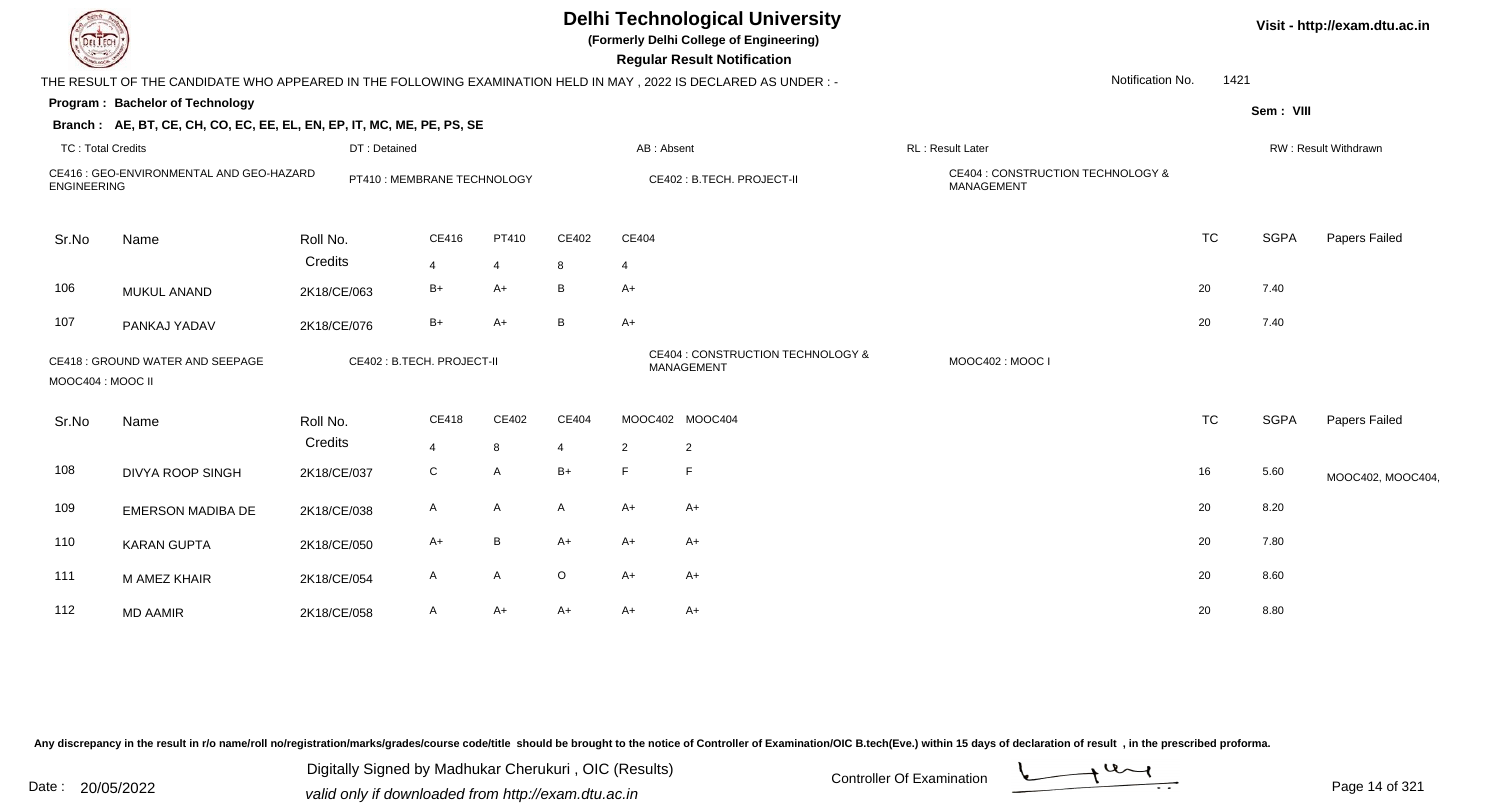# Delhi Technological University

**(Formerly Delhi College of Engineering)**

**Regular Result Notification**

Visit - http://exam.dtu.ac.in

THE RESULT OF THE CANDIDATE WHO APPEARED IN THE FOLLOWING EXAMINATION HELD IN MAY , 2022 IS DECLARED AS UNDER : -

Notification No. 1421

**Program : Bachelor of Technology**

Sem : VIII

**Branch : AE, BT, CE, CH, CO, EC, EE, EL, EN, EP, IT, MC, ME, PE, PS, SE**

TC : Total Credits | DT : Detained | AB : Absent | RL : Result Later | RW : Result Withdrawn

CE416 : GEO-ENVIRONMENTAL AND GEO-HAZARD ENGINEERING | PT410 : MEMBRANE TECHNOLOGY | CE402 : B.TECH. PROJECT-II | CE404 : CONSTRUCTION TECHNOLOGY & MANAGEMENT

| Sr.No | Name | Roll No. | CE416 | PT410 | CE402 | CE404 | TC | SGPA | Papers Failed |
|---|---|---|---|---|---|---|---|---|---|
| | | Credits | 4 | 4 | 8 | 4 | | | |
| 106 | MUKUL ANAND | 2K18/CE/063 | B+ | A+ | B | A+ | 20 | 7.40 | |
| 107 | PANKAJ YADAV | 2K18/CE/076 | B+ | A+ | B | A+ | 20 | 7.40 | |

CE418 : GROUND WATER AND SEEPAGE | CE402 : B.TECH. PROJECT-II | CE404 : CONSTRUCTION TECHNOLOGY & MANAGEMENT | MOOC402 : MOOC I | MOOC404 : MOOC II

| Sr.No | Name | Roll No. | CE418 | CE402 | CE404 | MOOC402 | MOOC404 | TC | SGPA | Papers Failed |
|---|---|---|---|---|---|---|---|---|---|---|
| | | Credits | 4 | 8 | 4 | 2 | 2 | | | |
| 108 | DIVYA ROOP SINGH | 2K18/CE/037 | C | A | B+ | F | F | 16 | 5.60 | MOOC402, MOOC404, |
| 109 | EMERSON MADIBA DE | 2K18/CE/038 | A | A | A | A+ | A+ | 20 | 8.20 | |
| 110 | KARAN GUPTA | 2K18/CE/050 | A+ | B | A+ | A+ | A+ | 20 | 7.80 | |
| 111 | M AMEZ KHAIR | 2K18/CE/054 | A | A | O | A+ | A+ | 20 | 8.60 | |
| 112 | MD AAMIR | 2K18/CE/058 | A | A+ | A+ | A+ | A+ | 20 | 8.80 | |

Any discrepancy in the result in r/o name/roll no/registration/marks/grades/course code/title should be brought to the notice of Controller of Examination/OIC B.tech(Eve.) within 15 days of declaration of result , in the prescribed proforma.

Date : 20/05/2022

Digitally Signed by Madhukar Cherukuri , OIC (Results)
valid only if downloaded from http://exam.dtu.ac.in

Controller Of Examination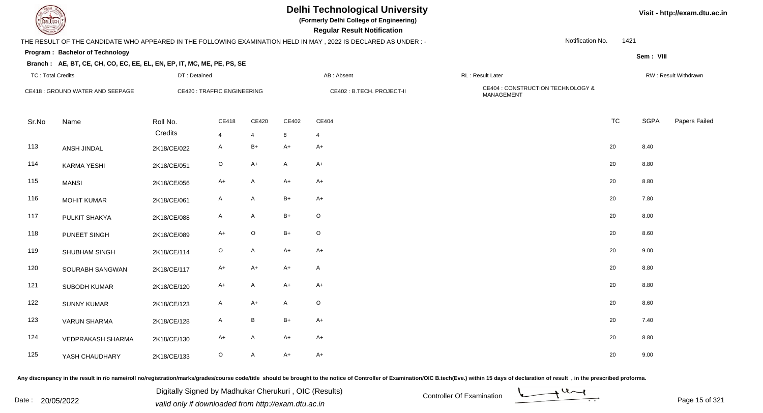# Delhi Technological University

**(Formerly Delhi College of Engineering)**

**Regular Result Notification**

Visit - http://exam.dtu.ac.in

THE RESULT OF THE CANDIDATE WHO APPEARED IN THE FOLLOWING EXAMINATION HELD IN MAY , 2022 IS DECLARED AS UNDER : -

Notification No. 1421

**Program : Bachelor of Technology**

Sem : VIII

**Branch : AE, BT, CE, CH, CO, EC, EE, EL, EN, EP, IT, MC, ME, PE, PS, SE**

TC : Total Credits | DT : Detained | AB : Absent | RL : Result Later | RW : Result Withdrawn

CE418 : GROUND WATER AND SEEPAGE | CE420 : TRAFFIC ENGINEERING | CE402 : B.TECH. PROJECT-II | CE404 : CONSTRUCTION TECHNOLOGY & MANAGEMENT

| Sr.No | Name | Roll No. | CE418 | CE420 | CE402 | CE404 | TC | SGPA | Papers Failed |
|---|---|---|---|---|---|---|---|---|---|
| | | Credits | 4 | 4 | 8 | 4 | | | |
| 113 | ANSH JINDAL | 2K18/CE/022 | A | B+ | A+ | A+ | 20 | 8.40 | |
| 114 | KARMA YESHI | 2K18/CE/051 | O | A+ | A | A+ | 20 | 8.80 | |
| 115 | MANSI | 2K18/CE/056 | A+ | A | A+ | A+ | 20 | 8.80 | |
| 116 | MOHIT KUMAR | 2K18/CE/061 | A | A | B+ | A+ | 20 | 7.80 | |
| 117 | PULKIT SHAKYA | 2K18/CE/088 | A | A | B+ | O | 20 | 8.00 | |
| 118 | PUNEET SINGH | 2K18/CE/089 | A+ | O | B+ | O | 20 | 8.60 | |
| 119 | SHUBHAM SINGH | 2K18/CE/114 | O | A | A+ | A+ | 20 | 9.00 | |
| 120 | SOURABH SANGWAN | 2K18/CE/117 | A+ | A+ | A+ | A | 20 | 8.80 | |
| 121 | SUBODH KUMAR | 2K18/CE/120 | A+ | A | A+ | A+ | 20 | 8.80 | |
| 122 | SUNNY KUMAR | 2K18/CE/123 | A | A+ | A | O | 20 | 8.60 | |
| 123 | VARUN SHARMA | 2K18/CE/128 | A | B | B+ | A+ | 20 | 7.40 | |
| 124 | VEDPRAKASH SHARMA | 2K18/CE/130 | A+ | A | A+ | A+ | 20 | 8.80 | |
| 125 | YASH CHAUDHARY | 2K18/CE/133 | O | A | A+ | A+ | 20 | 9.00 | |

Any discrepancy in the result in r/o name/roll no/registration/marks/grades/course code/title should be brought to the notice of Controller of Examination/OIC B.tech(Eve.) within 15 days of declaration of result , in the prescribed proforma.

Date : 20/05/2022

Digitally Signed by Madhukar Cherukuri , OIC (Results)
valid only if downloaded from http://exam.dtu.ac.in

Controller Of Examination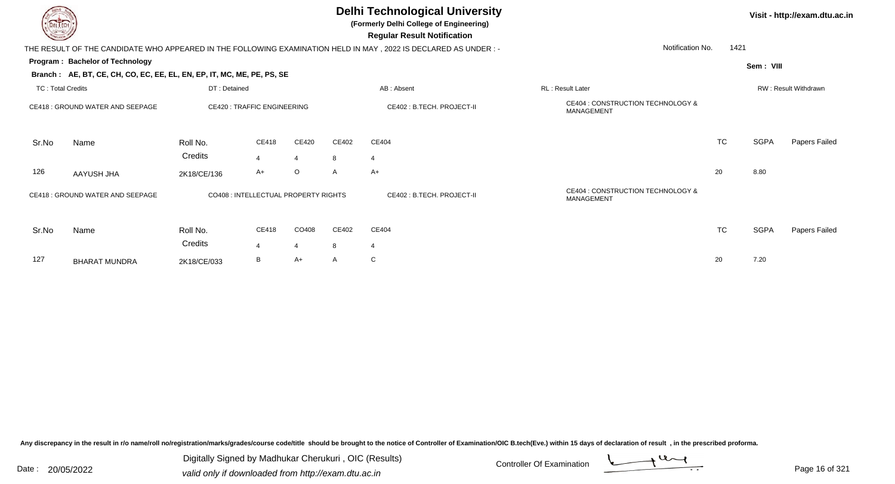# Delhi Technological University

**(Formerly Delhi College of Engineering)**

**Regular Result Notification**

Visit - http://exam.dtu.ac.in

THE RESULT OF THE CANDIDATE WHO APPEARED IN THE FOLLOWING EXAMINATION HELD IN MAY , 2022 IS DECLARED AS UNDER : -

Notification No. 1421

**Program : Bachelor of Technology**

Sem : VIII

**Branch : AE, BT, CE, CH, CO, EC, EE, EL, EN, EP, IT, MC, ME, PE, PS, SE**

TC : Total Credits | DT : Detained | AB : Absent | RL : Result Later | RW : Result Withdrawn

CE418 : GROUND WATER AND SEEPAGE | CE420 : TRAFFIC ENGINEERING | CE402 : B.TECH. PROJECT-II | CE404 : CONSTRUCTION TECHNOLOGY & MANAGEMENT

| Sr.No | Name | Roll No. | CE418 | CE420 | CE402 | CE404 | TC | SGPA | Papers Failed |
|---|---|---|---|---|---|---|---|---|---|
| | | Credits | 4 | 4 | 8 | 4 | | | |
| 126 | AAYUSH JHA | 2K18/CE/136 | A+ | O | A | A+ | 20 | 8.80 | |

CE418 : GROUND WATER AND SEEPAGE | CO408 : INTELLECTUAL PROPERTY RIGHTS | CE402 : B.TECH. PROJECT-II | CE404 : CONSTRUCTION TECHNOLOGY & MANAGEMENT

| Sr.No | Name | Roll No. | CE418 | CO408 | CE402 | CE404 | TC | SGPA | Papers Failed |
|---|---|---|---|---|---|---|---|---|---|
| | | Credits | 4 | 4 | 8 | 4 | | | |
| 127 | BHARAT MUNDRA | 2K18/CE/033 | B | A+ | A | C | 20 | 7.20 | |

Any discrepancy in the result in r/o name/roll no/registration/marks/grades/course code/title should be brought to the notice of Controller of Examination/OIC B.tech(Eve.) within 15 days of declaration of result , in the prescribed proforma.

Date : 20/05/2022

Digitally Signed by Madhukar Cherukuri , OIC (Results)
valid only if downloaded from http://exam.dtu.ac.in

Controller Of Examination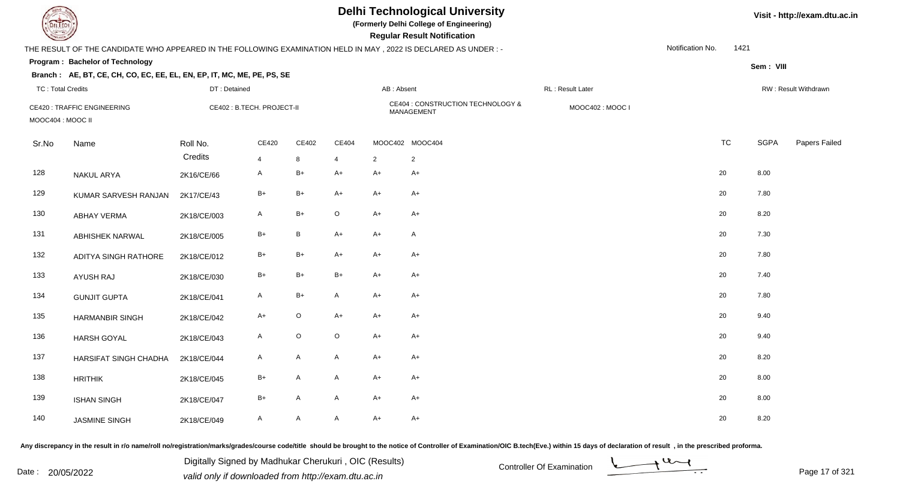# Delhi Technological University

**(Formerly Delhi College of Engineering)**

**Regular Result Notification**

Visit - http://exam.dtu.ac.in

THE RESULT OF THE CANDIDATE WHO APPEARED IN THE FOLLOWING EXAMINATION HELD IN MAY , 2022 IS DECLARED AS UNDER : -

Notification No. 1421

**Program : Bachelor of Technology**

Sem : VIII

**Branch : AE, BT, CE, CH, CO, EC, EE, EL, EN, EP, IT, MC, ME, PE, PS, SE**

TC : Total Credits | DT : Detained | AB : Absent | RL : Result Later | RW : Result Withdrawn

CE420 : TRAFFIC ENGINEERING | CE402 : B.TECH. PROJECT-II | CE404 : CONSTRUCTION TECHNOLOGY & MANAGEMENT | MOOC402 : MOOC I | MOOC404 : MOOC II

| Sr.No | Name | Roll No. | CE420 | CE402 | CE404 | MOOC402 | MOOC404 | TC | SGPA | Papers Failed |
|---|---|---|---|---|---|---|---|---|---|---|
| | | Credits | 4 | 8 | 4 | 2 | 2 | | | |
| 128 | NAKUL ARYA | 2K16/CE/66 | A | B+ | A+ | A+ | A+ | 20 | 8.00 | |
| 129 | KUMAR SARVESH RANJAN | 2K17/CE/43 | B+ | B+ | A+ | A+ | A+ | 20 | 7.80 | |
| 130 | ABHAY VERMA | 2K18/CE/003 | A | B+ | O | A+ | A+ | 20 | 8.20 | |
| 131 | ABHISHEK NARWAL | 2K18/CE/005 | B+ | B | A+ | A+ | A | 20 | 7.30 | |
| 132 | ADITYA SINGH RATHORE | 2K18/CE/012 | B+ | B+ | A+ | A+ | A+ | 20 | 7.80 | |
| 133 | AYUSH RAJ | 2K18/CE/030 | B+ | B+ | B+ | A+ | A+ | 20 | 7.40 | |
| 134 | GUNJIT GUPTA | 2K18/CE/041 | A | B+ | A | A+ | A+ | 20 | 7.80 | |
| 135 | HARMANBIR SINGH | 2K18/CE/042 | A+ | O | A+ | A+ | A+ | 20 | 9.40 | |
| 136 | HARSH GOYAL | 2K18/CE/043 | A | O | O | A+ | A+ | 20 | 9.40 | |
| 137 | HARSIFAT SINGH CHADHA | 2K18/CE/044 | A | A | A | A+ | A+ | 20 | 8.20 | |
| 138 | HRITHIK | 2K18/CE/045 | B+ | A | A | A+ | A+ | 20 | 8.00 | |
| 139 | ISHAN SINGH | 2K18/CE/047 | B+ | A | A | A+ | A+ | 20 | 8.00 | |
| 140 | JASMINE SINGH | 2K18/CE/049 | A | A | A | A+ | A+ | 20 | 8.20 | |

Any discrepancy in the result in r/o name/roll no/registration/marks/grades/course code/title should be brought to the notice of Controller of Examination/OIC B.tech(Eve.) within 15 days of declaration of result , in the prescribed proforma.

Date : 20/05/2022

Digitally Signed by Madhukar Cherukuri , OIC (Results)
valid only if downloaded from http://exam.dtu.ac.in

Controller Of Examination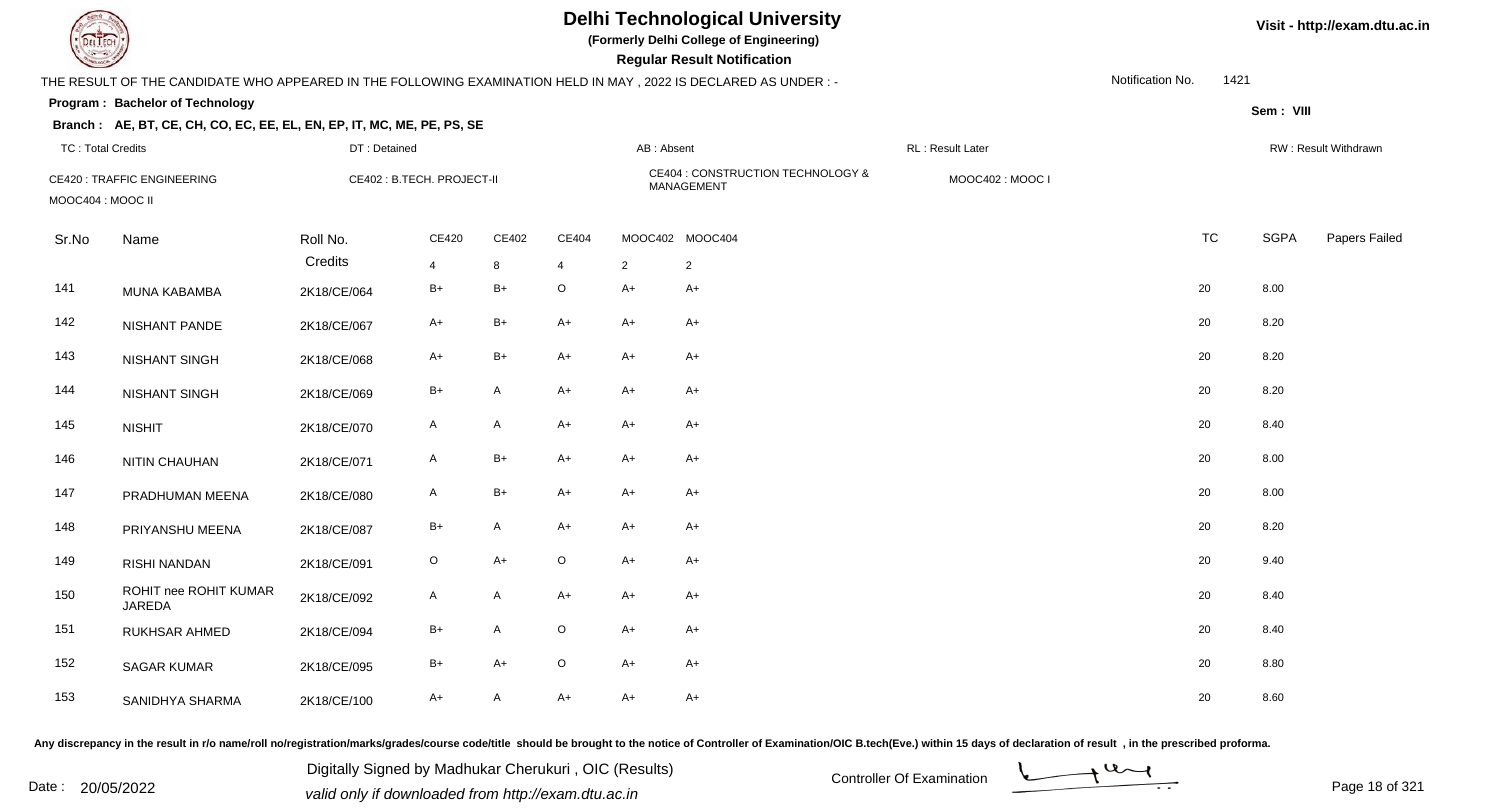# Delhi Technological University

**(Formerly Delhi College of Engineering)**

**Regular Result Notification**

Visit - http://exam.dtu.ac.in

THE RESULT OF THE CANDIDATE WHO APPEARED IN THE FOLLOWING EXAMINATION HELD IN MAY , 2022 IS DECLARED AS UNDER : -

Notification No. 1421

**Program : Bachelor of Technology**

Sem : VIII

**Branch : AE, BT, CE, CH, CO, EC, EE, EL, EN, EP, IT, MC, ME, PE, PS, SE**

TC : Total Credits | DT : Detained | AB : Absent | RL : Result Later | RW : Result Withdrawn

CE420 : TRAFFIC ENGINEERING | CE402 : B.TECH. PROJECT-II | CE404 : CONSTRUCTION TECHNOLOGY & MANAGEMENT | MOOC402 : MOOC I | MOOC404 : MOOC II

| Sr.No | Name | Roll No. | CE420 | CE402 | CE404 | MOOC402 | MOOC404 | TC | SGPA | Papers Failed |
|---|---|---|---|---|---|---|---|---|---|---|
| | | Credits | 4 | 8 | 4 | 2 | 2 | | | |
| 141 | MUNA KABAMBA | 2K18/CE/064 | B+ | B+ | O | A+ | A+ | 20 | 8.00 | |
| 142 | NISHANT PANDE | 2K18/CE/067 | A+ | B+ | A+ | A+ | A+ | 20 | 8.20 | |
| 143 | NISHANT SINGH | 2K18/CE/068 | A+ | B+ | A+ | A+ | A+ | 20 | 8.20 | |
| 144 | NISHANT SINGH | 2K18/CE/069 | B+ | A | A+ | A+ | A+ | 20 | 8.20 | |
| 145 | NISHIT | 2K18/CE/070 | A | A | A+ | A+ | A+ | 20 | 8.40 | |
| 146 | NITIN CHAUHAN | 2K18/CE/071 | A | B+ | A+ | A+ | A+ | 20 | 8.00 | |
| 147 | PRADHUMAN MEENA | 2K18/CE/080 | A | B+ | A+ | A+ | A+ | 20 | 8.00 | |
| 148 | PRIYANSHU MEENA | 2K18/CE/087 | B+ | A | A+ | A+ | A+ | 20 | 8.20 | |
| 149 | RISHI NANDAN | 2K18/CE/091 | O | A+ | O | A+ | A+ | 20 | 9.40 | |
| 150 | ROHIT nee ROHIT KUMAR JAREDA | 2K18/CE/092 | A | A | A+ | A+ | A+ | 20 | 8.40 | |
| 151 | RUKHSAR AHMED | 2K18/CE/094 | B+ | A | O | A+ | A+ | 20 | 8.40 | |
| 152 | SAGAR KUMAR | 2K18/CE/095 | B+ | A+ | O | A+ | A+ | 20 | 8.80 | |
| 153 | SANIDHYA SHARMA | 2K18/CE/100 | A+ | A | A+ | A+ | A+ | 20 | 8.60 | |

Any discrepancy in the result in r/o name/roll no/registration/marks/grades/course code/title should be brought to the notice of Controller of Examination/OIC B.tech(Eve.) within 15 days of declaration of result , in the prescribed proforma.

Date : 20/05/2022

Digitally Signed by Madhukar Cherukuri , OIC (Results)
valid only if downloaded from http://exam.dtu.ac.in

Controller Of Examination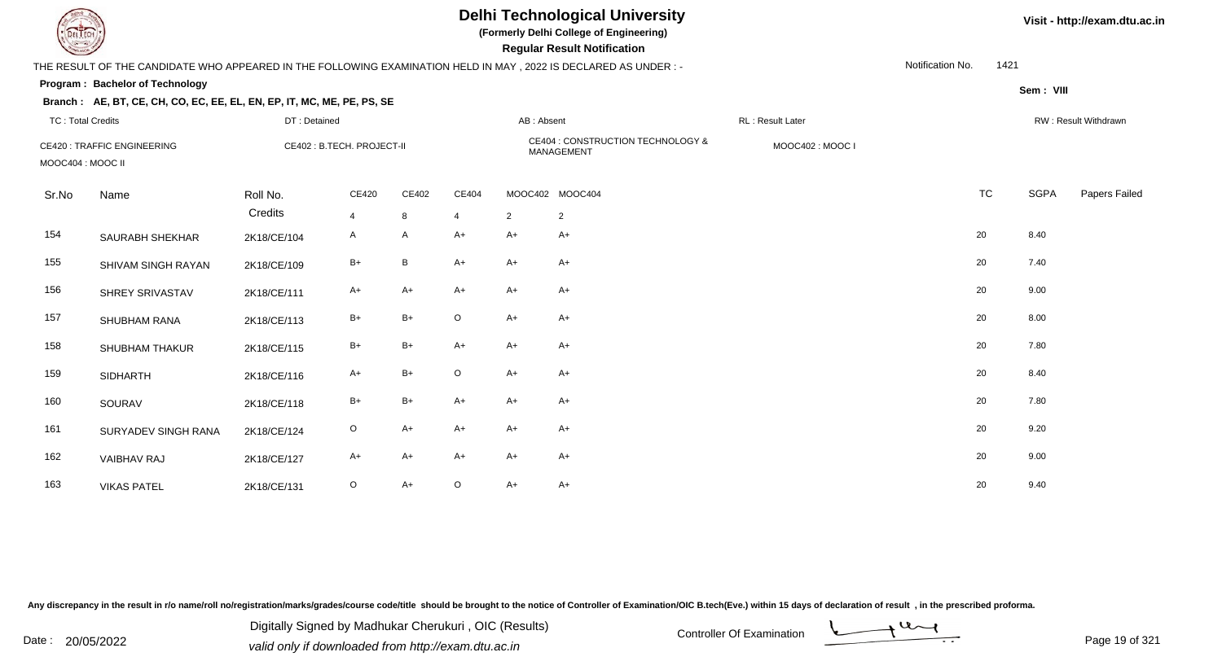# Delhi Technological University

**(Formerly Delhi College of Engineering)**

**Regular Result Notification**

Visit - http://exam.dtu.ac.in

THE RESULT OF THE CANDIDATE WHO APPEARED IN THE FOLLOWING EXAMINATION HELD IN MAY , 2022 IS DECLARED AS UNDER : -

Notification No. 1421

**Program : Bachelor of Technology**

Sem : VIII

**Branch : AE, BT, CE, CH, CO, EC, EE, EL, EN, EP, IT, MC, ME, PE, PS, SE**

TC : Total Credits | DT : Detained | AB : Absent | RL : Result Later | RW : Result Withdrawn

CE420 : TRAFFIC ENGINEERING | CE402 : B.TECH. PROJECT-II | CE404 : CONSTRUCTION TECHNOLOGY & MANAGEMENT | MOOC402 : MOOC I | MOOC404 : MOOC II

| Sr.No | Name | Roll No. | CE420 | CE402 | CE404 | MOOC402 | MOOC404 | TC | SGPA | Papers Failed |
|---|---|---|---|---|---|---|---|---|---|---|
| | | Credits | 4 | 8 | 4 | 2 | 2 | | | |
| 154 | SAURABH SHEKHAR | 2K18/CE/104 | A | A | A+ | A+ | A+ | 20 | 8.40 | |
| 155 | SHIVAM SINGH RAYAN | 2K18/CE/109 | B+ | B | A+ | A+ | A+ | 20 | 7.40 | |
| 156 | SHREY SRIVASTAV | 2K18/CE/111 | A+ | A+ | A+ | A+ | A+ | 20 | 9.00 | |
| 157 | SHUBHAM RANA | 2K18/CE/113 | B+ | B+ | O | A+ | A+ | 20 | 8.00 | |
| 158 | SHUBHAM THAKUR | 2K18/CE/115 | B+ | B+ | A+ | A+ | A+ | 20 | 7.80 | |
| 159 | SIDHARTH | 2K18/CE/116 | A+ | B+ | O | A+ | A+ | 20 | 8.40 | |
| 160 | SOURAV | 2K18/CE/118 | B+ | B+ | A+ | A+ | A+ | 20 | 7.80 | |
| 161 | SURYADEV SINGH RANA | 2K18/CE/124 | O | A+ | A+ | A+ | A+ | 20 | 9.20 | |
| 162 | VAIBHAV RAJ | 2K18/CE/127 | A+ | A+ | A+ | A+ | A+ | 20 | 9.00 | |
| 163 | VIKAS PATEL | 2K18/CE/131 | O | A+ | O | A+ | A+ | 20 | 9.40 | |

Any discrepancy in the result in r/o name/roll no/registration/marks/grades/course code/title should be brought to the notice of Controller of Examination/OIC B.tech(Eve.) within 15 days of declaration of result , in the prescribed proforma.

Date : 20/05/2022

Digitally Signed by Madhukar Cherukuri , OIC (Results)
valid only if downloaded from http://exam.dtu.ac.in

Controller Of Examination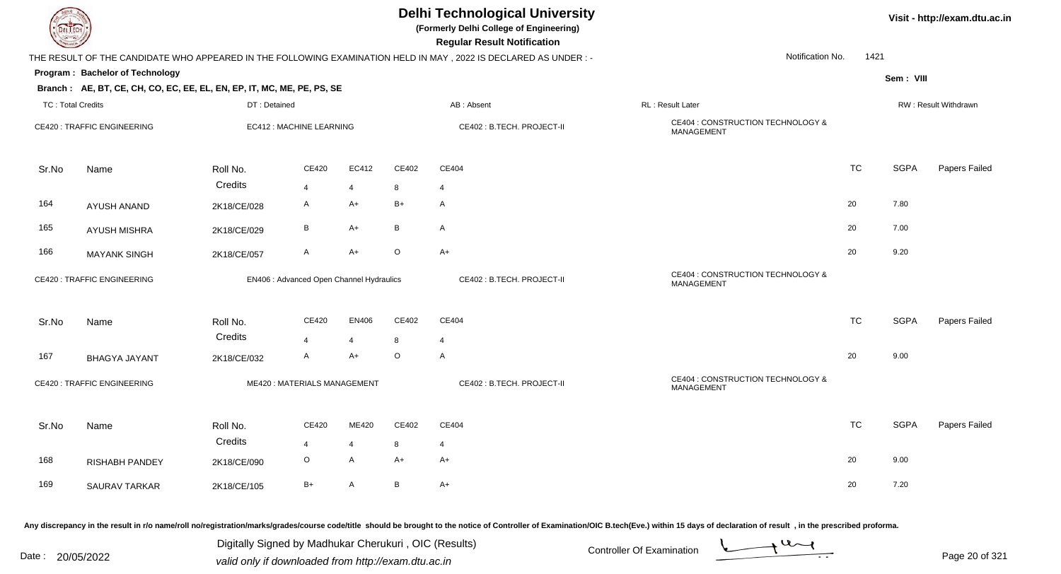# Delhi Technological University

**(Formerly Delhi College of Engineering)**

**Regular Result Notification**

Visit - http://exam.dtu.ac.in

THE RESULT OF THE CANDIDATE WHO APPEARED IN THE FOLLOWING EXAMINATION HELD IN MAY , 2022 IS DECLARED AS UNDER : -

Notification No. 1421

**Program : Bachelor of Technology**

Sem : VIII

**Branch : AE, BT, CE, CH, CO, EC, EE, EL, EN, EP, IT, MC, ME, PE, PS, SE**

TC : Total Credits | DT : Detained | AB : Absent | RL : Result Later | RW : Result Withdrawn

CE420 : TRAFFIC ENGINEERING | EC412 : MACHINE LEARNING | CE402 : B.TECH. PROJECT-II | CE404 : CONSTRUCTION TECHNOLOGY & MANAGEMENT

| Sr.No | Name | Roll No. | CE420 | EC412 | CE402 | CE404 | TC | SGPA | Papers Failed |
|---|---|---|---|---|---|---|---|---|---|
| | | Credits | 4 | 4 | 8 | 4 | | | |
| 164 | AYUSH ANAND | 2K18/CE/028 | A | A+ | B+ | A | 20 | 7.80 | |
| 165 | AYUSH MISHRA | 2K18/CE/029 | B | A+ | B | A | 20 | 7.00 | |
| 166 | MAYANK SINGH | 2K18/CE/057 | A | A+ | O | A+ | 20 | 9.20 | |

CE420 : TRAFFIC ENGINEERING | EN406 : Advanced Open Channel Hydraulics | CE402 : B.TECH. PROJECT-II | CE404 : CONSTRUCTION TECHNOLOGY & MANAGEMENT

| Sr.No | Name | Roll No. | CE420 | EN406 | CE402 | CE404 | TC | SGPA | Papers Failed |
|---|---|---|---|---|---|---|---|---|---|
| | | Credits | 4 | 4 | 8 | 4 | | | |
| 167 | BHAGYA JAYANT | 2K18/CE/032 | A | A+ | O | A | 20 | 9.00 | |

CE420 : TRAFFIC ENGINEERING | ME420 : MATERIALS MANAGEMENT | CE402 : B.TECH. PROJECT-II | CE404 : CONSTRUCTION TECHNOLOGY & MANAGEMENT

| Sr.No | Name | Roll No. | CE420 | ME420 | CE402 | CE404 | TC | SGPA | Papers Failed |
|---|---|---|---|---|---|---|---|---|---|
| | | Credits | 4 | 4 | 8 | 4 | | | |
| 168 | RISHABH PANDEY | 2K18/CE/090 | O | A | A+ | A+ | 20 | 9.00 | |
| 169 | SAURAV TARKAR | 2K18/CE/105 | B+ | A | B | A+ | 20 | 7.20 | |

Any discrepancy in the result in r/o name/roll no/registration/marks/grades/course code/title should be brought to the notice of Controller of Examination/OIC B.tech(Eve.) within 15 days of declaration of result , in the prescribed proforma.

Date : 20/05/2022

Digitally Signed by Madhukar Cherukuri , OIC (Results)
valid only if downloaded from http://exam.dtu.ac.in

Controller Of Examination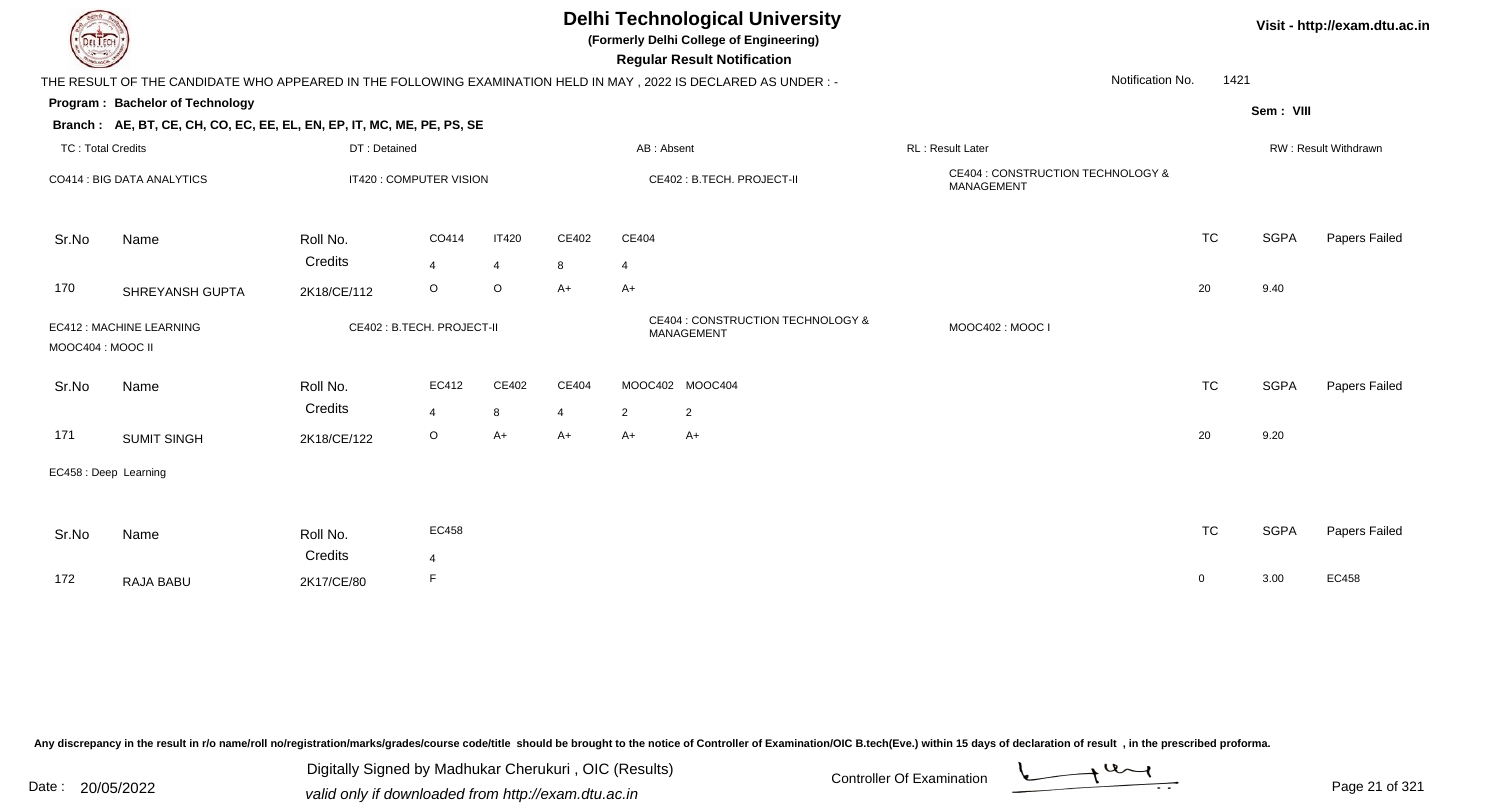# Delhi Technological University

**(Formerly Delhi College of Engineering)**

**Regular Result Notification**

Visit - http://exam.dtu.ac.in

THE RESULT OF THE CANDIDATE WHO APPEARED IN THE FOLLOWING EXAMINATION HELD IN MAY , 2022 IS DECLARED AS UNDER : -

Notification No. 1421

**Program : Bachelor of Technology**

Sem : VIII

**Branch : AE, BT, CE, CH, CO, EC, EE, EL, EN, EP, IT, MC, ME, PE, PS, SE**

TC : Total Credits | DT : Detained | AB : Absent | RL : Result Later | RW : Result Withdrawn

CO414 : BIG DATA ANALYTICS | IT420 : COMPUTER VISION | CE402 : B.TECH. PROJECT-II | CE404 : CONSTRUCTION TECHNOLOGY & MANAGEMENT

| Sr.No | Name | Roll No. | CO414 | IT420 | CE402 | CE404 | TC | SGPA | Papers Failed |
|---|---|---|---|---|---|---|---|---|---|
| | | Credits | 4 | 4 | 8 | 4 | | | |
| 170 | SHREYANSH GUPTA | 2K18/CE/112 | O | O | A+ | A+ | 20 | 9.40 | |

EC412 : MACHINE LEARNING | CE402 : B.TECH. PROJECT-II | CE404 : CONSTRUCTION TECHNOLOGY & MANAGEMENT | MOOC402 : MOOC I | MOOC404 : MOOC II

| Sr.No | Name | Roll No. | EC412 | CE402 | CE404 | MOOC402 | MOOC404 | TC | SGPA | Papers Failed |
|---|---|---|---|---|---|---|---|---|---|---|
| | | Credits | 4 | 8 | 4 | 2 | 2 | | | |
| 171 | SUMIT SINGH | 2K18/CE/122 | O | A+ | A+ | A+ | A+ | 20 | 9.20 | |

EC458 : Deep Learning

| Sr.No | Name | Roll No. | EC458 | TC | SGPA | Papers Failed |
|---|---|---|---|---|---|---|
| | | Credits | 4 | | | |
| 172 | RAJA BABU | 2K17/CE/80 | F | 0 | 3.00 | EC458 |

Any discrepancy in the result in r/o name/roll no/registration/marks/grades/course code/title should be brought to the notice of Controller of Examination/OIC B.tech(Eve.) within 15 days of declaration of result , in the prescribed proforma.

Date : 20/05/2022

Digitally Signed by Madhukar Cherukuri , OIC (Results)
valid only if downloaded from http://exam.dtu.ac.in

Controller Of Examination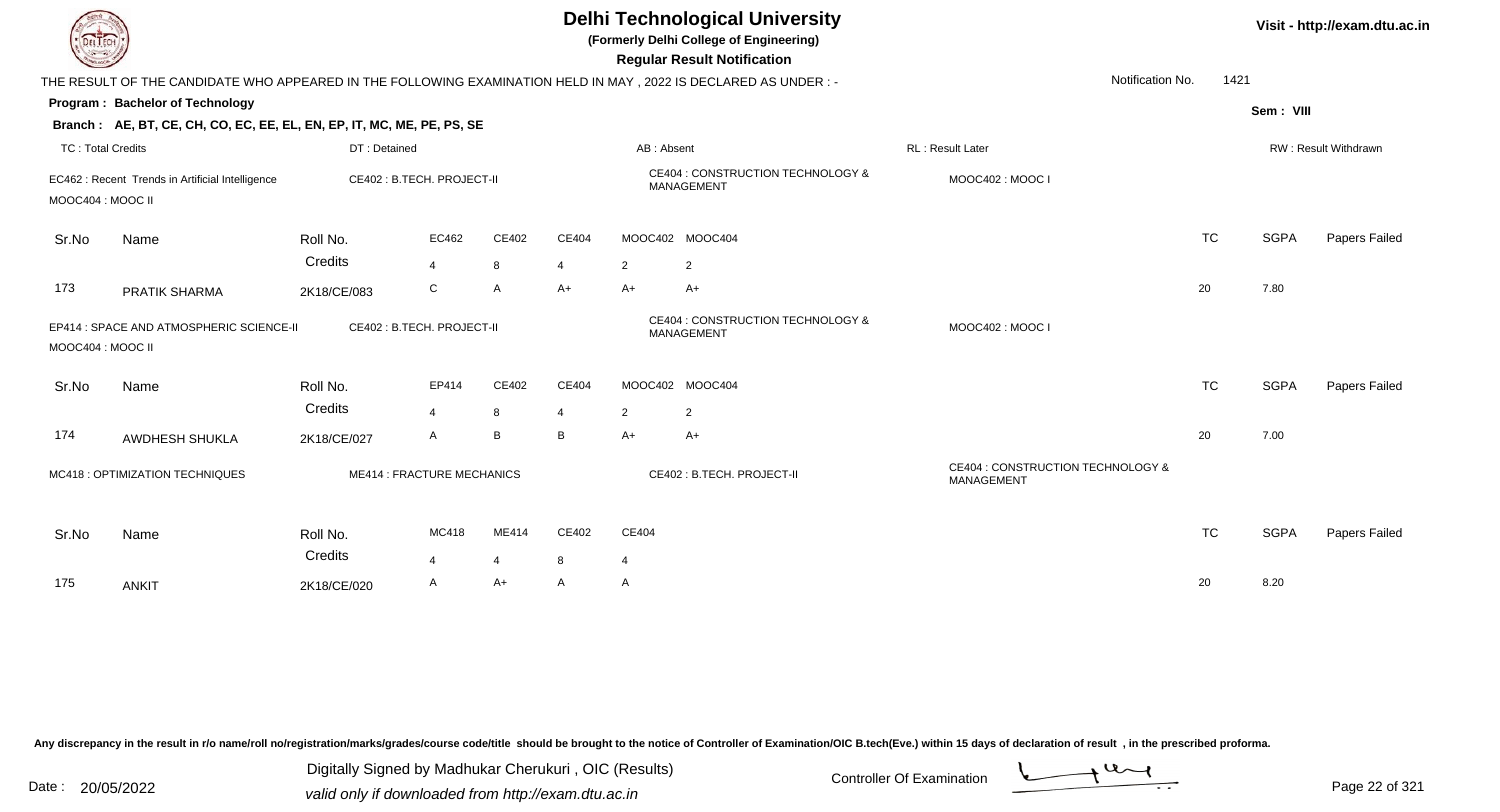# Delhi Technological University

**(Formerly Delhi College of Engineering)**

**Regular Result Notification**

Visit - http://exam.dtu.ac.in

THE RESULT OF THE CANDIDATE WHO APPEARED IN THE FOLLOWING EXAMINATION HELD IN MAY , 2022 IS DECLARED AS UNDER : -

Notification No. 1421

**Program : Bachelor of Technology**

Sem : VIII

**Branch : AE, BT, CE, CH, CO, EC, EE, EL, EN, EP, IT, MC, ME, PE, PS, SE**

TC : Total Credits | DT : Detained | AB : Absent | RL : Result Later | RW : Result Withdrawn

EC462 : Recent Trends in Artificial Intelligence | CE402 : B.TECH. PROJECT-II | CE404 : CONSTRUCTION TECHNOLOGY & MANAGEMENT | MOOC402 : MOOC I | MOOC404 : MOOC II

| Sr.No | Name | Roll No. | EC462 | CE402 | CE404 | MOOC402 | MOOC404 | TC | SGPA | Papers Failed |
|---|---|---|---|---|---|---|---|---|---|---|
| | | Credits | 4 | 8 | 4 | 2 | 2 | | | |
| 173 | PRATIK SHARMA | 2K18/CE/083 | C | A | A+ | A+ | A+ | 20 | 7.80 | |

EP414 : SPACE AND ATMOSPHERIC SCIENCE-II | CE402 : B.TECH. PROJECT-II | CE404 : CONSTRUCTION TECHNOLOGY & MANAGEMENT | MOOC402 : MOOC I | MOOC404 : MOOC II

| Sr.No | Name | Roll No. | EP414 | CE402 | CE404 | MOOC402 | MOOC404 | TC | SGPA | Papers Failed |
|---|---|---|---|---|---|---|---|---|---|---|
| | | Credits | 4 | 8 | 4 | 2 | 2 | | | |
| 174 | AWDHESH SHUKLA | 2K18/CE/027 | A | B | B | A+ | A+ | 20 | 7.00 | |

MC418 : OPTIMIZATION TECHNIQUES | ME414 : FRACTURE MECHANICS | CE402 : B.TECH. PROJECT-II | CE404 : CONSTRUCTION TECHNOLOGY & MANAGEMENT

| Sr.No | Name | Roll No. | MC418 | ME414 | CE402 | CE404 | TC | SGPA | Papers Failed |
|---|---|---|---|---|---|---|---|---|---|
| | | Credits | 4 | 4 | 8 | 4 | | | |
| 175 | ANKIT | 2K18/CE/020 | A | A+ | A | A | 20 | 8.20 | |

Any discrepancy in the result in r/o name/roll no/registration/marks/grades/course code/title should be brought to the notice of Controller of Examination/OIC B.tech(Eve.) within 15 days of declaration of result , in the prescribed proforma.

Date : 20/05/2022

Digitally Signed by Madhukar Cherukuri , OIC (Results)
valid only if downloaded from http://exam.dtu.ac.in

Controller Of Examination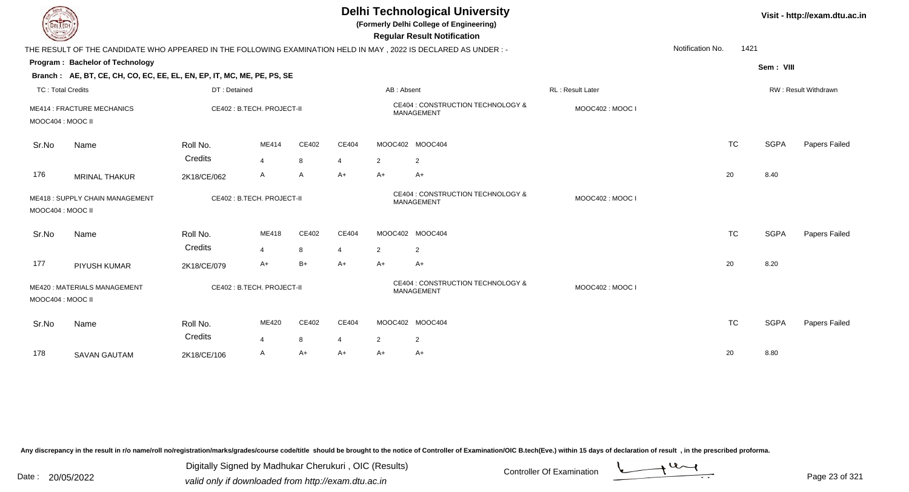# Delhi Technological University

**(Formerly Delhi College of Engineering)**

**Regular Result Notification**

Visit - http://exam.dtu.ac.in

THE RESULT OF THE CANDIDATE WHO APPEARED IN THE FOLLOWING EXAMINATION HELD IN MAY , 2022 IS DECLARED AS UNDER : -

Notification No. 1421

**Program : Bachelor of Technology**

Sem : VIII

**Branch : AE, BT, CE, CH, CO, EC, EE, EL, EN, EP, IT, MC, ME, PE, PS, SE**

TC : Total Credits | DT : Detained | AB : Absent | RL : Result Later | RW : Result Withdrawn

ME414 : FRACTURE MECHANICS | CE402 : B.TECH. PROJECT-II | CE404 : CONSTRUCTION TECHNOLOGY & MANAGEMENT | MOOC402 : MOOC I | MOOC404 : MOOC II

| Sr.No | Name | Roll No. | ME414 | CE402 | CE404 | MOOC402 | MOOC404 | TC | SGPA | Papers Failed |
|---|---|---|---|---|---|---|---|---|---|---|
| | | Credits | 4 | 8 | 4 | 2 | 2 | | | |
| 176 | MRINAL THAKUR | 2K18/CE/062 | A | A | A+ | A+ | A+ | 20 | 8.40 | |

ME418 : SUPPLY CHAIN MANAGEMENT | CE402 : B.TECH. PROJECT-II | CE404 : CONSTRUCTION TECHNOLOGY & MANAGEMENT | MOOC402 : MOOC I | MOOC404 : MOOC II

| Sr.No | Name | Roll No. | ME418 | CE402 | CE404 | MOOC402 | MOOC404 | TC | SGPA | Papers Failed |
|---|---|---|---|---|---|---|---|---|---|---|
| | | Credits | 4 | 8 | 4 | 2 | 2 | | | |
| 177 | PIYUSH KUMAR | 2K18/CE/079 | A+ | B+ | A+ | A+ | A+ | 20 | 8.20 | |

ME420 : MATERIALS MANAGEMENT | CE402 : B.TECH. PROJECT-II | CE404 : CONSTRUCTION TECHNOLOGY & MANAGEMENT | MOOC402 : MOOC I | MOOC404 : MOOC II

| Sr.No | Name | Roll No. | ME420 | CE402 | CE404 | MOOC402 | MOOC404 | TC | SGPA | Papers Failed |
|---|---|---|---|---|---|---|---|---|---|---|
| | | Credits | 4 | 8 | 4 | 2 | 2 | | | |
| 178 | SAVAN GAUTAM | 2K18/CE/106 | A | A+ | A+ | A+ | A+ | 20 | 8.80 | |

Any discrepancy in the result in r/o name/roll no/registration/marks/grades/course code/title should be brought to the notice of Controller of Examination/OIC B.tech(Eve.) within 15 days of declaration of result , in the prescribed proforma.

Date : 20/05/2022

Digitally Signed by Madhukar Cherukuri , OIC (Results)
valid only if downloaded from http://exam.dtu.ac.in

Controller Of Examination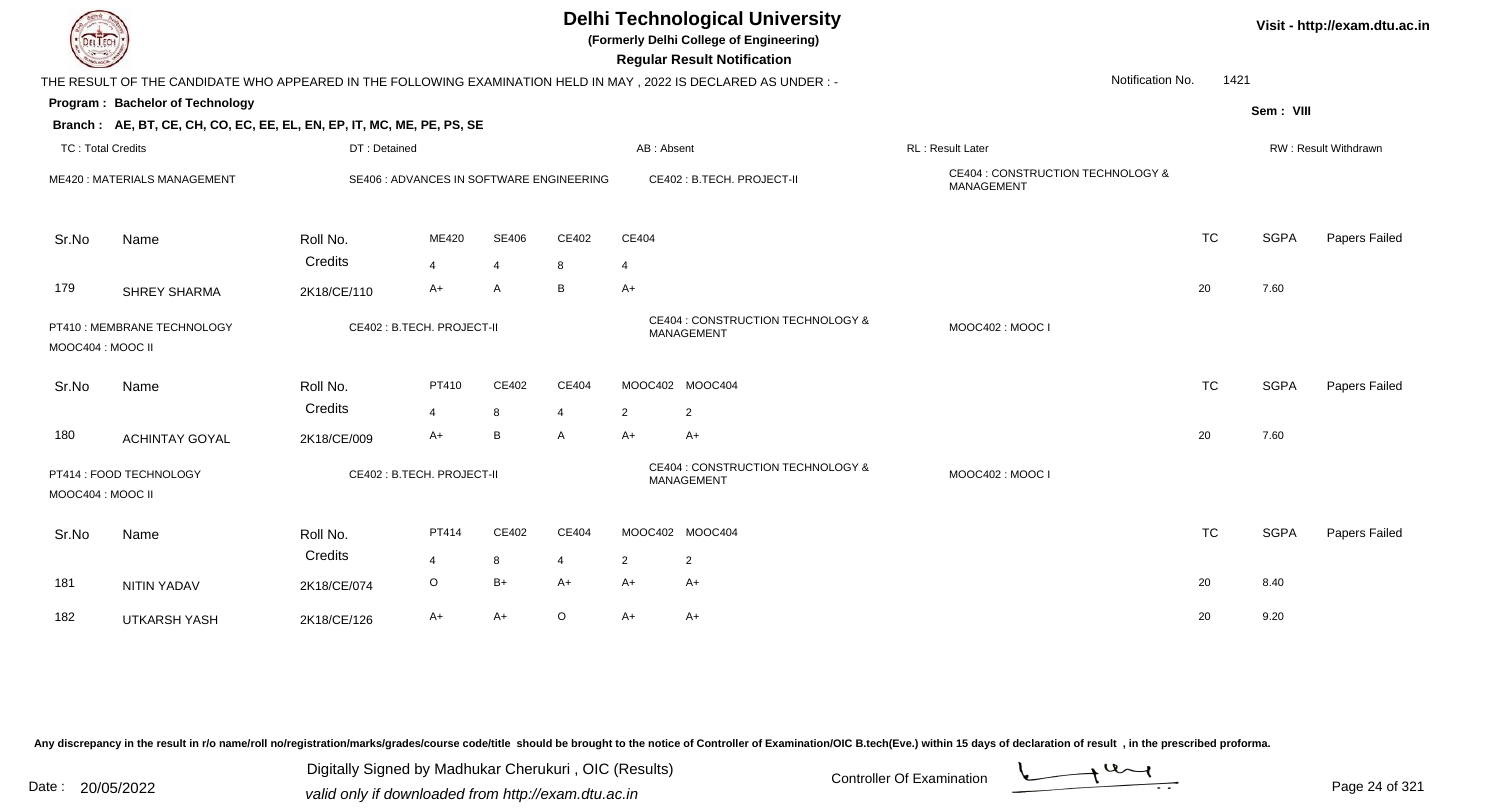# Delhi Technological University

**(Formerly Delhi College of Engineering)**

**Regular Result Notification**

Visit - http://exam.dtu.ac.in

THE RESULT OF THE CANDIDATE WHO APPEARED IN THE FOLLOWING EXAMINATION HELD IN MAY , 2022 IS DECLARED AS UNDER : -

Notification No. 1421

**Program : Bachelor of Technology**

Sem : VIII

**Branch : AE, BT, CE, CH, CO, EC, EE, EL, EN, EP, IT, MC, ME, PE, PS, SE**

TC : Total Credits | DT : Detained | AB : Absent | RL : Result Later | RW : Result Withdrawn

ME420 : MATERIALS MANAGEMENT | SE406 : ADVANCES IN SOFTWARE ENGINEERING | CE402 : B.TECH. PROJECT-II | CE404 : CONSTRUCTION TECHNOLOGY & MANAGEMENT

| Sr.No | Name | Roll No. | ME420 | SE406 | CE402 | CE404 | TC | SGPA | Papers Failed |
|---|---|---|---|---|---|---|---|---|---|
| | | Credits | 4 | 4 | 8 | 4 | | | |
| 179 | SHREY SHARMA | 2K18/CE/110 | A+ | A | B | A+ | 20 | 7.60 | |

PT410 : MEMBRANE TECHNOLOGY | CE402 : B.TECH. PROJECT-II | CE404 : CONSTRUCTION TECHNOLOGY & MANAGEMENT | MOOC402 : MOOC I | MOOC404 : MOOC II

| Sr.No | Name | Roll No. | PT410 | CE402 | CE404 | MOOC402 | MOOC404 | TC | SGPA | Papers Failed |
|---|---|---|---|---|---|---|---|---|---|---|
| | | Credits | 4 | 8 | 4 | 2 | 2 | | | |
| 180 | ACHINTAY GOYAL | 2K18/CE/009 | A+ | B | A | A+ | A+ | 20 | 7.60 | |

PT414 : FOOD TECHNOLOGY | CE402 : B.TECH. PROJECT-II | CE404 : CONSTRUCTION TECHNOLOGY & MANAGEMENT | MOOC402 : MOOC I | MOOC404 : MOOC II

| Sr.No | Name | Roll No. | PT414 | CE402 | CE404 | MOOC402 | MOOC404 | TC | SGPA | Papers Failed |
|---|---|---|---|---|---|---|---|---|---|---|
| | | Credits | 4 | 8 | 4 | 2 | 2 | | | |
| 181 | NITIN YADAV | 2K18/CE/074 | O | B+ | A+ | A+ | A+ | 20 | 8.40 | |
| 182 | UTKARSH YASH | 2K18/CE/126 | A+ | A+ | O | A+ | A+ | 20 | 9.20 | |

Any discrepancy in the result in r/o name/roll no/registration/marks/grades/course code/title should be brought to the notice of Controller of Examination/OIC B.tech(Eve.) within 15 days of declaration of result , in the prescribed proforma.

Date : 20/05/2022

Digitally Signed by Madhukar Cherukuri , OIC (Results)
valid only if downloaded from http://exam.dtu.ac.in

Controller Of Examination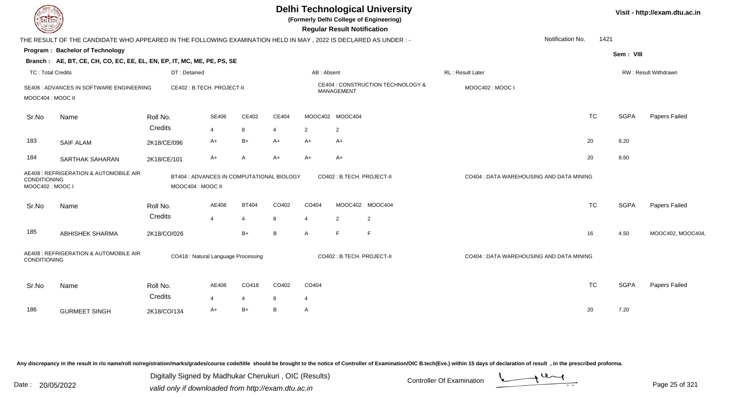# Delhi Technological University

(Formerly Delhi College of Engineering)

**Regular Result Notification**

Visit - http://exam.dtu.ac.in

THE RESULT OF THE CANDIDATE WHO APPEARED IN THE FOLLOWING EXAMINATION HELD IN MAY , 2022 IS DECLARED AS UNDER : -

Notification No. 1421

**Program : Bachelor of Technology**

Sem : VIII

**Branch : AE, BT, CE, CH, CO, EC, EE, EL, EN, EP, IT, MC, ME, PE, PS, SE**

TC : Total Credits | DT : Detained | AB : Absent | RL : Result Later | RW : Result Withdrawn

SE406 : ADVANCES IN SOFTWARE ENGINEERING; CE402 : B.TECH. PROJECT-II; CE404 : CONSTRUCTION TECHNOLOGY & MANAGEMENT; MOOC402 : MOOC I; MOOC404 : MOOC II

| Sr.No | Name | Roll No. | SE406 | CE402 | CE404 | MOOC402 | MOOC404 | TC | SGPA | Papers Failed |
|---|---|---|---|---|---|---|---|---|---|---|
| | | Credits | 4 | 8 | 4 | 2 | 2 | | | |
| 183 | SAIF ALAM | 2K18/CE/096 | A+ | B+ | A+ | A+ | A+ | 20 | 8.20 | |
| 184 | SARTHAK SAHARAN | 2K18/CE/101 | A+ | A | A+ | A+ | A+ | 20 | 8.60 | |

AE408 : REFRIGERATION & AUTOMOBILE AIR CONDITIONING; BT404 : ADVANCES IN COMPUTATIONAL BIOLOGY; CO402 : B.TECH. PROJECT-II; CO404 : DATA WAREHOUSING AND DATA MINING; MOOC402 : MOOC I; MOOC404 : MOOC II

| Sr.No | Name | Roll No. | AE408 | BT404 | CO402 | CO404 | MOOC402 | MOOC404 | TC | SGPA | Papers Failed |
|---|---|---|---|---|---|---|---|---|---|---|---|
| | | Credits | 4 | 4 | 8 | 4 | 2 | 2 | | | |
| 185 | ABHISHEK SHARMA | 2K18/CO/026 | | B+ | B | A | F | F | 16 | 4.50 | MOOC402, MOOC404, |

AE408 : REFRIGERATION & AUTOMOBILE AIR CONDITIONING; CO418 : Natural Language Processing; CO402 : B.TECH. PROJECT-II; CO404 : DATA WAREHOUSING AND DATA MINING

| Sr.No | Name | Roll No. | AE408 | CO418 | CO402 | CO404 | TC | SGPA | Papers Failed |
|---|---|---|---|---|---|---|---|---|---|
| | | Credits | 4 | 4 | 8 | 4 | | | |
| 186 | GURMEET SINGH | 2K18/CO/134 | A+ | B+ | B | A | 20 | 7.20 | |

Any discrepancy in the result in r/o name/roll no/registration/marks/grades/course code/title should be brought to the notice of Controller of Examination/OIC B.tech(Eve.) within 15 days of declaration of result , in the prescribed proforma.

Date : 20/05/2022

Digitally Signed by Madhukar Cherukuri , OIC (Results)
valid only if downloaded from http://exam.dtu.ac.in

Controller Of Examination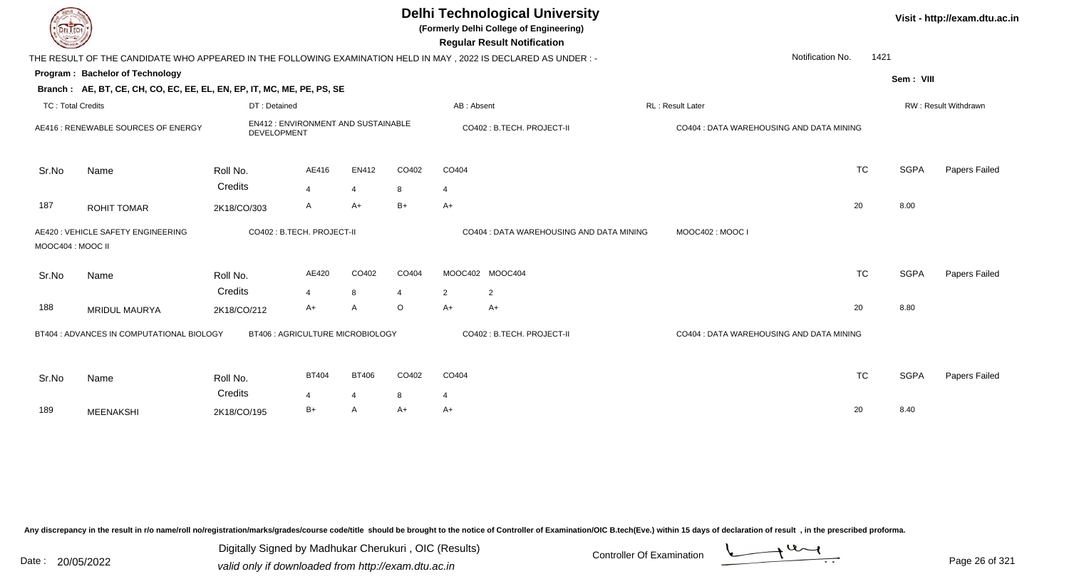# Delhi Technological University

**(Formerly Delhi College of Engineering)**

**Regular Result Notification**

Visit - http://exam.dtu.ac.in

THE RESULT OF THE CANDIDATE WHO APPEARED IN THE FOLLOWING EXAMINATION HELD IN MAY , 2022 IS DECLARED AS UNDER : -

Notification No. 1421

**Program : Bachelor of Technology**

Sem : VIII

**Branch : AE, BT, CE, CH, CO, EC, EE, EL, EN, EP, IT, MC, ME, PE, PS, SE**

TC : Total Credits | DT : Detained | AB : Absent | RL : Result Later | RW : Result Withdrawn

AE416 : RENEWABLE SOURCES OF ENERGY | EN412 : ENVIRONMENT AND SUSTAINABLE DEVELOPMENT | CO402 : B.TECH. PROJECT-II | CO404 : DATA WAREHOUSING AND DATA MINING

| Sr.No | Name | Roll No. | AE416 | EN412 | CO402 | CO404 | TC | SGPA | Papers Failed |
|---|---|---|---|---|---|---|---|---|---|
| | | Credits | 4 | 4 | 8 | 4 | | | |
| 187 | ROHIT TOMAR | 2K18/CO/303 | A | A+ | B+ | A+ | 20 | 8.00 | |

AE420 : VEHICLE SAFETY ENGINEERING | CO402 : B.TECH. PROJECT-II | CO404 : DATA WAREHOUSING AND DATA MINING | MOOC402 : MOOC I | MOOC404 : MOOC II

| Sr.No | Name | Roll No. | AE420 | CO402 | CO404 | MOOC402 | MOOC404 | TC | SGPA | Papers Failed |
|---|---|---|---|---|---|---|---|---|---|---|
| | | Credits | 4 | 8 | 4 | 2 | 2 | | | |
| 188 | MRIDUL MAURYA | 2K18/CO/212 | A+ | A | O | A+ | A+ | 20 | 8.80 | |

BT404 : ADVANCES IN COMPUTATIONAL BIOLOGY | BT406 : AGRICULTURE MICROBIOLOGY | CO402 : B.TECH. PROJECT-II | CO404 : DATA WAREHOUSING AND DATA MINING

| Sr.No | Name | Roll No. | BT404 | BT406 | CO402 | CO404 | TC | SGPA | Papers Failed |
|---|---|---|---|---|---|---|---|---|---|
| | | Credits | 4 | 4 | 8 | 4 | | | |
| 189 | MEENAKSHI | 2K18/CO/195 | B+ | A | A+ | A+ | 20 | 8.40 | |

Any discrepancy in the result in r/o name/roll no/registration/marks/grades/course code/title should be brought to the notice of Controller of Examination/OIC B.tech(Eve.) within 15 days of declaration of result , in the prescribed proforma.

Date : 20/05/2022

Digitally Signed by Madhukar Cherukuri , OIC (Results)
valid only if downloaded from http://exam.dtu.ac.in

Controller Of Examination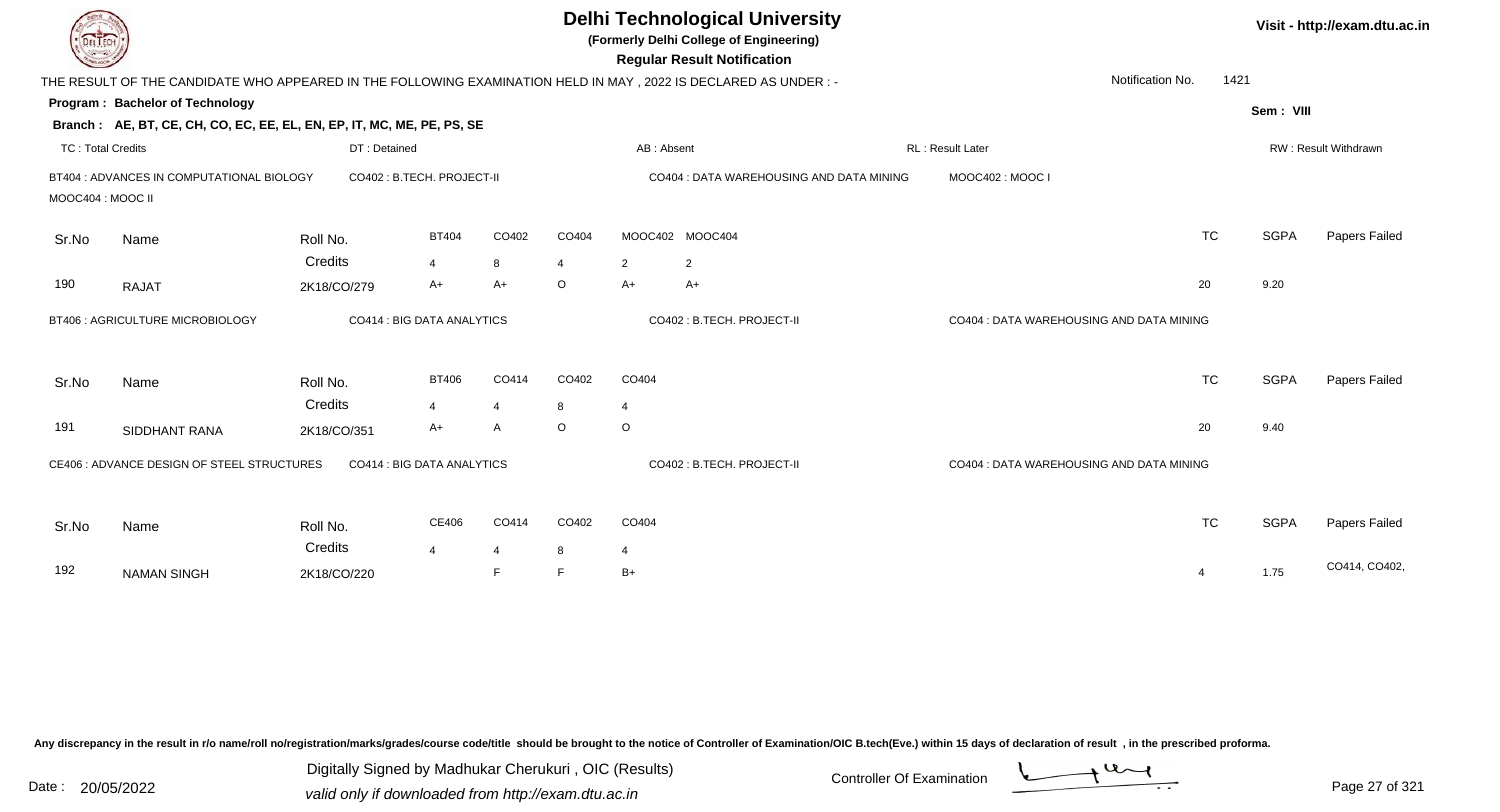# Delhi Technological University

**(Formerly Delhi College of Engineering)**

**Regular Result Notification**

Visit - http://exam.dtu.ac.in

THE RESULT OF THE CANDIDATE WHO APPEARED IN THE FOLLOWING EXAMINATION HELD IN MAY , 2022 IS DECLARED AS UNDER : -

Notification No. 1421

**Program : Bachelor of Technology**

Sem : VIII

**Branch : AE, BT, CE, CH, CO, EC, EE, EL, EN, EP, IT, MC, ME, PE, PS, SE**

TC : Total Credits | DT : Detained | AB : Absent | RL : Result Later | RW : Result Withdrawn

BT404 : ADVANCES IN COMPUTATIONAL BIOLOGY | CO402 : B.TECH. PROJECT-II | CO404 : DATA WAREHOUSING AND DATA MINING | MOOC402 : MOOC I | MOOC404 : MOOC II

| Sr.No | Name | Roll No. | BT404 | CO402 | CO404 | MOOC402 | MOOC404 | TC | SGPA | Papers Failed |
|---|---|---|---|---|---|---|---|---|---|---|
| | | Credits | 4 | 8 | 4 | 2 | 2 | | | |
| 190 | RAJAT | 2K18/CO/279 | A+ | A+ | O | A+ | A+ | 20 | 9.20 | |

BT406 : AGRICULTURE MICROBIOLOGY | CO414 : BIG DATA ANALYTICS | CO402 : B.TECH. PROJECT-II | CO404 : DATA WAREHOUSING AND DATA MINING

| Sr.No | Name | Roll No. | BT406 | CO414 | CO402 | CO404 | TC | SGPA | Papers Failed |
|---|---|---|---|---|---|---|---|---|---|
| | | Credits | 4 | 4 | 8 | 4 | | | |
| 191 | SIDDHANT RANA | 2K18/CO/351 | A+ | A | O | O | 20 | 9.40 | |

CE406 : ADVANCE DESIGN OF STEEL STRUCTURES | CO414 : BIG DATA ANALYTICS | CO402 : B.TECH. PROJECT-II | CO404 : DATA WAREHOUSING AND DATA MINING

| Sr.No | Name | Roll No. | CE406 | CO414 | CO402 | CO404 | TC | SGPA | Papers Failed |
|---|---|---|---|---|---|---|---|---|---|
| | | Credits | 4 | 4 | 8 | 4 | | | |
| 192 | NAMAN SINGH | 2K18/CO/220 | | F | F | B+ | 4 | 1.75 | CO414, CO402, |

Any discrepancy in the result in r/o name/roll no/registration/marks/grades/course code/title should be brought to the notice of Controller of Examination/OIC B.tech(Eve.) within 15 days of declaration of result , in the prescribed proforma.

Date : 20/05/2022

Digitally Signed by Madhukar Cherukuri , OIC (Results)
valid only if downloaded from http://exam.dtu.ac.in

Controller Of Examination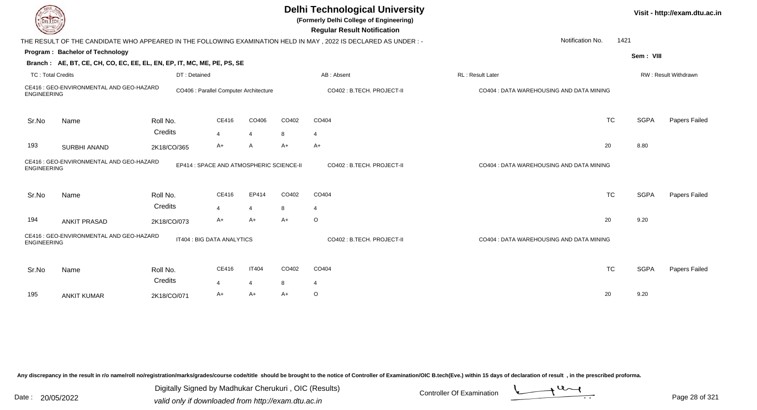# Delhi Technological University

**(Formerly Delhi College of Engineering)**

**Regular Result Notification**

Visit - http://exam.dtu.ac.in

THE RESULT OF THE CANDIDATE WHO APPEARED IN THE FOLLOWING EXAMINATION HELD IN MAY , 2022 IS DECLARED AS UNDER : -

Notification No. 1421

**Program : Bachelor of Technology**

Sem : VIII

**Branch : AE, BT, CE, CH, CO, EC, EE, EL, EN, EP, IT, MC, ME, PE, PS, SE**

TC : Total Credits | DT : Detained | AB : Absent | RL : Result Later | RW : Result Withdrawn

CE416 : GEO-ENVIRONMENTAL AND GEO-HAZARD ENGINEERING | CO406 : Parallel Computer Architecture | CO402 : B.TECH. PROJECT-II | CO404 : DATA WAREHOUSING AND DATA MINING

| Sr.No | Name | Roll No. | CE416 | CO406 | CO402 | CO404 | TC | SGPA | Papers Failed |
|---|---|---|---|---|---|---|---|---|---|
| | | Credits | 4 | 4 | 8 | 4 | | | |
| 193 | SURBHI ANAND | 2K18/CO/365 | A+ | A | A+ | A+ | 20 | 8.80 | |

CE416 : GEO-ENVIRONMENTAL AND GEO-HAZARD ENGINEERING | EP414 : SPACE AND ATMOSPHERIC SCIENCE-II | CO402 : B.TECH. PROJECT-II | CO404 : DATA WAREHOUSING AND DATA MINING

| Sr.No | Name | Roll No. | CE416 | EP414 | CO402 | CO404 | TC | SGPA | Papers Failed |
|---|---|---|---|---|---|---|---|---|---|
| | | Credits | 4 | 4 | 8 | 4 | | | |
| 194 | ANKIT PRASAD | 2K18/CO/073 | A+ | A+ | A+ | O | 20 | 9.20 | |

CE416 : GEO-ENVIRONMENTAL AND GEO-HAZARD ENGINEERING | IT404 : BIG DATA ANALYTICS | CO402 : B.TECH. PROJECT-II | CO404 : DATA WAREHOUSING AND DATA MINING

| Sr.No | Name | Roll No. | CE416 | IT404 | CO402 | CO404 | TC | SGPA | Papers Failed |
|---|---|---|---|---|---|---|---|---|---|
| | | Credits | 4 | 4 | 8 | 4 | | | |
| 195 | ANKIT KUMAR | 2K18/CO/071 | A+ | A+ | A+ | O | 20 | 9.20 | |

Any discrepancy in the result in r/o name/roll no/registration/marks/grades/course code/title should be brought to the notice of Controller of Examination/OIC B.tech(Eve.) within 15 days of declaration of result , in the prescribed proforma.

Date : 20/05/2022

Digitally Signed by Madhukar Cherukuri , OIC (Results)
valid only if downloaded from http://exam.dtu.ac.in

Controller Of Examination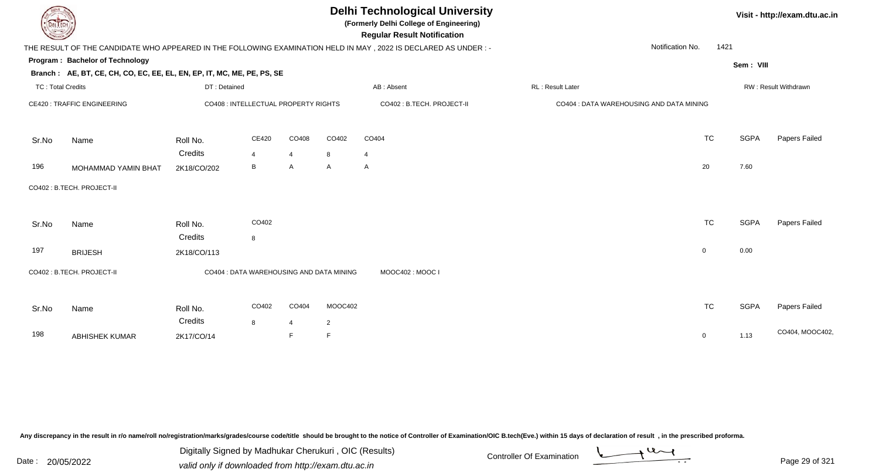# Delhi Technological University

**(Formerly Delhi College of Engineering)**

**Regular Result Notification**

Visit - http://exam.dtu.ac.in

THE RESULT OF THE CANDIDATE WHO APPEARED IN THE FOLLOWING EXAMINATION HELD IN MAY , 2022 IS DECLARED AS UNDER : -

Notification No. 1421

**Program : Bachelor of Technology**

Sem : VIII

**Branch : AE, BT, CE, CH, CO, EC, EE, EL, EN, EP, IT, MC, ME, PE, PS, SE**

TC : Total Credits | DT : Detained | AB : Absent | RL : Result Later | RW : Result Withdrawn

CE420 : TRAFFIC ENGINEERING | CO408 : INTELLECTUAL PROPERTY RIGHTS | CO402 : B.TECH. PROJECT-II | CO404 : DATA WAREHOUSING AND DATA MINING

| Sr.No | Name | Roll No. | CE420 | CO408 | CO402 | CO404 | TC | SGPA | Papers Failed |
|---|---|---|---|---|---|---|---|---|---|
| | | Credits | 4 | 4 | 8 | 4 | | | |
| 196 | MOHAMMAD YAMIN BHAT | 2K18/CO/202 | B | A | A | A | 20 | 7.60 | |

CO402 : B.TECH. PROJECT-II

| Sr.No | Name | Roll No. | CO402 | TC | SGPA | Papers Failed |
|---|---|---|---|---|---|---|
| | | Credits | 8 | | | |
| 197 | BRIJESH | 2K18/CO/113 | | 0 | 0.00 | |

CO402 : B.TECH. PROJECT-II | CO404 : DATA WAREHOUSING AND DATA MINING | MOOC402 : MOOC I

| Sr.No | Name | Roll No. | CO402 | CO404 | MOOC402 | TC | SGPA | Papers Failed |
|---|---|---|---|---|---|---|---|---|
| | | Credits | 8 | 4 | 2 | | | |
| 198 | ABHISHEK KUMAR | 2K17/CO/14 | | F | F | 0 | 1.13 | CO404, MOOC402, |

Any discrepancy in the result in r/o name/roll no/registration/marks/grades/course code/title should be brought to the notice of Controller of Examination/OIC B.tech(Eve.) within 15 days of declaration of result , in the prescribed proforma.

Date : 20/05/2022

Digitally Signed by Madhukar Cherukuri , OIC (Results)
valid only if downloaded from http://exam.dtu.ac.in

Controller Of Examination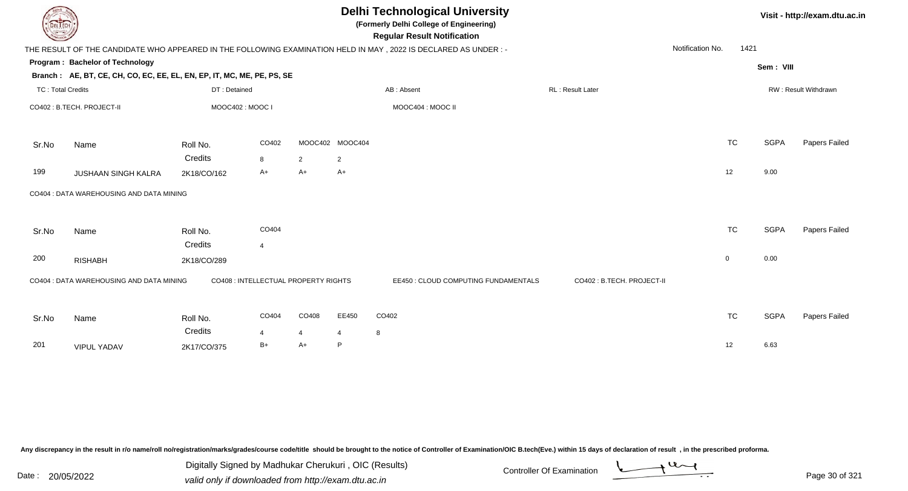# Delhi Technological University

**(Formerly Delhi College of Engineering)**

**Regular Result Notification**

Visit - http://exam.dtu.ac.in

THE RESULT OF THE CANDIDATE WHO APPEARED IN THE FOLLOWING EXAMINATION HELD IN MAY , 2022 IS DECLARED AS UNDER : -

Notification No. 1421

**Program : Bachelor of Technology**

Sem : VIII

**Branch : AE, BT, CE, CH, CO, EC, EE, EL, EN, EP, IT, MC, ME, PE, PS, SE**

TC : Total Credits | DT : Detained | AB : Absent | RL : Result Later | RW : Result Withdrawn

CO402 : B.TECH. PROJECT-II    MOOC402 : MOOC I    MOOC404 : MOOC II

| Sr.No | Name | Roll No. | CO402 | MOOC402 | MOOC404 | TC | SGPA | Papers Failed |
|---|---|---|---|---|---|---|---|---|
| | | Credits | 8 | 2 | 2 | | | |
| 199 | JUSHAAN SINGH KALRA | 2K18/CO/162 | A+ | A+ | A+ | 12 | 9.00 | |

CO404 : DATA WAREHOUSING AND DATA MINING

| Sr.No | Name | Roll No. | CO404 | TC | SGPA | Papers Failed |
|---|---|---|---|---|---|---|
| | | Credits | 4 | | | |
| 200 | RISHABH | 2K18/CO/289 | | 0 | 0.00 | |

CO404 : DATA WAREHOUSING AND DATA MINING    CO408 : INTELLECTUAL PROPERTY RIGHTS    EE450 : CLOUD COMPUTING FUNDAMENTALS    CO402 : B.TECH. PROJECT-II

| Sr.No | Name | Roll No. | CO404 | CO408 | EE450 | CO402 | TC | SGPA | Papers Failed |
|---|---|---|---|---|---|---|---|---|---|
| | | Credits | 4 | 4 | 4 | 8 | | | |
| 201 | VIPUL YADAV | 2K17/CO/375 | B+ | A+ | P | | 12 | 6.63 | |

Any discrepancy in the result in r/o name/roll no/registration/marks/grades/course code/title should be brought to the notice of Controller of Examination/OIC B.tech(Eve.) within 15 days of declaration of result , in the prescribed proforma.

Date : 20/05/2022

Digitally Signed by Madhukar Cherukuri , OIC (Results)
valid only if downloaded from http://exam.dtu.ac.in

Controller Of Examination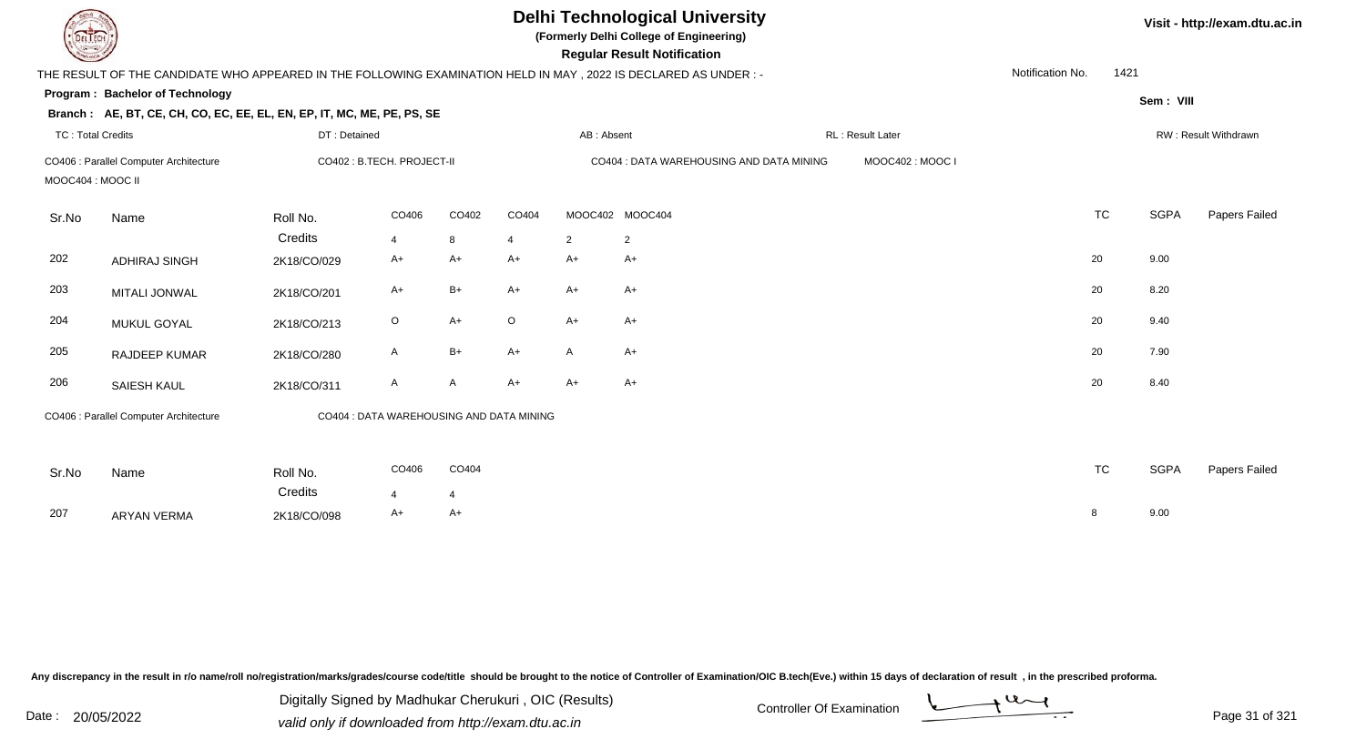# Delhi Technological University

**(Formerly Delhi College of Engineering)**

**Regular Result Notification**

Visit - http://exam.dtu.ac.in

THE RESULT OF THE CANDIDATE WHO APPEARED IN THE FOLLOWING EXAMINATION HELD IN MAY , 2022 IS DECLARED AS UNDER : -

Notification No. 1421

**Program : Bachelor of Technology**

Sem : VIII

**Branch : AE, BT, CE, CH, CO, EC, EE, EL, EN, EP, IT, MC, ME, PE, PS, SE**

TC : Total Credits | DT : Detained | AB : Absent | RL : Result Later | RW : Result Withdrawn

CO406 : Parallel Computer Architecture | CO402 : B.TECH. PROJECT-II | CO404 : DATA WAREHOUSING AND DATA MINING | MOOC402 : MOOC I | MOOC404 : MOOC II

| Sr.No | Name | Roll No. | CO406 | CO402 | CO404 | MOOC402 | MOOC404 | TC | SGPA | Papers Failed |
|---|---|---|---|---|---|---|---|---|---|---|
| | | Credits | 4 | 8 | 4 | 2 | 2 | | | |
| 202 | ADHIRAJ SINGH | 2K18/CO/029 | A+ | A+ | A+ | A+ | A+ | 20 | 9.00 | |
| 203 | MITALI JONWAL | 2K18/CO/201 | A+ | B+ | A+ | A+ | A+ | 20 | 8.20 | |
| 204 | MUKUL GOYAL | 2K18/CO/213 | O | A+ | O | A+ | A+ | 20 | 9.40 | |
| 205 | RAJDEEP KUMAR | 2K18/CO/280 | A | B+ | A+ | A | A+ | 20 | 7.90 | |
| 206 | SAIESH KAUL | 2K18/CO/311 | A | A | A+ | A+ | A+ | 20 | 8.40 | |

CO406 : Parallel Computer Architecture | CO404 : DATA WAREHOUSING AND DATA MINING

| Sr.No | Name | Roll No. | CO406 | CO404 | TC | SGPA | Papers Failed |
|---|---|---|---|---|---|---|---|
| | | Credits | 4 | 4 | | | |
| 207 | ARYAN VERMA | 2K18/CO/098 | A+ | A+ | 8 | 9.00 | |

Any discrepancy in the result in r/o name/roll no/registration/marks/grades/course code/title should be brought to the notice of Controller of Examination/OIC B.tech(Eve.) within 15 days of declaration of result , in the prescribed proforma.

Date : 20/05/2022

Digitally Signed by Madhukar Cherukuri , OIC (Results)
valid only if downloaded from http://exam.dtu.ac.in

Controller Of Examination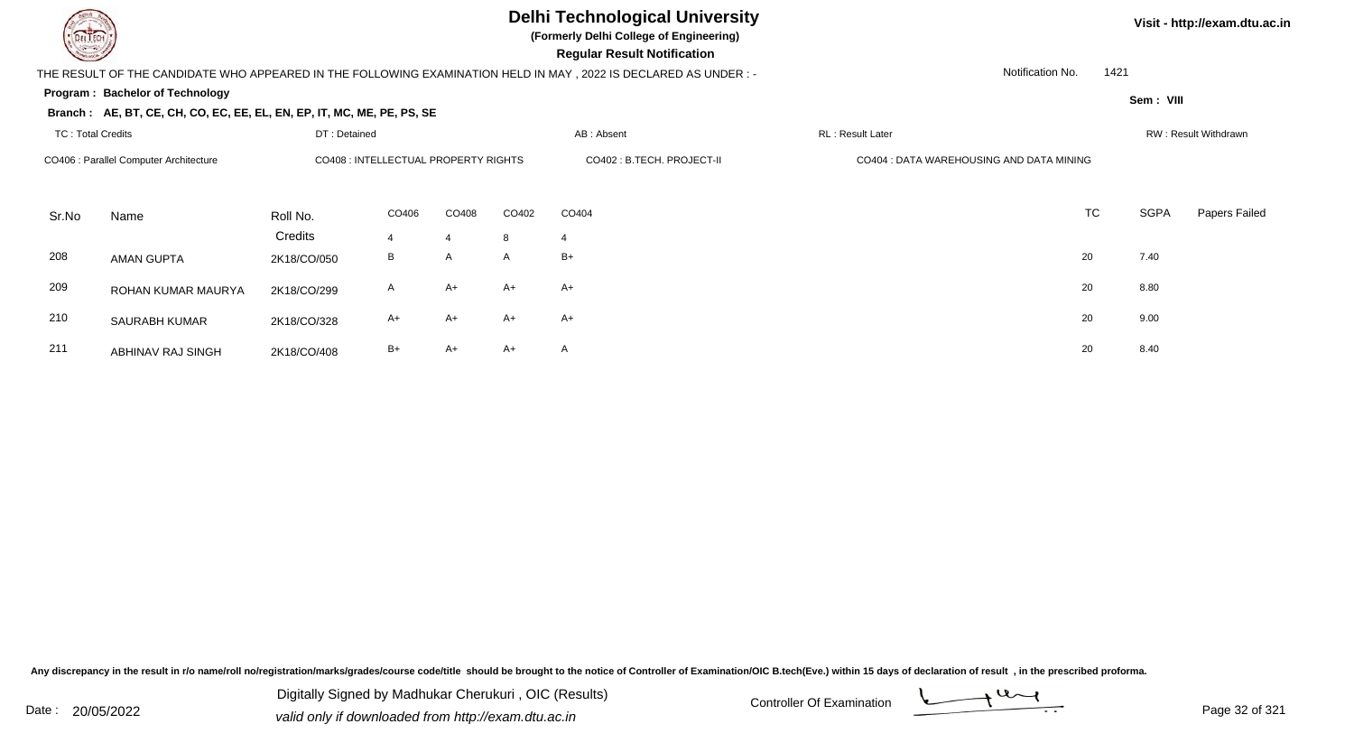# Delhi Technological University

**(Formerly Delhi College of Engineering)**

**Regular Result Notification**

Visit - http://exam.dtu.ac.in

THE RESULT OF THE CANDIDATE WHO APPEARED IN THE FOLLOWING EXAMINATION HELD IN MAY , 2022 IS DECLARED AS UNDER : -

Notification No. 1421

**Program : Bachelor of Technology**

Sem : VIII

**Branch : AE, BT, CE, CH, CO, EC, EE, EL, EN, EP, IT, MC, ME, PE, PS, SE**

TC : Total Credits | DT : Detained | AB : Absent | RL : Result Later | RW : Result Withdrawn

CO406 : Parallel Computer Architecture | CO408 : INTELLECTUAL PROPERTY RIGHTS | CO402 : B.TECH. PROJECT-II | CO404 : DATA WAREHOUSING AND DATA MINING

| Sr.No | Name | Roll No. | CO406 | CO408 | CO402 | CO404 | TC | SGPA | Papers Failed |
|---|---|---|---|---|---|---|---|---|---|
| | | Credits | 4 | 4 | 8 | 4 | | | |
| 208 | AMAN GUPTA | 2K18/CO/050 | B | A | A | B+ | 20 | 7.40 | |
| 209 | ROHAN KUMAR MAURYA | 2K18/CO/299 | A | A+ | A+ | A+ | 20 | 8.80 | |
| 210 | SAURABH KUMAR | 2K18/CO/328 | A+ | A+ | A+ | A+ | 20 | 9.00 | |
| 211 | ABHINAV RAJ SINGH | 2K18/CO/408 | B+ | A+ | A+ | A | 20 | 8.40 | |

Any discrepancy in the result in r/o name/roll no/registration/marks/grades/course code/title should be brought to the notice of Controller of Examination/OIC B.tech(Eve.) within 15 days of declaration of result , in the prescribed proforma.

Date : 20/05/2022

Digitally Signed by Madhukar Cherukuri , OIC (Results)
valid only if downloaded from http://exam.dtu.ac.in

Controller Of Examination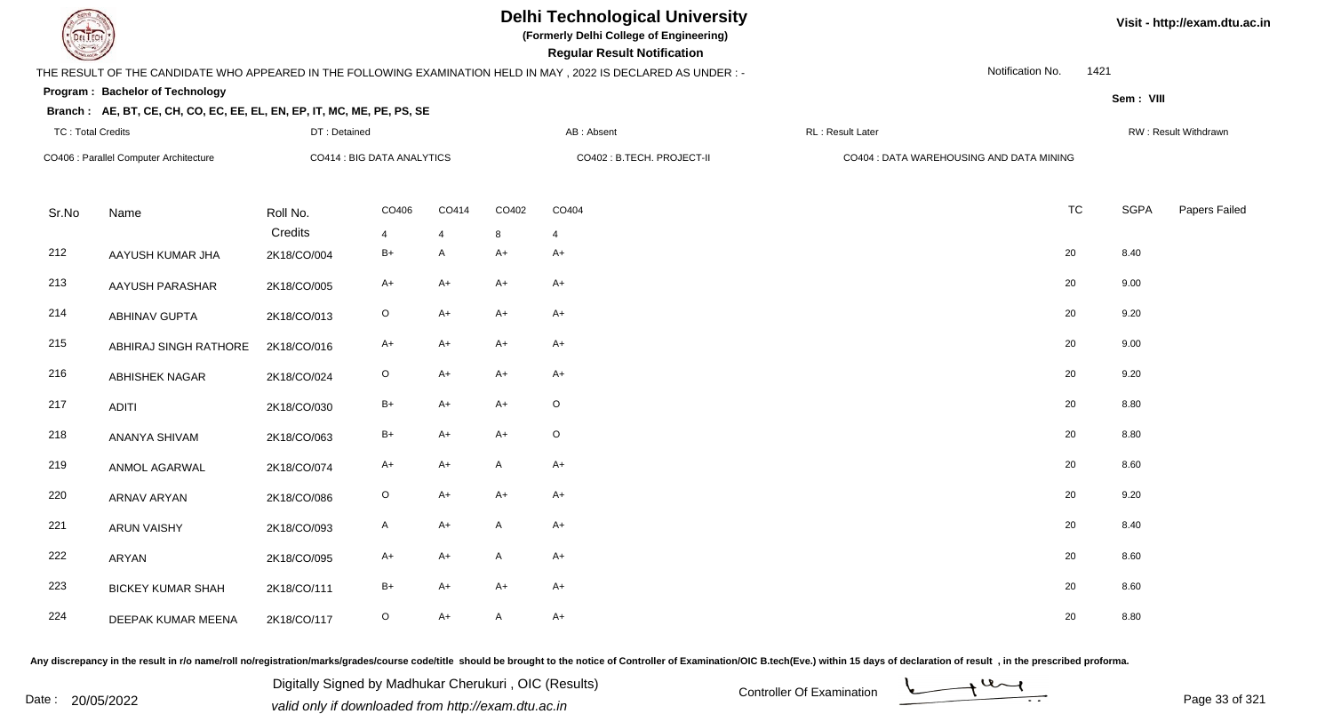# Delhi Technological University

**(Formerly Delhi College of Engineering)**

**Regular Result Notification**

Visit - http://exam.dtu.ac.in

THE RESULT OF THE CANDIDATE WHO APPEARED IN THE FOLLOWING EXAMINATION HELD IN MAY , 2022 IS DECLARED AS UNDER : -

Notification No. 1421

**Program : Bachelor of Technology**

Sem : VIII

**Branch : AE, BT, CE, CH, CO, EC, EE, EL, EN, EP, IT, MC, ME, PE, PS, SE**

TC : Total Credits | DT : Detained | AB : Absent | RL : Result Later | RW : Result Withdrawn

CO406 : Parallel Computer Architecture | CO414 : BIG DATA ANALYTICS | CO402 : B.TECH. PROJECT-II | CO404 : DATA WAREHOUSING AND DATA MINING

| Sr.No | Name | Roll No. | CO406 | CO414 | CO402 | CO404 | TC | SGPA | Papers Failed |
|---|---|---|---|---|---|---|---|---|---|
| | | Credits | 4 | 4 | 8 | 4 | | | |
| 212 | AAYUSH KUMAR JHA | 2K18/CO/004 | B+ | A | A+ | A+ | 20 | 8.40 | |
| 213 | AAYUSH PARASHAR | 2K18/CO/005 | A+ | A+ | A+ | A+ | 20 | 9.00 | |
| 214 | ABHINAV GUPTA | 2K18/CO/013 | O | A+ | A+ | A+ | 20 | 9.20 | |
| 215 | ABHIRAJ SINGH RATHORE | 2K18/CO/016 | A+ | A+ | A+ | A+ | 20 | 9.00 | |
| 216 | ABHISHEK NAGAR | 2K18/CO/024 | O | A+ | A+ | A+ | 20 | 9.20 | |
| 217 | ADITI | 2K18/CO/030 | B+ | A+ | A+ | O | 20 | 8.80 | |
| 218 | ANANYA SHIVAM | 2K18/CO/063 | B+ | A+ | A+ | O | 20 | 8.80 | |
| 219 | ANMOL AGARWAL | 2K18/CO/074 | A+ | A+ | A | A+ | 20 | 8.60 | |
| 220 | ARNAV ARYAN | 2K18/CO/086 | O | A+ | A+ | A+ | 20 | 9.20 | |
| 221 | ARUN VAISHY | 2K18/CO/093 | A | A+ | A | A+ | 20 | 8.40 | |
| 222 | ARYAN | 2K18/CO/095 | A+ | A+ | A | A+ | 20 | 8.60 | |
| 223 | BICKEY KUMAR SHAH | 2K18/CO/111 | B+ | A+ | A+ | A+ | 20 | 8.60 | |
| 224 | DEEPAK KUMAR MEENA | 2K18/CO/117 | O | A+ | A | A+ | 20 | 8.80 | |

Any discrepancy in the result in r/o name/roll no/registration/marks/grades/course code/title should be brought to the notice of Controller of Examination/OIC B.tech(Eve.) within 15 days of declaration of result , in the prescribed proforma.

Date : 20/05/2022

Digitally Signed by Madhukar Cherukuri , OIC (Results)
valid only if downloaded from http://exam.dtu.ac.in

Controller Of Examination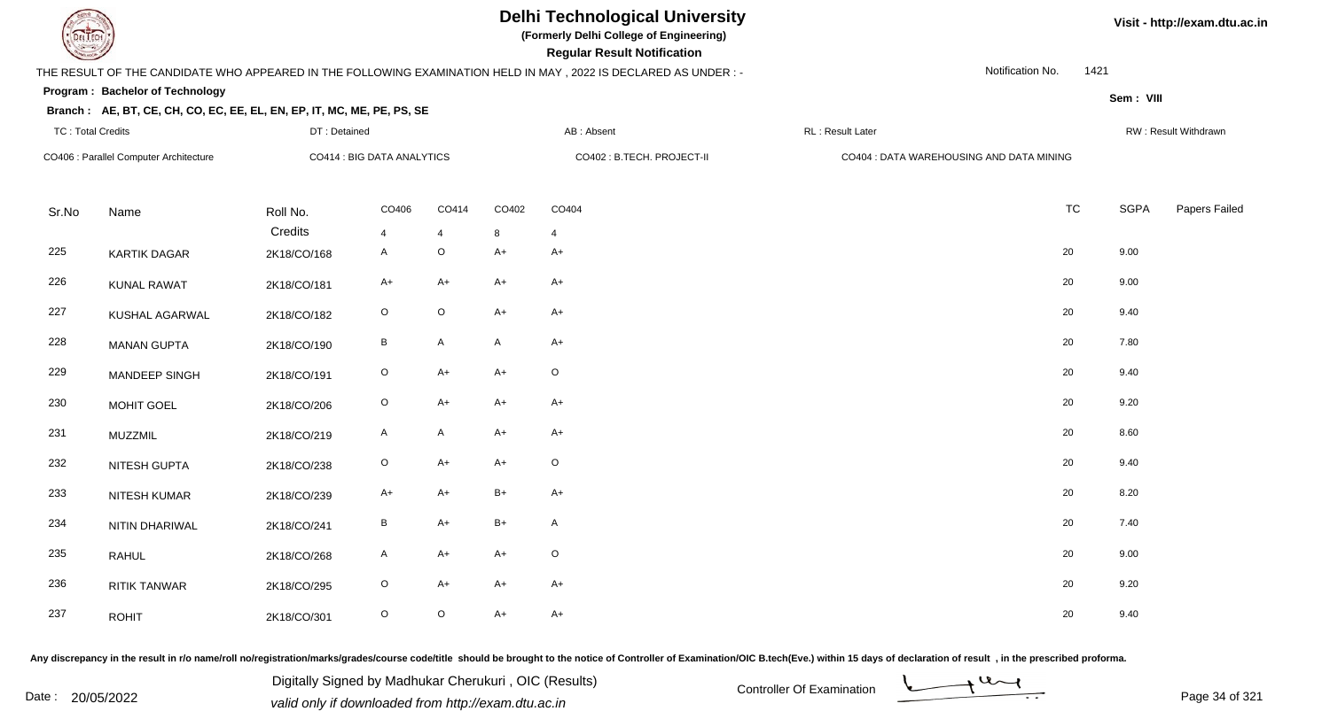# Delhi Technological University

**(Formerly Delhi College of Engineering)**

**Regular Result Notification**

Visit - http://exam.dtu.ac.in

THE RESULT OF THE CANDIDATE WHO APPEARED IN THE FOLLOWING EXAMINATION HELD IN MAY , 2022 IS DECLARED AS UNDER : -

Notification No. 1421

**Program : Bachelor of Technology**

**Sem : VIII**

**Branch : AE, BT, CE, CH, CO, EC, EE, EL, EN, EP, IT, MC, ME, PE, PS, SE**

TC : Total Credits | DT : Detained | AB : Absent | RL : Result Later | RW : Result Withdrawn

CO406 : Parallel Computer Architecture | CO414 : BIG DATA ANALYTICS | CO402 : B.TECH. PROJECT-II | CO404 : DATA WAREHOUSING AND DATA MINING

| Sr.No | Name | Roll No. | CO406 | CO414 | CO402 | CO404 | TC | SGPA | Papers Failed |
|---|---|---|---|---|---|---|---|---|---|
| | | Credits | 4 | 4 | 8 | 4 | | | |
| 225 | KARTIK DAGAR | 2K18/CO/168 | A | O | A+ | A+ | 20 | 9.00 | |
| 226 | KUNAL RAWAT | 2K18/CO/181 | A+ | A+ | A+ | A+ | 20 | 9.00 | |
| 227 | KUSHAL AGARWAL | 2K18/CO/182 | O | O | A+ | A+ | 20 | 9.40 | |
| 228 | MANAN GUPTA | 2K18/CO/190 | B | A | A | A+ | 20 | 7.80 | |
| 229 | MANDEEP SINGH | 2K18/CO/191 | O | A+ | A+ | O | 20 | 9.40 | |
| 230 | MOHIT GOEL | 2K18/CO/206 | O | A+ | A+ | A+ | 20 | 9.20 | |
| 231 | MUZZMIL | 2K18/CO/219 | A | A | A+ | A+ | 20 | 8.60 | |
| 232 | NITESH GUPTA | 2K18/CO/238 | O | A+ | A+ | O | 20 | 9.40 | |
| 233 | NITESH KUMAR | 2K18/CO/239 | A+ | A+ | B+ | A+ | 20 | 8.20 | |
| 234 | NITIN DHARIWAL | 2K18/CO/241 | B | A+ | B+ | A | 20 | 7.40 | |
| 235 | RAHUL | 2K18/CO/268 | A | A+ | A+ | O | 20 | 9.00 | |
| 236 | RITIK TANWAR | 2K18/CO/295 | O | A+ | A+ | A+ | 20 | 9.20 | |
| 237 | ROHIT | 2K18/CO/301 | O | O | A+ | A+ | 20 | 9.40 | |

Any discrepancy in the result in r/o name/roll no/registration/marks/grades/course code/title should be brought to the notice of Controller of Examination/OIC B.tech(Eve.) within 15 days of declaration of result , in the prescribed proforma.

Date : 20/05/2022

Digitally Signed by Madhukar Cherukuri , OIC (Results)
valid only if downloaded from http://exam.dtu.ac.in

Controller Of Examination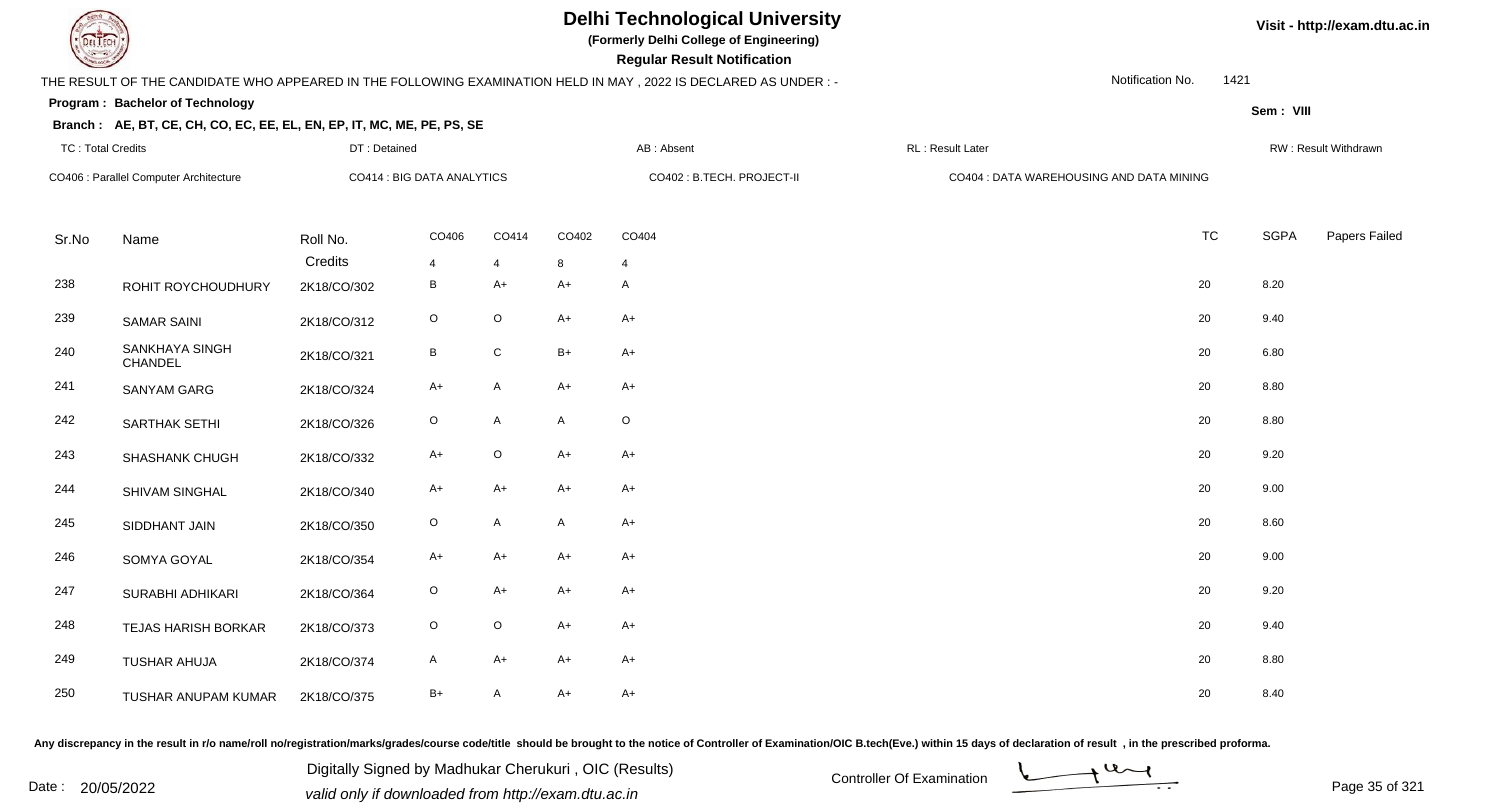# Delhi Technological University

**(Formerly Delhi College of Engineering)**

**Regular Result Notification**

Visit - http://exam.dtu.ac.in

THE RESULT OF THE CANDIDATE WHO APPEARED IN THE FOLLOWING EXAMINATION HELD IN MAY , 2022 IS DECLARED AS UNDER : -

Notification No. 1421

**Program : Bachelor of Technology**

Sem : VIII

**Branch : AE, BT, CE, CH, CO, EC, EE, EL, EN, EP, IT, MC, ME, PE, PS, SE**

TC : Total Credits | DT : Detained | AB : Absent | RL : Result Later | RW : Result Withdrawn

CO406 : Parallel Computer Architecture | CO414 : BIG DATA ANALYTICS | CO402 : B.TECH. PROJECT-II | CO404 : DATA WAREHOUSING AND DATA MINING

| Sr.No | Name | Roll No. | CO406 | CO414 | CO402 | CO404 | TC | SGPA | Papers Failed |
|---|---|---|---|---|---|---|---|---|---|
| | | Credits | 4 | 4 | 8 | 4 | | | |
| 238 | ROHIT ROYCHOUDHURY | 2K18/CO/302 | B | A+ | A+ | A | 20 | 8.20 | |
| 239 | SAMAR SAINI | 2K18/CO/312 | O | O | A+ | A+ | 20 | 9.40 | |
| 240 | SANKHAYA SINGH CHANDEL | 2K18/CO/321 | B | C | B+ | A+ | 20 | 6.80 | |
| 241 | SANYAM GARG | 2K18/CO/324 | A+ | A | A+ | A+ | 20 | 8.80 | |
| 242 | SARTHAK SETHI | 2K18/CO/326 | O | A | A | O | 20 | 8.80 | |
| 243 | SHASHANK CHUGH | 2K18/CO/332 | A+ | O | A+ | A+ | 20 | 9.20 | |
| 244 | SHIVAM SINGHAL | 2K18/CO/340 | A+ | A+ | A+ | A+ | 20 | 9.00 | |
| 245 | SIDDHANT JAIN | 2K18/CO/350 | O | A | A | A+ | 20 | 8.60 | |
| 246 | SOMYA GOYAL | 2K18/CO/354 | A+ | A+ | A+ | A+ | 20 | 9.00 | |
| 247 | SURABHI ADHIKARI | 2K18/CO/364 | O | A+ | A+ | A+ | 20 | 9.20 | |
| 248 | TEJAS HARISH BORKAR | 2K18/CO/373 | O | O | A+ | A+ | 20 | 9.40 | |
| 249 | TUSHAR AHUJA | 2K18/CO/374 | A | A+ | A+ | A+ | 20 | 8.80 | |
| 250 | TUSHAR ANUPAM KUMAR | 2K18/CO/375 | B+ | A | A+ | A+ | 20 | 8.40 | |

Any discrepancy in the result in r/o name/roll no/registration/marks/grades/course code/title should be brought to the notice of Controller of Examination/OIC B.tech(Eve.) within 15 days of declaration of result , in the prescribed proforma.

Date : 20/05/2022

Digitally Signed by Madhukar Cherukuri , OIC (Results)
valid only if downloaded from http://exam.dtu.ac.in

Controller Of Examination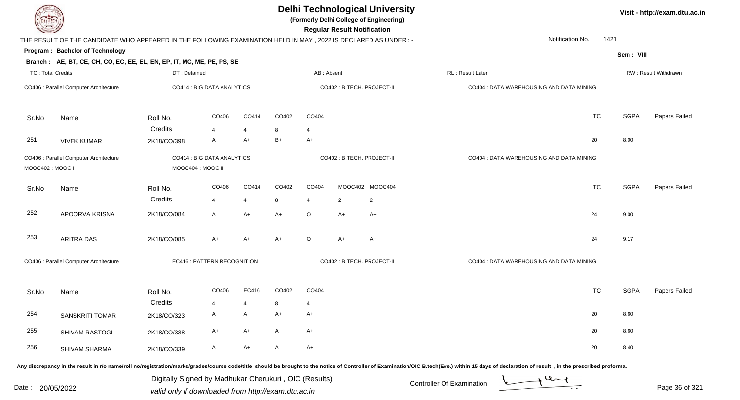# Delhi Technological University

**(Formerly Delhi College of Engineering)**

**Regular Result Notification**

Visit - http://exam.dtu.ac.in

THE RESULT OF THE CANDIDATE WHO APPEARED IN THE FOLLOWING EXAMINATION HELD IN MAY , 2022 IS DECLARED AS UNDER : -

Notification No. 1421

**Program : Bachelor of Technology**

Sem : VIII

**Branch : AE, BT, CE, CH, CO, EC, EE, EL, EN, EP, IT, MC, ME, PE, PS, SE**

TC : Total Credits | DT : Detained | AB : Absent | RL : Result Later | RW : Result Withdrawn

CO406 : Parallel Computer Architecture | CO414 : BIG DATA ANALYTICS | CO402 : B.TECH. PROJECT-II | CO404 : DATA WAREHOUSING AND DATA MINING

| Sr.No | Name | Roll No. | CO406 | CO414 | CO402 | CO404 | TC | SGPA | Papers Failed |
|---|---|---|---|---|---|---|---|---|---|
| | | Credits | 4 | 4 | 8 | 4 | | | |
| 251 | VIVEK KUMAR | 2K18/CO/398 | A | A+ | B+ | A+ | 20 | 8.00 | |

CO406 : Parallel Computer Architecture | CO414 : BIG DATA ANALYTICS | CO402 : B.TECH. PROJECT-II | CO404 : DATA WAREHOUSING AND DATA MINING | MOOC402 : MOOC I | MOOC404 : MOOC II

| Sr.No | Name | Roll No. | CO406 | CO414 | CO402 | CO404 | MOOC402 | MOOC404 | TC | SGPA | Papers Failed |
|---|---|---|---|---|---|---|---|---|---|---|---|
| | | Credits | 4 | 4 | 8 | 4 | 2 | 2 | | | |
| 252 | APOORVA KRISNA | 2K18/CO/084 | A | A+ | A+ | O | A+ | A+ | 24 | 9.00 | |
| 253 | ARITRA DAS | 2K18/CO/085 | A+ | A+ | A+ | O | A+ | A+ | 24 | 9.17 | |

CO406 : Parallel Computer Architecture | EC416 : PATTERN RECOGNITION | CO402 : B.TECH. PROJECT-II | CO404 : DATA WAREHOUSING AND DATA MINING

| Sr.No | Name | Roll No. | CO406 | EC416 | CO402 | CO404 | TC | SGPA | Papers Failed |
|---|---|---|---|---|---|---|---|---|---|
| | | Credits | 4 | 4 | 8 | 4 | | | |
| 254 | SANSKRITI TOMAR | 2K18/CO/323 | A | A | A+ | A+ | 20 | 8.60 | |
| 255 | SHIVAM RASTOGI | 2K18/CO/338 | A+ | A+ | A | A+ | 20 | 8.60 | |
| 256 | SHIVAM SHARMA | 2K18/CO/339 | A | A+ | A | A+ | 20 | 8.40 | |

Any discrepancy in the result in r/o name/roll no/registration/marks/grades/course code/title should be brought to the notice of Controller of Examination/OIC B.tech(Eve.) within 15 days of declaration of result , in the prescribed proforma.

Date : 20/05/2022

Digitally Signed by Madhukar Cherukuri , OIC (Results)

valid only if downloaded from http://exam.dtu.ac.in

Controller Of Examination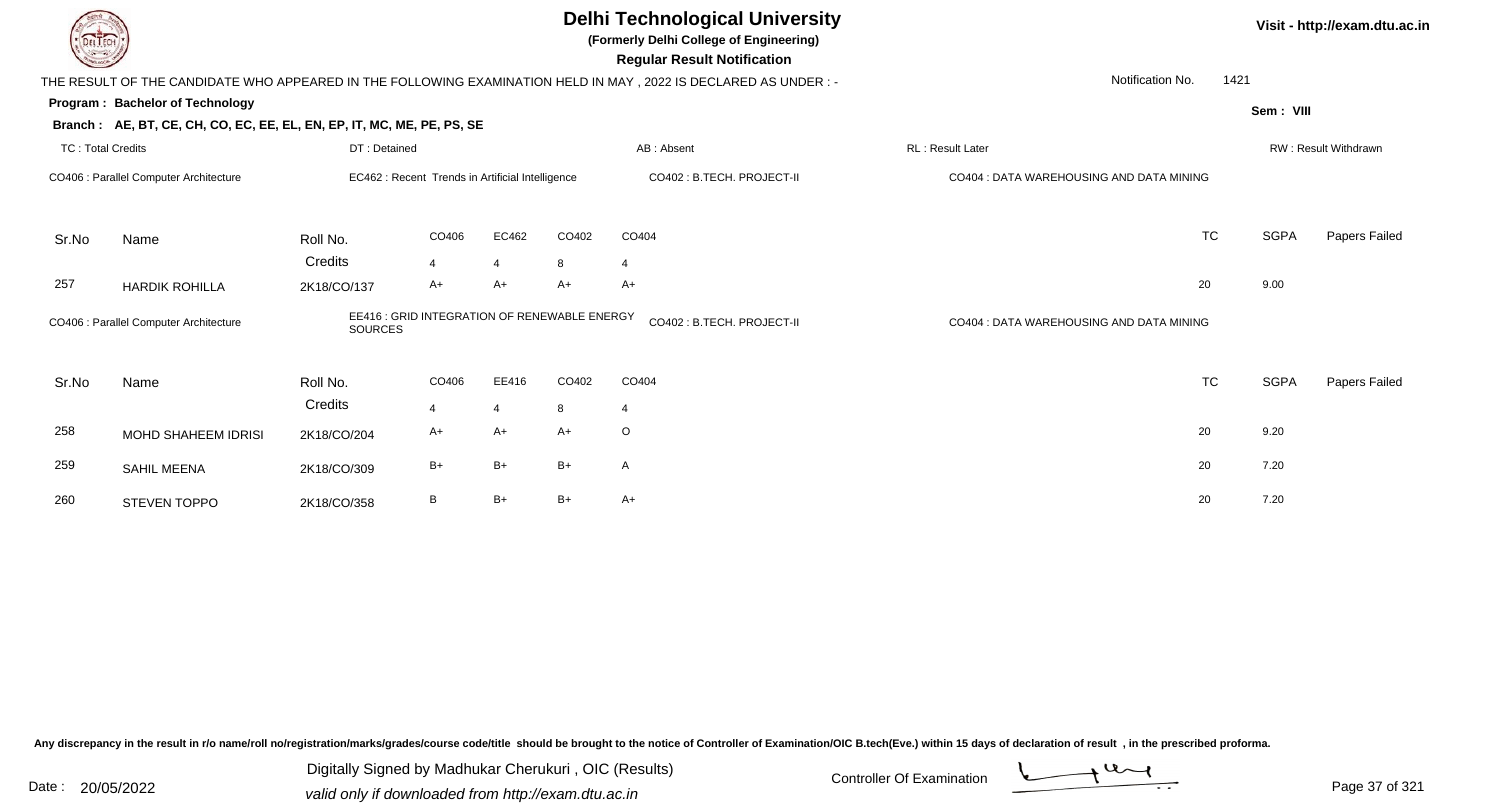# Delhi Technological University

**(Formerly Delhi College of Engineering)**

**Regular Result Notification**

Visit - http://exam.dtu.ac.in

THE RESULT OF THE CANDIDATE WHO APPEARED IN THE FOLLOWING EXAMINATION HELD IN MAY , 2022 IS DECLARED AS UNDER : -

Notification No. 1421

**Program : Bachelor of Technology**

**Sem : VIII**

**Branch : AE, BT, CE, CH, CO, EC, EE, EL, EN, EP, IT, MC, ME, PE, PS, SE**

TC : Total Credits | DT : Detained | AB : Absent | RL : Result Later | RW : Result Withdrawn

CO406 : Parallel Computer Architecture | EC462 : Recent Trends in Artificial Intelligence | CO402 : B.TECH. PROJECT-II | CO404 : DATA WAREHOUSING AND DATA MINING

| Sr.No | Name | Roll No. | CO406 | EC462 | CO402 | CO404 | TC | SGPA | Papers Failed |
|---|---|---|---|---|---|---|---|---|---|
| | | Credits | 4 | 4 | 8 | 4 | | | |
| 257 | HARDIK ROHILLA | 2K18/CO/137 | A+ | A+ | A+ | A+ | 20 | 9.00 | |

CO406 : Parallel Computer Architecture | EE416 : GRID INTEGRATION OF RENEWABLE ENERGY SOURCES | CO402 : B.TECH. PROJECT-II | CO404 : DATA WAREHOUSING AND DATA MINING

| Sr.No | Name | Roll No. | CO406 | EE416 | CO402 | CO404 | TC | SGPA | Papers Failed |
|---|---|---|---|---|---|---|---|---|---|
| | | Credits | 4 | 4 | 8 | 4 | | | |
| 258 | MOHD SHAHEEM IDRISI | 2K18/CO/204 | A+ | A+ | A+ | O | 20 | 9.20 | |
| 259 | SAHIL MEENA | 2K18/CO/309 | B+ | B+ | B+ | A | 20 | 7.20 | |
| 260 | STEVEN TOPPO | 2K18/CO/358 | B | B+ | B+ | A+ | 20 | 7.20 | |

Any discrepancy in the result in r/o name/roll no/registration/marks/grades/course code/title should be brought to the notice of Controller of Examination/OIC B.tech(Eve.) within 15 days of declaration of result , in the prescribed proforma.

Date : 20/05/2022

Digitally Signed by Madhukar Cherukuri , OIC (Results)
valid only if downloaded from http://exam.dtu.ac.in

Controller Of Examination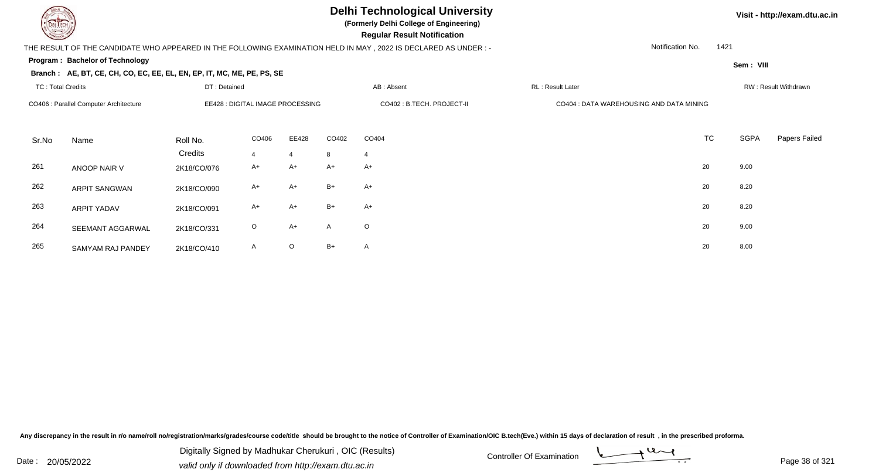# Delhi Technological University

**(Formerly Delhi College of Engineering)**

**Regular Result Notification**

Visit - http://exam.dtu.ac.in

THE RESULT OF THE CANDIDATE WHO APPEARED IN THE FOLLOWING EXAMINATION HELD IN MAY , 2022 IS DECLARED AS UNDER : -

Notification No. 1421

**Program : Bachelor of Technology**

Sem : VIII

**Branch : AE, BT, CE, CH, CO, EC, EE, EL, EN, EP, IT, MC, ME, PE, PS, SE**

TC : Total Credits | DT : Detained | AB : Absent | RL : Result Later | RW : Result Withdrawn

CO406 : Parallel Computer Architecture | EE428 : DIGITAL IMAGE PROCESSING | CO402 : B.TECH. PROJECT-II | CO404 : DATA WAREHOUSING AND DATA MINING

| Sr.No | Name | Roll No. | CO406 | EE428 | CO402 | CO404 | TC | SGPA | Papers Failed |
|---|---|---|---|---|---|---|---|---|---|
| | | Credits | 4 | 4 | 8 | 4 | | | |
| 261 | ANOOP NAIR V | 2K18/CO/076 | A+ | A+ | A+ | A+ | 20 | 9.00 | |
| 262 | ARPIT SANGWAN | 2K18/CO/090 | A+ | A+ | B+ | A+ | 20 | 8.20 | |
| 263 | ARPIT YADAV | 2K18/CO/091 | A+ | A+ | B+ | A+ | 20 | 8.20 | |
| 264 | SEEMANT AGGARWAL | 2K18/CO/331 | O | A+ | A | O | 20 | 9.00 | |
| 265 | SAMYAM RAJ PANDEY | 2K18/CO/410 | A | O | B+ | A | 20 | 8.00 | |

Any discrepancy in the result in r/o name/roll no/registration/marks/grades/course code/title should be brought to the notice of Controller of Examination/OIC B.tech(Eve.) within 15 days of declaration of result , in the prescribed proforma.

Date : 20/05/2022

Digitally Signed by Madhukar Cherukuri , OIC (Results)
valid only if downloaded from http://exam.dtu.ac.in

Controller Of Examination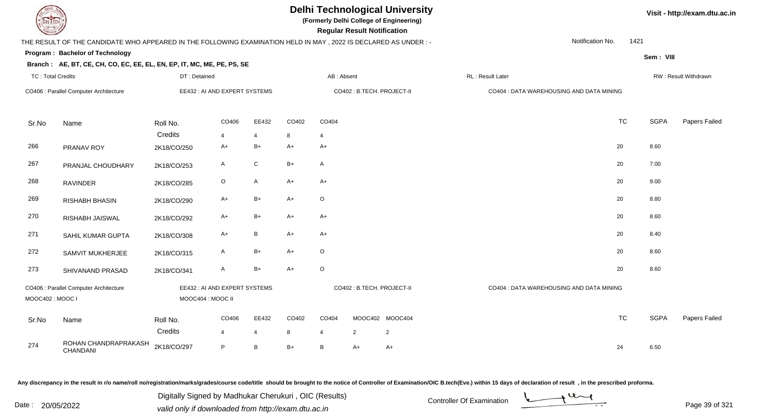# Delhi Technological University

**(Formerly Delhi College of Engineering)**

**Regular Result Notification**

Visit - http://exam.dtu.ac.in

THE RESULT OF THE CANDIDATE WHO APPEARED IN THE FOLLOWING EXAMINATION HELD IN MAY , 2022 IS DECLARED AS UNDER : -

Notification No. 1421

**Program : Bachelor of Technology**

Sem : VIII

**Branch : AE, BT, CE, CH, CO, EC, EE, EL, EN, EP, IT, MC, ME, PE, PS, SE**

TC : Total Credits | DT : Detained | AB : Absent | RL : Result Later | RW : Result Withdrawn

CO406 : Parallel Computer Architecture | EE432 : AI AND EXPERT SYSTEMS | CO402 : B.TECH. PROJECT-II | CO404 : DATA WAREHOUSING AND DATA MINING

| Sr.No | Name | Roll No. | CO406 | EE432 | CO402 | CO404 | TC | SGPA | Papers Failed |
|---|---|---|---|---|---|---|---|---|---|
| | | Credits | 4 | 4 | 8 | 4 | | | |
| 266 | PRANAV ROY | 2K18/CO/250 | A+ | B+ | A+ | A+ | 20 | 8.60 | |
| 267 | PRANJAL CHOUDHARY | 2K18/CO/253 | A | C | B+ | A | 20 | 7.00 | |
| 268 | RAVINDER | 2K18/CO/285 | O | A | A+ | A+ | 20 | 9.00 | |
| 269 | RISHABH BHASIN | 2K18/CO/290 | A+ | B+ | A+ | O | 20 | 8.80 | |
| 270 | RISHABH JAISWAL | 2K18/CO/292 | A+ | B+ | A+ | A+ | 20 | 8.60 | |
| 271 | SAHIL KUMAR GUPTA | 2K18/CO/308 | A+ | B | A+ | A+ | 20 | 8.40 | |
| 272 | SAMVIT MUKHERJEE | 2K18/CO/315 | A | B+ | A+ | O | 20 | 8.60 | |
| 273 | SHIVANAND PRASAD | 2K18/CO/341 | A | B+ | A+ | O | 20 | 8.60 | |

CO406 : Parallel Computer Architecture | EE432 : AI AND EXPERT SYSTEMS | CO402 : B.TECH. PROJECT-II | CO404 : DATA WAREHOUSING AND DATA MINING | MOOC402 : MOOC I | MOOC404 : MOOC II

| Sr.No | Name | Roll No. | CO406 | EE432 | CO402 | CO404 | MOOC402 | MOOC404 | TC | SGPA | Papers Failed |
|---|---|---|---|---|---|---|---|---|---|---|---|
| | | Credits | 4 | 4 | 8 | 4 | 2 | 2 | | | |
| 274 | ROHAN CHANDRAPRAKASH CHANDANI | 2K18/CO/297 | P | B | B+ | B | A+ | A+ | 24 | 6.50 | |

Any discrepancy in the result in r/o name/roll no/registration/marks/grades/course code/title should be brought to the notice of Controller of Examination/OIC B.tech(Eve.) within 15 days of declaration of result , in the prescribed proforma.

Date : 20/05/2022

Digitally Signed by Madhukar Cherukuri , OIC (Results)
valid only if downloaded from http://exam.dtu.ac.in

Controller Of Examination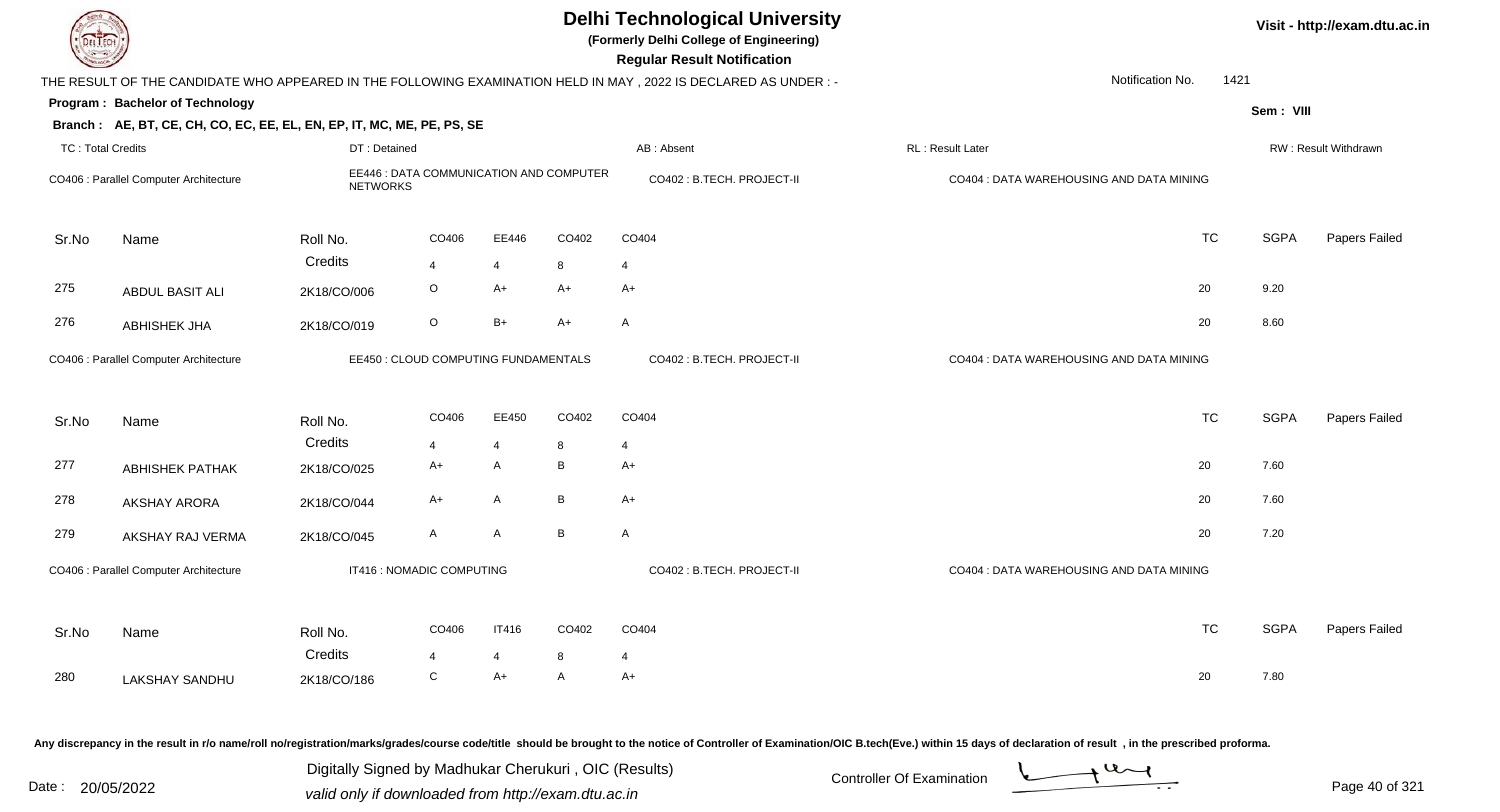# Delhi Technological University

(Formerly Delhi College of Engineering)

**Regular Result Notification**

Visit - http://exam.dtu.ac.in

THE RESULT OF THE CANDIDATE WHO APPEARED IN THE FOLLOWING EXAMINATION HELD IN MAY , 2022 IS DECLARED AS UNDER : -

Notification No. 1421

**Program : Bachelor of Technology**

Sem : VIII

**Branch : AE, BT, CE, CH, CO, EC, EE, EL, EN, EP, IT, MC, ME, PE, PS, SE**

TC : Total Credits | DT : Detained | AB : Absent | RL : Result Later | RW : Result Withdrawn

CO406 : Parallel Computer Architecture | EE446 : DATA COMMUNICATION AND COMPUTER NETWORKS | CO402 : B.TECH. PROJECT-II | CO404 : DATA WAREHOUSING AND DATA MINING

| Sr.No | Name | Roll No. | CO406 | EE446 | CO402 | CO404 | TC | SGPA | Papers Failed |
|---|---|---|---|---|---|---|---|---|---|
| | | Credits | 4 | 4 | 8 | 4 | | | |
| 275 | ABDUL BASIT ALI | 2K18/CO/006 | O | A+ | A+ | A+ | 20 | 9.20 | |
| 276 | ABHISHEK JHA | 2K18/CO/019 | O | B+ | A+ | A | 20 | 8.60 | |

CO406 : Parallel Computer Architecture | EE450 : CLOUD COMPUTING FUNDAMENTALS | CO402 : B.TECH. PROJECT-II | CO404 : DATA WAREHOUSING AND DATA MINING

| Sr.No | Name | Roll No. | CO406 | EE450 | CO402 | CO404 | TC | SGPA | Papers Failed |
|---|---|---|---|---|---|---|---|---|---|
| | | Credits | 4 | 4 | 8 | 4 | | | |
| 277 | ABHISHEK PATHAK | 2K18/CO/025 | A+ | A | B | A+ | 20 | 7.60 | |
| 278 | AKSHAY ARORA | 2K18/CO/044 | A+ | A | B | A+ | 20 | 7.60 | |
| 279 | AKSHAY RAJ VERMA | 2K18/CO/045 | A | A | B | A | 20 | 7.20 | |

CO406 : Parallel Computer Architecture | IT416 : NOMADIC COMPUTING | CO402 : B.TECH. PROJECT-II | CO404 : DATA WAREHOUSING AND DATA MINING

| Sr.No | Name | Roll No. | CO406 | IT416 | CO402 | CO404 | TC | SGPA | Papers Failed |
|---|---|---|---|---|---|---|---|---|---|
| | | Credits | 4 | 4 | 8 | 4 | | | |
| 280 | LAKSHAY SANDHU | 2K18/CO/186 | C | A+ | A | A+ | 20 | 7.80 | |

Any discrepancy in the result in r/o name/roll no/registration/marks/grades/course code/title should be brought to the notice of Controller of Examination/OIC B.tech(Eve.) within 15 days of declaration of result , in the prescribed proforma.

Date : 20/05/2022

Digitally Signed by Madhukar Cherukuri , OIC (Results)
valid only if downloaded from http://exam.dtu.ac.in

Controller Of Examination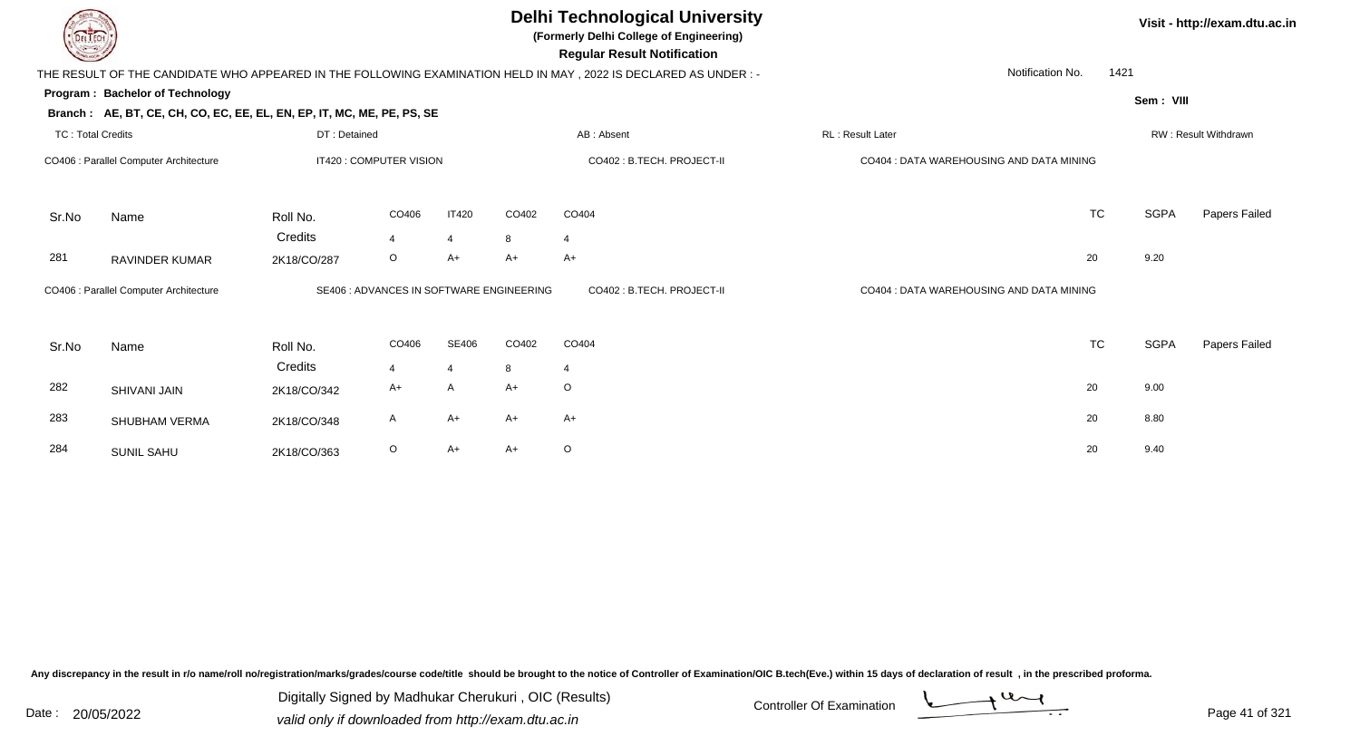# Delhi Technological University

**(Formerly Delhi College of Engineering)**

**Regular Result Notification**

Visit - http://exam.dtu.ac.in

THE RESULT OF THE CANDIDATE WHO APPEARED IN THE FOLLOWING EXAMINATION HELD IN MAY , 2022 IS DECLARED AS UNDER : -

Notification No. 1421

**Program : Bachelor of Technology**

Sem : VIII

**Branch : AE, BT, CE, CH, CO, EC, EE, EL, EN, EP, IT, MC, ME, PE, PS, SE**

TC : Total Credits | DT : Detained | AB : Absent | RL : Result Later | RW : Result Withdrawn

CO406 : Parallel Computer Architecture | IT420 : COMPUTER VISION | CO402 : B.TECH. PROJECT-II | CO404 : DATA WAREHOUSING AND DATA MINING

| Sr.No | Name | Roll No. | CO406 | IT420 | CO402 | CO404 | TC | SGPA | Papers Failed |
|---|---|---|---|---|---|---|---|---|---|
| | | Credits | 4 | 4 | 8 | 4 | | | |
| 281 | RAVINDER KUMAR | 2K18/CO/287 | O | A+ | A+ | A+ | 20 | 9.20 | |

CO406 : Parallel Computer Architecture | SE406 : ADVANCES IN SOFTWARE ENGINEERING | CO402 : B.TECH. PROJECT-II | CO404 : DATA WAREHOUSING AND DATA MINING

| Sr.No | Name | Roll No. | CO406 | SE406 | CO402 | CO404 | TC | SGPA | Papers Failed |
|---|---|---|---|---|---|---|---|---|---|
| | | Credits | 4 | 4 | 8 | 4 | | | |
| 282 | SHIVANI JAIN | 2K18/CO/342 | A+ | A | A+ | O | 20 | 9.00 | |
| 283 | SHUBHAM VERMA | 2K18/CO/348 | A | A+ | A+ | A+ | 20 | 8.80 | |
| 284 | SUNIL SAHU | 2K18/CO/363 | O | A+ | A+ | O | 20 | 9.40 | |

Any discrepancy in the result in r/o name/roll no/registration/marks/grades/course code/title should be brought to the notice of Controller of Examination/OIC B.tech(Eve.) within 15 days of declaration of result , in the prescribed proforma.

Date : 20/05/2022

Digitally Signed by Madhukar Cherukuri , OIC (Results)
valid only if downloaded from http://exam.dtu.ac.in

Controller Of Examination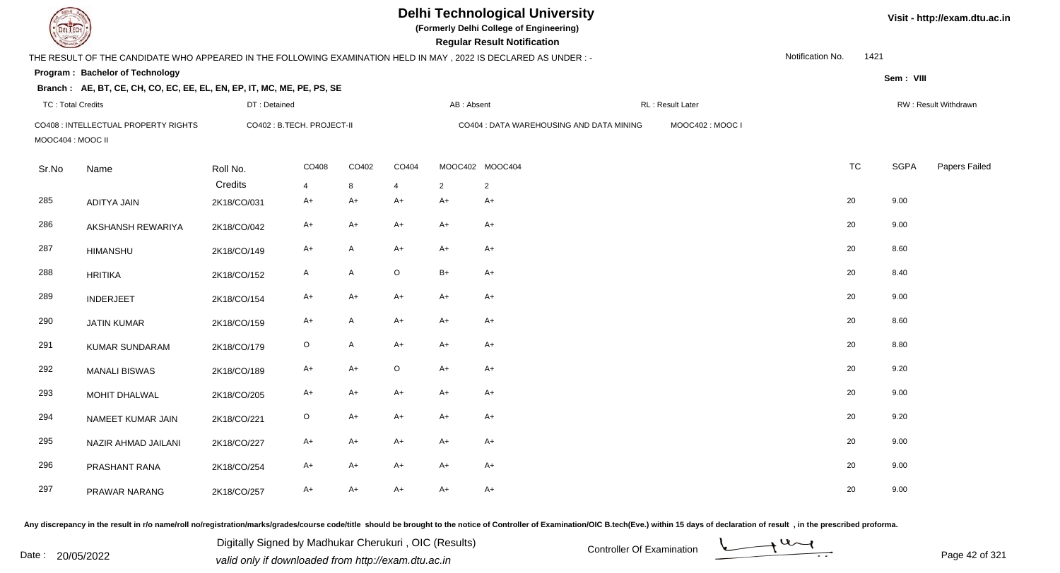# Delhi Technological University

**(Formerly Delhi College of Engineering)**

**Regular Result Notification**

Visit - http://exam.dtu.ac.in

THE RESULT OF THE CANDIDATE WHO APPEARED IN THE FOLLOWING EXAMINATION HELD IN MAY , 2022 IS DECLARED AS UNDER : -

Notification No. 1421

**Program : Bachelor of Technology**

Sem : VIII

**Branch : AE, BT, CE, CH, CO, EC, EE, EL, EN, EP, IT, MC, ME, PE, PS, SE**

TC : Total Credits | DT : Detained | AB : Absent | RL : Result Later | RW : Result Withdrawn

CO408 : INTELLECTUAL PROPERTY RIGHTS | CO402 : B.TECH. PROJECT-II | CO404 : DATA WAREHOUSING AND DATA MINING | MOOC402 : MOOC I | MOOC404 : MOOC II

| Sr.No | Name | Roll No. | CO408 | CO402 | CO404 | MOOC402 | MOOC404 | TC | SGPA | Papers Failed |
|---|---|---|---|---|---|---|---|---|---|---|
| | | Credits | 4 | 8 | 4 | 2 | 2 | | | |
| 285 | ADITYA JAIN | 2K18/CO/031 | A+ | A+ | A+ | A+ | A+ | 20 | 9.00 | |
| 286 | AKSHANSH REWARIYA | 2K18/CO/042 | A+ | A+ | A+ | A+ | A+ | 20 | 9.00 | |
| 287 | HIMANSHU | 2K18/CO/149 | A+ | A | A+ | A+ | A+ | 20 | 8.60 | |
| 288 | HRITIKA | 2K18/CO/152 | A | A | O | B+ | A+ | 20 | 8.40 | |
| 289 | INDERJEET | 2K18/CO/154 | A+ | A+ | A+ | A+ | A+ | 20 | 9.00 | |
| 290 | JATIN KUMAR | 2K18/CO/159 | A+ | A | A+ | A+ | A+ | 20 | 8.60 | |
| 291 | KUMAR SUNDARAM | 2K18/CO/179 | O | A | A+ | A+ | A+ | 20 | 8.80 | |
| 292 | MANALI BISWAS | 2K18/CO/189 | A+ | A+ | O | A+ | A+ | 20 | 9.20 | |
| 293 | MOHIT DHALWAL | 2K18/CO/205 | A+ | A+ | A+ | A+ | A+ | 20 | 9.00 | |
| 294 | NAMEET KUMAR JAIN | 2K18/CO/221 | O | A+ | A+ | A+ | A+ | 20 | 9.20 | |
| 295 | NAZIR AHMAD JAILANI | 2K18/CO/227 | A+ | A+ | A+ | A+ | A+ | 20 | 9.00 | |
| 296 | PRASHANT RANA | 2K18/CO/254 | A+ | A+ | A+ | A+ | A+ | 20 | 9.00 | |
| 297 | PRAWAR NARANG | 2K18/CO/257 | A+ | A+ | A+ | A+ | A+ | 20 | 9.00 | |

Any discrepancy in the result in r/o name/roll no/registration/marks/grades/course code/title should be brought to the notice of Controller of Examination/OIC B.tech(Eve.) within 15 days of declaration of result , in the prescribed proforma.

Date : 20/05/2022

Digitally Signed by Madhukar Cherukuri , OIC (Results)
valid only if downloaded from http://exam.dtu.ac.in

Controller Of Examination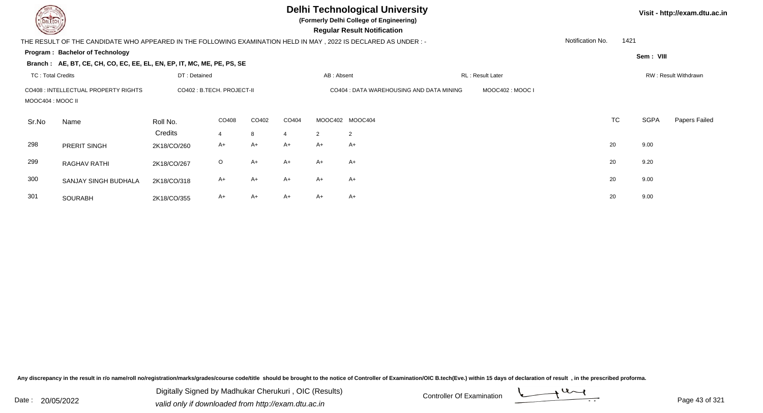# Delhi Technological University

**(Formerly Delhi College of Engineering)**

**Regular Result Notification**

Visit - http://exam.dtu.ac.in

THE RESULT OF THE CANDIDATE WHO APPEARED IN THE FOLLOWING EXAMINATION HELD IN MAY , 2022 IS DECLARED AS UNDER : -

Notification No. 1421

**Program : Bachelor of Technology**

Sem : VIII

**Branch : AE, BT, CE, CH, CO, EC, EE, EL, EN, EP, IT, MC, ME, PE, PS, SE**

TC : Total Credits | DT : Detained | AB : Absent | RL : Result Later | RW : Result Withdrawn

CO408 : INTELLECTUAL PROPERTY RIGHTS | CO402 : B.TECH. PROJECT-II | CO404 : DATA WAREHOUSING AND DATA MINING | MOOC402 : MOOC I | MOOC404 : MOOC II

| Sr.No | Name | Roll No. | CO408 | CO402 | CO404 | MOOC402 | MOOC404 | TC | SGPA | Papers Failed |
|---|---|---|---|---|---|---|---|---|---|---|
| | | Credits | 4 | 8 | 4 | 2 | 2 | | | |
| 298 | PRERIT SINGH | 2K18/CO/260 | A+ | A+ | A+ | A+ | A+ | 20 | 9.00 | |
| 299 | RAGHAV RATHI | 2K18/CO/267 | O | A+ | A+ | A+ | A+ | 20 | 9.20 | |
| 300 | SANJAY SINGH BUDHALA | 2K18/CO/318 | A+ | A+ | A+ | A+ | A+ | 20 | 9.00 | |
| 301 | SOURABH | 2K18/CO/355 | A+ | A+ | A+ | A+ | A+ | 20 | 9.00 | |

Any discrepancy in the result in r/o name/roll no/registration/marks/grades/course code/title should be brought to the notice of Controller of Examination/OIC B.tech(Eve.) within 15 days of declaration of result , in the prescribed proforma.

Date : 20/05/2022

Digitally Signed by Madhukar Cherukuri , OIC (Results)
valid only if downloaded from http://exam.dtu.ac.in

Controller Of Examination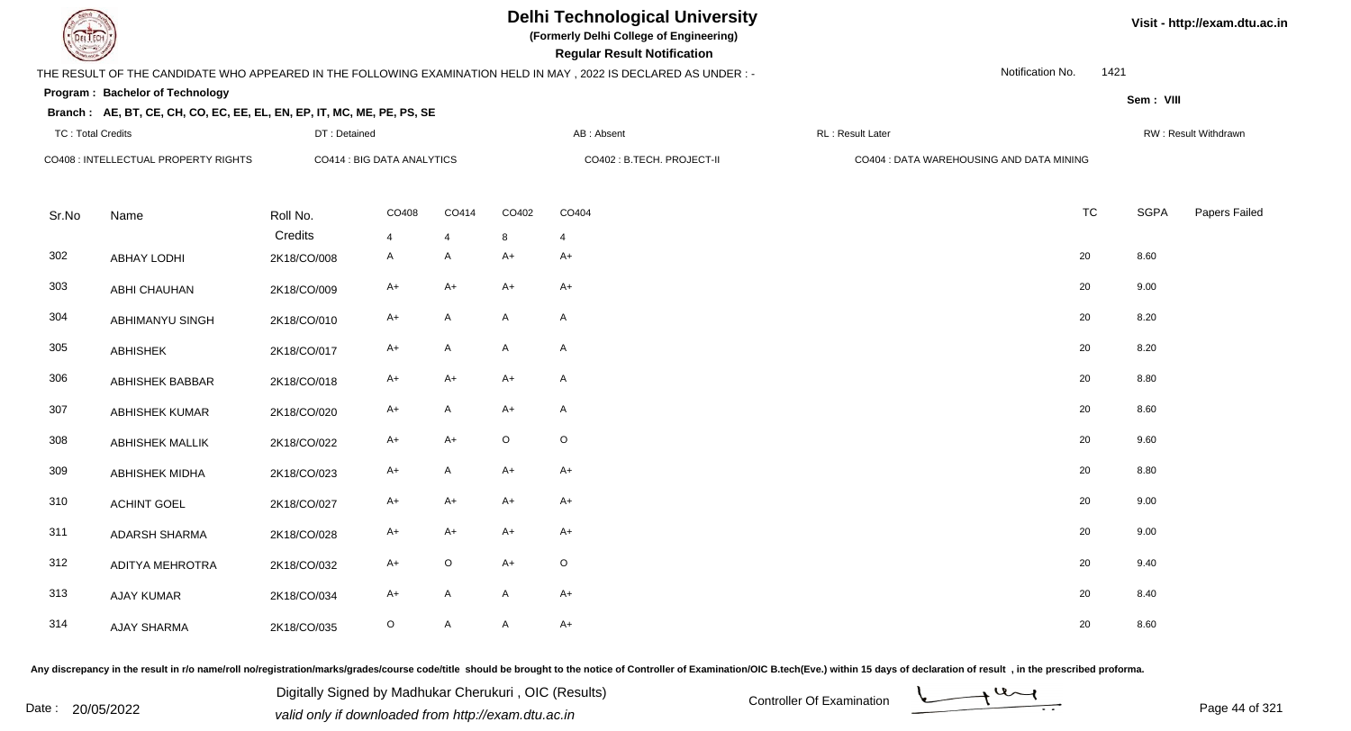# Delhi Technological University

**(Formerly Delhi College of Engineering)**

**Regular Result Notification**

Visit - http://exam.dtu.ac.in

THE RESULT OF THE CANDIDATE WHO APPEARED IN THE FOLLOWING EXAMINATION HELD IN MAY , 2022 IS DECLARED AS UNDER : -

Notification No. 1421

**Program : Bachelor of Technology**

Sem : VIII

**Branch : AE, BT, CE, CH, CO, EC, EE, EL, EN, EP, IT, MC, ME, PE, PS, SE**

TC : Total Credits | DT : Detained | AB : Absent | RL : Result Later | RW : Result Withdrawn

CO408 : INTELLECTUAL PROPERTY RIGHTS | CO414 : BIG DATA ANALYTICS | CO402 : B.TECH. PROJECT-II | CO404 : DATA WAREHOUSING AND DATA MINING

| Sr.No | Name | Roll No. | CO408 | CO414 | CO402 | CO404 | TC | SGPA | Papers Failed |
|---|---|---|---|---|---|---|---|---|---|
| | | Credits | 4 | 4 | 8 | 4 | | | |
| 302 | ABHAY LODHI | 2K18/CO/008 | A | A | A+ | A+ | 20 | 8.60 | |
| 303 | ABHI CHAUHAN | 2K18/CO/009 | A+ | A+ | A+ | A+ | 20 | 9.00 | |
| 304 | ABHIMANYU SINGH | 2K18/CO/010 | A+ | A | A | A | 20 | 8.20 | |
| 305 | ABHISHEK | 2K18/CO/017 | A+ | A | A | A | 20 | 8.20 | |
| 306 | ABHISHEK BABBAR | 2K18/CO/018 | A+ | A+ | A+ | A | 20 | 8.80 | |
| 307 | ABHISHEK KUMAR | 2K18/CO/020 | A+ | A | A+ | A | 20 | 8.60 | |
| 308 | ABHISHEK MALLIK | 2K18/CO/022 | A+ | A+ | O | O | 20 | 9.60 | |
| 309 | ABHISHEK MIDHA | 2K18/CO/023 | A+ | A | A+ | A+ | 20 | 8.80 | |
| 310 | ACHINT GOEL | 2K18/CO/027 | A+ | A+ | A+ | A+ | 20 | 9.00 | |
| 311 | ADARSH SHARMA | 2K18/CO/028 | A+ | A+ | A+ | A+ | 20 | 9.00 | |
| 312 | ADITYA MEHROTRA | 2K18/CO/032 | A+ | O | A+ | O | 20 | 9.40 | |
| 313 | AJAY KUMAR | 2K18/CO/034 | A+ | A | A | A+ | 20 | 8.40 | |
| 314 | AJAY SHARMA | 2K18/CO/035 | O | A | A | A+ | 20 | 8.60 | |

Any discrepancy in the result in r/o name/roll no/registration/marks/grades/course code/title should be brought to the notice of Controller of Examination/OIC B.tech(Eve.) within 15 days of declaration of result , in the prescribed proforma.

Date : 20/05/2022

Digitally Signed by Madhukar Cherukuri , OIC (Results)
valid only if downloaded from http://exam.dtu.ac.in

Controller Of Examination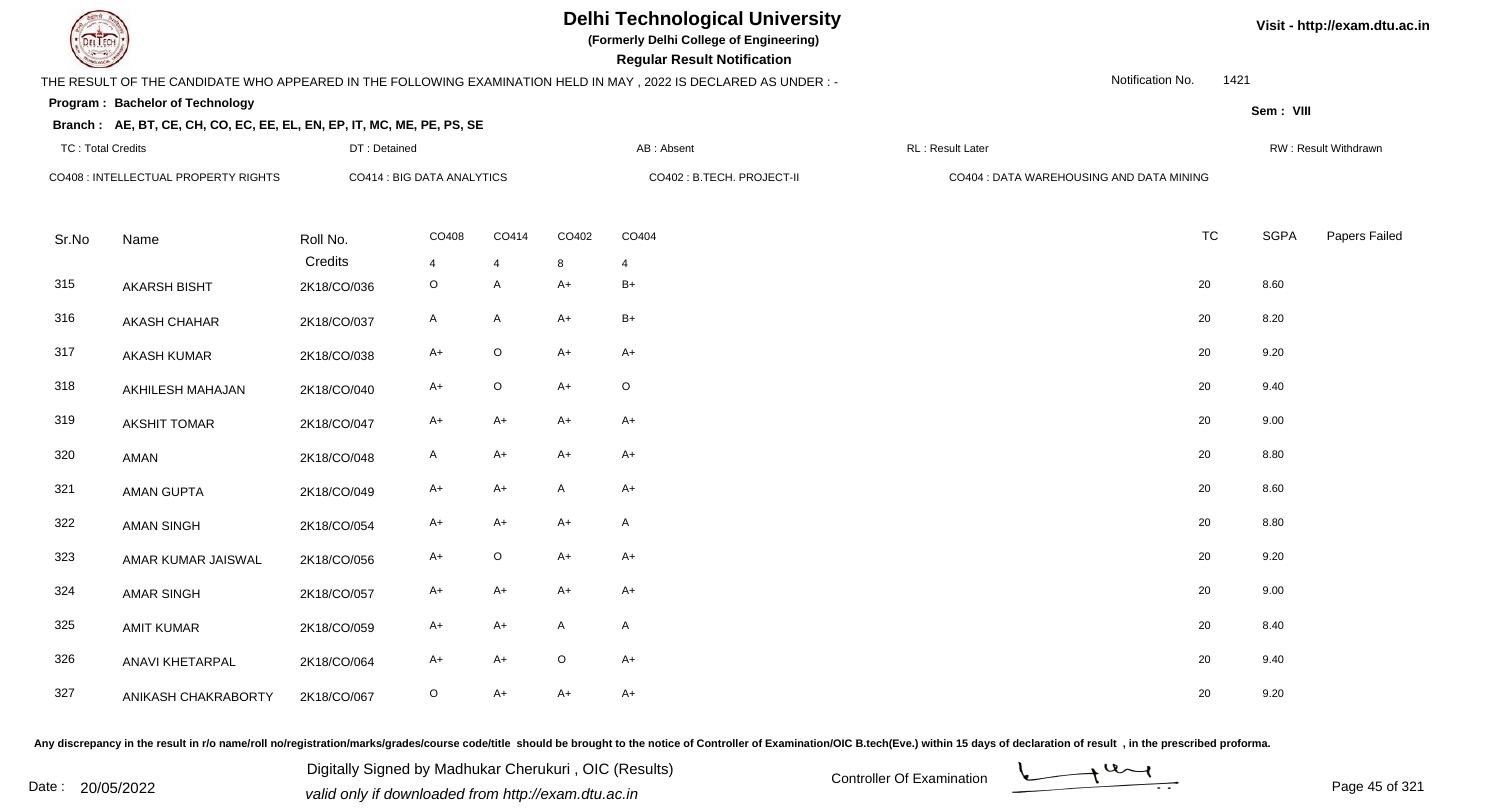# Delhi Technological University

**(Formerly Delhi College of Engineering)**

**Regular Result Notification**

Visit - http://exam.dtu.ac.in

THE RESULT OF THE CANDIDATE WHO APPEARED IN THE FOLLOWING EXAMINATION HELD IN MAY , 2022 IS DECLARED AS UNDER : -

Notification No. 1421

**Program : Bachelor of Technology**

**Sem : VIII**

**Branch : AE, BT, CE, CH, CO, EC, EE, EL, EN, EP, IT, MC, ME, PE, PS, SE**

TC : Total Credits | DT : Detained | AB : Absent | RL : Result Later | RW : Result Withdrawn

CO408 : INTELLECTUAL PROPERTY RIGHTS | CO414 : BIG DATA ANALYTICS | CO402 : B.TECH. PROJECT-II | CO404 : DATA WAREHOUSING AND DATA MINING

| Sr.No | Name | Roll No. | CO408 | CO414 | CO402 | CO404 | TC | SGPA | Papers Failed |
|---|---|---|---|---|---|---|---|---|---|
| | | Credits | 4 | 4 | 8 | 4 | | | |
| 315 | AKARSH BISHT | 2K18/CO/036 | O | A | A+ | B+ | 20 | 8.60 | |
| 316 | AKASH CHAHAR | 2K18/CO/037 | A | A | A+ | B+ | 20 | 8.20 | |
| 317 | AKASH KUMAR | 2K18/CO/038 | A+ | O | A+ | A+ | 20 | 9.20 | |
| 318 | AKHILESH MAHAJAN | 2K18/CO/040 | A+ | O | A+ | O | 20 | 9.40 | |
| 319 | AKSHIT TOMAR | 2K18/CO/047 | A+ | A+ | A+ | A+ | 20 | 9.00 | |
| 320 | AMAN | 2K18/CO/048 | A | A+ | A+ | A+ | 20 | 8.80 | |
| 321 | AMAN GUPTA | 2K18/CO/049 | A+ | A+ | A | A+ | 20 | 8.60 | |
| 322 | AMAN SINGH | 2K18/CO/054 | A+ | A+ | A+ | A | 20 | 8.80 | |
| 323 | AMAR KUMAR JAISWAL | 2K18/CO/056 | A+ | O | A+ | A+ | 20 | 9.20 | |
| 324 | AMAR SINGH | 2K18/CO/057 | A+ | A+ | A+ | A+ | 20 | 9.00 | |
| 325 | AMIT KUMAR | 2K18/CO/059 | A+ | A+ | A | A | 20 | 8.40 | |
| 326 | ANAVI KHETARPAL | 2K18/CO/064 | A+ | A+ | O | A+ | 20 | 9.40 | |
| 327 | ANIKASH CHAKRABORTY | 2K18/CO/067 | O | A+ | A+ | A+ | 20 | 9.20 | |

Any discrepancy in the result in r/o name/roll no/registration/marks/grades/course code/title should be brought to the notice of Controller of Examination/OIC B.tech(Eve.) within 15 days of declaration of result , in the prescribed proforma.

Date : 20/05/2022

Digitally Signed by Madhukar Cherukuri , OIC (Results)
valid only if downloaded from http://exam.dtu.ac.in

Controller Of Examination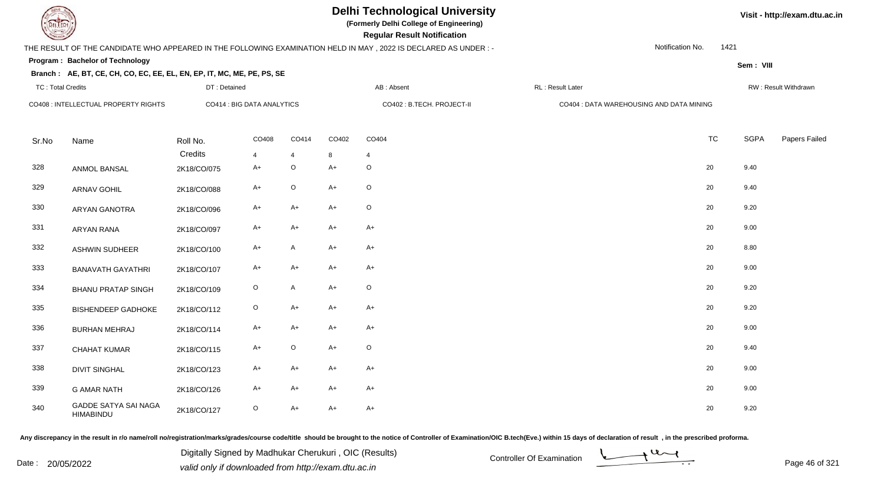# Delhi Technological University

**(Formerly Delhi College of Engineering)**

**Regular Result Notification**

Visit - http://exam.dtu.ac.in

THE RESULT OF THE CANDIDATE WHO APPEARED IN THE FOLLOWING EXAMINATION HELD IN MAY , 2022 IS DECLARED AS UNDER : -

Notification No. 1421

**Program : Bachelor of Technology**

Sem : VIII

**Branch : AE, BT, CE, CH, CO, EC, EE, EL, EN, EP, IT, MC, ME, PE, PS, SE**

TC : Total Credits | DT : Detained | AB : Absent | RL : Result Later | RW : Result Withdrawn

CO408 : INTELLECTUAL PROPERTY RIGHTS | CO414 : BIG DATA ANALYTICS | CO402 : B.TECH. PROJECT-II | CO404 : DATA WAREHOUSING AND DATA MINING

| Sr.No | Name | Roll No. | CO408 | CO414 | CO402 | CO404 | TC | SGPA | Papers Failed |
|---|---|---|---|---|---|---|---|---|---|
| | | Credits | 4 | 4 | 8 | 4 | | | |
| 328 | ANMOL BANSAL | 2K18/CO/075 | A+ | O | A+ | O | 20 | 9.40 | |
| 329 | ARNAV GOHIL | 2K18/CO/088 | A+ | O | A+ | O | 20 | 9.40 | |
| 330 | ARYAN GANOTRA | 2K18/CO/096 | A+ | A+ | A+ | O | 20 | 9.20 | |
| 331 | ARYAN RANA | 2K18/CO/097 | A+ | A+ | A+ | A+ | 20 | 9.00 | |
| 332 | ASHWIN SUDHEER | 2K18/CO/100 | A+ | A | A+ | A+ | 20 | 8.80 | |
| 333 | BANAVATH GAYATHRI | 2K18/CO/107 | A+ | A+ | A+ | A+ | 20 | 9.00 | |
| 334 | BHANU PRATAP SINGH | 2K18/CO/109 | O | A | A+ | O | 20 | 9.20 | |
| 335 | BISHENDEEP GADHOKE | 2K18/CO/112 | O | A+ | A+ | A+ | 20 | 9.20 | |
| 336 | BURHAN MEHRAJ | 2K18/CO/114 | A+ | A+ | A+ | A+ | 20 | 9.00 | |
| 337 | CHAHAT KUMAR | 2K18/CO/115 | A+ | O | A+ | O | 20 | 9.40 | |
| 338 | DIVIT SINGHAL | 2K18/CO/123 | A+ | A+ | A+ | A+ | 20 | 9.00 | |
| 339 | G AMAR NATH | 2K18/CO/126 | A+ | A+ | A+ | A+ | 20 | 9.00 | |
| 340 | GADDE SATYA SAI NAGA HIMABINDU | 2K18/CO/127 | O | A+ | A+ | A+ | 20 | 9.20 | |

Any discrepancy in the result in r/o name/roll no/registration/marks/grades/course code/title should be brought to the notice of Controller of Examination/OIC B.tech(Eve.) within 15 days of declaration of result , in the prescribed proforma.

Date : 20/05/2022

Digitally Signed by Madhukar Cherukuri , OIC (Results)
valid only if downloaded from http://exam.dtu.ac.in

Controller Of Examination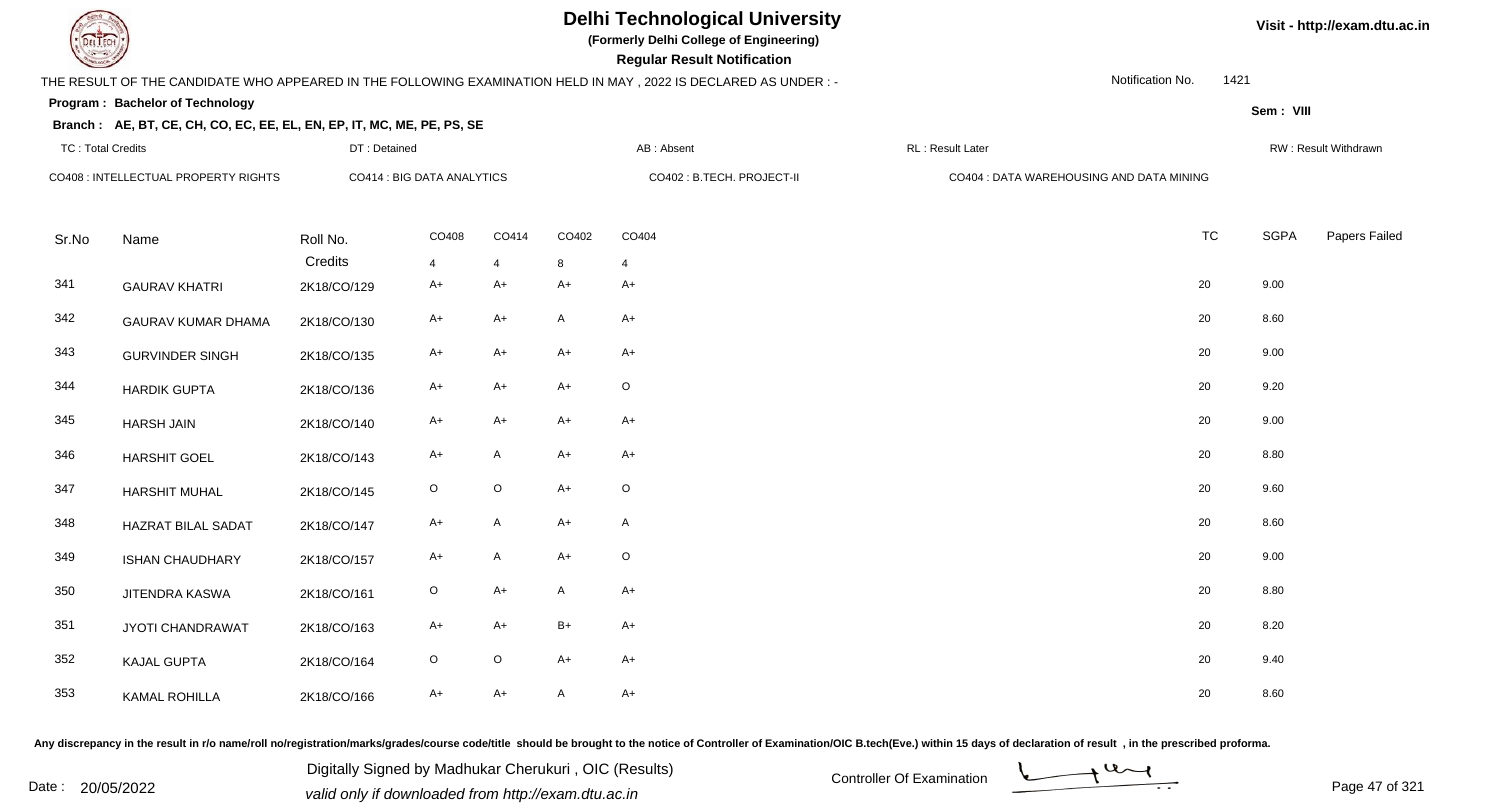# Delhi Technological University

**(Formerly Delhi College of Engineering)**

**Regular Result Notification**

Visit - http://exam.dtu.ac.in

THE RESULT OF THE CANDIDATE WHO APPEARED IN THE FOLLOWING EXAMINATION HELD IN MAY , 2022 IS DECLARED AS UNDER : -

Notification No. 1421

**Program : Bachelor of Technology**

Sem : VIII

**Branch : AE, BT, CE, CH, CO, EC, EE, EL, EN, EP, IT, MC, ME, PE, PS, SE**

| TC : Total Credits | DT : Detained | AB : Absent | RL : Result Later | RW : Result Withdrawn |
|---|---|---|---|---|

CO408 : INTELLECTUAL PROPERTY RIGHTS — CO414 : BIG DATA ANALYTICS — CO402 : B.TECH. PROJECT-II — CO404 : DATA WAREHOUSING AND DATA MINING

| Sr.No | Name | Roll No. | CO408 | CO414 | CO402 | CO404 | TC | SGPA | Papers Failed |
|---|---|---|---|---|---|---|---|---|---|
| | | Credits | 4 | 4 | 8 | 4 | | | |
| 341 | GAURAV KHATRI | 2K18/CO/129 | A+ | A+ | A+ | A+ | 20 | 9.00 | |
| 342 | GAURAV KUMAR DHAMA | 2K18/CO/130 | A+ | A+ | A | A+ | 20 | 8.60 | |
| 343 | GURVINDER SINGH | 2K18/CO/135 | A+ | A+ | A+ | A+ | 20 | 9.00 | |
| 344 | HARDIK GUPTA | 2K18/CO/136 | A+ | A+ | A+ | O | 20 | 9.20 | |
| 345 | HARSH JAIN | 2K18/CO/140 | A+ | A+ | A+ | A+ | 20 | 9.00 | |
| 346 | HARSHIT GOEL | 2K18/CO/143 | A+ | A | A+ | A+ | 20 | 8.80 | |
| 347 | HARSHIT MUHAL | 2K18/CO/145 | O | O | A+ | O | 20 | 9.60 | |
| 348 | HAZRAT BILAL SADAT | 2K18/CO/147 | A+ | A | A+ | A | 20 | 8.60 | |
| 349 | ISHAN CHAUDHARY | 2K18/CO/157 | A+ | A | A+ | O | 20 | 9.00 | |
| 350 | JITENDRA KASWA | 2K18/CO/161 | O | A+ | A | A+ | 20 | 8.80 | |
| 351 | JYOTI CHANDRAWAT | 2K18/CO/163 | A+ | A+ | B+ | A+ | 20 | 8.20 | |
| 352 | KAJAL GUPTA | 2K18/CO/164 | O | O | A+ | A+ | 20 | 9.40 | |
| 353 | KAMAL ROHILLA | 2K18/CO/166 | A+ | A+ | A | A+ | 20 | 8.60 | |

Any discrepancy in the result in r/o name/roll no/registration/marks/grades/course code/title should be brought to the notice of Controller of Examination/OIC B.tech(Eve.) within 15 days of declaration of result , in the prescribed proforma.

Date : 20/05/2022

Digitally Signed by Madhukar Cherukuri , OIC (Results)
valid only if downloaded from http://exam.dtu.ac.in

Controller Of Examination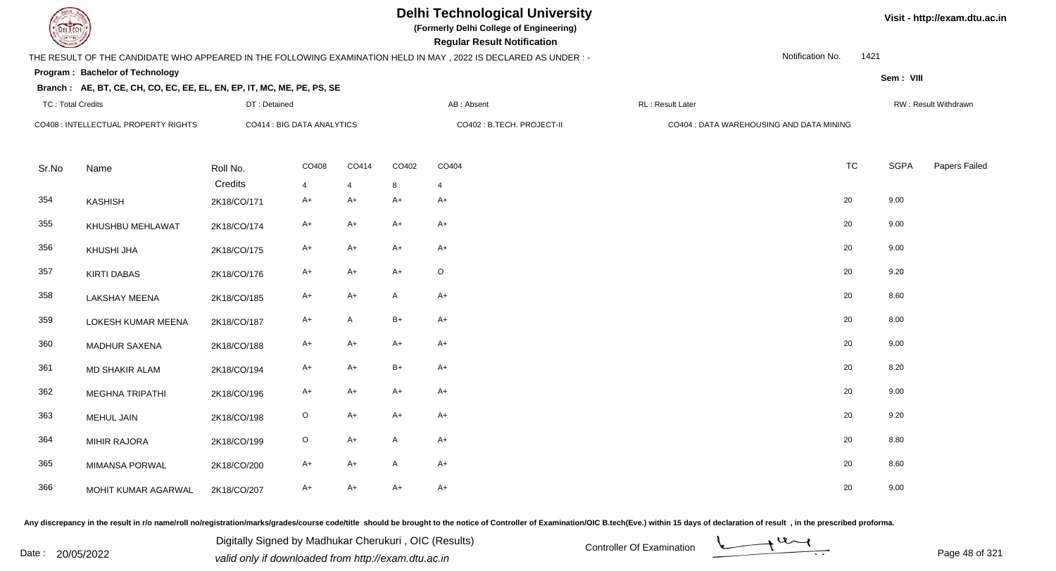# Delhi Technological University

**(Formerly Delhi College of Engineering)**

**Regular Result Notification**

Visit - http://exam.dtu.ac.in

THE RESULT OF THE CANDIDATE WHO APPEARED IN THE FOLLOWING EXAMINATION HELD IN MAY , 2022 IS DECLARED AS UNDER : -

Notification No. 1421

**Program : Bachelor of Technology**

Sem : VIII

**Branch : AE, BT, CE, CH, CO, EC, EE, EL, EN, EP, IT, MC, ME, PE, PS, SE**

TC : Total Credits | DT : Detained | AB : Absent | RL : Result Later | RW : Result Withdrawn

CO408 : INTELLECTUAL PROPERTY RIGHTS | CO414 : BIG DATA ANALYTICS | CO402 : B.TECH. PROJECT-II | CO404 : DATA WAREHOUSING AND DATA MINING

| Sr.No | Name | Roll No. | CO408 | CO414 | CO402 | CO404 | TC | SGPA | Papers Failed |
|---|---|---|---|---|---|---|---|---|---|
| | | Credits | 4 | 4 | 8 | 4 | | | |
| 354 | KASHISH | 2K18/CO/171 | A+ | A+ | A+ | A+ | 20 | 9.00 | |
| 355 | KHUSHBU MEHLAWAT | 2K18/CO/174 | A+ | A+ | A+ | A+ | 20 | 9.00 | |
| 356 | KHUSHI JHA | 2K18/CO/175 | A+ | A+ | A+ | A+ | 20 | 9.00 | |
| 357 | KIRTI DABAS | 2K18/CO/176 | A+ | A+ | A+ | O | 20 | 9.20 | |
| 358 | LAKSHAY MEENA | 2K18/CO/185 | A+ | A+ | A | A+ | 20 | 8.60 | |
| 359 | LOKESH KUMAR MEENA | 2K18/CO/187 | A+ | A | B+ | A+ | 20 | 8.00 | |
| 360 | MADHUR SAXENA | 2K18/CO/188 | A+ | A+ | A+ | A+ | 20 | 9.00 | |
| 361 | MD SHAKIR ALAM | 2K18/CO/194 | A+ | A+ | B+ | A+ | 20 | 8.20 | |
| 362 | MEGHNA TRIPATHI | 2K18/CO/196 | A+ | A+ | A+ | A+ | 20 | 9.00 | |
| 363 | MEHUL JAIN | 2K18/CO/198 | O | A+ | A+ | A+ | 20 | 9.20 | |
| 364 | MIHIR RAJORA | 2K18/CO/199 | O | A+ | A | A+ | 20 | 8.80 | |
| 365 | MIMANSA PORWAL | 2K18/CO/200 | A+ | A+ | A | A+ | 20 | 8.60 | |
| 366 | MOHIT KUMAR AGARWAL | 2K18/CO/207 | A+ | A+ | A+ | A+ | 20 | 9.00 | |

Any discrepancy in the result in r/o name/roll no/registration/marks/grades/course code/title should be brought to the notice of Controller of Examination/OIC B.tech(Eve.) within 15 days of declaration of result , in the prescribed proforma.

Date : 20/05/2022

Digitally Signed by Madhukar Cherukuri , OIC (Results)
valid only if downloaded from http://exam.dtu.ac.in

Controller Of Examination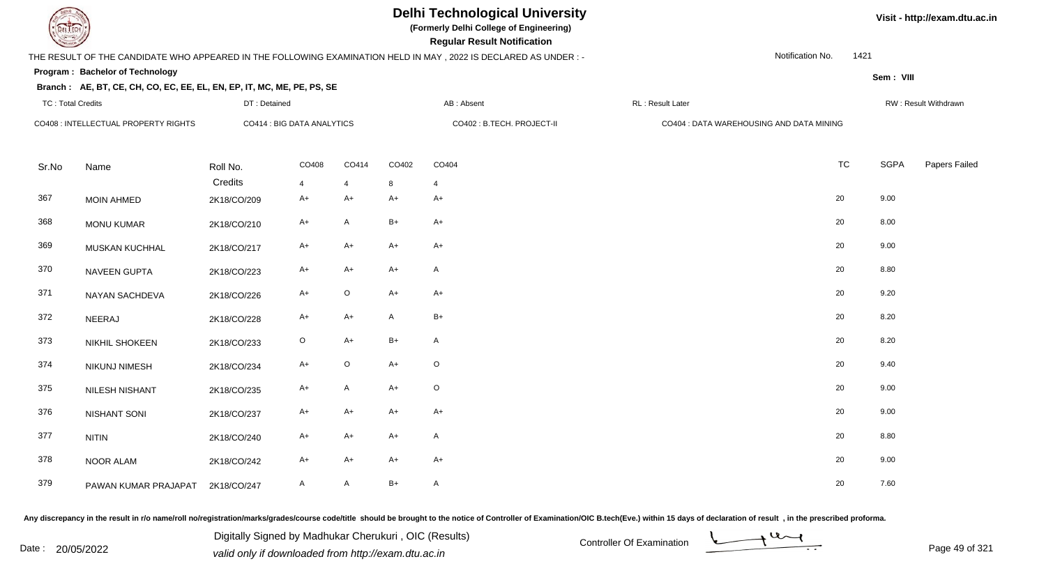# Delhi Technological University

**(Formerly Delhi College of Engineering)**

**Regular Result Notification**

Visit - http://exam.dtu.ac.in

THE RESULT OF THE CANDIDATE WHO APPEARED IN THE FOLLOWING EXAMINATION HELD IN MAY , 2022 IS DECLARED AS UNDER : -

Notification No. 1421

**Program : Bachelor of Technology**

Sem : VIII

**Branch : AE, BT, CE, CH, CO, EC, EE, EL, EN, EP, IT, MC, ME, PE, PS, SE**

TC : Total Credits | DT : Detained | AB : Absent | RL : Result Later | RW : Result Withdrawn

CO408 : INTELLECTUAL PROPERTY RIGHTS | CO414 : BIG DATA ANALYTICS | CO402 : B.TECH. PROJECT-II | CO404 : DATA WAREHOUSING AND DATA MINING

| Sr.No | Name | Roll No. | CO408 | CO414 | CO402 | CO404 | TC | SGPA | Papers Failed |
|---|---|---|---|---|---|---|---|---|---|
| | | Credits | 4 | 4 | 8 | 4 | | | |
| 367 | MOIN AHMED | 2K18/CO/209 | A+ | A+ | A+ | A+ | 20 | 9.00 | |
| 368 | MONU KUMAR | 2K18/CO/210 | A+ | A | B+ | A+ | 20 | 8.00 | |
| 369 | MUSKAN KUCHHAL | 2K18/CO/217 | A+ | A+ | A+ | A+ | 20 | 9.00 | |
| 370 | NAVEEN GUPTA | 2K18/CO/223 | A+ | A+ | A+ | A | 20 | 8.80 | |
| 371 | NAYAN SACHDEVA | 2K18/CO/226 | A+ | O | A+ | A+ | 20 | 9.20 | |
| 372 | NEERAJ | 2K18/CO/228 | A+ | A+ | A | B+ | 20 | 8.20 | |
| 373 | NIKHIL SHOKEEN | 2K18/CO/233 | O | A+ | B+ | A | 20 | 8.20 | |
| 374 | NIKUNJ NIMESH | 2K18/CO/234 | A+ | O | A+ | O | 20 | 9.40 | |
| 375 | NILESH NISHANT | 2K18/CO/235 | A+ | A | A+ | O | 20 | 9.00 | |
| 376 | NISHANT SONI | 2K18/CO/237 | A+ | A+ | A+ | A+ | 20 | 9.00 | |
| 377 | NITIN | 2K18/CO/240 | A+ | A+ | A+ | A | 20 | 8.80 | |
| 378 | NOOR ALAM | 2K18/CO/242 | A+ | A+ | A+ | A+ | 20 | 9.00 | |
| 379 | PAWAN KUMAR PRAJAPAT | 2K18/CO/247 | A | A | B+ | A | 20 | 7.60 | |

Any discrepancy in the result in r/o name/roll no/registration/marks/grades/course code/title should be brought to the notice of Controller of Examination/OIC B.tech(Eve.) within 15 days of declaration of result , in the prescribed proforma.

Date : 20/05/2022

Digitally Signed by Madhukar Cherukuri , OIC (Results)
valid only if downloaded from http://exam.dtu.ac.in

Controller Of Examination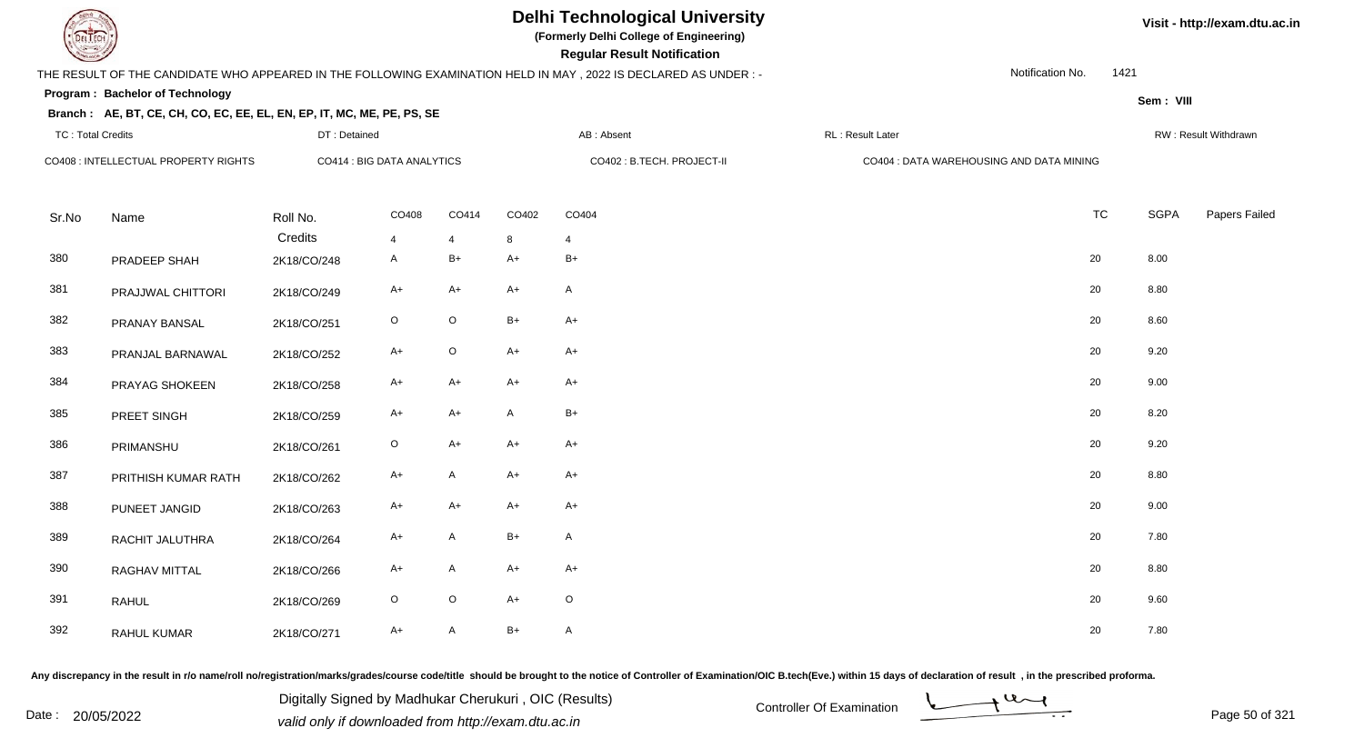# Delhi Technological University

**(Formerly Delhi College of Engineering)**

**Regular Result Notification**

Visit - http://exam.dtu.ac.in

THE RESULT OF THE CANDIDATE WHO APPEARED IN THE FOLLOWING EXAMINATION HELD IN MAY , 2022 IS DECLARED AS UNDER : -

Notification No. 1421

**Program : Bachelor of Technology**

**Sem : VIII**

**Branch : AE, BT, CE, CH, CO, EC, EE, EL, EN, EP, IT, MC, ME, PE, PS, SE**

TC : Total Credits | DT : Detained | AB : Absent | RL : Result Later | RW : Result Withdrawn

CO408 : INTELLECTUAL PROPERTY RIGHTS | CO414 : BIG DATA ANALYTICS | CO402 : B.TECH. PROJECT-II | CO404 : DATA WAREHOUSING AND DATA MINING

| Sr.No | Name | Roll No. | CO408 | CO414 | CO402 | CO404 | TC | SGPA | Papers Failed |
|---|---|---|---|---|---|---|---|---|---|
| | | Credits | 4 | 4 | 8 | 4 | | | |
| 380 | PRADEEP SHAH | 2K18/CO/248 | A | B+ | A+ | B+ | 20 | 8.00 | |
| 381 | PRAJJWAL CHITTORI | 2K18/CO/249 | A+ | A+ | A+ | A | 20 | 8.80 | |
| 382 | PRANAY BANSAL | 2K18/CO/251 | O | O | B+ | A+ | 20 | 8.60 | |
| 383 | PRANJAL BARNAWAL | 2K18/CO/252 | A+ | O | A+ | A+ | 20 | 9.20 | |
| 384 | PRAYAG SHOKEEN | 2K18/CO/258 | A+ | A+ | A+ | A+ | 20 | 9.00 | |
| 385 | PREET SINGH | 2K18/CO/259 | A+ | A+ | A | B+ | 20 | 8.20 | |
| 386 | PRIMANSHU | 2K18/CO/261 | O | A+ | A+ | A+ | 20 | 9.20 | |
| 387 | PRITHISH KUMAR RATH | 2K18/CO/262 | A+ | A | A+ | A+ | 20 | 8.80 | |
| 388 | PUNEET JANGID | 2K18/CO/263 | A+ | A+ | A+ | A+ | 20 | 9.00 | |
| 389 | RACHIT JALUTHRA | 2K18/CO/264 | A+ | A | B+ | A | 20 | 7.80 | |
| 390 | RAGHAV MITTAL | 2K18/CO/266 | A+ | A | A+ | A+ | 20 | 8.80 | |
| 391 | RAHUL | 2K18/CO/269 | O | O | A+ | O | 20 | 9.60 | |
| 392 | RAHUL KUMAR | 2K18/CO/271 | A+ | A | B+ | A | 20 | 7.80 | |

Any discrepancy in the result in r/o name/roll no/registration/marks/grades/course code/title should be brought to the notice of Controller of Examination/OIC B.tech(Eve.) within 15 days of declaration of result , in the prescribed proforma.

Date : 20/05/2022

Digitally Signed by Madhukar Cherukuri , OIC (Results)

valid only if downloaded from http://exam.dtu.ac.in

Controller Of Examination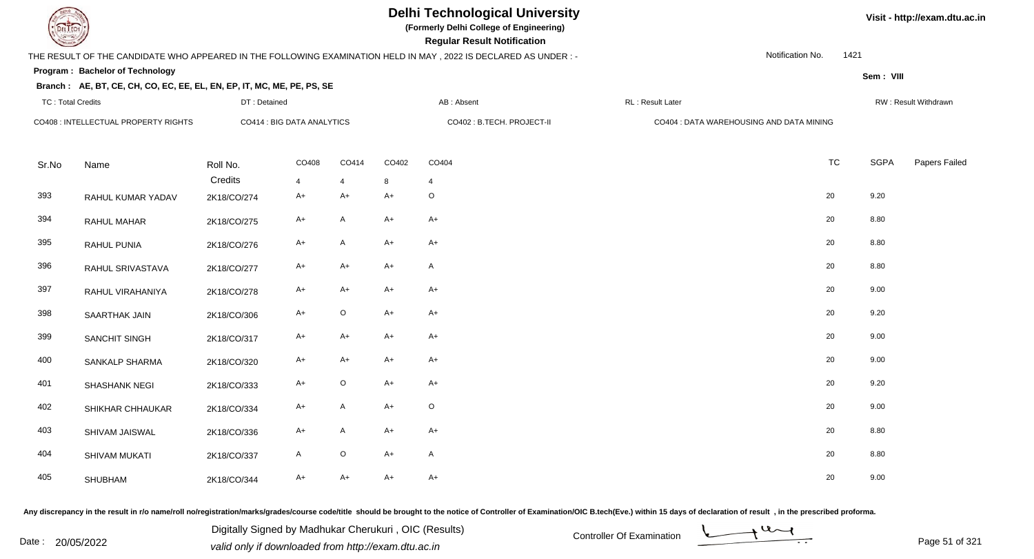# Delhi Technological University

**(Formerly Delhi College of Engineering)**

**Regular Result Notification**

Visit - http://exam.dtu.ac.in

THE RESULT OF THE CANDIDATE WHO APPEARED IN THE FOLLOWING EXAMINATION HELD IN MAY , 2022 IS DECLARED AS UNDER : -

Notification No. 1421

**Program : Bachelor of Technology**

Sem : VIII

**Branch : AE, BT, CE, CH, CO, EC, EE, EL, EN, EP, IT, MC, ME, PE, PS, SE**

TC : Total Credits | DT : Detained | AB : Absent | RL : Result Later | RW : Result Withdrawn

CO408 : INTELLECTUAL PROPERTY RIGHTS | CO414 : BIG DATA ANALYTICS | CO402 : B.TECH. PROJECT-II | CO404 : DATA WAREHOUSING AND DATA MINING

| Sr.No | Name | Roll No. | CO408 | CO414 | CO402 | CO404 | TC | SGPA | Papers Failed |
|---|---|---|---|---|---|---|---|---|---|
| | | Credits | 4 | 4 | 8 | 4 | | | |
| 393 | RAHUL KUMAR YADAV | 2K18/CO/274 | A+ | A+ | A+ | O | 20 | 9.20 | |
| 394 | RAHUL MAHAR | 2K18/CO/275 | A+ | A | A+ | A+ | 20 | 8.80 | |
| 395 | RAHUL PUNIA | 2K18/CO/276 | A+ | A | A+ | A+ | 20 | 8.80 | |
| 396 | RAHUL SRIVASTAVA | 2K18/CO/277 | A+ | A+ | A+ | A | 20 | 8.80 | |
| 397 | RAHUL VIRAHANIYA | 2K18/CO/278 | A+ | A+ | A+ | A+ | 20 | 9.00 | |
| 398 | SAARTHAK JAIN | 2K18/CO/306 | A+ | O | A+ | A+ | 20 | 9.20 | |
| 399 | SANCHIT SINGH | 2K18/CO/317 | A+ | A+ | A+ | A+ | 20 | 9.00 | |
| 400 | SANKALP SHARMA | 2K18/CO/320 | A+ | A+ | A+ | A+ | 20 | 9.00 | |
| 401 | SHASHANK NEGI | 2K18/CO/333 | A+ | O | A+ | A+ | 20 | 9.20 | |
| 402 | SHIKHAR CHHAUKAR | 2K18/CO/334 | A+ | A | A+ | O | 20 | 9.00 | |
| 403 | SHIVAM JAISWAL | 2K18/CO/336 | A+ | A | A+ | A+ | 20 | 8.80 | |
| 404 | SHIVAM MUKATI | 2K18/CO/337 | A | O | A+ | A | 20 | 8.80 | |
| 405 | SHUBHAM | 2K18/CO/344 | A+ | A+ | A+ | A+ | 20 | 9.00 | |

Any discrepancy in the result in r/o name/roll no/registration/marks/grades/course code/title should be brought to the notice of Controller of Examination/OIC B.tech(Eve.) within 15 days of declaration of result , in the prescribed proforma.

Date : 20/05/2022

Digitally Signed by Madhukar Cherukuri , OIC (Results)
valid only if downloaded from http://exam.dtu.ac.in

Controller Of Examination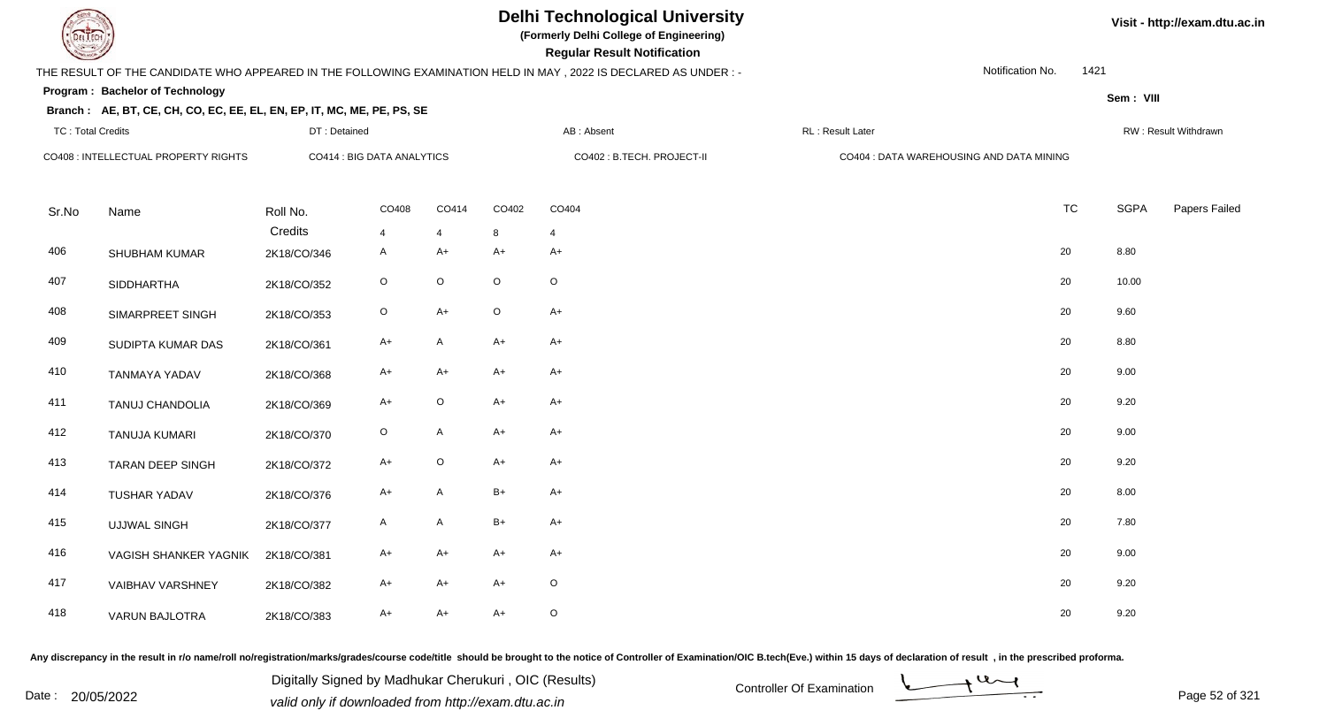# Delhi Technological University

**(Formerly Delhi College of Engineering)**

**Regular Result Notification**

Visit - http://exam.dtu.ac.in

THE RESULT OF THE CANDIDATE WHO APPEARED IN THE FOLLOWING EXAMINATION HELD IN MAY , 2022 IS DECLARED AS UNDER : -

Notification No. 1421

**Program : Bachelor of Technology**

Sem : VIII

**Branch : AE, BT, CE, CH, CO, EC, EE, EL, EN, EP, IT, MC, ME, PE, PS, SE**

TC : Total Credits | DT : Detained | AB : Absent | RL : Result Later | RW : Result Withdrawn

CO408 : INTELLECTUAL PROPERTY RIGHTS | CO414 : BIG DATA ANALYTICS | CO402 : B.TECH. PROJECT-II | CO404 : DATA WAREHOUSING AND DATA MINING

| Sr.No | Name | Roll No. | CO408 | CO414 | CO402 | CO404 | TC | SGPA | Papers Failed |
|---|---|---|---|---|---|---|---|---|---|
| | | Credits | 4 | 4 | 8 | 4 | | | |
| 406 | SHUBHAM KUMAR | 2K18/CO/346 | A | A+ | A+ | A+ | 20 | 8.80 | |
| 407 | SIDDHARTHA | 2K18/CO/352 | O | O | O | O | 20 | 10.00 | |
| 408 | SIMARPREET SINGH | 2K18/CO/353 | O | A+ | O | A+ | 20 | 9.60 | |
| 409 | SUDIPTA KUMAR DAS | 2K18/CO/361 | A+ | A | A+ | A+ | 20 | 8.80 | |
| 410 | TANMAYA YADAV | 2K18/CO/368 | A+ | A+ | A+ | A+ | 20 | 9.00 | |
| 411 | TANUJ CHANDOLIA | 2K18/CO/369 | A+ | O | A+ | A+ | 20 | 9.20 | |
| 412 | TANUJA KUMARI | 2K18/CO/370 | O | A | A+ | A+ | 20 | 9.00 | |
| 413 | TARAN DEEP SINGH | 2K18/CO/372 | A+ | O | A+ | A+ | 20 | 9.20 | |
| 414 | TUSHAR YADAV | 2K18/CO/376 | A+ | A | B+ | A+ | 20 | 8.00 | |
| 415 | UJJWAL SINGH | 2K18/CO/377 | A | A | B+ | A+ | 20 | 7.80 | |
| 416 | VAGISH SHANKER YAGNIK | 2K18/CO/381 | A+ | A+ | A+ | A+ | 20 | 9.00 | |
| 417 | VAIBHAV VARSHNEY | 2K18/CO/382 | A+ | A+ | A+ | O | 20 | 9.20 | |
| 418 | VARUN BAJLOTRA | 2K18/CO/383 | A+ | A+ | A+ | O | 20 | 9.20 | |

Any discrepancy in the result in r/o name/roll no/registration/marks/grades/course code/title should be brought to the notice of Controller of Examination/OIC B.tech(Eve.) within 15 days of declaration of result , in the prescribed proforma.

Date : 20/05/2022

Digitally Signed by Madhukar Cherukuri , OIC (Results)
valid only if downloaded from http://exam.dtu.ac.in

Controller Of Examination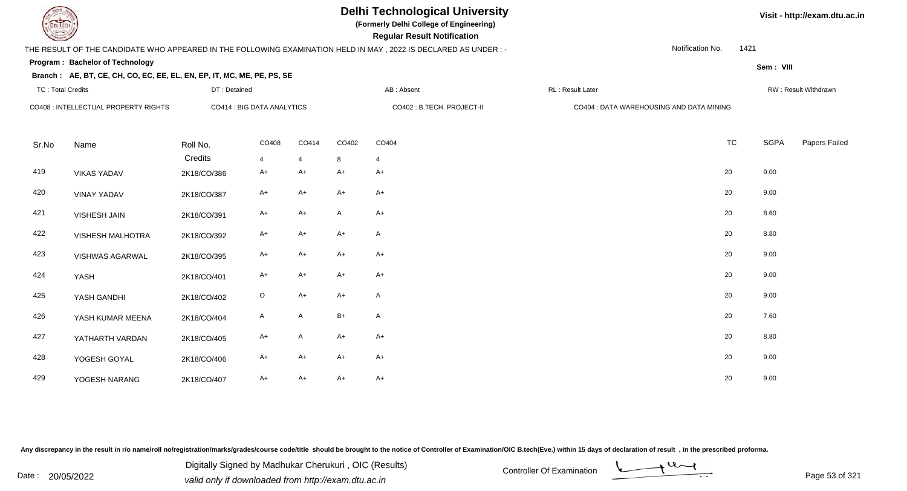# Delhi Technological University

**(Formerly Delhi College of Engineering)**

**Regular Result Notification**

THE RESULT OF THE CANDIDATE WHO APPEARED IN THE FOLLOWING EXAMINATION HELD IN MAY , 2022 IS DECLARED AS UNDER : -

Notification No. 1421

**Program : Bachelor of Technology**

**Sem : VIII**

**Branch : AE, BT, CE, CH, CO, EC, EE, EL, EN, EP, IT, MC, ME, PE, PS, SE**

TC : Total Credits | DT : Detained | AB : Absent | RL : Result Later | RW : Result Withdrawn

CO408 : INTELLECTUAL PROPERTY RIGHTS | CO414 : BIG DATA ANALYTICS | CO402 : B.TECH. PROJECT-II | CO404 : DATA WAREHOUSING AND DATA MINING

| Sr.No | Name | Roll No. | CO408 | CO414 | CO402 | CO404 | TC | SGPA | Papers Failed |
|---|---|---|---|---|---|---|---|---|---|
| | | Credits | 4 | 4 | 8 | 4 | | | |
| 419 | VIKAS YADAV | 2K18/CO/386 | A+ | A+ | A+ | A+ | 20 | 9.00 | |
| 420 | VINAY YADAV | 2K18/CO/387 | A+ | A+ | A+ | A+ | 20 | 9.00 | |
| 421 | VISHESH JAIN | 2K18/CO/391 | A+ | A+ | A | A+ | 20 | 8.60 | |
| 422 | VISHESH MALHOTRA | 2K18/CO/392 | A+ | A+ | A+ | A | 20 | 8.80 | |
| 423 | VISHWAS AGARWAL | 2K18/CO/395 | A+ | A+ | A+ | A+ | 20 | 9.00 | |
| 424 | YASH | 2K18/CO/401 | A+ | A+ | A+ | A+ | 20 | 9.00 | |
| 425 | YASH GANDHI | 2K18/CO/402 | O | A+ | A+ | A | 20 | 9.00 | |
| 426 | YASH KUMAR MEENA | 2K18/CO/404 | A | A | B+ | A | 20 | 7.60 | |
| 427 | YATHARTH VARDAN | 2K18/CO/405 | A+ | A | A+ | A+ | 20 | 8.80 | |
| 428 | YOGESH GOYAL | 2K18/CO/406 | A+ | A+ | A+ | A+ | 20 | 9.00 | |
| 429 | YOGESH NARANG | 2K18/CO/407 | A+ | A+ | A+ | A+ | 20 | 9.00 | |

Any discrepancy in the result in r/o name/roll no/registration/marks/grades/course code/title should be brought to the notice of Controller of Examination/OIC B.tech(Eve.) within 15 days of declaration of result , in the prescribed proforma.

Date : 20/05/2022

Digitally Signed by Madhukar Cherukuri , OIC (Results)
valid only if downloaded from http://exam.dtu.ac.in

Controller Of Examination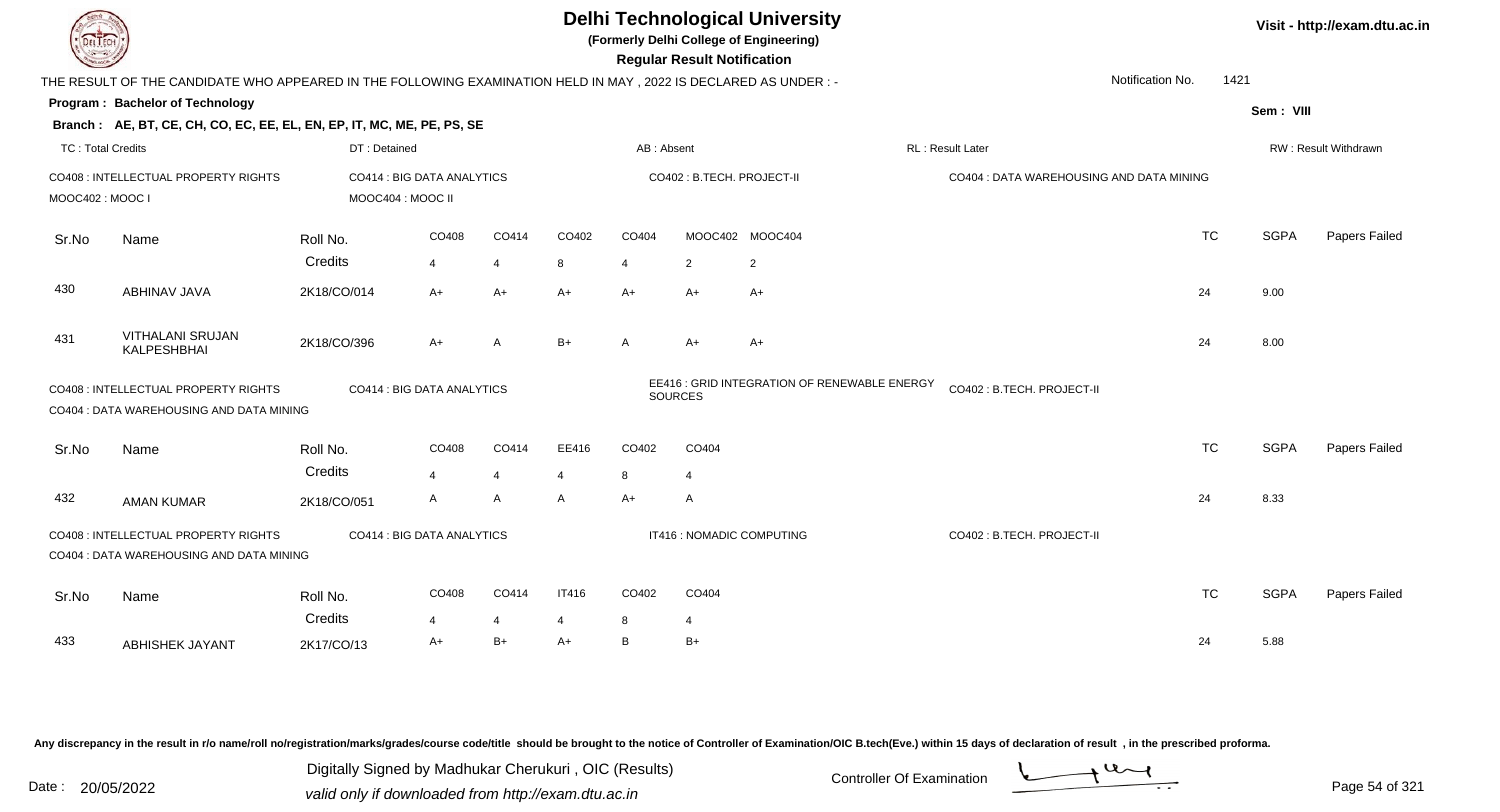# Delhi Technological University

(Formerly Delhi College of Engineering)

**Regular Result Notification**

Visit - http://exam.dtu.ac.in

THE RESULT OF THE CANDIDATE WHO APPEARED IN THE FOLLOWING EXAMINATION HELD IN MAY , 2022 IS DECLARED AS UNDER : -

Notification No. 1421

**Program : Bachelor of Technology**

Sem : VIII

**Branch : AE, BT, CE, CH, CO, EC, EE, EL, EN, EP, IT, MC, ME, PE, PS, SE**

TC : Total Credits | DT : Detained | AB : Absent | RL : Result Later | RW : Result Withdrawn

CO408 : INTELLECTUAL PROPERTY RIGHTS | CO414 : BIG DATA ANALYTICS | CO402 : B.TECH. PROJECT-II | CO404 : DATA WAREHOUSING AND DATA MINING | MOOC402 : MOOC I | MOOC404 : MOOC II

| Sr.No | Name | Roll No. | CO408 | CO414 | CO402 | CO404 | MOOC402 | MOOC404 | TC | SGPA | Papers Failed |
|---|---|---|---|---|---|---|---|---|---|---|---|
| | | Credits | 4 | 4 | 8 | 4 | 2 | 2 | | | |
| 430 | ABHINAV JAVA | 2K18/CO/014 | A+ | A+ | A+ | A+ | A+ | A+ | 24 | 9.00 | |
| 431 | VITHALANI SRUJAN KALPESHBHAI | 2K18/CO/396 | A+ | A | B+ | A | A+ | A+ | 24 | 8.00 | |

CO408 : INTELLECTUAL PROPERTY RIGHTS | CO414 : BIG DATA ANALYTICS | EE416 : GRID INTEGRATION OF RENEWABLE ENERGY SOURCES | CO402 : B.TECH. PROJECT-II | CO404 : DATA WAREHOUSING AND DATA MINING

| Sr.No | Name | Roll No. | CO408 | CO414 | EE416 | CO402 | CO404 | TC | SGPA | Papers Failed |
|---|---|---|---|---|---|---|---|---|---|---|
| | | Credits | 4 | 4 | 4 | 8 | 4 | | | |
| 432 | AMAN KUMAR | 2K18/CO/051 | A | A | A | A+ | A | 24 | 8.33 | |

CO408 : INTELLECTUAL PROPERTY RIGHTS | CO414 : BIG DATA ANALYTICS | IT416 : NOMADIC COMPUTING | CO402 : B.TECH. PROJECT-II | CO404 : DATA WAREHOUSING AND DATA MINING

| Sr.No | Name | Roll No. | CO408 | CO414 | IT416 | CO402 | CO404 | TC | SGPA | Papers Failed |
|---|---|---|---|---|---|---|---|---|---|---|
| | | Credits | 4 | 4 | 4 | 8 | 4 | | | |
| 433 | ABHISHEK JAYANT | 2K17/CO/13 | A+ | B+ | A+ | B | B+ | 24 | 5.88 | |

Any discrepancy in the result in r/o name/roll no/registration/marks/grades/course code/title should be brought to the notice of Controller of Examination/OIC B.tech(Eve.) within 15 days of declaration of result , in the prescribed proforma.

Date : 20/05/2022

Digitally Signed by Madhukar Cherukuri , OIC (Results)
valid only if downloaded from http://exam.dtu.ac.in

Controller Of Examination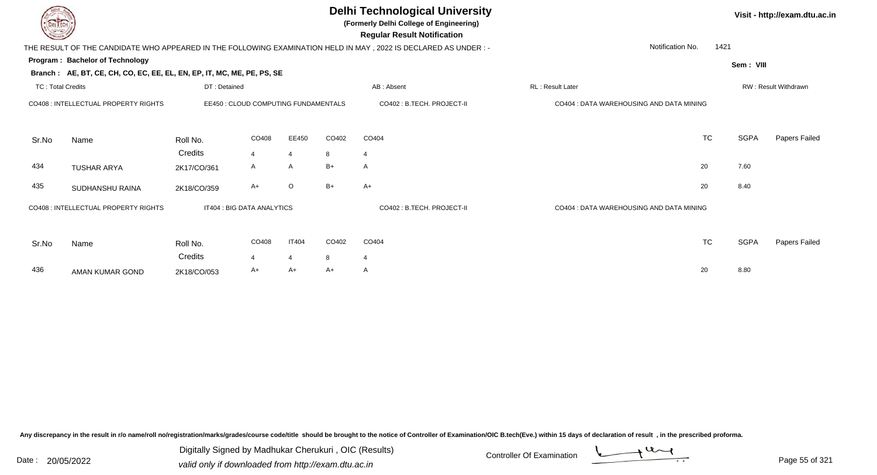# Delhi Technological University

**(Formerly Delhi College of Engineering)**

**Regular Result Notification**

Visit - http://exam.dtu.ac.in

THE RESULT OF THE CANDIDATE WHO APPEARED IN THE FOLLOWING EXAMINATION HELD IN MAY , 2022 IS DECLARED AS UNDER : -

Notification No. 1421

**Program : Bachelor of Technology**

Sem : VIII

**Branch : AE, BT, CE, CH, CO, EC, EE, EL, EN, EP, IT, MC, ME, PE, PS, SE**

TC : Total Credits | DT : Detained | AB : Absent | RL : Result Later | RW : Result Withdrawn

CO408 : INTELLECTUAL PROPERTY RIGHTS | EE450 : CLOUD COMPUTING FUNDAMENTALS | CO402 : B.TECH. PROJECT-II | CO404 : DATA WAREHOUSING AND DATA MINING

| Sr.No | Name | Roll No. | CO408 | EE450 | CO402 | CO404 | TC | SGPA | Papers Failed |
|---|---|---|---|---|---|---|---|---|---|
| | | Credits | 4 | 4 | 8 | 4 | | | |
| 434 | TUSHAR ARYA | 2K17/CO/361 | A | A | B+ | A | 20 | 7.60 | |
| 435 | SUDHANSHU RAINA | 2K18/CO/359 | A+ | O | B+ | A+ | 20 | 8.40 | |

CO408 : INTELLECTUAL PROPERTY RIGHTS | IT404 : BIG DATA ANALYTICS | CO402 : B.TECH. PROJECT-II | CO404 : DATA WAREHOUSING AND DATA MINING

| Sr.No | Name | Roll No. | CO408 | IT404 | CO402 | CO404 | TC | SGPA | Papers Failed |
|---|---|---|---|---|---|---|---|---|---|
| | | Credits | 4 | 4 | 8 | 4 | | | |
| 436 | AMAN KUMAR GOND | 2K18/CO/053 | A+ | A+ | A+ | A | 20 | 8.80 | |

Any discrepancy in the result in r/o name/roll no/registration/marks/grades/course code/title should be brought to the notice of Controller of Examination/OIC B.tech(Eve.) within 15 days of declaration of result , in the prescribed proforma.

Date : 20/05/2022

Digitally Signed by Madhukar Cherukuri , OIC (Results)

valid only if downloaded from http://exam.dtu.ac.in

Controller Of Examination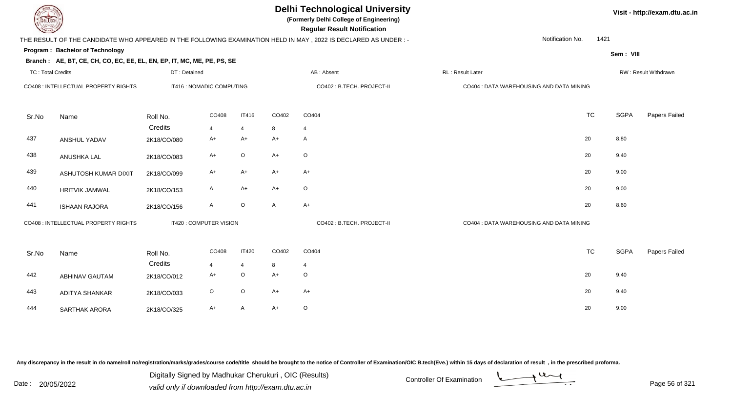# Delhi Technological University

**(Formerly Delhi College of Engineering)**

**Regular Result Notification**

Visit - http://exam.dtu.ac.in

THE RESULT OF THE CANDIDATE WHO APPEARED IN THE FOLLOWING EXAMINATION HELD IN MAY , 2022 IS DECLARED AS UNDER : -

Notification No. 1421

**Program : Bachelor of Technology**

Sem : VIII

**Branch : AE, BT, CE, CH, CO, EC, EE, EL, EN, EP, IT, MC, ME, PE, PS, SE**

TC : Total Credits | DT : Detained | AB : Absent | RL : Result Later | RW : Result Withdrawn

CO408 : INTELLECTUAL PROPERTY RIGHTS | IT416 : NOMADIC COMPUTING | CO402 : B.TECH. PROJECT-II | CO404 : DATA WAREHOUSING AND DATA MINING

| Sr.No | Name | Roll No. | CO408 | IT416 | CO402 | CO404 | TC | SGPA | Papers Failed |
|---|---|---|---|---|---|---|---|---|---|
| | | Credits | 4 | 4 | 8 | 4 | | | |
| 437 | ANSHUL YADAV | 2K18/CO/080 | A+ | A+ | A+ | A | 20 | 8.80 | |
| 438 | ANUSHKA LAL | 2K18/CO/083 | A+ | O | A+ | O | 20 | 9.40 | |
| 439 | ASHUTOSH KUMAR DIXIT | 2K18/CO/099 | A+ | A+ | A+ | A+ | 20 | 9.00 | |
| 440 | HRITVIK JAMWAL | 2K18/CO/153 | A | A+ | A+ | O | 20 | 9.00 | |
| 441 | ISHAAN RAJORA | 2K18/CO/156 | A | O | A | A+ | 20 | 8.60 | |

CO408 : INTELLECTUAL PROPERTY RIGHTS | IT420 : COMPUTER VISION | CO402 : B.TECH. PROJECT-II | CO404 : DATA WAREHOUSING AND DATA MINING

| Sr.No | Name | Roll No. | CO408 | IT420 | CO402 | CO404 | TC | SGPA | Papers Failed |
|---|---|---|---|---|---|---|---|---|---|
| | | Credits | 4 | 4 | 8 | 4 | | | |
| 442 | ABHINAV GAUTAM | 2K18/CO/012 | A+ | O | A+ | O | 20 | 9.40 | |
| 443 | ADITYA SHANKAR | 2K18/CO/033 | O | O | A+ | A+ | 20 | 9.40 | |
| 444 | SARTHAK ARORA | 2K18/CO/325 | A+ | A | A+ | O | 20 | 9.00 | |

Any discrepancy in the result in r/o name/roll no/registration/marks/grades/course code/title should be brought to the notice of Controller of Examination/OIC B.tech(Eve.) within 15 days of declaration of result , in the prescribed proforma.

Date : 20/05/2022

Digitally Signed by Madhukar Cherukuri , OIC (Results)
valid only if downloaded from http://exam.dtu.ac.in

Controller Of Examination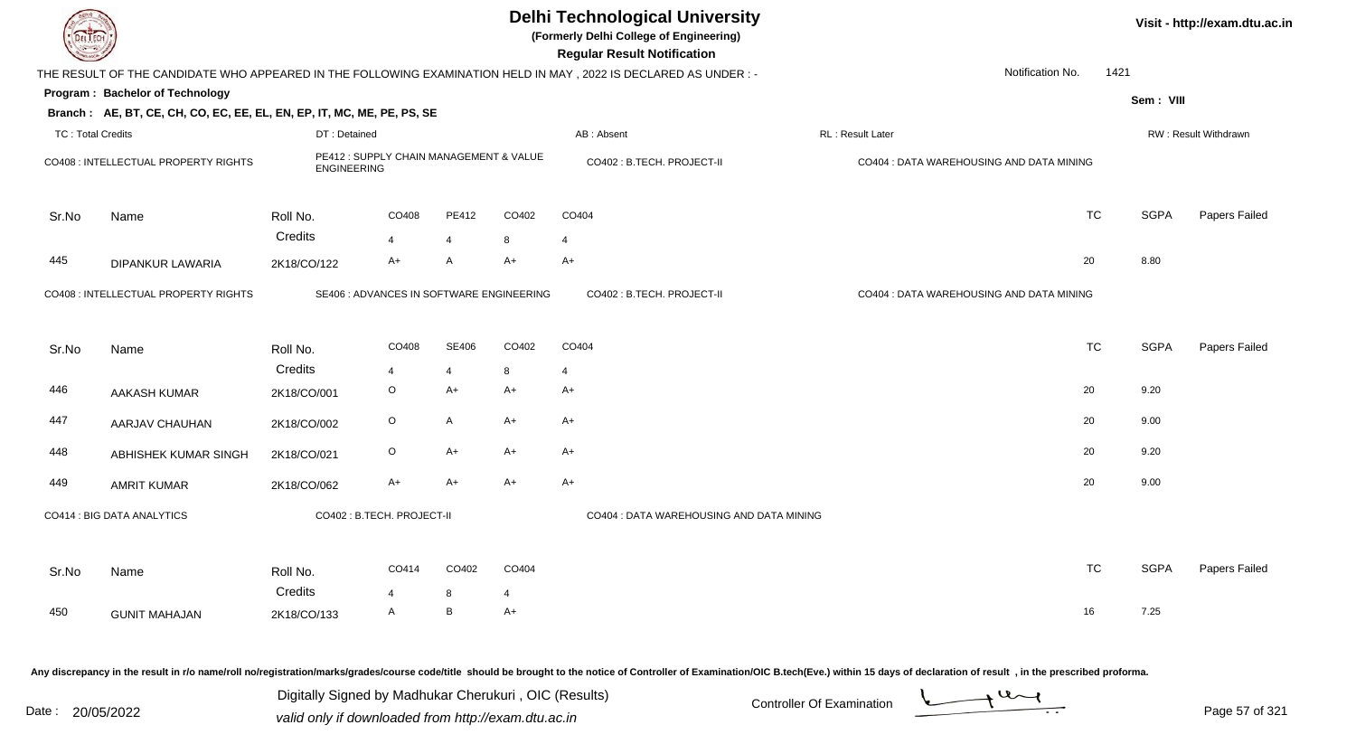# Delhi Technological University

**(Formerly Delhi College of Engineering)**

**Regular Result Notification**

THE RESULT OF THE CANDIDATE WHO APPEARED IN THE FOLLOWING EXAMINATION HELD IN MAY , 2022 IS DECLARED AS UNDER : -

Notification No. 1421

**Program : Bachelor of Technology**

Sem : VIII

**Branch : AE, BT, CE, CH, CO, EC, EE, EL, EN, EP, IT, MC, ME, PE, PS, SE**

TC : Total Credits | DT : Detained | AB : Absent | RL : Result Later | RW : Result Withdrawn

CO408 : INTELLECTUAL PROPERTY RIGHTS | PE412 : SUPPLY CHAIN MANAGEMENT & VALUE ENGINEERING | CO402 : B.TECH. PROJECT-II | CO404 : DATA WAREHOUSING AND DATA MINING

| Sr.No | Name | Roll No. | CO408 | PE412 | CO402 | CO404 | TC | SGPA | Papers Failed |
|---|---|---|---|---|---|---|---|---|---|
| | | Credits | 4 | 4 | 8 | 4 | | | |
| 445 | DIPANKUR LAWARIA | 2K18/CO/122 | A+ | A | A+ | A+ | 20 | 8.80 | |

CO408 : INTELLECTUAL PROPERTY RIGHTS | SE406 : ADVANCES IN SOFTWARE ENGINEERING | CO402 : B.TECH. PROJECT-II | CO404 : DATA WAREHOUSING AND DATA MINING

| Sr.No | Name | Roll No. | CO408 | SE406 | CO402 | CO404 | TC | SGPA | Papers Failed |
|---|---|---|---|---|---|---|---|---|---|
| | | Credits | 4 | 4 | 8 | 4 | | | |
| 446 | AAKASH KUMAR | 2K18/CO/001 | O | A+ | A+ | A+ | 20 | 9.20 | |
| 447 | AARJAV CHAUHAN | 2K18/CO/002 | O | A | A+ | A+ | 20 | 9.00 | |
| 448 | ABHISHEK KUMAR SINGH | 2K18/CO/021 | O | A+ | A+ | A+ | 20 | 9.20 | |
| 449 | AMRIT KUMAR | 2K18/CO/062 | A+ | A+ | A+ | A+ | 20 | 9.00 | |

CO414 : BIG DATA ANALYTICS | CO402 : B.TECH. PROJECT-II | CO404 : DATA WAREHOUSING AND DATA MINING

| Sr.No | Name | Roll No. | CO414 | CO402 | CO404 | TC | SGPA | Papers Failed |
|---|---|---|---|---|---|---|---|---|
| | | Credits | 4 | 8 | 4 | | | |
| 450 | GUNIT MAHAJAN | 2K18/CO/133 | A | B | A+ | 16 | 7.25 | |

Any discrepancy in the result in r/o name/roll no/registration/marks/grades/course code/title should be brought to the notice of Controller of Examination/OIC B.tech(Eve.) within 15 days of declaration of result , in the prescribed proforma.

Date : 20/05/2022

Digitally Signed by Madhukar Cherukuri , OIC (Results)
valid only if downloaded from http://exam.dtu.ac.in

Controller Of Examination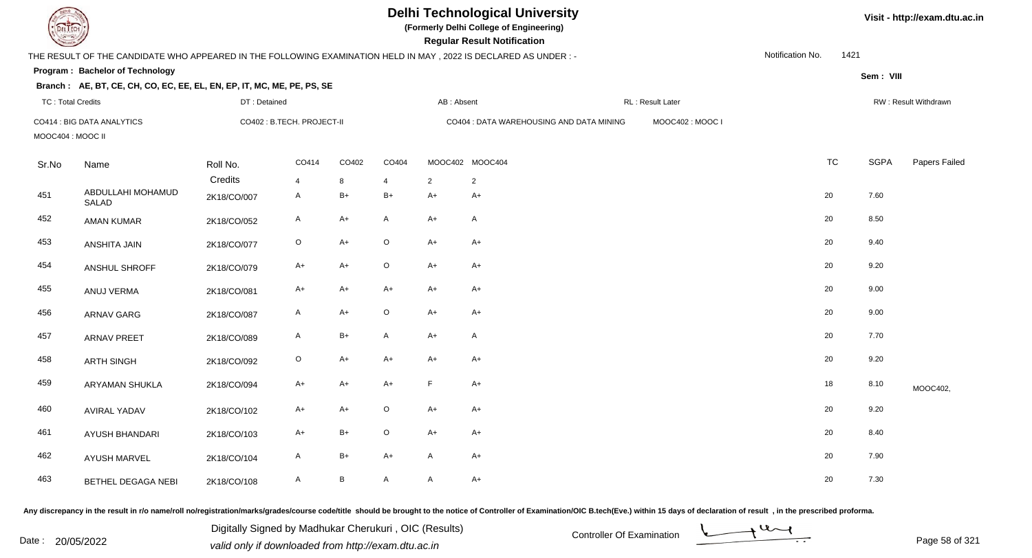# Delhi Technological University

**(Formerly Delhi College of Engineering)**

**Regular Result Notification**

Visit - http://exam.dtu.ac.in

THE RESULT OF THE CANDIDATE WHO APPEARED IN THE FOLLOWING EXAMINATION HELD IN MAY , 2022 IS DECLARED AS UNDER : -

Notification No. 1421

**Program : Bachelor of Technology**

Sem : VIII

**Branch : AE, BT, CE, CH, CO, EC, EE, EL, EN, EP, IT, MC, ME, PE, PS, SE**

TC : Total Credits | DT : Detained | AB : Absent | RL : Result Later | RW : Result Withdrawn

CO414 : BIG DATA ANALYTICS | CO402 : B.TECH. PROJECT-II | CO404 : DATA WAREHOUSING AND DATA MINING | MOOC402 : MOOC I | MOOC404 : MOOC II

| Sr.No | Name | Roll No. | CO414 | CO402 | CO404 | MOOC402 | MOOC404 | TC | SGPA | Papers Failed |
|---|---|---|---|---|---|---|---|---|---|---|
| | | Credits | 4 | 8 | 4 | 2 | 2 | | | |
| 451 | ABDULLAHI MOHAMUD SALAD | 2K18/CO/007 | A | B+ | B+ | A+ | A+ | 20 | 7.60 | |
| 452 | AMAN KUMAR | 2K18/CO/052 | A | A+ | A | A+ | A | 20 | 8.50 | |
| 453 | ANSHITA JAIN | 2K18/CO/077 | O | A+ | O | A+ | A+ | 20 | 9.40 | |
| 454 | ANSHUL SHROFF | 2K18/CO/079 | A+ | A+ | O | A+ | A+ | 20 | 9.20 | |
| 455 | ANUJ VERMA | 2K18/CO/081 | A+ | A+ | A+ | A+ | A+ | 20 | 9.00 | |
| 456 | ARNAV GARG | 2K18/CO/087 | A | A+ | O | A+ | A+ | 20 | 9.00 | |
| 457 | ARNAV PREET | 2K18/CO/089 | A | B+ | A | A+ | A | 20 | 7.70 | |
| 458 | ARTH SINGH | 2K18/CO/092 | O | A+ | A+ | A+ | A+ | 20 | 9.20 | |
| 459 | ARYAMAN SHUKLA | 2K18/CO/094 | A+ | A+ | A+ | F | A+ | 18 | 8.10 | MOOC402, |
| 460 | AVIRAL YADAV | 2K18/CO/102 | A+ | A+ | O | A+ | A+ | 20 | 9.20 | |
| 461 | AYUSH BHANDARI | 2K18/CO/103 | A+ | B+ | O | A+ | A+ | 20 | 8.40 | |
| 462 | AYUSH MARVEL | 2K18/CO/104 | A | B+ | A+ | A | A+ | 20 | 7.90 | |
| 463 | BETHEL DEGAGA NEBI | 2K18/CO/108 | A | B | A | A | A+ | 20 | 7.30 | |

Any discrepancy in the result in r/o name/roll no/registration/marks/grades/course code/title should be brought to the notice of Controller of Examination/OIC B.tech(Eve.) within 15 days of declaration of result , in the prescribed proforma.

Date : 20/05/2022

Digitally Signed by Madhukar Cherukuri , OIC (Results)
valid only if downloaded from http://exam.dtu.ac.in

Controller Of Examination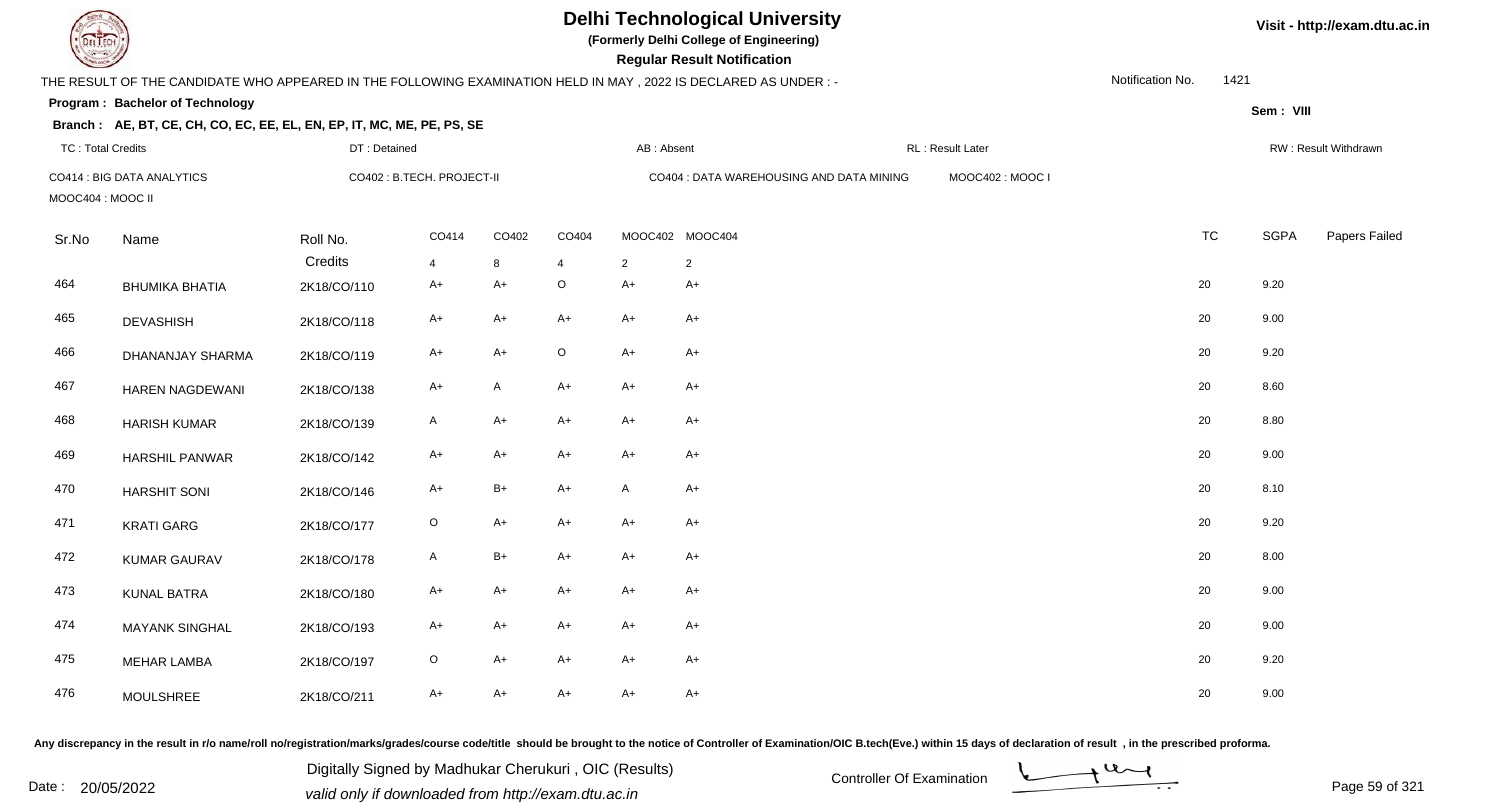# Delhi Technological University

**(Formerly Delhi College of Engineering)**

**Regular Result Notification**

Visit - http://exam.dtu.ac.in

THE RESULT OF THE CANDIDATE WHO APPEARED IN THE FOLLOWING EXAMINATION HELD IN MAY , 2022 IS DECLARED AS UNDER : -

Notification No. 1421

**Program : Bachelor of Technology**

Sem : VIII

**Branch : AE, BT, CE, CH, CO, EC, EE, EL, EN, EP, IT, MC, ME, PE, PS, SE**

TC : Total Credits | DT : Detained | AB : Absent | RL : Result Later | RW : Result Withdrawn

CO414 : BIG DATA ANALYTICS | CO402 : B.TECH. PROJECT-II | CO404 : DATA WAREHOUSING AND DATA MINING | MOOC402 : MOOC I | MOOC404 : MOOC II

| Sr.No | Name | Roll No. | CO414 | CO402 | CO404 | MOOC402 | MOOC404 | TC | SGPA | Papers Failed |
|---|---|---|---|---|---|---|---|---|---|---|
| | | Credits | 4 | 8 | 4 | 2 | 2 | | | |
| 464 | BHUMIKA BHATIA | 2K18/CO/110 | A+ | A+ | O | A+ | A+ | 20 | 9.20 | |
| 465 | DEVASHISH | 2K18/CO/118 | A+ | A+ | A+ | A+ | A+ | 20 | 9.00 | |
| 466 | DHANANJAY SHARMA | 2K18/CO/119 | A+ | A+ | O | A+ | A+ | 20 | 9.20 | |
| 467 | HAREN NAGDEWANI | 2K18/CO/138 | A+ | A | A+ | A+ | A+ | 20 | 8.60 | |
| 468 | HARISH KUMAR | 2K18/CO/139 | A | A+ | A+ | A+ | A+ | 20 | 8.80 | |
| 469 | HARSHIL PANWAR | 2K18/CO/142 | A+ | A+ | A+ | A+ | A+ | 20 | 9.00 | |
| 470 | HARSHIT SONI | 2K18/CO/146 | A+ | B+ | A+ | A | A+ | 20 | 8.10 | |
| 471 | KRATI GARG | 2K18/CO/177 | O | A+ | A+ | A+ | A+ | 20 | 9.20 | |
| 472 | KUMAR GAURAV | 2K18/CO/178 | A | B+ | A+ | A+ | A+ | 20 | 8.00 | |
| 473 | KUNAL BATRA | 2K18/CO/180 | A+ | A+ | A+ | A+ | A+ | 20 | 9.00 | |
| 474 | MAYANK SINGHAL | 2K18/CO/193 | A+ | A+ | A+ | A+ | A+ | 20 | 9.00 | |
| 475 | MEHAR LAMBA | 2K18/CO/197 | O | A+ | A+ | A+ | A+ | 20 | 9.20 | |
| 476 | MOULSHREE | 2K18/CO/211 | A+ | A+ | A+ | A+ | A+ | 20 | 9.00 | |

Any discrepancy in the result in r/o name/roll no/registration/marks/grades/course code/title should be brought to the notice of Controller of Examination/OIC B.tech(Eve.) within 15 days of declaration of result , in the prescribed proforma.

Date : 20/05/2022

Digitally Signed by Madhukar Cherukuri , OIC (Results)
valid only if downloaded from http://exam.dtu.ac.in

Controller Of Examination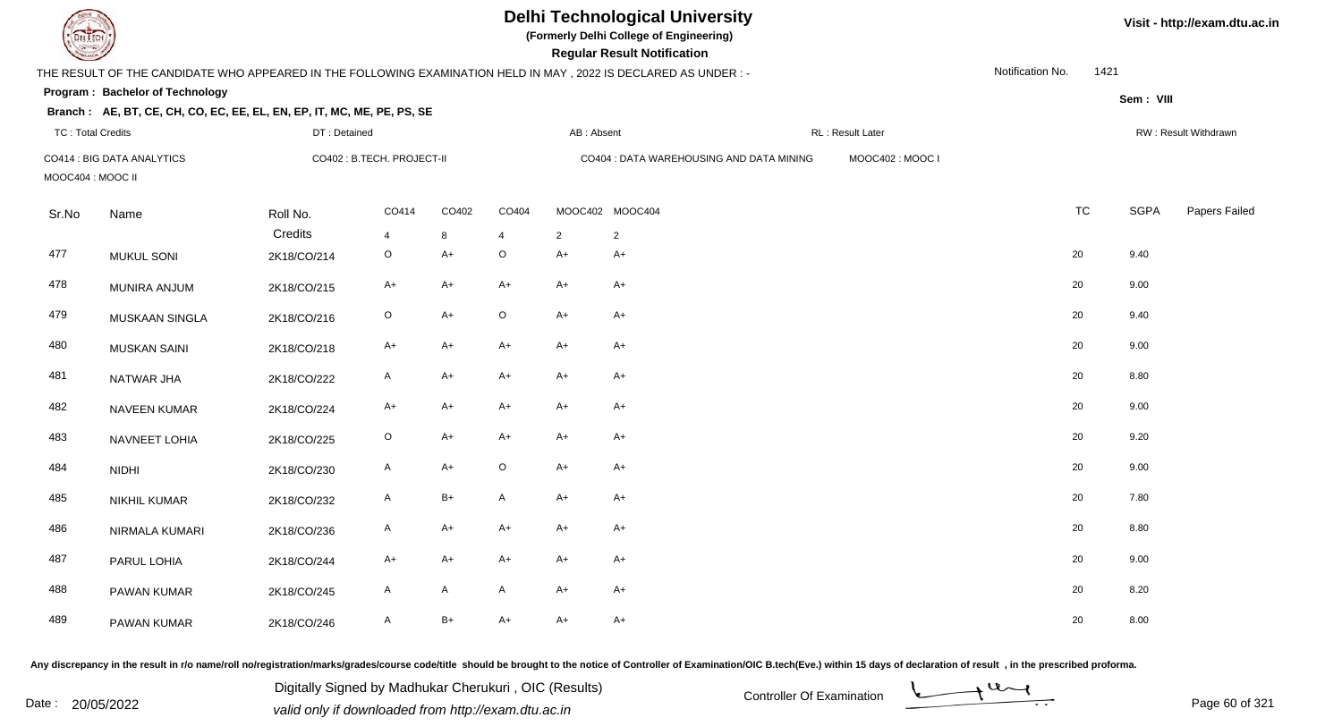# Delhi Technological University

**(Formerly Delhi College of Engineering)**

**Regular Result Notification**

Visit - http://exam.dtu.ac.in

THE RESULT OF THE CANDIDATE WHO APPEARED IN THE FOLLOWING EXAMINATION HELD IN MAY , 2022 IS DECLARED AS UNDER : -

Notification No. 1421

**Program : Bachelor of Technology**

Sem : VIII

**Branch : AE, BT, CE, CH, CO, EC, EE, EL, EN, EP, IT, MC, ME, PE, PS, SE**

TC : Total Credits | DT : Detained | AB : Absent | RL : Result Later | RW : Result Withdrawn

CO414 : BIG DATA ANALYTICS | CO402 : B.TECH. PROJECT-II | CO404 : DATA WAREHOUSING AND DATA MINING | MOOC402 : MOOC I | MOOC404 : MOOC II

| Sr.No | Name | Roll No. | CO414 | CO402 | CO404 | MOOC402 | MOOC404 | TC | SGPA | Papers Failed |
|---|---|---|---|---|---|---|---|---|---|---|
| | | Credits | 4 | 8 | 4 | 2 | 2 | | | |
| 477 | MUKUL SONI | 2K18/CO/214 | O | A+ | O | A+ | A+ | 20 | 9.40 | |
| 478 | MUNIRA ANJUM | 2K18/CO/215 | A+ | A+ | A+ | A+ | A+ | 20 | 9.00 | |
| 479 | MUSKAAN SINGLA | 2K18/CO/216 | O | A+ | O | A+ | A+ | 20 | 9.40 | |
| 480 | MUSKAN SAINI | 2K18/CO/218 | A+ | A+ | A+ | A+ | A+ | 20 | 9.00 | |
| 481 | NATWAR JHA | 2K18/CO/222 | A | A+ | A+ | A+ | A+ | 20 | 8.80 | |
| 482 | NAVEEN KUMAR | 2K18/CO/224 | A+ | A+ | A+ | A+ | A+ | 20 | 9.00 | |
| 483 | NAVNEET LOHIA | 2K18/CO/225 | O | A+ | A+ | A+ | A+ | 20 | 9.20 | |
| 484 | NIDHI | 2K18/CO/230 | A | A+ | O | A+ | A+ | 20 | 9.00 | |
| 485 | NIKHIL KUMAR | 2K18/CO/232 | A | B+ | A | A+ | A+ | 20 | 7.80 | |
| 486 | NIRMALA KUMARI | 2K18/CO/236 | A | A+ | A+ | A+ | A+ | 20 | 8.80 | |
| 487 | PARUL LOHIA | 2K18/CO/244 | A+ | A+ | A+ | A+ | A+ | 20 | 9.00 | |
| 488 | PAWAN KUMAR | 2K18/CO/245 | A | A | A | A+ | A+ | 20 | 8.20 | |
| 489 | PAWAN KUMAR | 2K18/CO/246 | A | B+ | A+ | A+ | A+ | 20 | 8.00 | |

Any discrepancy in the result in r/o name/roll no/registration/marks/grades/course code/title should be brought to the notice of Controller of Examination/OIC B.tech(Eve.) within 15 days of declaration of result , in the prescribed proforma.

Date : 20/05/2022

Digitally Signed by Madhukar Cherukuri , OIC (Results)
valid only if downloaded from http://exam.dtu.ac.in

Controller Of Examination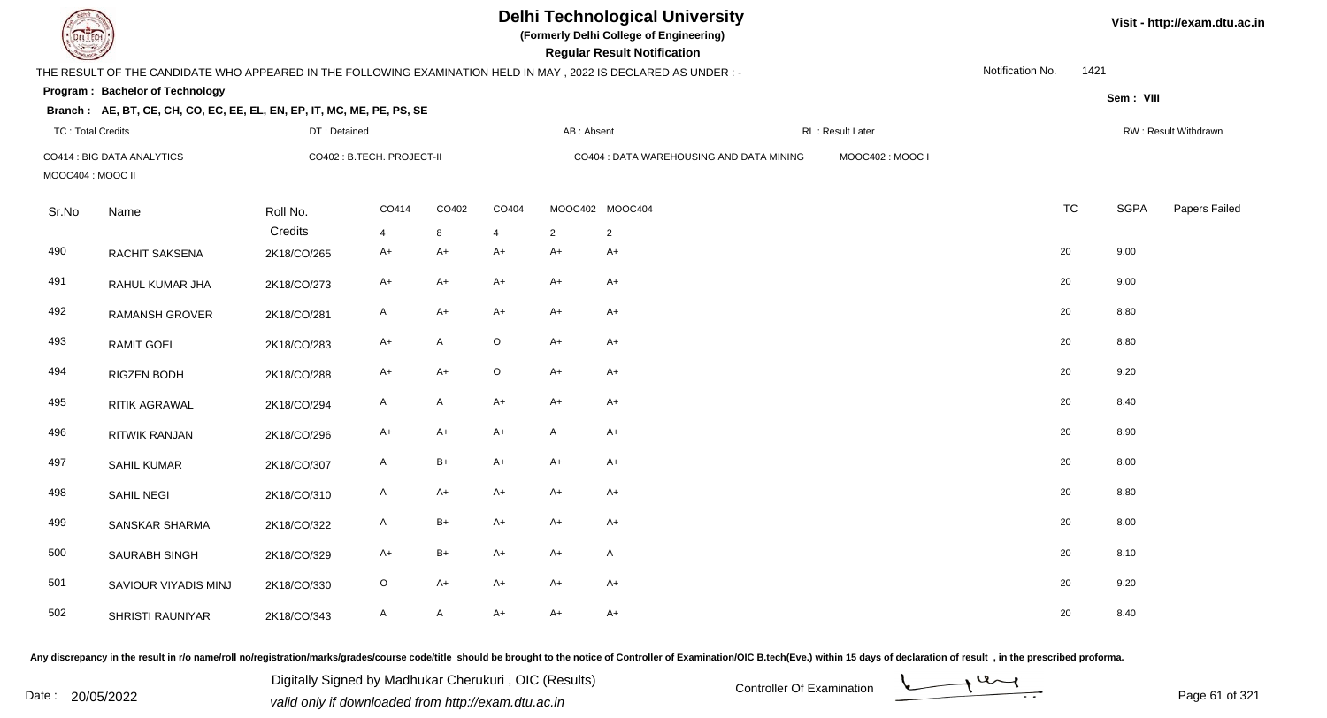# Delhi Technological University

**(Formerly Delhi College of Engineering)**

**Regular Result Notification**

Visit - http://exam.dtu.ac.in

THE RESULT OF THE CANDIDATE WHO APPEARED IN THE FOLLOWING EXAMINATION HELD IN MAY , 2022 IS DECLARED AS UNDER : -

Notification No. 1421

**Program : Bachelor of Technology**

Sem : VIII

**Branch : AE, BT, CE, CH, CO, EC, EE, EL, EN, EP, IT, MC, ME, PE, PS, SE**

TC : Total Credits | DT : Detained | AB : Absent | RL : Result Later | RW : Result Withdrawn

CO414 : BIG DATA ANALYTICS | CO402 : B.TECH. PROJECT-II | CO404 : DATA WAREHOUSING AND DATA MINING | MOOC402 : MOOC I | MOOC404 : MOOC II

| Sr.No | Name | Roll No. | CO414 | CO402 | CO404 | MOOC402 | MOOC404 | TC | SGPA | Papers Failed |
|---|---|---|---|---|---|---|---|---|---|---|
| | | Credits | 4 | 8 | 4 | 2 | 2 | | | |
| 490 | RACHIT SAKSENA | 2K18/CO/265 | A+ | A+ | A+ | A+ | A+ | 20 | 9.00 | |
| 491 | RAHUL KUMAR JHA | 2K18/CO/273 | A+ | A+ | A+ | A+ | A+ | 20 | 9.00 | |
| 492 | RAMANSH GROVER | 2K18/CO/281 | A | A+ | A+ | A+ | A+ | 20 | 8.80 | |
| 493 | RAMIT GOEL | 2K18/CO/283 | A+ | A | O | A+ | A+ | 20 | 8.80 | |
| 494 | RIGZEN BODH | 2K18/CO/288 | A+ | A+ | O | A+ | A+ | 20 | 9.20 | |
| 495 | RITIK AGRAWAL | 2K18/CO/294 | A | A | A+ | A+ | A+ | 20 | 8.40 | |
| 496 | RITWIK RANJAN | 2K18/CO/296 | A+ | A+ | A+ | A | A+ | 20 | 8.90 | |
| 497 | SAHIL KUMAR | 2K18/CO/307 | A | B+ | A+ | A+ | A+ | 20 | 8.00 | |
| 498 | SAHIL NEGI | 2K18/CO/310 | A | A+ | A+ | A+ | A+ | 20 | 8.80 | |
| 499 | SANSKAR SHARMA | 2K18/CO/322 | A | B+ | A+ | A+ | A+ | 20 | 8.00 | |
| 500 | SAURABH SINGH | 2K18/CO/329 | A+ | B+ | A+ | A+ | A | 20 | 8.10 | |
| 501 | SAVIOUR VIYADIS MINJ | 2K18/CO/330 | O | A+ | A+ | A+ | A+ | 20 | 9.20 | |
| 502 | SHRISTI RAUNIYAR | 2K18/CO/343 | A | A | A+ | A+ | A+ | 20 | 8.40 | |

Any discrepancy in the result in r/o name/roll no/registration/marks/grades/course code/title should be brought to the notice of Controller of Examination/OIC B.tech(Eve.) within 15 days of declaration of result , in the prescribed proforma.

Date : 20/05/2022

Digitally Signed by Madhukar Cherukuri , OIC (Results)
valid only if downloaded from http://exam.dtu.ac.in

Controller Of Examination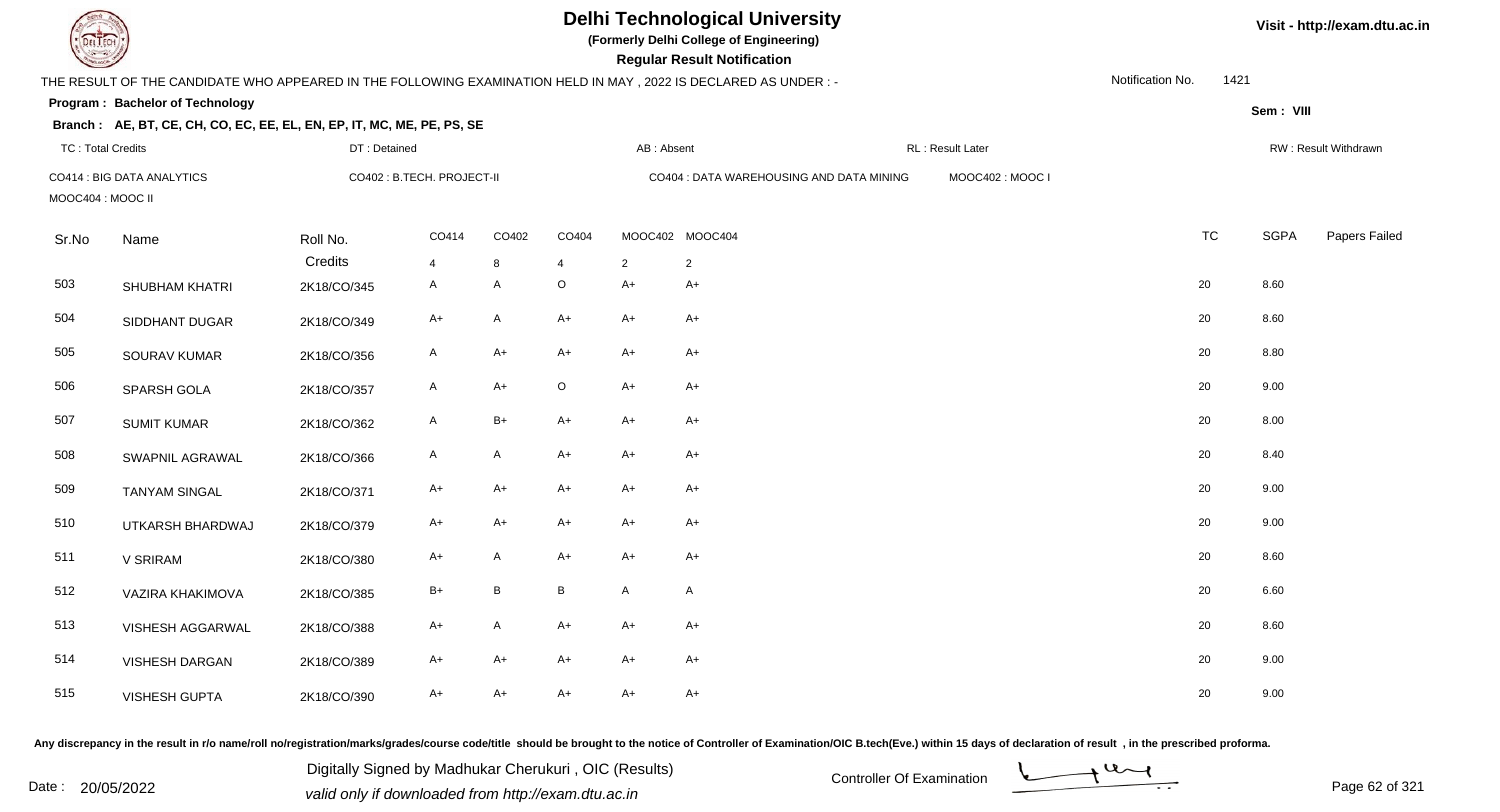# Delhi Technological University

**(Formerly Delhi College of Engineering)**

**Regular Result Notification**

Visit - http://exam.dtu.ac.in

THE RESULT OF THE CANDIDATE WHO APPEARED IN THE FOLLOWING EXAMINATION HELD IN MAY , 2022 IS DECLARED AS UNDER : -

Notification No. 1421

**Program : Bachelor of Technology**

Sem : VIII

**Branch : AE, BT, CE, CH, CO, EC, EE, EL, EN, EP, IT, MC, ME, PE, PS, SE**

TC : Total Credits | DT : Detained | AB : Absent | RL : Result Later | RW : Result Withdrawn

CO414 : BIG DATA ANALYTICS | CO402 : B.TECH. PROJECT-II | CO404 : DATA WAREHOUSING AND DATA MINING | MOOC402 : MOOC I | MOOC404 : MOOC II

| Sr.No | Name | Roll No. | CO414 | CO402 | CO404 | MOOC402 | MOOC404 | TC | SGPA | Papers Failed |
|---|---|---|---|---|---|---|---|---|---|---|
| | | Credits | 4 | 8 | 4 | 2 | 2 | | | |
| 503 | SHUBHAM KHATRI | 2K18/CO/345 | A | A | O | A+ | A+ | 20 | 8.60 | |
| 504 | SIDDHANT DUGAR | 2K18/CO/349 | A+ | A | A+ | A+ | A+ | 20 | 8.60 | |
| 505 | SOURAV KUMAR | 2K18/CO/356 | A | A+ | A+ | A+ | A+ | 20 | 8.80 | |
| 506 | SPARSH GOLA | 2K18/CO/357 | A | A+ | O | A+ | A+ | 20 | 9.00 | |
| 507 | SUMIT KUMAR | 2K18/CO/362 | A | B+ | A+ | A+ | A+ | 20 | 8.00 | |
| 508 | SWAPNIL AGRAWAL | 2K18/CO/366 | A | A | A+ | A+ | A+ | 20 | 8.40 | |
| 509 | TANYAM SINGAL | 2K18/CO/371 | A+ | A+ | A+ | A+ | A+ | 20 | 9.00 | |
| 510 | UTKARSH BHARDWAJ | 2K18/CO/379 | A+ | A+ | A+ | A+ | A+ | 20 | 9.00 | |
| 511 | V SRIRAM | 2K18/CO/380 | A+ | A | A+ | A+ | A+ | 20 | 8.60 | |
| 512 | VAZIRA KHAKIMOVA | 2K18/CO/385 | B+ | B | B | A | A | 20 | 6.60 | |
| 513 | VISHESH AGGARWAL | 2K18/CO/388 | A+ | A | A+ | A+ | A+ | 20 | 8.60 | |
| 514 | VISHESH DARGAN | 2K18/CO/389 | A+ | A+ | A+ | A+ | A+ | 20 | 9.00 | |
| 515 | VISHESH GUPTA | 2K18/CO/390 | A+ | A+ | A+ | A+ | A+ | 20 | 9.00 | |

Any discrepancy in the result in r/o name/roll no/registration/marks/grades/course code/title should be brought to the notice of Controller of Examination/OIC B.tech(Eve.) within 15 days of declaration of result , in the prescribed proforma.

Date : 20/05/2022

Digitally Signed by Madhukar Cherukuri , OIC (Results)
valid only if downloaded from http://exam.dtu.ac.in

Controller Of Examination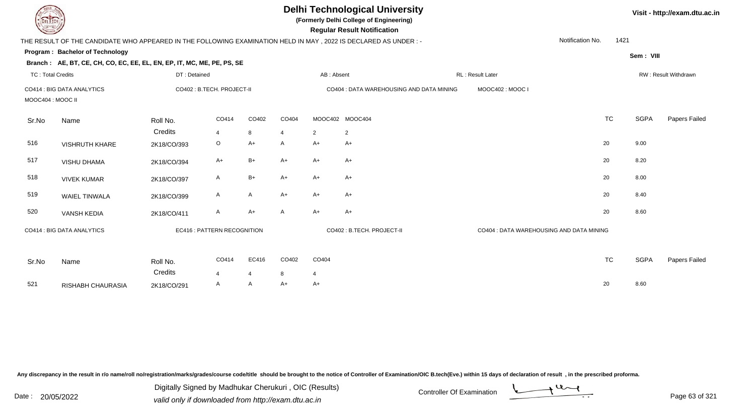# Delhi Technological University

**(Formerly Delhi College of Engineering)**

**Regular Result Notification**

Visit - http://exam.dtu.ac.in

THE RESULT OF THE CANDIDATE WHO APPEARED IN THE FOLLOWING EXAMINATION HELD IN MAY , 2022 IS DECLARED AS UNDER : -

Notification No. 1421

**Program : Bachelor of Technology**

Sem : VIII

**Branch : AE, BT, CE, CH, CO, EC, EE, EL, EN, EP, IT, MC, ME, PE, PS, SE**

TC : Total Credits | DT : Detained | AB : Absent | RL : Result Later | RW : Result Withdrawn

CO414 : BIG DATA ANALYTICS | CO402 : B.TECH. PROJECT-II | CO404 : DATA WAREHOUSING AND DATA MINING | MOOC402 : MOOC I | MOOC404 : MOOC II

| Sr.No | Name | Roll No. | CO414 | CO402 | CO404 | MOOC402 | MOOC404 | TC | SGPA | Papers Failed |
|---|---|---|---|---|---|---|---|---|---|---|
| | | Credits | 4 | 8 | 4 | 2 | 2 | | | |
| 516 | VISHRUTH KHARE | 2K18/CO/393 | O | A+ | A | A+ | A+ | 20 | 9.00 | |
| 517 | VISHU DHAMA | 2K18/CO/394 | A+ | B+ | A+ | A+ | A+ | 20 | 8.20 | |
| 518 | VIVEK KUMAR | 2K18/CO/397 | A | B+ | A+ | A+ | A+ | 20 | 8.00 | |
| 519 | WAIEL TINWALA | 2K18/CO/399 | A | A | A+ | A+ | A+ | 20 | 8.40 | |
| 520 | VANSH KEDIA | 2K18/CO/411 | A | A+ | A | A+ | A+ | 20 | 8.60 | |

CO414 : BIG DATA ANALYTICS | EC416 : PATTERN RECOGNITION | CO402 : B.TECH. PROJECT-II | CO404 : DATA WAREHOUSING AND DATA MINING

| Sr.No | Name | Roll No. | CO414 | EC416 | CO402 | CO404 | TC | SGPA | Papers Failed |
|---|---|---|---|---|---|---|---|---|---|
| | | Credits | 4 | 4 | 8 | 4 | | | |
| 521 | RISHABH CHAURASIA | 2K18/CO/291 | A | A | A+ | A+ | 20 | 8.60 | |

Any discrepancy in the result in r/o name/roll no/registration/marks/grades/course code/title should be brought to the notice of Controller of Examination/OIC B.tech(Eve.) within 15 days of declaration of result , in the prescribed proforma.

Date : 20/05/2022

Digitally Signed by Madhukar Cherukuri , OIC (Results)
valid only if downloaded from http://exam.dtu.ac.in

Controller Of Examination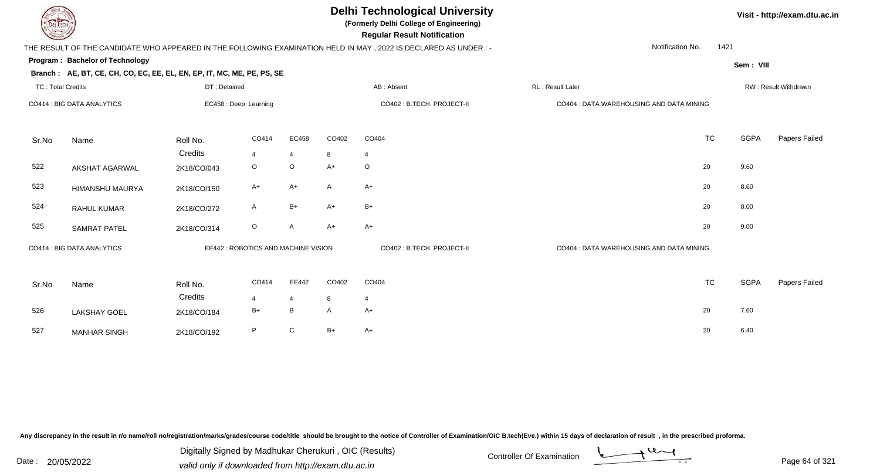# Delhi Technological University

**(Formerly Delhi College of Engineering)**

**Regular Result Notification**

Visit - http://exam.dtu.ac.in

THE RESULT OF THE CANDIDATE WHO APPEARED IN THE FOLLOWING EXAMINATION HELD IN MAY , 2022 IS DECLARED AS UNDER : -

Notification No. 1421

**Program : Bachelor of Technology**

Sem : VIII

**Branch : AE, BT, CE, CH, CO, EC, EE, EL, EN, EP, IT, MC, ME, PE, PS, SE**

TC : Total Credits | DT : Detained | AB : Absent | RL : Result Later | RW : Result Withdrawn

CO414 : BIG DATA ANALYTICS | EC458 : Deep Learning | CO402 : B.TECH. PROJECT-II | CO404 : DATA WAREHOUSING AND DATA MINING

| Sr.No | Name | Roll No. | CO414 | EC458 | CO402 | CO404 | TC | SGPA | Papers Failed |
|---|---|---|---|---|---|---|---|---|---|
| | | Credits | 4 | 4 | 8 | 4 | | | |
| 522 | AKSHAT AGARWAL | 2K18/CO/043 | O | O | A+ | O | 20 | 9.60 | |
| 523 | HIMANSHU MAURYA | 2K18/CO/150 | A+ | A+ | A | A+ | 20 | 8.60 | |
| 524 | RAHUL KUMAR | 2K18/CO/272 | A | B+ | A+ | B+ | 20 | 8.00 | |
| 525 | SAMRAT PATEL | 2K18/CO/314 | O | A | A+ | A+ | 20 | 9.00 | |

CO414 : BIG DATA ANALYTICS | EE442 : ROBOTICS AND MACHINE VISION | CO402 : B.TECH. PROJECT-II | CO404 : DATA WAREHOUSING AND DATA MINING

| Sr.No | Name | Roll No. | CO414 | EE442 | CO402 | CO404 | TC | SGPA | Papers Failed |
|---|---|---|---|---|---|---|---|---|---|
| | | Credits | 4 | 4 | 8 | 4 | | | |
| 526 | LAKSHAY GOEL | 2K18/CO/184 | B+ | B | A | A+ | 20 | 7.60 | |
| 527 | MANHAR SINGH | 2K18/CO/192 | P | C | B+ | A+ | 20 | 6.40 | |

Any discrepancy in the result in r/o name/roll no/registration/marks/grades/course code/title should be brought to the notice of Controller of Examination/OIC B.tech(Eve.) within 15 days of declaration of result , in the prescribed proforma.

Date : 20/05/2022

Digitally Signed by Madhukar Cherukuri , OIC (Results)
valid only if downloaded from http://exam.dtu.ac.in

Controller Of Examination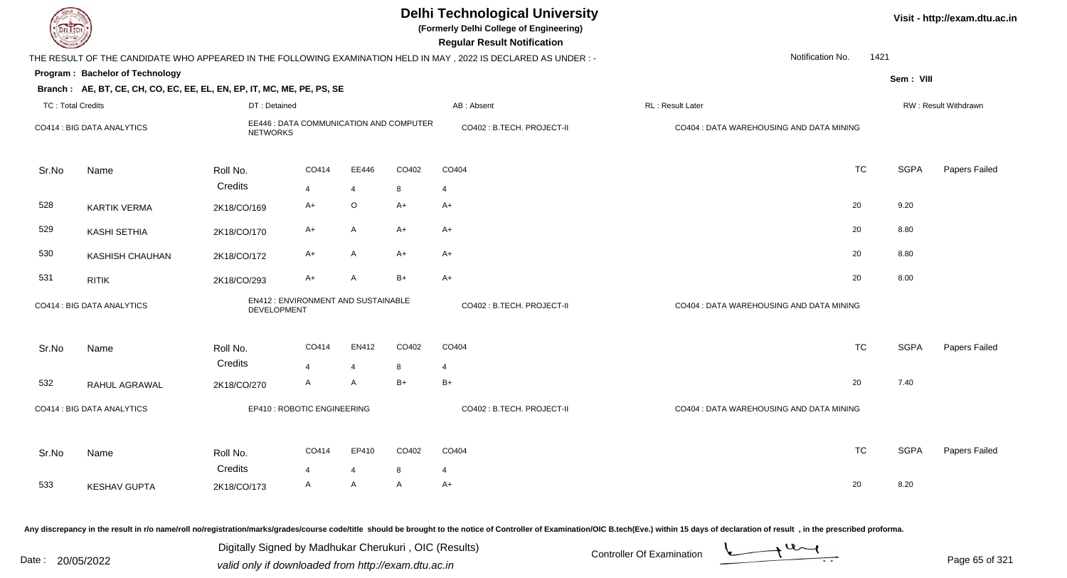# Delhi Technological University

**(Formerly Delhi College of Engineering)**

**Regular Result Notification**

Visit - http://exam.dtu.ac.in

THE RESULT OF THE CANDIDATE WHO APPEARED IN THE FOLLOWING EXAMINATION HELD IN MAY , 2022 IS DECLARED AS UNDER : -

Notification No. 1421

**Program : Bachelor of Technology**

Sem : VIII

**Branch : AE, BT, CE, CH, CO, EC, EE, EL, EN, EP, IT, MC, ME, PE, PS, SE**

TC : Total Credits | DT : Detained | AB : Absent | RL : Result Later | RW : Result Withdrawn

CO414 : BIG DATA ANALYTICS | EE446 : DATA COMMUNICATION AND COMPUTER NETWORKS | CO402 : B.TECH. PROJECT-II | CO404 : DATA WAREHOUSING AND DATA MINING

| Sr.No | Name | Roll No. | CO414 | EE446 | CO402 | CO404 | TC | SGPA | Papers Failed |
|---|---|---|---|---|---|---|---|---|---|
| | | Credits | 4 | 4 | 8 | 4 | | | |
| 528 | KARTIK VERMA | 2K18/CO/169 | A+ | O | A+ | A+ | 20 | 9.20 | |
| 529 | KASHI SETHIA | 2K18/CO/170 | A+ | A | A+ | A+ | 20 | 8.80 | |
| 530 | KASHISH CHAUHAN | 2K18/CO/172 | A+ | A | A+ | A+ | 20 | 8.80 | |
| 531 | RITIK | 2K18/CO/293 | A+ | A | B+ | A+ | 20 | 8.00 | |

CO414 : BIG DATA ANALYTICS | EN412 : ENVIRONMENT AND SUSTAINABLE DEVELOPMENT | CO402 : B.TECH. PROJECT-II | CO404 : DATA WAREHOUSING AND DATA MINING

| Sr.No | Name | Roll No. | CO414 | EN412 | CO402 | CO404 | TC | SGPA | Papers Failed |
|---|---|---|---|---|---|---|---|---|---|
| | | Credits | 4 | 4 | 8 | 4 | | | |
| 532 | RAHUL AGRAWAL | 2K18/CO/270 | A | A | B+ | B+ | 20 | 7.40 | |

CO414 : BIG DATA ANALYTICS | EP410 : ROBOTIC ENGINEERING | CO402 : B.TECH. PROJECT-II | CO404 : DATA WAREHOUSING AND DATA MINING

| Sr.No | Name | Roll No. | CO414 | EP410 | CO402 | CO404 | TC | SGPA | Papers Failed |
|---|---|---|---|---|---|---|---|---|---|
| | | Credits | 4 | 4 | 8 | 4 | | | |
| 533 | KESHAV GUPTA | 2K18/CO/173 | A | A | A | A+ | 20 | 8.20 | |

Any discrepancy in the result in r/o name/roll no/registration/marks/grades/course code/title should be brought to the notice of Controller of Examination/OIC B.tech(Eve.) within 15 days of declaration of result , in the prescribed proforma.

Date : 20/05/2022

Digitally Signed by Madhukar Cherukuri , OIC (Results)
valid only if downloaded from http://exam.dtu.ac.in

Controller Of Examination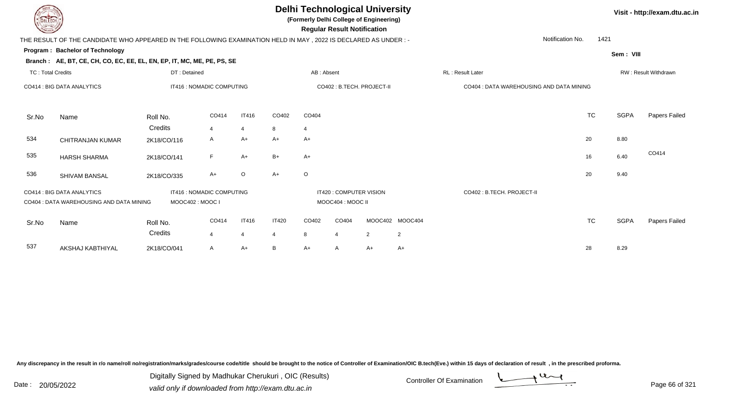# Delhi Technological University

**(Formerly Delhi College of Engineering)**

**Regular Result Notification**

Visit - http://exam.dtu.ac.in

THE RESULT OF THE CANDIDATE WHO APPEARED IN THE FOLLOWING EXAMINATION HELD IN MAY , 2022 IS DECLARED AS UNDER : -

Notification No. 1421

**Program : Bachelor of Technology**

Sem : VIII

**Branch : AE, BT, CE, CH, CO, EC, EE, EL, EN, EP, IT, MC, ME, PE, PS, SE**

TC : Total Credits | DT : Detained | AB : Absent | RL : Result Later | RW : Result Withdrawn

CO414 : BIG DATA ANALYTICS | IT416 : NOMADIC COMPUTING | CO402 : B.TECH. PROJECT-II | CO404 : DATA WAREHOUSING AND DATA MINING

| Sr.No | Name | Roll No. | CO414 | IT416 | CO402 | CO404 | TC | SGPA | Papers Failed |
|---|---|---|---|---|---|---|---|---|---|
| | | Credits | 4 | 4 | 8 | 4 | | | |
| 534 | CHITRANJAN KUMAR | 2K18/CO/116 | A | A+ | A+ | A+ | 20 | 8.80 | |
| 535 | HARSH SHARMA | 2K18/CO/141 | F | A+ | B+ | A+ | 16 | 6.40 | CO414 |
| 536 | SHIVAM BANSAL | 2K18/CO/335 | A+ | O | A+ | O | 20 | 9.40 | |

CO414 : BIG DATA ANALYTICS | IT416 : NOMADIC COMPUTING | IT420 : COMPUTER VISION | CO402 : B.TECH. PROJECT-II
CO404 : DATA WAREHOUSING AND DATA MINING | MOOC402 : MOOC I | MOOC404 : MOOC II

| Sr.No | Name | Roll No. | CO414 | IT416 | IT420 | CO402 | CO404 | MOOC402 | MOOC404 | TC | SGPA | Papers Failed |
|---|---|---|---|---|---|---|---|---|---|---|---|---|
| | | Credits | 4 | 4 | 4 | 8 | 4 | 2 | 2 | | | |
| 537 | AKSHAJ KABTHIYAL | 2K18/CO/041 | A | A+ | B | A+ | A | A+ | A+ | 28 | 8.29 | |

Any discrepancy in the result in r/o name/roll no/registration/marks/grades/course code/title should be brought to the notice of Controller of Examination/OIC B.tech(Eve.) within 15 days of declaration of result , in the prescribed proforma.

Date : 20/05/2022

Digitally Signed by Madhukar Cherukuri , OIC (Results)
valid only if downloaded from http://exam.dtu.ac.in

Controller Of Examination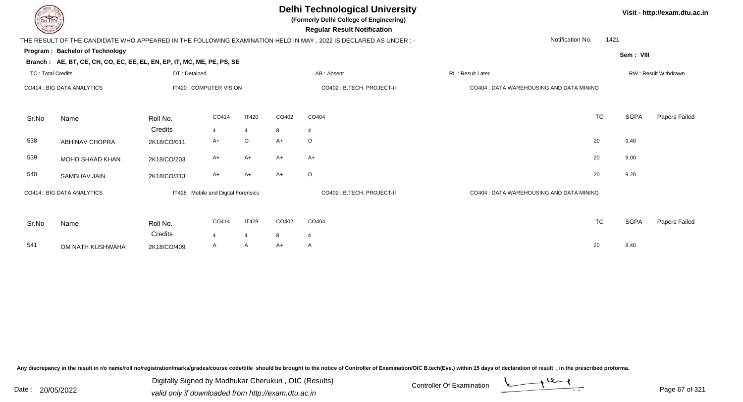# Delhi Technological University

**(Formerly Delhi College of Engineering)**

**Regular Result Notification**

Visit - http://exam.dtu.ac.in

THE RESULT OF THE CANDIDATE WHO APPEARED IN THE FOLLOWING EXAMINATION HELD IN MAY , 2022 IS DECLARED AS UNDER : -

Notification No. 1421

**Program : Bachelor of Technology**

**Sem : VIII**

**Branch : AE, BT, CE, CH, CO, EC, EE, EL, EN, EP, IT, MC, ME, PE, PS, SE**

TC : Total Credits | DT : Detained | AB : Absent | RL : Result Later | RW : Result Withdrawn

CO414 : BIG DATA ANALYTICS | IT420 : COMPUTER VISION | CO402 : B.TECH. PROJECT-II | CO404 : DATA WAREHOUSING AND DATA MINING

| Sr.No | Name | Roll No. | CO414 | IT420 | CO402 | CO404 | TC | SGPA | Papers Failed |
|---|---|---|---|---|---|---|---|---|---|
| | | Credits | 4 | 4 | 8 | 4 | | | |
| 538 | ABHINAV CHOPRA | 2K18/CO/011 | A+ | O | A+ | O | 20 | 9.40 | |
| 539 | MOHD SHAAD KHAN | 2K18/CO/203 | A+ | A+ | A+ | A+ | 20 | 9.00 | |
| 540 | SAMBHAV JAIN | 2K18/CO/313 | A+ | A+ | A+ | O | 20 | 9.20 | |

CO414 : BIG DATA ANALYTICS | IT428 : Mobile and Digital Forensics | CO402 : B.TECH. PROJECT-II | CO404 : DATA WAREHOUSING AND DATA MINING

| Sr.No | Name | Roll No. | CO414 | IT428 | CO402 | CO404 | TC | SGPA | Papers Failed |
|---|---|---|---|---|---|---|---|---|---|
| | | Credits | 4 | 4 | 8 | 4 | | | |
| 541 | OM NATH KUSHWAHA | 2K18/CO/409 | A | A | A+ | A | 20 | 8.40 | |

Any discrepancy in the result in r/o name/roll no/registration/marks/grades/course code/title should be brought to the notice of Controller of Examination/OIC B.tech(Eve.) within 15 days of declaration of result , in the prescribed proforma.

Date : 20/05/2022

Digitally Signed by Madhukar Cherukuri , OIC (Results)
valid only if downloaded from http://exam.dtu.ac.in

Controller Of Examination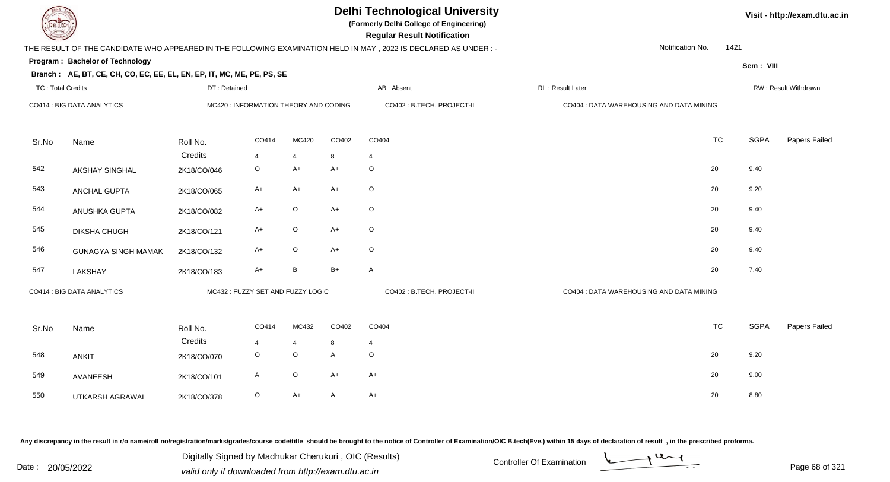# Delhi Technological University

**(Formerly Delhi College of Engineering)**

**Regular Result Notification**

Visit - http://exam.dtu.ac.in

THE RESULT OF THE CANDIDATE WHO APPEARED IN THE FOLLOWING EXAMINATION HELD IN MAY , 2022 IS DECLARED AS UNDER : -

Notification No. 1421

**Program : Bachelor of Technology**

Sem : VIII

**Branch : AE, BT, CE, CH, CO, EC, EE, EL, EN, EP, IT, MC, ME, PE, PS, SE**

TC : Total Credits | DT : Detained | AB : Absent | RL : Result Later | RW : Result Withdrawn

CO414 : BIG DATA ANALYTICS | MC420 : INFORMATION THEORY AND CODING | CO402 : B.TECH. PROJECT-II | CO404 : DATA WAREHOUSING AND DATA MINING

| Sr.No | Name | Roll No. | CO414 | MC420 | CO402 | CO404 | TC | SGPA | Papers Failed |
|---|---|---|---|---|---|---|---|---|---|
| | | Credits | 4 | 4 | 8 | 4 | | | |
| 542 | AKSHAY SINGHAL | 2K18/CO/046 | O | A+ | A+ | O | 20 | 9.40 | |
| 543 | ANCHAL GUPTA | 2K18/CO/065 | A+ | A+ | A+ | O | 20 | 9.20 | |
| 544 | ANUSHKA GUPTA | 2K18/CO/082 | A+ | O | A+ | O | 20 | 9.40 | |
| 545 | DIKSHA CHUGH | 2K18/CO/121 | A+ | O | A+ | O | 20 | 9.40 | |
| 546 | GUNAGYA SINGH MAMAK | 2K18/CO/132 | A+ | O | A+ | O | 20 | 9.40 | |
| 547 | LAKSHAY | 2K18/CO/183 | A+ | B | B+ | A | 20 | 7.40 | |

CO414 : BIG DATA ANALYTICS | MC432 : FUZZY SET AND FUZZY LOGIC | CO402 : B.TECH. PROJECT-II | CO404 : DATA WAREHOUSING AND DATA MINING

| Sr.No | Name | Roll No. | CO414 | MC432 | CO402 | CO404 | TC | SGPA | Papers Failed |
|---|---|---|---|---|---|---|---|---|---|
| | | Credits | 4 | 4 | 8 | 4 | | | |
| 548 | ANKIT | 2K18/CO/070 | O | O | A | O | 20 | 9.20 | |
| 549 | AVANEESH | 2K18/CO/101 | A | O | A+ | A+ | 20 | 9.00 | |
| 550 | UTKARSH AGRAWAL | 2K18/CO/378 | O | A+ | A | A+ | 20 | 8.80 | |

Any discrepancy in the result in r/o name/roll no/registration/marks/grades/course code/title should be brought to the notice of Controller of Examination/OIC B.tech(Eve.) within 15 days of declaration of result , in the prescribed proforma.

Date : 20/05/2022

Digitally Signed by Madhukar Cherukuri , OIC (Results)
valid only if downloaded from http://exam.dtu.ac.in

Controller Of Examination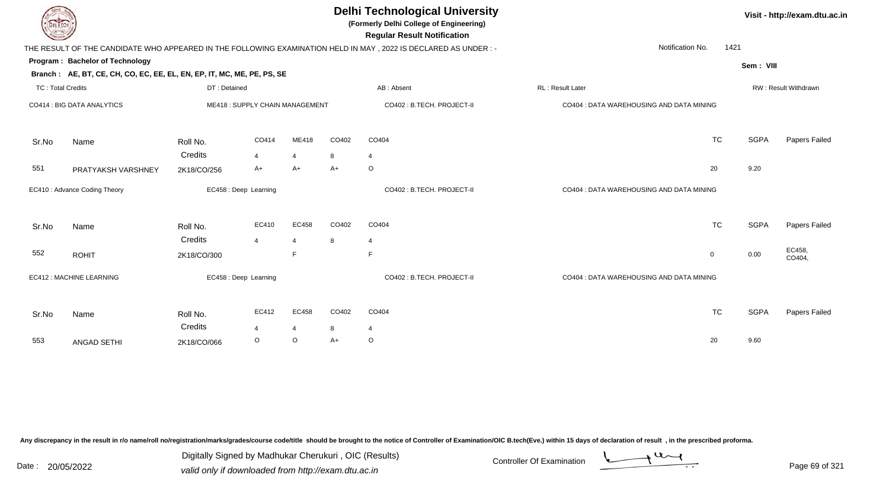# Delhi Technological University

**(Formerly Delhi College of Engineering)**

**Regular Result Notification**

Visit - http://exam.dtu.ac.in

THE RESULT OF THE CANDIDATE WHO APPEARED IN THE FOLLOWING EXAMINATION HELD IN MAY , 2022 IS DECLARED AS UNDER : -

Notification No. 1421

**Program : Bachelor of Technology**

Sem : VIII

**Branch : AE, BT, CE, CH, CO, EC, EE, EL, EN, EP, IT, MC, ME, PE, PS, SE**

TC : Total Credits | DT : Detained | AB : Absent | RL : Result Later | RW : Result Withdrawn

CO414 : BIG DATA ANALYTICS | ME418 : SUPPLY CHAIN MANAGEMENT | CO402 : B.TECH. PROJECT-II | CO404 : DATA WAREHOUSING AND DATA MINING

| Sr.No | Name | Roll No. | CO414 | ME418 | CO402 | CO404 | TC | SGPA | Papers Failed |
|---|---|---|---|---|---|---|---|---|---|
| | | Credits | 4 | 4 | 8 | 4 | | | |
| 551 | PRATYAKSH VARSHNEY | 2K18/CO/256 | A+ | A+ | A+ | O | 20 | 9.20 | |

EC410 : Advance Coding Theory | EC458 : Deep Learning | CO402 : B.TECH. PROJECT-II | CO404 : DATA WAREHOUSING AND DATA MINING

| Sr.No | Name | Roll No. | EC410 | EC458 | CO402 | CO404 | TC | SGPA | Papers Failed |
|---|---|---|---|---|---|---|---|---|---|
| | | Credits | 4 | 4 | 8 | 4 | | | |
| 552 | ROHIT | 2K18/CO/300 | | F | | F | 0 | 0.00 | EC458, CO404, |

EC412 : MACHINE LEARNING | EC458 : Deep Learning | CO402 : B.TECH. PROJECT-II | CO404 : DATA WAREHOUSING AND DATA MINING

| Sr.No | Name | Roll No. | EC412 | EC458 | CO402 | CO404 | TC | SGPA | Papers Failed |
|---|---|---|---|---|---|---|---|---|---|
| | | Credits | 4 | 4 | 8 | 4 | | | |
| 553 | ANGAD SETHI | 2K18/CO/066 | O | O | A+ | O | 20 | 9.60 | |

Any discrepancy in the result in r/o name/roll no/registration/marks/grades/course code/title should be brought to the notice of Controller of Examination/OIC B.tech(Eve.) within 15 days of declaration of result , in the prescribed proforma.

Date : 20/05/2022

Digitally Signed by Madhukar Cherukuri , OIC (Results)
valid only if downloaded from http://exam.dtu.ac.in

Controller Of Examination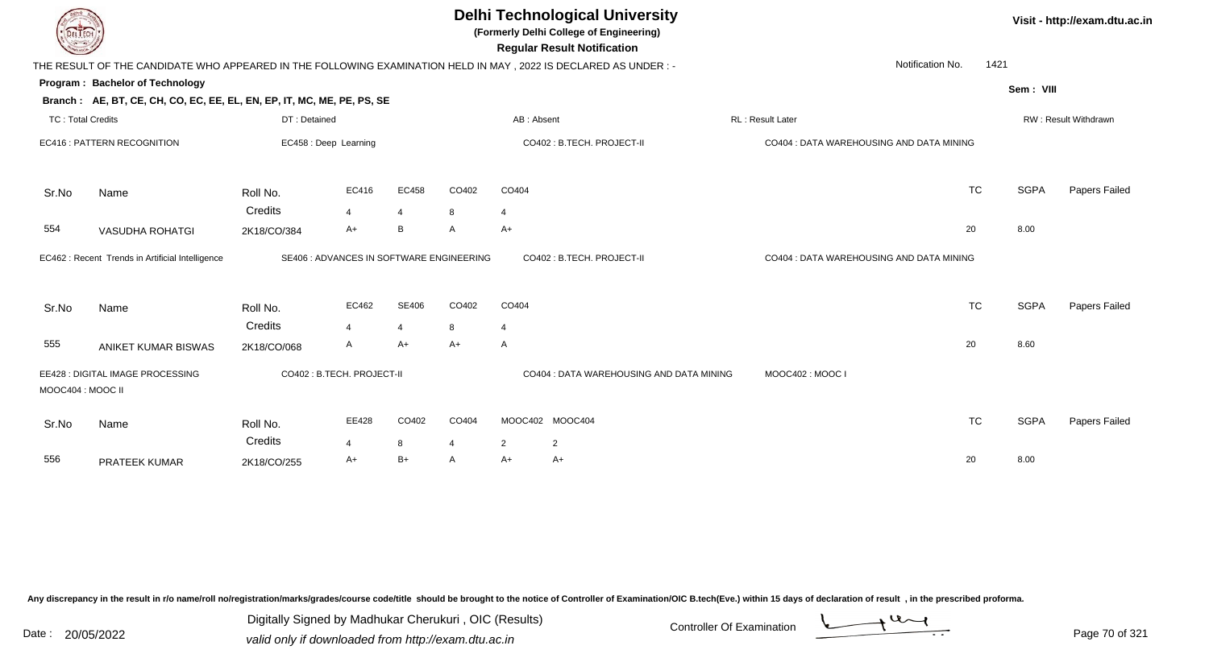# Delhi Technological University

**(Formerly Delhi College of Engineering)**

**Regular Result Notification**

Visit - http://exam.dtu.ac.in

THE RESULT OF THE CANDIDATE WHO APPEARED IN THE FOLLOWING EXAMINATION HELD IN MAY , 2022 IS DECLARED AS UNDER : -

Notification No. 1421

**Program : Bachelor of Technology**

Sem : VIII

**Branch : AE, BT, CE, CH, CO, EC, EE, EL, EN, EP, IT, MC, ME, PE, PS, SE**

TC : Total Credits | DT : Detained | AB : Absent | RL : Result Later | RW : Result Withdrawn

EC416 : PATTERN RECOGNITION | EC458 : Deep Learning | CO402 : B.TECH. PROJECT-II | CO404 : DATA WAREHOUSING AND DATA MINING

| Sr.No | Name | Roll No. | EC416 | EC458 | CO402 | CO404 | TC | SGPA | Papers Failed |
|---|---|---|---|---|---|---|---|---|---|
| | | Credits | 4 | 4 | 8 | 4 | | | |
| 554 | VASUDHA ROHATGI | 2K18/CO/384 | A+ | B | A | A+ | 20 | 8.00 | |

EC462 : Recent Trends in Artificial Intelligence | SE406 : ADVANCES IN SOFTWARE ENGINEERING | CO402 : B.TECH. PROJECT-II | CO404 : DATA WAREHOUSING AND DATA MINING

| Sr.No | Name | Roll No. | EC462 | SE406 | CO402 | CO404 | TC | SGPA | Papers Failed |
|---|---|---|---|---|---|---|---|---|---|
| | | Credits | 4 | 4 | 8 | 4 | | | |
| 555 | ANIKET KUMAR BISWAS | 2K18/CO/068 | A | A+ | A+ | A | 20 | 8.60 | |

EE428 : DIGITAL IMAGE PROCESSING | CO402 : B.TECH. PROJECT-II | CO404 : DATA WAREHOUSING AND DATA MINING | MOOC402 : MOOC I | MOOC404 : MOOC II

| Sr.No | Name | Roll No. | EE428 | CO402 | CO404 | MOOC402 | MOOC404 | TC | SGPA | Papers Failed |
|---|---|---|---|---|---|---|---|---|---|---|
| | | Credits | 4 | 8 | 4 | 2 | 2 | | | |
| 556 | PRATEEK KUMAR | 2K18/CO/255 | A+ | B+ | A | A+ | A+ | 20 | 8.00 | |

Any discrepancy in the result in r/o name/roll no/registration/marks/grades/course code/title should be brought to the notice of Controller of Examination/OIC B.tech(Eve.) within 15 days of declaration of result , in the prescribed proforma.

Date : 20/05/2022

Digitally Signed by Madhukar Cherukuri , OIC (Results)
valid only if downloaded from http://exam.dtu.ac.in

Controller Of Examination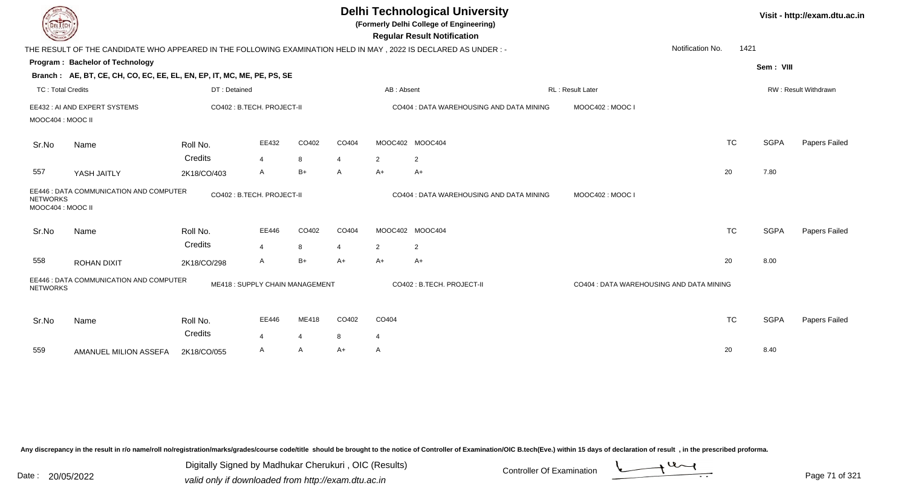# Delhi Technological University

**(Formerly Delhi College of Engineering)**

**Regular Result Notification**

Visit - http://exam.dtu.ac.in

THE RESULT OF THE CANDIDATE WHO APPEARED IN THE FOLLOWING EXAMINATION HELD IN MAY , 2022 IS DECLARED AS UNDER : -

Notification No. 1421

**Program : Bachelor of Technology**

**Sem : VIII**

**Branch : AE, BT, CE, CH, CO, EC, EE, EL, EN, EP, IT, MC, ME, PE, PS, SE**

TC : Total Credits | DT : Detained | AB : Absent | RL : Result Later | RW : Result Withdrawn

EE432 : AI AND EXPERT SYSTEMS | CO402 : B.TECH. PROJECT-II | CO404 : DATA WAREHOUSING AND DATA MINING | MOOC402 : MOOC I | MOOC404 : MOOC II

| Sr.No | Name | Roll No. | EE432 | CO402 | CO404 | MOOC402 | MOOC404 | TC | SGPA | Papers Failed |
|---|---|---|---|---|---|---|---|---|---|---|
| | | Credits | 4 | 8 | 4 | 2 | 2 | | | |
| 557 | YASH JAITLY | 2K18/CO/403 | A | B+ | A | A+ | A+ | 20 | 7.80 | |

EE446 : DATA COMMUNICATION AND COMPUTER NETWORKS | CO402 : B.TECH. PROJECT-II | CO404 : DATA WAREHOUSING AND DATA MINING | MOOC402 : MOOC I | MOOC404 : MOOC II

| Sr.No | Name | Roll No. | EE446 | CO402 | CO404 | MOOC402 | MOOC404 | TC | SGPA | Papers Failed |
|---|---|---|---|---|---|---|---|---|---|---|
| | | Credits | 4 | 8 | 4 | 2 | 2 | | | |
| 558 | ROHAN DIXIT | 2K18/CO/298 | A | B+ | A+ | A+ | A+ | 20 | 8.00 | |

EE446 : DATA COMMUNICATION AND COMPUTER NETWORKS | ME418 : SUPPLY CHAIN MANAGEMENT | CO402 : B.TECH. PROJECT-II | CO404 : DATA WAREHOUSING AND DATA MINING

| Sr.No | Name | Roll No. | EE446 | ME418 | CO402 | CO404 | TC | SGPA | Papers Failed |
|---|---|---|---|---|---|---|---|---|---|
| | | Credits | 4 | 4 | 8 | 4 | | | |
| 559 | AMANUEL MILION ASSEFA | 2K18/CO/055 | A | A | A+ | A | 20 | 8.40 | |

Any discrepancy in the result in r/o name/roll no/registration/marks/grades/course code/title should be brought to the notice of Controller of Examination/OIC B.tech(Eve.) within 15 days of declaration of result , in the prescribed proforma.

Date : 20/05/2022

Digitally Signed by Madhukar Cherukuri , OIC (Results)
valid only if downloaded from http://exam.dtu.ac.in

Controller Of Examination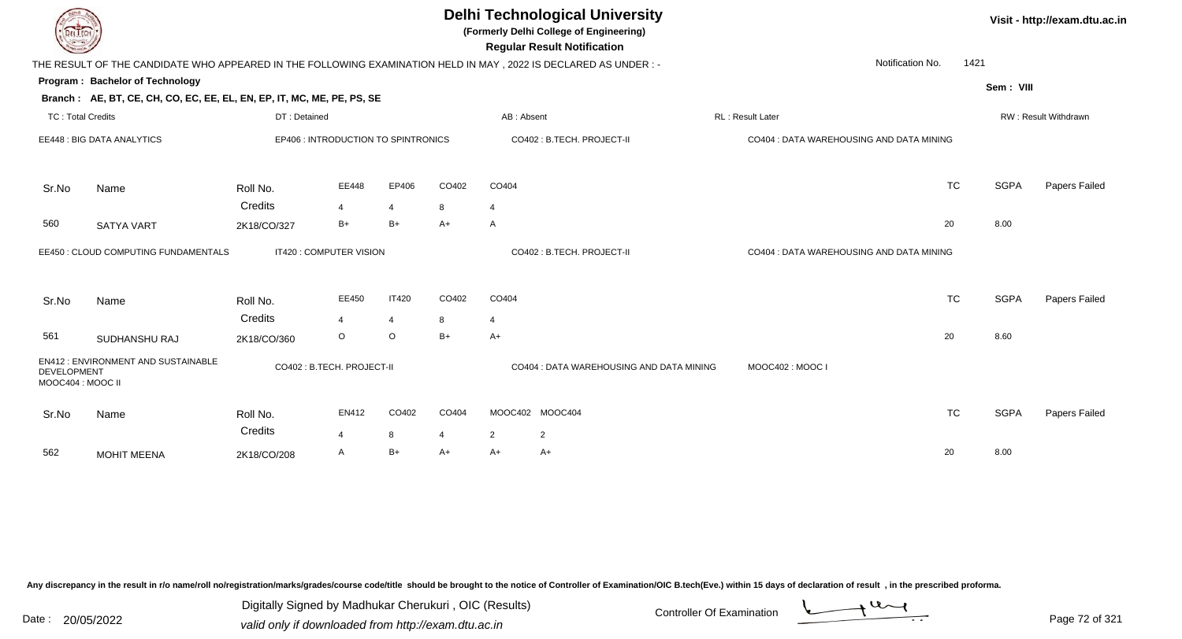# Delhi Technological University

**(Formerly Delhi College of Engineering)**

**Regular Result Notification**

Visit - http://exam.dtu.ac.in

THE RESULT OF THE CANDIDATE WHO APPEARED IN THE FOLLOWING EXAMINATION HELD IN MAY , 2022 IS DECLARED AS UNDER : -

Notification No. 1421

**Program : Bachelor of Technology**

Sem : VIII

**Branch : AE, BT, CE, CH, CO, EC, EE, EL, EN, EP, IT, MC, ME, PE, PS, SE**

TC : Total Credits | DT : Detained | AB : Absent | RL : Result Later | RW : Result Withdrawn

EE448 : BIG DATA ANALYTICS | EP406 : INTRODUCTION TO SPINTRONICS | CO402 : B.TECH. PROJECT-II | CO404 : DATA WAREHOUSING AND DATA MINING

| Sr.No | Name | Roll No. | EE448 | EP406 | CO402 | CO404 | TC | SGPA | Papers Failed |
|---|---|---|---|---|---|---|---|---|---|
| | | Credits | 4 | 4 | 8 | 4 | | | |
| 560 | SATYA VART | 2K18/CO/327 | B+ | B+ | A+ | A | 20 | 8.00 | |

EE450 : CLOUD COMPUTING FUNDAMENTALS | IT420 : COMPUTER VISION | CO402 : B.TECH. PROJECT-II | CO404 : DATA WAREHOUSING AND DATA MINING

| Sr.No | Name | Roll No. | EE450 | IT420 | CO402 | CO404 | TC | SGPA | Papers Failed |
|---|---|---|---|---|---|---|---|---|---|
| | | Credits | 4 | 4 | 8 | 4 | | | |
| 561 | SUDHANSHU RAJ | 2K18/CO/360 | O | O | B+ | A+ | 20 | 8.60 | |

EN412 : ENVIRONMENT AND SUSTAINABLE DEVELOPMENT | CO402 : B.TECH. PROJECT-II | CO404 : DATA WAREHOUSING AND DATA MINING | MOOC402 : MOOC I | MOOC404 : MOOC II

| Sr.No | Name | Roll No. | EN412 | CO402 | CO404 | MOOC402 | MOOC404 | TC | SGPA | Papers Failed |
|---|---|---|---|---|---|---|---|---|---|---|
| | | Credits | 4 | 8 | 4 | 2 | 2 | | | |
| 562 | MOHIT MEENA | 2K18/CO/208 | A | B+ | A+ | A+ | A+ | 20 | 8.00 | |

Any discrepancy in the result in r/o name/roll no/registration/marks/grades/course code/title should be brought to the notice of Controller of Examination/OIC B.tech(Eve.) within 15 days of declaration of result , in the prescribed proforma.

Date : 20/05/2022

Digitally Signed by Madhukar Cherukuri , OIC (Results)
valid only if downloaded from http://exam.dtu.ac.in

Controller Of Examination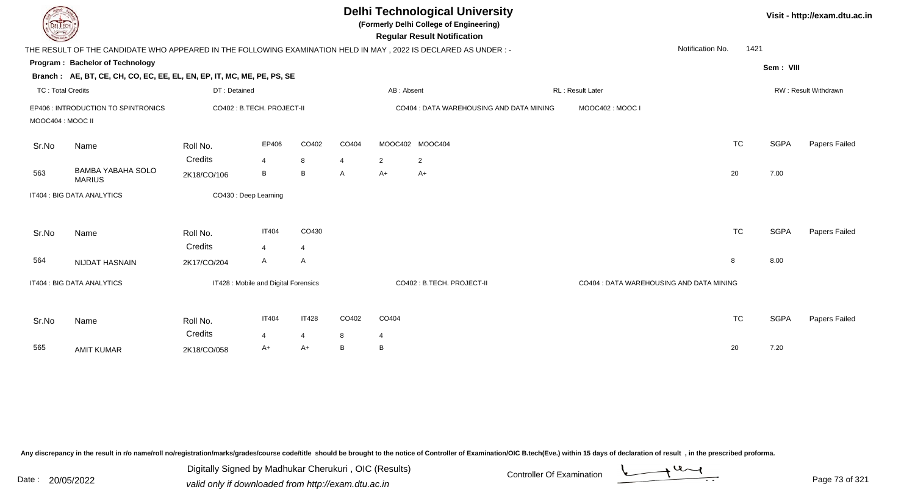# Delhi Technological University

**(Formerly Delhi College of Engineering)**

**Regular Result Notification**

Visit - http://exam.dtu.ac.in

THE RESULT OF THE CANDIDATE WHO APPEARED IN THE FOLLOWING EXAMINATION HELD IN MAY , 2022 IS DECLARED AS UNDER : -

Notification No. 1421

**Program : Bachelor of Technology**

Sem : VIII

**Branch : AE, BT, CE, CH, CO, EC, EE, EL, EN, EP, IT, MC, ME, PE, PS, SE**

TC : Total Credits | DT : Detained | AB : Absent | RL : Result Later | RW : Result Withdrawn

EP406 : INTRODUCTION TO SPINTRONICS | CO402 : B.TECH. PROJECT-II | CO404 : DATA WAREHOUSING AND DATA MINING | MOOC402 : MOOC I | MOOC404 : MOOC II

| Sr.No | Name | Roll No. | EP406 | CO402 | CO404 | MOOC402 | MOOC404 | TC | SGPA | Papers Failed |
|---|---|---|---|---|---|---|---|---|---|---|
| | | Credits | 4 | 8 | 4 | 2 | 2 | | | |
| 563 | BAMBA YABAHA SOLO MARIUS | 2K18/CO/106 | B | B | A | A+ | A+ | 20 | 7.00 | |

IT404 : BIG DATA ANALYTICS | CO430 : Deep Learning

| Sr.No | Name | Roll No. | IT404 | CO430 | TC | SGPA | Papers Failed |
|---|---|---|---|---|---|---|---|
| | | Credits | 4 | 4 | | | |
| 564 | NIJDAT HASNAIN | 2K17/CO/204 | A | A | 8 | 8.00 | |

IT404 : BIG DATA ANALYTICS | IT428 : Mobile and Digital Forensics | CO402 : B.TECH. PROJECT-II | CO404 : DATA WAREHOUSING AND DATA MINING

| Sr.No | Name | Roll No. | IT404 | IT428 | CO402 | CO404 | TC | SGPA | Papers Failed |
|---|---|---|---|---|---|---|---|---|---|
| | | Credits | 4 | 4 | 8 | 4 | | | |
| 565 | AMIT KUMAR | 2K18/CO/058 | A+ | A+ | B | B | 20 | 7.20 | |

Any discrepancy in the result in r/o name/roll no/registration/marks/grades/course code/title should be brought to the notice of Controller of Examination/OIC B.tech(Eve.) within 15 days of declaration of result , in the prescribed proforma.

Date : 20/05/2022

Digitally Signed by Madhukar Cherukuri , OIC (Results)
valid only if downloaded from http://exam.dtu.ac.in

Controller Of Examination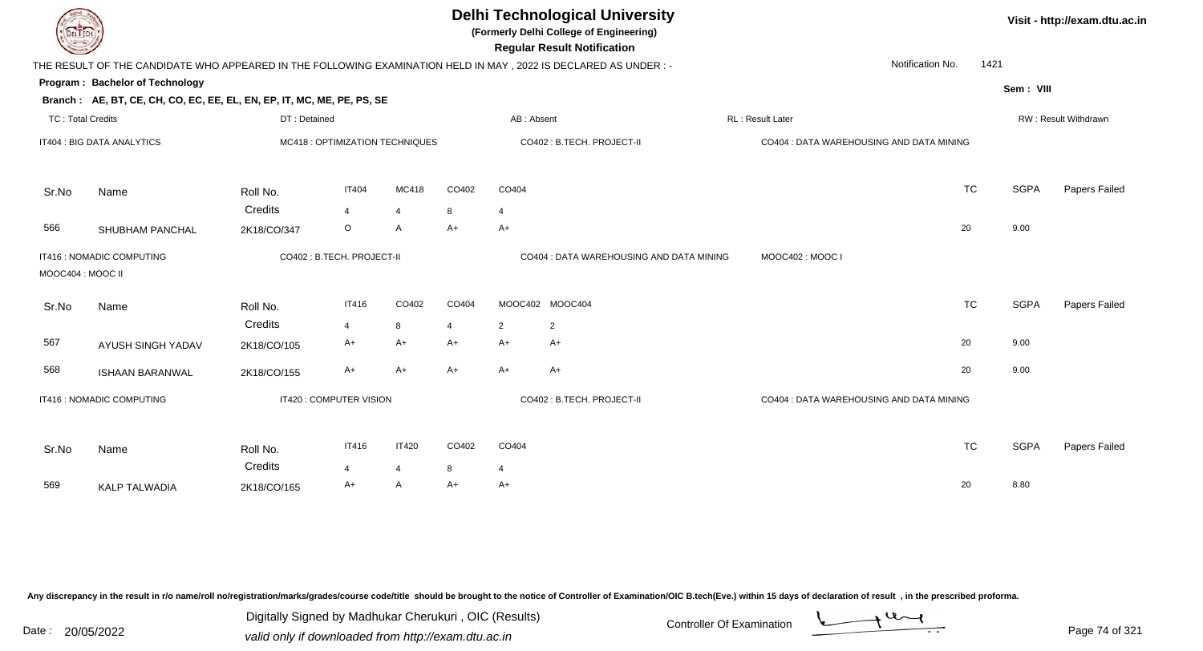# Delhi Technological University

**(Formerly Delhi College of Engineering)**

**Regular Result Notification**

Visit - http://exam.dtu.ac.in

THE RESULT OF THE CANDIDATE WHO APPEARED IN THE FOLLOWING EXAMINATION HELD IN MAY , 2022 IS DECLARED AS UNDER : -

Notification No. 1421

**Program : Bachelor of Technology**

Sem : VIII

**Branch : AE, BT, CE, CH, CO, EC, EE, EL, EN, EP, IT, MC, ME, PE, PS, SE**

TC : Total Credits | DT : Detained | AB : Absent | RL : Result Later | RW : Result Withdrawn

IT404 : BIG DATA ANALYTICS | MC418 : OPTIMIZATION TECHNIQUES | CO402 : B.TECH. PROJECT-II | CO404 : DATA WAREHOUSING AND DATA MINING

| Sr.No | Name | Roll No. | IT404 | MC418 | CO402 | CO404 | TC | SGPA | Papers Failed |
|---|---|---|---|---|---|---|---|---|---|
| | | Credits | 4 | 4 | 8 | 4 | | | |
| 566 | SHUBHAM PANCHAL | 2K18/CO/347 | O | A | A+ | A+ | 20 | 9.00 | |

IT416 : NOMADIC COMPUTING | CO402 : B.TECH. PROJECT-II | CO404 : DATA WAREHOUSING AND DATA MINING | MOOC402 : MOOC I | MOOC404 : MOOC II

| Sr.No | Name | Roll No. | IT416 | CO402 | CO404 | MOOC402 | MOOC404 | TC | SGPA | Papers Failed |
|---|---|---|---|---|---|---|---|---|---|---|
| | | Credits | 4 | 8 | 4 | 2 | 2 | | | |
| 567 | AYUSH SINGH YADAV | 2K18/CO/105 | A+ | A+ | A+ | A+ | A+ | 20 | 9.00 | |
| 568 | ISHAAN BARANWAL | 2K18/CO/155 | A+ | A+ | A+ | A+ | A+ | 20 | 9.00 | |

IT416 : NOMADIC COMPUTING | IT420 : COMPUTER VISION | CO402 : B.TECH. PROJECT-II | CO404 : DATA WAREHOUSING AND DATA MINING

| Sr.No | Name | Roll No. | IT416 | IT420 | CO402 | CO404 | TC | SGPA | Papers Failed |
|---|---|---|---|---|---|---|---|---|---|
| | | Credits | 4 | 4 | 8 | 4 | | | |
| 569 | KALP TALWADIA | 2K18/CO/165 | A+ | A | A+ | A+ | 20 | 8.80 | |

Any discrepancy in the result in r/o name/roll no/registration/marks/grades/course code/title should be brought to the notice of Controller of Examination/OIC B.tech(Eve.) within 15 days of declaration of result , in the prescribed proforma.

Date : 20/05/2022

Digitally Signed by Madhukar Cherukuri , OIC (Results)
valid only if downloaded from http://exam.dtu.ac.in

Controller Of Examination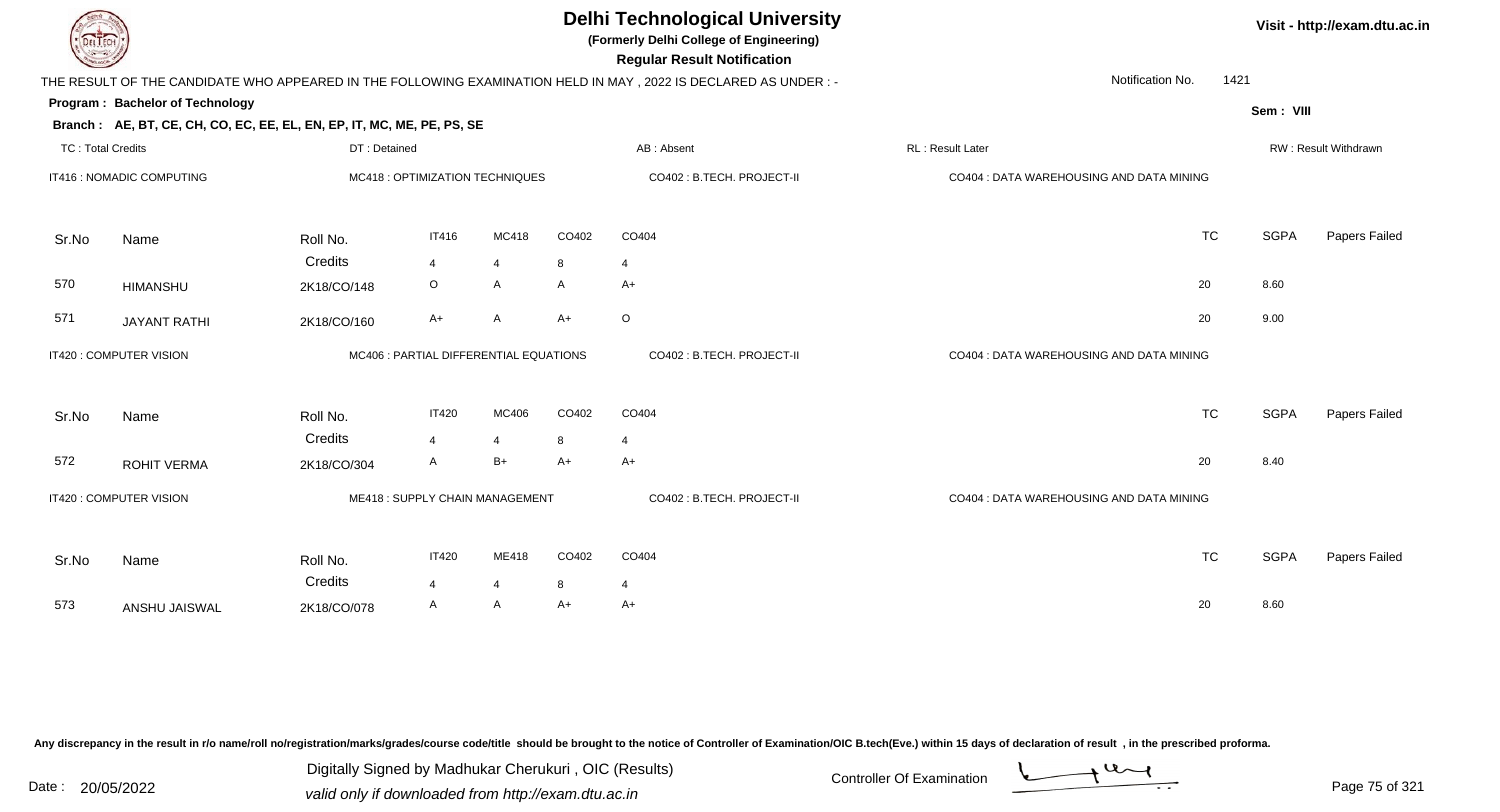# Delhi Technological University

**(Formerly Delhi College of Engineering)**

**Regular Result Notification**

Visit - http://exam.dtu.ac.in

THE RESULT OF THE CANDIDATE WHO APPEARED IN THE FOLLOWING EXAMINATION HELD IN MAY , 2022 IS DECLARED AS UNDER : -

Notification No. 1421

**Program : Bachelor of Technology**

Sem : VIII

**Branch : AE, BT, CE, CH, CO, EC, EE, EL, EN, EP, IT, MC, ME, PE, PS, SE**

TC : Total Credits | DT : Detained | AB : Absent | RL : Result Later | RW : Result Withdrawn

IT416 : NOMADIC COMPUTING | MC418 : OPTIMIZATION TECHNIQUES | CO402 : B.TECH. PROJECT-II | CO404 : DATA WAREHOUSING AND DATA MINING

| Sr.No | Name | Roll No. | IT416 | MC418 | CO402 | CO404 | TC | SGPA | Papers Failed |
|---|---|---|---|---|---|---|---|---|---|
| | | Credits | 4 | 4 | 8 | 4 | | | |
| 570 | HIMANSHU | 2K18/CO/148 | O | A | A | A+ | 20 | 8.60 | |
| 571 | JAYANT RATHI | 2K18/CO/160 | A+ | A | A+ | O | 20 | 9.00 | |

IT420 : COMPUTER VISION | MC406 : PARTIAL DIFFERENTIAL EQUATIONS | CO402 : B.TECH. PROJECT-II | CO404 : DATA WAREHOUSING AND DATA MINING

| Sr.No | Name | Roll No. | IT420 | MC406 | CO402 | CO404 | TC | SGPA | Papers Failed |
|---|---|---|---|---|---|---|---|---|---|
| | | Credits | 4 | 4 | 8 | 4 | | | |
| 572 | ROHIT VERMA | 2K18/CO/304 | A | B+ | A+ | A+ | 20 | 8.40 | |

IT420 : COMPUTER VISION | ME418 : SUPPLY CHAIN MANAGEMENT | CO402 : B.TECH. PROJECT-II | CO404 : DATA WAREHOUSING AND DATA MINING

| Sr.No | Name | Roll No. | IT420 | ME418 | CO402 | CO404 | TC | SGPA | Papers Failed |
|---|---|---|---|---|---|---|---|---|---|
| | | Credits | 4 | 4 | 8 | 4 | | | |
| 573 | ANSHU JAISWAL | 2K18/CO/078 | A | A | A+ | A+ | 20 | 8.60 | |

Any discrepancy in the result in r/o name/roll no/registration/marks/grades/course code/title should be brought to the notice of Controller of Examination/OIC B.tech(Eve.) within 15 days of declaration of result , in the prescribed proforma.

Date : 20/05/2022

Digitally Signed by Madhukar Cherukuri , OIC (Results)
valid only if downloaded from http://exam.dtu.ac.in

Controller Of Examination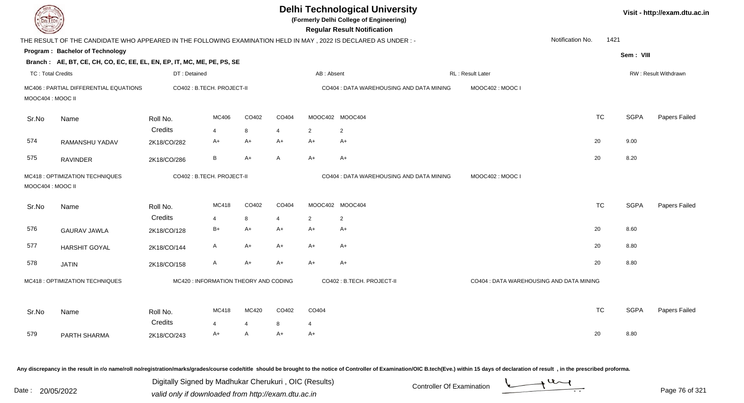# Delhi Technological University

**(Formerly Delhi College of Engineering)**

**Regular Result Notification**

Visit - http://exam.dtu.ac.in

THE RESULT OF THE CANDIDATE WHO APPEARED IN THE FOLLOWING EXAMINATION HELD IN MAY , 2022 IS DECLARED AS UNDER : -

Notification No. 1421

**Program : Bachelor of Technology**

Sem : VIII

**Branch : AE, BT, CE, CH, CO, EC, EE, EL, EN, EP, IT, MC, ME, PE, PS, SE**

TC : Total Credits | DT : Detained | AB : Absent | RL : Result Later | RW : Result Withdrawn

MC406 : PARTIAL DIFFERENTIAL EQUATIONS | CO402 : B.TECH. PROJECT-II | CO404 : DATA WAREHOUSING AND DATA MINING | MOOC402 : MOOC I | MOOC404 : MOOC II

| Sr.No | Name | Roll No. | MC406 | CO402 | CO404 | MOOC402 | MOOC404 | TC | SGPA | Papers Failed |
|---|---|---|---|---|---|---|---|---|---|---|
| | | Credits | 4 | 8 | 4 | 2 | 2 | | | |
| 574 | RAMANSHU YADAV | 2K18/CO/282 | A+ | A+ | A+ | A+ | A+ | 20 | 9.00 | |
| 575 | RAVINDER | 2K18/CO/286 | B | A+ | A | A+ | A+ | 20 | 8.20 | |

MC418 : OPTIMIZATION TECHNIQUES | CO402 : B.TECH. PROJECT-II | CO404 : DATA WAREHOUSING AND DATA MINING | MOOC402 : MOOC I | MOOC404 : MOOC II

| Sr.No | Name | Roll No. | MC418 | CO402 | CO404 | MOOC402 | MOOC404 | TC | SGPA | Papers Failed |
|---|---|---|---|---|---|---|---|---|---|---|
| | | Credits | 4 | 8 | 4 | 2 | 2 | | | |
| 576 | GAURAV JAWLA | 2K18/CO/128 | B+ | A+ | A+ | A+ | A+ | 20 | 8.60 | |
| 577 | HARSHIT GOYAL | 2K18/CO/144 | A | A+ | A+ | A+ | A+ | 20 | 8.80 | |
| 578 | JATIN | 2K18/CO/158 | A | A+ | A+ | A+ | A+ | 20 | 8.80 | |

MC418 : OPTIMIZATION TECHNIQUES | MC420 : INFORMATION THEORY AND CODING | CO402 : B.TECH. PROJECT-II | CO404 : DATA WAREHOUSING AND DATA MINING

| Sr.No | Name | Roll No. | MC418 | MC420 | CO402 | CO404 | TC | SGPA | Papers Failed |
|---|---|---|---|---|---|---|---|---|---|
| | | Credits | 4 | 4 | 8 | 4 | | | |
| 579 | PARTH SHARMA | 2K18/CO/243 | A+ | A | A+ | A+ | 20 | 8.80 | |

Any discrepancy in the result in r/o name/roll no/registration/marks/grades/course code/title should be brought to the notice of Controller of Examination/OIC B.tech(Eve.) within 15 days of declaration of result , in the prescribed proforma.

Date : 20/05/2022

Digitally Signed by Madhukar Cherukuri , OIC (Results)
valid only if downloaded from http://exam.dtu.ac.in

Controller Of Examination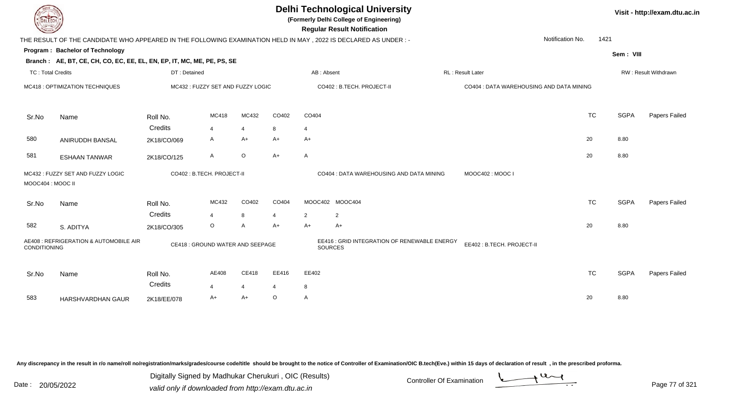# Delhi Technological University

**(Formerly Delhi College of Engineering)**

**Regular Result Notification**

Visit - http://exam.dtu.ac.in

THE RESULT OF THE CANDIDATE WHO APPEARED IN THE FOLLOWING EXAMINATION HELD IN MAY , 2022 IS DECLARED AS UNDER : -

Notification No. 1421

**Program : Bachelor of Technology**

Sem : VIII

**Branch : AE, BT, CE, CH, CO, EC, EE, EL, EN, EP, IT, MC, ME, PE, PS, SE**

TC : Total Credits | DT : Detained | AB : Absent | RL : Result Later | RW : Result Withdrawn

MC418 : OPTIMIZATION TECHNIQUES | MC432 : FUZZY SET AND FUZZY LOGIC | CO402 : B.TECH. PROJECT-II | CO404 : DATA WAREHOUSING AND DATA MINING

| Sr.No | Name | Roll No. | MC418 | MC432 | CO402 | CO404 | TC | SGPA | Papers Failed |
|---|---|---|---|---|---|---|---|---|---|
| | | Credits | 4 | 4 | 8 | 4 | | | |
| 580 | ANIRUDDH BANSAL | 2K18/CO/069 | A | A+ | A+ | A+ | 20 | 8.80 | |
| 581 | ESHAAN TANWAR | 2K18/CO/125 | A | O | A+ | A | 20 | 8.80 | |

MC432 : FUZZY SET AND FUZZY LOGIC | CO402 : B.TECH. PROJECT-II | CO404 : DATA WAREHOUSING AND DATA MINING | MOOC402 : MOOC I | MOOC404 : MOOC II

| Sr.No | Name | Roll No. | MC432 | CO402 | CO404 | MOOC402 | MOOC404 | TC | SGPA | Papers Failed |
|---|---|---|---|---|---|---|---|---|---|---|
| | | Credits | 4 | 8 | 4 | 2 | 2 | | | |
| 582 | S. ADITYA | 2K18/CO/305 | O | A | A+ | A+ | A+ | 20 | 8.80 | |

AE408 : REFRIGERATION & AUTOMOBILE AIR CONDITIONING | CE418 : GROUND WATER AND SEEPAGE | EE416 : GRID INTEGRATION OF RENEWABLE ENERGY SOURCES | EE402 : B.TECH. PROJECT-II

| Sr.No | Name | Roll No. | AE408 | CE418 | EE416 | EE402 | TC | SGPA | Papers Failed |
|---|---|---|---|---|---|---|---|---|---|
| | | Credits | 4 | 4 | 4 | 8 | | | |
| 583 | HARSHVARDHAN GAUR | 2K18/EE/078 | A+ | A+ | O | A | 20 | 8.80 | |

Any discrepancy in the result in r/o name/roll no/registration/marks/grades/course code/title should be brought to the notice of Controller of Examination/OIC B.tech(Eve.) within 15 days of declaration of result , in the prescribed proforma.

Date : 20/05/2022

Digitally Signed by Madhukar Cherukuri , OIC (Results)
valid only if downloaded from http://exam.dtu.ac.in

Controller Of Examination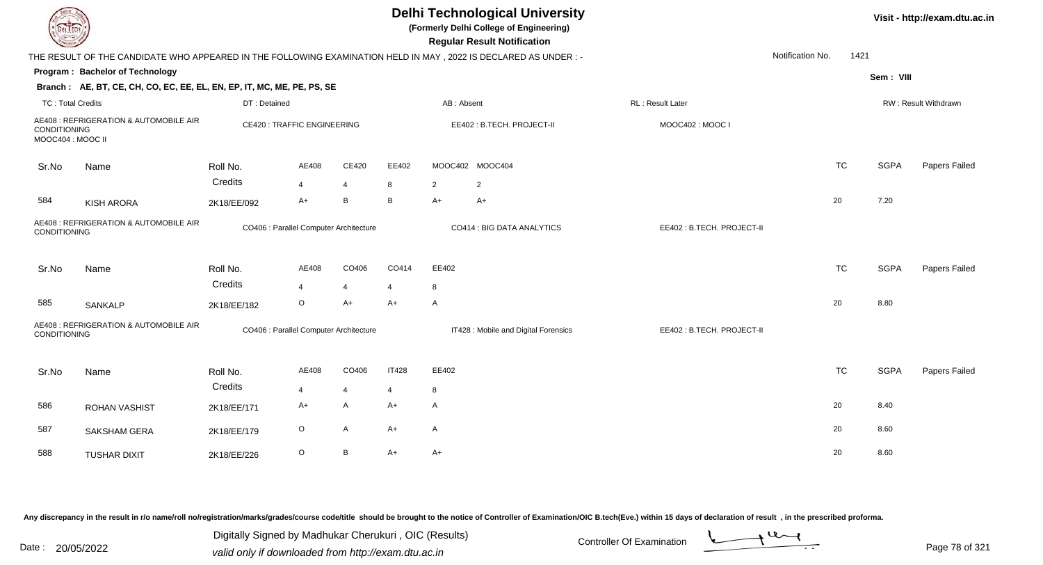# Delhi Technological University

**(Formerly Delhi College of Engineering)**

**Regular Result Notification**

Visit - http://exam.dtu.ac.in

THE RESULT OF THE CANDIDATE WHO APPEARED IN THE FOLLOWING EXAMINATION HELD IN MAY , 2022 IS DECLARED AS UNDER : -

Notification No. 1421

**Program : Bachelor of Technology**

Sem : VIII

**Branch : AE, BT, CE, CH, CO, EC, EE, EL, EN, EP, IT, MC, ME, PE, PS, SE**

TC : Total Credits | DT : Detained | AB : Absent | RL : Result Later | RW : Result Withdrawn

AE408 : REFRIGERATION & AUTOMOBILE AIR CONDITIONING | CE420 : TRAFFIC ENGINEERING | EE402 : B.TECH. PROJECT-II | MOOC402 : MOOC I | MOOC404 : MOOC II

| Sr.No | Name | Roll No. | AE408 | CE420 | EE402 | MOOC402 | MOOC404 | TC | SGPA | Papers Failed |
|---|---|---|---|---|---|---|---|---|---|---|
| | | Credits | 4 | 4 | 8 | 2 | 2 | | | |
| 584 | KISH ARORA | 2K18/EE/092 | A+ | B | B | A+ | A+ | 20 | 7.20 | |

AE408 : REFRIGERATION & AUTOMOBILE AIR CONDITIONING | CO406 : Parallel Computer Architecture | CO414 : BIG DATA ANALYTICS | EE402 : B.TECH. PROJECT-II

| Sr.No | Name | Roll No. | AE408 | CO406 | CO414 | EE402 | TC | SGPA | Papers Failed |
|---|---|---|---|---|---|---|---|---|---|
| | | Credits | 4 | 4 | 4 | 8 | | | |
| 585 | SANKALP | 2K18/EE/182 | O | A+ | A+ | A | 20 | 8.80 | |

AE408 : REFRIGERATION & AUTOMOBILE AIR CONDITIONING | CO406 : Parallel Computer Architecture | IT428 : Mobile and Digital Forensics | EE402 : B.TECH. PROJECT-II

| Sr.No | Name | Roll No. | AE408 | CO406 | IT428 | EE402 | TC | SGPA | Papers Failed |
|---|---|---|---|---|---|---|---|---|---|
| | | Credits | 4 | 4 | 4 | 8 | | | |
| 586 | ROHAN VASHIST | 2K18/EE/171 | A+ | A | A+ | A | 20 | 8.40 | |
| 587 | SAKSHAM GERA | 2K18/EE/179 | O | A | A+ | A | 20 | 8.60 | |
| 588 | TUSHAR DIXIT | 2K18/EE/226 | O | B | A+ | A+ | 20 | 8.60 | |

Any discrepancy in the result in r/o name/roll no/registration/marks/grades/course code/title should be brought to the notice of Controller of Examination/OIC B.tech(Eve.) within 15 days of declaration of result , in the prescribed proforma.

Date : 20/05/2022

Digitally Signed by Madhukar Cherukuri , OIC (Results)
valid only if downloaded from http://exam.dtu.ac.in

Controller Of Examination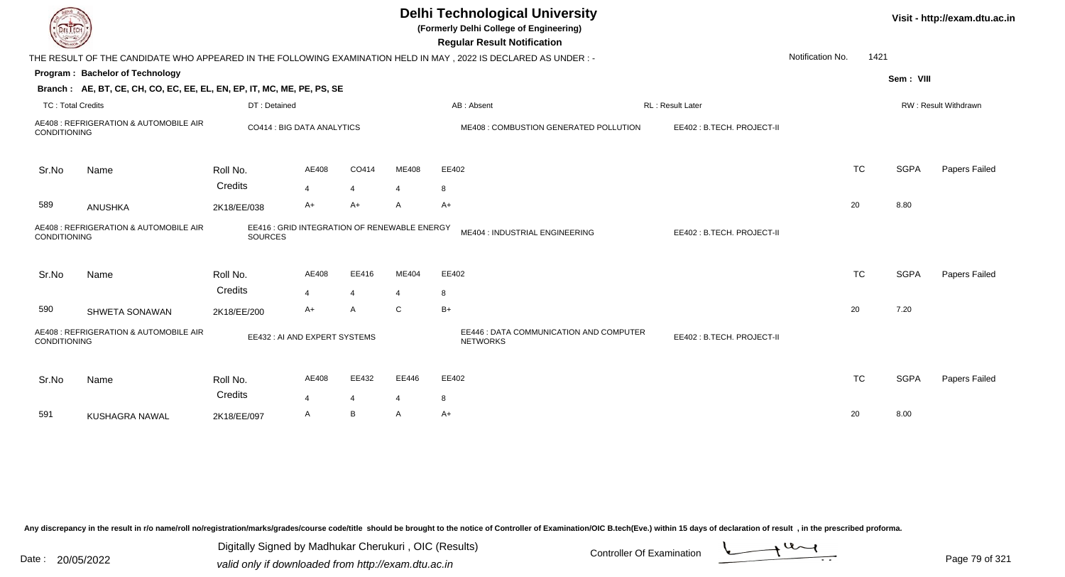# Delhi Technological University

**(Formerly Delhi College of Engineering)**

**Regular Result Notification**

Visit - http://exam.dtu.ac.in

THE RESULT OF THE CANDIDATE WHO APPEARED IN THE FOLLOWING EXAMINATION HELD IN MAY , 2022 IS DECLARED AS UNDER : -

Notification No. 1421

**Program : Bachelor of Technology**

Sem : VIII

**Branch : AE, BT, CE, CH, CO, EC, EE, EL, EN, EP, IT, MC, ME, PE, PS, SE**

TC : Total Credits | DT : Detained | AB : Absent | RL : Result Later | RW : Result Withdrawn

AE408 : REFRIGERATION & AUTOMOBILE AIR CONDITIONING | CO414 : BIG DATA ANALYTICS | ME408 : COMBUSTION GENERATED POLLUTION | EE402 : B.TECH. PROJECT-II

| Sr.No | Name | Roll No. | AE408 | CO414 | ME408 | EE402 | TC | SGPA | Papers Failed |
|---|---|---|---|---|---|---|---|---|---|
| | | Credits | 4 | 4 | 4 | 8 | | | |
| 589 | ANUSHKA | 2K18/EE/038 | A+ | A+ | A | A+ | 20 | 8.80 | |

AE408 : REFRIGERATION & AUTOMOBILE AIR CONDITIONING | EE416 : GRID INTEGRATION OF RENEWABLE ENERGY SOURCES | ME404 : INDUSTRIAL ENGINEERING | EE402 : B.TECH. PROJECT-II

| Sr.No | Name | Roll No. | AE408 | EE416 | ME404 | EE402 | TC | SGPA | Papers Failed |
|---|---|---|---|---|---|---|---|---|---|
| | | Credits | 4 | 4 | 4 | 8 | | | |
| 590 | SHWETA SONAWAN | 2K18/EE/200 | A+ | A | C | B+ | 20 | 7.20 | |

AE408 : REFRIGERATION & AUTOMOBILE AIR CONDITIONING | EE432 : AI AND EXPERT SYSTEMS | EE446 : DATA COMMUNICATION AND COMPUTER NETWORKS | EE402 : B.TECH. PROJECT-II

| Sr.No | Name | Roll No. | AE408 | EE432 | EE446 | EE402 | TC | SGPA | Papers Failed |
|---|---|---|---|---|---|---|---|---|---|
| | | Credits | 4 | 4 | 4 | 8 | | | |
| 591 | KUSHAGRA NAWAL | 2K18/EE/097 | A | B | A | A+ | 20 | 8.00 | |

Any discrepancy in the result in r/o name/roll no/registration/marks/grades/course code/title should be brought to the notice of Controller of Examination/OIC B.tech(Eve.) within 15 days of declaration of result , in the prescribed proforma.

Date : 20/05/2022

Digitally Signed by Madhukar Cherukuri , OIC (Results)
valid only if downloaded from http://exam.dtu.ac.in

Controller Of Examination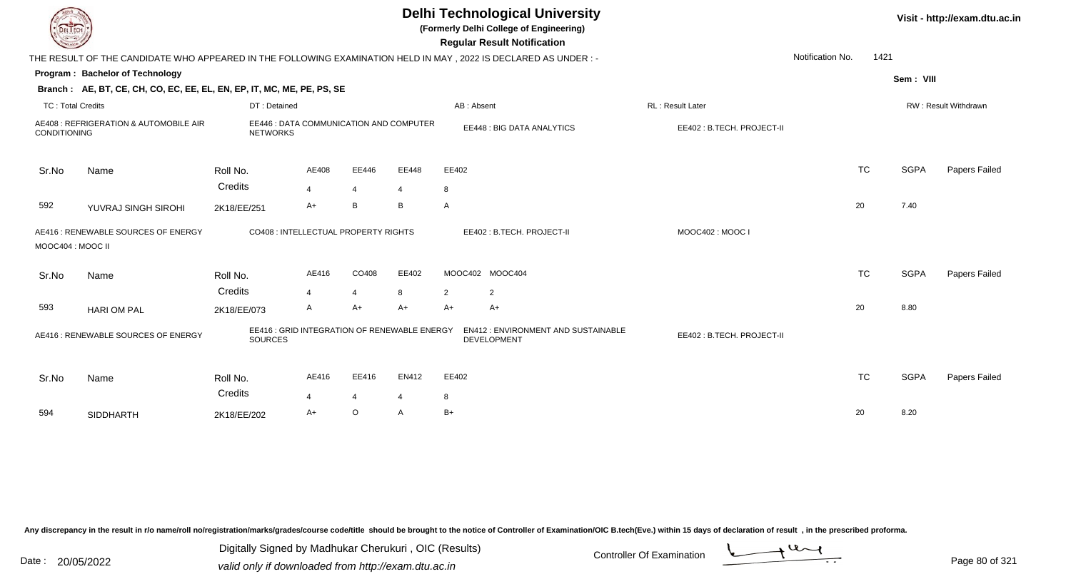# Delhi Technological University

**(Formerly Delhi College of Engineering)**

**Regular Result Notification**

Visit - http://exam.dtu.ac.in

THE RESULT OF THE CANDIDATE WHO APPEARED IN THE FOLLOWING EXAMINATION HELD IN MAY , 2022 IS DECLARED AS UNDER : -

Notification No. 1421

**Program : Bachelor of Technology**

Sem : VIII

**Branch : AE, BT, CE, CH, CO, EC, EE, EL, EN, EP, IT, MC, ME, PE, PS, SE**

TC : Total Credits | DT : Detained | AB : Absent | RL : Result Later | RW : Result Withdrawn

AE408 : REFRIGERATION & AUTOMOBILE AIR CONDITIONING | EE446 : DATA COMMUNICATION AND COMPUTER NETWORKS | EE448 : BIG DATA ANALYTICS | EE402 : B.TECH. PROJECT-II

| Sr.No | Name | Roll No. | AE408 | EE446 | EE448 | EE402 | TC | SGPA | Papers Failed |
|---|---|---|---|---|---|---|---|---|---|
| | | Credits | 4 | 4 | 4 | 8 | | | |
| 592 | YUVRAJ SINGH SIROHI | 2K18/EE/251 | A+ | B | B | A | 20 | 7.40 | |

AE416 : RENEWABLE SOURCES OF ENERGY | CO408 : INTELLECTUAL PROPERTY RIGHTS | EE402 : B.TECH. PROJECT-II | MOOC402 : MOOC I | MOOC404 : MOOC II

| Sr.No | Name | Roll No. | AE416 | CO408 | EE402 | MOOC402 | MOOC404 | TC | SGPA | Papers Failed |
|---|---|---|---|---|---|---|---|---|---|---|
| | | Credits | 4 | 4 | 8 | 2 | 2 | | | |
| 593 | HARI OM PAL | 2K18/EE/073 | A | A+ | A+ | A+ | A+ | 20 | 8.80 | |

AE416 : RENEWABLE SOURCES OF ENERGY | EE416 : GRID INTEGRATION OF RENEWABLE ENERGY SOURCES | EN412 : ENVIRONMENT AND SUSTAINABLE DEVELOPMENT | EE402 : B.TECH. PROJECT-II

| Sr.No | Name | Roll No. | AE416 | EE416 | EN412 | EE402 | TC | SGPA | Papers Failed |
|---|---|---|---|---|---|---|---|---|---|
| | | Credits | 4 | 4 | 4 | 8 | | | |
| 594 | SIDDHARTH | 2K18/EE/202 | A+ | O | A | B+ | 20 | 8.20 | |

Any discrepancy in the result in r/o name/roll no/registration/marks/grades/course code/title should be brought to the notice of Controller of Examination/OIC B.tech(Eve.) within 15 days of declaration of result , in the prescribed proforma.

Date : 20/05/2022

Digitally Signed by Madhukar Cherukuri , OIC (Results)
valid only if downloaded from http://exam.dtu.ac.in

Controller Of Examination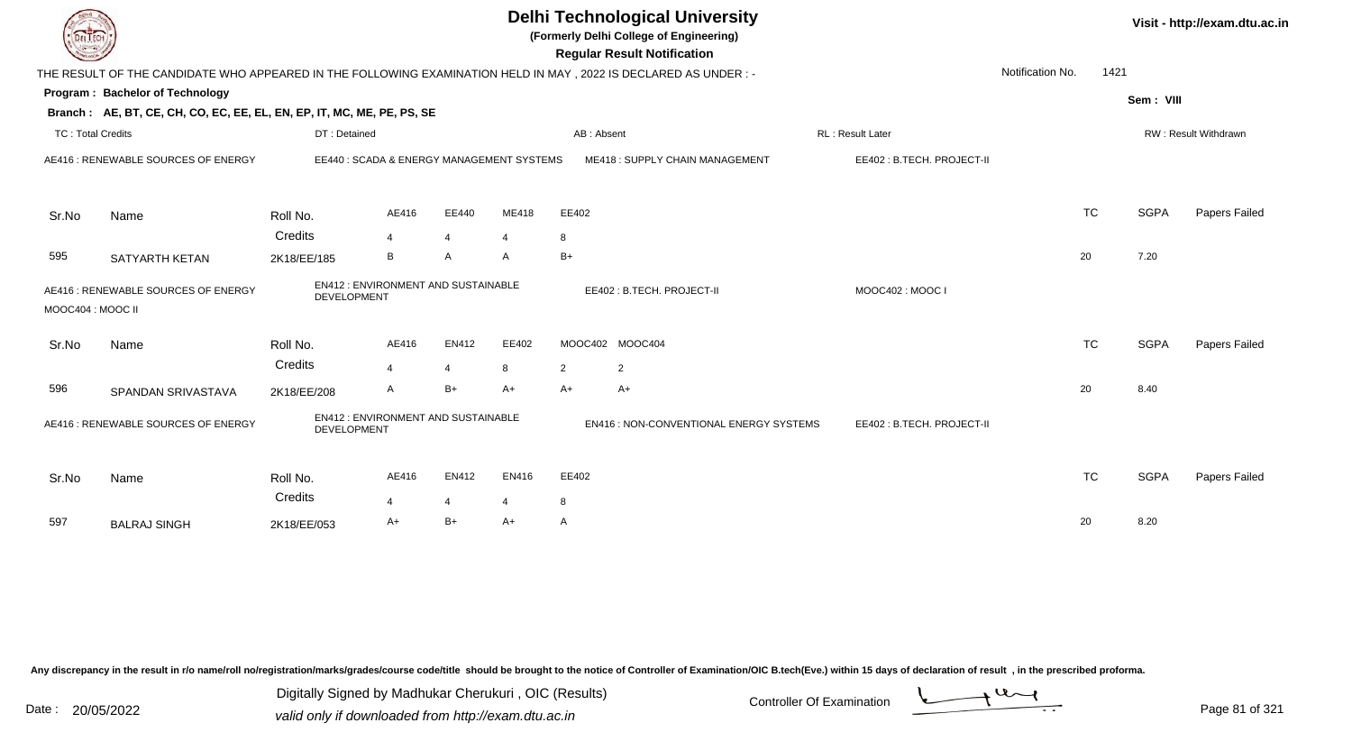# Delhi Technological University

**(Formerly Delhi College of Engineering)**

**Regular Result Notification**

Visit - http://exam.dtu.ac.in

THE RESULT OF THE CANDIDATE WHO APPEARED IN THE FOLLOWING EXAMINATION HELD IN MAY , 2022 IS DECLARED AS UNDER : -

Notification No. 1421

**Program : Bachelor of Technology**

Sem : VIII

**Branch : AE, BT, CE, CH, CO, EC, EE, EL, EN, EP, IT, MC, ME, PE, PS, SE**

TC : Total Credits | DT : Detained | AB : Absent | RL : Result Later | RW : Result Withdrawn

AE416 : RENEWABLE SOURCES OF ENERGY | EE440 : SCADA & ENERGY MANAGEMENT SYSTEMS | ME418 : SUPPLY CHAIN MANAGEMENT | EE402 : B.TECH. PROJECT-II

| Sr.No | Name | Roll No. | AE416 | EE440 | ME418 | EE402 | TC | SGPA | Papers Failed |
|---|---|---|---|---|---|---|---|---|---|
| | | Credits | 4 | 4 | 4 | 8 | | | |
| 595 | SATYARTH KETAN | 2K18/EE/185 | B | A | A | B+ | 20 | 7.20 | |

AE416 : RENEWABLE SOURCES OF ENERGY | EN412 : ENVIRONMENT AND SUSTAINABLE DEVELOPMENT | EE402 : B.TECH. PROJECT-II | MOOC402 : MOOC I | MOOC404 : MOOC II

| Sr.No | Name | Roll No. | AE416 | EN412 | EE402 | MOOC402 | MOOC404 | TC | SGPA | Papers Failed |
|---|---|---|---|---|---|---|---|---|---|---|
| | | Credits | 4 | 4 | 8 | 2 | 2 | | | |
| 596 | SPANDAN SRIVASTAVA | 2K18/EE/208 | A | B+ | A+ | A+ | A+ | 20 | 8.40 | |

AE416 : RENEWABLE SOURCES OF ENERGY | EN412 : ENVIRONMENT AND SUSTAINABLE DEVELOPMENT | EN416 : NON-CONVENTIONAL ENERGY SYSTEMS | EE402 : B.TECH. PROJECT-II

| Sr.No | Name | Roll No. | AE416 | EN412 | EN416 | EE402 | TC | SGPA | Papers Failed |
|---|---|---|---|---|---|---|---|---|---|
| | | Credits | 4 | 4 | 4 | 8 | | | |
| 597 | BALRAJ SINGH | 2K18/EE/053 | A+ | B+ | A+ | A | 20 | 8.20 | |

Any discrepancy in the result in r/o name/roll no/registration/marks/grades/course code/title should be brought to the notice of Controller of Examination/OIC B.tech(Eve.) within 15 days of declaration of result , in the prescribed proforma.

Date : 20/05/2022

Digitally Signed by Madhukar Cherukuri , OIC (Results)
valid only if downloaded from http://exam.dtu.ac.in

Controller Of Examination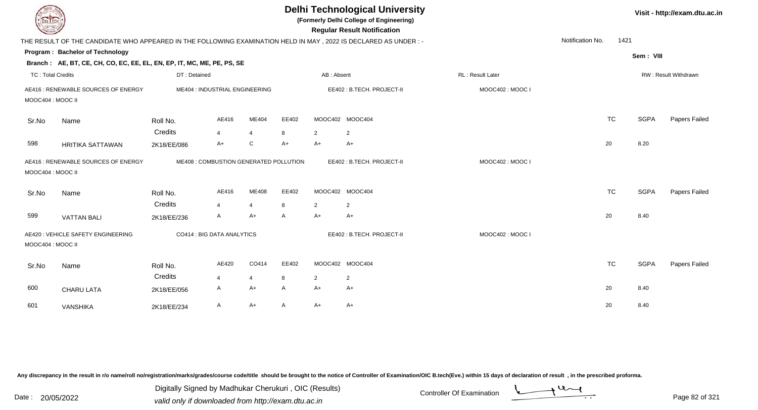# Delhi Technological University

**(Formerly Delhi College of Engineering)**

**Regular Result Notification**

Visit - http://exam.dtu.ac.in

THE RESULT OF THE CANDIDATE WHO APPEARED IN THE FOLLOWING EXAMINATION HELD IN MAY , 2022 IS DECLARED AS UNDER : -

Notification No. 1421

**Program : Bachelor of Technology**

**Sem : VIII**

**Branch : AE, BT, CE, CH, CO, EC, EE, EL, EN, EP, IT, MC, ME, PE, PS, SE**

TC : Total Credits | DT : Detained | AB : Absent | RL : Result Later | RW : Result Withdrawn

AE416 : RENEWABLE SOURCES OF ENERGY | ME404 : INDUSTRIAL ENGINEERING | EE402 : B.TECH. PROJECT-II | MOOC402 : MOOC I | MOOC404 : MOOC II

| Sr.No | Name | Roll No. | AE416 | ME404 | EE402 | MOOC402 | MOOC404 | TC | SGPA | Papers Failed |
|---|---|---|---|---|---|---|---|---|---|---|
| | | Credits | 4 | 4 | 8 | 2 | 2 | | | |
| 598 | HRITIKA SATTAWAN | 2K18/EE/086 | A+ | C | A+ | A+ | A+ | 20 | 8.20 | |

AE416 : RENEWABLE SOURCES OF ENERGY | ME408 : COMBUSTION GENERATED POLLUTION | EE402 : B.TECH. PROJECT-II | MOOC402 : MOOC I | MOOC404 : MOOC II

| Sr.No | Name | Roll No. | AE416 | ME408 | EE402 | MOOC402 | MOOC404 | TC | SGPA | Papers Failed |
|---|---|---|---|---|---|---|---|---|---|---|
| | | Credits | 4 | 4 | 8 | 2 | 2 | | | |
| 599 | VATTAN BALI | 2K18/EE/236 | A | A+ | A | A+ | A+ | 20 | 8.40 | |

AE420 : VEHICLE SAFETY ENGINEERING | CO414 : BIG DATA ANALYTICS | EE402 : B.TECH. PROJECT-II | MOOC402 : MOOC I | MOOC404 : MOOC II

| Sr.No | Name | Roll No. | AE420 | CO414 | EE402 | MOOC402 | MOOC404 | TC | SGPA | Papers Failed |
|---|---|---|---|---|---|---|---|---|---|---|
| | | Credits | 4 | 4 | 8 | 2 | 2 | | | |
| 600 | CHARU LATA | 2K18/EE/056 | A | A+ | A | A+ | A+ | 20 | 8.40 | |
| 601 | VANSHIKA | 2K18/EE/234 | A | A+ | A | A+ | A+ | 20 | 8.40 | |

Any discrepancy in the result in r/o name/roll no/registration/marks/grades/course code/title should be brought to the notice of Controller of Examination/OIC B.tech(Eve.) within 15 days of declaration of result , in the prescribed proforma.

Date : 20/05/2022

Digitally Signed by Madhukar Cherukuri , OIC (Results)
valid only if downloaded from http://exam.dtu.ac.in

Controller Of Examination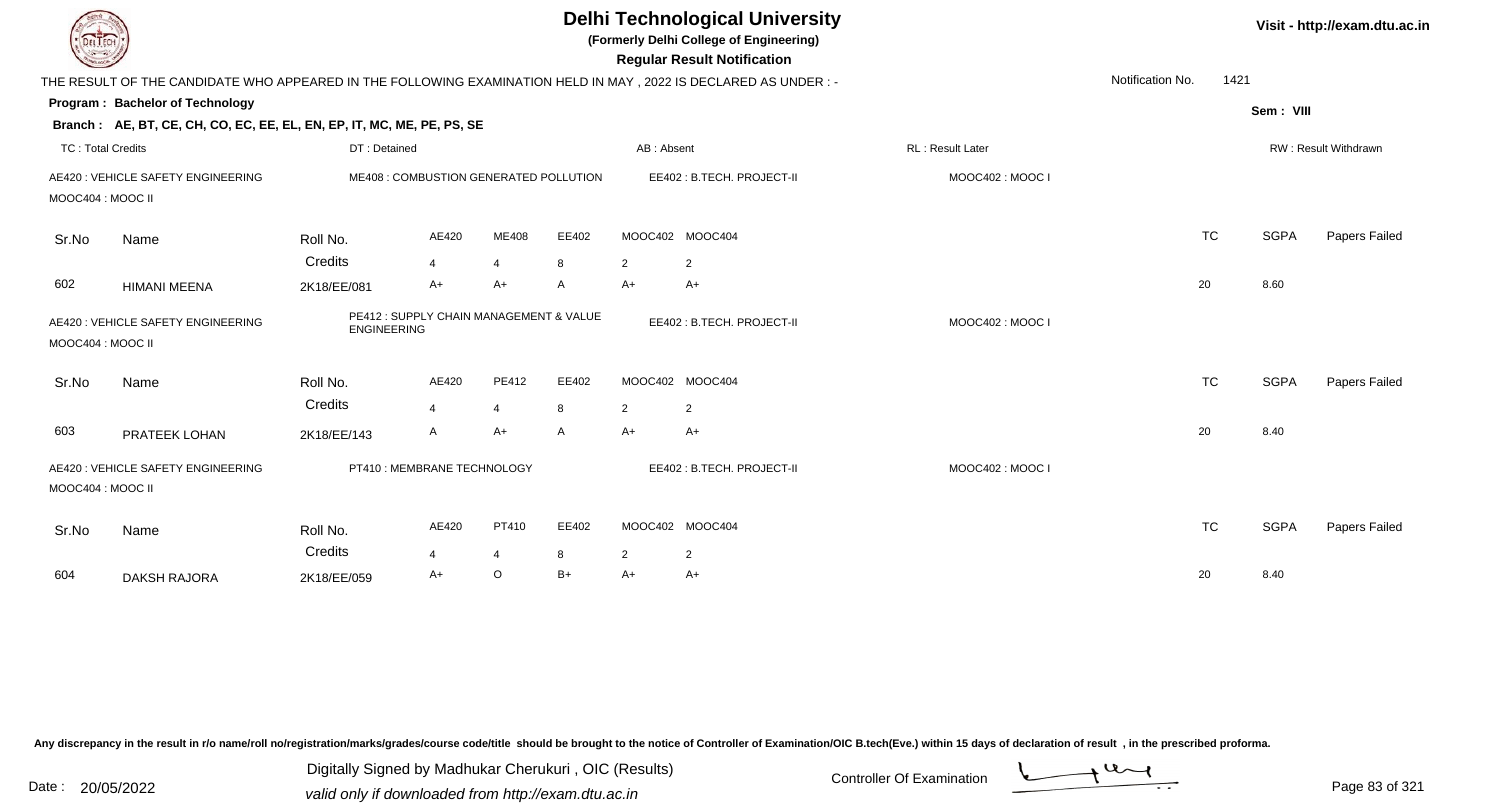# Delhi Technological University

**(Formerly Delhi College of Engineering)**

**Regular Result Notification**

Visit - http://exam.dtu.ac.in

THE RESULT OF THE CANDIDATE WHO APPEARED IN THE FOLLOWING EXAMINATION HELD IN MAY , 2022 IS DECLARED AS UNDER : -

Notification No. 1421

**Program : Bachelor of Technology**

Sem : VIII

**Branch : AE, BT, CE, CH, CO, EC, EE, EL, EN, EP, IT, MC, ME, PE, PS, SE**

TC : Total Credits | DT : Detained | AB : Absent | RL : Result Later | RW : Result Withdrawn

AE420 : VEHICLE SAFETY ENGINEERING | ME408 : COMBUSTION GENERATED POLLUTION | EE402 : B.TECH. PROJECT-II | MOOC402 : MOOC I | MOOC404 : MOOC II

| Sr.No | Name | Roll No. | AE420 | ME408 | EE402 | MOOC402 | MOOC404 | TC | SGPA | Papers Failed |
|---|---|---|---|---|---|---|---|---|---|---|
| | | Credits | 4 | 4 | 8 | 2 | 2 | | | |
| 602 | HIMANI MEENA | 2K18/EE/081 | A+ | A+ | A | A+ | A+ | 20 | 8.60 | |

AE420 : VEHICLE SAFETY ENGINEERING | PE412 : SUPPLY CHAIN MANAGEMENT & VALUE ENGINEERING | EE402 : B.TECH. PROJECT-II | MOOC402 : MOOC I | MOOC404 : MOOC II

| Sr.No | Name | Roll No. | AE420 | PE412 | EE402 | MOOC402 | MOOC404 | TC | SGPA | Papers Failed |
|---|---|---|---|---|---|---|---|---|---|---|
| | | Credits | 4 | 4 | 8 | 2 | 2 | | | |
| 603 | PRATEEK LOHAN | 2K18/EE/143 | A | A+ | A | A+ | A+ | 20 | 8.40 | |

AE420 : VEHICLE SAFETY ENGINEERING | PT410 : MEMBRANE TECHNOLOGY | EE402 : B.TECH. PROJECT-II | MOOC402 : MOOC I | MOOC404 : MOOC II

| Sr.No | Name | Roll No. | AE420 | PT410 | EE402 | MOOC402 | MOOC404 | TC | SGPA | Papers Failed |
|---|---|---|---|---|---|---|---|---|---|---|
| | | Credits | 4 | 4 | 8 | 2 | 2 | | | |
| 604 | DAKSH RAJORA | 2K18/EE/059 | A+ | O | B+ | A+ | A+ | 20 | 8.40 | |

Any discrepancy in the result in r/o name/roll no/registration/marks/grades/course code/title should be brought to the notice of Controller of Examination/OIC B.tech(Eve.) within 15 days of declaration of result , in the prescribed proforma.

Date : 20/05/2022

Digitally Signed by Madhukar Cherukuri , OIC (Results)
valid only if downloaded from http://exam.dtu.ac.in

Controller Of Examination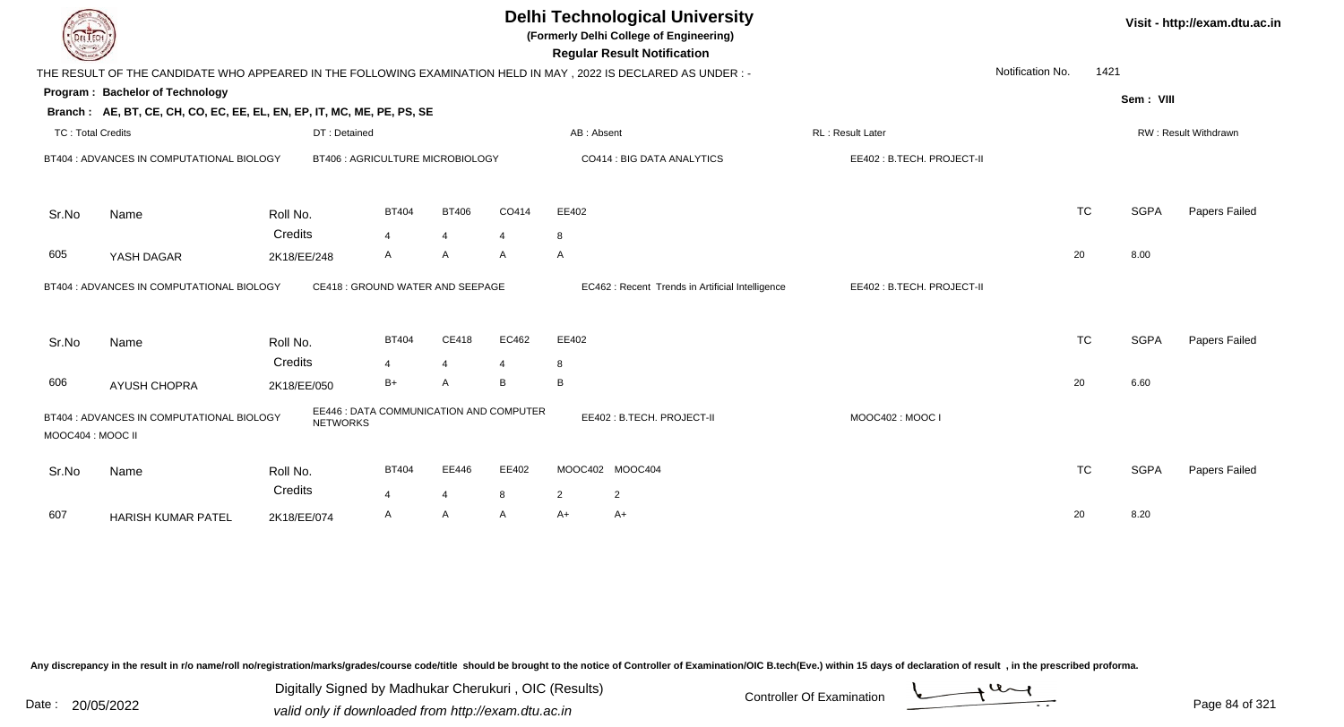# Delhi Technological University

**(Formerly Delhi College of Engineering)**

**Regular Result Notification**

Visit - http://exam.dtu.ac.in

THE RESULT OF THE CANDIDATE WHO APPEARED IN THE FOLLOWING EXAMINATION HELD IN MAY , 2022 IS DECLARED AS UNDER : -

Notification No. 1421

**Program : Bachelor of Technology**

Sem : VIII

**Branch : AE, BT, CE, CH, CO, EC, EE, EL, EN, EP, IT, MC, ME, PE, PS, SE**

TC : Total Credits | DT : Detained | AB : Absent | RL : Result Later | RW : Result Withdrawn

BT404 : ADVANCES IN COMPUTATIONAL BIOLOGY | BT406 : AGRICULTURE MICROBIOLOGY | CO414 : BIG DATA ANALYTICS | EE402 : B.TECH. PROJECT-II

| Sr.No | Name | Roll No. | BT404 | BT406 | CO414 | EE402 | TC | SGPA | Papers Failed |
|---|---|---|---|---|---|---|---|---|---|
| | | Credits | 4 | 4 | 4 | 8 | | | |
| 605 | YASH DAGAR | 2K18/EE/248 | A | A | A | A | 20 | 8.00 | |

BT404 : ADVANCES IN COMPUTATIONAL BIOLOGY | CE418 : GROUND WATER AND SEEPAGE | EC462 : Recent Trends in Artificial Intelligence | EE402 : B.TECH. PROJECT-II

| Sr.No | Name | Roll No. | BT404 | CE418 | EC462 | EE402 | TC | SGPA | Papers Failed |
|---|---|---|---|---|---|---|---|---|---|
| | | Credits | 4 | 4 | 4 | 8 | | | |
| 606 | AYUSH CHOPRA | 2K18/EE/050 | B+ | A | B | B | 20 | 6.60 | |

BT404 : ADVANCES IN COMPUTATIONAL BIOLOGY | EE446 : DATA COMMUNICATION AND COMPUTER NETWORKS | EE402 : B.TECH. PROJECT-II | MOOC402 : MOOC I | MOOC404 : MOOC II

| Sr.No | Name | Roll No. | BT404 | EE446 | EE402 | MOOC402 | MOOC404 | TC | SGPA | Papers Failed |
|---|---|---|---|---|---|---|---|---|---|---|
| | | Credits | 4 | 4 | 8 | 2 | 2 | | | |
| 607 | HARISH KUMAR PATEL | 2K18/EE/074 | A | A | A | A+ | A+ | 20 | 8.20 | |

Any discrepancy in the result in r/o name/roll no/registration/marks/grades/course code/title should be brought to the notice of Controller of Examination/OIC B.tech(Eve.) within 15 days of declaration of result , in the prescribed proforma.

Date : 20/05/2022

Digitally Signed by Madhukar Cherukuri , OIC (Results)
valid only if downloaded from http://exam.dtu.ac.in

Controller Of Examination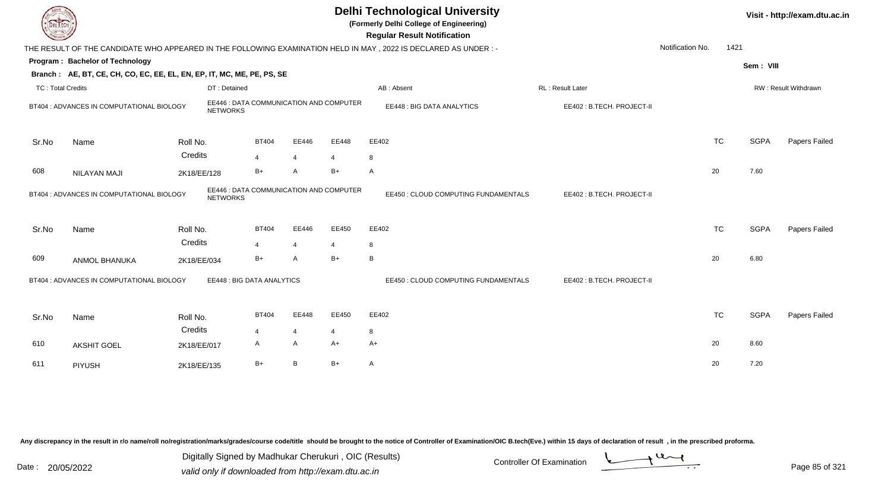# Delhi Technological University

**(Formerly Delhi College of Engineering)**

**Regular Result Notification**

Visit - http://exam.dtu.ac.in

THE RESULT OF THE CANDIDATE WHO APPEARED IN THE FOLLOWING EXAMINATION HELD IN MAY , 2022 IS DECLARED AS UNDER : -

Notification No. 1421

**Program : Bachelor of Technology**

Sem : VIII

**Branch : AE, BT, CE, CH, CO, EC, EE, EL, EN, EP, IT, MC, ME, PE, PS, SE**

TC : Total Credits | DT : Detained | AB : Absent | RL : Result Later | RW : Result Withdrawn

BT404 : ADVANCES IN COMPUTATIONAL BIOLOGY | EE446 : DATA COMMUNICATION AND COMPUTER NETWORKS | EE448 : BIG DATA ANALYTICS | EE402 : B.TECH. PROJECT-II

| Sr.No | Name | Roll No. | BT404 | EE446 | EE448 | EE402 | TC | SGPA | Papers Failed |
|---|---|---|---|---|---|---|---|---|---|
| | | Credits | 4 | 4 | 4 | 8 | | | |
| 608 | NILAYAN MAJI | 2K18/EE/128 | B+ | A | B+ | A | 20 | 7.60 | |

BT404 : ADVANCES IN COMPUTATIONAL BIOLOGY | EE446 : DATA COMMUNICATION AND COMPUTER NETWORKS | EE450 : CLOUD COMPUTING FUNDAMENTALS | EE402 : B.TECH. PROJECT-II

| Sr.No | Name | Roll No. | BT404 | EE446 | EE450 | EE402 | TC | SGPA | Papers Failed |
|---|---|---|---|---|---|---|---|---|---|
| | | Credits | 4 | 4 | 4 | 8 | | | |
| 609 | ANMOL BHANUKA | 2K18/EE/034 | B+ | A | B+ | B | 20 | 6.80 | |

BT404 : ADVANCES IN COMPUTATIONAL BIOLOGY | EE448 : BIG DATA ANALYTICS | EE450 : CLOUD COMPUTING FUNDAMENTALS | EE402 : B.TECH. PROJECT-II

| Sr.No | Name | Roll No. | BT404 | EE448 | EE450 | EE402 | TC | SGPA | Papers Failed |
|---|---|---|---|---|---|---|---|---|---|
| | | Credits | 4 | 4 | 4 | 8 | | | |
| 610 | AKSHIT GOEL | 2K18/EE/017 | A | A | A+ | A+ | 20 | 8.60 | |
| 611 | PIYUSH | 2K18/EE/135 | B+ | B | B+ | A | 20 | 7.20 | |

Any discrepancy in the result in r/o name/roll no/registration/marks/grades/course code/title should be brought to the notice of Controller of Examination/OIC B.tech(Eve.) within 15 days of declaration of result , in the prescribed proforma.

Date : 20/05/2022

Digitally Signed by Madhukar Cherukuri , OIC (Results)
valid only if downloaded from http://exam.dtu.ac.in

Controller Of Examination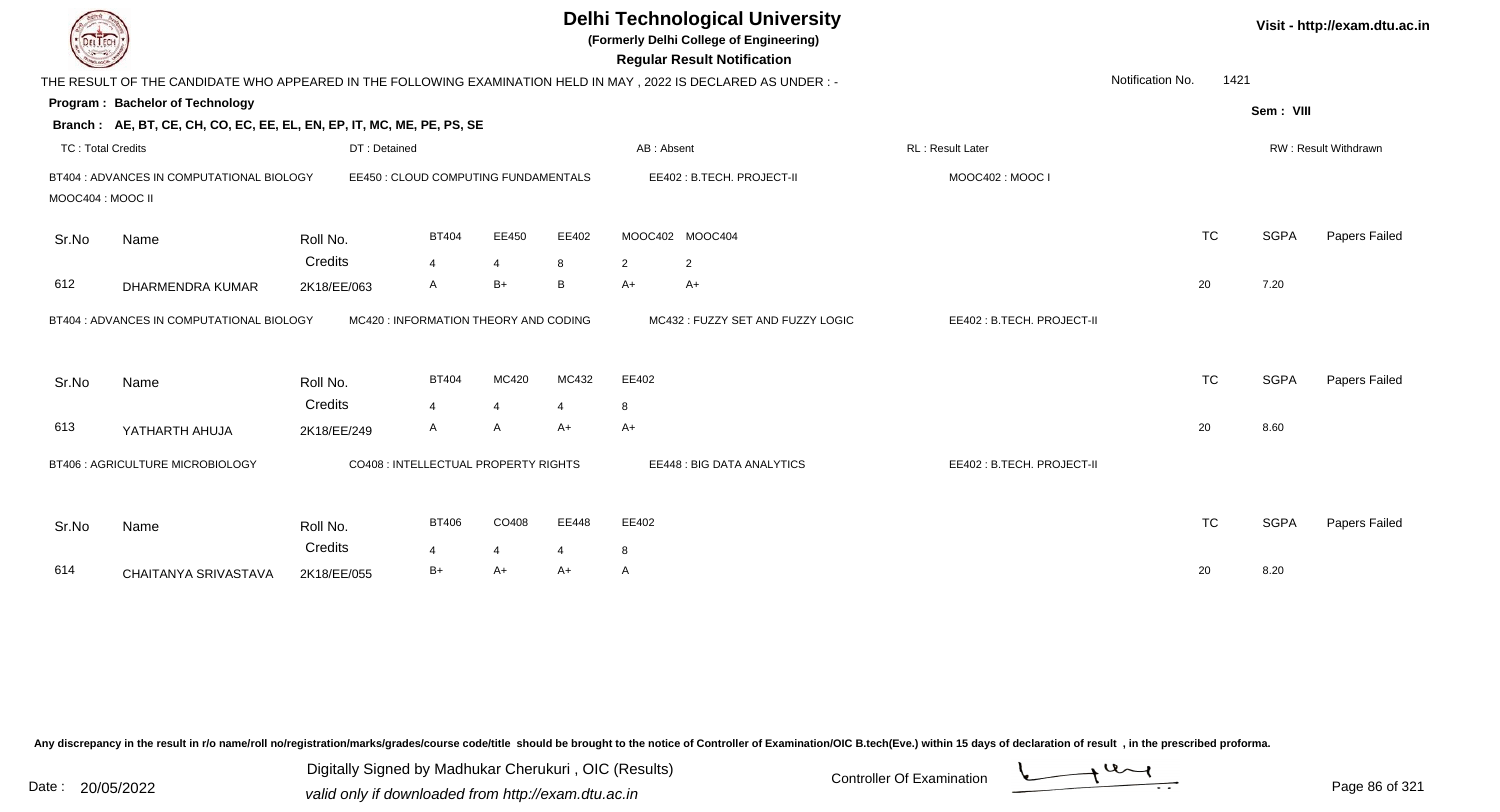# Delhi Technological University

**(Formerly Delhi College of Engineering)**

**Regular Result Notification**

Visit - http://exam.dtu.ac.in

THE RESULT OF THE CANDIDATE WHO APPEARED IN THE FOLLOWING EXAMINATION HELD IN MAY , 2022 IS DECLARED AS UNDER : -

Notification No. 1421

**Program : Bachelor of Technology**

Sem : VIII

**Branch : AE, BT, CE, CH, CO, EC, EE, EL, EN, EP, IT, MC, ME, PE, PS, SE**

TC : Total Credits | DT : Detained | AB : Absent | RL : Result Later | RW : Result Withdrawn

BT404 : ADVANCES IN COMPUTATIONAL BIOLOGY | EE450 : CLOUD COMPUTING FUNDAMENTALS | EE402 : B.TECH. PROJECT-II | MOOC402 : MOOC I | MOOC404 : MOOC II

| Sr.No | Name | Roll No. | BT404 | EE450 | EE402 | MOOC402 | MOOC404 | TC | SGPA | Papers Failed |
|---|---|---|---|---|---|---|---|---|---|---|
| | | Credits | 4 | 4 | 8 | 2 | 2 | | | |
| 612 | DHARMENDRA KUMAR | 2K18/EE/063 | A | B+ | B | A+ | A+ | 20 | 7.20 | |

BT404 : ADVANCES IN COMPUTATIONAL BIOLOGY | MC420 : INFORMATION THEORY AND CODING | MC432 : FUZZY SET AND FUZZY LOGIC | EE402 : B.TECH. PROJECT-II

| Sr.No | Name | Roll No. | BT404 | MC420 | MC432 | EE402 | TC | SGPA | Papers Failed |
|---|---|---|---|---|---|---|---|---|---|
| | | Credits | 4 | 4 | 4 | 8 | | | |
| 613 | YATHARTH AHUJA | 2K18/EE/249 | A | A | A+ | A+ | 20 | 8.60 | |

BT406 : AGRICULTURE MICROBIOLOGY | CO408 : INTELLECTUAL PROPERTY RIGHTS | EE448 : BIG DATA ANALYTICS | EE402 : B.TECH. PROJECT-II

| Sr.No | Name | Roll No. | BT406 | CO408 | EE448 | EE402 | TC | SGPA | Papers Failed |
|---|---|---|---|---|---|---|---|---|---|
| | | Credits | 4 | 4 | 4 | 8 | | | |
| 614 | CHAITANYA SRIVASTAVA | 2K18/EE/055 | B+ | A+ | A+ | A | 20 | 8.20 | |

Any discrepancy in the result in r/o name/roll no/registration/marks/grades/course code/title should be brought to the notice of Controller of Examination/OIC B.tech(Eve.) within 15 days of declaration of result , in the prescribed proforma.

Date : 20/05/2022

Digitally Signed by Madhukar Cherukuri , OIC (Results)
valid only if downloaded from http://exam.dtu.ac.in

Controller Of Examination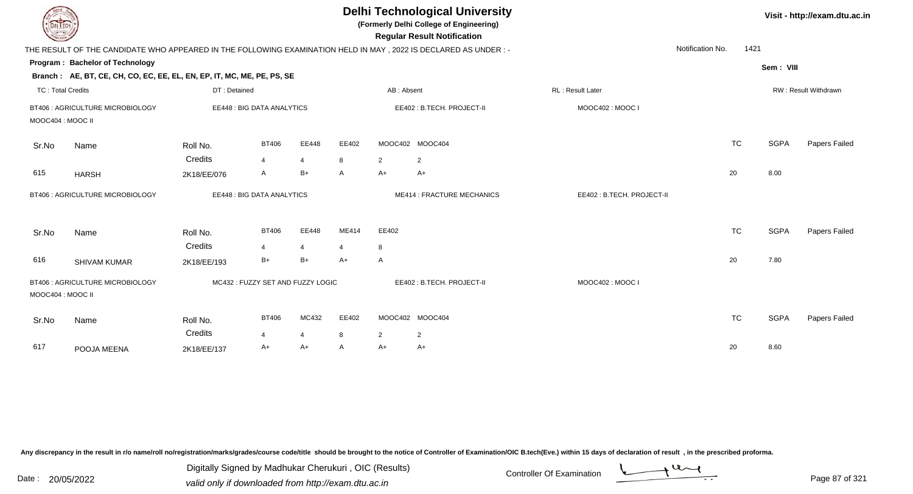# Delhi Technological University

**(Formerly Delhi College of Engineering)**

**Regular Result Notification**

Visit - http://exam.dtu.ac.in

THE RESULT OF THE CANDIDATE WHO APPEARED IN THE FOLLOWING EXAMINATION HELD IN MAY , 2022 IS DECLARED AS UNDER : -

Notification No. 1421

**Program : Bachelor of Technology**

**Sem : VIII**

**Branch : AE, BT, CE, CH, CO, EC, EE, EL, EN, EP, IT, MC, ME, PE, PS, SE**

TC : Total Credits | DT : Detained | AB : Absent | RL : Result Later | RW : Result Withdrawn

BT406 : AGRICULTURE MICROBIOLOGY | EE448 : BIG DATA ANALYTICS | EE402 : B.TECH. PROJECT-II | MOOC402 : MOOC I | MOOC404 : MOOC II

| Sr.No | Name | Roll No. | BT406 | EE448 | EE402 | MOOC402 | MOOC404 | TC | SGPA | Papers Failed |
|---|---|---|---|---|---|---|---|---|---|---|
| | | Credits | 4 | 4 | 8 | 2 | 2 | | | |
| 615 | HARSH | 2K18/EE/076 | A | B+ | A | A+ | A+ | 20 | 8.00 | |

BT406 : AGRICULTURE MICROBIOLOGY | EE448 : BIG DATA ANALYTICS | ME414 : FRACTURE MECHANICS | EE402 : B.TECH. PROJECT-II

| Sr.No | Name | Roll No. | BT406 | EE448 | ME414 | EE402 | TC | SGPA | Papers Failed |
|---|---|---|---|---|---|---|---|---|---|
| | | Credits | 4 | 4 | 4 | 8 | | | |
| 616 | SHIVAM KUMAR | 2K18/EE/193 | B+ | B+ | A+ | A | 20 | 7.80 | |

BT406 : AGRICULTURE MICROBIOLOGY | MC432 : FUZZY SET AND FUZZY LOGIC | EE402 : B.TECH. PROJECT-II | MOOC402 : MOOC I | MOOC404 : MOOC II

| Sr.No | Name | Roll No. | BT406 | MC432 | EE402 | MOOC402 | MOOC404 | TC | SGPA | Papers Failed |
|---|---|---|---|---|---|---|---|---|---|---|
| | | Credits | 4 | 4 | 8 | 2 | 2 | | | |
| 617 | POOJA MEENA | 2K18/EE/137 | A+ | A+ | A | A+ | A+ | 20 | 8.60 | |

Any discrepancy in the result in r/o name/roll no/registration/marks/grades/course code/title should be brought to the notice of Controller of Examination/OIC B.tech(Eve.) within 15 days of declaration of result , in the prescribed proforma.

Date : 20/05/2022

Digitally Signed by Madhukar Cherukuri , OIC (Results)
valid only if downloaded from http://exam.dtu.ac.in

Controller Of Examination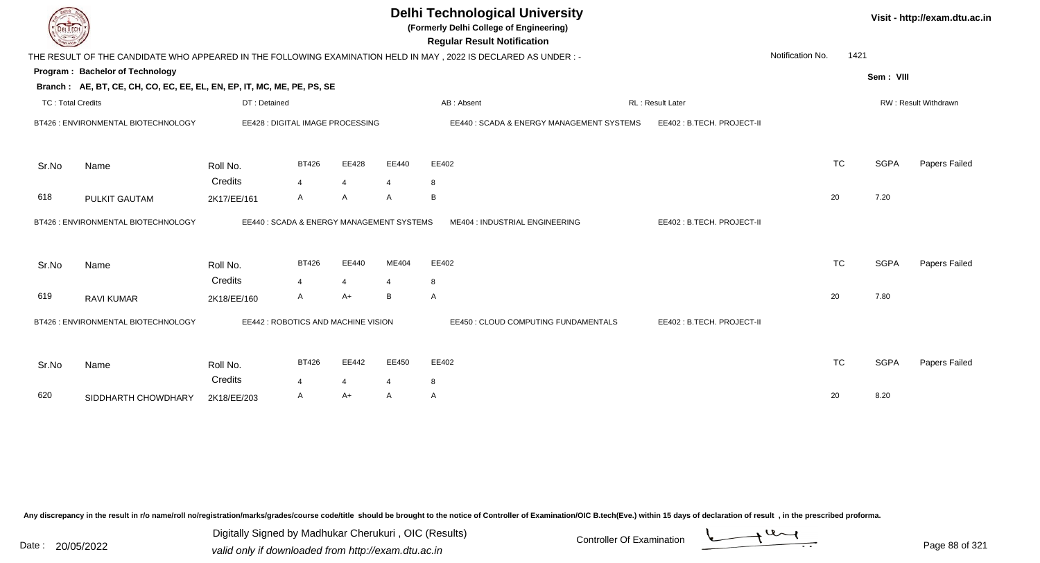# Delhi Technological University

**(Formerly Delhi College of Engineering)**

**Regular Result Notification**

Visit - http://exam.dtu.ac.in

THE RESULT OF THE CANDIDATE WHO APPEARED IN THE FOLLOWING EXAMINATION HELD IN MAY , 2022 IS DECLARED AS UNDER : -

Notification No. 1421

**Program : Bachelor of Technology**

Sem : VIII

**Branch : AE, BT, CE, CH, CO, EC, EE, EL, EN, EP, IT, MC, ME, PE, PS, SE**

TC : Total Credits | DT : Detained | AB : Absent | RL : Result Later | RW : Result Withdrawn

BT426 : ENVIRONMENTAL BIOTECHNOLOGY | EE428 : DIGITAL IMAGE PROCESSING | EE440 : SCADA & ENERGY MANAGEMENT SYSTEMS | EE402 : B.TECH. PROJECT-II

| Sr.No | Name | Roll No. | BT426 | EE428 | EE440 | EE402 | TC | SGPA | Papers Failed |
|---|---|---|---|---|---|---|---|---|---|
| | | Credits | 4 | 4 | 4 | 8 | | | |
| 618 | PULKIT GAUTAM | 2K17/EE/161 | A | A | A | B | 20 | 7.20 | |

BT426 : ENVIRONMENTAL BIOTECHNOLOGY | EE440 : SCADA & ENERGY MANAGEMENT SYSTEMS | ME404 : INDUSTRIAL ENGINEERING | EE402 : B.TECH. PROJECT-II

| Sr.No | Name | Roll No. | BT426 | EE440 | ME404 | EE402 | TC | SGPA | Papers Failed |
|---|---|---|---|---|---|---|---|---|---|
| | | Credits | 4 | 4 | 4 | 8 | | | |
| 619 | RAVI KUMAR | 2K18/EE/160 | A | A+ | B | A | 20 | 7.80 | |

BT426 : ENVIRONMENTAL BIOTECHNOLOGY | EE442 : ROBOTICS AND MACHINE VISION | EE450 : CLOUD COMPUTING FUNDAMENTALS | EE402 : B.TECH. PROJECT-II

| Sr.No | Name | Roll No. | BT426 | EE442 | EE450 | EE402 | TC | SGPA | Papers Failed |
|---|---|---|---|---|---|---|---|---|---|
| | | Credits | 4 | 4 | 4 | 8 | | | |
| 620 | SIDDHARTH CHOWDHARY | 2K18/EE/203 | A | A+ | A | A | 20 | 8.20 | |

Any discrepancy in the result in r/o name/roll no/registration/marks/grades/course code/title should be brought to the notice of Controller of Examination/OIC B.tech(Eve.) within 15 days of declaration of result , in the prescribed proforma.

Date : 20/05/2022

Digitally Signed by Madhukar Cherukuri , OIC (Results)
valid only if downloaded from http://exam.dtu.ac.in

Controller Of Examination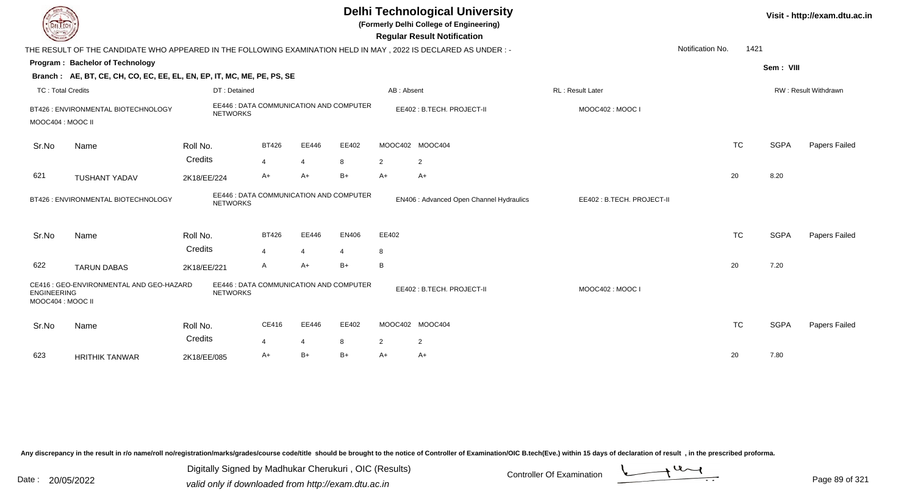# Delhi Technological University

**(Formerly Delhi College of Engineering)**

**Regular Result Notification**

Visit - http://exam.dtu.ac.in

THE RESULT OF THE CANDIDATE WHO APPEARED IN THE FOLLOWING EXAMINATION HELD IN MAY , 2022 IS DECLARED AS UNDER : -

Notification No. 1421

**Program : Bachelor of Technology**

Sem : VIII

**Branch : AE, BT, CE, CH, CO, EC, EE, EL, EN, EP, IT, MC, ME, PE, PS, SE**

TC : Total Credits | DT : Detained | AB : Absent | RL : Result Later | RW : Result Withdrawn

BT426 : ENVIRONMENTAL BIOTECHNOLOGY | EE446 : DATA COMMUNICATION AND COMPUTER NETWORKS | EE402 : B.TECH. PROJECT-II | MOOC402 : MOOC I | MOOC404 : MOOC II

| Sr.No | Name | Roll No. | BT426 | EE446 | EE402 | MOOC402 | MOOC404 | TC | SGPA | Papers Failed |
|---|---|---|---|---|---|---|---|---|---|---|
| | | Credits | 4 | 4 | 8 | 2 | 2 | | | |
| 621 | TUSHANT YADAV | 2K18/EE/224 | A+ | A+ | B+ | A+ | A+ | 20 | 8.20 | |

BT426 : ENVIRONMENTAL BIOTECHNOLOGY | EE446 : DATA COMMUNICATION AND COMPUTER NETWORKS | EN406 : Advanced Open Channel Hydraulics | EE402 : B.TECH. PROJECT-II

| Sr.No | Name | Roll No. | BT426 | EE446 | EN406 | EE402 | TC | SGPA | Papers Failed |
|---|---|---|---|---|---|---|---|---|---|
| | | Credits | 4 | 4 | 4 | 8 | | | |
| 622 | TARUN DABAS | 2K18/EE/221 | A | A+ | B+ | B | 20 | 7.20 | |

CE416 : GEO-ENVIRONMENTAL AND GEO-HAZARD ENGINEERING | EE446 : DATA COMMUNICATION AND COMPUTER NETWORKS | EE402 : B.TECH. PROJECT-II | MOOC402 : MOOC I | MOOC404 : MOOC II

| Sr.No | Name | Roll No. | CE416 | EE446 | EE402 | MOOC402 | MOOC404 | TC | SGPA | Papers Failed |
|---|---|---|---|---|---|---|---|---|---|---|
| | | Credits | 4 | 4 | 8 | 2 | 2 | | | |
| 623 | HRITHIK TANWAR | 2K18/EE/085 | A+ | B+ | B+ | A+ | A+ | 20 | 7.80 | |

Any discrepancy in the result in r/o name/roll no/registration/marks/grades/course code/title should be brought to the notice of Controller of Examination/OIC B.tech(Eve.) within 15 days of declaration of result , in the prescribed proforma.

Date : 20/05/2022

Digitally Signed by Madhukar Cherukuri , OIC (Results)
valid only if downloaded from http://exam.dtu.ac.in

Controller Of Examination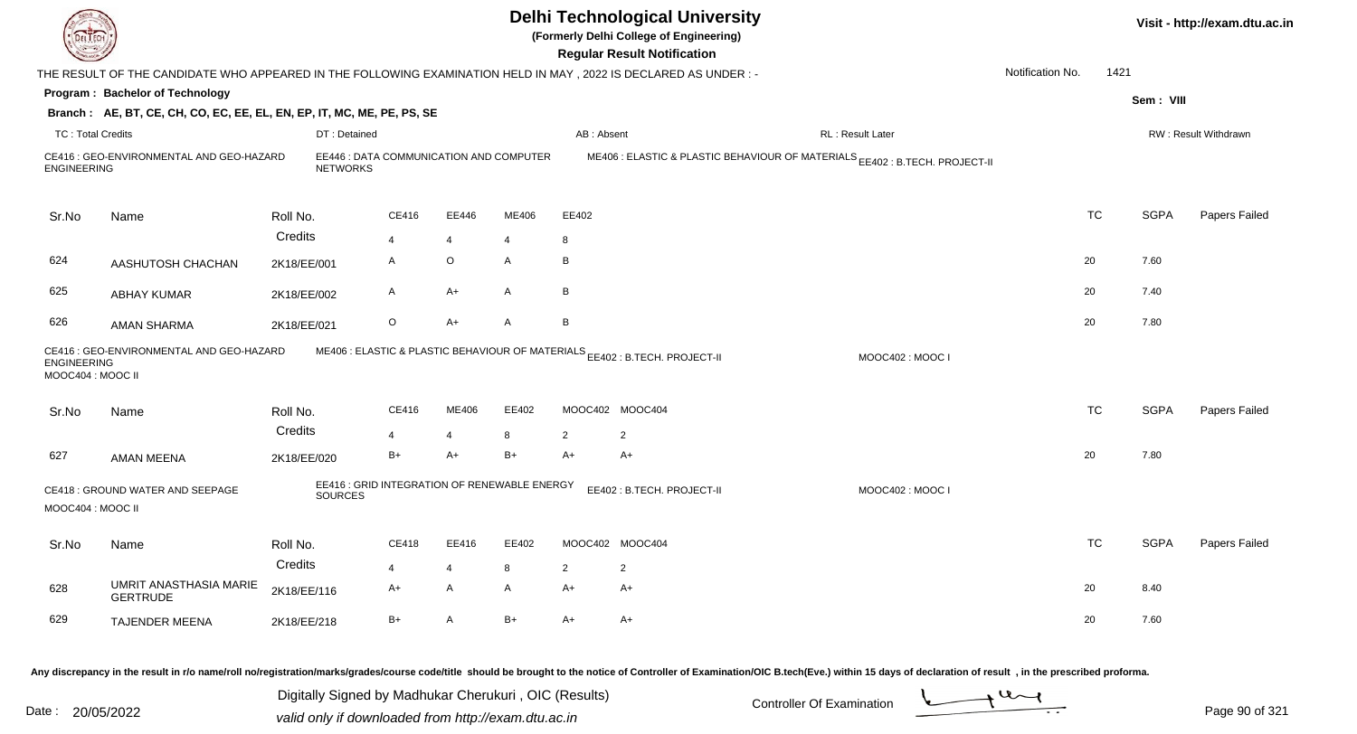# Delhi Technological University

(Formerly Delhi College of Engineering)

**Regular Result Notification**

Visit - http://exam.dtu.ac.in

THE RESULT OF THE CANDIDATE WHO APPEARED IN THE FOLLOWING EXAMINATION HELD IN MAY , 2022 IS DECLARED AS UNDER : -

Notification No. 1421

**Program : Bachelor of Technology**

Sem : VIII

**Branch : AE, BT, CE, CH, CO, EC, EE, EL, EN, EP, IT, MC, ME, PE, PS, SE**

TC : Total Credits | DT : Detained | AB : Absent | RL : Result Later | RW : Result Withdrawn

CE416 : GEO-ENVIRONMENTAL AND GEO-HAZARD ENGINEERING | EE446 : DATA COMMUNICATION AND COMPUTER NETWORKS | ME406 : ELASTIC & PLASTIC BEHAVIOUR OF MATERIALS | EE402 : B.TECH. PROJECT-II

| Sr.No | Name | Roll No. | CE416 | EE446 | ME406 | EE402 | TC | SGPA | Papers Failed |
|---|---|---|---|---|---|---|---|---|---|
| | | Credits | 4 | 4 | 4 | 8 | | | |
| 624 | AASHUTOSH CHACHAN | 2K18/EE/001 | A | O | A | B | 20 | 7.60 | |
| 625 | ABHAY KUMAR | 2K18/EE/002 | A | A+ | A | B | 20 | 7.40 | |
| 626 | AMAN SHARMA | 2K18/EE/021 | O | A+ | A | B | 20 | 7.80 | |

CE416 : GEO-ENVIRONMENTAL AND GEO-HAZARD ENGINEERING | ME406 : ELASTIC & PLASTIC BEHAVIOUR OF MATERIALS | EE402 : B.TECH. PROJECT-II | MOOC402 : MOOC I | MOOC404 : MOOC II

| Sr.No | Name | Roll No. | CE416 | ME406 | EE402 | MOOC402 | MOOC404 | TC | SGPA | Papers Failed |
|---|---|---|---|---|---|---|---|---|---|---|
| | | Credits | 4 | 4 | 8 | 2 | 2 | | | |
| 627 | AMAN MEENA | 2K18/EE/020 | B+ | A+ | B+ | A+ | A+ | 20 | 7.80 | |

CE418 : GROUND WATER AND SEEPAGE | EE416 : GRID INTEGRATION OF RENEWABLE ENERGY SOURCES | EE402 : B.TECH. PROJECT-II | MOOC402 : MOOC I | MOOC404 : MOOC II

| Sr.No | Name | Roll No. | CE418 | EE416 | EE402 | MOOC402 | MOOC404 | TC | SGPA | Papers Failed |
|---|---|---|---|---|---|---|---|---|---|---|
| | | Credits | 4 | 4 | 8 | 2 | 2 | | | |
| 628 | UMRIT ANASTHASIA MARIE GERTRUDE | 2K18/EE/116 | A+ | A | A | A+ | A+ | 20 | 8.40 | |
| 629 | TAJENDER MEENA | 2K18/EE/218 | B+ | A | B+ | A+ | A+ | 20 | 7.60 | |

Any discrepancy in the result in r/o name/roll no/registration/marks/grades/course code/title should be brought to the notice of Controller of Examination/OIC B.tech(Eve.) within 15 days of declaration of result , in the prescribed proforma.

Date : 20/05/2022

Digitally Signed by Madhukar Cherukuri , OIC (Results)
valid only if downloaded from http://exam.dtu.ac.in

Controller Of Examination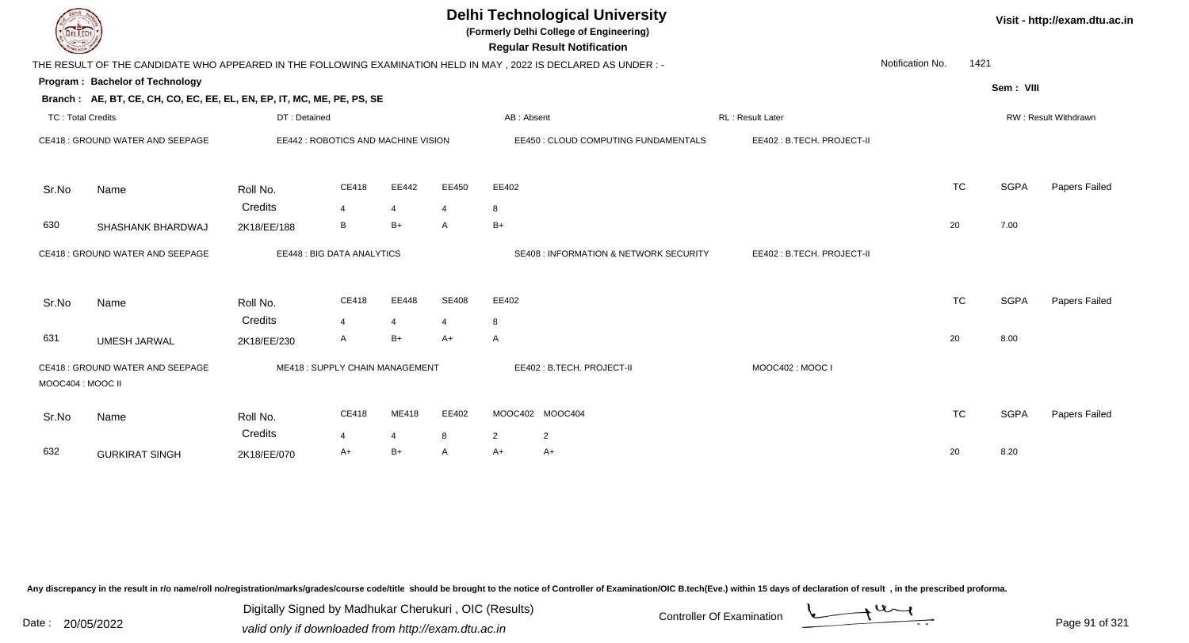# Delhi Technological University

**(Formerly Delhi College of Engineering)**

**Regular Result Notification**

Visit - http://exam.dtu.ac.in

THE RESULT OF THE CANDIDATE WHO APPEARED IN THE FOLLOWING EXAMINATION HELD IN MAY , 2022 IS DECLARED AS UNDER : -

Notification No. 1421

**Program : Bachelor of Technology**

Sem : VIII

**Branch : AE, BT, CE, CH, CO, EC, EE, EL, EN, EP, IT, MC, ME, PE, PS, SE**

TC : Total Credits | DT : Detained | AB : Absent | RL : Result Later | RW : Result Withdrawn

CE418 : GROUND WATER AND SEEPAGE | EE442 : ROBOTICS AND MACHINE VISION | EE450 : CLOUD COMPUTING FUNDAMENTALS | EE402 : B.TECH. PROJECT-II

| Sr.No | Name | Roll No. | CE418 | EE442 | EE450 | EE402 | TC | SGPA | Papers Failed |
|---|---|---|---|---|---|---|---|---|---|
| | | Credits | 4 | 4 | 4 | 8 | | | |
| 630 | SHASHANK BHARDWAJ | 2K18/EE/188 | B | B+ | A | B+ | 20 | 7.00 | |

CE418 : GROUND WATER AND SEEPAGE | EE448 : BIG DATA ANALYTICS | SE408 : INFORMATION & NETWORK SECURITY | EE402 : B.TECH. PROJECT-II

| Sr.No | Name | Roll No. | CE418 | EE448 | SE408 | EE402 | TC | SGPA | Papers Failed |
|---|---|---|---|---|---|---|---|---|---|
| | | Credits | 4 | 4 | 4 | 8 | | | |
| 631 | UMESH JARWAL | 2K18/EE/230 | A | B+ | A+ | A | 20 | 8.00 | |

CE418 : GROUND WATER AND SEEPAGE | ME418 : SUPPLY CHAIN MANAGEMENT | EE402 : B.TECH. PROJECT-II | MOOC402 : MOOC I | MOOC404 : MOOC II

| Sr.No | Name | Roll No. | CE418 | ME418 | EE402 | MOOC402 | MOOC404 | TC | SGPA | Papers Failed |
|---|---|---|---|---|---|---|---|---|---|---|
| | | Credits | 4 | 4 | 8 | 2 | 2 | | | |
| 632 | GURKIRAT SINGH | 2K18/EE/070 | A+ | B+ | A | A+ | A+ | 20 | 8.20 | |

Any discrepancy in the result in r/o name/roll no/registration/marks/grades/course code/title should be brought to the notice of Controller of Examination/OIC B.tech(Eve.) within 15 days of declaration of result , in the prescribed proforma.

Date : 20/05/2022

Digitally Signed by Madhukar Cherukuri , OIC (Results)
valid only if downloaded from http://exam.dtu.ac.in

Controller Of Examination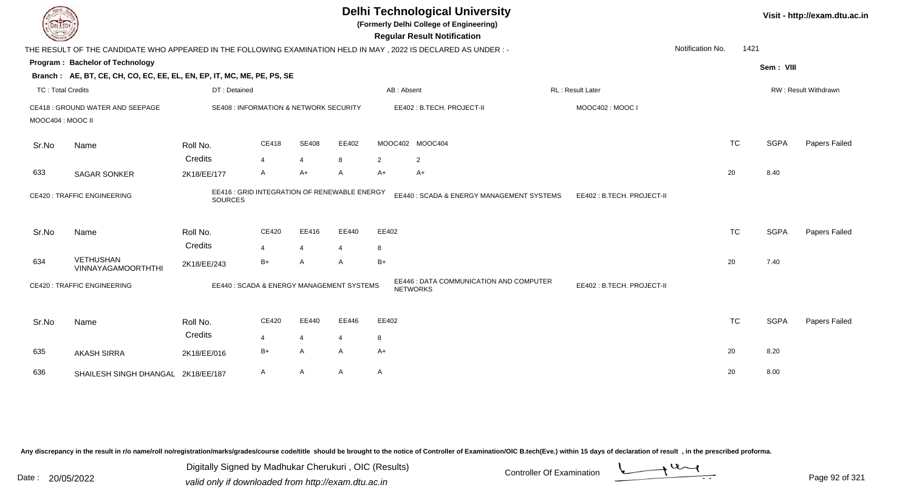# Delhi Technological University

**(Formerly Delhi College of Engineering)**

**Regular Result Notification**

Visit - http://exam.dtu.ac.in

THE RESULT OF THE CANDIDATE WHO APPEARED IN THE FOLLOWING EXAMINATION HELD IN MAY , 2022 IS DECLARED AS UNDER : -

Notification No. 1421

**Program : Bachelor of Technology**

Sem : VIII

**Branch : AE, BT, CE, CH, CO, EC, EE, EL, EN, EP, IT, MC, ME, PE, PS, SE**

TC : Total Credits | DT : Detained | AB : Absent | RL : Result Later | RW : Result Withdrawn

CE418 : GROUND WATER AND SEEPAGE | SE408 : INFORMATION & NETWORK SECURITY | EE402 : B.TECH. PROJECT-II | MOOC402 : MOOC I | MOOC404 : MOOC II

| Sr.No | Name | Roll No. | CE418 | SE408 | EE402 | MOOC402 | MOOC404 | TC | SGPA | Papers Failed |
|---|---|---|---|---|---|---|---|---|---|---|
| | | Credits | 4 | 4 | 8 | 2 | 2 | | | |
| 633 | SAGAR SONKER | 2K18/EE/177 | A | A+ | A | A+ | A+ | 20 | 8.40 | |

CE420 : TRAFFIC ENGINEERING | EE416 : GRID INTEGRATION OF RENEWABLE ENERGY SOURCES | EE440 : SCADA & ENERGY MANAGEMENT SYSTEMS | EE402 : B.TECH. PROJECT-II

| Sr.No | Name | Roll No. | CE420 | EE416 | EE440 | EE402 | TC | SGPA | Papers Failed |
|---|---|---|---|---|---|---|---|---|---|
| | | Credits | 4 | 4 | 4 | 8 | | | |
| 634 | VETHUSHAN VINNAYAGAMOORTHTHI | 2K18/EE/243 | B+ | A | A | B+ | 20 | 7.40 | |

CE420 : TRAFFIC ENGINEERING | EE440 : SCADA & ENERGY MANAGEMENT SYSTEMS | EE446 : DATA COMMUNICATION AND COMPUTER NETWORKS | EE402 : B.TECH. PROJECT-II

| Sr.No | Name | Roll No. | CE420 | EE440 | EE446 | EE402 | TC | SGPA | Papers Failed |
|---|---|---|---|---|---|---|---|---|---|
| | | Credits | 4 | 4 | 4 | 8 | | | |
| 635 | AKASH SIRRA | 2K18/EE/016 | B+ | A | A | A+ | 20 | 8.20 | |
| 636 | SHAILESH SINGH DHANGAL | 2K18/EE/187 | A | A | A | A | 20 | 8.00 | |

Any discrepancy in the result in r/o name/roll no/registration/marks/grades/course code/title should be brought to the notice of Controller of Examination/OIC B.tech(Eve.) within 15 days of declaration of result , in the prescribed proforma.

Date : 20/05/2022

Digitally Signed by Madhukar Cherukuri , OIC (Results)
valid only if downloaded from http://exam.dtu.ac.in

Controller Of Examination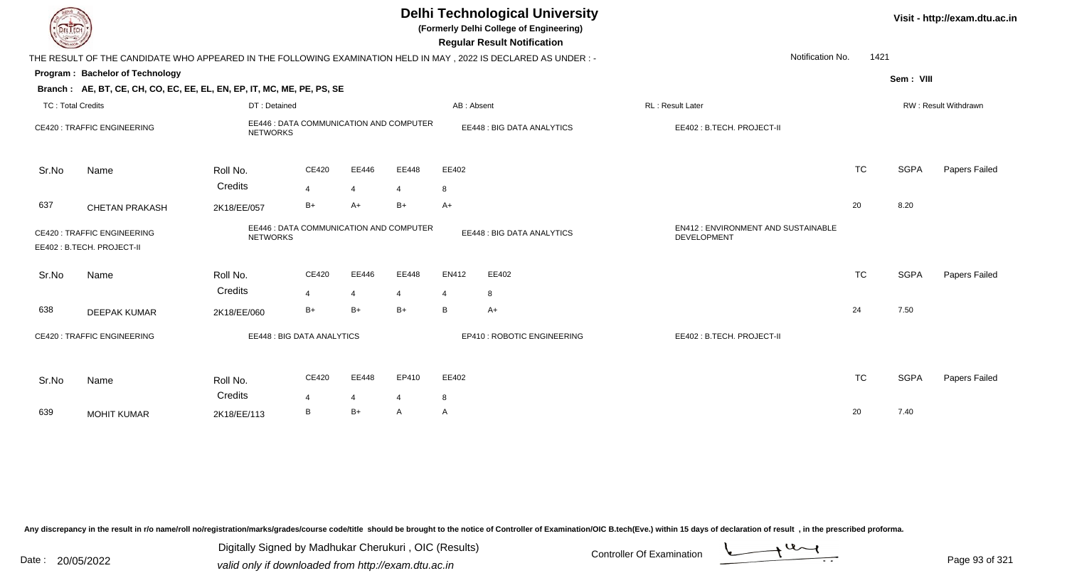# Delhi Technological University

**(Formerly Delhi College of Engineering)**

**Regular Result Notification**

Visit - http://exam.dtu.ac.in

THE RESULT OF THE CANDIDATE WHO APPEARED IN THE FOLLOWING EXAMINATION HELD IN MAY , 2022 IS DECLARED AS UNDER : -

Notification No. 1421

**Program : Bachelor of Technology**

Sem : VIII

**Branch : AE, BT, CE, CH, CO, EC, EE, EL, EN, EP, IT, MC, ME, PE, PS, SE**

TC : Total Credits | DT : Detained | AB : Absent | RL : Result Later | RW : Result Withdrawn

CE420 : TRAFFIC ENGINEERING | EE446 : DATA COMMUNICATION AND COMPUTER NETWORKS | EE448 : BIG DATA ANALYTICS | EE402 : B.TECH. PROJECT-II

| Sr.No | Name | Roll No. | CE420 | EE446 | EE448 | EE402 | TC | SGPA | Papers Failed |
|---|---|---|---|---|---|---|---|---|---|
| | | Credits | 4 | 4 | 4 | 8 | | | |
| 637 | CHETAN PRAKASH | 2K18/EE/057 | B+ | A+ | B+ | A+ | 20 | 8.20 | |

CE420 : TRAFFIC ENGINEERING | EE446 : DATA COMMUNICATION AND COMPUTER NETWORKS | EE448 : BIG DATA ANALYTICS | EN412 : ENVIRONMENT AND SUSTAINABLE DEVELOPMENT | EE402 : B.TECH. PROJECT-II

| Sr.No | Name | Roll No. | CE420 | EE446 | EE448 | EN412 | EE402 | TC | SGPA | Papers Failed |
|---|---|---|---|---|---|---|---|---|---|---|
| | | Credits | 4 | 4 | 4 | 4 | 8 | | | |
| 638 | DEEPAK KUMAR | 2K18/EE/060 | B+ | B+ | B+ | B | A+ | 24 | 7.50 | |

CE420 : TRAFFIC ENGINEERING | EE448 : BIG DATA ANALYTICS | EP410 : ROBOTIC ENGINEERING | EE402 : B.TECH. PROJECT-II

| Sr.No | Name | Roll No. | CE420 | EE448 | EP410 | EE402 | TC | SGPA | Papers Failed |
|---|---|---|---|---|---|---|---|---|---|
| | | Credits | 4 | 4 | 4 | 8 | | | |
| 639 | MOHIT KUMAR | 2K18/EE/113 | B | B+ | A | A | 20 | 7.40 | |

Any discrepancy in the result in r/o name/roll no/registration/marks/grades/course code/title should be brought to the notice of Controller of Examination/OIC B.tech(Eve.) within 15 days of declaration of result , in the prescribed proforma.

Date : 20/05/2022

Digitally Signed by Madhukar Cherukuri , OIC (Results)
valid only if downloaded from http://exam.dtu.ac.in

Controller Of Examination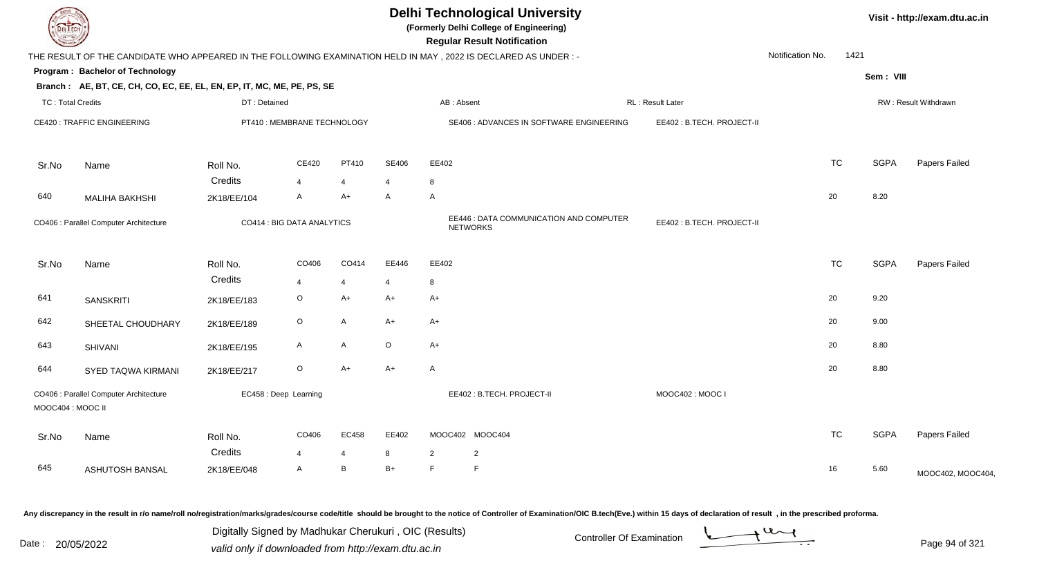# Delhi Technological University

**(Formerly Delhi College of Engineering)**

**Regular Result Notification**

Visit - http://exam.dtu.ac.in

THE RESULT OF THE CANDIDATE WHO APPEARED IN THE FOLLOWING EXAMINATION HELD IN MAY , 2022 IS DECLARED AS UNDER : -

Notification No. 1421

**Program : Bachelor of Technology**

Sem : VIII

**Branch : AE, BT, CE, CH, CO, EC, EE, EL, EN, EP, IT, MC, ME, PE, PS, SE**

TC : Total Credits | DT : Detained | AB : Absent | RL : Result Later | RW : Result Withdrawn

CE420 : TRAFFIC ENGINEERING | PT410 : MEMBRANE TECHNOLOGY | SE406 : ADVANCES IN SOFTWARE ENGINEERING | EE402 : B.TECH. PROJECT-II

| Sr.No | Name | Roll No. | CE420 | PT410 | SE406 | EE402 | TC | SGPA | Papers Failed |
|---|---|---|---|---|---|---|---|---|---|
| | | Credits | 4 | 4 | 4 | 8 | | | |
| 640 | MALIHA BAKHSHI | 2K18/EE/104 | A | A+ | A | A | 20 | 8.20 | |

CO406 : Parallel Computer Architecture | CO414 : BIG DATA ANALYTICS | EE446 : DATA COMMUNICATION AND COMPUTER NETWORKS | EE402 : B.TECH. PROJECT-II

| Sr.No | Name | Roll No. | CO406 | CO414 | EE446 | EE402 | TC | SGPA | Papers Failed |
|---|---|---|---|---|---|---|---|---|---|
| | | Credits | 4 | 4 | 4 | 8 | | | |
| 641 | SANSKRITI | 2K18/EE/183 | O | A+ | A+ | A+ | 20 | 9.20 | |
| 642 | SHEETAL CHOUDHARY | 2K18/EE/189 | O | A | A+ | A+ | 20 | 9.00 | |
| 643 | SHIVANI | 2K18/EE/195 | A | A | O | A+ | 20 | 8.80 | |
| 644 | SYED TAQWA KIRMANI | 2K18/EE/217 | O | A+ | A+ | A | 20 | 8.80 | |

CO406 : Parallel Computer Architecture | EC458 : Deep Learning | EE402 : B.TECH. PROJECT-II | MOOC402 : MOOC I | MOOC404 : MOOC II

| Sr.No | Name | Roll No. | CO406 | EC458 | EE402 | MOOC402 | MOOC404 | TC | SGPA | Papers Failed |
|---|---|---|---|---|---|---|---|---|---|---|
| | | Credits | 4 | 4 | 8 | 2 | 2 | | | |
| 645 | ASHUTOSH BANSAL | 2K18/EE/048 | A | B | B+ | F | F | 16 | 5.60 | MOOC402, MOOC404, |

Any discrepancy in the result in r/o name/roll no/registration/marks/grades/course code/title should be brought to the notice of Controller of Examination/OIC B.tech(Eve.) within 15 days of declaration of result , in the prescribed proforma.

Date : 20/05/2022

Digitally Signed by Madhukar Cherukuri , OIC (Results)
valid only if downloaded from http://exam.dtu.ac.in

Controller Of Examination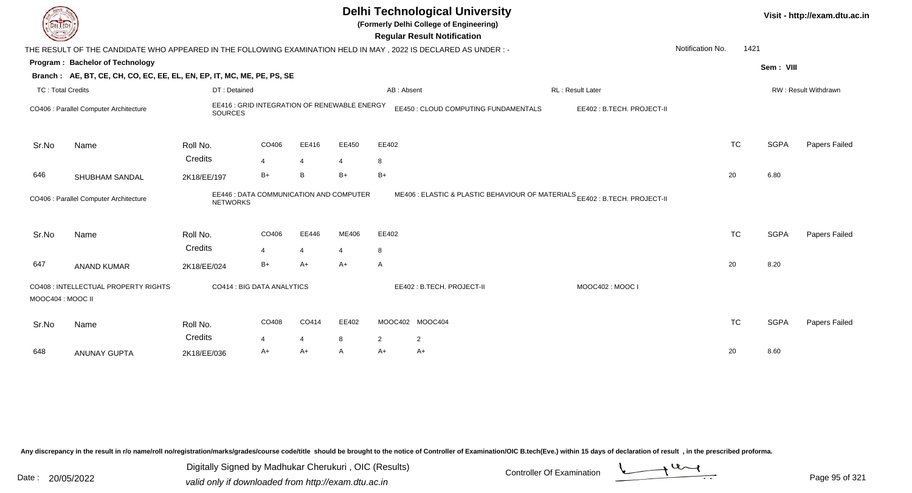# Delhi Technological University

**(Formerly Delhi College of Engineering)**

**Regular Result Notification**

Visit - http://exam.dtu.ac.in

THE RESULT OF THE CANDIDATE WHO APPEARED IN THE FOLLOWING EXAMINATION HELD IN MAY , 2022 IS DECLARED AS UNDER : -

Notification No. 1421

**Program : Bachelor of Technology**

Sem : VIII

**Branch : AE, BT, CE, CH, CO, EC, EE, EL, EN, EP, IT, MC, ME, PE, PS, SE**

TC : Total Credits | DT : Detained | AB : Absent | RL : Result Later | RW : Result Withdrawn

CO406 : Parallel Computer Architecture | EE416 : GRID INTEGRATION OF RENEWABLE ENERGY SOURCES | EE450 : CLOUD COMPUTING FUNDAMENTALS | EE402 : B.TECH. PROJECT-II

| Sr.No | Name | Roll No. | CO406 | EE416 | EE450 | EE402 | TC | SGPA | Papers Failed |
|---|---|---|---|---|---|---|---|---|---|
| | | Credits | 4 | 4 | 4 | 8 | | | |
| 646 | SHUBHAM SANDAL | 2K18/EE/197 | B+ | B | B+ | B+ | 20 | 6.80 | |

CO406 : Parallel Computer Architecture | EE446 : DATA COMMUNICATION AND COMPUTER NETWORKS | ME406 : ELASTIC & PLASTIC BEHAVIOUR OF MATERIALS | EE402 : B.TECH. PROJECT-II

| Sr.No | Name | Roll No. | CO406 | EE446 | ME406 | EE402 | TC | SGPA | Papers Failed |
|---|---|---|---|---|---|---|---|---|---|
| | | Credits | 4 | 4 | 4 | 8 | | | |
| 647 | ANAND KUMAR | 2K18/EE/024 | B+ | A+ | A+ | A | 20 | 8.20 | |

CO408 : INTELLECTUAL PROPERTY RIGHTS | CO414 : BIG DATA ANALYTICS | EE402 : B.TECH. PROJECT-II | MOOC402 : MOOC I | MOOC404 : MOOC II

| Sr.No | Name | Roll No. | CO408 | CO414 | EE402 | MOOC402 | MOOC404 | TC | SGPA | Papers Failed |
|---|---|---|---|---|---|---|---|---|---|---|
| | | Credits | 4 | 4 | 8 | 2 | 2 | | | |
| 648 | ANUNAY GUPTA | 2K18/EE/036 | A+ | A+ | A | A+ | A+ | 20 | 8.60 | |

Any discrepancy in the result in r/o name/roll no/registration/marks/grades/course code/title should be brought to the notice of Controller of Examination/OIC B.tech(Eve.) within 15 days of declaration of result , in the prescribed proforma.

Date : 20/05/2022

Digitally Signed by Madhukar Cherukuri , OIC (Results)
valid only if downloaded from http://exam.dtu.ac.in

Controller Of Examination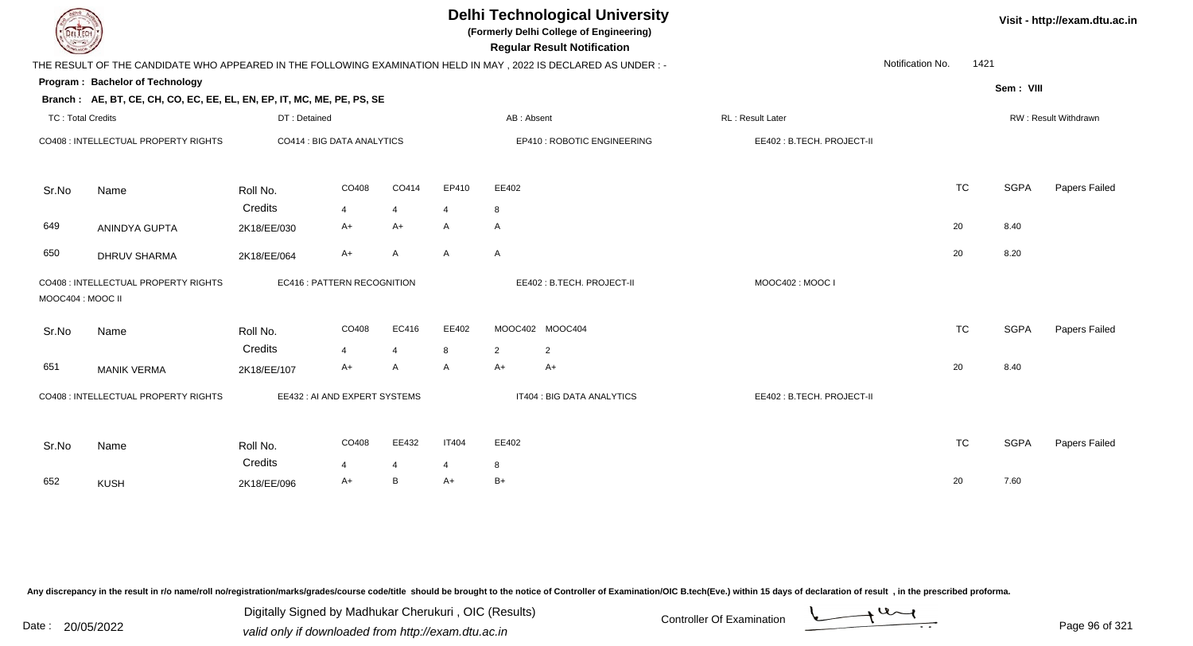# Delhi Technological University

**(Formerly Delhi College of Engineering)**

**Regular Result Notification**

Visit - http://exam.dtu.ac.in

THE RESULT OF THE CANDIDATE WHO APPEARED IN THE FOLLOWING EXAMINATION HELD IN MAY , 2022 IS DECLARED AS UNDER : -

Notification No. 1421

**Program : Bachelor of Technology**

Sem : VIII

**Branch : AE, BT, CE, CH, CO, EC, EE, EL, EN, EP, IT, MC, ME, PE, PS, SE**

TC : Total Credits | DT : Detained | AB : Absent | RL : Result Later | RW : Result Withdrawn

CO408 : INTELLECTUAL PROPERTY RIGHTS | CO414 : BIG DATA ANALYTICS | EP410 : ROBOTIC ENGINEERING | EE402 : B.TECH. PROJECT-II

| Sr.No | Name | Roll No. | CO408 | CO414 | EP410 | EE402 | TC | SGPA | Papers Failed |
|---|---|---|---|---|---|---|---|---|---|
| | | Credits | 4 | 4 | 4 | 8 | | | |
| 649 | ANINDYA GUPTA | 2K18/EE/030 | A+ | A+ | A | A | 20 | 8.40 | |
| 650 | DHRUV SHARMA | 2K18/EE/064 | A+ | A | A | A | 20 | 8.20 | |

CO408 : INTELLECTUAL PROPERTY RIGHTS | EC416 : PATTERN RECOGNITION | EE402 : B.TECH. PROJECT-II | MOOC402 : MOOC I | MOOC404 : MOOC II

| Sr.No | Name | Roll No. | CO408 | EC416 | EE402 | MOOC402 | MOOC404 | TC | SGPA | Papers Failed |
|---|---|---|---|---|---|---|---|---|---|---|
| | | Credits | 4 | 4 | 8 | 2 | 2 | | | |
| 651 | MANIK VERMA | 2K18/EE/107 | A+ | A | A | A+ | A+ | 20 | 8.40 | |

CO408 : INTELLECTUAL PROPERTY RIGHTS | EE432 : AI AND EXPERT SYSTEMS | IT404 : BIG DATA ANALYTICS | EE402 : B.TECH. PROJECT-II

| Sr.No | Name | Roll No. | CO408 | EE432 | IT404 | EE402 | TC | SGPA | Papers Failed |
|---|---|---|---|---|---|---|---|---|---|
| | | Credits | 4 | 4 | 4 | 8 | | | |
| 652 | KUSH | 2K18/EE/096 | A+ | B | A+ | B+ | 20 | 7.60 | |

Any discrepancy in the result in r/o name/roll no/registration/marks/grades/course code/title should be brought to the notice of Controller of Examination/OIC B.tech(Eve.) within 15 days of declaration of result , in the prescribed proforma.

Date : 20/05/2022

Digitally Signed by Madhukar Cherukuri , OIC (Results)
valid only if downloaded from http://exam.dtu.ac.in

Controller Of Examination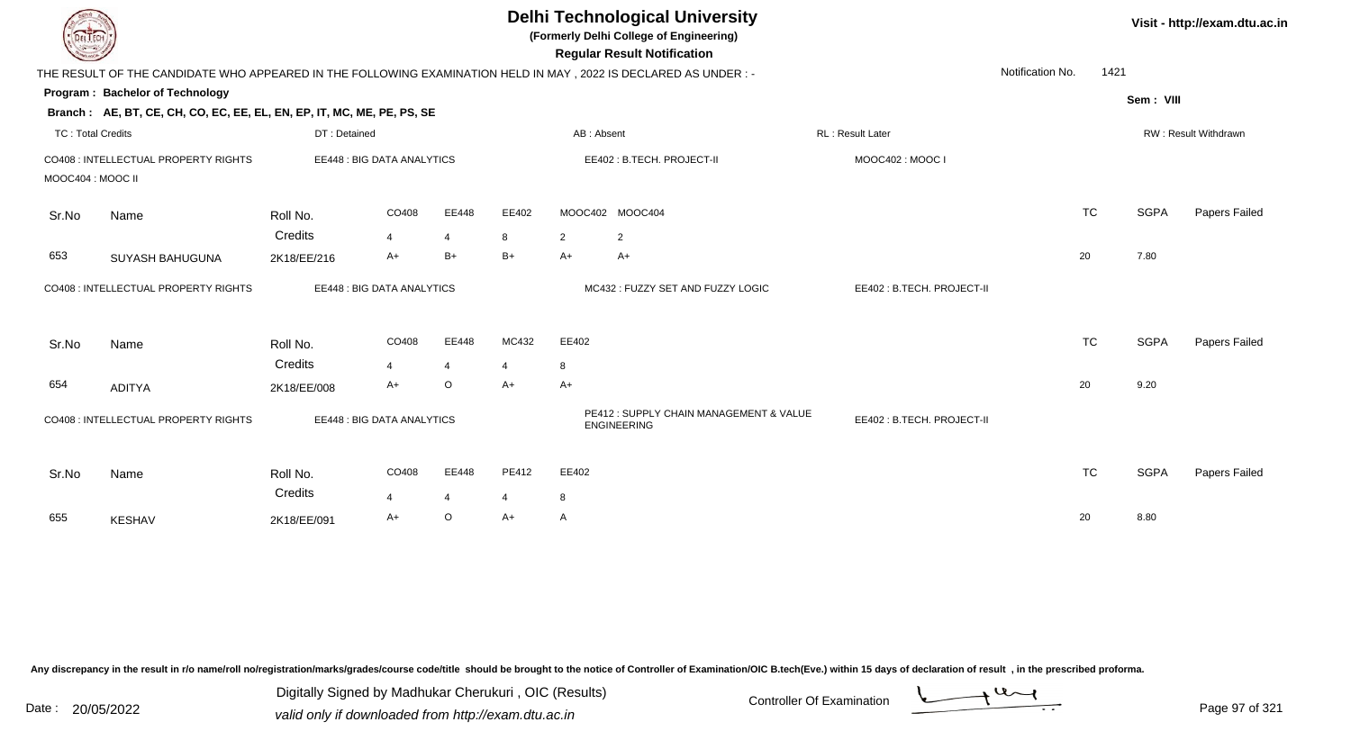# Delhi Technological University

**(Formerly Delhi College of Engineering)**

**Regular Result Notification**

Visit - http://exam.dtu.ac.in

THE RESULT OF THE CANDIDATE WHO APPEARED IN THE FOLLOWING EXAMINATION HELD IN MAY , 2022 IS DECLARED AS UNDER : -

Notification No. 1421

**Program : Bachelor of Technology**

Sem : VIII

**Branch : AE, BT, CE, CH, CO, EC, EE, EL, EN, EP, IT, MC, ME, PE, PS, SE**

TC : Total Credits | DT : Detained | AB : Absent | RL : Result Later | RW : Result Withdrawn

CO408 : INTELLECTUAL PROPERTY RIGHTS | EE448 : BIG DATA ANALYTICS | EE402 : B.TECH. PROJECT-II | MOOC402 : MOOC I | MOOC404 : MOOC II

| Sr.No | Name | Roll No. | CO408 | EE448 | EE402 | MOOC402 | MOOC404 | TC | SGPA | Papers Failed |
|---|---|---|---|---|---|---|---|---|---|---|
| | | Credits | 4 | 4 | 8 | 2 | 2 | | | |
| 653 | SUYASH BAHUGUNA | 2K18/EE/216 | A+ | B+ | B+ | A+ | A+ | 20 | 7.80 | |

CO408 : INTELLECTUAL PROPERTY RIGHTS | EE448 : BIG DATA ANALYTICS | MC432 : FUZZY SET AND FUZZY LOGIC | EE402 : B.TECH. PROJECT-II

| Sr.No | Name | Roll No. | CO408 | EE448 | MC432 | EE402 | TC | SGPA | Papers Failed |
|---|---|---|---|---|---|---|---|---|---|
| | | Credits | 4 | 4 | 4 | 8 | | | |
| 654 | ADITYA | 2K18/EE/008 | A+ | O | A+ | A+ | 20 | 9.20 | |

CO408 : INTELLECTUAL PROPERTY RIGHTS | EE448 : BIG DATA ANALYTICS | PE412 : SUPPLY CHAIN MANAGEMENT & VALUE ENGINEERING | EE402 : B.TECH. PROJECT-II

| Sr.No | Name | Roll No. | CO408 | EE448 | PE412 | EE402 | TC | SGPA | Papers Failed |
|---|---|---|---|---|---|---|---|---|---|
| | | Credits | 4 | 4 | 4 | 8 | | | |
| 655 | KESHAV | 2K18/EE/091 | A+ | O | A+ | A | 20 | 8.80 | |

Any discrepancy in the result in r/o name/roll no/registration/marks/grades/course code/title should be brought to the notice of Controller of Examination/OIC B.tech(Eve.) within 15 days of declaration of result , in the prescribed proforma.

Date : 20/05/2022

Digitally Signed by Madhukar Cherukuri , OIC (Results)
valid only if downloaded from http://exam.dtu.ac.in

Controller Of Examination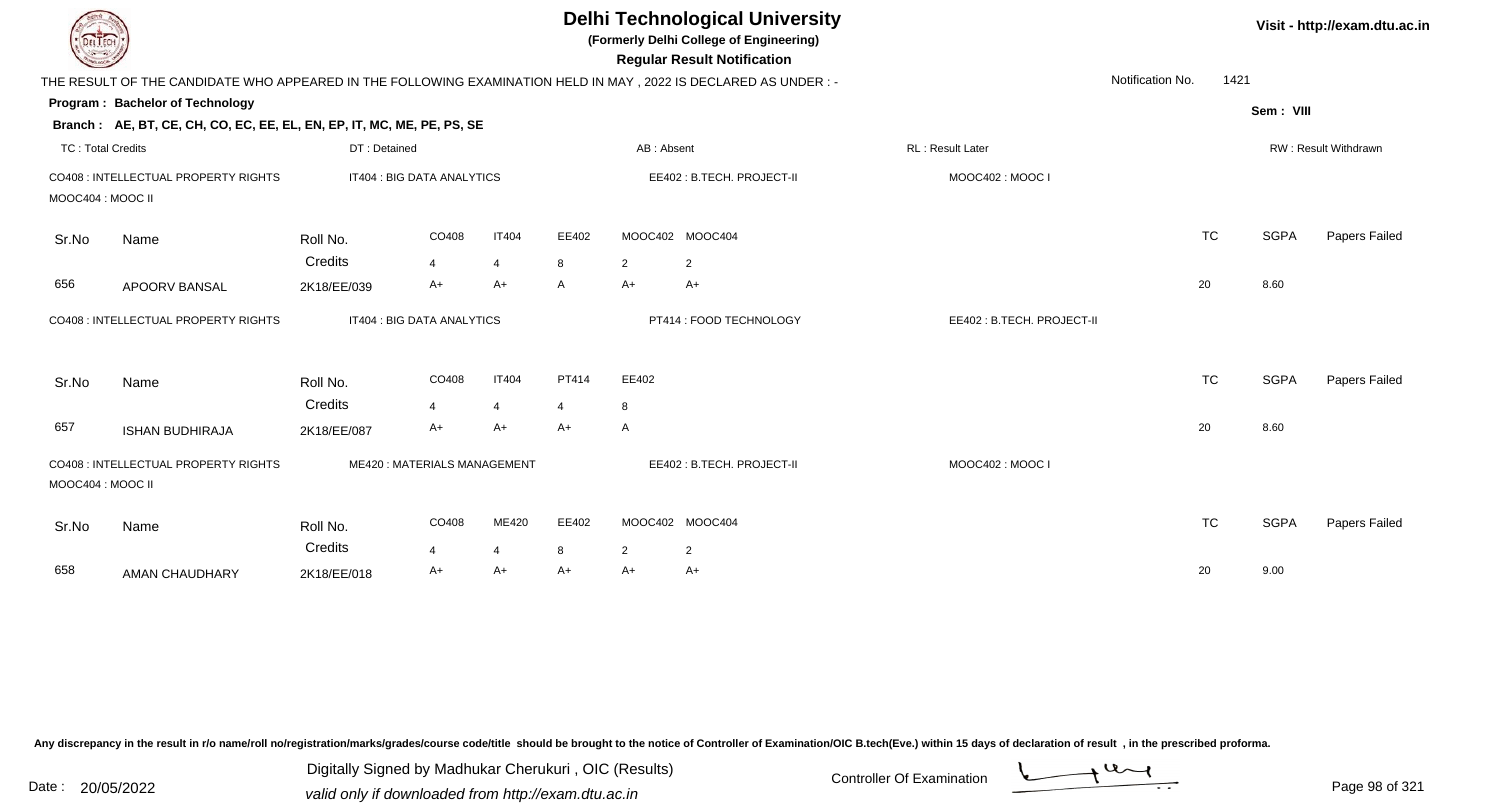# Delhi Technological University

**(Formerly Delhi College of Engineering)**

**Regular Result Notification**

Visit - http://exam.dtu.ac.in

THE RESULT OF THE CANDIDATE WHO APPEARED IN THE FOLLOWING EXAMINATION HELD IN MAY , 2022 IS DECLARED AS UNDER : -

Notification No. 1421

**Program : Bachelor of Technology**

Sem : VIII

**Branch : AE, BT, CE, CH, CO, EC, EE, EL, EN, EP, IT, MC, ME, PE, PS, SE**

TC : Total Credits | DT : Detained | AB : Absent | RL : Result Later | RW : Result Withdrawn

CO408 : INTELLECTUAL PROPERTY RIGHTS | IT404 : BIG DATA ANALYTICS | EE402 : B.TECH. PROJECT-II | MOOC402 : MOOC I | MOOC404 : MOOC II

| Sr.No | Name | Roll No. | CO408 | IT404 | EE402 | MOOC402 | MOOC404 | TC | SGPA | Papers Failed |
|---|---|---|---|---|---|---|---|---|---|---|
| | | Credits | 4 | 4 | 8 | 2 | 2 | | | |
| 656 | APOORV BANSAL | 2K18/EE/039 | A+ | A+ | A | A+ | A+ | 20 | 8.60 | |

CO408 : INTELLECTUAL PROPERTY RIGHTS | IT404 : BIG DATA ANALYTICS | PT414 : FOOD TECHNOLOGY | EE402 : B.TECH. PROJECT-II

| Sr.No | Name | Roll No. | CO408 | IT404 | PT414 | EE402 | TC | SGPA | Papers Failed |
|---|---|---|---|---|---|---|---|---|---|
| | | Credits | 4 | 4 | 4 | 8 | | | |
| 657 | ISHAN BUDHIRAJA | 2K18/EE/087 | A+ | A+ | A+ | A | 20 | 8.60 | |

CO408 : INTELLECTUAL PROPERTY RIGHTS | ME420 : MATERIALS MANAGEMENT | EE402 : B.TECH. PROJECT-II | MOOC402 : MOOC I | MOOC404 : MOOC II

| Sr.No | Name | Roll No. | CO408 | ME420 | EE402 | MOOC402 | MOOC404 | TC | SGPA | Papers Failed |
|---|---|---|---|---|---|---|---|---|---|---|
| | | Credits | 4 | 4 | 8 | 2 | 2 | | | |
| 658 | AMAN CHAUDHARY | 2K18/EE/018 | A+ | A+ | A+ | A+ | A+ | 20 | 9.00 | |

Any discrepancy in the result in r/o name/roll no/registration/marks/grades/course code/title should be brought to the notice of Controller of Examination/OIC B.tech(Eve.) within 15 days of declaration of result , in the prescribed proforma.

Date : 20/05/2022

Digitally Signed by Madhukar Cherukuri , OIC (Results)
valid only if downloaded from http://exam.dtu.ac.in

Controller Of Examination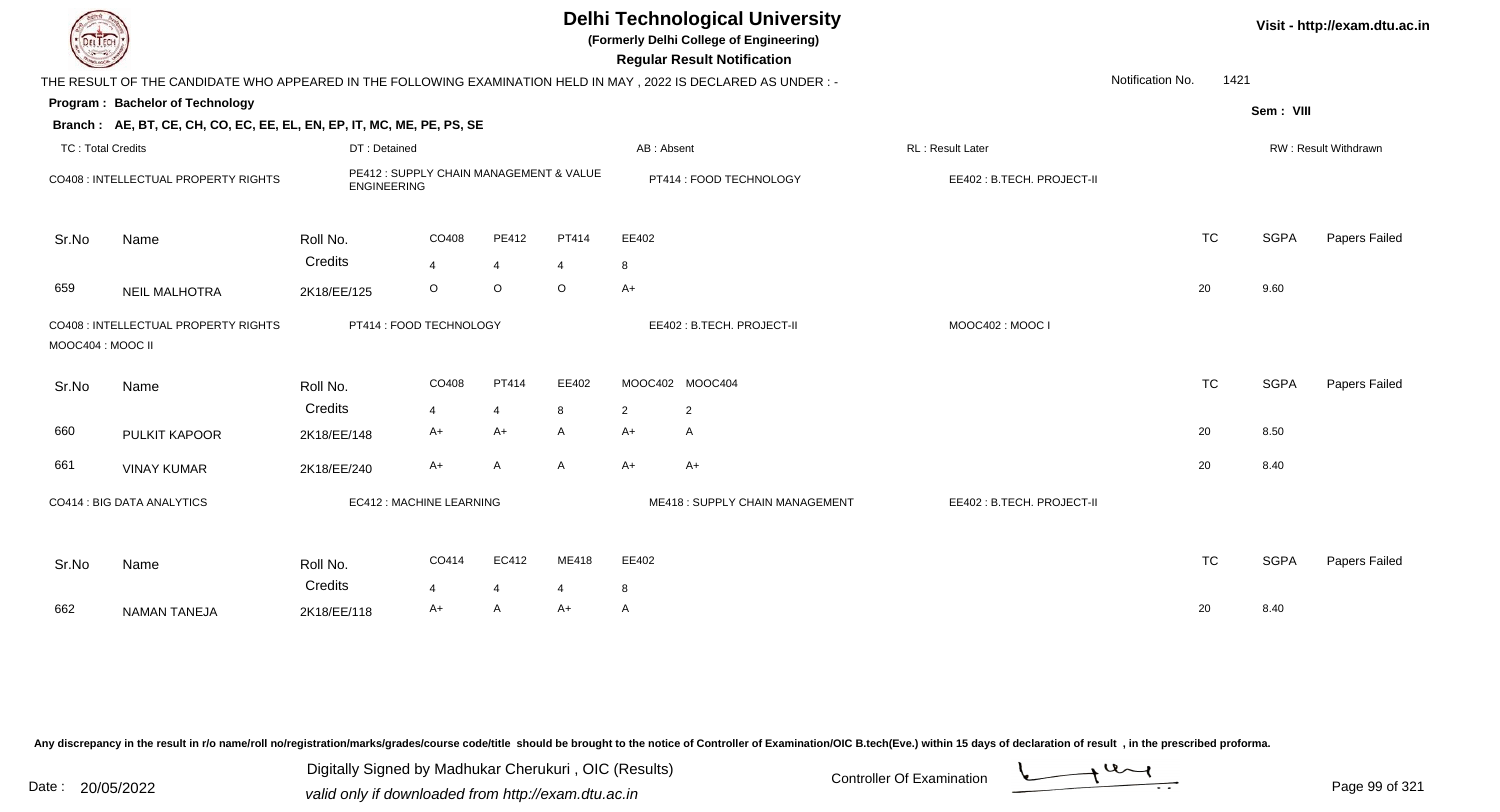# Delhi Technological University

**(Formerly Delhi College of Engineering)**

**Regular Result Notification**

Visit - http://exam.dtu.ac.in

THE RESULT OF THE CANDIDATE WHO APPEARED IN THE FOLLOWING EXAMINATION HELD IN MAY , 2022 IS DECLARED AS UNDER : -

Notification No. 1421

**Program : Bachelor of Technology**

Sem : VIII

**Branch : AE, BT, CE, CH, CO, EC, EE, EL, EN, EP, IT, MC, ME, PE, PS, SE**

TC : Total Credits | DT : Detained | AB : Absent | RL : Result Later | RW : Result Withdrawn

CO408 : INTELLECTUAL PROPERTY RIGHTS | PE412 : SUPPLY CHAIN MANAGEMENT & VALUE ENGINEERING | PT414 : FOOD TECHNOLOGY | EE402 : B.TECH. PROJECT-II

| Sr.No | Name | Roll No. | CO408 | PE412 | PT414 | EE402 | TC | SGPA | Papers Failed |
|---|---|---|---|---|---|---|---|---|---|
| | | Credits | 4 | 4 | 4 | 8 | | | |
| 659 | NEIL MALHOTRA | 2K18/EE/125 | O | O | O | A+ | 20 | 9.60 | |

CO408 : INTELLECTUAL PROPERTY RIGHTS | PT414 : FOOD TECHNOLOGY | EE402 : B.TECH. PROJECT-II | MOOC402 : MOOC I | MOOC404 : MOOC II

| Sr.No | Name | Roll No. | CO408 | PT414 | EE402 | MOOC402 | MOOC404 | TC | SGPA | Papers Failed |
|---|---|---|---|---|---|---|---|---|---|---|
| | | Credits | 4 | 4 | 8 | 2 | 2 | | | |
| 660 | PULKIT KAPOOR | 2K18/EE/148 | A+ | A+ | A | A+ | A | 20 | 8.50 | |
| 661 | VINAY KUMAR | 2K18/EE/240 | A+ | A | A | A+ | A+ | 20 | 8.40 | |

CO414 : BIG DATA ANALYTICS | EC412 : MACHINE LEARNING | ME418 : SUPPLY CHAIN MANAGEMENT | EE402 : B.TECH. PROJECT-II

| Sr.No | Name | Roll No. | CO414 | EC412 | ME418 | EE402 | TC | SGPA | Papers Failed |
|---|---|---|---|---|---|---|---|---|---|
| | | Credits | 4 | 4 | 4 | 8 | | | |
| 662 | NAMAN TANEJA | 2K18/EE/118 | A+ | A | A+ | A | 20 | 8.40 | |

Any discrepancy in the result in r/o name/roll no/registration/marks/grades/course code/title should be brought to the notice of Controller of Examination/OIC B.tech(Eve.) within 15 days of declaration of result , in the prescribed proforma.

Date : 20/05/2022

Digitally Signed by Madhukar Cherukuri , OIC (Results)

valid only if downloaded from http://exam.dtu.ac.in

Controller Of Examination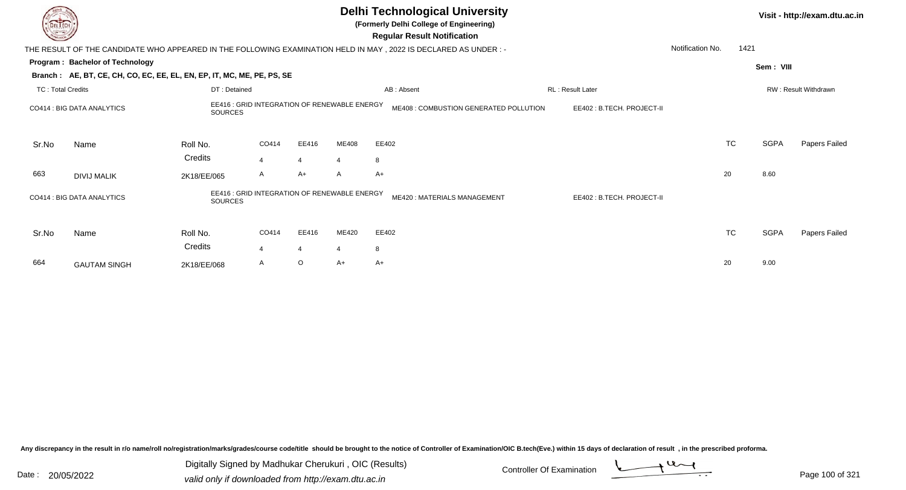# Delhi Technological University

**(Formerly Delhi College of Engineering)**

**Regular Result Notification**

Visit - http://exam.dtu.ac.in

THE RESULT OF THE CANDIDATE WHO APPEARED IN THE FOLLOWING EXAMINATION HELD IN MAY , 2022 IS DECLARED AS UNDER : -

Notification No. 1421

**Program : Bachelor of Technology**

Sem : VIII

**Branch : AE, BT, CE, CH, CO, EC, EE, EL, EN, EP, IT, MC, ME, PE, PS, SE**

TC : Total Credits | DT : Detained | AB : Absent | RL : Result Later | RW : Result Withdrawn

CO414 : BIG DATA ANALYTICS | EE416 : GRID INTEGRATION OF RENEWABLE ENERGY SOURCES | ME408 : COMBUSTION GENERATED POLLUTION | EE402 : B.TECH. PROJECT-II

| Sr.No | Name | Roll No. | CO414 | EE416 | ME408 | EE402 | TC | SGPA | Papers Failed |
|---|---|---|---|---|---|---|---|---|---|
| | | Credits | 4 | 4 | 4 | 8 | | | |
| 663 | DIVIJ MALIK | 2K18/EE/065 | A | A+ | A | A+ | 20 | 8.60 | |

CO414 : BIG DATA ANALYTICS | EE416 : GRID INTEGRATION OF RENEWABLE ENERGY SOURCES | ME420 : MATERIALS MANAGEMENT | EE402 : B.TECH. PROJECT-II

| Sr.No | Name | Roll No. | CO414 | EE416 | ME420 | EE402 | TC | SGPA | Papers Failed |
|---|---|---|---|---|---|---|---|---|---|
| | | Credits | 4 | 4 | 4 | 8 | | | |
| 664 | GAUTAM SINGH | 2K18/EE/068 | A | O | A+ | A+ | 20 | 9.00 | |

Any discrepancy in the result in r/o name/roll no/registration/marks/grades/course code/title should be brought to the notice of Controller of Examination/OIC B.tech(Eve.) within 15 days of declaration of result , in the prescribed proforma.

Date : 20/05/2022

Digitally Signed by Madhukar Cherukuri , OIC (Results)
valid only if downloaded from http://exam.dtu.ac.in

Controller Of Examination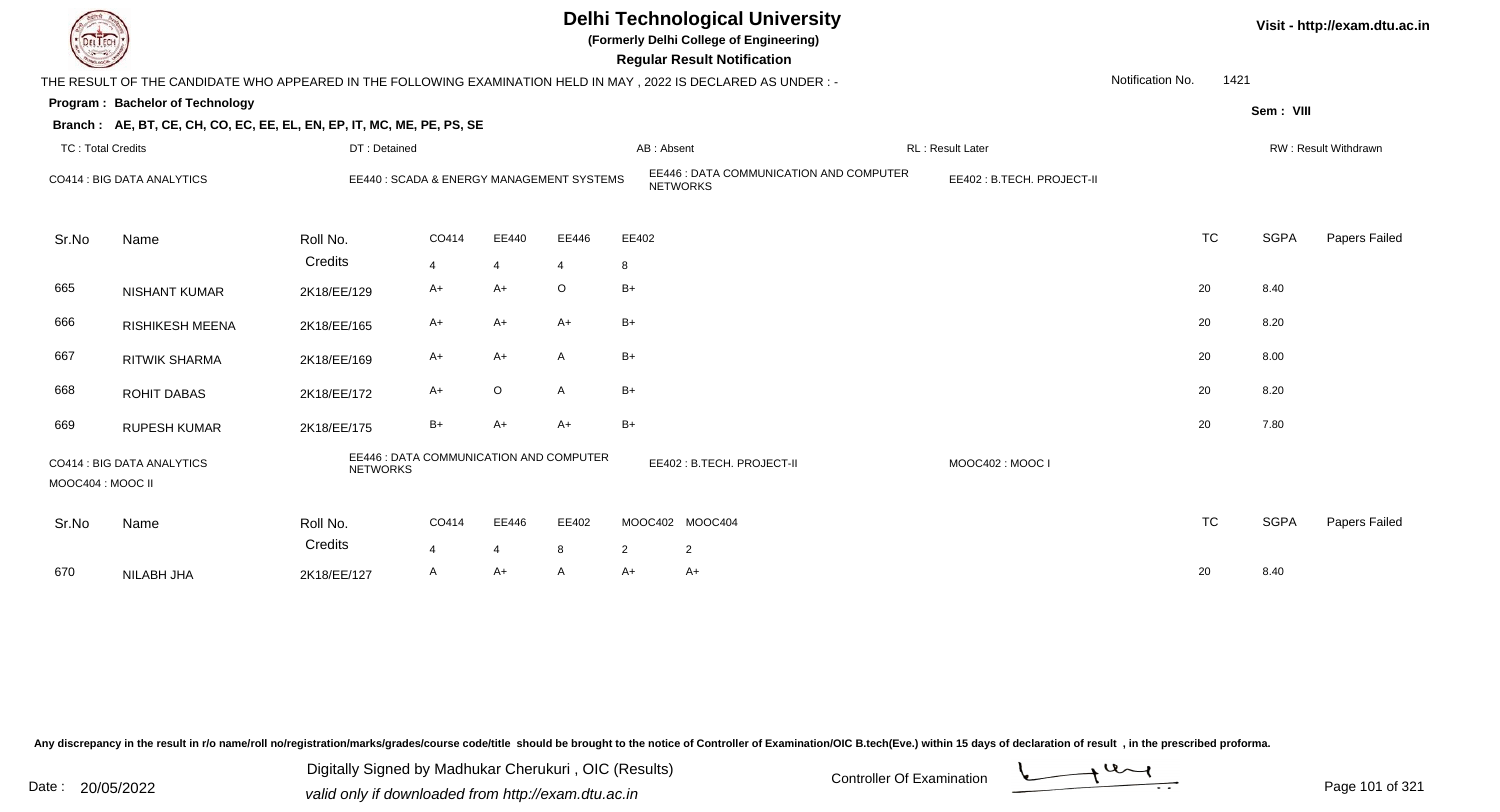# Delhi Technological University

**(Formerly Delhi College of Engineering)**

**Regular Result Notification**

Visit - http://exam.dtu.ac.in

THE RESULT OF THE CANDIDATE WHO APPEARED IN THE FOLLOWING EXAMINATION HELD IN MAY , 2022 IS DECLARED AS UNDER : -

Notification No. 1421

**Program : Bachelor of Technology**

Sem : VIII

**Branch : AE, BT, CE, CH, CO, EC, EE, EL, EN, EP, IT, MC, ME, PE, PS, SE**

TC : Total Credits | DT : Detained | AB : Absent | RL : Result Later | RW : Result Withdrawn

CO414 : BIG DATA ANALYTICS | EE440 : SCADA & ENERGY MANAGEMENT SYSTEMS | EE446 : DATA COMMUNICATION AND COMPUTER NETWORKS | EE402 : B.TECH. PROJECT-II

| Sr.No | Name | Roll No. | CO414 | EE440 | EE446 | EE402 | TC | SGPA | Papers Failed |
|---|---|---|---|---|---|---|---|---|---|
| | | Credits | 4 | 4 | 4 | 8 | | | |
| 665 | NISHANT KUMAR | 2K18/EE/129 | A+ | A+ | O | B+ | 20 | 8.40 | |
| 666 | RISHIKESH MEENA | 2K18/EE/165 | A+ | A+ | A+ | B+ | 20 | 8.20 | |
| 667 | RITWIK SHARMA | 2K18/EE/169 | A+ | A+ | A | B+ | 20 | 8.00 | |
| 668 | ROHIT DABAS | 2K18/EE/172 | A+ | O | A | B+ | 20 | 8.20 | |
| 669 | RUPESH KUMAR | 2K18/EE/175 | B+ | A+ | A+ | B+ | 20 | 7.80 | |

CO414 : BIG DATA ANALYTICS | EE446 : DATA COMMUNICATION AND COMPUTER NETWORKS | EE402 : B.TECH. PROJECT-II | MOOC402 : MOOC I | MOOC404 : MOOC II

| Sr.No | Name | Roll No. | CO414 | EE446 | EE402 | MOOC402 | MOOC404 | TC | SGPA | Papers Failed |
|---|---|---|---|---|---|---|---|---|---|---|
| | | Credits | 4 | 4 | 8 | 2 | 2 | | | |
| 670 | NILABH JHA | 2K18/EE/127 | A | A+ | A | A+ | A+ | 20 | 8.40 | |

Any discrepancy in the result in r/o name/roll no/registration/marks/grades/course code/title should be brought to the notice of Controller of Examination/OIC B.tech(Eve.) within 15 days of declaration of result , in the prescribed proforma.

Date : 20/05/2022

Digitally Signed by Madhukar Cherukuri , OIC (Results)
valid only if downloaded from http://exam.dtu.ac.in

Controller Of Examination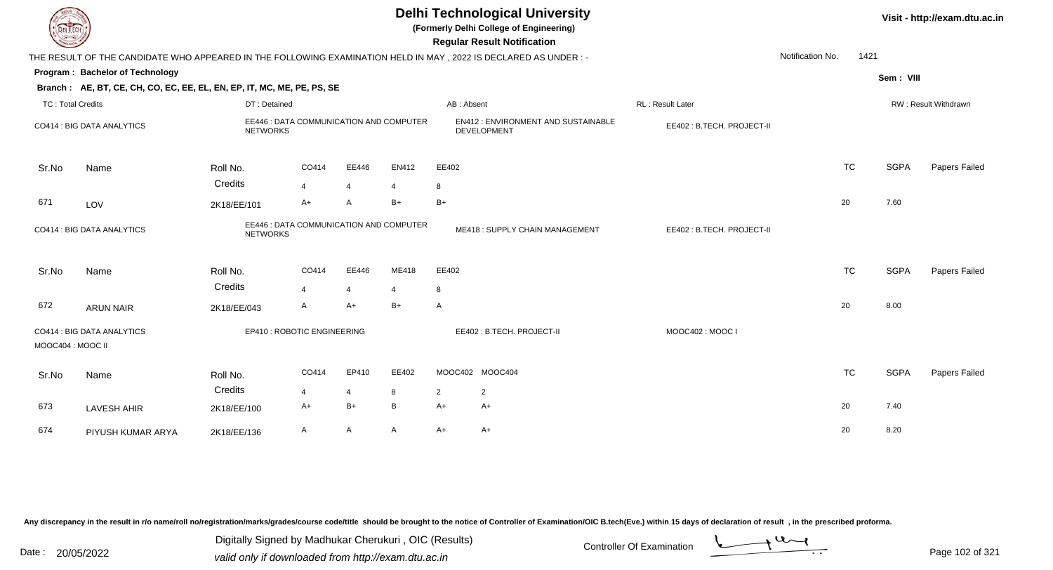# Delhi Technological University

**(Formerly Delhi College of Engineering)**

**Regular Result Notification**

Visit - http://exam.dtu.ac.in

THE RESULT OF THE CANDIDATE WHO APPEARED IN THE FOLLOWING EXAMINATION HELD IN MAY , 2022 IS DECLARED AS UNDER : -

Notification No. 1421

**Program : Bachelor of Technology**

Sem : VIII

**Branch : AE, BT, CE, CH, CO, EC, EE, EL, EN, EP, IT, MC, ME, PE, PS, SE**

TC : Total Credits | DT : Detained | AB : Absent | RL : Result Later | RW : Result Withdrawn

CO414 : BIG DATA ANALYTICS | EE446 : DATA COMMUNICATION AND COMPUTER NETWORKS | EN412 : ENVIRONMENT AND SUSTAINABLE DEVELOPMENT | EE402 : B.TECH. PROJECT-II

| Sr.No | Name | Roll No. | CO414 | EE446 | EN412 | EE402 | TC | SGPA | Papers Failed |
|---|---|---|---|---|---|---|---|---|---|
| | | Credits | 4 | 4 | 4 | 8 | | | |
| 671 | LOV | 2K18/EE/101 | A+ | A | B+ | B+ | 20 | 7.60 | |

CO414 : BIG DATA ANALYTICS | EE446 : DATA COMMUNICATION AND COMPUTER NETWORKS | ME418 : SUPPLY CHAIN MANAGEMENT | EE402 : B.TECH. PROJECT-II

| Sr.No | Name | Roll No. | CO414 | EE446 | ME418 | EE402 | TC | SGPA | Papers Failed |
|---|---|---|---|---|---|---|---|---|---|
| | | Credits | 4 | 4 | 4 | 8 | | | |
| 672 | ARUN NAIR | 2K18/EE/043 | A | A+ | B+ | A | 20 | 8.00 | |

CO414 : BIG DATA ANALYTICS | EP410 : ROBOTIC ENGINEERING | EE402 : B.TECH. PROJECT-II | MOOC402 : MOOC I | MOOC404 : MOOC II

| Sr.No | Name | Roll No. | CO414 | EP410 | EE402 | MOOC402 | MOOC404 | TC | SGPA | Papers Failed |
|---|---|---|---|---|---|---|---|---|---|---|
| | | Credits | 4 | 4 | 8 | 2 | 2 | | | |
| 673 | LAVESH AHIR | 2K18/EE/100 | A+ | B+ | B | A+ | A+ | 20 | 7.40 | |
| 674 | PIYUSH KUMAR ARYA | 2K18/EE/136 | A | A | A | A+ | A+ | 20 | 8.20 | |

Any discrepancy in the result in r/o name/roll no/registration/marks/grades/course code/title should be brought to the notice of Controller of Examination/OIC B.tech(Eve.) within 15 days of declaration of result , in the prescribed proforma.

Date : 20/05/2022

Digitally Signed by Madhukar Cherukuri , OIC (Results)
valid only if downloaded from http://exam.dtu.ac.in

Controller Of Examination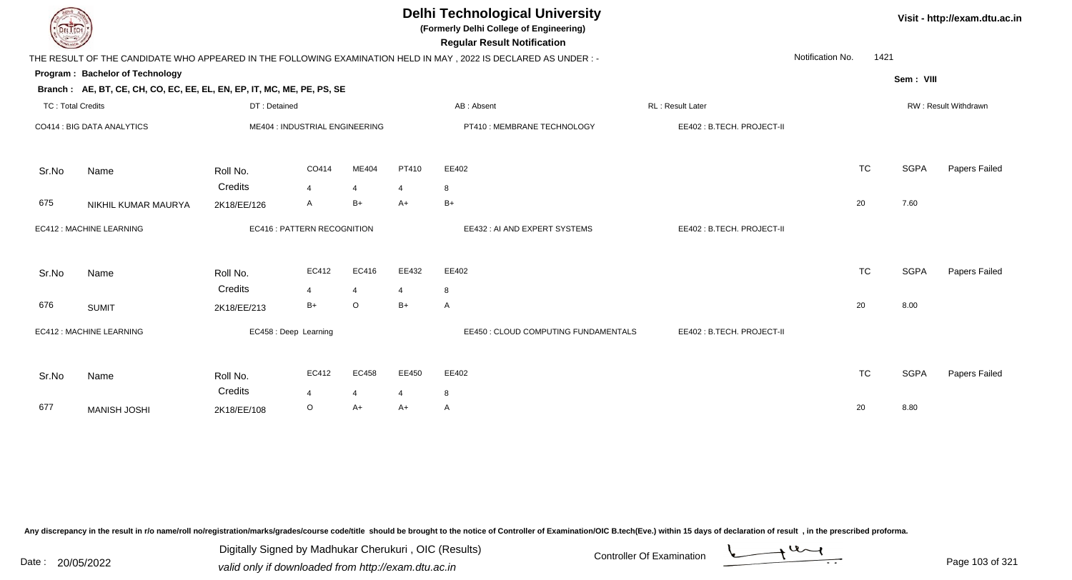# Delhi Technological University

**(Formerly Delhi College of Engineering)**

**Regular Result Notification**

Visit - http://exam.dtu.ac.in

THE RESULT OF THE CANDIDATE WHO APPEARED IN THE FOLLOWING EXAMINATION HELD IN MAY , 2022 IS DECLARED AS UNDER : -

Notification No. 1421

**Program : Bachelor of Technology**

Sem : VIII

**Branch : AE, BT, CE, CH, CO, EC, EE, EL, EN, EP, IT, MC, ME, PE, PS, SE**

TC : Total Credits | DT : Detained | AB : Absent | RL : Result Later | RW : Result Withdrawn

CO414 : BIG DATA ANALYTICS | ME404 : INDUSTRIAL ENGINEERING | PT410 : MEMBRANE TECHNOLOGY | EE402 : B.TECH. PROJECT-II

| Sr.No | Name | Roll No. | CO414 | ME404 | PT410 | EE402 | TC | SGPA | Papers Failed |
|---|---|---|---|---|---|---|---|---|---|
| | | Credits | 4 | 4 | 4 | 8 | | | |
| 675 | NIKHIL KUMAR MAURYA | 2K18/EE/126 | A | B+ | A+ | B+ | 20 | 7.60 | |

EC412 : MACHINE LEARNING | EC416 : PATTERN RECOGNITION | EE432 : AI AND EXPERT SYSTEMS | EE402 : B.TECH. PROJECT-II

| Sr.No | Name | Roll No. | EC412 | EC416 | EE432 | EE402 | TC | SGPA | Papers Failed |
|---|---|---|---|---|---|---|---|---|---|
| | | Credits | 4 | 4 | 4 | 8 | | | |
| 676 | SUMIT | 2K18/EE/213 | B+ | O | B+ | A | 20 | 8.00 | |

EC412 : MACHINE LEARNING | EC458 : Deep Learning | EE450 : CLOUD COMPUTING FUNDAMENTALS | EE402 : B.TECH. PROJECT-II

| Sr.No | Name | Roll No. | EC412 | EC458 | EE450 | EE402 | TC | SGPA | Papers Failed |
|---|---|---|---|---|---|---|---|---|---|
| | | Credits | 4 | 4 | 4 | 8 | | | |
| 677 | MANISH JOSHI | 2K18/EE/108 | O | A+ | A+ | A | 20 | 8.80 | |

Any discrepancy in the result in r/o name/roll no/registration/marks/grades/course code/title should be brought to the notice of Controller of Examination/OIC B.tech(Eve.) within 15 days of declaration of result , in the prescribed proforma.

Date : 20/05/2022

Digitally Signed by Madhukar Cherukuri , OIC (Results)

valid only if downloaded from http://exam.dtu.ac.in

Controller Of Examination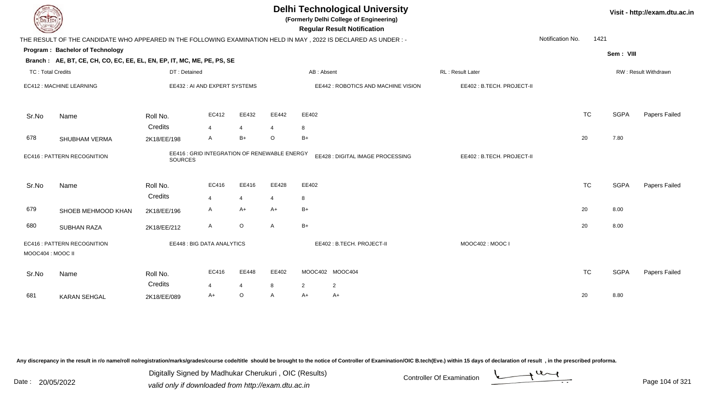# Delhi Technological University

**(Formerly Delhi College of Engineering)**

**Regular Result Notification**

Visit - http://exam.dtu.ac.in

THE RESULT OF THE CANDIDATE WHO APPEARED IN THE FOLLOWING EXAMINATION HELD IN MAY , 2022 IS DECLARED AS UNDER : -

Notification No. 1421

**Program : Bachelor of Technology**

Sem : VIII

**Branch : AE, BT, CE, CH, CO, EC, EE, EL, EN, EP, IT, MC, ME, PE, PS, SE**

TC : Total Credits | DT : Detained | AB : Absent | RL : Result Later | RW : Result Withdrawn

EC412 : MACHINE LEARNING | EE432 : AI AND EXPERT SYSTEMS | EE442 : ROBOTICS AND MACHINE VISION | EE402 : B.TECH. PROJECT-II

| Sr.No | Name | Roll No. | EC412 | EE432 | EE442 | EE402 | TC | SGPA | Papers Failed |
|---|---|---|---|---|---|---|---|---|---|
| | | Credits | 4 | 4 | 4 | 8 | | | |
| 678 | SHUBHAM VERMA | 2K18/EE/198 | A | B+ | O | B+ | 20 | 7.80 | |

EC416 : PATTERN RECOGNITION | EE416 : GRID INTEGRATION OF RENEWABLE ENERGY SOURCES | EE428 : DIGITAL IMAGE PROCESSING | EE402 : B.TECH. PROJECT-II

| Sr.No | Name | Roll No. | EC416 | EE416 | EE428 | EE402 | TC | SGPA | Papers Failed |
|---|---|---|---|---|---|---|---|---|---|
| | | Credits | 4 | 4 | 4 | 8 | | | |
| 679 | SHOEB MEHMOOD KHAN | 2K18/EE/196 | A | A+ | A+ | B+ | 20 | 8.00 | |
| 680 | SUBHAN RAZA | 2K18/EE/212 | A | O | A | B+ | 20 | 8.00 | |

EC416 : PATTERN RECOGNITION | EE448 : BIG DATA ANALYTICS | EE402 : B.TECH. PROJECT-II | MOOC402 : MOOC I | MOOC404 : MOOC II

| Sr.No | Name | Roll No. | EC416 | EE448 | EE402 | MOOC402 | MOOC404 | TC | SGPA | Papers Failed |
|---|---|---|---|---|---|---|---|---|---|---|
| | | Credits | 4 | 4 | 8 | 2 | 2 | | | |
| 681 | KARAN SEHGAL | 2K18/EE/089 | A+ | O | A | A+ | A+ | 20 | 8.80 | |

Any discrepancy in the result in r/o name/roll no/registration/marks/grades/course code/title should be brought to the notice of Controller of Examination/OIC B.tech(Eve.) within 15 days of declaration of result , in the prescribed proforma.

Date : 20/05/2022

Digitally Signed by Madhukar Cherukuri , OIC (Results)
valid only if downloaded from http://exam.dtu.ac.in

Controller Of Examination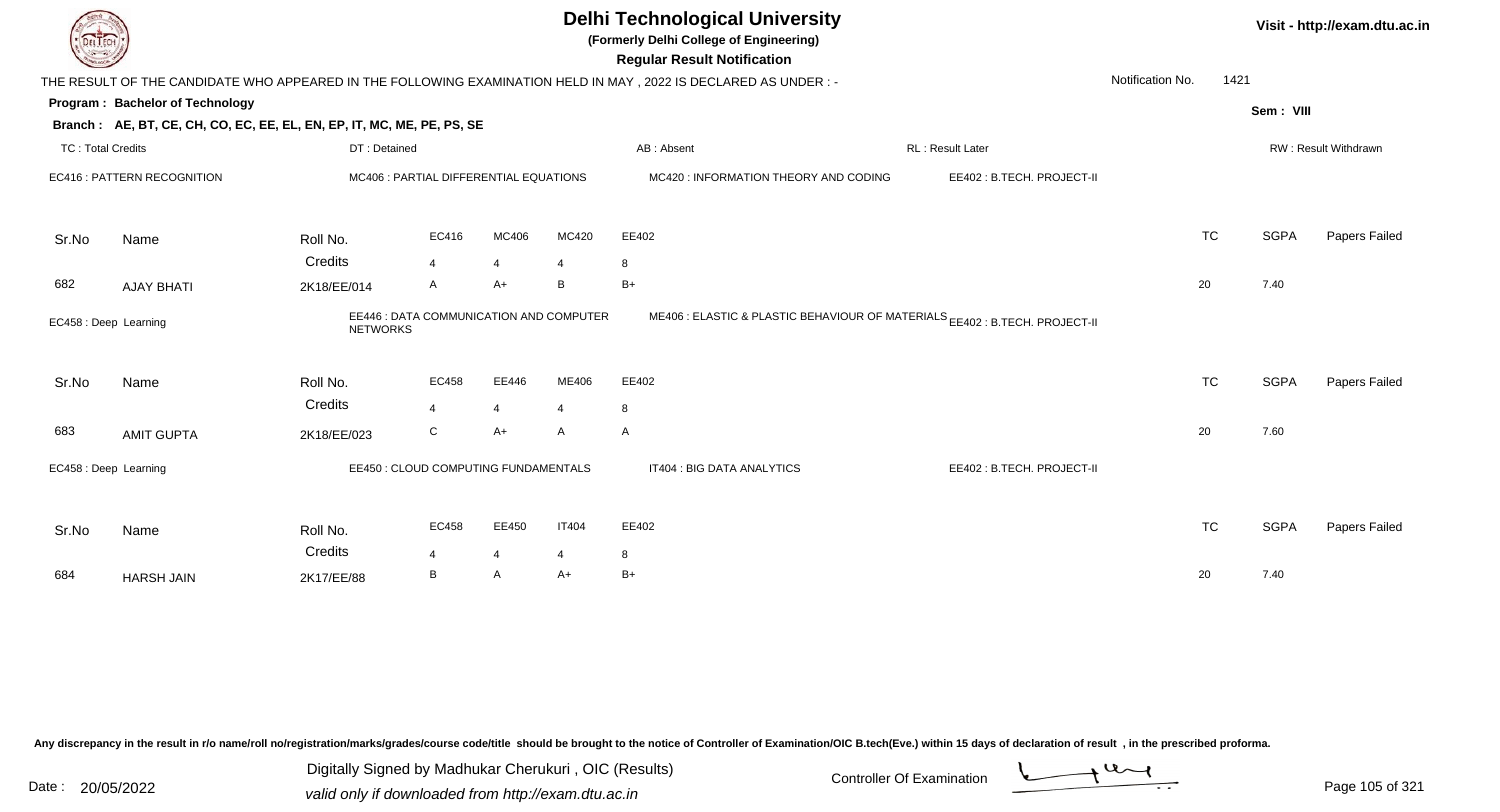# Delhi Technological University

**(Formerly Delhi College of Engineering)**

**Regular Result Notification**

Visit - http://exam.dtu.ac.in

THE RESULT OF THE CANDIDATE WHO APPEARED IN THE FOLLOWING EXAMINATION HELD IN MAY , 2022 IS DECLARED AS UNDER : -

Notification No. 1421

**Program : Bachelor of Technology**

Sem : VIII

**Branch : AE, BT, CE, CH, CO, EC, EE, EL, EN, EP, IT, MC, ME, PE, PS, SE**

TC : Total Credits | DT : Detained | AB : Absent | RL : Result Later | RW : Result Withdrawn

EC416 : PATTERN RECOGNITION | MC406 : PARTIAL DIFFERENTIAL EQUATIONS | MC420 : INFORMATION THEORY AND CODING | EE402 : B.TECH. PROJECT-II

| Sr.No | Name | Roll No. | EC416 | MC406 | MC420 | EE402 | TC | SGPA | Papers Failed |
|---|---|---|---|---|---|---|---|---|---|
| | | Credits | 4 | 4 | 4 | 8 | | | |
| 682 | AJAY BHATI | 2K18/EE/014 | A | A+ | B | B+ | 20 | 7.40 | |

EC458 : Deep Learning | EE446 : DATA COMMUNICATION AND COMPUTER NETWORKS | ME406 : ELASTIC & PLASTIC BEHAVIOUR OF MATERIALS | EE402 : B.TECH. PROJECT-II

| Sr.No | Name | Roll No. | EC458 | EE446 | ME406 | EE402 | TC | SGPA | Papers Failed |
|---|---|---|---|---|---|---|---|---|---|
| | | Credits | 4 | 4 | 4 | 8 | | | |
| 683 | AMIT GUPTA | 2K18/EE/023 | C | A+ | A | A | 20 | 7.60 | |

EC458 : Deep Learning | EE450 : CLOUD COMPUTING FUNDAMENTALS | IT404 : BIG DATA ANALYTICS | EE402 : B.TECH. PROJECT-II

| Sr.No | Name | Roll No. | EC458 | EE450 | IT404 | EE402 | TC | SGPA | Papers Failed |
|---|---|---|---|---|---|---|---|---|---|
| | | Credits | 4 | 4 | 4 | 8 | | | |
| 684 | HARSH JAIN | 2K17/EE/88 | B | A | A+ | B+ | 20 | 7.40 | |

Any discrepancy in the result in r/o name/roll no/registration/marks/grades/course code/title should be brought to the notice of Controller of Examination/OIC B.tech(Eve.) within 15 days of declaration of result , in the prescribed proforma.

Date : 20/05/2022

Digitally Signed by Madhukar Cherukuri , OIC (Results)
valid only if downloaded from http://exam.dtu.ac.in

Controller Of Examination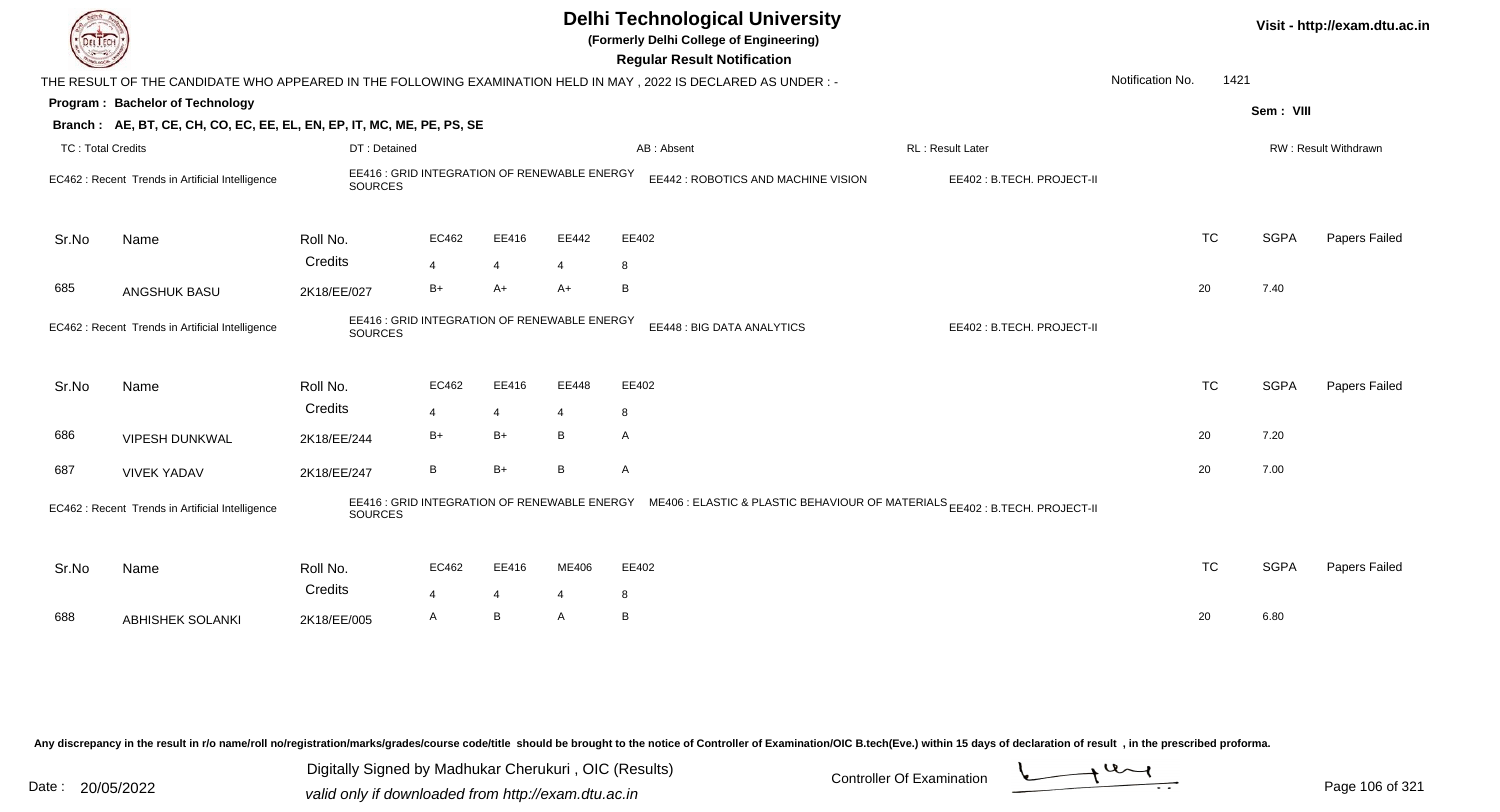# Delhi Technological University

(Formerly Delhi College of Engineering)

**Regular Result Notification**

Visit - http://exam.dtu.ac.in

THE RESULT OF THE CANDIDATE WHO APPEARED IN THE FOLLOWING EXAMINATION HELD IN MAY , 2022 IS DECLARED AS UNDER : -

Notification No. 1421

**Program : Bachelor of Technology**

Sem : VIII

**Branch : AE, BT, CE, CH, CO, EC, EE, EL, EN, EP, IT, MC, ME, PE, PS, SE**

TC : Total Credits | DT : Detained | AB : Absent | RL : Result Later | RW : Result Withdrawn

EC462 : Recent Trends in Artificial Intelligence | EE416 : GRID INTEGRATION OF RENEWABLE ENERGY SOURCES | EE442 : ROBOTICS AND MACHINE VISION | EE402 : B.TECH. PROJECT-II

| Sr.No | Name | Roll No. | EC462 | EE416 | EE442 | EE402 | TC | SGPA | Papers Failed |
|---|---|---|---|---|---|---|---|---|---|
| | | Credits | 4 | 4 | 4 | 8 | | | |
| 685 | ANGSHUK BASU | 2K18/EE/027 | B+ | A+ | A+ | B | 20 | 7.40 | |

EC462 : Recent Trends in Artificial Intelligence | EE416 : GRID INTEGRATION OF RENEWABLE ENERGY SOURCES | EE448 : BIG DATA ANALYTICS | EE402 : B.TECH. PROJECT-II

| Sr.No | Name | Roll No. | EC462 | EE416 | EE448 | EE402 | TC | SGPA | Papers Failed |
|---|---|---|---|---|---|---|---|---|---|
| | | Credits | 4 | 4 | 4 | 8 | | | |
| 686 | VIPESH DUNKWAL | 2K18/EE/244 | B+ | B+ | B | A | 20 | 7.20 | |
| 687 | VIVEK YADAV | 2K18/EE/247 | B | B+ | B | A | 20 | 7.00 | |

EC462 : Recent Trends in Artificial Intelligence | EE416 : GRID INTEGRATION OF RENEWABLE ENERGY SOURCES | ME406 : ELASTIC & PLASTIC BEHAVIOUR OF MATERIALS | EE402 : B.TECH. PROJECT-II

| Sr.No | Name | Roll No. | EC462 | EE416 | ME406 | EE402 | TC | SGPA | Papers Failed |
|---|---|---|---|---|---|---|---|---|---|
| | | Credits | 4 | 4 | 4 | 8 | | | |
| 688 | ABHISHEK SOLANKI | 2K18/EE/005 | A | B | A | B | 20 | 6.80 | |

Any discrepancy in the result in r/o name/roll no/registration/marks/grades/course code/title should be brought to the notice of Controller of Examination/OIC B.tech(Eve.) within 15 days of declaration of result , in the prescribed proforma.

Date : 20/05/2022

Digitally Signed by Madhukar Cherukuri , OIC (Results)
valid only if downloaded from http://exam.dtu.ac.in

Controller Of Examination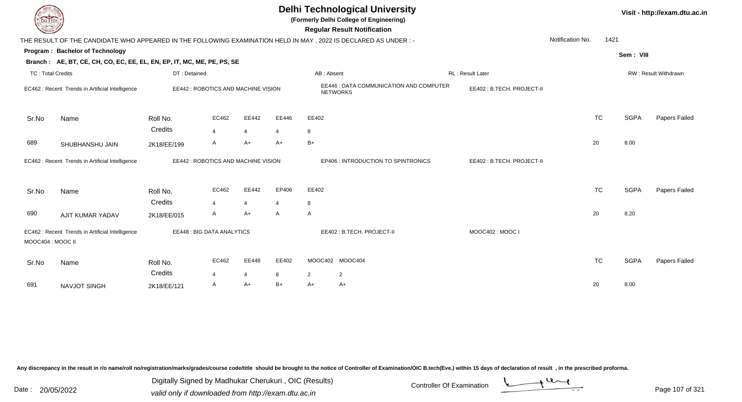# Delhi Technological University

**(Formerly Delhi College of Engineering)**

**Regular Result Notification**

Visit - http://exam.dtu.ac.in

THE RESULT OF THE CANDIDATE WHO APPEARED IN THE FOLLOWING EXAMINATION HELD IN MAY , 2022 IS DECLARED AS UNDER : -

Notification No. 1421

**Program : Bachelor of Technology**

Sem : VIII

**Branch : AE, BT, CE, CH, CO, EC, EE, EL, EN, EP, IT, MC, ME, PE, PS, SE**

TC : Total Credits | DT : Detained | AB : Absent | RL : Result Later | RW : Result Withdrawn

EC462 : Recent Trends in Artificial Intelligence | EE442 : ROBOTICS AND MACHINE VISION | EE446 : DATA COMMUNICATION AND COMPUTER NETWORKS | EE402 : B.TECH. PROJECT-II

| Sr.No | Name | Roll No. | EC462 | EE442 | EE446 | EE402 | TC | SGPA | Papers Failed |
|---|---|---|---|---|---|---|---|---|---|
| | | Credits | 4 | 4 | 4 | 8 | | | |
| 689 | SHUBHANSHU JAIN | 2K18/EE/199 | A | A+ | A+ | B+ | 20 | 8.00 | |

EC462 : Recent Trends in Artificial Intelligence | EE442 : ROBOTICS AND MACHINE VISION | EP406 : INTRODUCTION TO SPINTRONICS | EE402 : B.TECH. PROJECT-II

| Sr.No | Name | Roll No. | EC462 | EE442 | EP406 | EE402 | TC | SGPA | Papers Failed |
|---|---|---|---|---|---|---|---|---|---|
| | | Credits | 4 | 4 | 4 | 8 | | | |
| 690 | AJIT KUMAR YADAV | 2K18/EE/015 | A | A+ | A | A | 20 | 8.20 | |

EC462 : Recent Trends in Artificial Intelligence | EE448 : BIG DATA ANALYTICS | EE402 : B.TECH. PROJECT-II | MOOC402 : MOOC I | MOOC404 : MOOC II

| Sr.No | Name | Roll No. | EC462 | EE448 | EE402 | MOOC402 | MOOC404 | TC | SGPA | Papers Failed |
|---|---|---|---|---|---|---|---|---|---|---|
| | | Credits | 4 | 4 | 8 | 2 | 2 | | | |
| 691 | NAVJOT SINGH | 2K18/EE/121 | A | A+ | B+ | A+ | A+ | 20 | 8.00 | |

Any discrepancy in the result in r/o name/roll no/registration/marks/grades/course code/title should be brought to the notice of Controller of Examination/OIC B.tech(Eve.) within 15 days of declaration of result , in the prescribed proforma.

Date : 20/05/2022

Digitally Signed by Madhukar Cherukuri , OIC (Results)
valid only if downloaded from http://exam.dtu.ac.in

Controller Of Examination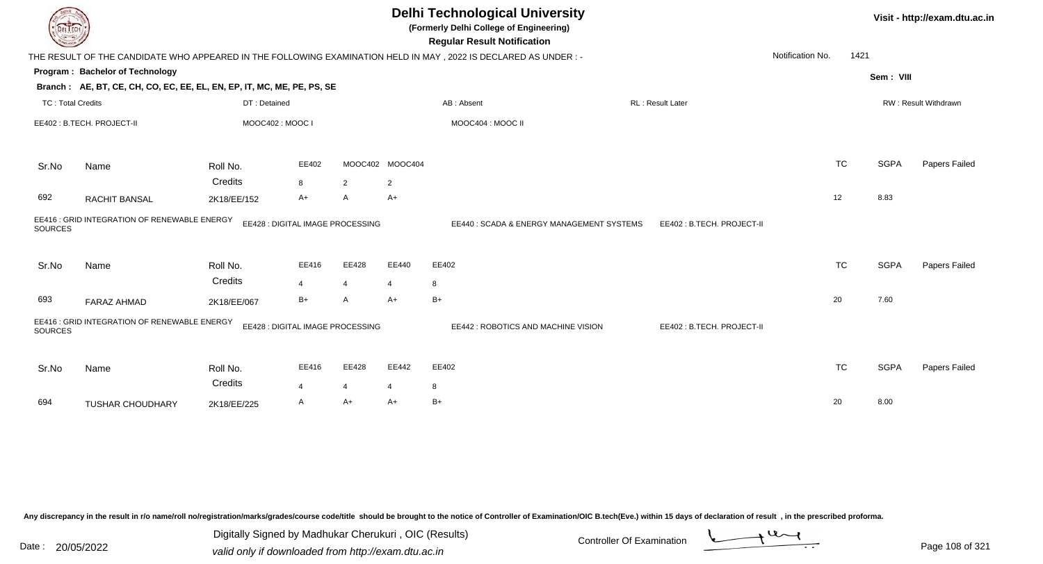# Delhi Technological University

**(Formerly Delhi College of Engineering)**

**Regular Result Notification**

Visit - http://exam.dtu.ac.in

THE RESULT OF THE CANDIDATE WHO APPEARED IN THE FOLLOWING EXAMINATION HELD IN MAY , 2022 IS DECLARED AS UNDER : -

Notification No. 1421

**Program : Bachelor of Technology**

Sem : VIII

**Branch : AE, BT, CE, CH, CO, EC, EE, EL, EN, EP, IT, MC, ME, PE, PS, SE**

TC : Total Credits | DT : Detained | AB : Absent | RL : Result Later | RW : Result Withdrawn

EE402 : B.TECH. PROJECT-II | MOOC402 : MOOC I | MOOC404 : MOOC II

| Sr.No | Name | Roll No. | EE402 | MOOC402 | MOOC404 | TC | SGPA | Papers Failed |
|---|---|---|---|---|---|---|---|---|
| | | Credits | 8 | 2 | 2 | | | |
| 692 | RACHIT BANSAL | 2K18/EE/152 | A+ | A | A+ | 12 | 8.83 | |

EE416 : GRID INTEGRATION OF RENEWABLE ENERGY SOURCES | EE428 : DIGITAL IMAGE PROCESSING | EE440 : SCADA & ENERGY MANAGEMENT SYSTEMS | EE402 : B.TECH. PROJECT-II

| Sr.No | Name | Roll No. | EE416 | EE428 | EE440 | EE402 | TC | SGPA | Papers Failed |
|---|---|---|---|---|---|---|---|---|---|
| | | Credits | 4 | 4 | 4 | 8 | | | |
| 693 | FARAZ AHMAD | 2K18/EE/067 | B+ | A | A+ | B+ | 20 | 7.60 | |

EE416 : GRID INTEGRATION OF RENEWABLE ENERGY SOURCES | EE428 : DIGITAL IMAGE PROCESSING | EE442 : ROBOTICS AND MACHINE VISION | EE402 : B.TECH. PROJECT-II

| Sr.No | Name | Roll No. | EE416 | EE428 | EE442 | EE402 | TC | SGPA | Papers Failed |
|---|---|---|---|---|---|---|---|---|---|
| | | Credits | 4 | 4 | 4 | 8 | | | |
| 694 | TUSHAR CHOUDHARY | 2K18/EE/225 | A | A+ | A+ | B+ | 20 | 8.00 | |

Any discrepancy in the result in r/o name/roll no/registration/marks/grades/course code/title should be brought to the notice of Controller of Examination/OIC B.tech(Eve.) within 15 days of declaration of result , in the prescribed proforma.

Date : 20/05/2022

Digitally Signed by Madhukar Cherukuri , OIC (Results)
valid only if downloaded from http://exam.dtu.ac.in

Controller Of Examination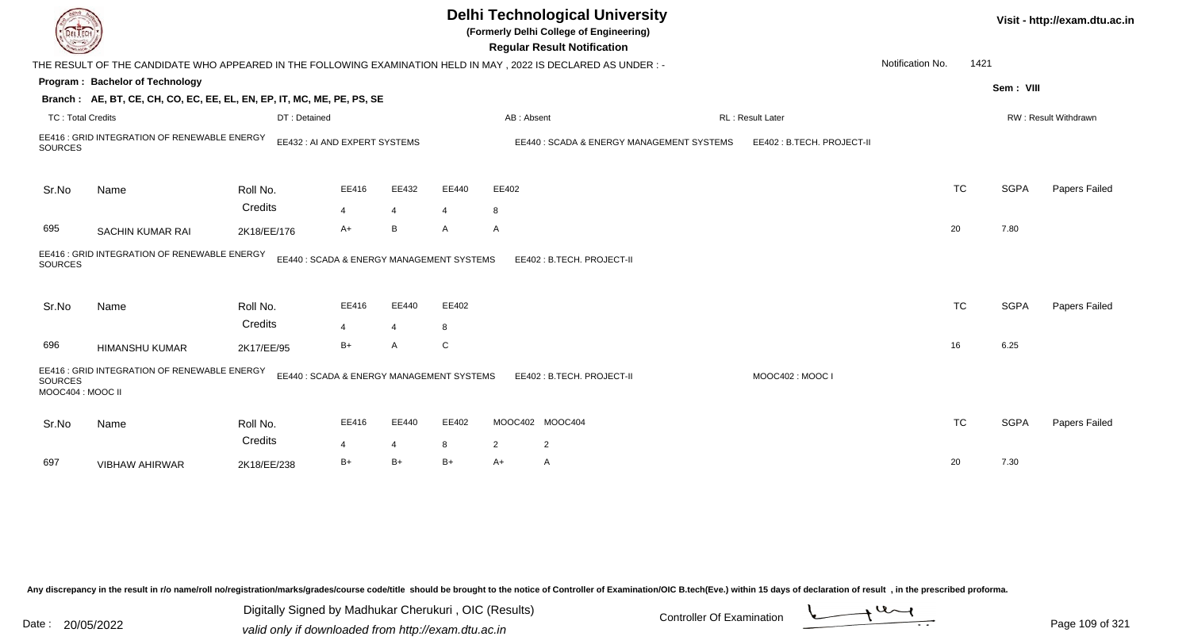# Delhi Technological University

**(Formerly Delhi College of Engineering)**

**Regular Result Notification**

Visit - http://exam.dtu.ac.in

THE RESULT OF THE CANDIDATE WHO APPEARED IN THE FOLLOWING EXAMINATION HELD IN MAY , 2022 IS DECLARED AS UNDER : -

Notification No. 1421

**Program : Bachelor of Technology**

Sem : VIII

**Branch : AE, BT, CE, CH, CO, EC, EE, EL, EN, EP, IT, MC, ME, PE, PS, SE**

TC : Total Credits | DT : Detained | AB : Absent | RL : Result Later | RW : Result Withdrawn

EE416 : GRID INTEGRATION OF RENEWABLE ENERGY SOURCES | EE432 : AI AND EXPERT SYSTEMS | EE440 : SCADA & ENERGY MANAGEMENT SYSTEMS | EE402 : B.TECH. PROJECT-II

| Sr.No | Name | Roll No. | EE416 | EE432 | EE440 | EE402 | TC | SGPA | Papers Failed |
|---|---|---|---|---|---|---|---|---|---|
| | | Credits | 4 | 4 | 4 | 8 | | | |
| 695 | SACHIN KUMAR RAI | 2K18/EE/176 | A+ | B | A | A | 20 | 7.80 | |

EE416 : GRID INTEGRATION OF RENEWABLE ENERGY SOURCES | EE440 : SCADA & ENERGY MANAGEMENT SYSTEMS | EE402 : B.TECH. PROJECT-II

| Sr.No | Name | Roll No. | EE416 | EE440 | EE402 | TC | SGPA | Papers Failed |
|---|---|---|---|---|---|---|---|---|
| | | Credits | 4 | 4 | 8 | | | |
| 696 | HIMANSHU KUMAR | 2K17/EE/95 | B+ | A | C | 16 | 6.25 | |

EE416 : GRID INTEGRATION OF RENEWABLE ENERGY SOURCES | EE440 : SCADA & ENERGY MANAGEMENT SYSTEMS | EE402 : B.TECH. PROJECT-II | MOOC402 : MOOC I | MOOC404 : MOOC II

| Sr.No | Name | Roll No. | EE416 | EE440 | EE402 | MOOC402 | MOOC404 | TC | SGPA | Papers Failed |
|---|---|---|---|---|---|---|---|---|---|---|
| | | Credits | 4 | 4 | 8 | 2 | 2 | | | |
| 697 | VIBHAW AHIRWAR | 2K18/EE/238 | B+ | B+ | B+ | A+ | A | 20 | 7.30 | |

Any discrepancy in the result in r/o name/roll no/registration/marks/grades/course code/title should be brought to the notice of Controller of Examination/OIC B.tech(Eve.) within 15 days of declaration of result , in the prescribed proforma.

Date : 20/05/2022

Digitally Signed by Madhukar Cherukuri , OIC (Results)
valid only if downloaded from http://exam.dtu.ac.in

Controller Of Examination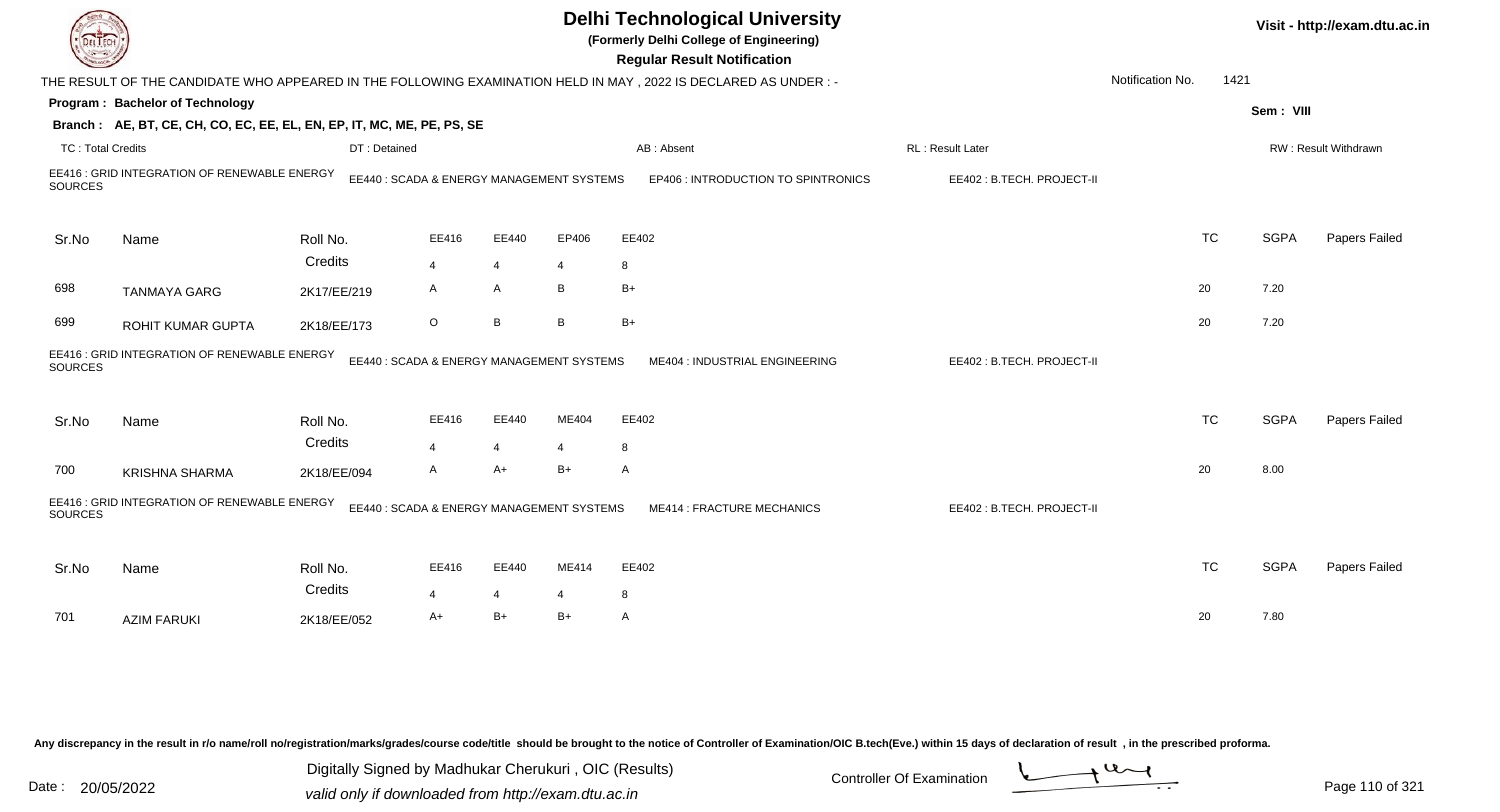# Delhi Technological University

**(Formerly Delhi College of Engineering)**

**Regular Result Notification**

Visit - http://exam.dtu.ac.in

THE RESULT OF THE CANDIDATE WHO APPEARED IN THE FOLLOWING EXAMINATION HELD IN MAY , 2022 IS DECLARED AS UNDER : -

Notification No. 1421

**Program : Bachelor of Technology**

Sem : VIII

**Branch : AE, BT, CE, CH, CO, EC, EE, EL, EN, EP, IT, MC, ME, PE, PS, SE**

TC : Total Credits | DT : Detained | AB : Absent | RL : Result Later | RW : Result Withdrawn

EE416 : GRID INTEGRATION OF RENEWABLE ENERGY SOURCES | EE440 : SCADA & ENERGY MANAGEMENT SYSTEMS | EP406 : INTRODUCTION TO SPINTRONICS | EE402 : B.TECH. PROJECT-II

| Sr.No | Name | Roll No. | EE416 | EE440 | EP406 | EE402 | TC | SGPA | Papers Failed |
|---|---|---|---|---|---|---|---|---|---|
| | | Credits | 4 | 4 | 4 | 8 | | | |
| 698 | TANMAYA GARG | 2K17/EE/219 | A | A | B | B+ | 20 | 7.20 | |
| 699 | ROHIT KUMAR GUPTA | 2K18/EE/173 | O | B | B | B+ | 20 | 7.20 | |

EE416 : GRID INTEGRATION OF RENEWABLE ENERGY SOURCES | EE440 : SCADA & ENERGY MANAGEMENT SYSTEMS | ME404 : INDUSTRIAL ENGINEERING | EE402 : B.TECH. PROJECT-II

| Sr.No | Name | Roll No. | EE416 | EE440 | ME404 | EE402 | TC | SGPA | Papers Failed |
|---|---|---|---|---|---|---|---|---|---|
| | | Credits | 4 | 4 | 4 | 8 | | | |
| 700 | KRISHNA SHARMA | 2K18/EE/094 | A | A+ | B+ | A | 20 | 8.00 | |

EE416 : GRID INTEGRATION OF RENEWABLE ENERGY SOURCES | EE440 : SCADA & ENERGY MANAGEMENT SYSTEMS | ME414 : FRACTURE MECHANICS | EE402 : B.TECH. PROJECT-II

| Sr.No | Name | Roll No. | EE416 | EE440 | ME414 | EE402 | TC | SGPA | Papers Failed |
|---|---|---|---|---|---|---|---|---|---|
| | | Credits | 4 | 4 | 4 | 8 | | | |
| 701 | AZIM FARUKI | 2K18/EE/052 | A+ | B+ | B+ | A | 20 | 7.80 | |

Any discrepancy in the result in r/o name/roll no/registration/marks/grades/course code/title should be brought to the notice of Controller of Examination/OIC B.tech(Eve.) within 15 days of declaration of result , in the prescribed proforma.

Date : 20/05/2022

Digitally Signed by Madhukar Cherukuri , OIC (Results)
valid only if downloaded from http://exam.dtu.ac.in

Controller Of Examination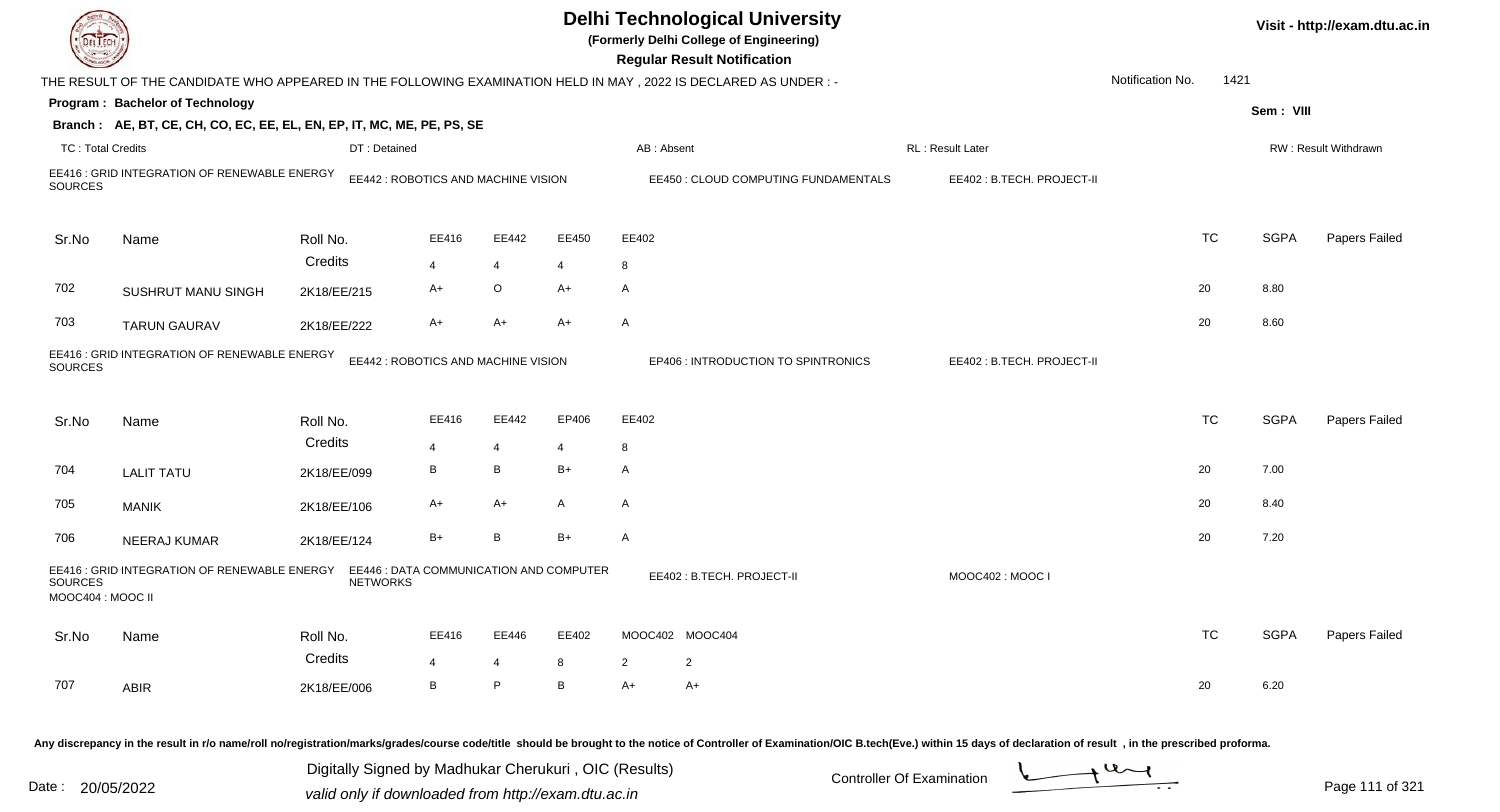# Delhi Technological University

**(Formerly Delhi College of Engineering)**

**Regular Result Notification**

Visit - http://exam.dtu.ac.in

THE RESULT OF THE CANDIDATE WHO APPEARED IN THE FOLLOWING EXAMINATION HELD IN MAY , 2022 IS DECLARED AS UNDER : -

Notification No. 1421

**Program : Bachelor of Technology**

**Sem : VIII**

**Branch : AE, BT, CE, CH, CO, EC, EE, EL, EN, EP, IT, MC, ME, PE, PS, SE**

TC : Total Credits | DT : Detained | AB : Absent | RL : Result Later | RW : Result Withdrawn

EE416 : GRID INTEGRATION OF RENEWABLE ENERGY SOURCES | EE442 : ROBOTICS AND MACHINE VISION | EE450 : CLOUD COMPUTING FUNDAMENTALS | EE402 : B.TECH. PROJECT-II

| Sr.No | Name | Roll No. | EE416 | EE442 | EE450 | EE402 | TC | SGPA | Papers Failed |
|---|---|---|---|---|---|---|---|---|---|
| | | Credits | 4 | 4 | 4 | 8 | | | |
| 702 | SUSHRUT MANU SINGH | 2K18/EE/215 | A+ | O | A+ | A | 20 | 8.80 | |
| 703 | TARUN GAURAV | 2K18/EE/222 | A+ | A+ | A+ | A | 20 | 8.60 | |

EE416 : GRID INTEGRATION OF RENEWABLE ENERGY SOURCES | EE442 : ROBOTICS AND MACHINE VISION | EP406 : INTRODUCTION TO SPINTRONICS | EE402 : B.TECH. PROJECT-II

| Sr.No | Name | Roll No. | EE416 | EE442 | EP406 | EE402 | TC | SGPA | Papers Failed |
|---|---|---|---|---|---|---|---|---|---|
| | | Credits | 4 | 4 | 4 | 8 | | | |
| 704 | LALIT TATU | 2K18/EE/099 | B | B | B+ | A | 20 | 7.00 | |
| 705 | MANIK | 2K18/EE/106 | A+ | A+ | A | A | 20 | 8.40 | |
| 706 | NEERAJ KUMAR | 2K18/EE/124 | B+ | B | B+ | A | 20 | 7.20 | |

EE416 : GRID INTEGRATION OF RENEWABLE ENERGY SOURCES | EE446 : DATA COMMUNICATION AND COMPUTER NETWORKS | EE402 : B.TECH. PROJECT-II | MOOC402 : MOOC I | MOOC404 : MOOC II

| Sr.No | Name | Roll No. | EE416 | EE446 | EE402 | MOOC402 | MOOC404 | TC | SGPA | Papers Failed |
|---|---|---|---|---|---|---|---|---|---|---|
| | | Credits | 4 | 4 | 8 | 2 | 2 | | | |
| 707 | ABIR | 2K18/EE/006 | B | P | B | A+ | A+ | 20 | 6.20 | |

Any discrepancy in the result in r/o name/roll no/registration/marks/grades/course code/title should be brought to the notice of Controller of Examination/OIC B.tech(Eve.) within 15 days of declaration of result , in the prescribed proforma.

Date : 20/05/2022

Digitally Signed by Madhukar Cherukuri , OIC (Results)

valid only if downloaded from http://exam.dtu.ac.in

Controller Of Examination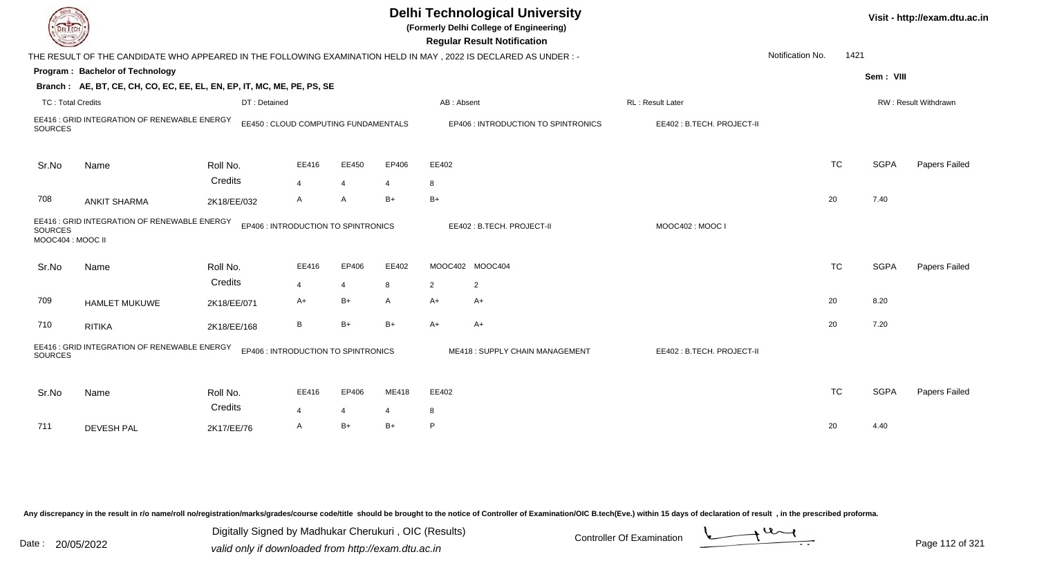# Delhi Technological University

**(Formerly Delhi College of Engineering)**

**Regular Result Notification**

Visit - http://exam.dtu.ac.in

THE RESULT OF THE CANDIDATE WHO APPEARED IN THE FOLLOWING EXAMINATION HELD IN MAY , 2022 IS DECLARED AS UNDER : -

Notification No. 1421

**Program : Bachelor of Technology**

Sem : VIII

**Branch : AE, BT, CE, CH, CO, EC, EE, EL, EN, EP, IT, MC, ME, PE, PS, SE**

TC : Total Credits | DT : Detained | AB : Absent | RL : Result Later | RW : Result Withdrawn

EE416 : GRID INTEGRATION OF RENEWABLE ENERGY SOURCES | EE450 : CLOUD COMPUTING FUNDAMENTALS | EP406 : INTRODUCTION TO SPINTRONICS | EE402 : B.TECH. PROJECT-II

| Sr.No | Name | Roll No. | EE416 | EE450 | EP406 | EE402 | TC | SGPA | Papers Failed |
|---|---|---|---|---|---|---|---|---|---|
| | | Credits | 4 | 4 | 4 | 8 | | | |
| 708 | ANKIT SHARMA | 2K18/EE/032 | A | A | B+ | B+ | 20 | 7.40 | |

EE416 : GRID INTEGRATION OF RENEWABLE ENERGY SOURCES | EP406 : INTRODUCTION TO SPINTRONICS | EE402 : B.TECH. PROJECT-II | MOOC402 : MOOC I | MOOC404 : MOOC II

| Sr.No | Name | Roll No. | EE416 | EP406 | EE402 | MOOC402 | MOOC404 | TC | SGPA | Papers Failed |
|---|---|---|---|---|---|---|---|---|---|---|
| | | Credits | 4 | 4 | 8 | 2 | 2 | | | |
| 709 | HAMLET MUKUWE | 2K18/EE/071 | A+ | B+ | A | A+ | A+ | 20 | 8.20 | |
| 710 | RITIKA | 2K18/EE/168 | B | B+ | B+ | A+ | A+ | 20 | 7.20 | |

EE416 : GRID INTEGRATION OF RENEWABLE ENERGY SOURCES | EP406 : INTRODUCTION TO SPINTRONICS | ME418 : SUPPLY CHAIN MANAGEMENT | EE402 : B.TECH. PROJECT-II

| Sr.No | Name | Roll No. | EE416 | EP406 | ME418 | EE402 | TC | SGPA | Papers Failed |
|---|---|---|---|---|---|---|---|---|---|
| | | Credits | 4 | 4 | 4 | 8 | | | |
| 711 | DEVESH PAL | 2K17/EE/76 | A | B+ | B+ | P | 20 | 4.40 | |

Any discrepancy in the result in r/o name/roll no/registration/marks/grades/course code/title should be brought to the notice of Controller of Examination/OIC B.tech(Eve.) within 15 days of declaration of result , in the prescribed proforma.

Date : 20/05/2022

Digitally Signed by Madhukar Cherukuri , OIC (Results)
valid only if downloaded from http://exam.dtu.ac.in

Controller Of Examination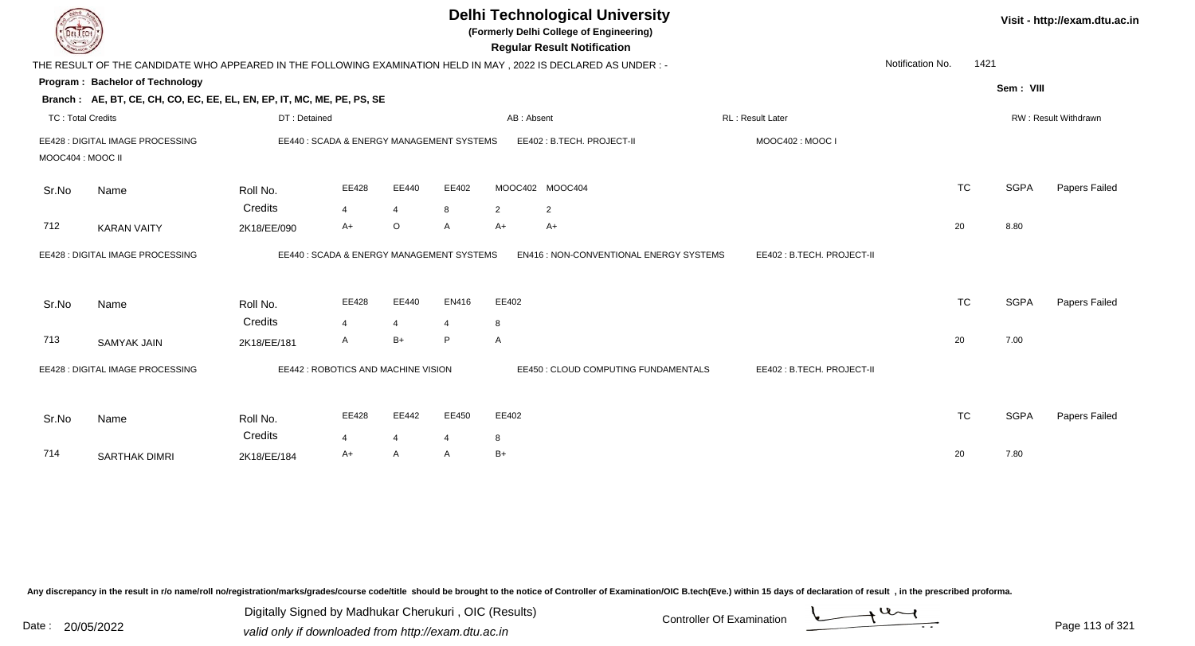# Delhi Technological University

**(Formerly Delhi College of Engineering)**

**Regular Result Notification**

Visit - http://exam.dtu.ac.in

THE RESULT OF THE CANDIDATE WHO APPEARED IN THE FOLLOWING EXAMINATION HELD IN MAY , 2022 IS DECLARED AS UNDER : -

Notification No. 1421

**Program : Bachelor of Technology**

Sem : VIII

**Branch : AE, BT, CE, CH, CO, EC, EE, EL, EN, EP, IT, MC, ME, PE, PS, SE**

TC : Total Credits | DT : Detained | AB : Absent | RL : Result Later | RW : Result Withdrawn

EE428 : DIGITAL IMAGE PROCESSING | EE440 : SCADA & ENERGY MANAGEMENT SYSTEMS | EE402 : B.TECH. PROJECT-II | MOOC402 : MOOC I | MOOC404 : MOOC II

| Sr.No | Name | Roll No. | EE428 | EE440 | EE402 | MOOC402 | MOOC404 | TC | SGPA | Papers Failed |
|---|---|---|---|---|---|---|---|---|---|---|
| | | Credits | 4 | 4 | 8 | 2 | 2 | | | |
| 712 | KARAN VAITY | 2K18/EE/090 | A+ | O | A | A+ | A+ | 20 | 8.80 | |

EE428 : DIGITAL IMAGE PROCESSING | EE440 : SCADA & ENERGY MANAGEMENT SYSTEMS | EN416 : NON-CONVENTIONAL ENERGY SYSTEMS | EE402 : B.TECH. PROJECT-II

| Sr.No | Name | Roll No. | EE428 | EE440 | EN416 | EE402 | TC | SGPA | Papers Failed |
|---|---|---|---|---|---|---|---|---|---|
| | | Credits | 4 | 4 | 4 | 8 | | | |
| 713 | SAMYAK JAIN | 2K18/EE/181 | A | B+ | P | A | 20 | 7.00 | |

EE428 : DIGITAL IMAGE PROCESSING | EE442 : ROBOTICS AND MACHINE VISION | EE450 : CLOUD COMPUTING FUNDAMENTALS | EE402 : B.TECH. PROJECT-II

| Sr.No | Name | Roll No. | EE428 | EE442 | EE450 | EE402 | TC | SGPA | Papers Failed |
|---|---|---|---|---|---|---|---|---|---|
| | | Credits | 4 | 4 | 4 | 8 | | | |
| 714 | SARTHAK DIMRI | 2K18/EE/184 | A+ | A | A | B+ | 20 | 7.80 | |

Any discrepancy in the result in r/o name/roll no/registration/marks/grades/course code/title should be brought to the notice of Controller of Examination/OIC B.tech(Eve.) within 15 days of declaration of result , in the prescribed proforma.

Date : 20/05/2022

Digitally Signed by Madhukar Cherukuri , OIC (Results)
valid only if downloaded from http://exam.dtu.ac.in

Controller Of Examination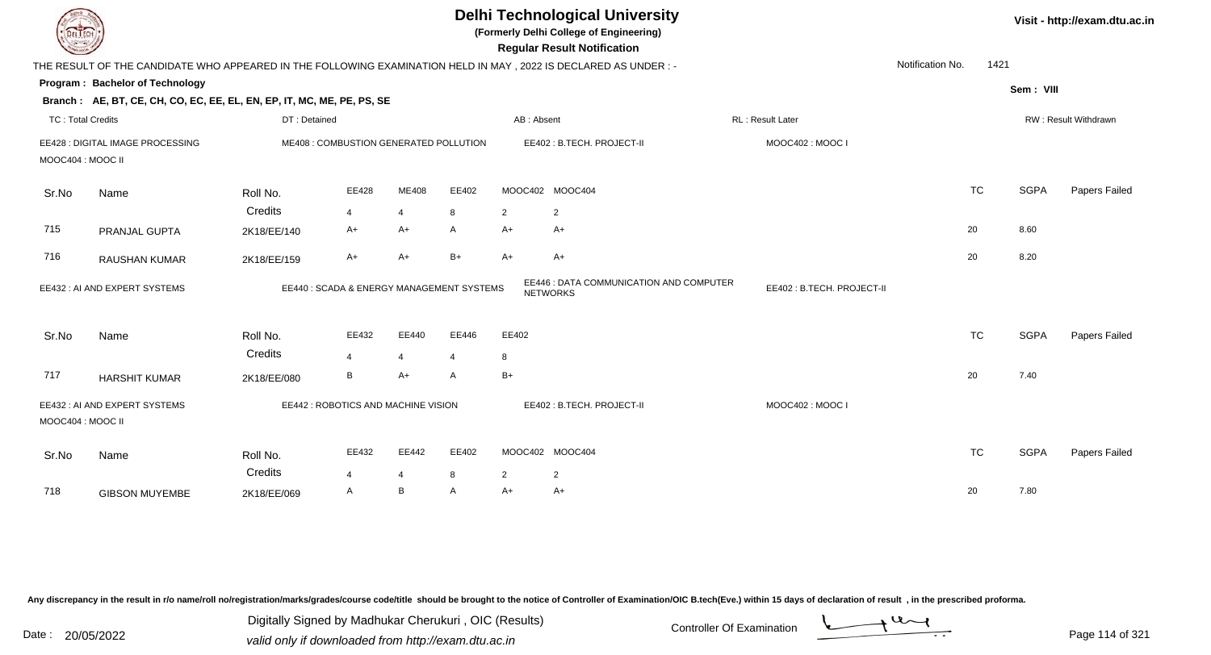# Delhi Technological University

**(Formerly Delhi College of Engineering)**

**Regular Result Notification**

Visit - http://exam.dtu.ac.in

THE RESULT OF THE CANDIDATE WHO APPEARED IN THE FOLLOWING EXAMINATION HELD IN MAY , 2022 IS DECLARED AS UNDER : -

Notification No. 1421

**Program : Bachelor of Technology**

Sem : VIII

**Branch : AE, BT, CE, CH, CO, EC, EE, EL, EN, EP, IT, MC, ME, PE, PS, SE**

TC : Total Credits | DT : Detained | AB : Absent | RL : Result Later | RW : Result Withdrawn

EE428 : DIGITAL IMAGE PROCESSING | ME408 : COMBUSTION GENERATED POLLUTION | EE402 : B.TECH. PROJECT-II | MOOC402 : MOOC I | MOOC404 : MOOC II

| Sr.No | Name | Roll No. | EE428 | ME408 | EE402 | MOOC402 | MOOC404 | TC | SGPA | Papers Failed |
|---|---|---|---|---|---|---|---|---|---|---|
| | | Credits | 4 | 4 | 8 | 2 | 2 | | | |
| 715 | PRANJAL GUPTA | 2K18/EE/140 | A+ | A+ | A | A+ | A+ | 20 | 8.60 | |
| 716 | RAUSHAN KUMAR | 2K18/EE/159 | A+ | A+ | B+ | A+ | A+ | 20 | 8.20 | |

EE432 : AI AND EXPERT SYSTEMS | EE440 : SCADA & ENERGY MANAGEMENT SYSTEMS | EE446 : DATA COMMUNICATION AND COMPUTER NETWORKS | EE402 : B.TECH. PROJECT-II

| Sr.No | Name | Roll No. | EE432 | EE440 | EE446 | EE402 | TC | SGPA | Papers Failed |
|---|---|---|---|---|---|---|---|---|---|
| | | Credits | 4 | 4 | 4 | 8 | | | |
| 717 | HARSHIT KUMAR | 2K18/EE/080 | B | A+ | A | B+ | 20 | 7.40 | |

EE432 : AI AND EXPERT SYSTEMS | EE442 : ROBOTICS AND MACHINE VISION | EE402 : B.TECH. PROJECT-II | MOOC402 : MOOC I | MOOC404 : MOOC II

| Sr.No | Name | Roll No. | EE432 | EE442 | EE402 | MOOC402 | MOOC404 | TC | SGPA | Papers Failed |
|---|---|---|---|---|---|---|---|---|---|---|
| | | Credits | 4 | 4 | 8 | 2 | 2 | | | |
| 718 | GIBSON MUYEMBE | 2K18/EE/069 | A | B | A | A+ | A+ | 20 | 7.80 | |

Any discrepancy in the result in r/o name/roll no/registration/marks/grades/course code/title should be brought to the notice of Controller of Examination/OIC B.tech(Eve.) within 15 days of declaration of result , in the prescribed proforma.

Date : 20/05/2022

Digitally Signed by Madhukar Cherukuri , OIC (Results)
valid only if downloaded from http://exam.dtu.ac.in

Controller Of Examination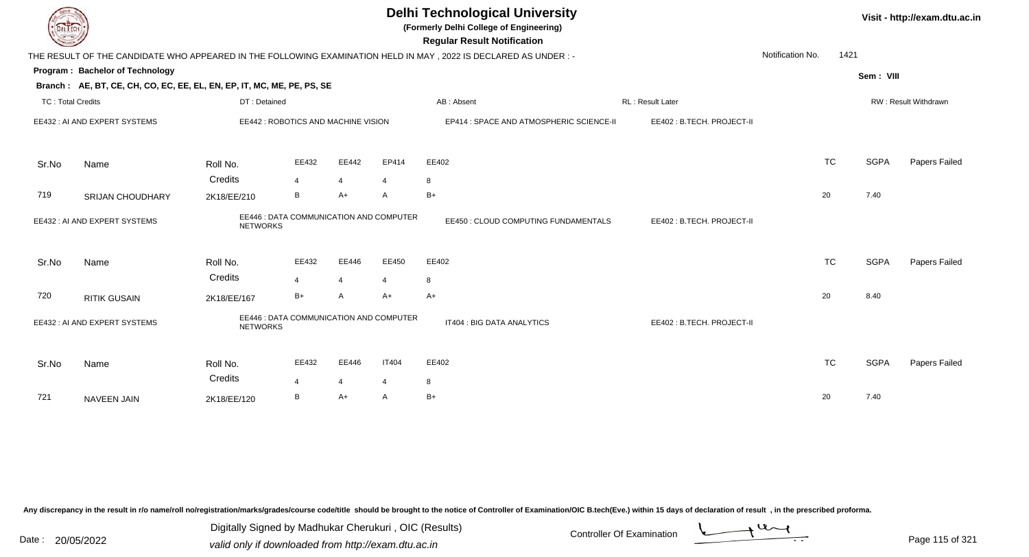# Delhi Technological University

**(Formerly Delhi College of Engineering)**

**Regular Result Notification**

Visit - http://exam.dtu.ac.in

THE RESULT OF THE CANDIDATE WHO APPEARED IN THE FOLLOWING EXAMINATION HELD IN MAY , 2022 IS DECLARED AS UNDER : -

Notification No. 1421

**Program : Bachelor of Technology**

Sem : VIII

**Branch : AE, BT, CE, CH, CO, EC, EE, EL, EN, EP, IT, MC, ME, PE, PS, SE**

TC : Total Credits | DT : Detained | AB : Absent | RL : Result Later | RW : Result Withdrawn

EE432 : AI AND EXPERT SYSTEMS | EE442 : ROBOTICS AND MACHINE VISION | EP414 : SPACE AND ATMOSPHERIC SCIENCE-II | EE402 : B.TECH. PROJECT-II

| Sr.No | Name | Roll No. | EE432 | EE442 | EP414 | EE402 | TC | SGPA | Papers Failed |
|---|---|---|---|---|---|---|---|---|---|
| | | Credits | 4 | 4 | 4 | 8 | | | |
| 719 | SRIJAN CHOUDHARY | 2K18/EE/210 | B | A+ | A | B+ | 20 | 7.40 | |

EE432 : AI AND EXPERT SYSTEMS | EE446 : DATA COMMUNICATION AND COMPUTER NETWORKS | EE450 : CLOUD COMPUTING FUNDAMENTALS | EE402 : B.TECH. PROJECT-II

| Sr.No | Name | Roll No. | EE432 | EE446 | EE450 | EE402 | TC | SGPA | Papers Failed |
|---|---|---|---|---|---|---|---|---|---|
| | | Credits | 4 | 4 | 4 | 8 | | | |
| 720 | RITIK GUSAIN | 2K18/EE/167 | B+ | A | A+ | A+ | 20 | 8.40 | |

EE432 : AI AND EXPERT SYSTEMS | EE446 : DATA COMMUNICATION AND COMPUTER NETWORKS | IT404 : BIG DATA ANALYTICS | EE402 : B.TECH. PROJECT-II

| Sr.No | Name | Roll No. | EE432 | EE446 | IT404 | EE402 | TC | SGPA | Papers Failed |
|---|---|---|---|---|---|---|---|---|---|
| | | Credits | 4 | 4 | 4 | 8 | | | |
| 721 | NAVEEN JAIN | 2K18/EE/120 | B | A+ | A | B+ | 20 | 7.40 | |

Any discrepancy in the result in r/o name/roll no/registration/marks/grades/course code/title should be brought to the notice of Controller of Examination/OIC B.tech(Eve.) within 15 days of declaration of result , in the prescribed proforma.

Date : 20/05/2022

Digitally Signed by Madhukar Cherukuri , OIC (Results)
valid only if downloaded from http://exam.dtu.ac.in

Controller Of Examination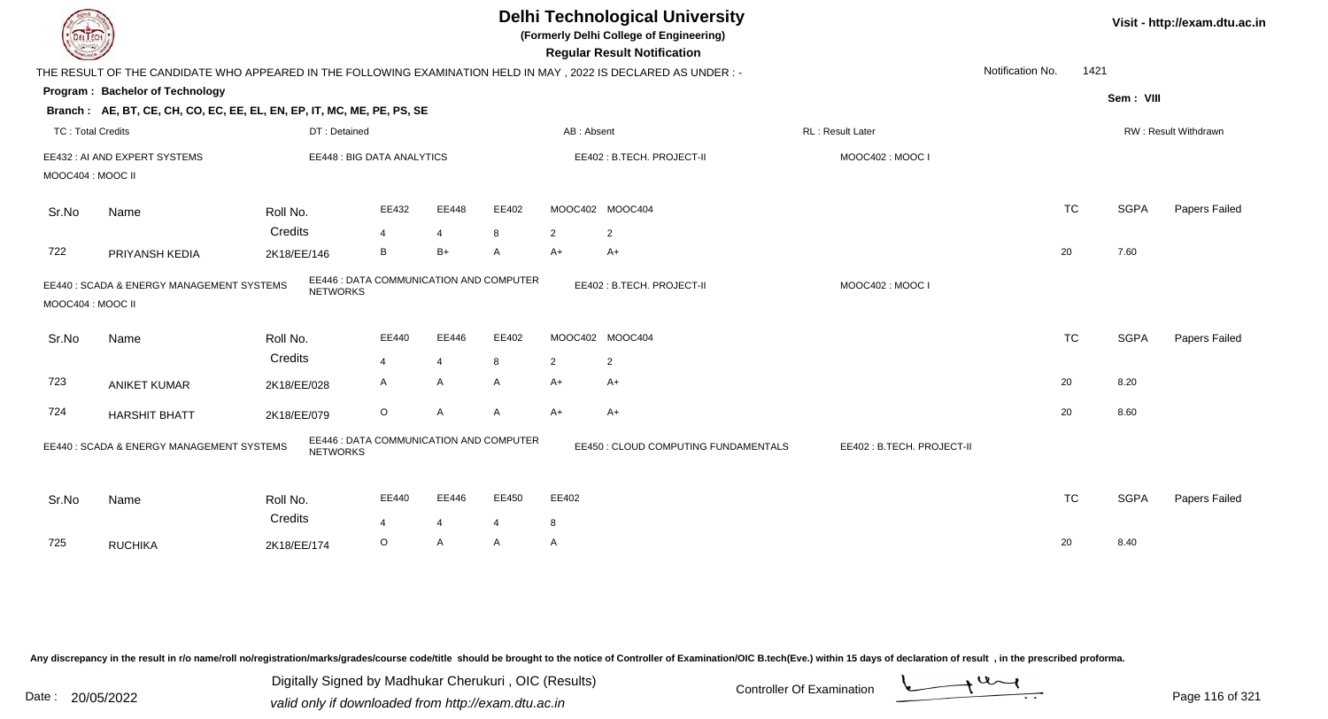# Delhi Technological University

**(Formerly Delhi College of Engineering)**

**Regular Result Notification**

Visit - http://exam.dtu.ac.in

THE RESULT OF THE CANDIDATE WHO APPEARED IN THE FOLLOWING EXAMINATION HELD IN MAY , 2022 IS DECLARED AS UNDER : -

Notification No. 1421

**Program : Bachelor of Technology**

Sem : VIII

**Branch : AE, BT, CE, CH, CO, EC, EE, EL, EN, EP, IT, MC, ME, PE, PS, SE**

TC : Total Credits | DT : Detained | AB : Absent | RL : Result Later | RW : Result Withdrawn

EE432 : AI AND EXPERT SYSTEMS | EE448 : BIG DATA ANALYTICS | EE402 : B.TECH. PROJECT-II | MOOC402 : MOOC I | MOOC404 : MOOC II

| Sr.No | Name | Roll No. | EE432 | EE448 | EE402 | MOOC402 | MOOC404 | TC | SGPA | Papers Failed |
|---|---|---|---|---|---|---|---|---|---|---|
| | | Credits | 4 | 4 | 8 | 2 | 2 | | | |
| 722 | PRIYANSH KEDIA | 2K18/EE/146 | B | B+ | A | A+ | A+ | 20 | 7.60 | |

EE440 : SCADA & ENERGY MANAGEMENT SYSTEMS | EE446 : DATA COMMUNICATION AND COMPUTER NETWORKS | EE402 : B.TECH. PROJECT-II | MOOC402 : MOOC I | MOOC404 : MOOC II

| Sr.No | Name | Roll No. | EE440 | EE446 | EE402 | MOOC402 | MOOC404 | TC | SGPA | Papers Failed |
|---|---|---|---|---|---|---|---|---|---|---|
| | | Credits | 4 | 4 | 8 | 2 | 2 | | | |
| 723 | ANIKET KUMAR | 2K18/EE/028 | A | A | A | A+ | A+ | 20 | 8.20 | |
| 724 | HARSHIT BHATT | 2K18/EE/079 | O | A | A | A+ | A+ | 20 | 8.60 | |

EE440 : SCADA & ENERGY MANAGEMENT SYSTEMS | EE446 : DATA COMMUNICATION AND COMPUTER NETWORKS | EE450 : CLOUD COMPUTING FUNDAMENTALS | EE402 : B.TECH. PROJECT-II

| Sr.No | Name | Roll No. | EE440 | EE446 | EE450 | EE402 | TC | SGPA | Papers Failed |
|---|---|---|---|---|---|---|---|---|---|
| | | Credits | 4 | 4 | 4 | 8 | | | |
| 725 | RUCHIKA | 2K18/EE/174 | O | A | A | A | 20 | 8.40 | |

Any discrepancy in the result in r/o name/roll no/registration/marks/grades/course code/title should be brought to the notice of Controller of Examination/OIC B.tech(Eve.) within 15 days of declaration of result , in the prescribed proforma.

Date : 20/05/2022

Digitally Signed by Madhukar Cherukuri , OIC (Results)
valid only if downloaded from http://exam.dtu.ac.in

Controller Of Examination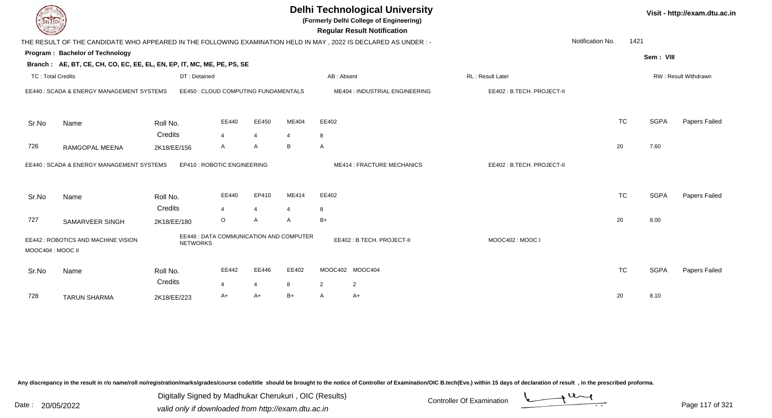# Delhi Technological University

**(Formerly Delhi College of Engineering)**

**Regular Result Notification**

Visit - http://exam.dtu.ac.in

THE RESULT OF THE CANDIDATE WHO APPEARED IN THE FOLLOWING EXAMINATION HELD IN MAY , 2022 IS DECLARED AS UNDER : -

Notification No. 1421

**Program : Bachelor of Technology**

Sem : VIII

**Branch : AE, BT, CE, CH, CO, EC, EE, EL, EN, EP, IT, MC, ME, PE, PS, SE**

TC : Total Credits | DT : Detained | AB : Absent | RL : Result Later | RW : Result Withdrawn

EE440 : SCADA & ENERGY MANAGEMENT SYSTEMS | EE450 : CLOUD COMPUTING FUNDAMENTALS | ME404 : INDUSTRIAL ENGINEERING | EE402 : B.TECH. PROJECT-II

| Sr.No | Name | Roll No. | EE440 | EE450 | ME404 | EE402 | TC | SGPA | Papers Failed |
|---|---|---|---|---|---|---|---|---|---|
| | | Credits | 4 | 4 | 4 | 8 | | | |
| 726 | RAMGOPAL MEENA | 2K18/EE/156 | A | A | B | A | 20 | 7.60 | |

EE440 : SCADA & ENERGY MANAGEMENT SYSTEMS | EP410 : ROBOTIC ENGINEERING | ME414 : FRACTURE MECHANICS | EE402 : B.TECH. PROJECT-II

| Sr.No | Name | Roll No. | EE440 | EP410 | ME414 | EE402 | TC | SGPA | Papers Failed |
|---|---|---|---|---|---|---|---|---|---|
| | | Credits | 4 | 4 | 4 | 8 | | | |
| 727 | SAMARVEER SINGH | 2K18/EE/180 | O | A | A | B+ | 20 | 8.00 | |

EE442 : ROBOTICS AND MACHINE VISION | EE446 : DATA COMMUNICATION AND COMPUTER NETWORKS | EE402 : B.TECH. PROJECT-II | MOOC402 : MOOC I | MOOC404 : MOOC II

| Sr.No | Name | Roll No. | EE442 | EE446 | EE402 | MOOC402 | MOOC404 | TC | SGPA | Papers Failed |
|---|---|---|---|---|---|---|---|---|---|---|
| | | Credits | 4 | 4 | 8 | 2 | 2 | | | |
| 728 | TARUN SHARMA | 2K18/EE/223 | A+ | A+ | B+ | A | A+ | 20 | 8.10 | |

Any discrepancy in the result in r/o name/roll no/registration/marks/grades/course code/title should be brought to the notice of Controller of Examination/OIC B.tech(Eve.) within 15 days of declaration of result , in the prescribed proforma.

Date : 20/05/2022

Digitally Signed by Madhukar Cherukuri , OIC (Results)
valid only if downloaded from http://exam.dtu.ac.in

Controller Of Examination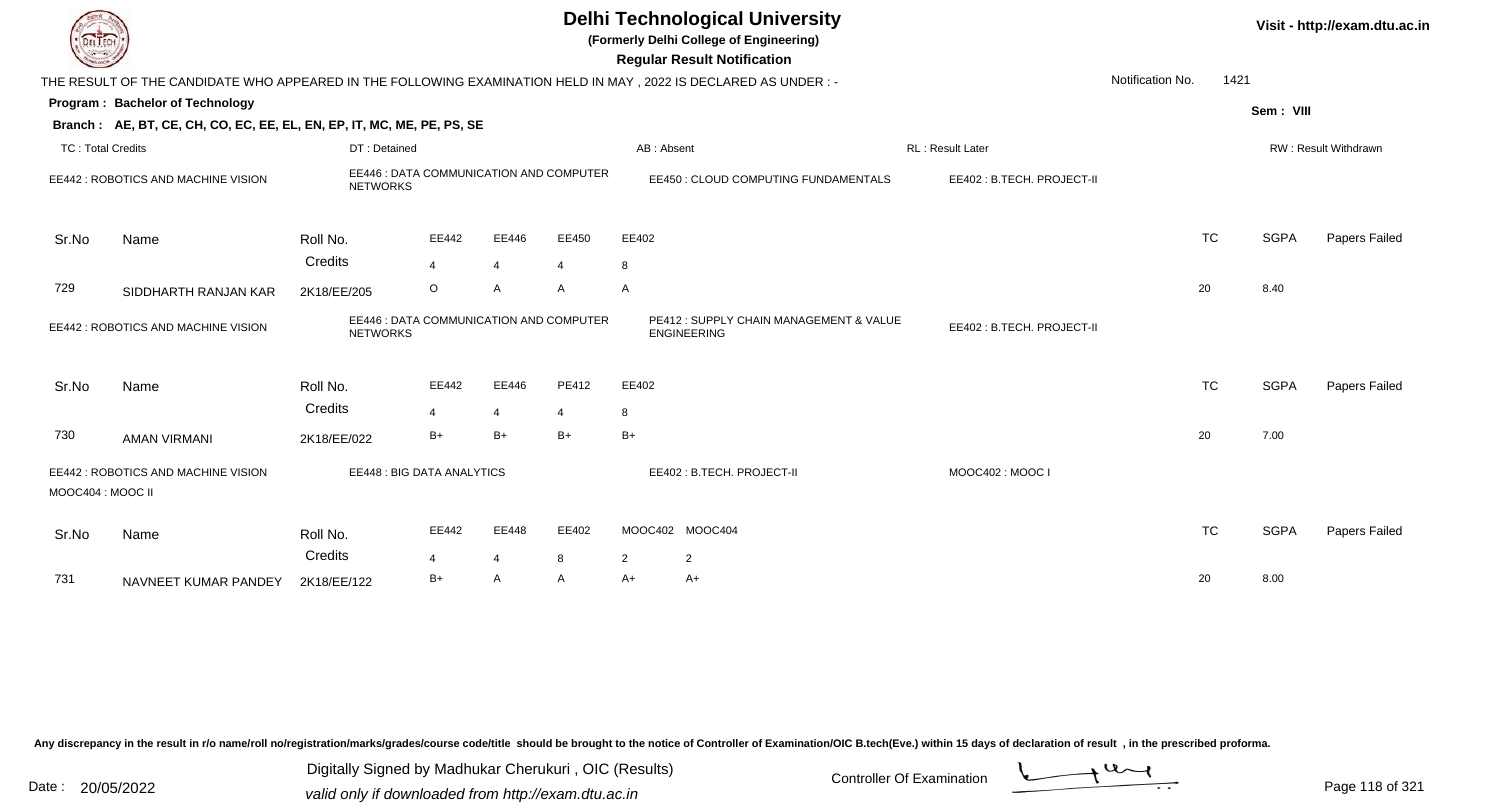# Delhi Technological University

**(Formerly Delhi College of Engineering)**

**Regular Result Notification**

Visit - http://exam.dtu.ac.in

THE RESULT OF THE CANDIDATE WHO APPEARED IN THE FOLLOWING EXAMINATION HELD IN MAY , 2022 IS DECLARED AS UNDER : -

Notification No. 1421

**Program : Bachelor of Technology**

Sem : VIII

**Branch : AE, BT, CE, CH, CO, EC, EE, EL, EN, EP, IT, MC, ME, PE, PS, SE**

TC : Total Credits | DT : Detained | AB : Absent | RL : Result Later | RW : Result Withdrawn

EE442 : ROBOTICS AND MACHINE VISION | EE446 : DATA COMMUNICATION AND COMPUTER NETWORKS | EE450 : CLOUD COMPUTING FUNDAMENTALS | EE402 : B.TECH. PROJECT-II

| Sr.No | Name | Roll No. | EE442 | EE446 | EE450 | EE402 | TC | SGPA | Papers Failed |
|---|---|---|---|---|---|---|---|---|---|
| | | Credits | 4 | 4 | 4 | 8 | | | |
| 729 | SIDDHARTH RANJAN KAR | 2K18/EE/205 | O | A | A | A | 20 | 8.40 | |

EE442 : ROBOTICS AND MACHINE VISION | EE446 : DATA COMMUNICATION AND COMPUTER NETWORKS | PE412 : SUPPLY CHAIN MANAGEMENT & VALUE ENGINEERING | EE402 : B.TECH. PROJECT-II

| Sr.No | Name | Roll No. | EE442 | EE446 | PE412 | EE402 | TC | SGPA | Papers Failed |
|---|---|---|---|---|---|---|---|---|---|
| | | Credits | 4 | 4 | 4 | 8 | | | |
| 730 | AMAN VIRMANI | 2K18/EE/022 | B+ | B+ | B+ | B+ | 20 | 7.00 | |

EE442 : ROBOTICS AND MACHINE VISION | EE448 : BIG DATA ANALYTICS | EE402 : B.TECH. PROJECT-II | MOOC402 : MOOC I | MOOC404 : MOOC II

| Sr.No | Name | Roll No. | EE442 | EE448 | EE402 | MOOC402 | MOOC404 | TC | SGPA | Papers Failed |
|---|---|---|---|---|---|---|---|---|---|---|
| | | Credits | 4 | 4 | 8 | 2 | 2 | | | |
| 731 | NAVNEET KUMAR PANDEY | 2K18/EE/122 | B+ | A | A | A+ | A+ | 20 | 8.00 | |

Any discrepancy in the result in r/o name/roll no/registration/marks/grades/course code/title should be brought to the notice of Controller of Examination/OIC B.tech(Eve.) within 15 days of declaration of result , in the prescribed proforma.

Date : 20/05/2022

Digitally Signed by Madhukar Cherukuri , OIC (Results)
valid only if downloaded from http://exam.dtu.ac.in

Controller Of Examination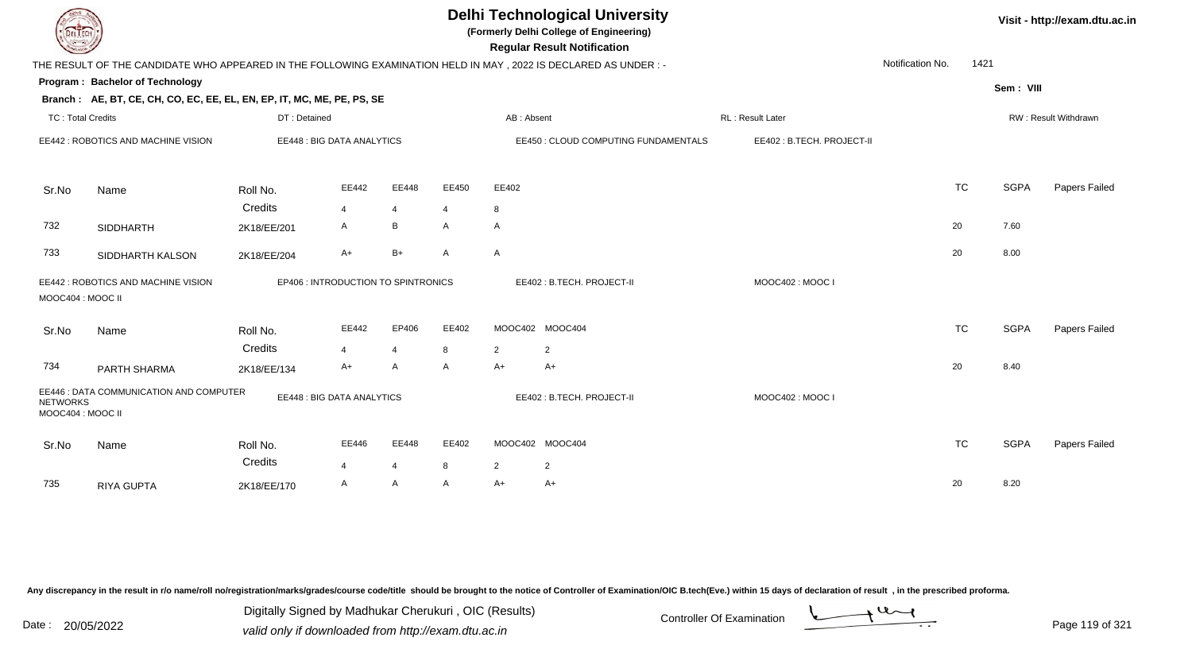# Delhi Technological University

**(Formerly Delhi College of Engineering)**

**Regular Result Notification**

Visit - http://exam.dtu.ac.in

THE RESULT OF THE CANDIDATE WHO APPEARED IN THE FOLLOWING EXAMINATION HELD IN MAY , 2022 IS DECLARED AS UNDER : -

Notification No. 1421

**Program : Bachelor of Technology**

Sem : VIII

**Branch : AE, BT, CE, CH, CO, EC, EE, EL, EN, EP, IT, MC, ME, PE, PS, SE**

TC : Total Credits | DT : Detained | AB : Absent | RL : Result Later | RW : Result Withdrawn

EE442 : ROBOTICS AND MACHINE VISION | EE448 : BIG DATA ANALYTICS | EE450 : CLOUD COMPUTING FUNDAMENTALS | EE402 : B.TECH. PROJECT-II

| Sr.No | Name | Roll No. | EE442 | EE448 | EE450 | EE402 | TC | SGPA | Papers Failed |
|---|---|---|---|---|---|---|---|---|---|
| | | Credits | 4 | 4 | 4 | 8 | | | |
| 732 | SIDDHARTH | 2K18/EE/201 | A | B | A | A | 20 | 7.60 | |
| 733 | SIDDHARTH KALSON | 2K18/EE/204 | A+ | B+ | A | A | 20 | 8.00 | |

EE442 : ROBOTICS AND MACHINE VISION | EP406 : INTRODUCTION TO SPINTRONICS | EE402 : B.TECH. PROJECT-II | MOOC402 : MOOC I | MOOC404 : MOOC II

| Sr.No | Name | Roll No. | EE442 | EP406 | EE402 | MOOC402 | MOOC404 | TC | SGPA | Papers Failed |
|---|---|---|---|---|---|---|---|---|---|---|
| | | Credits | 4 | 4 | 8 | 2 | 2 | | | |
| 734 | PARTH SHARMA | 2K18/EE/134 | A+ | A | A | A+ | A+ | 20 | 8.40 | |

EE446 : DATA COMMUNICATION AND COMPUTER NETWORKS | EE448 : BIG DATA ANALYTICS | EE402 : B.TECH. PROJECT-II | MOOC402 : MOOC I | MOOC404 : MOOC II

| Sr.No | Name | Roll No. | EE446 | EE448 | EE402 | MOOC402 | MOOC404 | TC | SGPA | Papers Failed |
|---|---|---|---|---|---|---|---|---|---|---|
| | | Credits | 4 | 4 | 8 | 2 | 2 | | | |
| 735 | RIYA GUPTA | 2K18/EE/170 | A | A | A | A+ | A+ | 20 | 8.20 | |

Any discrepancy in the result in r/o name/roll no/registration/marks/grades/course code/title should be brought to the notice of Controller of Examination/OIC B.tech(Eve.) within 15 days of declaration of result , in the prescribed proforma.

Date : 20/05/2022

Digitally Signed by Madhukar Cherukuri , OIC (Results)
valid only if downloaded from http://exam.dtu.ac.in

Controller Of Examination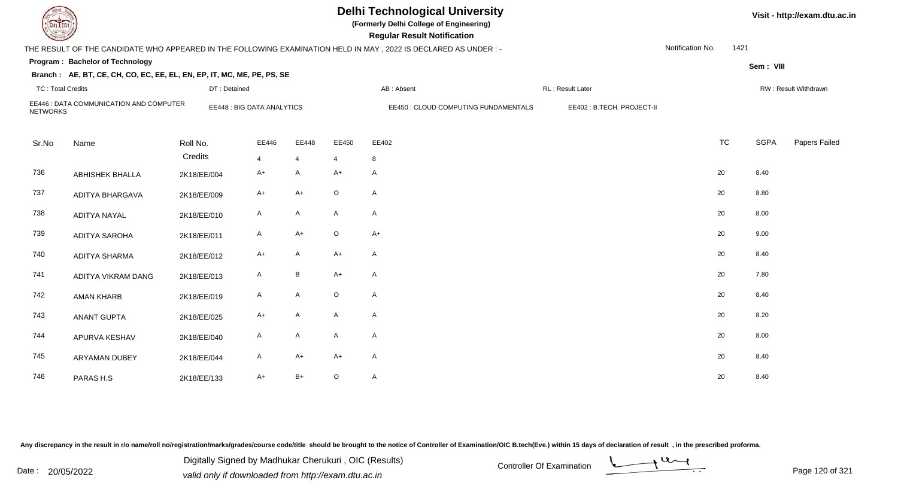# Delhi Technological University

**(Formerly Delhi College of Engineering)**

**Regular Result Notification**

Visit - http://exam.dtu.ac.in

THE RESULT OF THE CANDIDATE WHO APPEARED IN THE FOLLOWING EXAMINATION HELD IN MAY , 2022 IS DECLARED AS UNDER : -

Notification No. 1421

**Program : Bachelor of Technology**

Sem : VIII

**Branch : AE, BT, CE, CH, CO, EC, EE, EL, EN, EP, IT, MC, ME, PE, PS, SE**

TC : Total Credits | DT : Detained | AB : Absent | RL : Result Later | RW : Result Withdrawn

EE446 : DATA COMMUNICATION AND COMPUTER NETWORKS | EE448 : BIG DATA ANALYTICS | EE450 : CLOUD COMPUTING FUNDAMENTALS | EE402 : B.TECH. PROJECT-II

| Sr.No | Name | Roll No. | EE446 | EE448 | EE450 | EE402 | TC | SGPA | Papers Failed |
|---|---|---|---|---|---|---|---|---|---|
| | | Credits | 4 | 4 | 4 | 8 | | | |
| 736 | ABHISHEK BHALLA | 2K18/EE/004 | A+ | A | A+ | A | 20 | 8.40 | |
| 737 | ADITYA BHARGAVA | 2K18/EE/009 | A+ | A+ | O | A | 20 | 8.80 | |
| 738 | ADITYA NAYAL | 2K18/EE/010 | A | A | A | A | 20 | 8.00 | |
| 739 | ADITYA SAROHA | 2K18/EE/011 | A | A+ | O | A+ | 20 | 9.00 | |
| 740 | ADITYA SHARMA | 2K18/EE/012 | A+ | A | A+ | A | 20 | 8.40 | |
| 741 | ADITYA VIKRAM DANG | 2K18/EE/013 | A | B | A+ | A | 20 | 7.80 | |
| 742 | AMAN KHARB | 2K18/EE/019 | A | A | O | A | 20 | 8.40 | |
| 743 | ANANT GUPTA | 2K18/EE/025 | A+ | A | A | A | 20 | 8.20 | |
| 744 | APURVA KESHAV | 2K18/EE/040 | A | A | A | A | 20 | 8.00 | |
| 745 | ARYAMAN DUBEY | 2K18/EE/044 | A | A+ | A+ | A | 20 | 8.40 | |
| 746 | PARAS H.S | 2K18/EE/133 | A+ | B+ | O | A | 20 | 8.40 | |

Any discrepancy in the result in r/o name/roll no/registration/marks/grades/course code/title should be brought to the notice of Controller of Examination/OIC B.tech(Eve.) within 15 days of declaration of result , in the prescribed proforma.

Date : 20/05/2022

Digitally Signed by Madhukar Cherukuri , OIC (Results)
valid only if downloaded from http://exam.dtu.ac.in

Controller Of Examination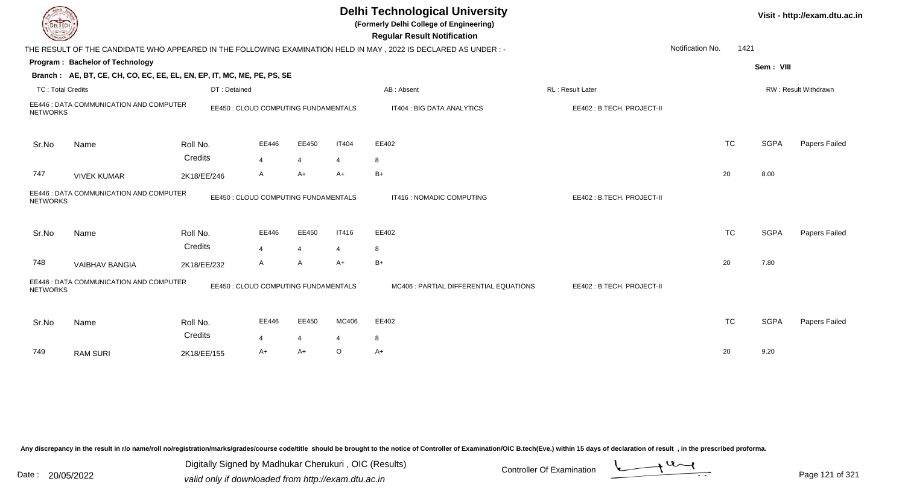# Delhi Technological University

**(Formerly Delhi College of Engineering)**

**Regular Result Notification**

Visit - http://exam.dtu.ac.in

THE RESULT OF THE CANDIDATE WHO APPEARED IN THE FOLLOWING EXAMINATION HELD IN MAY , 2022 IS DECLARED AS UNDER : -

Notification No. 1421

**Program : Bachelor of Technology**

Sem : VIII

**Branch : AE, BT, CE, CH, CO, EC, EE, EL, EN, EP, IT, MC, ME, PE, PS, SE**

TC : Total Credits | DT : Detained | AB : Absent | RL : Result Later | RW : Result Withdrawn

EE446 : DATA COMMUNICATION AND COMPUTER NETWORKS | EE450 : CLOUD COMPUTING FUNDAMENTALS | IT404 : BIG DATA ANALYTICS | EE402 : B.TECH. PROJECT-II

| Sr.No | Name | Roll No. | EE446 | EE450 | IT404 | EE402 | TC | SGPA | Papers Failed |
|---|---|---|---|---|---|---|---|---|---|
| | | Credits | 4 | 4 | 4 | 8 | | | |
| 747 | VIVEK KUMAR | 2K18/EE/246 | A | A+ | A+ | B+ | 20 | 8.00 | |

EE446 : DATA COMMUNICATION AND COMPUTER NETWORKS | EE450 : CLOUD COMPUTING FUNDAMENTALS | IT416 : NOMADIC COMPUTING | EE402 : B.TECH. PROJECT-II

| Sr.No | Name | Roll No. | EE446 | EE450 | IT416 | EE402 | TC | SGPA | Papers Failed |
|---|---|---|---|---|---|---|---|---|---|
| | | Credits | 4 | 4 | 4 | 8 | | | |
| 748 | VAIBHAV BANGIA | 2K18/EE/232 | A | A | A+ | B+ | 20 | 7.80 | |

EE446 : DATA COMMUNICATION AND COMPUTER NETWORKS | EE450 : CLOUD COMPUTING FUNDAMENTALS | MC406 : PARTIAL DIFFERENTIAL EQUATIONS | EE402 : B.TECH. PROJECT-II

| Sr.No | Name | Roll No. | EE446 | EE450 | MC406 | EE402 | TC | SGPA | Papers Failed |
|---|---|---|---|---|---|---|---|---|---|
| | | Credits | 4 | 4 | 4 | 8 | | | |
| 749 | RAM SURI | 2K18/EE/155 | A+ | A+ | O | A+ | 20 | 9.20 | |

Any discrepancy in the result in r/o name/roll no/registration/marks/grades/course code/title should be brought to the notice of Controller of Examination/OIC B.tech(Eve.) within 15 days of declaration of result , in the prescribed proforma.

Date : 20/05/2022

Digitally Signed by Madhukar Cherukuri , OIC (Results)
valid only if downloaded from http://exam.dtu.ac.in

Controller Of Examination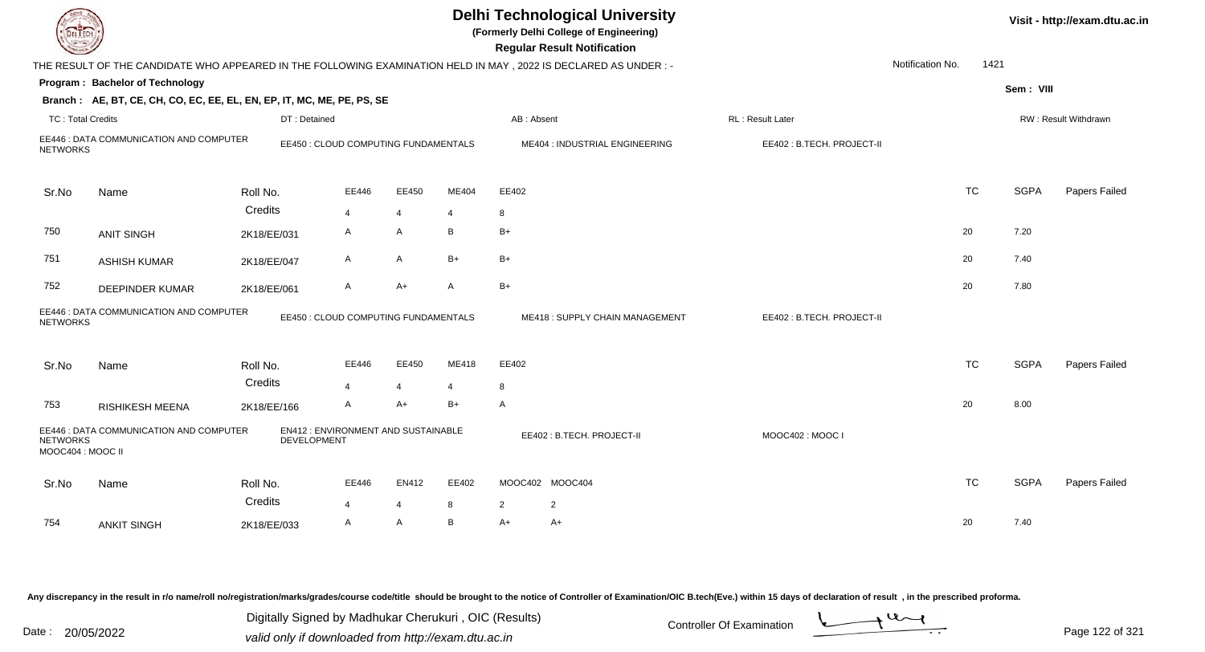# Delhi Technological University

(Formerly Delhi College of Engineering)

**Regular Result Notification**

Visit - http://exam.dtu.ac.in

THE RESULT OF THE CANDIDATE WHO APPEARED IN THE FOLLOWING EXAMINATION HELD IN MAY , 2022 IS DECLARED AS UNDER : -

Notification No. 1421

**Program : Bachelor of Technology**

Sem : VIII

**Branch : AE, BT, CE, CH, CO, EC, EE, EL, EN, EP, IT, MC, ME, PE, PS, SE**

TC : Total Credits | DT : Detained | AB : Absent | RL : Result Later | RW : Result Withdrawn

EE446 : DATA COMMUNICATION AND COMPUTER NETWORKS | EE450 : CLOUD COMPUTING FUNDAMENTALS | ME404 : INDUSTRIAL ENGINEERING | EE402 : B.TECH. PROJECT-II

| Sr.No | Name | Roll No. | EE446 | EE450 | ME404 | EE402 | TC | SGPA | Papers Failed |
|---|---|---|---|---|---|---|---|---|---|
| | | Credits | 4 | 4 | 4 | 8 | | | |
| 750 | ANIT SINGH | 2K18/EE/031 | A | A | B | B+ | 20 | 7.20 | |
| 751 | ASHISH KUMAR | 2K18/EE/047 | A | A | B+ | B+ | 20 | 7.40 | |
| 752 | DEEPINDER KUMAR | 2K18/EE/061 | A | A+ | A | B+ | 20 | 7.80 | |

EE446 : DATA COMMUNICATION AND COMPUTER NETWORKS | EE450 : CLOUD COMPUTING FUNDAMENTALS | ME418 : SUPPLY CHAIN MANAGEMENT | EE402 : B.TECH. PROJECT-II

| Sr.No | Name | Roll No. | EE446 | EE450 | ME418 | EE402 | TC | SGPA | Papers Failed |
|---|---|---|---|---|---|---|---|---|---|
| | | Credits | 4 | 4 | 4 | 8 | | | |
| 753 | RISHIKESH MEENA | 2K18/EE/166 | A | A+ | B+ | A | 20 | 8.00 | |

EE446 : DATA COMMUNICATION AND COMPUTER NETWORKS | EN412 : ENVIRONMENT AND SUSTAINABLE DEVELOPMENT | EE402 : B.TECH. PROJECT-II | MOOC402 : MOOC I | MOOC404 : MOOC II

| Sr.No | Name | Roll No. | EE446 | EN412 | EE402 | MOOC402 | MOOC404 | TC | SGPA | Papers Failed |
|---|---|---|---|---|---|---|---|---|---|---|
| | | Credits | 4 | 4 | 8 | 2 | 2 | | | |
| 754 | ANKIT SINGH | 2K18/EE/033 | A | A | B | A+ | A+ | 20 | 7.40 | |

Any discrepancy in the result in r/o name/roll no/registration/marks/grades/course code/title should be brought to the notice of Controller of Examination/OIC B.tech(Eve.) within 15 days of declaration of result , in the prescribed proforma.

Date : 20/05/2022

Digitally Signed by Madhukar Cherukuri , OIC (Results)
valid only if downloaded from http://exam.dtu.ac.in

Controller Of Examination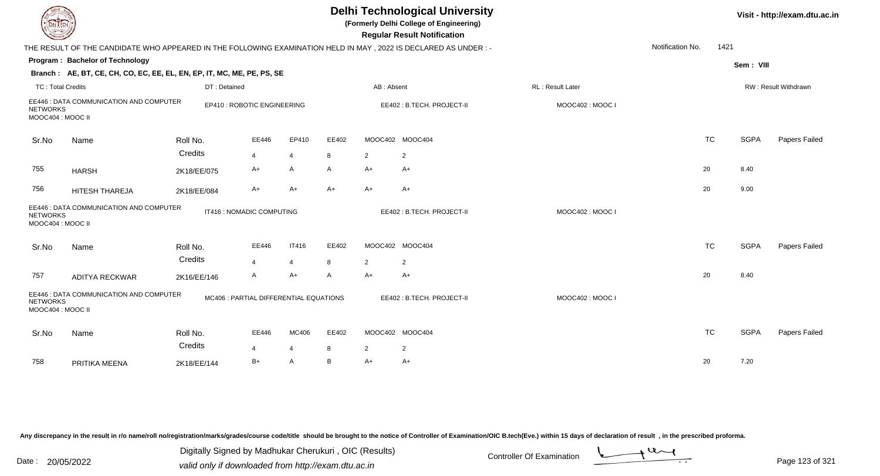# Delhi Technological University

**(Formerly Delhi College of Engineering)**

**Regular Result Notification**

Visit - http://exam.dtu.ac.in

THE RESULT OF THE CANDIDATE WHO APPEARED IN THE FOLLOWING EXAMINATION HELD IN MAY , 2022 IS DECLARED AS UNDER : -

Notification No. 1421

**Program : Bachelor of Technology**

Sem : VIII

**Branch : AE, BT, CE, CH, CO, EC, EE, EL, EN, EP, IT, MC, ME, PE, PS, SE**

TC : Total Credits | DT : Detained | AB : Absent | RL : Result Later | RW : Result Withdrawn

EE446 : DATA COMMUNICATION AND COMPUTER NETWORKS | EP410 : ROBOTIC ENGINEERING | EE402 : B.TECH. PROJECT-II | MOOC402 : MOOC I | MOOC404 : MOOC II

| Sr.No | Name | Roll No. | EE446 | EP410 | EE402 | MOOC402 | MOOC404 | TC | SGPA | Papers Failed |
|---|---|---|---|---|---|---|---|---|---|---|
| | | Credits | 4 | 4 | 8 | 2 | 2 | | | |
| 755 | HARSH | 2K18/EE/075 | A+ | A | A | A+ | A+ | 20 | 8.40 | |
| 756 | HITESH THAREJA | 2K18/EE/084 | A+ | A+ | A+ | A+ | A+ | 20 | 9.00 | |

EE446 : DATA COMMUNICATION AND COMPUTER NETWORKS | IT416 : NOMADIC COMPUTING | EE402 : B.TECH. PROJECT-II | MOOC402 : MOOC I | MOOC404 : MOOC II

| Sr.No | Name | Roll No. | EE446 | IT416 | EE402 | MOOC402 | MOOC404 | TC | SGPA | Papers Failed |
|---|---|---|---|---|---|---|---|---|---|---|
| | | Credits | 4 | 4 | 8 | 2 | 2 | | | |
| 757 | ADITYA RECKWAR | 2K16/EE/146 | A | A+ | A | A+ | A+ | 20 | 8.40 | |

EE446 : DATA COMMUNICATION AND COMPUTER NETWORKS | MC406 : PARTIAL DIFFERENTIAL EQUATIONS | EE402 : B.TECH. PROJECT-II | MOOC402 : MOOC I | MOOC404 : MOOC II

| Sr.No | Name | Roll No. | EE446 | MC406 | EE402 | MOOC402 | MOOC404 | TC | SGPA | Papers Failed |
|---|---|---|---|---|---|---|---|---|---|---|
| | | Credits | 4 | 4 | 8 | 2 | 2 | | | |
| 758 | PRITIKA MEENA | 2K18/EE/144 | B+ | A | B | A+ | A+ | 20 | 7.20 | |

Any discrepancy in the result in r/o name/roll no/registration/marks/grades/course code/title should be brought to the notice of Controller of Examination/OIC B.tech(Eve.) within 15 days of declaration of result , in the prescribed proforma.

Date : 20/05/2022

Digitally Signed by Madhukar Cherukuri , OIC (Results)
valid only if downloaded from http://exam.dtu.ac.in

Controller Of Examination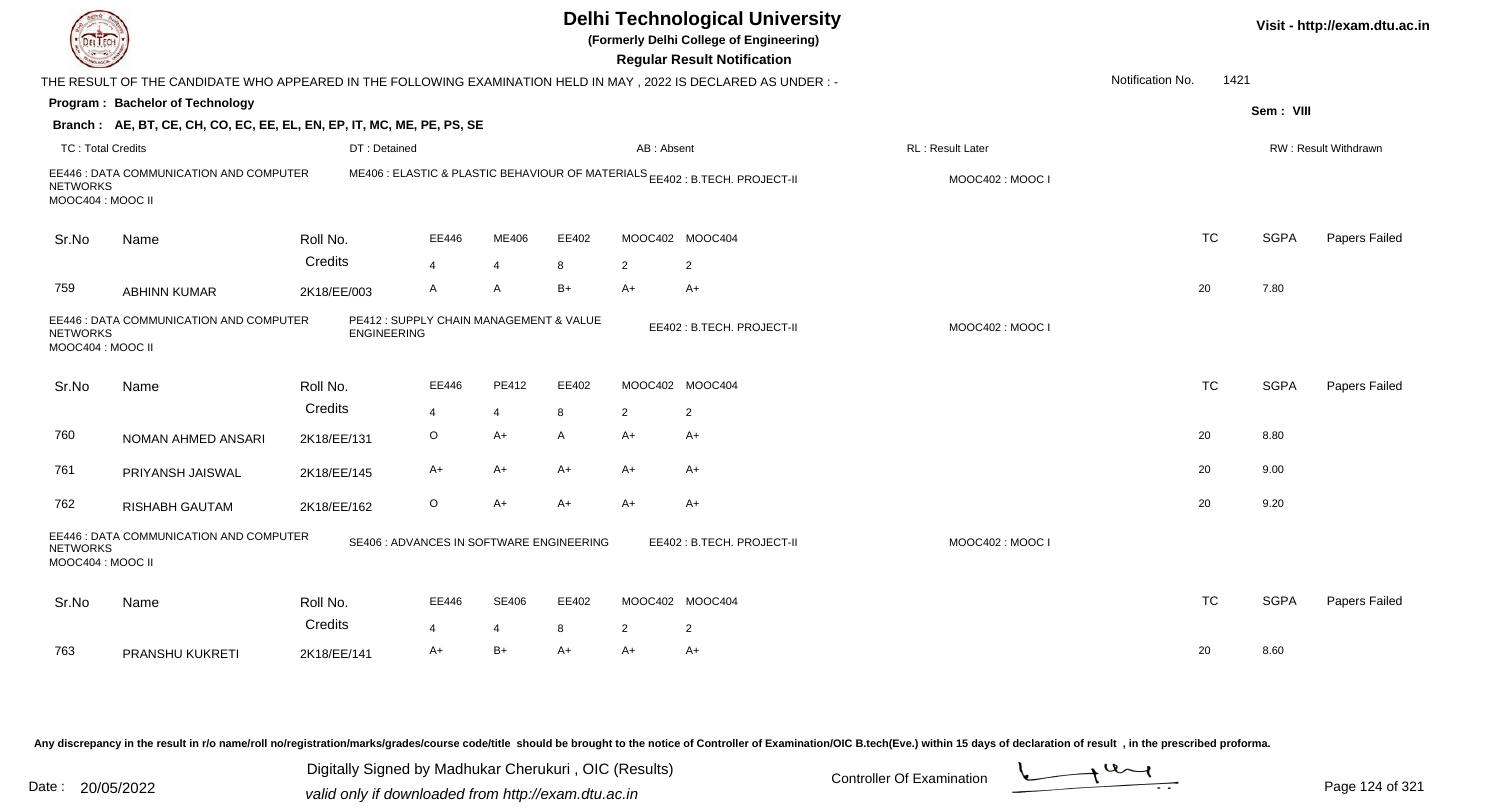# Delhi Technological University

**(Formerly Delhi College of Engineering)**

**Regular Result Notification**

Visit - http://exam.dtu.ac.in

THE RESULT OF THE CANDIDATE WHO APPEARED IN THE FOLLOWING EXAMINATION HELD IN MAY , 2022 IS DECLARED AS UNDER : -

Notification No. 1421

**Program : Bachelor of Technology**

Sem : VIII

**Branch : AE, BT, CE, CH, CO, EC, EE, EL, EN, EP, IT, MC, ME, PE, PS, SE**

TC : Total Credits | DT : Detained | AB : Absent | RL : Result Later | RW : Result Withdrawn

EE446 : DATA COMMUNICATION AND COMPUTER NETWORKS | ME406 : ELASTIC & PLASTIC BEHAVIOUR OF MATERIALS | EE402 : B.TECH. PROJECT-II | MOOC402 : MOOC I | MOOC404 : MOOC II

| Sr.No | Name | Roll No. | EE446 | ME406 | EE402 | MOOC402 | MOOC404 | TC | SGPA | Papers Failed |
|---|---|---|---|---|---|---|---|---|---|---|
| | | Credits | 4 | 4 | 8 | 2 | 2 | | | |
| 759 | ABHINN KUMAR | 2K18/EE/003 | A | A | B+ | A+ | A+ | 20 | 7.80 | |

EE446 : DATA COMMUNICATION AND COMPUTER NETWORKS | PE412 : SUPPLY CHAIN MANAGEMENT & VALUE ENGINEERING | EE402 : B.TECH. PROJECT-II | MOOC402 : MOOC I | MOOC404 : MOOC II

| Sr.No | Name | Roll No. | EE446 | PE412 | EE402 | MOOC402 | MOOC404 | TC | SGPA | Papers Failed |
|---|---|---|---|---|---|---|---|---|---|---|
| | | Credits | 4 | 4 | 8 | 2 | 2 | | | |
| 760 | NOMAN AHMED ANSARI | 2K18/EE/131 | O | A+ | A | A+ | A+ | 20 | 8.80 | |
| 761 | PRIYANSH JAISWAL | 2K18/EE/145 | A+ | A+ | A+ | A+ | A+ | 20 | 9.00 | |
| 762 | RISHABH GAUTAM | 2K18/EE/162 | O | A+ | A+ | A+ | A+ | 20 | 9.20 | |

EE446 : DATA COMMUNICATION AND COMPUTER NETWORKS | SE406 : ADVANCES IN SOFTWARE ENGINEERING | EE402 : B.TECH. PROJECT-II | MOOC402 : MOOC I | MOOC404 : MOOC II

| Sr.No | Name | Roll No. | EE446 | SE406 | EE402 | MOOC402 | MOOC404 | TC | SGPA | Papers Failed |
|---|---|---|---|---|---|---|---|---|---|---|
| | | Credits | 4 | 4 | 8 | 2 | 2 | | | |
| 763 | PRANSHU KUKRETI | 2K18/EE/141 | A+ | B+ | A+ | A+ | A+ | 20 | 8.60 | |

Any discrepancy in the result in r/o name/roll no/registration/marks/grades/course code/title should be brought to the notice of Controller of Examination/OIC B.tech(Eve.) within 15 days of declaration of result , in the prescribed proforma.

Date : 20/05/2022

Digitally Signed by Madhukar Cherukuri , OIC (Results)
valid only if downloaded from http://exam.dtu.ac.in

Controller Of Examination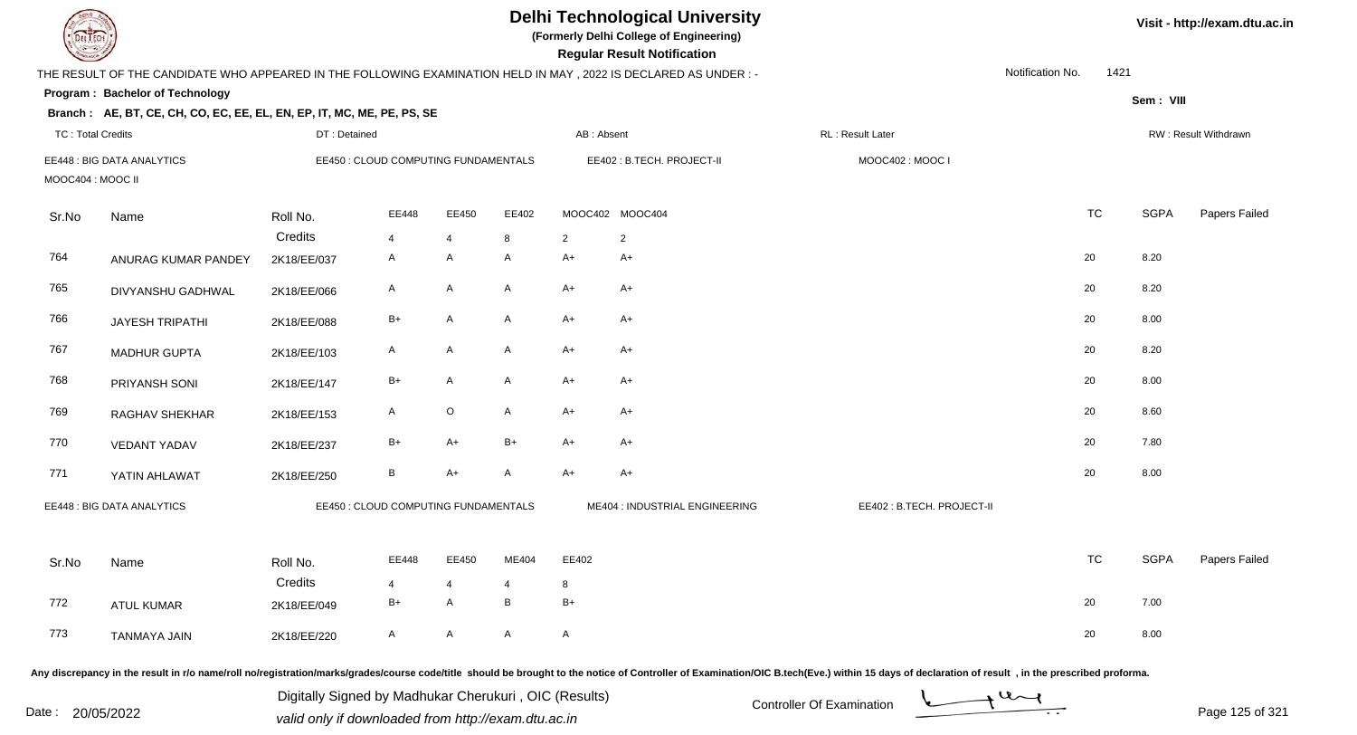# Delhi Technological University

**(Formerly Delhi College of Engineering)**

**Regular Result Notification**

Visit - http://exam.dtu.ac.in

THE RESULT OF THE CANDIDATE WHO APPEARED IN THE FOLLOWING EXAMINATION HELD IN MAY , 2022 IS DECLARED AS UNDER : -

Notification No. 1421

**Program : Bachelor of Technology**

Sem : VIII

**Branch : AE, BT, CE, CH, CO, EC, EE, EL, EN, EP, IT, MC, ME, PE, PS, SE**

TC : Total Credits | DT : Detained | AB : Absent | RL : Result Later | RW : Result Withdrawn

EE448 : BIG DATA ANALYTICS | EE450 : CLOUD COMPUTING FUNDAMENTALS | EE402 : B.TECH. PROJECT-II | MOOC402 : MOOC I | MOOC404 : MOOC II

| Sr.No | Name | Roll No. | EE448 | EE450 | EE402 | MOOC402 | MOOC404 | TC | SGPA | Papers Failed |
|---|---|---|---|---|---|---|---|---|---|---|
| | | Credits | 4 | 4 | 8 | 2 | 2 | | | |
| 764 | ANURAG KUMAR PANDEY | 2K18/EE/037 | A | A | A | A+ | A+ | 20 | 8.20 | |
| 765 | DIVYANSHU GADHWAL | 2K18/EE/066 | A | A | A | A+ | A+ | 20 | 8.20 | |
| 766 | JAYESH TRIPATHI | 2K18/EE/088 | B+ | A | A | A+ | A+ | 20 | 8.00 | |
| 767 | MADHUR GUPTA | 2K18/EE/103 | A | A | A | A+ | A+ | 20 | 8.20 | |
| 768 | PRIYANSH SONI | 2K18/EE/147 | B+ | A | A | A+ | A+ | 20 | 8.00 | |
| 769 | RAGHAV SHEKHAR | 2K18/EE/153 | A | O | A | A+ | A+ | 20 | 8.60 | |
| 770 | VEDANT YADAV | 2K18/EE/237 | B+ | A+ | B+ | A+ | A+ | 20 | 7.80 | |
| 771 | YATIN AHLAWAT | 2K18/EE/250 | B | A+ | A | A+ | A+ | 20 | 8.00 | |

EE448 : BIG DATA ANALYTICS | EE450 : CLOUD COMPUTING FUNDAMENTALS | ME404 : INDUSTRIAL ENGINEERING | EE402 : B.TECH. PROJECT-II

| Sr.No | Name | Roll No. | EE448 | EE450 | ME404 | EE402 | TC | SGPA | Papers Failed |
|---|---|---|---|---|---|---|---|---|---|
| | | Credits | 4 | 4 | 4 | 8 | | | |
| 772 | ATUL KUMAR | 2K18/EE/049 | B+ | A | B | B+ | 20 | 7.00 | |
| 773 | TANMAYA JAIN | 2K18/EE/220 | A | A | A | A | 20 | 8.00 | |

Any discrepancy in the result in r/o name/roll no/registration/marks/grades/course code/title should be brought to the notice of Controller of Examination/OIC B.tech(Eve.) within 15 days of declaration of result , in the prescribed proforma.

Date : 20/05/2022

Digitally Signed by Madhukar Cherukuri , OIC (Results)
valid only if downloaded from http://exam.dtu.ac.in

Controller Of Examination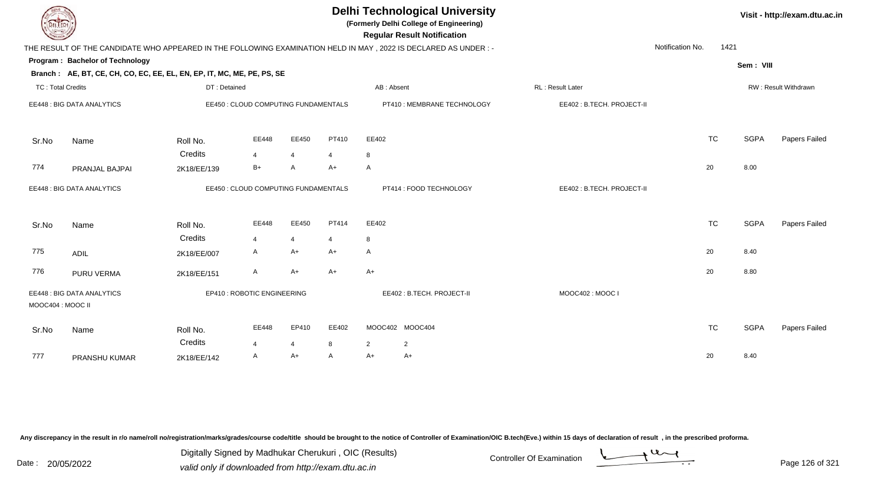# Delhi Technological University

**(Formerly Delhi College of Engineering)**

**Regular Result Notification**

Visit - http://exam.dtu.ac.in

THE RESULT OF THE CANDIDATE WHO APPEARED IN THE FOLLOWING EXAMINATION HELD IN MAY , 2022 IS DECLARED AS UNDER : -

Notification No. 1421

**Program : Bachelor of Technology**

Sem : VIII

**Branch : AE, BT, CE, CH, CO, EC, EE, EL, EN, EP, IT, MC, ME, PE, PS, SE**

TC : Total Credits | DT : Detained | AB : Absent | RL : Result Later | RW : Result Withdrawn

EE448 : BIG DATA ANALYTICS | EE450 : CLOUD COMPUTING FUNDAMENTALS | PT410 : MEMBRANE TECHNOLOGY | EE402 : B.TECH. PROJECT-II

| Sr.No | Name | Roll No. | EE448 | EE450 | PT410 | EE402 | TC | SGPA | Papers Failed |
|---|---|---|---|---|---|---|---|---|---|
| | | Credits | 4 | 4 | 4 | 8 | | | |
| 774 | PRANJAL BAJPAI | 2K18/EE/139 | B+ | A | A+ | A | 20 | 8.00 | |

EE448 : BIG DATA ANALYTICS | EE450 : CLOUD COMPUTING FUNDAMENTALS | PT414 : FOOD TECHNOLOGY | EE402 : B.TECH. PROJECT-II

| Sr.No | Name | Roll No. | EE448 | EE450 | PT414 | EE402 | TC | SGPA | Papers Failed |
|---|---|---|---|---|---|---|---|---|---|
| | | Credits | 4 | 4 | 4 | 8 | | | |
| 775 | ADIL | 2K18/EE/007 | A | A+ | A+ | A | 20 | 8.40 | |
| 776 | PURU VERMA | 2K18/EE/151 | A | A+ | A+ | A+ | 20 | 8.80 | |

EE448 : BIG DATA ANALYTICS | EP410 : ROBOTIC ENGINEERING | EE402 : B.TECH. PROJECT-II | MOOC402 : MOOC I | MOOC404 : MOOC II

| Sr.No | Name | Roll No. | EE448 | EP410 | EE402 | MOOC402 | MOOC404 | TC | SGPA | Papers Failed |
|---|---|---|---|---|---|---|---|---|---|---|
| | | Credits | 4 | 4 | 8 | 2 | 2 | | | |
| 777 | PRANSHU KUMAR | 2K18/EE/142 | A | A+ | A | A+ | A+ | 20 | 8.40 | |

Any discrepancy in the result in r/o name/roll no/registration/marks/grades/course code/title should be brought to the notice of Controller of Examination/OIC B.tech(Eve.) within 15 days of declaration of result , in the prescribed proforma.

Date : 20/05/2022

Digitally Signed by Madhukar Cherukuri , OIC (Results)
valid only if downloaded from http://exam.dtu.ac.in

Controller Of Examination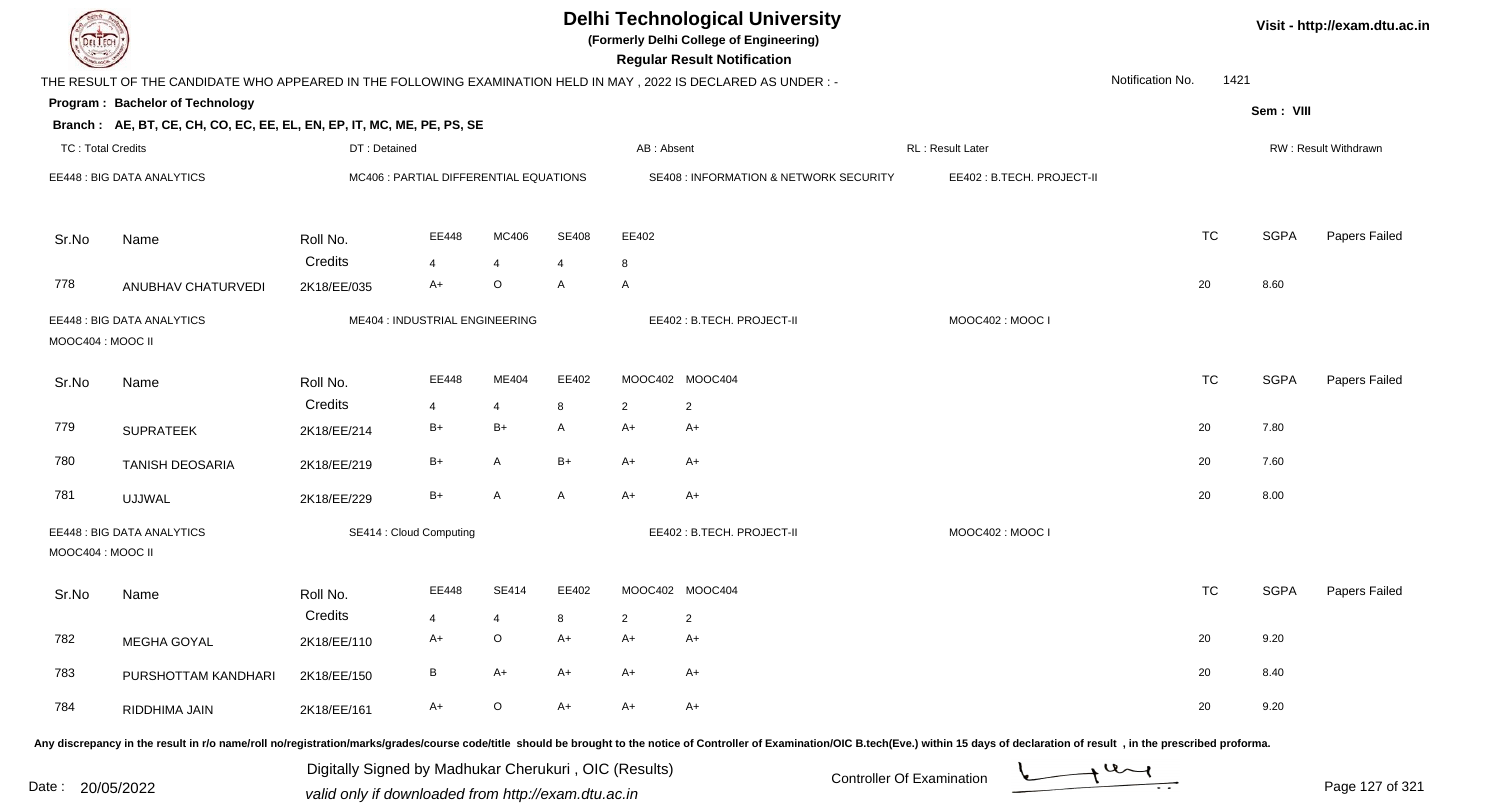# Delhi Technological University

(Formerly Delhi College of Engineering)

**Regular Result Notification**

Visit - http://exam.dtu.ac.in

THE RESULT OF THE CANDIDATE WHO APPEARED IN THE FOLLOWING EXAMINATION HELD IN MAY , 2022 IS DECLARED AS UNDER : -

Notification No. 1421

**Program : Bachelor of Technology**

Sem : VIII

**Branch : AE, BT, CE, CH, CO, EC, EE, EL, EN, EP, IT, MC, ME, PE, PS, SE**

TC : Total Credits | DT : Detained | AB : Absent | RL : Result Later | RW : Result Withdrawn

EE448 : BIG DATA ANALYTICS | MC406 : PARTIAL DIFFERENTIAL EQUATIONS | SE408 : INFORMATION & NETWORK SECURITY | EE402 : B.TECH. PROJECT-II

| Sr.No | Name | Roll No. | EE448 | MC406 | SE408 | EE402 | TC | SGPA | Papers Failed |
|---|---|---|---|---|---|---|---|---|---|
| | | Credits | 4 | 4 | 4 | 8 | | | |
| 778 | ANUBHAV CHATURVEDI | 2K18/EE/035 | A+ | O | A | A | 20 | 8.60 | |

EE448 : BIG DATA ANALYTICS | ME404 : INDUSTRIAL ENGINEERING | EE402 : B.TECH. PROJECT-II | MOOC402 : MOOC I | MOOC404 : MOOC II

| Sr.No | Name | Roll No. | EE448 | ME404 | EE402 | MOOC402 | MOOC404 | TC | SGPA | Papers Failed |
|---|---|---|---|---|---|---|---|---|---|---|
| | | Credits | 4 | 4 | 8 | 2 | 2 | | | |
| 779 | SUPRATEEK | 2K18/EE/214 | B+ | B+ | A | A+ | A+ | 20 | 7.80 | |
| 780 | TANISH DEOSARIA | 2K18/EE/219 | B+ | A | B+ | A+ | A+ | 20 | 7.60 | |
| 781 | UJJWAL | 2K18/EE/229 | B+ | A | A | A+ | A+ | 20 | 8.00 | |

EE448 : BIG DATA ANALYTICS | SE414 : Cloud Computing | EE402 : B.TECH. PROJECT-II | MOOC402 : MOOC I | MOOC404 : MOOC II

| Sr.No | Name | Roll No. | EE448 | SE414 | EE402 | MOOC402 | MOOC404 | TC | SGPA | Papers Failed |
|---|---|---|---|---|---|---|---|---|---|---|
| | | Credits | 4 | 4 | 8 | 2 | 2 | | | |
| 782 | MEGHA GOYAL | 2K18/EE/110 | A+ | O | A+ | A+ | A+ | 20 | 9.20 | |
| 783 | PURSHOTTAM KANDHARI | 2K18/EE/150 | B | A+ | A+ | A+ | A+ | 20 | 8.40 | |
| 784 | RIDDHIMA JAIN | 2K18/EE/161 | A+ | O | A+ | A+ | A+ | 20 | 9.20 | |

Any discrepancy in the result in r/o name/roll no/registration/marks/grades/course code/title should be brought to the notice of Controller of Examination/OIC B.tech(Eve.) within 15 days of declaration of result , in the prescribed proforma.

Date : 20/05/2022

Digitally Signed by Madhukar Cherukuri , OIC (Results)

valid only if downloaded from http://exam.dtu.ac.in

Controller Of Examination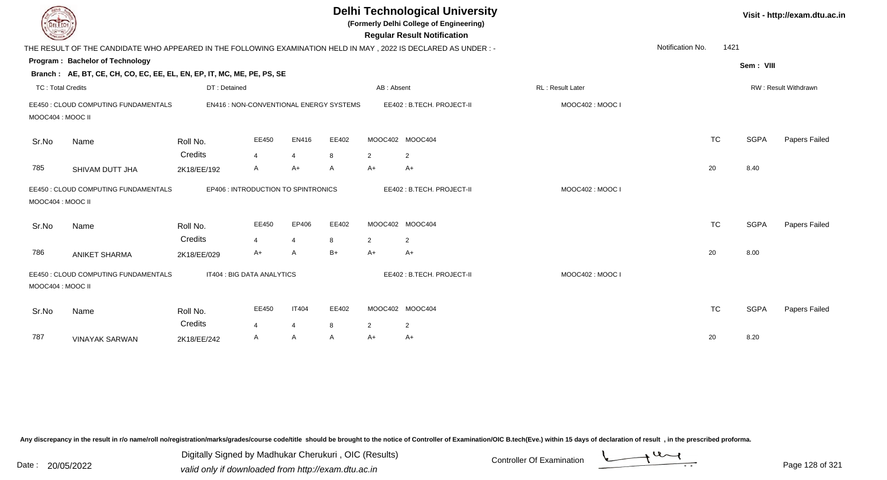# Delhi Technological University

**(Formerly Delhi College of Engineering)**

**Regular Result Notification**

Visit - http://exam.dtu.ac.in

THE RESULT OF THE CANDIDATE WHO APPEARED IN THE FOLLOWING EXAMINATION HELD IN MAY , 2022 IS DECLARED AS UNDER : -

Notification No. 1421

**Program : Bachelor of Technology**

Sem : VIII

**Branch : AE, BT, CE, CH, CO, EC, EE, EL, EN, EP, IT, MC, ME, PE, PS, SE**

TC : Total Credits | DT : Detained | AB : Absent | RL : Result Later | RW : Result Withdrawn

EE450 : CLOUD COMPUTING FUNDAMENTALS | EN416 : NON-CONVENTIONAL ENERGY SYSTEMS | EE402 : B.TECH. PROJECT-II | MOOC402 : MOOC I | MOOC404 : MOOC II

| Sr.No | Name | Roll No. | EE450 | EN416 | EE402 | MOOC402 | MOOC404 | TC | SGPA | Papers Failed |
|---|---|---|---|---|---|---|---|---|---|---|
| | | Credits | 4 | 4 | 8 | 2 | 2 | | | |
| 785 | SHIVAM DUTT JHA | 2K18/EE/192 | A | A+ | A | A+ | A+ | 20 | 8.40 | |

EE450 : CLOUD COMPUTING FUNDAMENTALS | EP406 : INTRODUCTION TO SPINTRONICS | EE402 : B.TECH. PROJECT-II | MOOC402 : MOOC I | MOOC404 : MOOC II

| Sr.No | Name | Roll No. | EE450 | EP406 | EE402 | MOOC402 | MOOC404 | TC | SGPA | Papers Failed |
|---|---|---|---|---|---|---|---|---|---|---|
| | | Credits | 4 | 4 | 8 | 2 | 2 | | | |
| 786 | ANIKET SHARMA | 2K18/EE/029 | A+ | A | B+ | A+ | A+ | 20 | 8.00 | |

EE450 : CLOUD COMPUTING FUNDAMENTALS | IT404 : BIG DATA ANALYTICS | EE402 : B.TECH. PROJECT-II | MOOC402 : MOOC I | MOOC404 : MOOC II

| Sr.No | Name | Roll No. | EE450 | IT404 | EE402 | MOOC402 | MOOC404 | TC | SGPA | Papers Failed |
|---|---|---|---|---|---|---|---|---|---|---|
| | | Credits | 4 | 4 | 8 | 2 | 2 | | | |
| 787 | VINAYAK SARWAN | 2K18/EE/242 | A | A | A | A+ | A+ | 20 | 8.20 | |

Any discrepancy in the result in r/o name/roll no/registration/marks/grades/course code/title should be brought to the notice of Controller of Examination/OIC B.tech(Eve.) within 15 days of declaration of result , in the prescribed proforma.

Date : 20/05/2022

Digitally Signed by Madhukar Cherukuri , OIC (Results)
valid only if downloaded from http://exam.dtu.ac.in

Controller Of Examination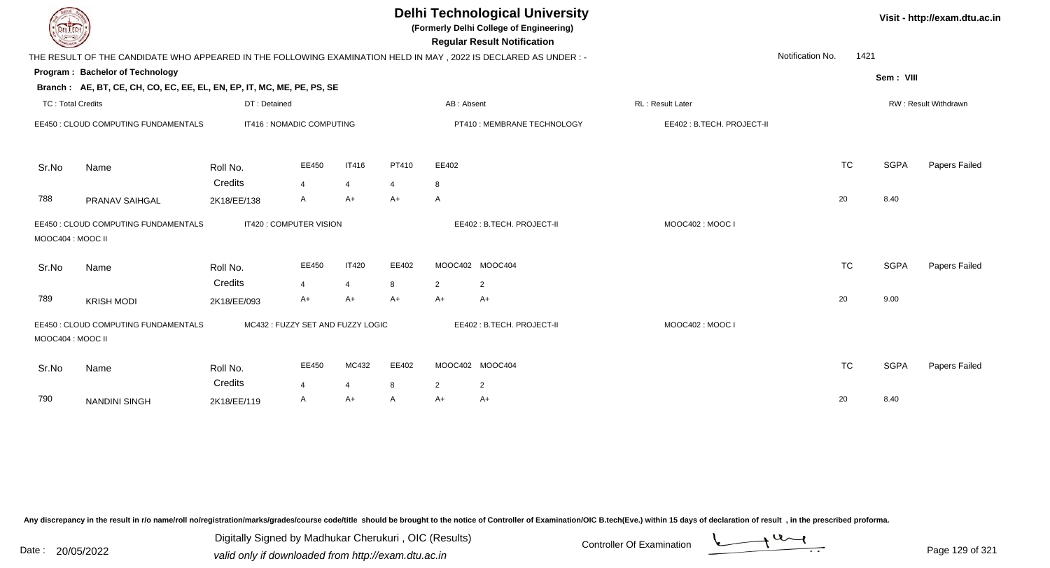# Delhi Technological University

**(Formerly Delhi College of Engineering)**

**Regular Result Notification**

Visit - http://exam.dtu.ac.in

THE RESULT OF THE CANDIDATE WHO APPEARED IN THE FOLLOWING EXAMINATION HELD IN MAY , 2022 IS DECLARED AS UNDER : -

Notification No. 1421

**Program : Bachelor of Technology**

Sem : VIII

**Branch : AE, BT, CE, CH, CO, EC, EE, EL, EN, EP, IT, MC, ME, PE, PS, SE**

TC : Total Credits | DT : Detained | AB : Absent | RL : Result Later | RW : Result Withdrawn

EE450 : CLOUD COMPUTING FUNDAMENTALS | IT416 : NOMADIC COMPUTING | PT410 : MEMBRANE TECHNOLOGY | EE402 : B.TECH. PROJECT-II

| Sr.No | Name | Roll No. | EE450 | IT416 | PT410 | EE402 | TC | SGPA | Papers Failed |
|---|---|---|---|---|---|---|---|---|---|
| | | Credits | 4 | 4 | 4 | 8 | | | |
| 788 | PRANAV SAIHGAL | 2K18/EE/138 | A | A+ | A+ | A | 20 | 8.40 | |

EE450 : CLOUD COMPUTING FUNDAMENTALS | IT420 : COMPUTER VISION | EE402 : B.TECH. PROJECT-II | MOOC402 : MOOC I | MOOC404 : MOOC II

| Sr.No | Name | Roll No. | EE450 | IT420 | EE402 | MOOC402 | MOOC404 | TC | SGPA | Papers Failed |
|---|---|---|---|---|---|---|---|---|---|---|
| | | Credits | 4 | 4 | 8 | 2 | 2 | | | |
| 789 | KRISH MODI | 2K18/EE/093 | A+ | A+ | A+ | A+ | A+ | 20 | 9.00 | |

EE450 : CLOUD COMPUTING FUNDAMENTALS | MC432 : FUZZY SET AND FUZZY LOGIC | EE402 : B.TECH. PROJECT-II | MOOC402 : MOOC I | MOOC404 : MOOC II

| Sr.No | Name | Roll No. | EE450 | MC432 | EE402 | MOOC402 | MOOC404 | TC | SGPA | Papers Failed |
|---|---|---|---|---|---|---|---|---|---|---|
| | | Credits | 4 | 4 | 8 | 2 | 2 | | | |
| 790 | NANDINI SINGH | 2K18/EE/119 | A | A+ | A | A+ | A+ | 20 | 8.40 | |

Any discrepancy in the result in r/o name/roll no/registration/marks/grades/course code/title should be brought to the notice of Controller of Examination/OIC B.tech(Eve.) within 15 days of declaration of result , in the prescribed proforma.

Date : 20/05/2022

Digitally Signed by Madhukar Cherukuri , OIC (Results)
valid only if downloaded from http://exam.dtu.ac.in

Controller Of Examination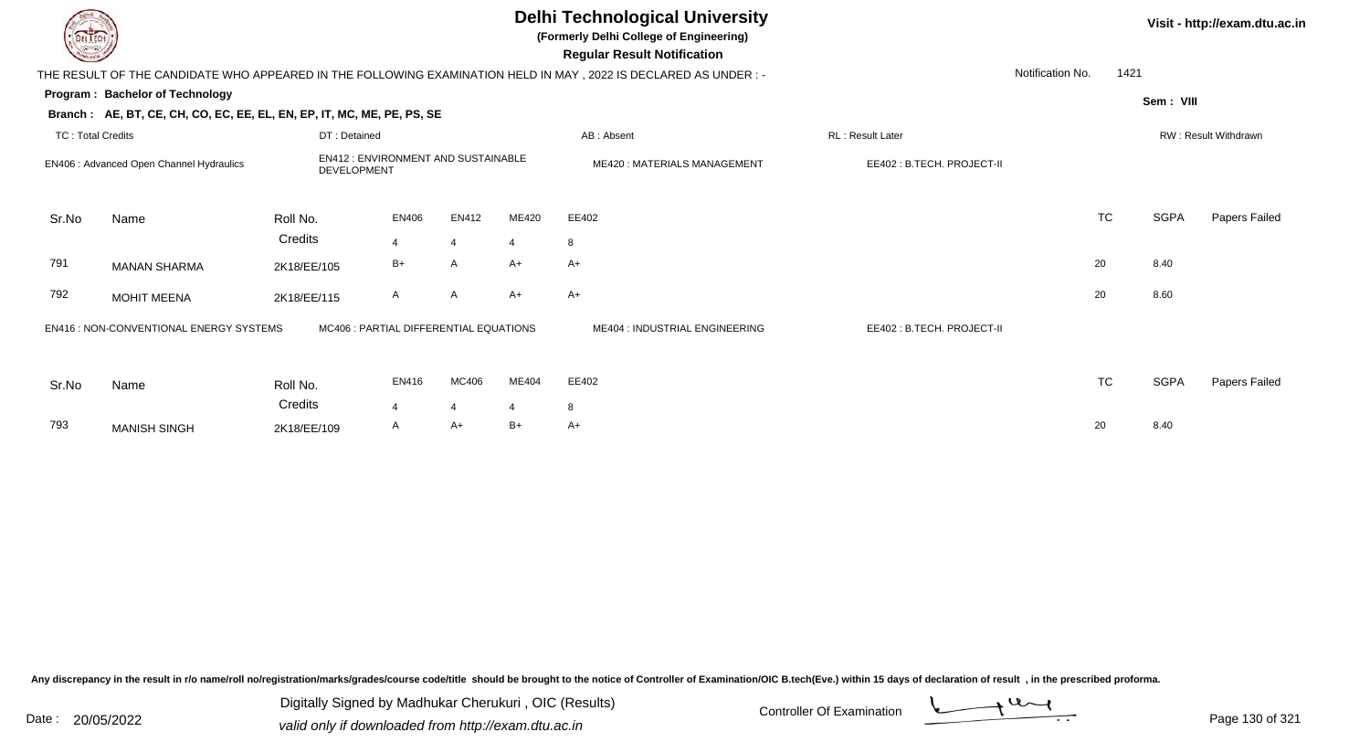# Delhi Technological University

**(Formerly Delhi College of Engineering)**

**Regular Result Notification**

Visit - http://exam.dtu.ac.in

THE RESULT OF THE CANDIDATE WHO APPEARED IN THE FOLLOWING EXAMINATION HELD IN MAY , 2022 IS DECLARED AS UNDER : -

Notification No. 1421

**Program : Bachelor of Technology**

**Sem : VIII**

**Branch : AE, BT, CE, CH, CO, EC, EE, EL, EN, EP, IT, MC, ME, PE, PS, SE**

TC : Total Credits | DT : Detained | AB : Absent | RL : Result Later | RW : Result Withdrawn

EN406 : Advanced Open Channel Hydraulics | EN412 : ENVIRONMENT AND SUSTAINABLE DEVELOPMENT | ME420 : MATERIALS MANAGEMENT | EE402 : B.TECH. PROJECT-II

| Sr.No | Name | Roll No. | EN406 | EN412 | ME420 | EE402 | TC | SGPA | Papers Failed |
|---|---|---|---|---|---|---|---|---|---|
| | | Credits | 4 | 4 | 4 | 8 | | | |
| 791 | MANAN SHARMA | 2K18/EE/105 | B+ | A | A+ | A+ | 20 | 8.40 | |
| 792 | MOHIT MEENA | 2K18/EE/115 | A | A | A+ | A+ | 20 | 8.60 | |

EN416 : NON-CONVENTIONAL ENERGY SYSTEMS | MC406 : PARTIAL DIFFERENTIAL EQUATIONS | ME404 : INDUSTRIAL ENGINEERING | EE402 : B.TECH. PROJECT-II

| Sr.No | Name | Roll No. | EN416 | MC406 | ME404 | EE402 | TC | SGPA | Papers Failed |
|---|---|---|---|---|---|---|---|---|---|
| | | Credits | 4 | 4 | 4 | 8 | | | |
| 793 | MANISH SINGH | 2K18/EE/109 | A | A+ | B+ | A+ | 20 | 8.40 | |

Any discrepancy in the result in r/o name/roll no/registration/marks/grades/course code/title should be brought to the notice of Controller of Examination/OIC B.tech(Eve.) within 15 days of declaration of result , in the prescribed proforma.

Date : 20/05/2022

Digitally Signed by Madhukar Cherukuri , OIC (Results)
valid only if downloaded from http://exam.dtu.ac.in

Controller Of Examination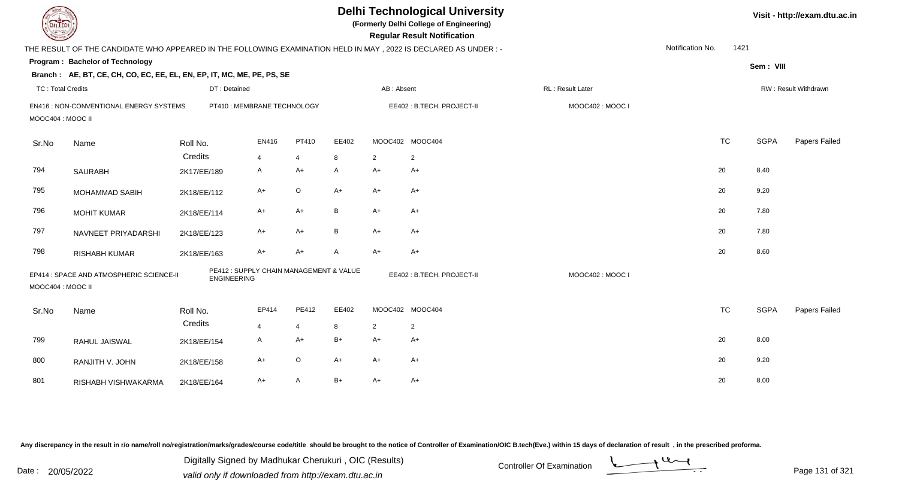# Delhi Technological University

**(Formerly Delhi College of Engineering)**

**Regular Result Notification**

Visit - http://exam.dtu.ac.in

THE RESULT OF THE CANDIDATE WHO APPEARED IN THE FOLLOWING EXAMINATION HELD IN MAY , 2022 IS DECLARED AS UNDER : -

Notification No. 1421

**Program : Bachelor of Technology**

Sem : VIII

**Branch : AE, BT, CE, CH, CO, EC, EE, EL, EN, EP, IT, MC, ME, PE, PS, SE**

TC : Total Credits | DT : Detained | AB : Absent | RL : Result Later | RW : Result Withdrawn

EN416 : NON-CONVENTIONAL ENERGY SYSTEMS | PT410 : MEMBRANE TECHNOLOGY | EE402 : B.TECH. PROJECT-II | MOOC402 : MOOC I | MOOC404 : MOOC II

| Sr.No | Name | Roll No. | EN416 | PT410 | EE402 | MOOC402 | MOOC404 | TC | SGPA | Papers Failed |
|---|---|---|---|---|---|---|---|---|---|---|
| | | Credits | 4 | 4 | 8 | 2 | 2 | | | |
| 794 | SAURABH | 2K17/EE/189 | A | A+ | A | A+ | A+ | 20 | 8.40 | |
| 795 | MOHAMMAD SABIH | 2K18/EE/112 | A+ | O | A+ | A+ | A+ | 20 | 9.20 | |
| 796 | MOHIT KUMAR | 2K18/EE/114 | A+ | A+ | B | A+ | A+ | 20 | 7.80 | |
| 797 | NAVNEET PRIYADARSHI | 2K18/EE/123 | A+ | A+ | B | A+ | A+ | 20 | 7.80 | |
| 798 | RISHABH KUMAR | 2K18/EE/163 | A+ | A+ | A | A+ | A+ | 20 | 8.60 | |

EP414 : SPACE AND ATMOSPHERIC SCIENCE-II | PE412 : SUPPLY CHAIN MANAGEMENT & VALUE ENGINEERING | EE402 : B.TECH. PROJECT-II | MOOC402 : MOOC I | MOOC404 : MOOC II

| Sr.No | Name | Roll No. | EP414 | PE412 | EE402 | MOOC402 | MOOC404 | TC | SGPA | Papers Failed |
|---|---|---|---|---|---|---|---|---|---|---|
| | | Credits | 4 | 4 | 8 | 2 | 2 | | | |
| 799 | RAHUL JAISWAL | 2K18/EE/154 | A | A+ | B+ | A+ | A+ | 20 | 8.00 | |
| 800 | RANJITH V. JOHN | 2K18/EE/158 | A+ | O | A+ | A+ | A+ | 20 | 9.20 | |
| 801 | RISHABH VISHWAKARMA | 2K18/EE/164 | A+ | A | B+ | A+ | A+ | 20 | 8.00 | |

Any discrepancy in the result in r/o name/roll no/registration/marks/grades/course code/title should be brought to the notice of Controller of Examination/OIC B.tech(Eve.) within 15 days of declaration of result , in the prescribed proforma.

Date : 20/05/2022

Digitally Signed by Madhukar Cherukuri , OIC (Results)
valid only if downloaded from http://exam.dtu.ac.in

Controller Of Examination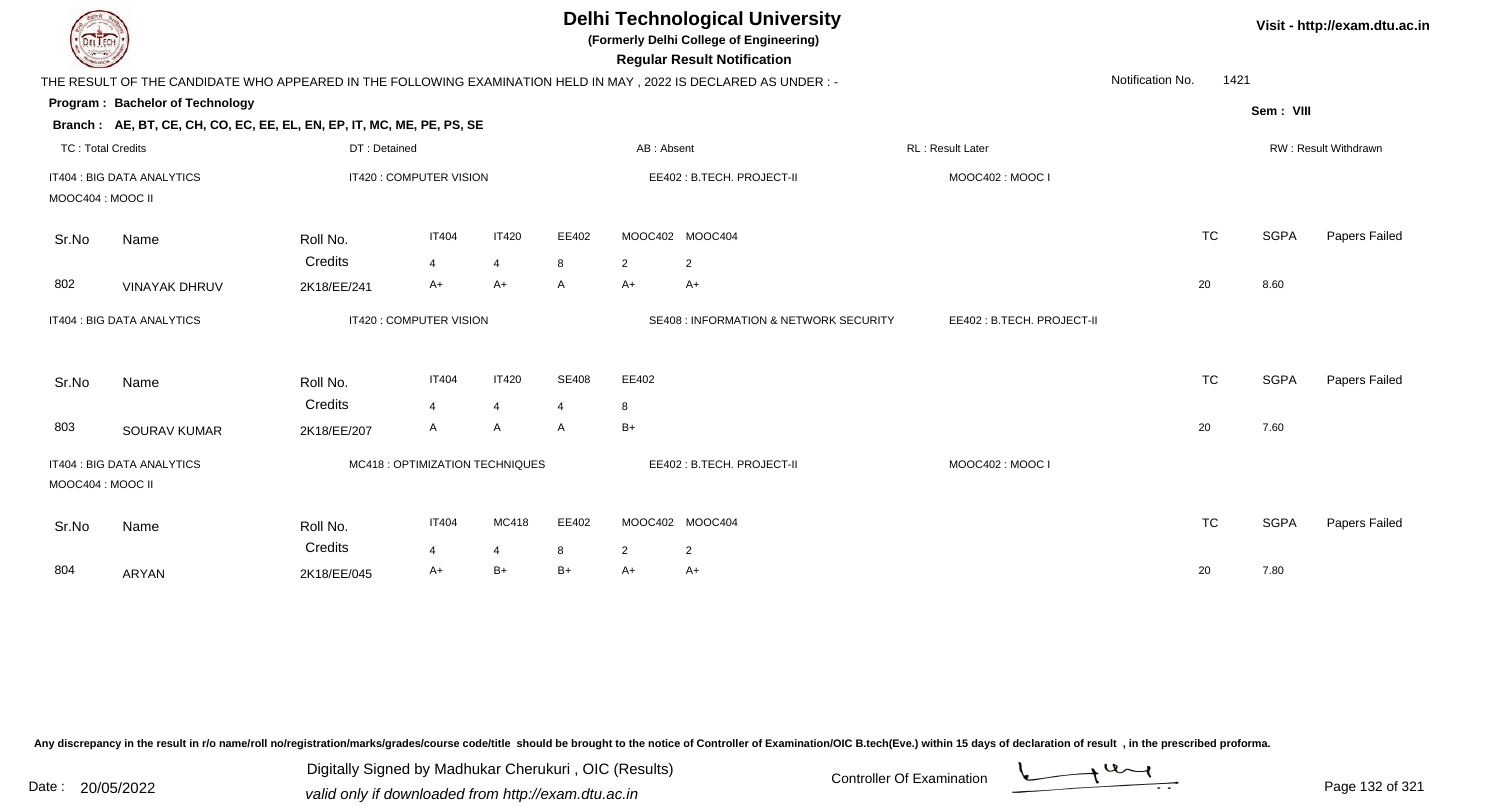# Delhi Technological University

**(Formerly Delhi College of Engineering)**

**Regular Result Notification**

Visit - http://exam.dtu.ac.in

THE RESULT OF THE CANDIDATE WHO APPEARED IN THE FOLLOWING EXAMINATION HELD IN MAY , 2022 IS DECLARED AS UNDER : -

Notification No. 1421

**Program : Bachelor of Technology**

Sem : VIII

**Branch : AE, BT, CE, CH, CO, EC, EE, EL, EN, EP, IT, MC, ME, PE, PS, SE**

TC : Total Credits | DT : Detained | AB : Absent | RL : Result Later | RW : Result Withdrawn

IT404 : BIG DATA ANALYTICS | IT420 : COMPUTER VISION | EE402 : B.TECH. PROJECT-II | MOOC402 : MOOC I | MOOC404 : MOOC II

| Sr.No | Name | Roll No. | IT404 | IT420 | EE402 | MOOC402 | MOOC404 | TC | SGPA | Papers Failed |
|---|---|---|---|---|---|---|---|---|---|---|
| | | Credits | 4 | 4 | 8 | 2 | 2 | | | |
| 802 | VINAYAK DHRUV | 2K18/EE/241 | A+ | A+ | A | A+ | A+ | 20 | 8.60 | |

IT404 : BIG DATA ANALYTICS | IT420 : COMPUTER VISION | SE408 : INFORMATION & NETWORK SECURITY | EE402 : B.TECH. PROJECT-II

| Sr.No | Name | Roll No. | IT404 | IT420 | SE408 | EE402 | TC | SGPA | Papers Failed |
|---|---|---|---|---|---|---|---|---|---|
| | | Credits | 4 | 4 | 4 | 8 | | | |
| 803 | SOURAV KUMAR | 2K18/EE/207 | A | A | A | B+ | 20 | 7.60 | |

IT404 : BIG DATA ANALYTICS | MC418 : OPTIMIZATION TECHNIQUES | EE402 : B.TECH. PROJECT-II | MOOC402 : MOOC I | MOOC404 : MOOC II

| Sr.No | Name | Roll No. | IT404 | MC418 | EE402 | MOOC402 | MOOC404 | TC | SGPA | Papers Failed |
|---|---|---|---|---|---|---|---|---|---|---|
| | | Credits | 4 | 4 | 8 | 2 | 2 | | | |
| 804 | ARYAN | 2K18/EE/045 | A+ | B+ | B+ | A+ | A+ | 20 | 7.80 | |

Any discrepancy in the result in r/o name/roll no/registration/marks/grades/course code/title should be brought to the notice of Controller of Examination/OIC B.tech(Eve.) within 15 days of declaration of result , in the prescribed proforma.

Date : 20/05/2022

Digitally Signed by Madhukar Cherukuri , OIC (Results)
valid only if downloaded from http://exam.dtu.ac.in

Controller Of Examination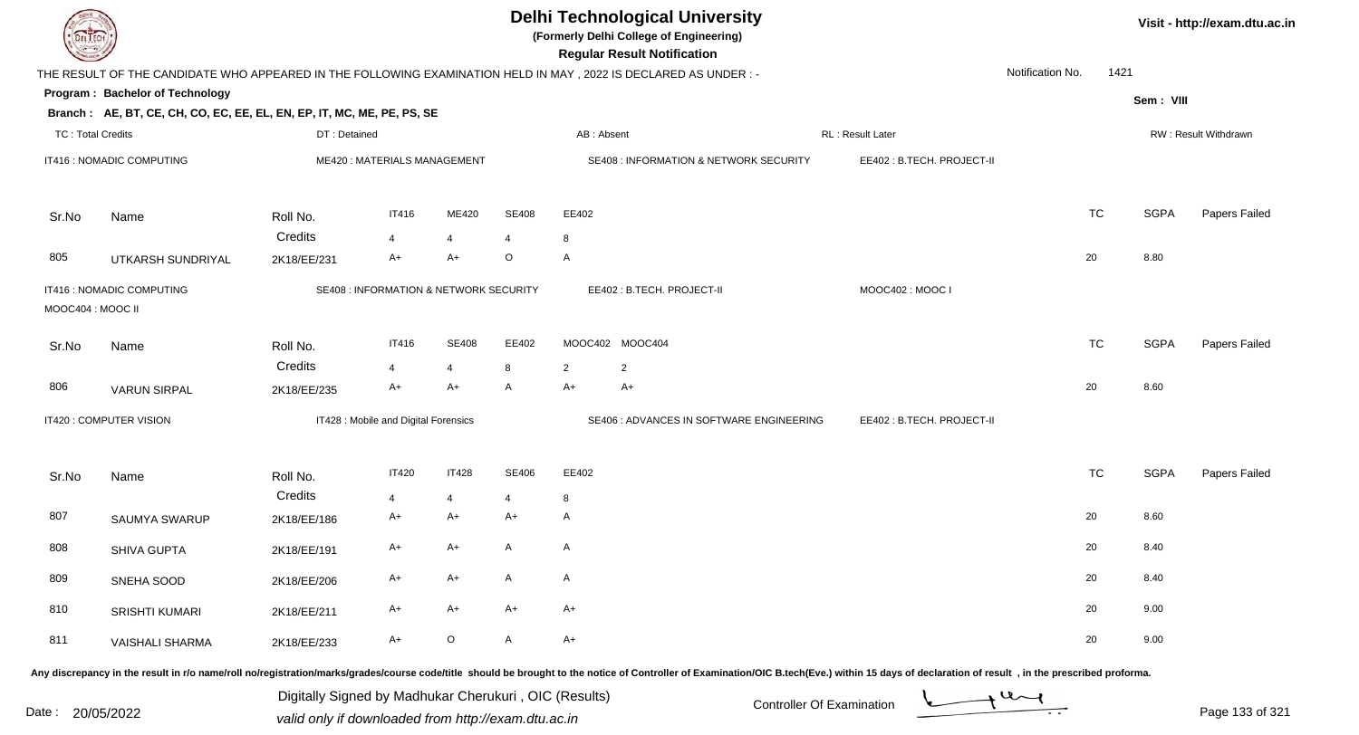# Delhi Technological University

**(Formerly Delhi College of Engineering)**

**Regular Result Notification**

Visit - http://exam.dtu.ac.in

THE RESULT OF THE CANDIDATE WHO APPEARED IN THE FOLLOWING EXAMINATION HELD IN MAY , 2022 IS DECLARED AS UNDER : -

Notification No. 1421

**Program : Bachelor of Technology**

Sem : VIII

**Branch : AE, BT, CE, CH, CO, EC, EE, EL, EN, EP, IT, MC, ME, PE, PS, SE**

TC : Total Credits | DT : Detained | AB : Absent | RL : Result Later | RW : Result Withdrawn

IT416 : NOMADIC COMPUTING | ME420 : MATERIALS MANAGEMENT | SE408 : INFORMATION & NETWORK SECURITY | EE402 : B.TECH. PROJECT-II

| Sr.No | Name | Roll No. | IT416 | ME420 | SE408 | EE402 | TC | SGPA | Papers Failed |
|---|---|---|---|---|---|---|---|---|---|
| | | Credits | 4 | 4 | 4 | 8 | | | |
| 805 | UTKARSH SUNDRIYAL | 2K18/EE/231 | A+ | A+ | O | A | 20 | 8.80 | |

IT416 : NOMADIC COMPUTING | SE408 : INFORMATION & NETWORK SECURITY | EE402 : B.TECH. PROJECT-II | MOOC402 : MOOC I | MOOC404 : MOOC II

| Sr.No | Name | Roll No. | IT416 | SE408 | EE402 | MOOC402 | MOOC404 | TC | SGPA | Papers Failed |
|---|---|---|---|---|---|---|---|---|---|---|
| | | Credits | 4 | 4 | 8 | 2 | 2 | | | |
| 806 | VARUN SIRPAL | 2K18/EE/235 | A+ | A+ | A | A+ | A+ | 20 | 8.60 | |

IT420 : COMPUTER VISION | IT428 : Mobile and Digital Forensics | SE406 : ADVANCES IN SOFTWARE ENGINEERING | EE402 : B.TECH. PROJECT-II

| Sr.No | Name | Roll No. | IT420 | IT428 | SE406 | EE402 | TC | SGPA | Papers Failed |
|---|---|---|---|---|---|---|---|---|---|
| | | Credits | 4 | 4 | 4 | 8 | | | |
| 807 | SAUMYA SWARUP | 2K18/EE/186 | A+ | A+ | A+ | A | 20 | 8.60 | |
| 808 | SHIVA GUPTA | 2K18/EE/191 | A+ | A+ | A | A | 20 | 8.40 | |
| 809 | SNEHA SOOD | 2K18/EE/206 | A+ | A+ | A | A | 20 | 8.40 | |
| 810 | SRISHTI KUMARI | 2K18/EE/211 | A+ | A+ | A+ | A+ | 20 | 9.00 | |
| 811 | VAISHALI SHARMA | 2K18/EE/233 | A+ | O | A | A+ | 20 | 9.00 | |

Any discrepancy in the result in r/o name/roll no/registration/marks/grades/course code/title should be brought to the notice of Controller of Examination/OIC B.tech(Eve.) within 15 days of declaration of result , in the prescribed proforma.

Date : 20/05/2022

Digitally Signed by Madhukar Cherukuri , OIC (Results)
valid only if downloaded from http://exam.dtu.ac.in

Controller Of Examination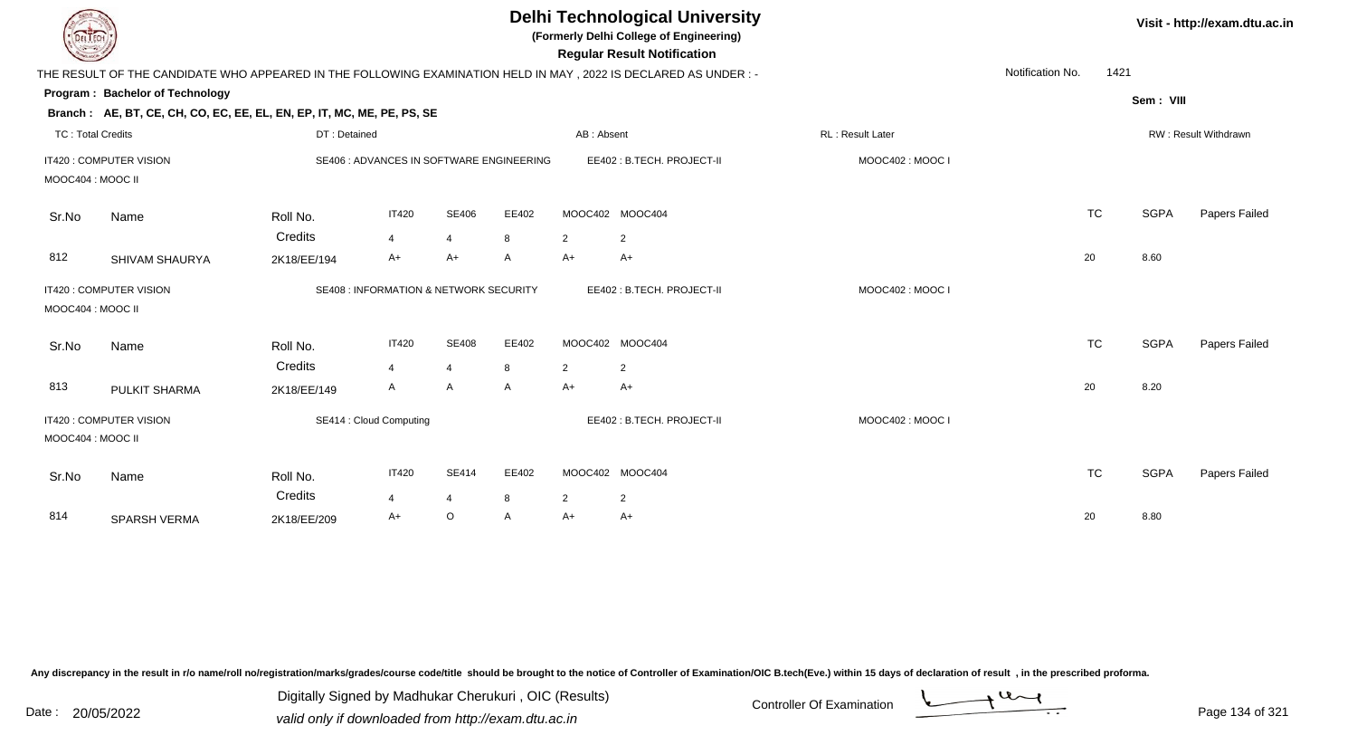# Delhi Technological University

**(Formerly Delhi College of Engineering)**

**Regular Result Notification**

Visit - http://exam.dtu.ac.in

THE RESULT OF THE CANDIDATE WHO APPEARED IN THE FOLLOWING EXAMINATION HELD IN MAY , 2022 IS DECLARED AS UNDER : -

Notification No. 1421

**Program : Bachelor of Technology**

Sem : VIII

**Branch : AE, BT, CE, CH, CO, EC, EE, EL, EN, EP, IT, MC, ME, PE, PS, SE**

TC : Total Credits | DT : Detained | AB : Absent | RL : Result Later | RW : Result Withdrawn

IT420 : COMPUTER VISION | SE406 : ADVANCES IN SOFTWARE ENGINEERING | EE402 : B.TECH. PROJECT-II | MOOC402 : MOOC I | MOOC404 : MOOC II

| Sr.No | Name | Roll No. | IT420 | SE406 | EE402 | MOOC402 | MOOC404 | TC | SGPA | Papers Failed |
|---|---|---|---|---|---|---|---|---|---|---|
| | | Credits | 4 | 4 | 8 | 2 | 2 | | | |
| 812 | SHIVAM SHAURYA | 2K18/EE/194 | A+ | A+ | A | A+ | A+ | 20 | 8.60 | |

IT420 : COMPUTER VISION | SE408 : INFORMATION & NETWORK SECURITY | EE402 : B.TECH. PROJECT-II | MOOC402 : MOOC I | MOOC404 : MOOC II

| Sr.No | Name | Roll No. | IT420 | SE408 | EE402 | MOOC402 | MOOC404 | TC | SGPA | Papers Failed |
|---|---|---|---|---|---|---|---|---|---|---|
| | | Credits | 4 | 4 | 8 | 2 | 2 | | | |
| 813 | PULKIT SHARMA | 2K18/EE/149 | A | A | A | A+ | A+ | 20 | 8.20 | |

IT420 : COMPUTER VISION | SE414 : Cloud Computing | EE402 : B.TECH. PROJECT-II | MOOC402 : MOOC I | MOOC404 : MOOC II

| Sr.No | Name | Roll No. | IT420 | SE414 | EE402 | MOOC402 | MOOC404 | TC | SGPA | Papers Failed |
|---|---|---|---|---|---|---|---|---|---|---|
| | | Credits | 4 | 4 | 8 | 2 | 2 | | | |
| 814 | SPARSH VERMA | 2K18/EE/209 | A+ | O | A | A+ | A+ | 20 | 8.80 | |

Any discrepancy in the result in r/o name/roll no/registration/marks/grades/course code/title should be brought to the notice of Controller of Examination/OIC B.tech(Eve.) within 15 days of declaration of result , in the prescribed proforma.

Date : 20/05/2022

Digitally Signed by Madhukar Cherukuri , OIC (Results)
valid only if downloaded from http://exam.dtu.ac.in

Controller Of Examination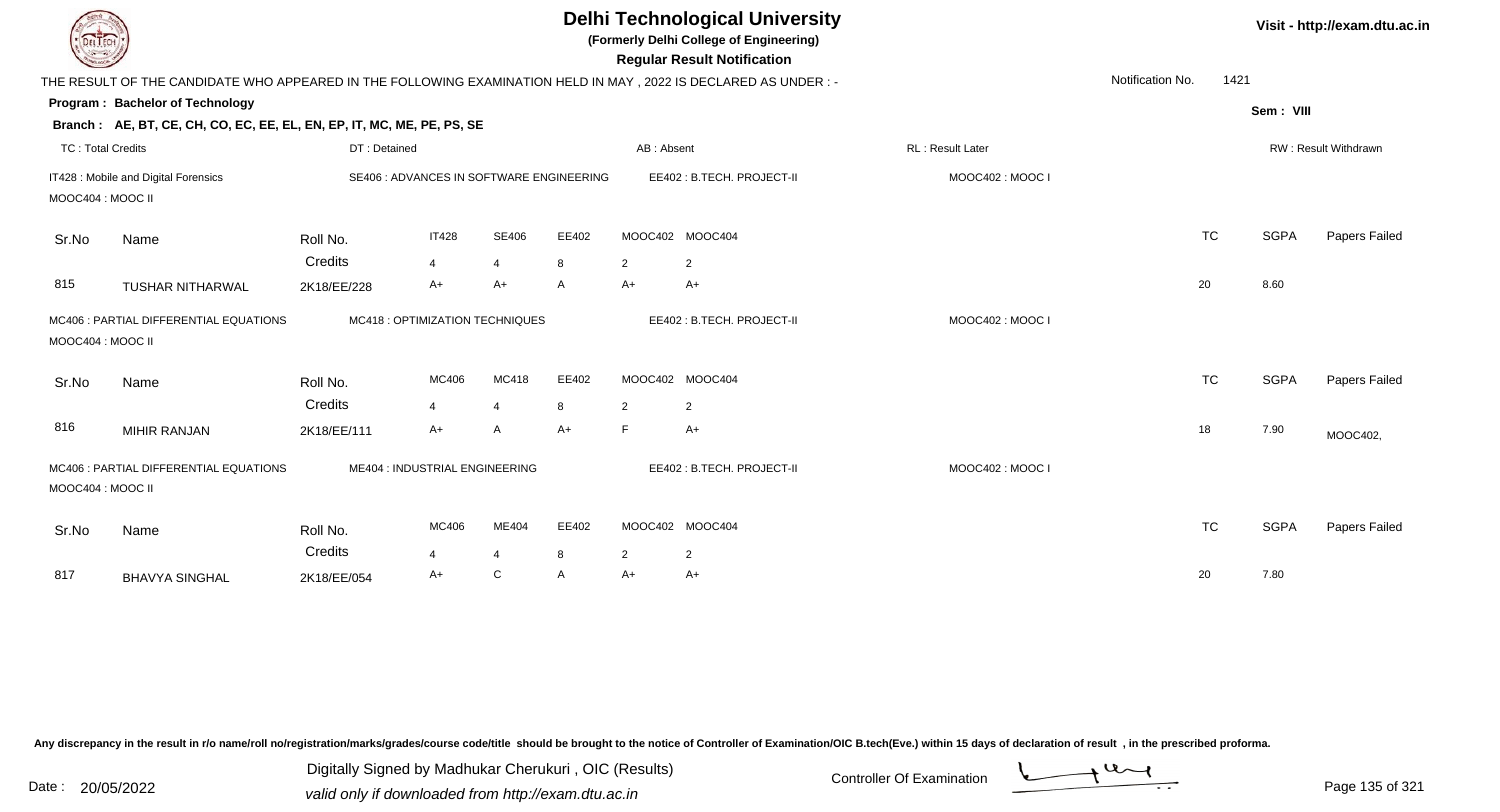# Delhi Technological University

**(Formerly Delhi College of Engineering)**

**Regular Result Notification**

Visit - http://exam.dtu.ac.in

THE RESULT OF THE CANDIDATE WHO APPEARED IN THE FOLLOWING EXAMINATION HELD IN MAY , 2022 IS DECLARED AS UNDER : -

Notification No. 1421

**Program : Bachelor of Technology**

Sem : VIII

**Branch : AE, BT, CE, CH, CO, EC, EE, EL, EN, EP, IT, MC, ME, PE, PS, SE**

TC : Total Credits | DT : Detained | AB : Absent | RL : Result Later | RW : Result Withdrawn

IT428 : Mobile and Digital Forensics | SE406 : ADVANCES IN SOFTWARE ENGINEERING | EE402 : B.TECH. PROJECT-II | MOOC402 : MOOC I | MOOC404 : MOOC II

| Sr.No | Name | Roll No. | IT428 | SE406 | EE402 | MOOC402 | MOOC404 | TC | SGPA | Papers Failed |
|---|---|---|---|---|---|---|---|---|---|---|
| | | Credits | 4 | 4 | 8 | 2 | 2 | | | |
| 815 | TUSHAR NITHARWAL | 2K18/EE/228 | A+ | A+ | A | A+ | A+ | 20 | 8.60 | |

MC406 : PARTIAL DIFFERENTIAL EQUATIONS | MC418 : OPTIMIZATION TECHNIQUES | EE402 : B.TECH. PROJECT-II | MOOC402 : MOOC I | MOOC404 : MOOC II

| Sr.No | Name | Roll No. | MC406 | MC418 | EE402 | MOOC402 | MOOC404 | TC | SGPA | Papers Failed |
|---|---|---|---|---|---|---|---|---|---|---|
| | | Credits | 4 | 4 | 8 | 2 | 2 | | | |
| 816 | MIHIR RANJAN | 2K18/EE/111 | A+ | A | A+ | F | A+ | 18 | 7.90 | MOOC402, |

MC406 : PARTIAL DIFFERENTIAL EQUATIONS | ME404 : INDUSTRIAL ENGINEERING | EE402 : B.TECH. PROJECT-II | MOOC402 : MOOC I | MOOC404 : MOOC II

| Sr.No | Name | Roll No. | MC406 | ME404 | EE402 | MOOC402 | MOOC404 | TC | SGPA | Papers Failed |
|---|---|---|---|---|---|---|---|---|---|---|
| | | Credits | 4 | 4 | 8 | 2 | 2 | | | |
| 817 | BHAVYA SINGHAL | 2K18/EE/054 | A+ | C | A | A+ | A+ | 20 | 7.80 | |

Any discrepancy in the result in r/o name/roll no/registration/marks/grades/course code/title should be brought to the notice of Controller of Examination/OIC B.tech(Eve.) within 15 days of declaration of result , in the prescribed proforma.

Date : 20/05/2022

Digitally Signed by Madhukar Cherukuri , OIC (Results)
valid only if downloaded from http://exam.dtu.ac.in

Controller Of Examination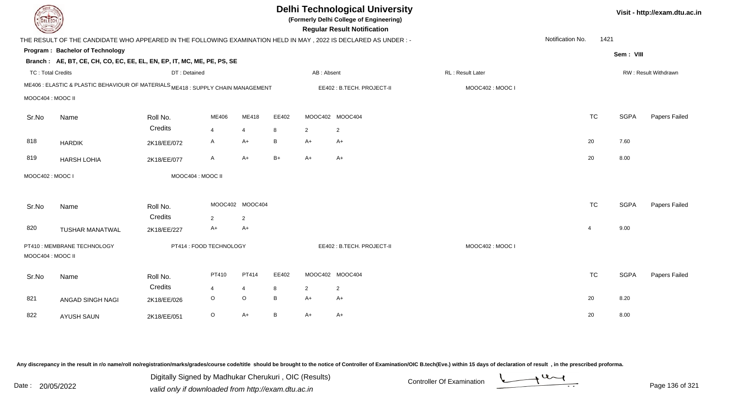# Delhi Technological University

**(Formerly Delhi College of Engineering)**

**Regular Result Notification**

Visit - http://exam.dtu.ac.in

THE RESULT OF THE CANDIDATE WHO APPEARED IN THE FOLLOWING EXAMINATION HELD IN MAY , 2022 IS DECLARED AS UNDER : -

Notification No. 1421

**Program : Bachelor of Technology**

Sem : VIII

**Branch : AE, BT, CE, CH, CO, EC, EE, EL, EN, EP, IT, MC, ME, PE, PS, SE**

TC : Total Credits | DT : Detained | AB : Absent | RL : Result Later | RW : Result Withdrawn

ME406 : ELASTIC & PLASTIC BEHAVIOUR OF MATERIALS | ME418 : SUPPLY CHAIN MANAGEMENT | EE402 : B.TECH. PROJECT-II | MOOC402 : MOOC I | MOOC404 : MOOC II

| Sr.No | Name | Roll No. | ME406 | ME418 | EE402 | MOOC402 | MOOC404 | TC | SGPA | Papers Failed |
|---|---|---|---|---|---|---|---|---|---|---|
| | | Credits | 4 | 4 | 8 | 2 | 2 | | | |
| 818 | HARDIK | 2K18/EE/072 | A | A+ | B | A+ | A+ | 20 | 7.60 | |
| 819 | HARSH LOHIA | 2K18/EE/077 | A | A+ | B+ | A+ | A+ | 20 | 8.00 | |

MOOC402 : MOOC I | MOOC404 : MOOC II

| Sr.No | Name | Roll No. | MOOC402 | MOOC404 | TC | SGPA | Papers Failed |
|---|---|---|---|---|---|---|---|
| | | Credits | 2 | 2 | | | |
| 820 | TUSHAR MANATWAL | 2K18/EE/227 | A+ | A+ | 4 | 9.00 | |

PT410 : MEMBRANE TECHNOLOGY | PT414 : FOOD TECHNOLOGY | EE402 : B.TECH. PROJECT-II | MOOC402 : MOOC I | MOOC404 : MOOC II

| Sr.No | Name | Roll No. | PT410 | PT414 | EE402 | MOOC402 | MOOC404 | TC | SGPA | Papers Failed |
|---|---|---|---|---|---|---|---|---|---|---|
| | | Credits | 4 | 4 | 8 | 2 | 2 | | | |
| 821 | ANGAD SINGH NAGI | 2K18/EE/026 | O | O | B | A+ | A+ | 20 | 8.20 | |
| 822 | AYUSH SAUN | 2K18/EE/051 | O | A+ | B | A+ | A+ | 20 | 8.00 | |

Any discrepancy in the result in r/o name/roll no/registration/marks/grades/course code/title should be brought to the notice of Controller of Examination/OIC B.tech(Eve.) within 15 days of declaration of result , in the prescribed proforma.

Date : 20/05/2022

Digitally Signed by Madhukar Cherukuri , OIC (Results)
valid only if downloaded from http://exam.dtu.ac.in

Controller Of Examination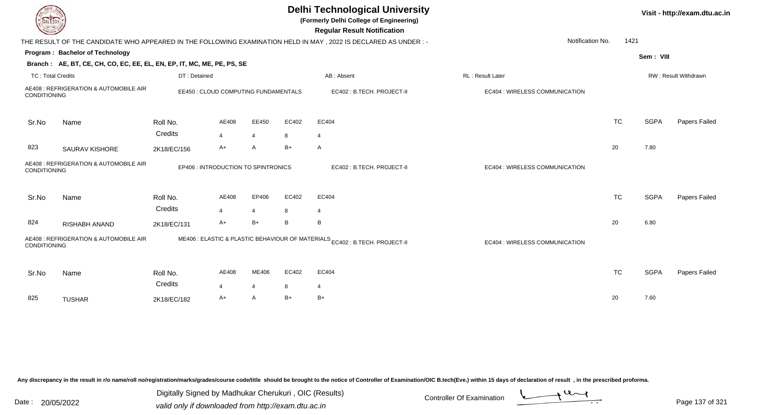# Delhi Technological University

**(Formerly Delhi College of Engineering)**

**Regular Result Notification**

Visit - http://exam.dtu.ac.in

THE RESULT OF THE CANDIDATE WHO APPEARED IN THE FOLLOWING EXAMINATION HELD IN MAY , 2022 IS DECLARED AS UNDER : -

Notification No. 1421

**Program : Bachelor of Technology**

**Sem : VIII**

**Branch : AE, BT, CE, CH, CO, EC, EE, EL, EN, EP, IT, MC, ME, PE, PS, SE**

TC : Total Credits | DT : Detained | AB : Absent | RL : Result Later | RW : Result Withdrawn

AE408 : REFRIGERATION & AUTOMOBILE AIR CONDITIONING | EE450 : CLOUD COMPUTING FUNDAMENTALS | EC402 : B.TECH. PROJECT-II | EC404 : WIRELESS COMMUNICATION

| Sr.No | Name | Roll No. | AE408 | EE450 | EC402 | EC404 | TC | SGPA | Papers Failed |
|---|---|---|---|---|---|---|---|---|---|
| | | Credits | 4 | 4 | 8 | 4 | | | |
| 823 | SAURAV KISHORE | 2K18/EC/156 | A+ | A | B+ | A | 20 | 7.80 | |

AE408 : REFRIGERATION & AUTOMOBILE AIR CONDITIONING | EP406 : INTRODUCTION TO SPINTRONICS | EC402 : B.TECH. PROJECT-II | EC404 : WIRELESS COMMUNICATION

| Sr.No | Name | Roll No. | AE408 | EP406 | EC402 | EC404 | TC | SGPA | Papers Failed |
|---|---|---|---|---|---|---|---|---|---|
| | | Credits | 4 | 4 | 8 | 4 | | | |
| 824 | RISHABH ANAND | 2K18/EC/131 | A+ | B+ | B | B | 20 | 6.80 | |

AE408 : REFRIGERATION & AUTOMOBILE AIR CONDITIONING | ME406 : ELASTIC & PLASTIC BEHAVIOUR OF MATERIALS | EC402 : B.TECH. PROJECT-II | EC404 : WIRELESS COMMUNICATION

| Sr.No | Name | Roll No. | AE408 | ME406 | EC402 | EC404 | TC | SGPA | Papers Failed |
|---|---|---|---|---|---|---|---|---|---|
| | | Credits | 4 | 4 | 8 | 4 | | | |
| 825 | TUSHAR | 2K18/EC/182 | A+ | A | B+ | B+ | 20 | 7.60 | |

Any discrepancy in the result in r/o name/roll no/registration/marks/grades/course code/title should be brought to the notice of Controller of Examination/OIC B.tech(Eve.) within 15 days of declaration of result , in the prescribed proforma.

Date : 20/05/2022

Digitally Signed by Madhukar Cherukuri , OIC (Results)
valid only if downloaded from http://exam.dtu.ac.in

Controller Of Examination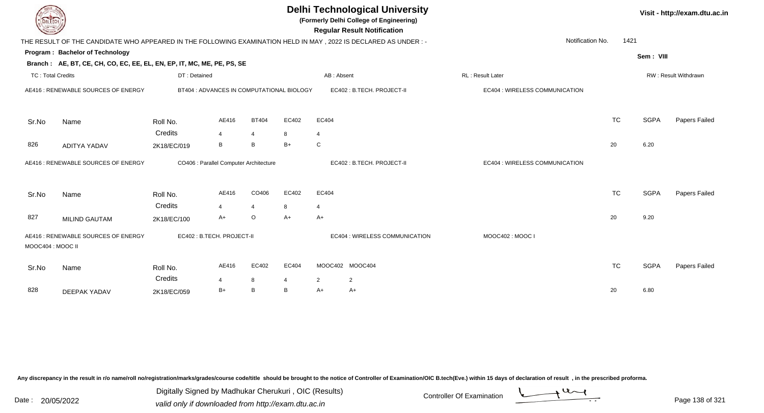# Delhi Technological University

**(Formerly Delhi College of Engineering)**

**Regular Result Notification**

Visit - http://exam.dtu.ac.in

THE RESULT OF THE CANDIDATE WHO APPEARED IN THE FOLLOWING EXAMINATION HELD IN MAY , 2022 IS DECLARED AS UNDER : -

Notification No. 1421

**Program : Bachelor of Technology**

Sem : VIII

**Branch : AE, BT, CE, CH, CO, EC, EE, EL, EN, EP, IT, MC, ME, PE, PS, SE**

TC : Total Credits | DT : Detained | AB : Absent | RL : Result Later | RW : Result Withdrawn

AE416 : RENEWABLE SOURCES OF ENERGY | BT404 : ADVANCES IN COMPUTATIONAL BIOLOGY | EC402 : B.TECH. PROJECT-II | EC404 : WIRELESS COMMUNICATION

| Sr.No | Name | Roll No. | AE416 | BT404 | EC402 | EC404 | TC | SGPA | Papers Failed |
|---|---|---|---|---|---|---|---|---|---|
| | | Credits | 4 | 4 | 8 | 4 | | | |
| 826 | ADITYA YADAV | 2K18/EC/019 | B | B | B+ | C | 20 | 6.20 | |

AE416 : RENEWABLE SOURCES OF ENERGY | CO406 : Parallel Computer Architecture | EC402 : B.TECH. PROJECT-II | EC404 : WIRELESS COMMUNICATION

| Sr.No | Name | Roll No. | AE416 | CO406 | EC402 | EC404 | TC | SGPA | Papers Failed |
|---|---|---|---|---|---|---|---|---|---|
| | | Credits | 4 | 4 | 8 | 4 | | | |
| 827 | MILIND GAUTAM | 2K18/EC/100 | A+ | O | A+ | A+ | 20 | 9.20 | |

AE416 : RENEWABLE SOURCES OF ENERGY | EC402 : B.TECH. PROJECT-II | EC404 : WIRELESS COMMUNICATION | MOOC402 : MOOC I | MOOC404 : MOOC II

| Sr.No | Name | Roll No. | AE416 | EC402 | EC404 | MOOC402 | MOOC404 | TC | SGPA | Papers Failed |
|---|---|---|---|---|---|---|---|---|---|---|
| | | Credits | 4 | 8 | 4 | 2 | 2 | | | |
| 828 | DEEPAK YADAV | 2K18/EC/059 | B+ | B | B | A+ | A+ | 20 | 6.80 | |

Any discrepancy in the result in r/o name/roll no/registration/marks/grades/course code/title should be brought to the notice of Controller of Examination/OIC B.tech(Eve.) within 15 days of declaration of result , in the prescribed proforma.

Date : 20/05/2022

Digitally Signed by Madhukar Cherukuri , OIC (Results)
valid only if downloaded from http://exam.dtu.ac.in

Controller Of Examination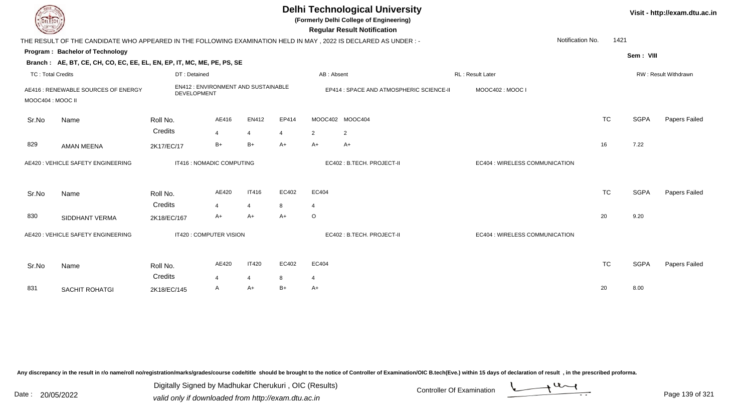# Delhi Technological University

**(Formerly Delhi College of Engineering)**

**Regular Result Notification**

Visit - http://exam.dtu.ac.in

THE RESULT OF THE CANDIDATE WHO APPEARED IN THE FOLLOWING EXAMINATION HELD IN MAY , 2022 IS DECLARED AS UNDER : -

Notification No. 1421

**Program : Bachelor of Technology**

Sem : VIII

**Branch : AE, BT, CE, CH, CO, EC, EE, EL, EN, EP, IT, MC, ME, PE, PS, SE**

TC : Total Credits | DT : Detained | AB : Absent | RL : Result Later | RW : Result Withdrawn

AE416 : RENEWABLE SOURCES OF ENERGY | EN412 : ENVIRONMENT AND SUSTAINABLE DEVELOPMENT | EP414 : SPACE AND ATMOSPHERIC SCIENCE-II | MOOC402 : MOOC I | MOOC404 : MOOC II

| Sr.No | Name | Roll No. | AE416 | EN412 | EP414 | MOOC402 | MOOC404 | TC | SGPA | Papers Failed |
|---|---|---|---|---|---|---|---|---|---|---|
| | | Credits | 4 | 4 | 4 | 2 | 2 | | | |
| 829 | AMAN MEENA | 2K17/EC/17 | B+ | B+ | A+ | A+ | A+ | 16 | 7.22 | |

AE420 : VEHICLE SAFETY ENGINEERING | IT416 : NOMADIC COMPUTING | EC402 : B.TECH. PROJECT-II | EC404 : WIRELESS COMMUNICATION

| Sr.No | Name | Roll No. | AE420 | IT416 | EC402 | EC404 | TC | SGPA | Papers Failed |
|---|---|---|---|---|---|---|---|---|---|
| | | Credits | 4 | 4 | 8 | 4 | | | |
| 830 | SIDDHANT VERMA | 2K18/EC/167 | A+ | A+ | A+ | O | 20 | 9.20 | |

AE420 : VEHICLE SAFETY ENGINEERING | IT420 : COMPUTER VISION | EC402 : B.TECH. PROJECT-II | EC404 : WIRELESS COMMUNICATION

| Sr.No | Name | Roll No. | AE420 | IT420 | EC402 | EC404 | TC | SGPA | Papers Failed |
|---|---|---|---|---|---|---|---|---|---|
| | | Credits | 4 | 4 | 8 | 4 | | | |
| 831 | SACHIT ROHATGI | 2K18/EC/145 | A | A+ | B+ | A+ | 20 | 8.00 | |

Any discrepancy in the result in r/o name/roll no/registration/marks/grades/course code/title should be brought to the notice of Controller of Examination/OIC B.tech(Eve.) within 15 days of declaration of result , in the prescribed proforma.

Date : 20/05/2022

Digitally Signed by Madhukar Cherukuri , OIC (Results)
valid only if downloaded from http://exam.dtu.ac.in

Controller Of Examination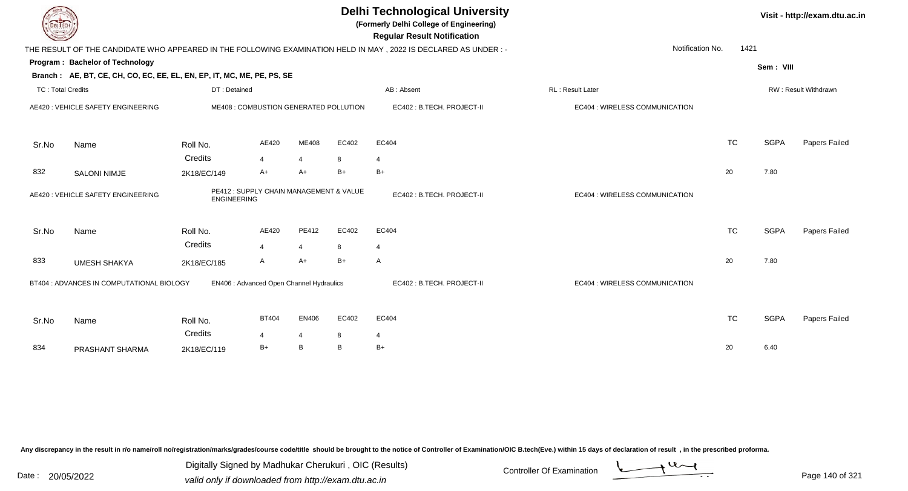# Delhi Technological University

**(Formerly Delhi College of Engineering)**

**Regular Result Notification**

Visit - http://exam.dtu.ac.in

THE RESULT OF THE CANDIDATE WHO APPEARED IN THE FOLLOWING EXAMINATION HELD IN MAY , 2022 IS DECLARED AS UNDER : -

Notification No. 1421

**Program : Bachelor of Technology**

Sem : VIII

**Branch : AE, BT, CE, CH, CO, EC, EE, EL, EN, EP, IT, MC, ME, PE, PS, SE**

TC : Total Credits | DT : Detained | AB : Absent | RL : Result Later | RW : Result Withdrawn

AE420 : VEHICLE SAFETY ENGINEERING | ME408 : COMBUSTION GENERATED POLLUTION | EC402 : B.TECH. PROJECT-II | EC404 : WIRELESS COMMUNICATION

| Sr.No | Name | Roll No. | AE420 | ME408 | EC402 | EC404 | TC | SGPA | Papers Failed |
|---|---|---|---|---|---|---|---|---|---|
| | | Credits | 4 | 4 | 8 | 4 | | | |
| 832 | SALONI NIMJE | 2K18/EC/149 | A+ | A+ | B+ | B+ | 20 | 7.80 | |

AE420 : VEHICLE SAFETY ENGINEERING | PE412 : SUPPLY CHAIN MANAGEMENT & VALUE ENGINEERING | EC402 : B.TECH. PROJECT-II | EC404 : WIRELESS COMMUNICATION

| Sr.No | Name | Roll No. | AE420 | PE412 | EC402 | EC404 | TC | SGPA | Papers Failed |
|---|---|---|---|---|---|---|---|---|---|
| | | Credits | 4 | 4 | 8 | 4 | | | |
| 833 | UMESH SHAKYA | 2K18/EC/185 | A | A+ | B+ | A | 20 | 7.80 | |

BT404 : ADVANCES IN COMPUTATIONAL BIOLOGY | EN406 : Advanced Open Channel Hydraulics | EC402 : B.TECH. PROJECT-II | EC404 : WIRELESS COMMUNICATION

| Sr.No | Name | Roll No. | BT404 | EN406 | EC402 | EC404 | TC | SGPA | Papers Failed |
|---|---|---|---|---|---|---|---|---|---|
| | | Credits | 4 | 4 | 8 | 4 | | | |
| 834 | PRASHANT SHARMA | 2K18/EC/119 | B+ | B | B | B+ | 20 | 6.40 | |

Any discrepancy in the result in r/o name/roll no/registration/marks/grades/course code/title should be brought to the notice of Controller of Examination/OIC B.tech(Eve.) within 15 days of declaration of result , in the prescribed proforma.

Date : 20/05/2022

Digitally Signed by Madhukar Cherukuri , OIC (Results)
valid only if downloaded from http://exam.dtu.ac.in

Controller Of Examination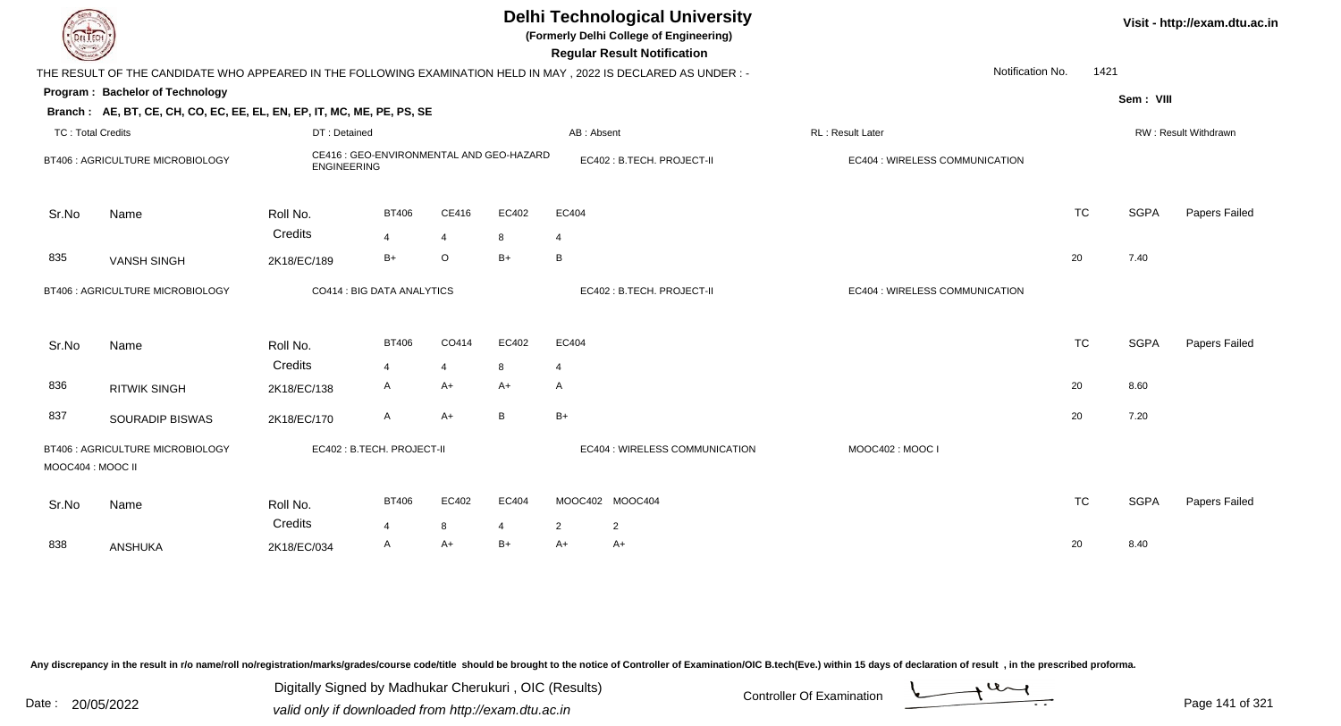# Delhi Technological University

**(Formerly Delhi College of Engineering)**

**Regular Result Notification**

Visit - http://exam.dtu.ac.in

THE RESULT OF THE CANDIDATE WHO APPEARED IN THE FOLLOWING EXAMINATION HELD IN MAY , 2022 IS DECLARED AS UNDER : -

Notification No. 1421

**Program : Bachelor of Technology**

Sem : VIII

**Branch : AE, BT, CE, CH, CO, EC, EE, EL, EN, EP, IT, MC, ME, PE, PS, SE**

TC : Total Credits | DT : Detained | AB : Absent | RL : Result Later | RW : Result Withdrawn

BT406 : AGRICULTURE MICROBIOLOGY | CE416 : GEO-ENVIRONMENTAL AND GEO-HAZARD ENGINEERING | EC402 : B.TECH. PROJECT-II | EC404 : WIRELESS COMMUNICATION

| Sr.No | Name | Roll No. | BT406 | CE416 | EC402 | EC404 | TC | SGPA | Papers Failed |
|---|---|---|---|---|---|---|---|---|---|
| | | Credits | 4 | 4 | 8 | 4 | | | |
| 835 | VANSH SINGH | 2K18/EC/189 | B+ | O | B+ | B | 20 | 7.40 | |

BT406 : AGRICULTURE MICROBIOLOGY | CO414 : BIG DATA ANALYTICS | EC402 : B.TECH. PROJECT-II | EC404 : WIRELESS COMMUNICATION

| Sr.No | Name | Roll No. | BT406 | CO414 | EC402 | EC404 | TC | SGPA | Papers Failed |
|---|---|---|---|---|---|---|---|---|---|
| | | Credits | 4 | 4 | 8 | 4 | | | |
| 836 | RITWIK SINGH | 2K18/EC/138 | A | A+ | A+ | A | 20 | 8.60 | |
| 837 | SOURADIP BISWAS | 2K18/EC/170 | A | A+ | B | B+ | 20 | 7.20 | |

BT406 : AGRICULTURE MICROBIOLOGY | EC402 : B.TECH. PROJECT-II | EC404 : WIRELESS COMMUNICATION | MOOC402 : MOOC I | MOOC404 : MOOC II

| Sr.No | Name | Roll No. | BT406 | EC402 | EC404 | MOOC402 | MOOC404 | TC | SGPA | Papers Failed |
|---|---|---|---|---|---|---|---|---|---|---|
| | | Credits | 4 | 8 | 4 | 2 | 2 | | | |
| 838 | ANSHUKA | 2K18/EC/034 | A | A+ | B+ | A+ | A+ | 20 | 8.40 | |

Any discrepancy in the result in r/o name/roll no/registration/marks/grades/course code/title should be brought to the notice of Controller of Examination/OIC B.tech(Eve.) within 15 days of declaration of result , in the prescribed proforma.

Date : 20/05/2022

Digitally Signed by Madhukar Cherukuri , OIC (Results)
valid only if downloaded from http://exam.dtu.ac.in

Controller Of Examination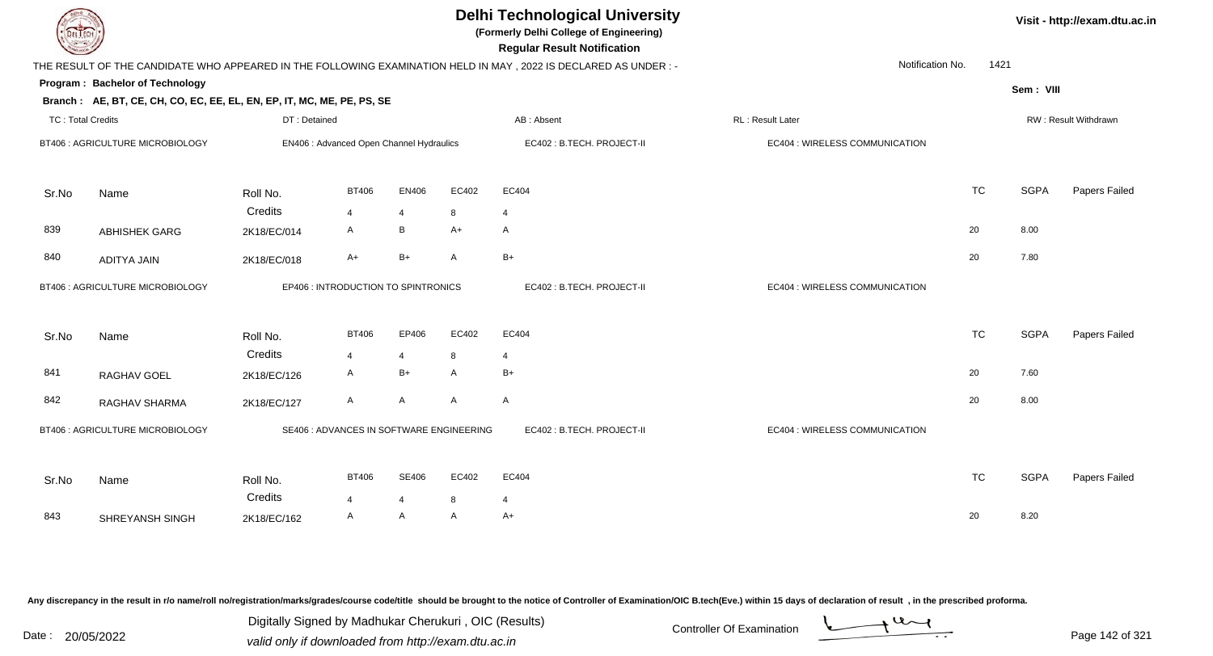# Delhi Technological University

**(Formerly Delhi College of Engineering)**

**Regular Result Notification**

Visit - http://exam.dtu.ac.in

THE RESULT OF THE CANDIDATE WHO APPEARED IN THE FOLLOWING EXAMINATION HELD IN MAY , 2022 IS DECLARED AS UNDER : -

Notification No. 1421

**Program : Bachelor of Technology**

Sem : VIII

**Branch : AE, BT, CE, CH, CO, EC, EE, EL, EN, EP, IT, MC, ME, PE, PS, SE**

TC : Total Credits | DT : Detained | AB : Absent | RL : Result Later | RW : Result Withdrawn

BT406 : AGRICULTURE MICROBIOLOGY | EN406 : Advanced Open Channel Hydraulics | EC402 : B.TECH. PROJECT-II | EC404 : WIRELESS COMMUNICATION

| Sr.No | Name | Roll No. | BT406 | EN406 | EC402 | EC404 | TC | SGPA | Papers Failed |
|---|---|---|---|---|---|---|---|---|---|
| | | Credits | 4 | 4 | 8 | 4 | | | |
| 839 | ABHISHEK GARG | 2K18/EC/014 | A | B | A+ | A | 20 | 8.00 | |
| 840 | ADITYA JAIN | 2K18/EC/018 | A+ | B+ | A | B+ | 20 | 7.80 | |

BT406 : AGRICULTURE MICROBIOLOGY | EP406 : INTRODUCTION TO SPINTRONICS | EC402 : B.TECH. PROJECT-II | EC404 : WIRELESS COMMUNICATION

| Sr.No | Name | Roll No. | BT406 | EP406 | EC402 | EC404 | TC | SGPA | Papers Failed |
|---|---|---|---|---|---|---|---|---|---|
| | | Credits | 4 | 4 | 8 | 4 | | | |
| 841 | RAGHAV GOEL | 2K18/EC/126 | A | B+ | A | B+ | 20 | 7.60 | |
| 842 | RAGHAV SHARMA | 2K18/EC/127 | A | A | A | A | 20 | 8.00 | |

BT406 : AGRICULTURE MICROBIOLOGY | SE406 : ADVANCES IN SOFTWARE ENGINEERING | EC402 : B.TECH. PROJECT-II | EC404 : WIRELESS COMMUNICATION

| Sr.No | Name | Roll No. | BT406 | SE406 | EC402 | EC404 | TC | SGPA | Papers Failed |
|---|---|---|---|---|---|---|---|---|---|
| | | Credits | 4 | 4 | 8 | 4 | | | |
| 843 | SHREYANSH SINGH | 2K18/EC/162 | A | A | A | A+ | 20 | 8.20 | |

Any discrepancy in the result in r/o name/roll no/registration/marks/grades/course code/title should be brought to the notice of Controller of Examination/OIC B.tech(Eve.) within 15 days of declaration of result , in the prescribed proforma.

Date : 20/05/2022

Digitally Signed by Madhukar Cherukuri , OIC (Results)
valid only if downloaded from http://exam.dtu.ac.in

Controller Of Examination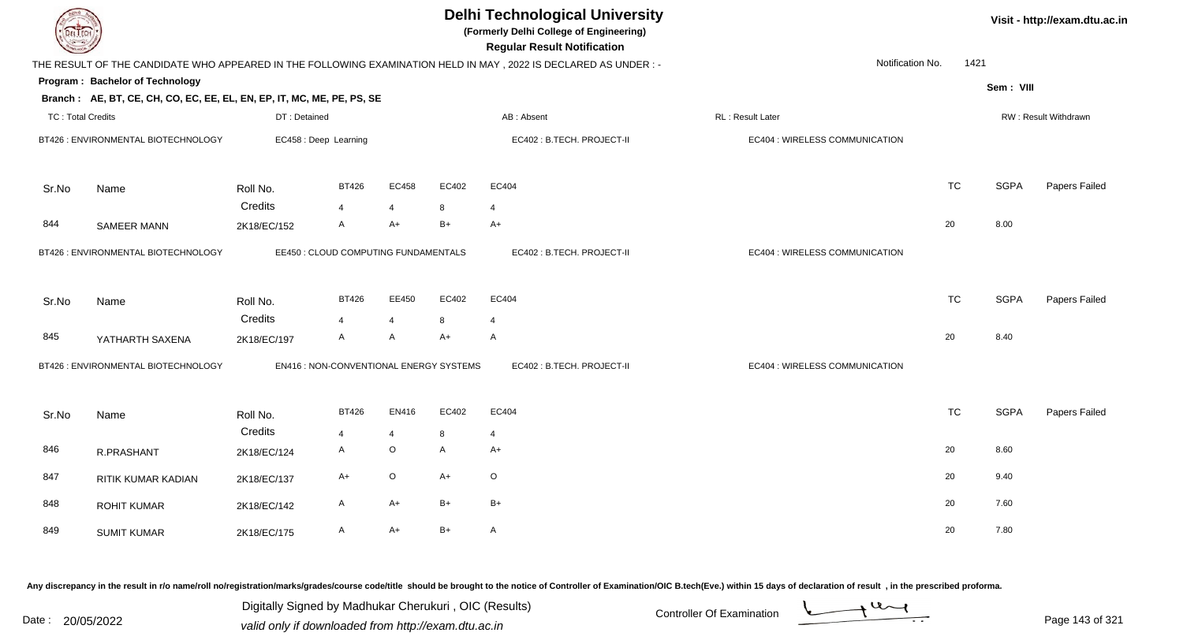# Delhi Technological University

**(Formerly Delhi College of Engineering)**

**Regular Result Notification**

Visit - http://exam.dtu.ac.in

THE RESULT OF THE CANDIDATE WHO APPEARED IN THE FOLLOWING EXAMINATION HELD IN MAY , 2022 IS DECLARED AS UNDER : -

Notification No. 1421

**Program : Bachelor of Technology**

Sem : VIII

**Branch : AE, BT, CE, CH, CO, EC, EE, EL, EN, EP, IT, MC, ME, PE, PS, SE**

TC : Total Credits | DT : Detained | AB : Absent | RL : Result Later | RW : Result Withdrawn

BT426 : ENVIRONMENTAL BIOTECHNOLOGY | EC458 : Deep Learning | EC402 : B.TECH. PROJECT-II | EC404 : WIRELESS COMMUNICATION

| Sr.No | Name | Roll No. | BT426 | EC458 | EC402 | EC404 | TC | SGPA | Papers Failed |
|---|---|---|---|---|---|---|---|---|---|
| | | Credits | 4 | 4 | 8 | 4 | | | |
| 844 | SAMEER MANN | 2K18/EC/152 | A | A+ | B+ | A+ | 20 | 8.00 | |

BT426 : ENVIRONMENTAL BIOTECHNOLOGY | EE450 : CLOUD COMPUTING FUNDAMENTALS | EC402 : B.TECH. PROJECT-II | EC404 : WIRELESS COMMUNICATION

| Sr.No | Name | Roll No. | BT426 | EE450 | EC402 | EC404 | TC | SGPA | Papers Failed |
|---|---|---|---|---|---|---|---|---|---|
| | | Credits | 4 | 4 | 8 | 4 | | | |
| 845 | YATHARTH SAXENA | 2K18/EC/197 | A | A | A+ | A | 20 | 8.40 | |

BT426 : ENVIRONMENTAL BIOTECHNOLOGY | EN416 : NON-CONVENTIONAL ENERGY SYSTEMS | EC402 : B.TECH. PROJECT-II | EC404 : WIRELESS COMMUNICATION

| Sr.No | Name | Roll No. | BT426 | EN416 | EC402 | EC404 | TC | SGPA | Papers Failed |
|---|---|---|---|---|---|---|---|---|---|
| | | Credits | 4 | 4 | 8 | 4 | | | |
| 846 | R.PRASHANT | 2K18/EC/124 | A | O | A | A+ | 20 | 8.60 | |
| 847 | RITIK KUMAR KADIAN | 2K18/EC/137 | A+ | O | A+ | O | 20 | 9.40 | |
| 848 | ROHIT KUMAR | 2K18/EC/142 | A | A+ | B+ | B+ | 20 | 7.60 | |
| 849 | SUMIT KUMAR | 2K18/EC/175 | A | A+ | B+ | A | 20 | 7.80 | |

Any discrepancy in the result in r/o name/roll no/registration/marks/grades/course code/title should be brought to the notice of Controller of Examination/OIC B.tech(Eve.) within 15 days of declaration of result , in the prescribed proforma.

Date : 20/05/2022

Digitally Signed by Madhukar Cherukuri , OIC (Results)
valid only if downloaded from http://exam.dtu.ac.in

Controller Of Examination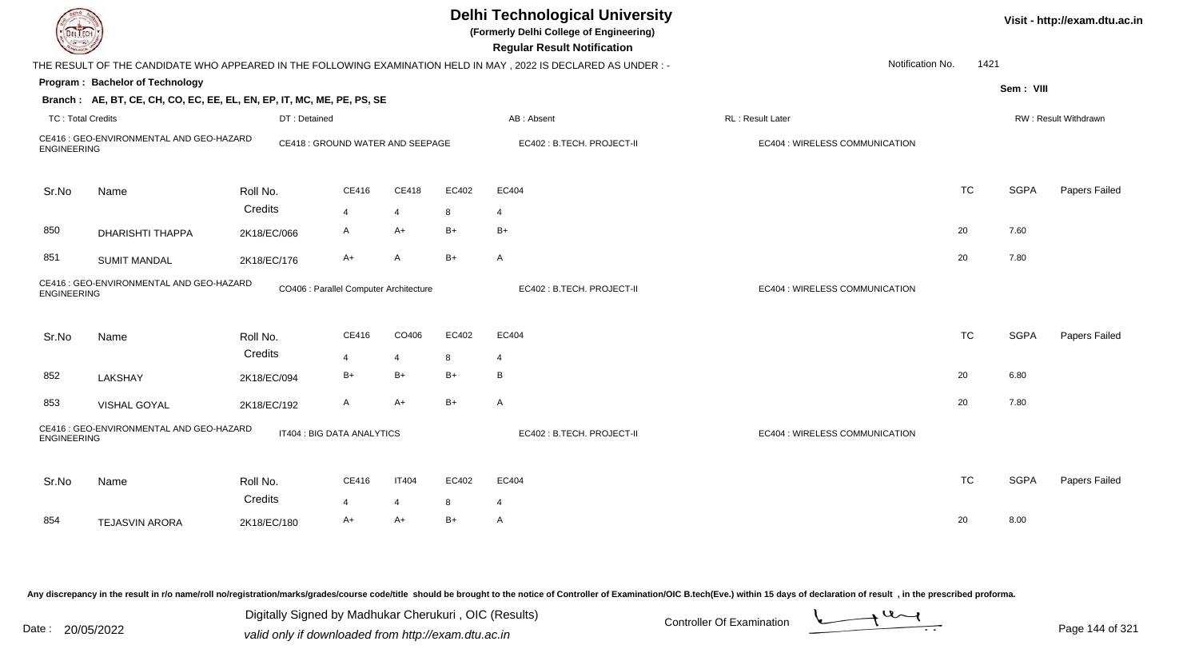# Delhi Technological University

**(Formerly Delhi College of Engineering)**

**Regular Result Notification**

Visit - http://exam.dtu.ac.in

THE RESULT OF THE CANDIDATE WHO APPEARED IN THE FOLLOWING EXAMINATION HELD IN MAY , 2022 IS DECLARED AS UNDER : -

Notification No. 1421

**Program : Bachelor of Technology**

Sem : VIII

**Branch : AE, BT, CE, CH, CO, EC, EE, EL, EN, EP, IT, MC, ME, PE, PS, SE**

TC : Total Credits | DT : Detained | AB : Absent | RL : Result Later | RW : Result Withdrawn

CE416 : GEO-ENVIRONMENTAL AND GEO-HAZARD ENGINEERING | CE418 : GROUND WATER AND SEEPAGE | EC402 : B.TECH. PROJECT-II | EC404 : WIRELESS COMMUNICATION

| Sr.No | Name | Roll No. | CE416 | CE418 | EC402 | EC404 | TC | SGPA | Papers Failed |
|---|---|---|---|---|---|---|---|---|---|
| | | Credits | 4 | 4 | 8 | 4 | | | |
| 850 | DHARISHTI THAPPA | 2K18/EC/066 | A | A+ | B+ | B+ | 20 | 7.60 | |
| 851 | SUMIT MANDAL | 2K18/EC/176 | A+ | A | B+ | A | 20 | 7.80 | |

CE416 : GEO-ENVIRONMENTAL AND GEO-HAZARD ENGINEERING | CO406 : Parallel Computer Architecture | EC402 : B.TECH. PROJECT-II | EC404 : WIRELESS COMMUNICATION

| Sr.No | Name | Roll No. | CE416 | CO406 | EC402 | EC404 | TC | SGPA | Papers Failed |
|---|---|---|---|---|---|---|---|---|---|
| | | Credits | 4 | 4 | 8 | 4 | | | |
| 852 | LAKSHAY | 2K18/EC/094 | B+ | B+ | B+ | B | 20 | 6.80 | |
| 853 | VISHAL GOYAL | 2K18/EC/192 | A | A+ | B+ | A | 20 | 7.80 | |

CE416 : GEO-ENVIRONMENTAL AND GEO-HAZARD ENGINEERING | IT404 : BIG DATA ANALYTICS | EC402 : B.TECH. PROJECT-II | EC404 : WIRELESS COMMUNICATION

| Sr.No | Name | Roll No. | CE416 | IT404 | EC402 | EC404 | TC | SGPA | Papers Failed |
|---|---|---|---|---|---|---|---|---|---|
| | | Credits | 4 | 4 | 8 | 4 | | | |
| 854 | TEJASVIN ARORA | 2K18/EC/180 | A+ | A+ | B+ | A | 20 | 8.00 | |

Any discrepancy in the result in r/o name/roll no/registration/marks/grades/course code/title should be brought to the notice of Controller of Examination/OIC B.tech(Eve.) within 15 days of declaration of result , in the prescribed proforma.

Date : 20/05/2022

Digitally Signed by Madhukar Cherukuri , OIC (Results)
valid only if downloaded from http://exam.dtu.ac.in

Controller Of Examination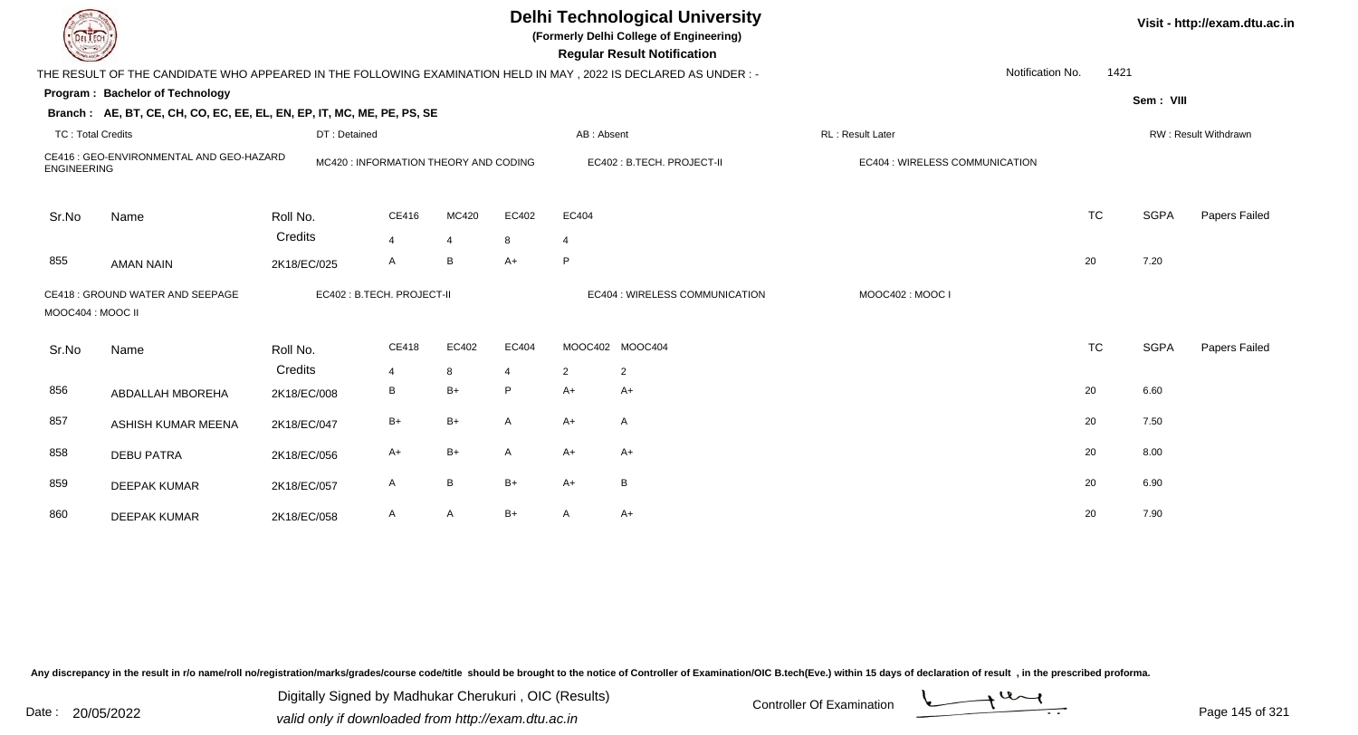# Delhi Technological University

**(Formerly Delhi College of Engineering)**

**Regular Result Notification**

Visit - http://exam.dtu.ac.in

THE RESULT OF THE CANDIDATE WHO APPEARED IN THE FOLLOWING EXAMINATION HELD IN MAY , 2022 IS DECLARED AS UNDER : -

Notification No. 1421

**Program : Bachelor of Technology**

Sem : VIII

**Branch : AE, BT, CE, CH, CO, EC, EE, EL, EN, EP, IT, MC, ME, PE, PS, SE**

TC : Total Credits | DT : Detained | AB : Absent | RL : Result Later | RW : Result Withdrawn

CE416 : GEO-ENVIRONMENTAL AND GEO-HAZARD ENGINEERING | MC420 : INFORMATION THEORY AND CODING | EC402 : B.TECH. PROJECT-II | EC404 : WIRELESS COMMUNICATION

| Sr.No | Name | Roll No. | CE416 | MC420 | EC402 | EC404 | TC | SGPA | Papers Failed |
|---|---|---|---|---|---|---|---|---|---|
| | | Credits | 4 | 4 | 8 | 4 | | | |
| 855 | AMAN NAIN | 2K18/EC/025 | A | B | A+ | P | 20 | 7.20 | |

CE418 : GROUND WATER AND SEEPAGE | EC402 : B.TECH. PROJECT-II | EC404 : WIRELESS COMMUNICATION | MOOC402 : MOOC I | MOOC404 : MOOC II

| Sr.No | Name | Roll No. | CE418 | EC402 | EC404 | MOOC402 | MOOC404 | TC | SGPA | Papers Failed |
|---|---|---|---|---|---|---|---|---|---|---|
| | | Credits | 4 | 8 | 4 | 2 | 2 | | | |
| 856 | ABDALLAH MBOREHA | 2K18/EC/008 | B | B+ | P | A+ | A+ | 20 | 6.60 | |
| 857 | ASHISH KUMAR MEENA | 2K18/EC/047 | B+ | B+ | A | A+ | A | 20 | 7.50 | |
| 858 | DEBU PATRA | 2K18/EC/056 | A+ | B+ | A | A+ | A+ | 20 | 8.00 | |
| 859 | DEEPAK KUMAR | 2K18/EC/057 | A | B | B+ | A+ | B | 20 | 6.90 | |
| 860 | DEEPAK KUMAR | 2K18/EC/058 | A | A | B+ | A | A+ | 20 | 7.90 | |

Any discrepancy in the result in r/o name/roll no/registration/marks/grades/course code/title should be brought to the notice of Controller of Examination/OIC B.tech(Eve.) within 15 days of declaration of result , in the prescribed proforma.

Date : 20/05/2022

Digitally Signed by Madhukar Cherukuri , OIC (Results)
valid only if downloaded from http://exam.dtu.ac.in

Controller Of Examination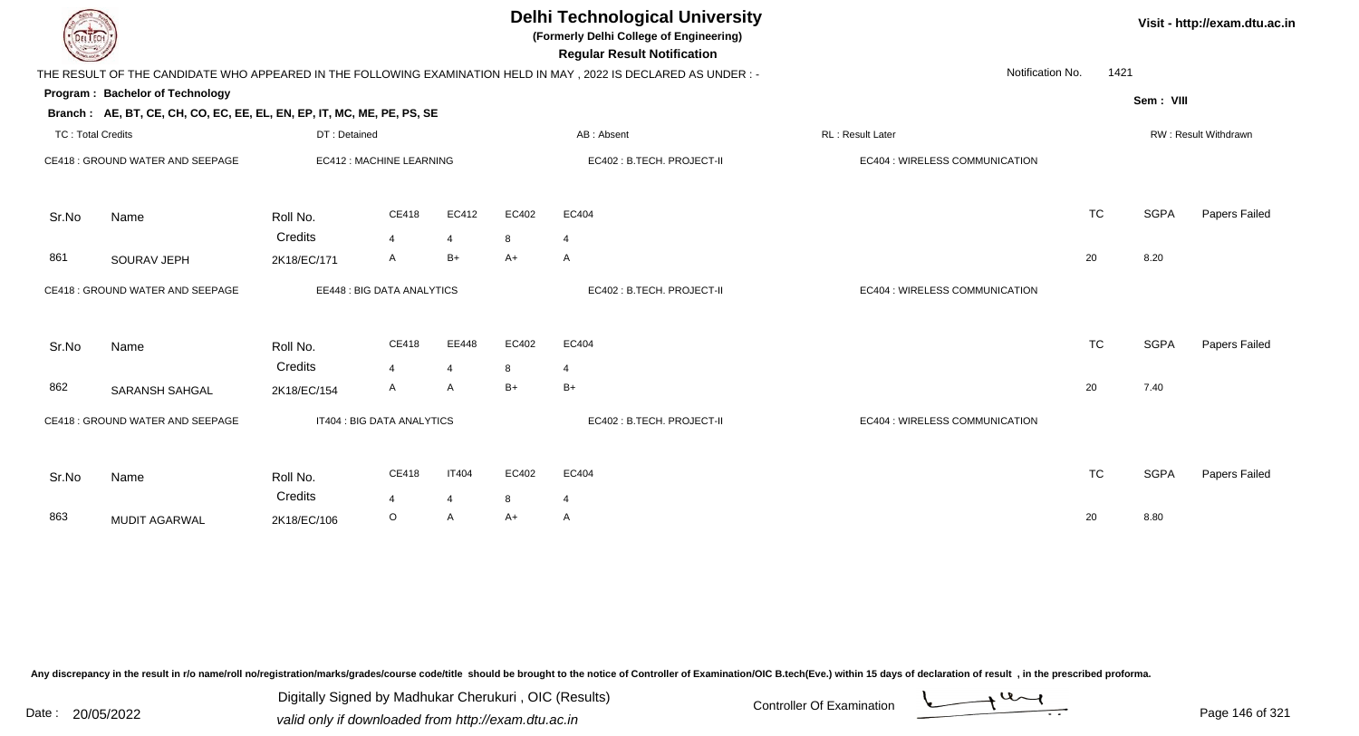# Delhi Technological University

**(Formerly Delhi College of Engineering)**

**Regular Result Notification**

Visit - http://exam.dtu.ac.in

THE RESULT OF THE CANDIDATE WHO APPEARED IN THE FOLLOWING EXAMINATION HELD IN MAY , 2022 IS DECLARED AS UNDER : -

Notification No. 1421

**Program : Bachelor of Technology**

Sem : VIII

**Branch : AE, BT, CE, CH, CO, EC, EE, EL, EN, EP, IT, MC, ME, PE, PS, SE**

TC : Total Credits | DT : Detained | AB : Absent | RL : Result Later | RW : Result Withdrawn

CE418 : GROUND WATER AND SEEPAGE | EC412 : MACHINE LEARNING | EC402 : B.TECH. PROJECT-II | EC404 : WIRELESS COMMUNICATION

| Sr.No | Name | Roll No. | CE418 | EC412 | EC402 | EC404 | TC | SGPA | Papers Failed |
|---|---|---|---|---|---|---|---|---|---|
| | | Credits | 4 | 4 | 8 | 4 | | | |
| 861 | SOURAV JEPH | 2K18/EC/171 | A | B+ | A+ | A | 20 | 8.20 | |

CE418 : GROUND WATER AND SEEPAGE | EE448 : BIG DATA ANALYTICS | EC402 : B.TECH. PROJECT-II | EC404 : WIRELESS COMMUNICATION

| Sr.No | Name | Roll No. | CE418 | EE448 | EC402 | EC404 | TC | SGPA | Papers Failed |
|---|---|---|---|---|---|---|---|---|---|
| | | Credits | 4 | 4 | 8 | 4 | | | |
| 862 | SARANSH SAHGAL | 2K18/EC/154 | A | A | B+ | B+ | 20 | 7.40 | |

CE418 : GROUND WATER AND SEEPAGE | IT404 : BIG DATA ANALYTICS | EC402 : B.TECH. PROJECT-II | EC404 : WIRELESS COMMUNICATION

| Sr.No | Name | Roll No. | CE418 | IT404 | EC402 | EC404 | TC | SGPA | Papers Failed |
|---|---|---|---|---|---|---|---|---|---|
| | | Credits | 4 | 4 | 8 | 4 | | | |
| 863 | MUDIT AGARWAL | 2K18/EC/106 | O | A | A+ | A | 20 | 8.80 | |

Any discrepancy in the result in r/o name/roll no/registration/marks/grades/course code/title should be brought to the notice of Controller of Examination/OIC B.tech(Eve.) within 15 days of declaration of result , in the prescribed proforma.

Date : 20/05/2022

Digitally Signed by Madhukar Cherukuri , OIC (Results)
valid only if downloaded from http://exam.dtu.ac.in

Controller Of Examination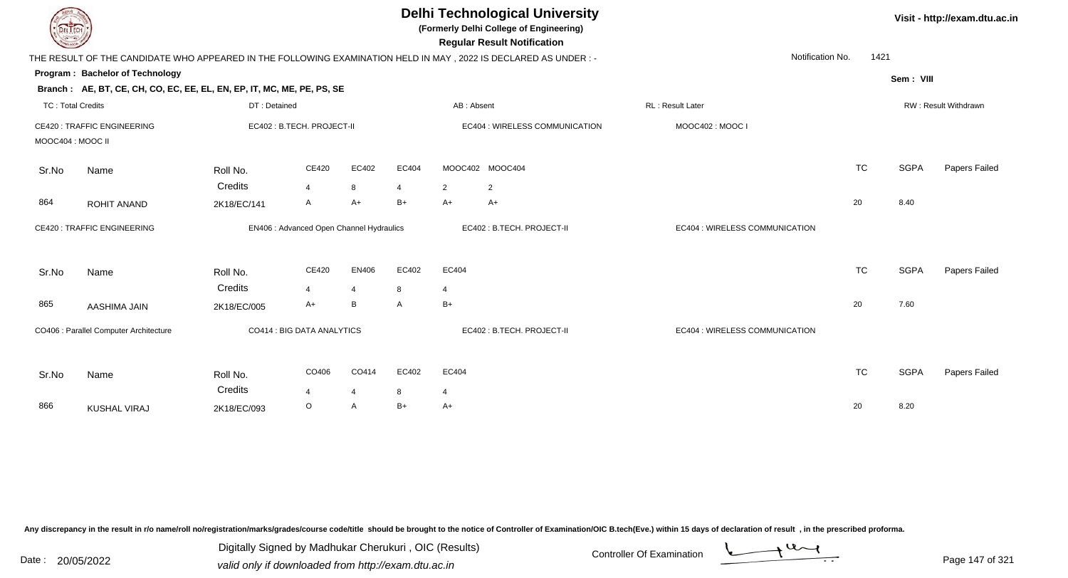# Delhi Technological University

**(Formerly Delhi College of Engineering)**

**Regular Result Notification**

Visit - http://exam.dtu.ac.in

THE RESULT OF THE CANDIDATE WHO APPEARED IN THE FOLLOWING EXAMINATION HELD IN MAY , 2022 IS DECLARED AS UNDER : -

Notification No. 1421

**Program : Bachelor of Technology**

Sem : VIII

**Branch : AE, BT, CE, CH, CO, EC, EE, EL, EN, EP, IT, MC, ME, PE, PS, SE**

TC : Total Credits | DT : Detained | AB : Absent | RL : Result Later | RW : Result Withdrawn

CE420 : TRAFFIC ENGINEERING | EC402 : B.TECH. PROJECT-II | EC404 : WIRELESS COMMUNICATION | MOOC402 : MOOC I | MOOC404 : MOOC II

| Sr.No | Name | Roll No. | CE420 | EC402 | EC404 | MOOC402 | MOOC404 | TC | SGPA | Papers Failed |
|---|---|---|---|---|---|---|---|---|---|---|
| | | Credits | 4 | 8 | 4 | 2 | 2 | | | |
| 864 | ROHIT ANAND | 2K18/EC/141 | A | A+ | B+ | A+ | A+ | 20 | 8.40 | |

CE420 : TRAFFIC ENGINEERING | EN406 : Advanced Open Channel Hydraulics | EC402 : B.TECH. PROJECT-II | EC404 : WIRELESS COMMUNICATION

| Sr.No | Name | Roll No. | CE420 | EN406 | EC402 | EC404 | TC | SGPA | Papers Failed |
|---|---|---|---|---|---|---|---|---|---|
| | | Credits | 4 | 4 | 8 | 4 | | | |
| 865 | AASHIMA JAIN | 2K18/EC/005 | A+ | B | A | B+ | 20 | 7.60 | |

CO406 : Parallel Computer Architecture | CO414 : BIG DATA ANALYTICS | EC402 : B.TECH. PROJECT-II | EC404 : WIRELESS COMMUNICATION

| Sr.No | Name | Roll No. | CO406 | CO414 | EC402 | EC404 | TC | SGPA | Papers Failed |
|---|---|---|---|---|---|---|---|---|---|
| | | Credits | 4 | 4 | 8 | 4 | | | |
| 866 | KUSHAL VIRAJ | 2K18/EC/093 | O | A | B+ | A+ | 20 | 8.20 | |

Any discrepancy in the result in r/o name/roll no/registration/marks/grades/course code/title should be brought to the notice of Controller of Examination/OIC B.tech(Eve.) within 15 days of declaration of result , in the prescribed proforma.

Date : 20/05/2022

Digitally Signed by Madhukar Cherukuri , OIC (Results)
valid only if downloaded from http://exam.dtu.ac.in

Controller Of Examination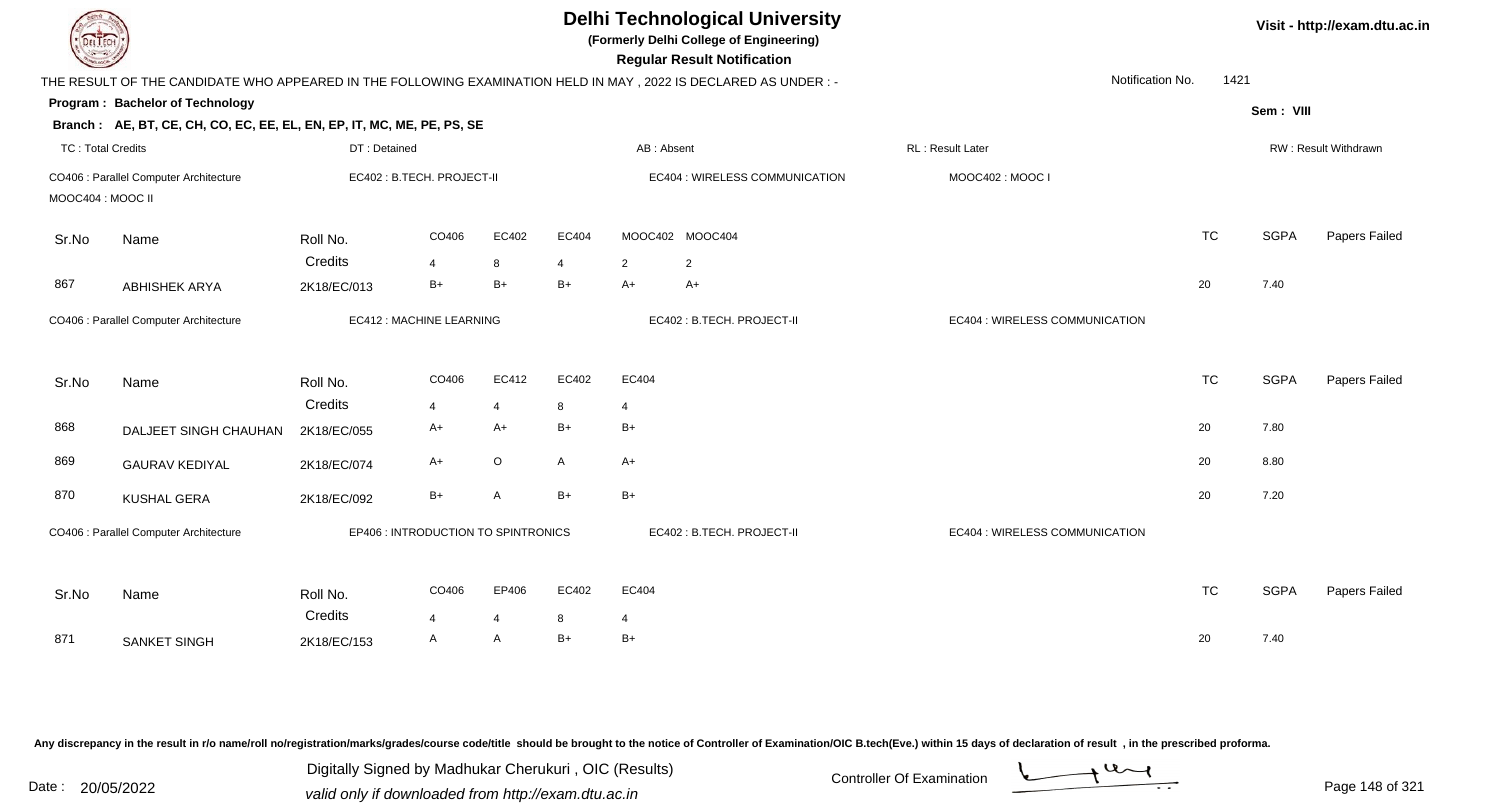# Delhi Technological University

**(Formerly Delhi College of Engineering)**

**Regular Result Notification**

Visit - http://exam.dtu.ac.in

THE RESULT OF THE CANDIDATE WHO APPEARED IN THE FOLLOWING EXAMINATION HELD IN MAY , 2022 IS DECLARED AS UNDER : -

Notification No. 1421

**Program : Bachelor of Technology**

Sem : VIII

**Branch : AE, BT, CE, CH, CO, EC, EE, EL, EN, EP, IT, MC, ME, PE, PS, SE**

TC : Total Credits | DT : Detained | AB : Absent | RL : Result Later | RW : Result Withdrawn

CO406 : Parallel Computer Architecture | EC402 : B.TECH. PROJECT-II | EC404 : WIRELESS COMMUNICATION | MOOC402 : MOOC I | MOOC404 : MOOC II

| Sr.No | Name | Roll No. | CO406 | EC402 | EC404 | MOOC402 | MOOC404 | TC | SGPA | Papers Failed |
|---|---|---|---|---|---|---|---|---|---|---|
| | | Credits | 4 | 8 | 4 | 2 | 2 | | | |
| 867 | ABHISHEK ARYA | 2K18/EC/013 | B+ | B+ | B+ | A+ | A+ | 20 | 7.40 | |

CO406 : Parallel Computer Architecture | EC412 : MACHINE LEARNING | EC402 : B.TECH. PROJECT-II | EC404 : WIRELESS COMMUNICATION

| Sr.No | Name | Roll No. | CO406 | EC412 | EC402 | EC404 | TC | SGPA | Papers Failed |
|---|---|---|---|---|---|---|---|---|---|
| | | Credits | 4 | 4 | 8 | 4 | | | |
| 868 | DALJEET SINGH CHAUHAN | 2K18/EC/055 | A+ | A+ | B+ | B+ | 20 | 7.80 | |
| 869 | GAURAV KEDIYAL | 2K18/EC/074 | A+ | O | A | A+ | 20 | 8.80 | |
| 870 | KUSHAL GERA | 2K18/EC/092 | B+ | A | B+ | B+ | 20 | 7.20 | |

CO406 : Parallel Computer Architecture | EP406 : INTRODUCTION TO SPINTRONICS | EC402 : B.TECH. PROJECT-II | EC404 : WIRELESS COMMUNICATION

| Sr.No | Name | Roll No. | CO406 | EP406 | EC402 | EC404 | TC | SGPA | Papers Failed |
|---|---|---|---|---|---|---|---|---|---|
| | | Credits | 4 | 4 | 8 | 4 | | | |
| 871 | SANKET SINGH | 2K18/EC/153 | A | A | B+ | B+ | 20 | 7.40 | |

Any discrepancy in the result in r/o name/roll no/registration/marks/grades/course code/title should be brought to the notice of Controller of Examination/OIC B.tech(Eve.) within 15 days of declaration of result , in the prescribed proforma.

Date : 20/05/2022

Digitally Signed by Madhukar Cherukuri , OIC (Results)
valid only if downloaded from http://exam.dtu.ac.in

Controller Of Examination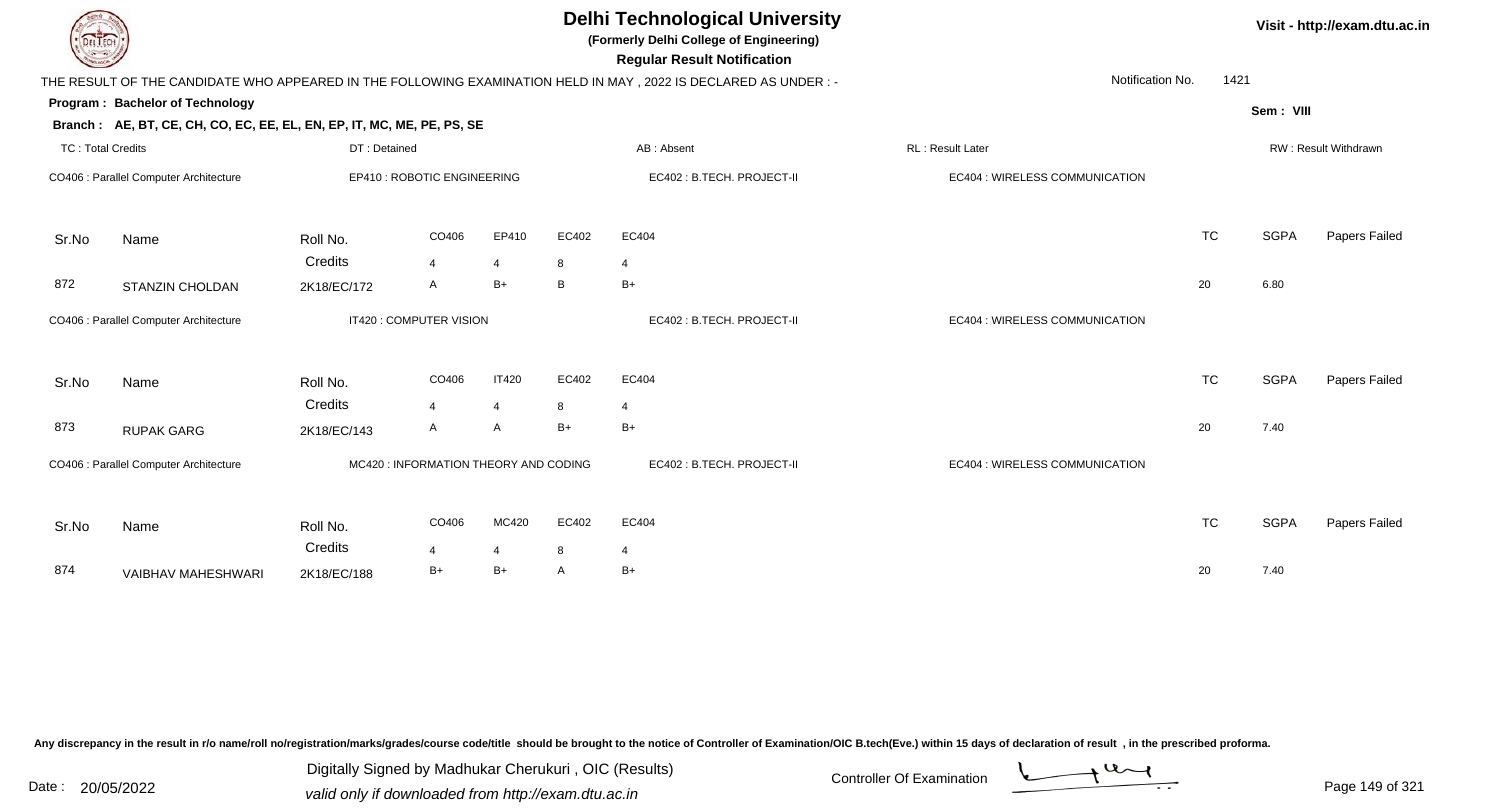# Delhi Technological University

**(Formerly Delhi College of Engineering)**

**Regular Result Notification**

Visit - http://exam.dtu.ac.in

THE RESULT OF THE CANDIDATE WHO APPEARED IN THE FOLLOWING EXAMINATION HELD IN MAY , 2022 IS DECLARED AS UNDER : -

Notification No. 1421

**Program : Bachelor of Technology**

Sem : VIII

**Branch : AE, BT, CE, CH, CO, EC, EE, EL, EN, EP, IT, MC, ME, PE, PS, SE**

TC : Total Credits | DT : Detained | AB : Absent | RL : Result Later | RW : Result Withdrawn

CO406 : Parallel Computer Architecture | EP410 : ROBOTIC ENGINEERING | EC402 : B.TECH. PROJECT-II | EC404 : WIRELESS COMMUNICATION

| Sr.No | Name | Roll No. | CO406 | EP410 | EC402 | EC404 | TC | SGPA | Papers Failed |
|---|---|---|---|---|---|---|---|---|---|
| | | Credits | 4 | 4 | 8 | 4 | | | |
| 872 | STANZIN CHOLDAN | 2K18/EC/172 | A | B+ | B | B+ | 20 | 6.80 | |

CO406 : Parallel Computer Architecture | IT420 : COMPUTER VISION | EC402 : B.TECH. PROJECT-II | EC404 : WIRELESS COMMUNICATION

| Sr.No | Name | Roll No. | CO406 | IT420 | EC402 | EC404 | TC | SGPA | Papers Failed |
|---|---|---|---|---|---|---|---|---|---|
| | | Credits | 4 | 4 | 8 | 4 | | | |
| 873 | RUPAK GARG | 2K18/EC/143 | A | A | B+ | B+ | 20 | 7.40 | |

CO406 : Parallel Computer Architecture | MC420 : INFORMATION THEORY AND CODING | EC402 : B.TECH. PROJECT-II | EC404 : WIRELESS COMMUNICATION

| Sr.No | Name | Roll No. | CO406 | MC420 | EC402 | EC404 | TC | SGPA | Papers Failed |
|---|---|---|---|---|---|---|---|---|---|
| | | Credits | 4 | 4 | 8 | 4 | | | |
| 874 | VAIBHAV MAHESHWARI | 2K18/EC/188 | B+ | B+ | A | B+ | 20 | 7.40 | |

Any discrepancy in the result in r/o name/roll no/registration/marks/grades/course code/title should be brought to the notice of Controller of Examination/OIC B.tech(Eve.) within 15 days of declaration of result , in the prescribed proforma.

Date : 20/05/2022

Digitally Signed by Madhukar Cherukuri , OIC (Results)
valid only if downloaded from http://exam.dtu.ac.in

Controller Of Examination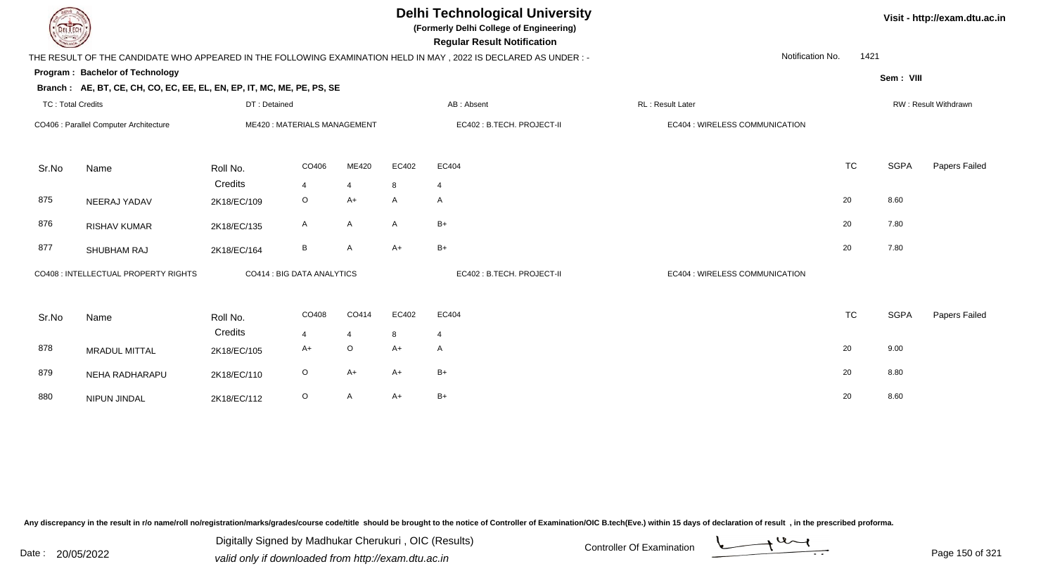# Delhi Technological University

**(Formerly Delhi College of Engineering)**

**Regular Result Notification**

Visit - http://exam.dtu.ac.in

THE RESULT OF THE CANDIDATE WHO APPEARED IN THE FOLLOWING EXAMINATION HELD IN MAY , 2022 IS DECLARED AS UNDER : -

Notification No. 1421

**Program : Bachelor of Technology**

Sem : VIII

**Branch : AE, BT, CE, CH, CO, EC, EE, EL, EN, EP, IT, MC, ME, PE, PS, SE**

TC : Total Credits | DT : Detained | AB : Absent | RL : Result Later | RW : Result Withdrawn

CO406 : Parallel Computer Architecture | ME420 : MATERIALS MANAGEMENT | EC402 : B.TECH. PROJECT-II | EC404 : WIRELESS COMMUNICATION

| Sr.No | Name | Roll No. | CO406 | ME420 | EC402 | EC404 | TC | SGPA | Papers Failed |
|---|---|---|---|---|---|---|---|---|---|
| | | Credits | 4 | 4 | 8 | 4 | | | |
| 875 | NEERAJ YADAV | 2K18/EC/109 | O | A+ | A | A | 20 | 8.60 | |
| 876 | RISHAV KUMAR | 2K18/EC/135 | A | A | A | B+ | 20 | 7.80 | |
| 877 | SHUBHAM RAJ | 2K18/EC/164 | B | A | A+ | B+ | 20 | 7.80 | |

CO408 : INTELLECTUAL PROPERTY RIGHTS | CO414 : BIG DATA ANALYTICS | EC402 : B.TECH. PROJECT-II | EC404 : WIRELESS COMMUNICATION

| Sr.No | Name | Roll No. | CO408 | CO414 | EC402 | EC404 | TC | SGPA | Papers Failed |
|---|---|---|---|---|---|---|---|---|---|
| | | Credits | 4 | 4 | 8 | 4 | | | |
| 878 | MRADUL MITTAL | 2K18/EC/105 | A+ | O | A+ | A | 20 | 9.00 | |
| 879 | NEHA RADHARAPU | 2K18/EC/110 | O | A+ | A+ | B+ | 20 | 8.80 | |
| 880 | NIPUN JINDAL | 2K18/EC/112 | O | A | A+ | B+ | 20 | 8.60 | |

Any discrepancy in the result in r/o name/roll no/registration/marks/grades/course code/title should be brought to the notice of Controller of Examination/OIC B.tech(Eve.) within 15 days of declaration of result , in the prescribed proforma.

Date : 20/05/2022

Digitally Signed by Madhukar Cherukuri , OIC (Results)
valid only if downloaded from http://exam.dtu.ac.in

Controller Of Examination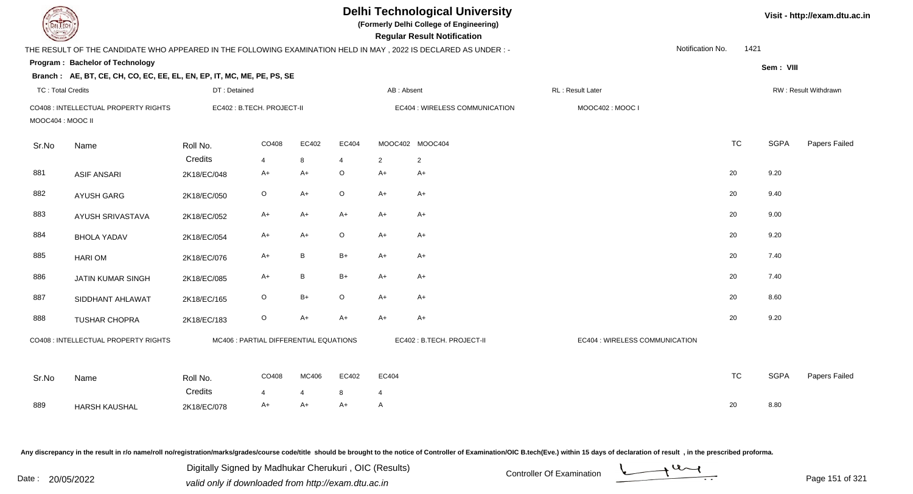# Delhi Technological University

**(Formerly Delhi College of Engineering)**

**Regular Result Notification**

Visit - http://exam.dtu.ac.in

THE RESULT OF THE CANDIDATE WHO APPEARED IN THE FOLLOWING EXAMINATION HELD IN MAY , 2022 IS DECLARED AS UNDER : -

Notification No. 1421

**Program : Bachelor of Technology**

Sem : VIII

**Branch : AE, BT, CE, CH, CO, EC, EE, EL, EN, EP, IT, MC, ME, PE, PS, SE**

TC : Total Credits | DT : Detained | AB : Absent | RL : Result Later | RW : Result Withdrawn

CO408 : INTELLECTUAL PROPERTY RIGHTS | EC402 : B.TECH. PROJECT-II | EC404 : WIRELESS COMMUNICATION | MOOC402 : MOOC I | MOOC404 : MOOC II

| Sr.No | Name | Roll No. | CO408 | EC402 | EC404 | MOOC402 | MOOC404 | TC | SGPA | Papers Failed |
|---|---|---|---|---|---|---|---|---|---|---|
| | | Credits | 4 | 8 | 4 | 2 | 2 | | | |
| 881 | ASIF ANSARI | 2K18/EC/048 | A+ | A+ | O | A+ | A+ | 20 | 9.20 | |
| 882 | AYUSH GARG | 2K18/EC/050 | O | A+ | O | A+ | A+ | 20 | 9.40 | |
| 883 | AYUSH SRIVASTAVA | 2K18/EC/052 | A+ | A+ | A+ | A+ | A+ | 20 | 9.00 | |
| 884 | BHOLA YADAV | 2K18/EC/054 | A+ | A+ | O | A+ | A+ | 20 | 9.20 | |
| 885 | HARI OM | 2K18/EC/076 | A+ | B | B+ | A+ | A+ | 20 | 7.40 | |
| 886 | JATIN KUMAR SINGH | 2K18/EC/085 | A+ | B | B+ | A+ | A+ | 20 | 7.40 | |
| 887 | SIDDHANT AHLAWAT | 2K18/EC/165 | O | B+ | O | A+ | A+ | 20 | 8.60 | |
| 888 | TUSHAR CHOPRA | 2K18/EC/183 | O | A+ | A+ | A+ | A+ | 20 | 9.20 | |

CO408 : INTELLECTUAL PROPERTY RIGHTS | MC406 : PARTIAL DIFFERENTIAL EQUATIONS | EC402 : B.TECH. PROJECT-II | EC404 : WIRELESS COMMUNICATION

| Sr.No | Name | Roll No. | CO408 | MC406 | EC402 | EC404 | TC | SGPA | Papers Failed |
|---|---|---|---|---|---|---|---|---|---|
| | | Credits | 4 | 4 | 8 | 4 | | | |
| 889 | HARSH KAUSHAL | 2K18/EC/078 | A+ | A+ | A+ | A | 20 | 8.80 | |

Any discrepancy in the result in r/o name/roll no/registration/marks/grades/course code/title should be brought to the notice of Controller of Examination/OIC B.tech(Eve.) within 15 days of declaration of result , in the prescribed proforma.

Date : 20/05/2022

Digitally Signed by Madhukar Cherukuri , OIC (Results)
valid only if downloaded from http://exam.dtu.ac.in

Controller Of Examination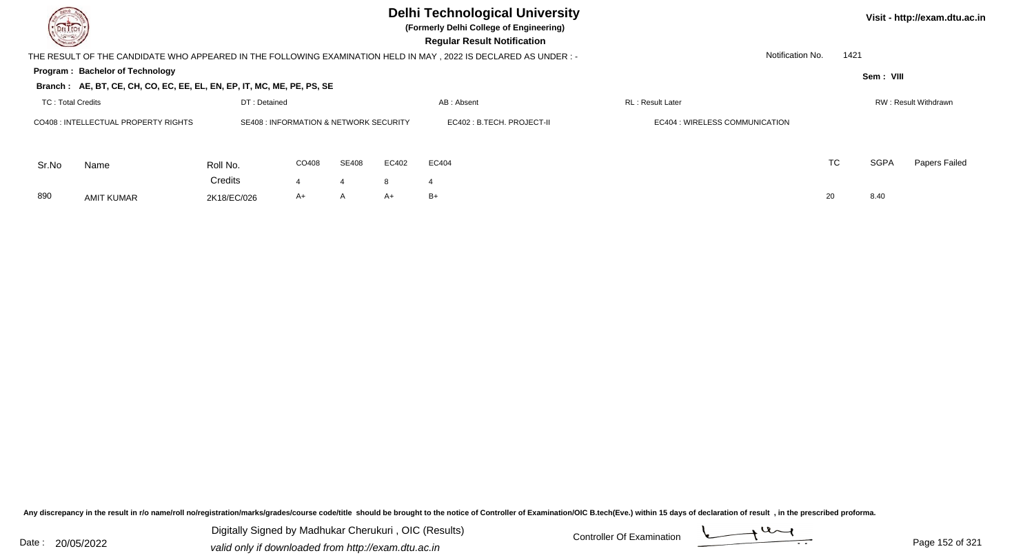# Delhi Technological University

**(Formerly Delhi College of Engineering)**

**Regular Result Notification**

Visit - http://exam.dtu.ac.in

THE RESULT OF THE CANDIDATE WHO APPEARED IN THE FOLLOWING EXAMINATION HELD IN MAY , 2022 IS DECLARED AS UNDER : -

Notification No. 1421

**Program : Bachelor of Technology**

**Sem : VIII**

**Branch : AE, BT, CE, CH, CO, EC, EE, EL, EN, EP, IT, MC, ME, PE, PS, SE**

TC : Total Credits | DT : Detained | AB : Absent | RL : Result Later | RW : Result Withdrawn

CO408 : INTELLECTUAL PROPERTY RIGHTS | SE408 : INFORMATION & NETWORK SECURITY | EC402 : B.TECH. PROJECT-II | EC404 : WIRELESS COMMUNICATION

| Sr.No | Name | Roll No. | CO408 | SE408 | EC402 | EC404 | TC | SGPA | Papers Failed |
|---|---|---|---|---|---|---|---|---|---|
| | | Credits | 4 | 4 | 8 | 4 | | | |
| 890 | AMIT KUMAR | 2K18/EC/026 | A+ | A | A+ | B+ | 20 | 8.40 | |

Any discrepancy in the result in r/o name/roll no/registration/marks/grades/course code/title should be brought to the notice of Controller of Examination/OIC B.tech(Eve.) within 15 days of declaration of result , in the prescribed proforma.

Date : 20/05/2022

Digitally Signed by Madhukar Cherukuri , OIC (Results)

valid only if downloaded from http://exam.dtu.ac.in

Controller Of Examination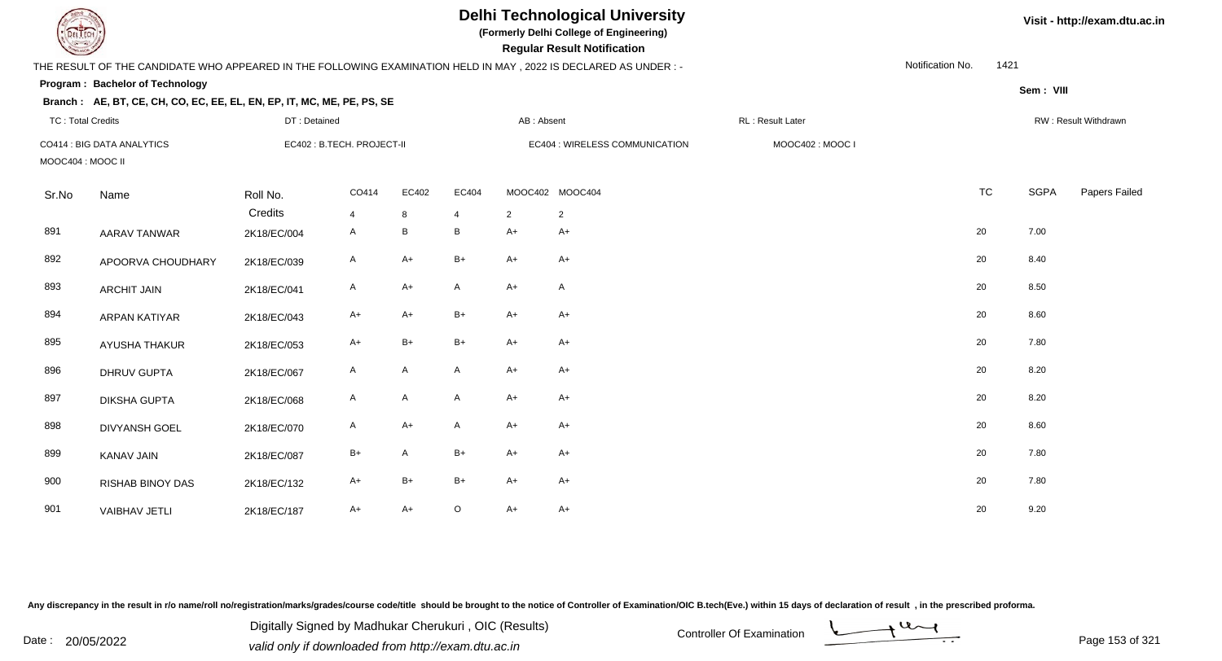# Delhi Technological University

**(Formerly Delhi College of Engineering)**

**Regular Result Notification**

Visit - http://exam.dtu.ac.in

THE RESULT OF THE CANDIDATE WHO APPEARED IN THE FOLLOWING EXAMINATION HELD IN MAY , 2022 IS DECLARED AS UNDER : -

Notification No. 1421

**Program : Bachelor of Technology**

Sem : VIII

**Branch : AE, BT, CE, CH, CO, EC, EE, EL, EN, EP, IT, MC, ME, PE, PS, SE**

TC : Total Credits | DT : Detained | AB : Absent | RL : Result Later | RW : Result Withdrawn

CO414 : BIG DATA ANALYTICS | EC402 : B.TECH. PROJECT-II | EC404 : WIRELESS COMMUNICATION | MOOC402 : MOOC I | MOOC404 : MOOC II

| Sr.No | Name | Roll No. | CO414 | EC402 | EC404 | MOOC402 | MOOC404 | TC | SGPA | Papers Failed |
|---|---|---|---|---|---|---|---|---|---|---|
| | | Credits | 4 | 8 | 4 | 2 | 2 | | | |
| 891 | AARAV TANWAR | 2K18/EC/004 | A | B | B | A+ | A+ | 20 | 7.00 | |
| 892 | APOORVA CHOUDHARY | 2K18/EC/039 | A | A+ | B+ | A+ | A+ | 20 | 8.40 | |
| 893 | ARCHIT JAIN | 2K18/EC/041 | A | A+ | A | A+ | A | 20 | 8.50 | |
| 894 | ARPAN KATIYAR | 2K18/EC/043 | A+ | A+ | B+ | A+ | A+ | 20 | 8.60 | |
| 895 | AYUSHA THAKUR | 2K18/EC/053 | A+ | B+ | B+ | A+ | A+ | 20 | 7.80 | |
| 896 | DHRUV GUPTA | 2K18/EC/067 | A | A | A | A+ | A+ | 20 | 8.20 | |
| 897 | DIKSHA GUPTA | 2K18/EC/068 | A | A | A | A+ | A+ | 20 | 8.20 | |
| 898 | DIVYANSH GOEL | 2K18/EC/070 | A | A+ | A | A+ | A+ | 20 | 8.60 | |
| 899 | KANAV JAIN | 2K18/EC/087 | B+ | A | B+ | A+ | A+ | 20 | 7.80 | |
| 900 | RISHAB BINOY DAS | 2K18/EC/132 | A+ | B+ | B+ | A+ | A+ | 20 | 7.80 | |
| 901 | VAIBHAV JETLI | 2K18/EC/187 | A+ | A+ | O | A+ | A+ | 20 | 9.20 | |

Any discrepancy in the result in r/o name/roll no/registration/marks/grades/course code/title should be brought to the notice of Controller of Examination/OIC B.tech(Eve.) within 15 days of declaration of result , in the prescribed proforma.

Date : 20/05/2022

Digitally Signed by Madhukar Cherukuri , OIC (Results)
valid only if downloaded from http://exam.dtu.ac.in

Controller Of Examination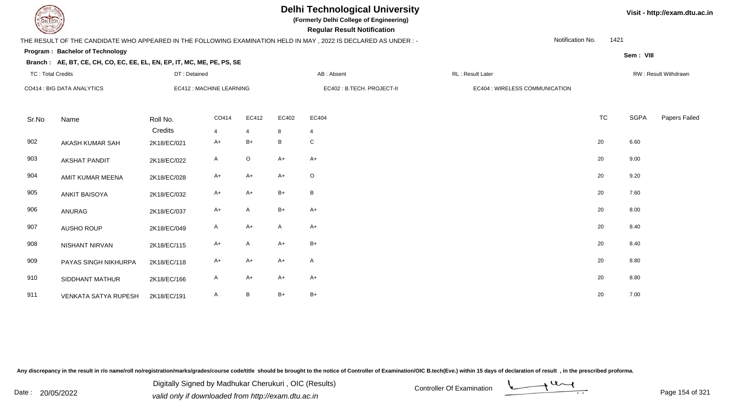# Delhi Technological University

**(Formerly Delhi College of Engineering)**

**Regular Result Notification**

Visit - http://exam.dtu.ac.in

THE RESULT OF THE CANDIDATE WHO APPEARED IN THE FOLLOWING EXAMINATION HELD IN MAY , 2022 IS DECLARED AS UNDER : -

Notification No. 1421

**Program : Bachelor of Technology**

Sem : VIII

**Branch : AE, BT, CE, CH, CO, EC, EE, EL, EN, EP, IT, MC, ME, PE, PS, SE**

TC : Total Credits | DT : Detained | AB : Absent | RL : Result Later | RW : Result Withdrawn

CO414 : BIG DATA ANALYTICS | EC412 : MACHINE LEARNING | EC402 : B.TECH. PROJECT-II | EC404 : WIRELESS COMMUNICATION

| Sr.No | Name | Roll No. | CO414 | EC412 | EC402 | EC404 | TC | SGPA | Papers Failed |
|---|---|---|---|---|---|---|---|---|---|
| | | Credits | 4 | 4 | 8 | 4 | | | |
| 902 | AKASH KUMAR SAH | 2K18/EC/021 | A+ | B+ | B | C | 20 | 6.60 | |
| 903 | AKSHAT PANDIT | 2K18/EC/022 | A | O | A+ | A+ | 20 | 9.00 | |
| 904 | AMIT KUMAR MEENA | 2K18/EC/028 | A+ | A+ | A+ | O | 20 | 9.20 | |
| 905 | ANKIT BAISOYA | 2K18/EC/032 | A+ | A+ | B+ | B | 20 | 7.60 | |
| 906 | ANURAG | 2K18/EC/037 | A+ | A | B+ | A+ | 20 | 8.00 | |
| 907 | AUSHO ROUP | 2K18/EC/049 | A | A+ | A | A+ | 20 | 8.40 | |
| 908 | NISHANT NIRVAN | 2K18/EC/115 | A+ | A | A+ | B+ | 20 | 8.40 | |
| 909 | PAYAS SINGH NIKHURPA | 2K18/EC/118 | A+ | A+ | A+ | A | 20 | 8.80 | |
| 910 | SIDDHANT MATHUR | 2K18/EC/166 | A | A+ | A+ | A+ | 20 | 8.80 | |
| 911 | VENKATA SATYA RUPESH | 2K18/EC/191 | A | B | B+ | B+ | 20 | 7.00 | |

Any discrepancy in the result in r/o name/roll no/registration/marks/grades/course code/title should be brought to the notice of Controller of Examination/OIC B.tech(Eve.) within 15 days of declaration of result , in the prescribed proforma.

Date : 20/05/2022

Digitally Signed by Madhukar Cherukuri , OIC (Results)
valid only if downloaded from http://exam.dtu.ac.in

Controller Of Examination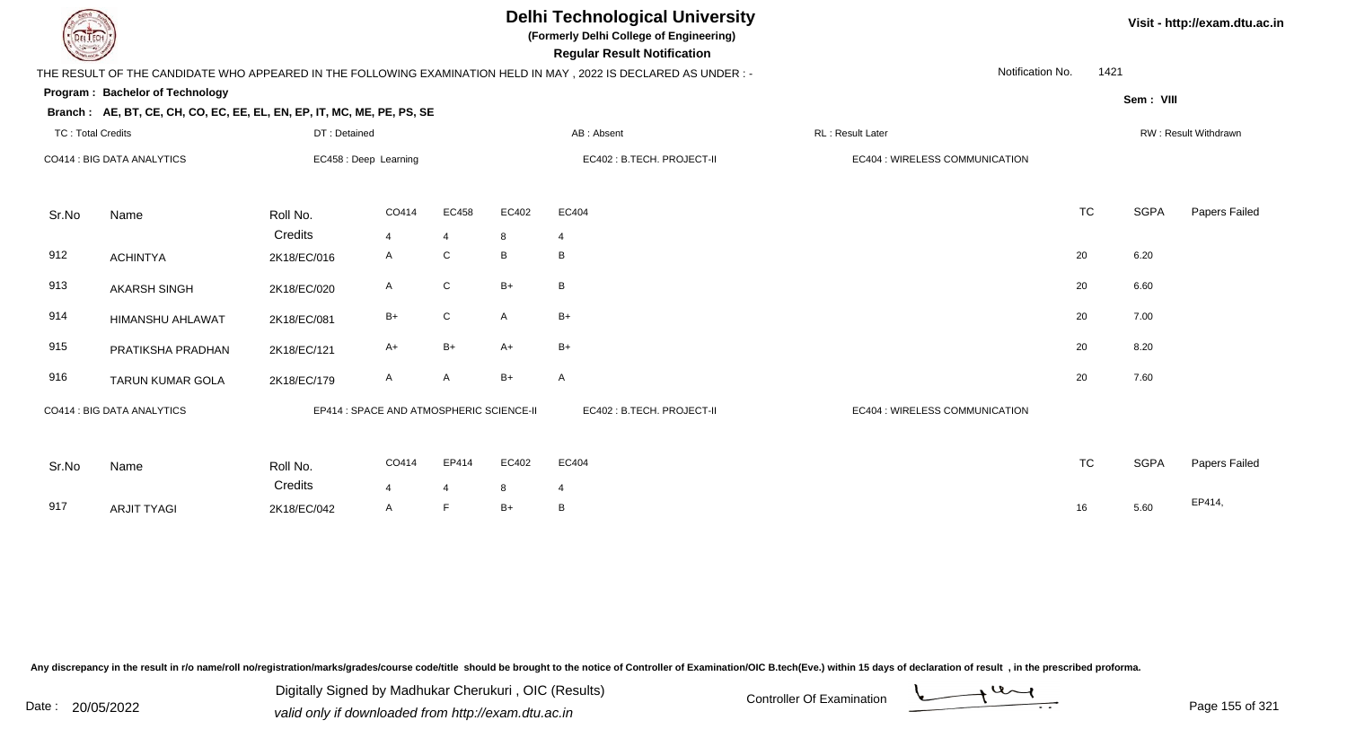# Delhi Technological University

**(Formerly Delhi College of Engineering)**

**Regular Result Notification**

Visit - http://exam.dtu.ac.in

THE RESULT OF THE CANDIDATE WHO APPEARED IN THE FOLLOWING EXAMINATION HELD IN MAY , 2022 IS DECLARED AS UNDER : -

Notification No. 1421

**Program : Bachelor of Technology**

Sem : VIII

**Branch : AE, BT, CE, CH, CO, EC, EE, EL, EN, EP, IT, MC, ME, PE, PS, SE**

TC : Total Credits | DT : Detained | AB : Absent | RL : Result Later | RW : Result Withdrawn

CO414 : BIG DATA ANALYTICS | EC458 : Deep Learning | EC402 : B.TECH. PROJECT-II | EC404 : WIRELESS COMMUNICATION

| Sr.No | Name | Roll No. | CO414 | EC458 | EC402 | EC404 | TC | SGPA | Papers Failed |
|---|---|---|---|---|---|---|---|---|---|
| | | Credits | 4 | 4 | 8 | 4 | | | |
| 912 | ACHINTYA | 2K18/EC/016 | A | C | B | B | 20 | 6.20 | |
| 913 | AKARSH SINGH | 2K18/EC/020 | A | C | B+ | B | 20 | 6.60 | |
| 914 | HIMANSHU AHLAWAT | 2K18/EC/081 | B+ | C | A | B+ | 20 | 7.00 | |
| 915 | PRATIKSHA PRADHAN | 2K18/EC/121 | A+ | B+ | A+ | B+ | 20 | 8.20 | |
| 916 | TARUN KUMAR GOLA | 2K18/EC/179 | A | A | B+ | A | 20 | 7.60 | |

CO414 : BIG DATA ANALYTICS | EP414 : SPACE AND ATMOSPHERIC SCIENCE-II | EC402 : B.TECH. PROJECT-II | EC404 : WIRELESS COMMUNICATION

| Sr.No | Name | Roll No. | CO414 | EP414 | EC402 | EC404 | TC | SGPA | Papers Failed |
|---|---|---|---|---|---|---|---|---|---|
| | | Credits | 4 | 4 | 8 | 4 | | | |
| 917 | ARJIT TYAGI | 2K18/EC/042 | A | F | B+ | B | 16 | 5.60 | EP414, |

Any discrepancy in the result in r/o name/roll no/registration/marks/grades/course code/title should be brought to the notice of Controller of Examination/OIC B.tech(Eve.) within 15 days of declaration of result , in the prescribed proforma.

Date : 20/05/2022

Digitally Signed by Madhukar Cherukuri , OIC (Results)
valid only if downloaded from http://exam.dtu.ac.in

Controller Of Examination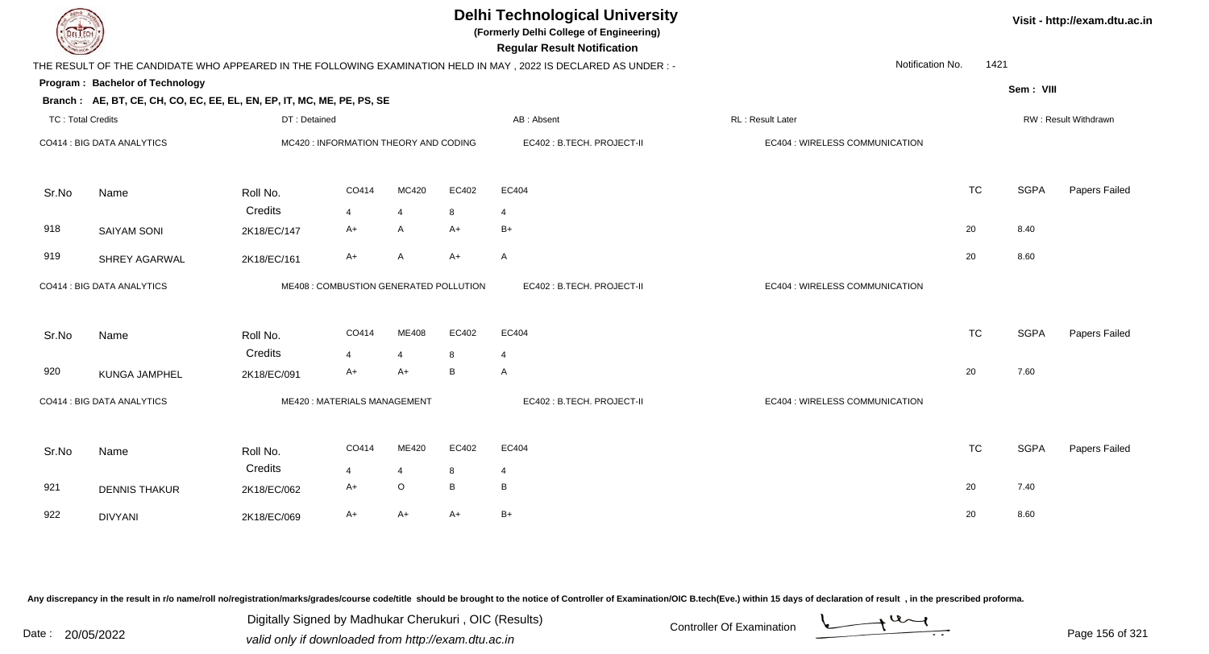# Delhi Technological University

**(Formerly Delhi College of Engineering)**

**Regular Result Notification**

Visit - http://exam.dtu.ac.in

THE RESULT OF THE CANDIDATE WHO APPEARED IN THE FOLLOWING EXAMINATION HELD IN MAY , 2022 IS DECLARED AS UNDER : -

Notification No. 1421

**Program : Bachelor of Technology**

Sem : VIII

**Branch : AE, BT, CE, CH, CO, EC, EE, EL, EN, EP, IT, MC, ME, PE, PS, SE**

TC : Total Credits | DT : Detained | AB : Absent | RL : Result Later | RW : Result Withdrawn

CO414 : BIG DATA ANALYTICS | MC420 : INFORMATION THEORY AND CODING | EC402 : B.TECH. PROJECT-II | EC404 : WIRELESS COMMUNICATION

| Sr.No | Name | Roll No. | CO414 | MC420 | EC402 | EC404 | TC | SGPA | Papers Failed |
|---|---|---|---|---|---|---|---|---|---|
| | | Credits | 4 | 4 | 8 | 4 | | | |
| 918 | SAIYAM SONI | 2K18/EC/147 | A+ | A | A+ | B+ | 20 | 8.40 | |
| 919 | SHREY AGARWAL | 2K18/EC/161 | A+ | A | A+ | A | 20 | 8.60 | |

CO414 : BIG DATA ANALYTICS | ME408 : COMBUSTION GENERATED POLLUTION | EC402 : B.TECH. PROJECT-II | EC404 : WIRELESS COMMUNICATION

| Sr.No | Name | Roll No. | CO414 | ME408 | EC402 | EC404 | TC | SGPA | Papers Failed |
|---|---|---|---|---|---|---|---|---|---|
| | | Credits | 4 | 4 | 8 | 4 | | | |
| 920 | KUNGA JAMPHEL | 2K18/EC/091 | A+ | A+ | B | A | 20 | 7.60 | |

CO414 : BIG DATA ANALYTICS | ME420 : MATERIALS MANAGEMENT | EC402 : B.TECH. PROJECT-II | EC404 : WIRELESS COMMUNICATION

| Sr.No | Name | Roll No. | CO414 | ME420 | EC402 | EC404 | TC | SGPA | Papers Failed |
|---|---|---|---|---|---|---|---|---|---|
| | | Credits | 4 | 4 | 8 | 4 | | | |
| 921 | DENNIS THAKUR | 2K18/EC/062 | A+ | O | B | B | 20 | 7.40 | |
| 922 | DIVYANI | 2K18/EC/069 | A+ | A+ | A+ | B+ | 20 | 8.60 | |

Any discrepancy in the result in r/o name/roll no/registration/marks/grades/course code/title should be brought to the notice of Controller of Examination/OIC B.tech(Eve.) within 15 days of declaration of result , in the prescribed proforma.

Date : 20/05/2022

Digitally Signed by Madhukar Cherukuri , OIC (Results)
valid only if downloaded from http://exam.dtu.ac.in

Controller Of Examination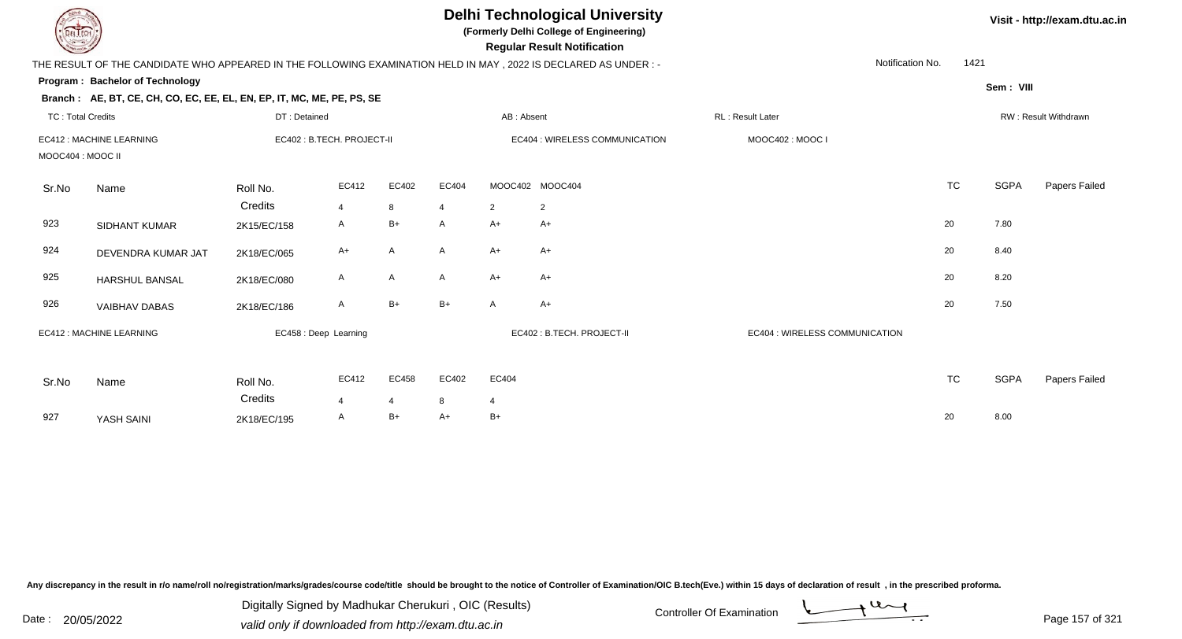# Delhi Technological University

**(Formerly Delhi College of Engineering)**

**Regular Result Notification**

Visit - http://exam.dtu.ac.in

THE RESULT OF THE CANDIDATE WHO APPEARED IN THE FOLLOWING EXAMINATION HELD IN MAY , 2022 IS DECLARED AS UNDER : -

Notification No. 1421

**Program : Bachelor of Technology**

Sem : VIII

**Branch : AE, BT, CE, CH, CO, EC, EE, EL, EN, EP, IT, MC, ME, PE, PS, SE**

TC : Total Credits | DT : Detained | AB : Absent | RL : Result Later | RW : Result Withdrawn

EC412 : MACHINE LEARNING | EC402 : B.TECH. PROJECT-II | EC404 : WIRELESS COMMUNICATION | MOOC402 : MOOC I | MOOC404 : MOOC II

| Sr.No | Name | Roll No. | EC412 | EC402 | EC404 | MOOC402 | MOOC404 | TC | SGPA | Papers Failed |
|---|---|---|---|---|---|---|---|---|---|---|
| | | Credits | 4 | 8 | 4 | 2 | 2 | | | |
| 923 | SIDHANT KUMAR | 2K15/EC/158 | A | B+ | A | A+ | A+ | 20 | 7.80 | |
| 924 | DEVENDRA KUMAR JAT | 2K18/EC/065 | A+ | A | A | A+ | A+ | 20 | 8.40 | |
| 925 | HARSHUL BANSAL | 2K18/EC/080 | A | A | A | A+ | A+ | 20 | 8.20 | |
| 926 | VAIBHAV DABAS | 2K18/EC/186 | A | B+ | B+ | A | A+ | 20 | 7.50 | |

EC412 : MACHINE LEARNING | EC458 : Deep Learning | EC402 : B.TECH. PROJECT-II | EC404 : WIRELESS COMMUNICATION

| Sr.No | Name | Roll No. | EC412 | EC458 | EC402 | EC404 | TC | SGPA | Papers Failed |
|---|---|---|---|---|---|---|---|---|---|
| | | Credits | 4 | 4 | 8 | 4 | | | |
| 927 | YASH SAINI | 2K18/EC/195 | A | B+ | A+ | B+ | 20 | 8.00 | |

Any discrepancy in the result in r/o name/roll no/registration/marks/grades/course code/title should be brought to the notice of Controller of Examination/OIC B.tech(Eve.) within 15 days of declaration of result , in the prescribed proforma.

Date : 20/05/2022

Digitally Signed by Madhukar Cherukuri , OIC (Results)
valid only if downloaded from http://exam.dtu.ac.in

Controller Of Examination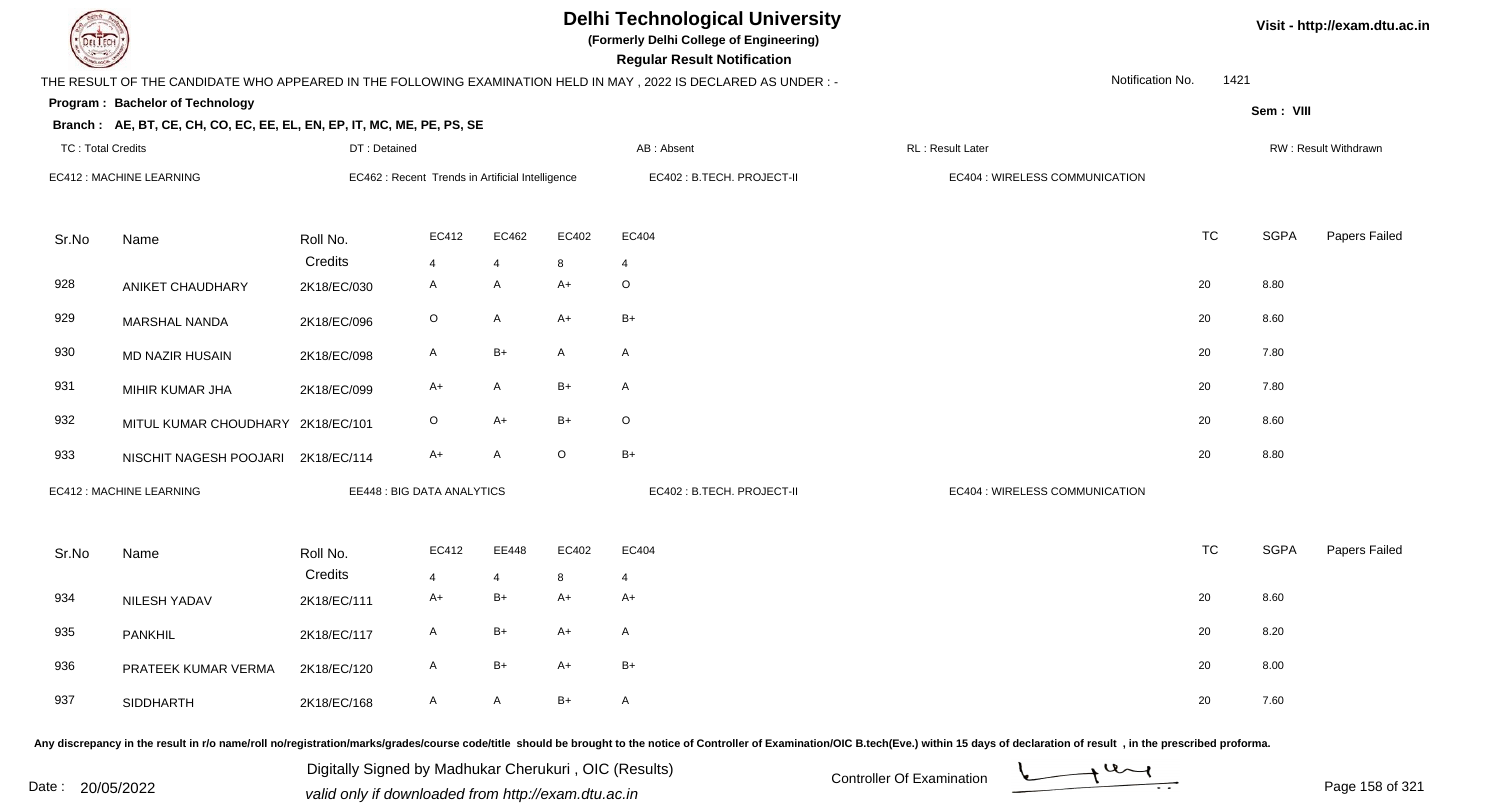# Delhi Technological University

**(Formerly Delhi College of Engineering)**

**Regular Result Notification**

Visit - http://exam.dtu.ac.in

THE RESULT OF THE CANDIDATE WHO APPEARED IN THE FOLLOWING EXAMINATION HELD IN MAY , 2022 IS DECLARED AS UNDER : -

Notification No. 1421

**Program : Bachelor of Technology**

Sem : VIII

**Branch : AE, BT, CE, CH, CO, EC, EE, EL, EN, EP, IT, MC, ME, PE, PS, SE**

TC : Total Credits | DT : Detained | AB : Absent | RL : Result Later | RW : Result Withdrawn

EC412 : MACHINE LEARNING | EC462 : Recent Trends in Artificial Intelligence | EC402 : B.TECH. PROJECT-II | EC404 : WIRELESS COMMUNICATION

| Sr.No | Name | Roll No. | EC412 | EC462 | EC402 | EC404 | TC | SGPA | Papers Failed |
|---|---|---|---|---|---|---|---|---|---|
| | | Credits | 4 | 4 | 8 | 4 | | | |
| 928 | ANIKET CHAUDHARY | 2K18/EC/030 | A | A | A+ | O | 20 | 8.80 | |
| 929 | MARSHAL NANDA | 2K18/EC/096 | O | A | A+ | B+ | 20 | 8.60 | |
| 930 | MD NAZIR HUSAIN | 2K18/EC/098 | A | B+ | A | A | 20 | 7.80 | |
| 931 | MIHIR KUMAR JHA | 2K18/EC/099 | A+ | A | B+ | A | 20 | 7.80 | |
| 932 | MITUL KUMAR CHOUDHARY | 2K18/EC/101 | O | A+ | B+ | O | 20 | 8.60 | |
| 933 | NISCHIT NAGESH POOJARI | 2K18/EC/114 | A+ | A | O | B+ | 20 | 8.80 | |

EC412 : MACHINE LEARNING | EE448 : BIG DATA ANALYTICS | EC402 : B.TECH. PROJECT-II | EC404 : WIRELESS COMMUNICATION

| Sr.No | Name | Roll No. | EC412 | EE448 | EC402 | EC404 | TC | SGPA | Papers Failed |
|---|---|---|---|---|---|---|---|---|---|
| | | Credits | 4 | 4 | 8 | 4 | | | |
| 934 | NILESH YADAV | 2K18/EC/111 | A+ | B+ | A+ | A+ | 20 | 8.60 | |
| 935 | PANKHIL | 2K18/EC/117 | A | B+ | A+ | A | 20 | 8.20 | |
| 936 | PRATEEK KUMAR VERMA | 2K18/EC/120 | A | B+ | A+ | B+ | 20 | 8.00 | |
| 937 | SIDDHARTH | 2K18/EC/168 | A | A | B+ | A | 20 | 7.60 | |

Any discrepancy in the result in r/o name/roll no/registration/marks/grades/course code/title should be brought to the notice of Controller of Examination/OIC B.tech(Eve.) within 15 days of declaration of result , in the prescribed proforma.

Date : 20/05/2022

Digitally Signed by Madhukar Cherukuri , OIC (Results)
valid only if downloaded from http://exam.dtu.ac.in

Controller Of Examination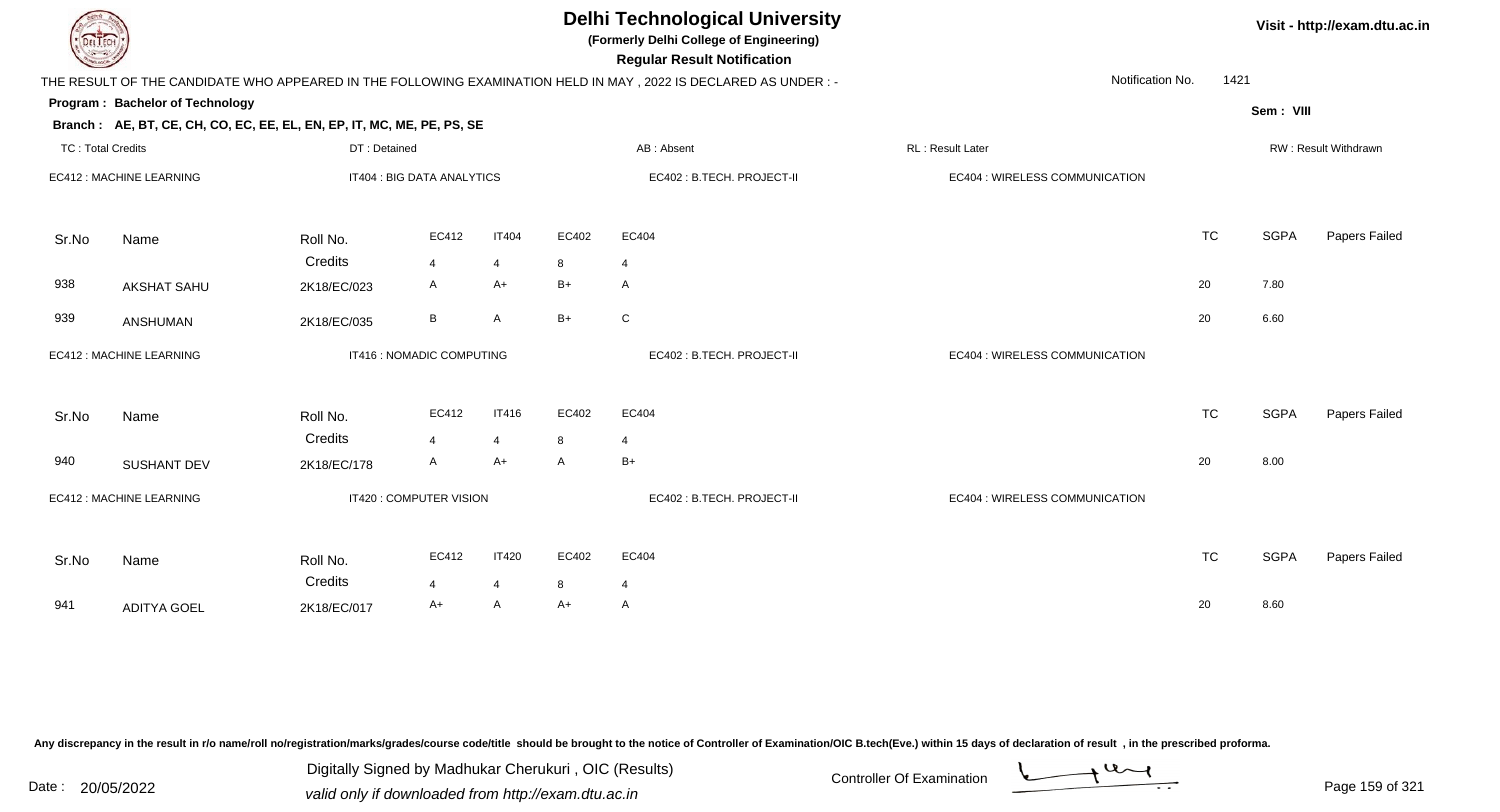# Delhi Technological University

**(Formerly Delhi College of Engineering)**

**Regular Result Notification**

Visit - http://exam.dtu.ac.in

THE RESULT OF THE CANDIDATE WHO APPEARED IN THE FOLLOWING EXAMINATION HELD IN MAY , 2022 IS DECLARED AS UNDER : -

Notification No. 1421

**Program : Bachelor of Technology**

Sem : VIII

**Branch : AE, BT, CE, CH, CO, EC, EE, EL, EN, EP, IT, MC, ME, PE, PS, SE**

TC : Total Credits | DT : Detained | AB : Absent | RL : Result Later | RW : Result Withdrawn

EC412 : MACHINE LEARNING | IT404 : BIG DATA ANALYTICS | EC402 : B.TECH. PROJECT-II | EC404 : WIRELESS COMMUNICATION

| Sr.No | Name | Roll No. | EC412 | IT404 | EC402 | EC404 | TC | SGPA | Papers Failed |
|---|---|---|---|---|---|---|---|---|---|
| | | Credits | 4 | 4 | 8 | 4 | | | |
| 938 | AKSHAT SAHU | 2K18/EC/023 | A | A+ | B+ | A | 20 | 7.80 | |
| 939 | ANSHUMAN | 2K18/EC/035 | B | A | B+ | C | 20 | 6.60 | |

EC412 : MACHINE LEARNING | IT416 : NOMADIC COMPUTING | EC402 : B.TECH. PROJECT-II | EC404 : WIRELESS COMMUNICATION

| Sr.No | Name | Roll No. | EC412 | IT416 | EC402 | EC404 | TC | SGPA | Papers Failed |
|---|---|---|---|---|---|---|---|---|---|
| | | Credits | 4 | 4 | 8 | 4 | | | |
| 940 | SUSHANT DEV | 2K18/EC/178 | A | A+ | A | B+ | 20 | 8.00 | |

EC412 : MACHINE LEARNING | IT420 : COMPUTER VISION | EC402 : B.TECH. PROJECT-II | EC404 : WIRELESS COMMUNICATION

| Sr.No | Name | Roll No. | EC412 | IT420 | EC402 | EC404 | TC | SGPA | Papers Failed |
|---|---|---|---|---|---|---|---|---|---|
| | | Credits | 4 | 4 | 8 | 4 | | | |
| 941 | ADITYA GOEL | 2K18/EC/017 | A+ | A | A+ | A | 20 | 8.60 | |

Any discrepancy in the result in r/o name/roll no/registration/marks/grades/course code/title should be brought to the notice of Controller of Examination/OIC B.tech(Eve.) within 15 days of declaration of result , in the prescribed proforma.

Date : 20/05/2022

Digitally Signed by Madhukar Cherukuri , OIC (Results)
valid only if downloaded from http://exam.dtu.ac.in

Controller Of Examination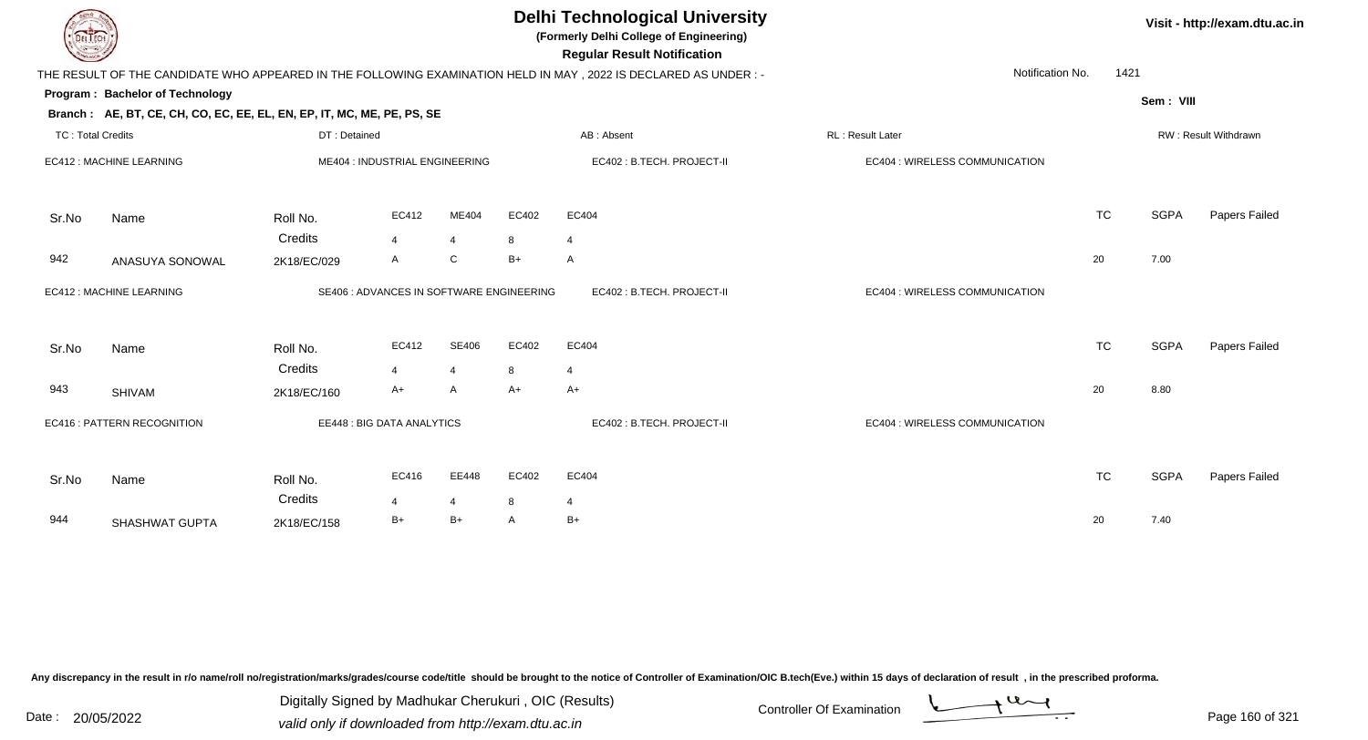# Delhi Technological University

**(Formerly Delhi College of Engineering)**

**Regular Result Notification**

Visit - http://exam.dtu.ac.in

THE RESULT OF THE CANDIDATE WHO APPEARED IN THE FOLLOWING EXAMINATION HELD IN MAY , 2022 IS DECLARED AS UNDER : -

Notification No. 1421

**Program : Bachelor of Technology**

Sem : VIII

**Branch : AE, BT, CE, CH, CO, EC, EE, EL, EN, EP, IT, MC, ME, PE, PS, SE**

TC : Total Credits | DT : Detained | AB : Absent | RL : Result Later | RW : Result Withdrawn

EC412 : MACHINE LEARNING | ME404 : INDUSTRIAL ENGINEERING | EC402 : B.TECH. PROJECT-II | EC404 : WIRELESS COMMUNICATION

| Sr.No | Name | Roll No. | EC412 | ME404 | EC402 | EC404 | TC | SGPA | Papers Failed |
|---|---|---|---|---|---|---|---|---|---|
| | | Credits | 4 | 4 | 8 | 4 | | | |
| 942 | ANASUYA SONOWAL | 2K18/EC/029 | A | C | B+ | A | 20 | 7.00 | |

EC412 : MACHINE LEARNING | SE406 : ADVANCES IN SOFTWARE ENGINEERING | EC402 : B.TECH. PROJECT-II | EC404 : WIRELESS COMMUNICATION

| Sr.No | Name | Roll No. | EC412 | SE406 | EC402 | EC404 | TC | SGPA | Papers Failed |
|---|---|---|---|---|---|---|---|---|---|
| | | Credits | 4 | 4 | 8 | 4 | | | |
| 943 | SHIVAM | 2K18/EC/160 | A+ | A | A+ | A+ | 20 | 8.80 | |

EC416 : PATTERN RECOGNITION | EE448 : BIG DATA ANALYTICS | EC402 : B.TECH. PROJECT-II | EC404 : WIRELESS COMMUNICATION

| Sr.No | Name | Roll No. | EC416 | EE448 | EC402 | EC404 | TC | SGPA | Papers Failed |
|---|---|---|---|---|---|---|---|---|---|
| | | Credits | 4 | 4 | 8 | 4 | | | |
| 944 | SHASHWAT GUPTA | 2K18/EC/158 | B+ | B+ | A | B+ | 20 | 7.40 | |

Any discrepancy in the result in r/o name/roll no/registration/marks/grades/course code/title should be brought to the notice of Controller of Examination/OIC B.tech(Eve.) within 15 days of declaration of result , in the prescribed proforma.

Date : 20/05/2022

Digitally Signed by Madhukar Cherukuri , OIC (Results)
valid only if downloaded from http://exam.dtu.ac.in

Controller Of Examination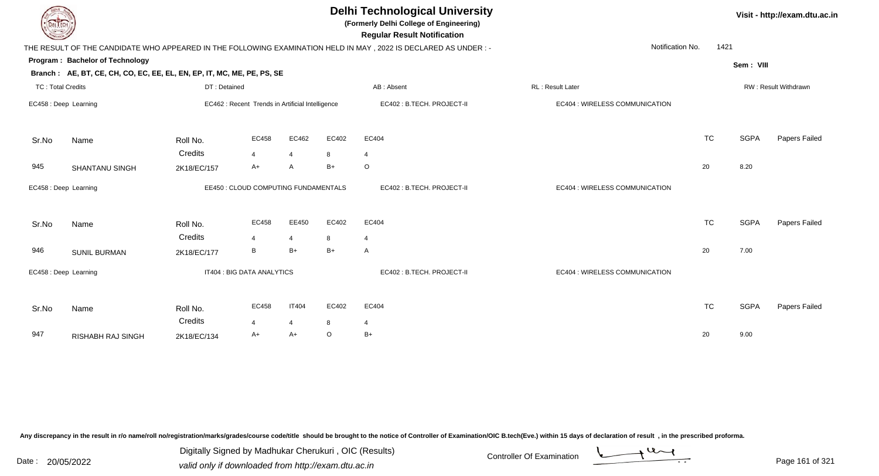# Delhi Technological University

**(Formerly Delhi College of Engineering)**

**Regular Result Notification**

Visit - http://exam.dtu.ac.in

THE RESULT OF THE CANDIDATE WHO APPEARED IN THE FOLLOWING EXAMINATION HELD IN MAY , 2022 IS DECLARED AS UNDER : -

Notification No. 1421

**Program : Bachelor of Technology**

Sem : VIII

**Branch : AE, BT, CE, CH, CO, EC, EE, EL, EN, EP, IT, MC, ME, PE, PS, SE**

TC : Total Credits | DT : Detained | AB : Absent | RL : Result Later | RW : Result Withdrawn

EC458 : Deep Learning | EC462 : Recent Trends in Artificial Intelligence | EC402 : B.TECH. PROJECT-II | EC404 : WIRELESS COMMUNICATION

| Sr.No | Name | Roll No. | EC458 | EC462 | EC402 | EC404 | TC | SGPA | Papers Failed |
|---|---|---|---|---|---|---|---|---|---|
| | | Credits | 4 | 4 | 8 | 4 | | | |
| 945 | SHANTANU SINGH | 2K18/EC/157 | A+ | A | B+ | O | 20 | 8.20 | |

EC458 : Deep Learning | EE450 : CLOUD COMPUTING FUNDAMENTALS | EC402 : B.TECH. PROJECT-II | EC404 : WIRELESS COMMUNICATION

| Sr.No | Name | Roll No. | EC458 | EE450 | EC402 | EC404 | TC | SGPA | Papers Failed |
|---|---|---|---|---|---|---|---|---|---|
| | | Credits | 4 | 4 | 8 | 4 | | | |
| 946 | SUNIL BURMAN | 2K18/EC/177 | B | B+ | B+ | A | 20 | 7.00 | |

EC458 : Deep Learning | IT404 : BIG DATA ANALYTICS | EC402 : B.TECH. PROJECT-II | EC404 : WIRELESS COMMUNICATION

| Sr.No | Name | Roll No. | EC458 | IT404 | EC402 | EC404 | TC | SGPA | Papers Failed |
|---|---|---|---|---|---|---|---|---|---|
| | | Credits | 4 | 4 | 8 | 4 | | | |
| 947 | RISHABH RAJ SINGH | 2K18/EC/134 | A+ | A+ | O | B+ | 20 | 9.00 | |

Any discrepancy in the result in r/o name/roll no/registration/marks/grades/course code/title should be brought to the notice of Controller of Examination/OIC B.tech(Eve.) within 15 days of declaration of result , in the prescribed proforma.

Date : 20/05/2022

Digitally Signed by Madhukar Cherukuri , OIC (Results)
valid only if downloaded from http://exam.dtu.ac.in

Controller Of Examination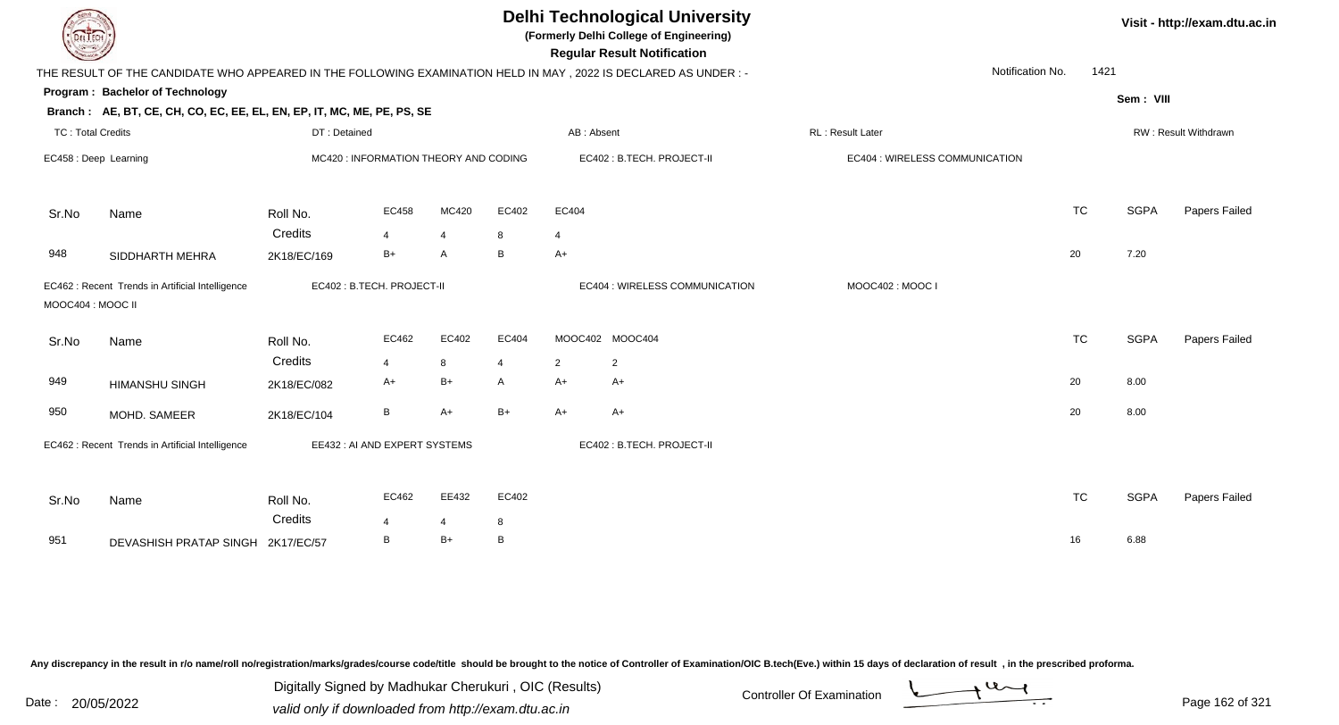# Delhi Technological University

**(Formerly Delhi College of Engineering)**

**Regular Result Notification**

Visit - http://exam.dtu.ac.in

THE RESULT OF THE CANDIDATE WHO APPEARED IN THE FOLLOWING EXAMINATION HELD IN MAY , 2022 IS DECLARED AS UNDER : -

Notification No. 1421

**Program : Bachelor of Technology**

Sem : VIII

**Branch : AE, BT, CE, CH, CO, EC, EE, EL, EN, EP, IT, MC, ME, PE, PS, SE**

TC : Total Credits | DT : Detained | AB : Absent | RL : Result Later | RW : Result Withdrawn

EC458 : Deep Learning | MC420 : INFORMATION THEORY AND CODING | EC402 : B.TECH. PROJECT-II | EC404 : WIRELESS COMMUNICATION

| Sr.No | Name | Roll No. | EC458 | MC420 | EC402 | EC404 | TC | SGPA | Papers Failed |
|---|---|---|---|---|---|---|---|---|---|
| | | Credits | 4 | 4 | 8 | 4 | | | |
| 948 | SIDDHARTH MEHRA | 2K18/EC/169 | B+ | A | B | A+ | 20 | 7.20 | |

EC462 : Recent Trends in Artificial Intelligence | EC402 : B.TECH. PROJECT-II | EC404 : WIRELESS COMMUNICATION | MOOC402 : MOOC I | MOOC404 : MOOC II

| Sr.No | Name | Roll No. | EC462 | EC402 | EC404 | MOOC402 | MOOC404 | TC | SGPA | Papers Failed |
|---|---|---|---|---|---|---|---|---|---|---|
| | | Credits | 4 | 8 | 4 | 2 | 2 | | | |
| 949 | HIMANSHU SINGH | 2K18/EC/082 | A+ | B+ | A | A+ | A+ | 20 | 8.00 | |
| 950 | MOHD. SAMEER | 2K18/EC/104 | B | A+ | B+ | A+ | A+ | 20 | 8.00 | |

EC462 : Recent Trends in Artificial Intelligence | EE432 : AI AND EXPERT SYSTEMS | EC402 : B.TECH. PROJECT-II

| Sr.No | Name | Roll No. | EC462 | EE432 | EC402 | TC | SGPA | Papers Failed |
|---|---|---|---|---|---|---|---|---|
| | | Credits | 4 | 4 | 8 | | | |
| 951 | DEVASHISH PRATAP SINGH | 2K17/EC/57 | B | B+ | B | 16 | 6.88 | |

Any discrepancy in the result in r/o name/roll no/registration/marks/grades/course code/title should be brought to the notice of Controller of Examination/OIC B.tech(Eve.) within 15 days of declaration of result , in the prescribed proforma.

Date : 20/05/2022

Digitally Signed by Madhukar Cherukuri , OIC (Results)
valid only if downloaded from http://exam.dtu.ac.in

Controller Of Examination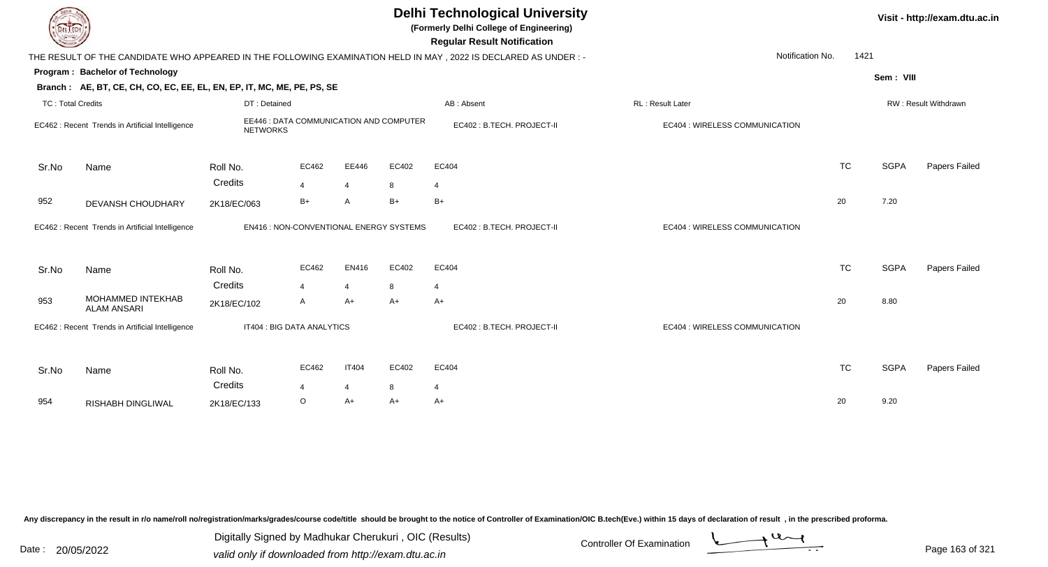# Delhi Technological University

**(Formerly Delhi College of Engineering)**

**Regular Result Notification**

Visit - http://exam.dtu.ac.in

THE RESULT OF THE CANDIDATE WHO APPEARED IN THE FOLLOWING EXAMINATION HELD IN MAY , 2022 IS DECLARED AS UNDER : -

Notification No. 1421

**Program : Bachelor of Technology**

Sem : VIII

**Branch : AE, BT, CE, CH, CO, EC, EE, EL, EN, EP, IT, MC, ME, PE, PS, SE**

TC : Total Credits | DT : Detained | AB : Absent | RL : Result Later | RW : Result Withdrawn

EC462 : Recent Trends in Artificial Intelligence | EE446 : DATA COMMUNICATION AND COMPUTER NETWORKS | EC402 : B.TECH. PROJECT-II | EC404 : WIRELESS COMMUNICATION

| Sr.No | Name | Roll No. | EC462 | EE446 | EC402 | EC404 | TC | SGPA | Papers Failed |
|---|---|---|---|---|---|---|---|---|---|
| | | Credits | 4 | 4 | 8 | 4 | | | |
| 952 | DEVANSH CHOUDHARY | 2K18/EC/063 | B+ | A | B+ | B+ | 20 | 7.20 | |

EC462 : Recent Trends in Artificial Intelligence | EN416 : NON-CONVENTIONAL ENERGY SYSTEMS | EC402 : B.TECH. PROJECT-II | EC404 : WIRELESS COMMUNICATION

| Sr.No | Name | Roll No. | EC462 | EN416 | EC402 | EC404 | TC | SGPA | Papers Failed |
|---|---|---|---|---|---|---|---|---|---|
| | | Credits | 4 | 4 | 8 | 4 | | | |
| 953 | MOHAMMED INTEKHAB ALAM ANSARI | 2K18/EC/102 | A | A+ | A+ | A+ | 20 | 8.80 | |

EC462 : Recent Trends in Artificial Intelligence | IT404 : BIG DATA ANALYTICS | EC402 : B.TECH. PROJECT-II | EC404 : WIRELESS COMMUNICATION

| Sr.No | Name | Roll No. | EC462 | IT404 | EC402 | EC404 | TC | SGPA | Papers Failed |
|---|---|---|---|---|---|---|---|---|---|
| | | Credits | 4 | 4 | 8 | 4 | | | |
| 954 | RISHABH DINGLIWAL | 2K18/EC/133 | O | A+ | A+ | A+ | 20 | 9.20 | |

Any discrepancy in the result in r/o name/roll no/registration/marks/grades/course code/title should be brought to the notice of Controller of Examination/OIC B.tech(Eve.) within 15 days of declaration of result , in the prescribed proforma.

Date : 20/05/2022

Digitally Signed by Madhukar Cherukuri , OIC (Results)
valid only if downloaded from http://exam.dtu.ac.in

Controller Of Examination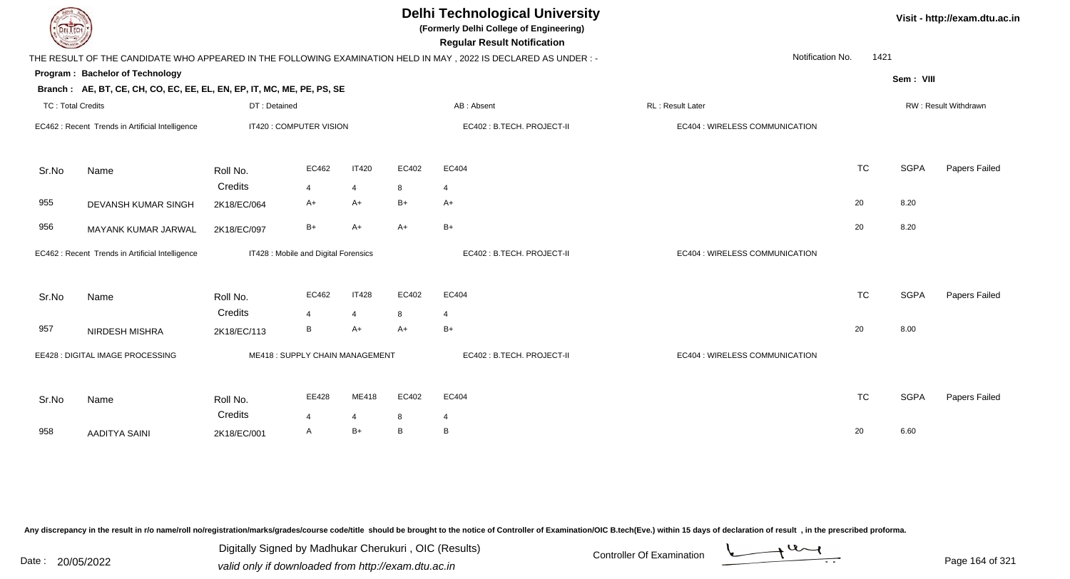# Delhi Technological University

**(Formerly Delhi College of Engineering)**

**Regular Result Notification**

Visit - http://exam.dtu.ac.in

THE RESULT OF THE CANDIDATE WHO APPEARED IN THE FOLLOWING EXAMINATION HELD IN MAY , 2022 IS DECLARED AS UNDER : -

Notification No. 1421

**Program : Bachelor of Technology**

**Sem : VIII**

**Branch : AE, BT, CE, CH, CO, EC, EE, EL, EN, EP, IT, MC, ME, PE, PS, SE**

TC : Total Credits | DT : Detained | AB : Absent | RL : Result Later | RW : Result Withdrawn

EC462 : Recent Trends in Artificial Intelligence | IT420 : COMPUTER VISION | EC402 : B.TECH. PROJECT-II | EC404 : WIRELESS COMMUNICATION

| Sr.No | Name | Roll No. | EC462 | IT420 | EC402 | EC404 | TC | SGPA | Papers Failed |
|---|---|---|---|---|---|---|---|---|---|
| | | Credits | 4 | 4 | 8 | 4 | | | |
| 955 | DEVANSH KUMAR SINGH | 2K18/EC/064 | A+ | A+ | B+ | A+ | 20 | 8.20 | |
| 956 | MAYANK KUMAR JARWAL | 2K18/EC/097 | B+ | A+ | A+ | B+ | 20 | 8.20 | |

EC462 : Recent Trends in Artificial Intelligence | IT428 : Mobile and Digital Forensics | EC402 : B.TECH. PROJECT-II | EC404 : WIRELESS COMMUNICATION

| Sr.No | Name | Roll No. | EC462 | IT428 | EC402 | EC404 | TC | SGPA | Papers Failed |
|---|---|---|---|---|---|---|---|---|---|
| | | Credits | 4 | 4 | 8 | 4 | | | |
| 957 | NIRDESH MISHRA | 2K18/EC/113 | B | A+ | A+ | B+ | 20 | 8.00 | |

EE428 : DIGITAL IMAGE PROCESSING | ME418 : SUPPLY CHAIN MANAGEMENT | EC402 : B.TECH. PROJECT-II | EC404 : WIRELESS COMMUNICATION

| Sr.No | Name | Roll No. | EE428 | ME418 | EC402 | EC404 | TC | SGPA | Papers Failed |
|---|---|---|---|---|---|---|---|---|---|
| | | Credits | 4 | 4 | 8 | 4 | | | |
| 958 | AADITYA SAINI | 2K18/EC/001 | A | B+ | B | B | 20 | 6.60 | |

Any discrepancy in the result in r/o name/roll no/registration/marks/grades/course code/title should be brought to the notice of Controller of Examination/OIC B.tech(Eve.) within 15 days of declaration of result , in the prescribed proforma.

Date : 20/05/2022

Digitally Signed by Madhukar Cherukuri , OIC (Results)
valid only if downloaded from http://exam.dtu.ac.in

Controller Of Examination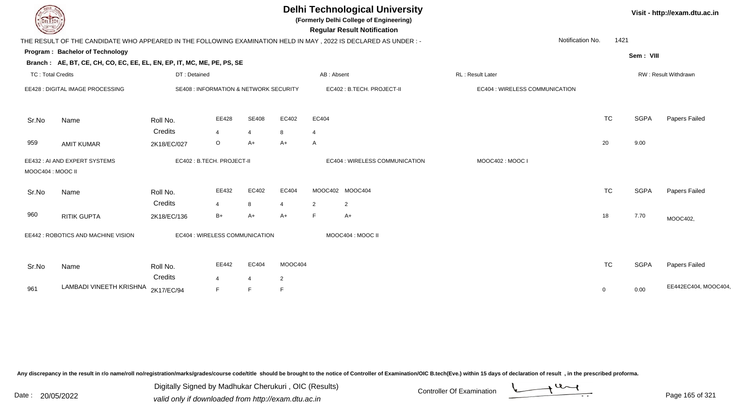# Delhi Technological University

**(Formerly Delhi College of Engineering)**

**Regular Result Notification**

Visit - http://exam.dtu.ac.in

THE RESULT OF THE CANDIDATE WHO APPEARED IN THE FOLLOWING EXAMINATION HELD IN MAY , 2022 IS DECLARED AS UNDER : -

Notification No. 1421

**Program : Bachelor of Technology**

Sem : VIII

**Branch : AE, BT, CE, CH, CO, EC, EE, EL, EN, EP, IT, MC, ME, PE, PS, SE**

TC : Total Credits | DT : Detained | AB : Absent | RL : Result Later | RW : Result Withdrawn

EE428 : DIGITAL IMAGE PROCESSING | SE408 : INFORMATION & NETWORK SECURITY | EC402 : B.TECH. PROJECT-II | EC404 : WIRELESS COMMUNICATION

| Sr.No | Name | Roll No. | EE428 | SE408 | EC402 | EC404 | TC | SGPA | Papers Failed |
|---|---|---|---|---|---|---|---|---|---|
| | | Credits | 4 | 4 | 8 | 4 | | | |
| 959 | AMIT KUMAR | 2K18/EC/027 | O | A+ | A+ | A | 20 | 9.00 | |

EE432 : AI AND EXPERT SYSTEMS | EC402 : B.TECH. PROJECT-II | EC404 : WIRELESS COMMUNICATION | MOOC402 : MOOC I | MOOC404 : MOOC II

| Sr.No | Name | Roll No. | EE432 | EC402 | EC404 | MOOC402 | MOOC404 | TC | SGPA | Papers Failed |
|---|---|---|---|---|---|---|---|---|---|---|
| | | Credits | 4 | 8 | 4 | 2 | 2 | | | |
| 960 | RITIK GUPTA | 2K18/EC/136 | B+ | A+ | A+ | F | A+ | 18 | 7.70 | MOOC402, |

EE442 : ROBOTICS AND MACHINE VISION | EC404 : WIRELESS COMMUNICATION | MOOC404 : MOOC II

| Sr.No | Name | Roll No. | EE442 | EC404 | MOOC404 | TC | SGPA | Papers Failed |
|---|---|---|---|---|---|---|---|---|
| | | Credits | 4 | 4 | 2 | | | |
| 961 | LAMBADI VINEETH KRISHNA | 2K17/EC/94 | F | F | F | 0 | 0.00 | EE442EC404, MOOC404, |

Any discrepancy in the result in r/o name/roll no/registration/marks/grades/course code/title should be brought to the notice of Controller of Examination/OIC B.tech(Eve.) within 15 days of declaration of result , in the prescribed proforma.

Date : 20/05/2022

Digitally Signed by Madhukar Cherukuri , OIC (Results)
valid only if downloaded from http://exam.dtu.ac.in

Controller Of Examination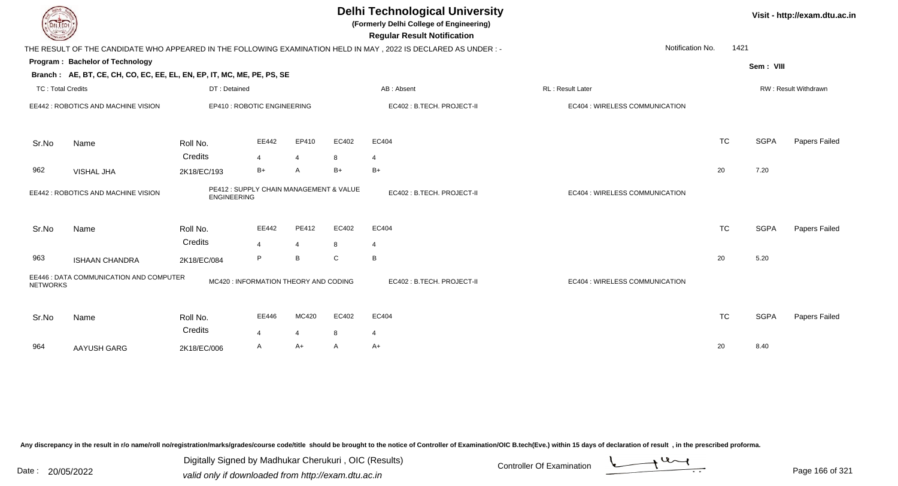# Delhi Technological University

**(Formerly Delhi College of Engineering)**

**Regular Result Notification**

Visit - http://exam.dtu.ac.in

THE RESULT OF THE CANDIDATE WHO APPEARED IN THE FOLLOWING EXAMINATION HELD IN MAY , 2022 IS DECLARED AS UNDER : -

Notification No. 1421

**Program : Bachelor of Technology**

Sem : VIII

**Branch : AE, BT, CE, CH, CO, EC, EE, EL, EN, EP, IT, MC, ME, PE, PS, SE**

TC : Total Credits | DT : Detained | AB : Absent | RL : Result Later | RW : Result Withdrawn

EE442 : ROBOTICS AND MACHINE VISION | EP410 : ROBOTIC ENGINEERING | EC402 : B.TECH. PROJECT-II | EC404 : WIRELESS COMMUNICATION

| Sr.No | Name | Roll No. | EE442 | EP410 | EC402 | EC404 | TC | SGPA | Papers Failed |
|---|---|---|---|---|---|---|---|---|---|
| | | Credits | 4 | 4 | 8 | 4 | | | |
| 962 | VISHAL JHA | 2K18/EC/193 | B+ | A | B+ | B+ | 20 | 7.20 | |

EE442 : ROBOTICS AND MACHINE VISION | PE412 : SUPPLY CHAIN MANAGEMENT & VALUE ENGINEERING | EC402 : B.TECH. PROJECT-II | EC404 : WIRELESS COMMUNICATION

| Sr.No | Name | Roll No. | EE442 | PE412 | EC402 | EC404 | TC | SGPA | Papers Failed |
|---|---|---|---|---|---|---|---|---|---|
| | | Credits | 4 | 4 | 8 | 4 | | | |
| 963 | ISHAAN CHANDRA | 2K18/EC/084 | P | B | C | B | 20 | 5.20 | |

EE446 : DATA COMMUNICATION AND COMPUTER NETWORKS | MC420 : INFORMATION THEORY AND CODING | EC402 : B.TECH. PROJECT-II | EC404 : WIRELESS COMMUNICATION

| Sr.No | Name | Roll No. | EE446 | MC420 | EC402 | EC404 | TC | SGPA | Papers Failed |
|---|---|---|---|---|---|---|---|---|---|
| | | Credits | 4 | 4 | 8 | 4 | | | |
| 964 | AAYUSH GARG | 2K18/EC/006 | A | A+ | A | A+ | 20 | 8.40 | |

Any discrepancy in the result in r/o name/roll no/registration/marks/grades/course code/title should be brought to the notice of Controller of Examination/OIC B.tech(Eve.) within 15 days of declaration of result , in the prescribed proforma.

Date : 20/05/2022

Digitally Signed by Madhukar Cherukuri , OIC (Results)
valid only if downloaded from http://exam.dtu.ac.in

Controller Of Examination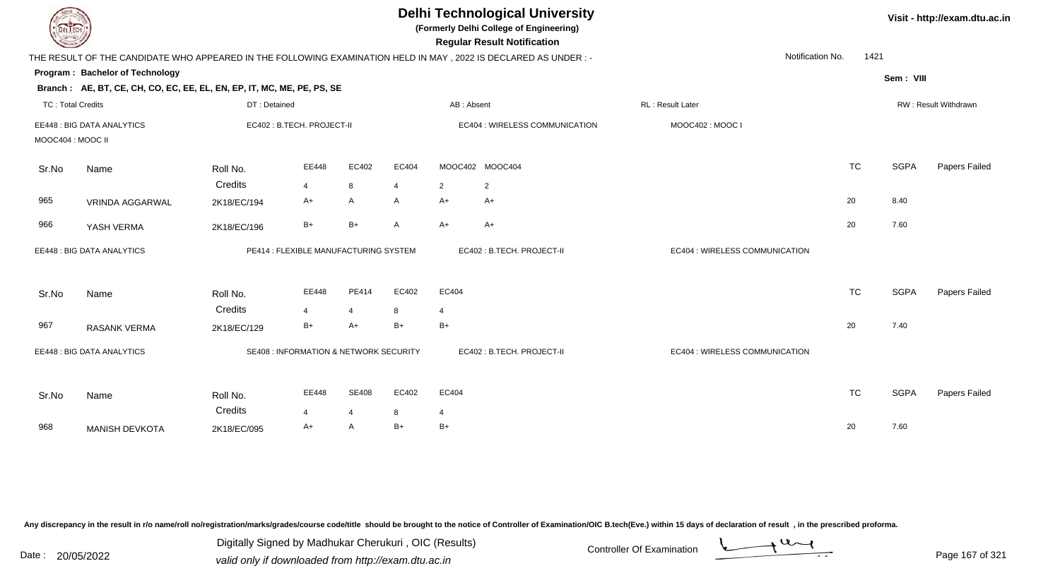# Delhi Technological University

**(Formerly Delhi College of Engineering)**

**Regular Result Notification**

Visit - http://exam.dtu.ac.in

THE RESULT OF THE CANDIDATE WHO APPEARED IN THE FOLLOWING EXAMINATION HELD IN MAY , 2022 IS DECLARED AS UNDER : -

Notification No. 1421

**Program : Bachelor of Technology**

Sem : VIII

**Branch : AE, BT, CE, CH, CO, EC, EE, EL, EN, EP, IT, MC, ME, PE, PS, SE**

TC : Total Credits | DT : Detained | AB : Absent | RL : Result Later | RW : Result Withdrawn

EE448 : BIG DATA ANALYTICS | EC402 : B.TECH. PROJECT-II | EC404 : WIRELESS COMMUNICATION | MOOC402 : MOOC I | MOOC404 : MOOC II

| Sr.No | Name | Roll No. | EE448 | EC402 | EC404 | MOOC402 | MOOC404 | TC | SGPA | Papers Failed |
|---|---|---|---|---|---|---|---|---|---|---|
| | | Credits | 4 | 8 | 4 | 2 | 2 | | | |
| 965 | VRINDA AGGARWAL | 2K18/EC/194 | A+ | A | A | A+ | A+ | 20 | 8.40 | |
| 966 | YASH VERMA | 2K18/EC/196 | B+ | B+ | A | A+ | A+ | 20 | 7.60 | |

EE448 : BIG DATA ANALYTICS | PE414 : FLEXIBLE MANUFACTURING SYSTEM | EC402 : B.TECH. PROJECT-II | EC404 : WIRELESS COMMUNICATION

| Sr.No | Name | Roll No. | EE448 | PE414 | EC402 | EC404 | TC | SGPA | Papers Failed |
|---|---|---|---|---|---|---|---|---|---|
| | | Credits | 4 | 4 | 8 | 4 | | | |
| 967 | RASANK VERMA | 2K18/EC/129 | B+ | A+ | B+ | B+ | 20 | 7.40 | |

EE448 : BIG DATA ANALYTICS | SE408 : INFORMATION & NETWORK SECURITY | EC402 : B.TECH. PROJECT-II | EC404 : WIRELESS COMMUNICATION

| Sr.No | Name | Roll No. | EE448 | SE408 | EC402 | EC404 | TC | SGPA | Papers Failed |
|---|---|---|---|---|---|---|---|---|---|
| | | Credits | 4 | 4 | 8 | 4 | | | |
| 968 | MANISH DEVKOTA | 2K18/EC/095 | A+ | A | B+ | B+ | 20 | 7.60 | |

Any discrepancy in the result in r/o name/roll no/registration/marks/grades/course code/title should be brought to the notice of Controller of Examination/OIC B.tech(Eve.) within 15 days of declaration of result , in the prescribed proforma.

Date : 20/05/2022

Digitally Signed by Madhukar Cherukuri , OIC (Results)
valid only if downloaded from http://exam.dtu.ac.in

Controller Of Examination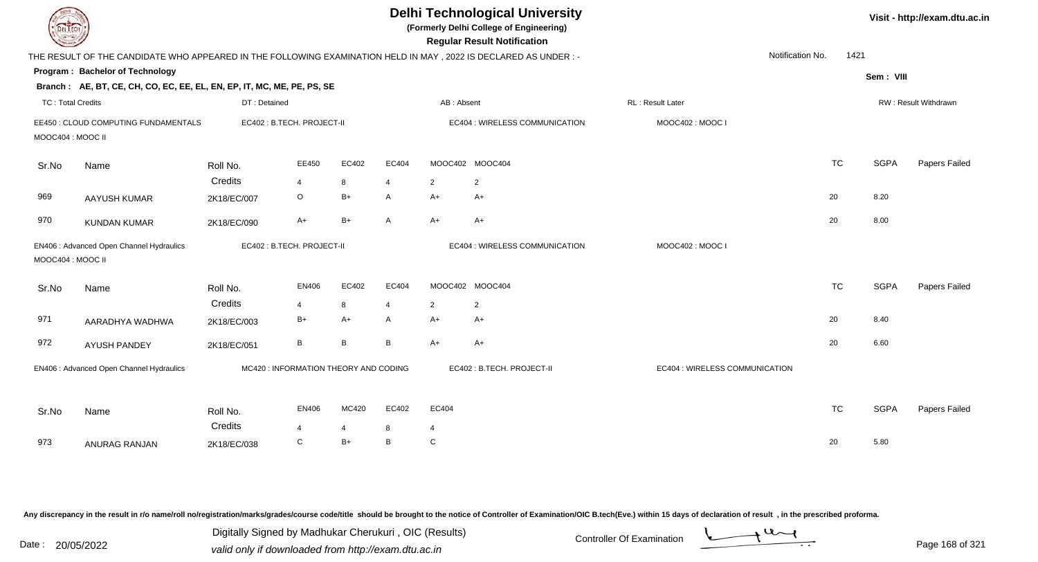# Delhi Technological University

**(Formerly Delhi College of Engineering)**

**Regular Result Notification**

Visit - http://exam.dtu.ac.in

THE RESULT OF THE CANDIDATE WHO APPEARED IN THE FOLLOWING EXAMINATION HELD IN MAY , 2022 IS DECLARED AS UNDER : -

Notification No. 1421

**Program : Bachelor of Technology**

**Sem : VIII**

**Branch : AE, BT, CE, CH, CO, EC, EE, EL, EN, EP, IT, MC, ME, PE, PS, SE**

TC : Total Credits | DT : Detained | AB : Absent | RL : Result Later | RW : Result Withdrawn

EE450 : CLOUD COMPUTING FUNDAMENTALS | EC402 : B.TECH. PROJECT-II | EC404 : WIRELESS COMMUNICATION | MOOC402 : MOOC I | MOOC404 : MOOC II

| Sr.No | Name | Roll No. | EE450 | EC402 | EC404 | MOOC402 | MOOC404 | TC | SGPA | Papers Failed |
|---|---|---|---|---|---|---|---|---|---|---|
| | | Credits | 4 | 8 | 4 | 2 | 2 | | | |
| 969 | AAYUSH KUMAR | 2K18/EC/007 | O | B+ | A | A+ | A+ | 20 | 8.20 | |
| 970 | KUNDAN KUMAR | 2K18/EC/090 | A+ | B+ | A | A+ | A+ | 20 | 8.00 | |

EN406 : Advanced Open Channel Hydraulics | EC402 : B.TECH. PROJECT-II | EC404 : WIRELESS COMMUNICATION | MOOC402 : MOOC I | MOOC404 : MOOC II

| Sr.No | Name | Roll No. | EN406 | EC402 | EC404 | MOOC402 | MOOC404 | TC | SGPA | Papers Failed |
|---|---|---|---|---|---|---|---|---|---|---|
| | | Credits | 4 | 8 | 4 | 2 | 2 | | | |
| 971 | AARADHYA WADHWA | 2K18/EC/003 | B+ | A+ | A | A+ | A+ | 20 | 8.40 | |
| 972 | AYUSH PANDEY | 2K18/EC/051 | B | B | B | A+ | A+ | 20 | 6.60 | |

EN406 : Advanced Open Channel Hydraulics | MC420 : INFORMATION THEORY AND CODING | EC402 : B.TECH. PROJECT-II | EC404 : WIRELESS COMMUNICATION

| Sr.No | Name | Roll No. | EN406 | MC420 | EC402 | EC404 | TC | SGPA | Papers Failed |
|---|---|---|---|---|---|---|---|---|---|
| | | Credits | 4 | 4 | 8 | 4 | | | |
| 973 | ANURAG RANJAN | 2K18/EC/038 | C | B+ | B | C | 20 | 5.80 | |

Any discrepancy in the result in r/o name/roll no/registration/marks/grades/course code/title should be brought to the notice of Controller of Examination/OIC B.tech(Eve.) within 15 days of declaration of result , in the prescribed proforma.

Date : 20/05/2022

Digitally Signed by Madhukar Cherukuri , OIC (Results)
valid only if downloaded from http://exam.dtu.ac.in

Controller Of Examination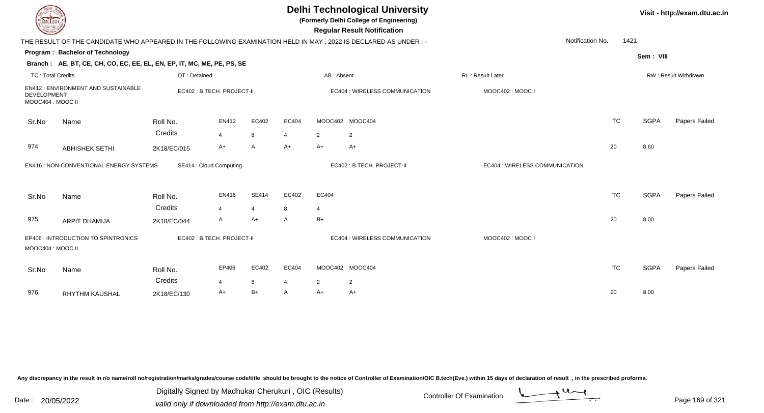# Delhi Technological University

**(Formerly Delhi College of Engineering)**

**Regular Result Notification**

Visit - http://exam.dtu.ac.in

THE RESULT OF THE CANDIDATE WHO APPEARED IN THE FOLLOWING EXAMINATION HELD IN MAY , 2022 IS DECLARED AS UNDER : -

Notification No. 1421

**Program : Bachelor of Technology**

Sem : VIII

**Branch : AE, BT, CE, CH, CO, EC, EE, EL, EN, EP, IT, MC, ME, PE, PS, SE**

TC : Total Credits | DT : Detained | AB : Absent | RL : Result Later | RW : Result Withdrawn

EN412 : ENVIRONMENT AND SUSTAINABLE DEVELOPMENT | EC402 : B.TECH. PROJECT-II | EC404 : WIRELESS COMMUNICATION | MOOC402 : MOOC I | MOOC404 : MOOC II

| Sr.No | Name | Roll No. | EN412 | EC402 | EC404 | MOOC402 | MOOC404 | TC | SGPA | Papers Failed |
|---|---|---|---|---|---|---|---|---|---|---|
| | | Credits | 4 | 8 | 4 | 2 | 2 | | | |
| 974 | ABHISHEK SETHI | 2K18/EC/015 | A+ | A | A+ | A+ | A+ | 20 | 8.60 | |

EN416 : NON-CONVENTIONAL ENERGY SYSTEMS | SE414 : Cloud Computing | EC402 : B.TECH. PROJECT-II | EC404 : WIRELESS COMMUNICATION

| Sr.No | Name | Roll No. | EN416 | SE414 | EC402 | EC404 | TC | SGPA | Papers Failed |
|---|---|---|---|---|---|---|---|---|---|
| | | Credits | 4 | 4 | 8 | 4 | | | |
| 975 | ARPIT DHAMIJA | 2K18/EC/044 | A | A+ | A | B+ | 20 | 8.00 | |

EP406 : INTRODUCTION TO SPINTRONICS | EC402 : B.TECH. PROJECT-II | EC404 : WIRELESS COMMUNICATION | MOOC402 : MOOC I | MOOC404 : MOOC II

| Sr.No | Name | Roll No. | EP406 | EC402 | EC404 | MOOC402 | MOOC404 | TC | SGPA | Papers Failed |
|---|---|---|---|---|---|---|---|---|---|---|
| | | Credits | 4 | 8 | 4 | 2 | 2 | | | |
| 976 | RHYTHM KAUSHAL | 2K18/EC/130 | A+ | B+ | A | A+ | A+ | 20 | 8.00 | |

Any discrepancy in the result in r/o name/roll no/registration/marks/grades/course code/title should be brought to the notice of Controller of Examination/OIC B.tech(Eve.) within 15 days of declaration of result , in the prescribed proforma.

Date : 20/05/2022

Digitally Signed by Madhukar Cherukuri , OIC (Results)
valid only if downloaded from http://exam.dtu.ac.in

Controller Of Examination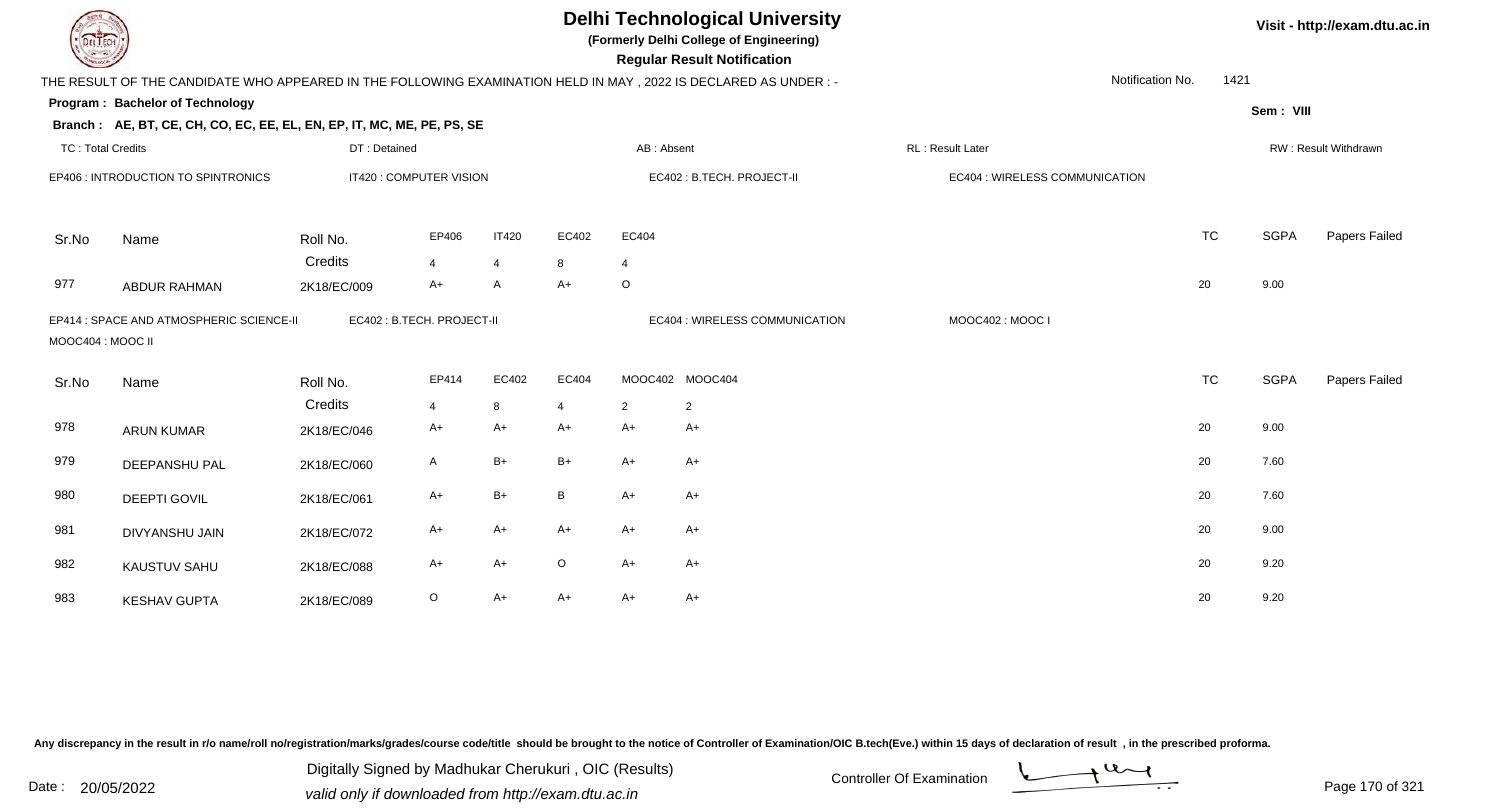# Delhi Technological University

**(Formerly Delhi College of Engineering)**

**Regular Result Notification**

Visit - http://exam.dtu.ac.in

THE RESULT OF THE CANDIDATE WHO APPEARED IN THE FOLLOWING EXAMINATION HELD IN MAY , 2022 IS DECLARED AS UNDER : -

Notification No. 1421

**Program : Bachelor of Technology**

Sem : VIII

**Branch : AE, BT, CE, CH, CO, EC, EE, EL, EN, EP, IT, MC, ME, PE, PS, SE**

TC : Total Credits | DT : Detained | AB : Absent | RL : Result Later | RW : Result Withdrawn

EP406 : INTRODUCTION TO SPINTRONICS | IT420 : COMPUTER VISION | EC402 : B.TECH. PROJECT-II | EC404 : WIRELESS COMMUNICATION

| Sr.No | Name | Roll No. | EP406 | IT420 | EC402 | EC404 | TC | SGPA | Papers Failed |
|---|---|---|---|---|---|---|---|---|---|
| | | Credits | 4 | 4 | 8 | 4 | | | |
| 977 | ABDUR RAHMAN | 2K18/EC/009 | A+ | A | A+ | O | 20 | 9.00 | |

EP414 : SPACE AND ATMOSPHERIC SCIENCE-II | EC402 : B.TECH. PROJECT-II | EC404 : WIRELESS COMMUNICATION | MOOC402 : MOOC I | MOOC404 : MOOC II

| Sr.No | Name | Roll No. | EP414 | EC402 | EC404 | MOOC402 | MOOC404 | TC | SGPA | Papers Failed |
|---|---|---|---|---|---|---|---|---|---|---|
| | | Credits | 4 | 8 | 4 | 2 | 2 | | | |
| 978 | ARUN KUMAR | 2K18/EC/046 | A+ | A+ | A+ | A+ | A+ | 20 | 9.00 | |
| 979 | DEEPANSHU PAL | 2K18/EC/060 | A | B+ | B+ | A+ | A+ | 20 | 7.60 | |
| 980 | DEEPTI GOVIL | 2K18/EC/061 | A+ | B+ | B | A+ | A+ | 20 | 7.60 | |
| 981 | DIVYANSHU JAIN | 2K18/EC/072 | A+ | A+ | A+ | A+ | A+ | 20 | 9.00 | |
| 982 | KAUSTUV SAHU | 2K18/EC/088 | A+ | A+ | O | A+ | A+ | 20 | 9.20 | |
| 983 | KESHAV GUPTA | 2K18/EC/089 | O | A+ | A+ | A+ | A+ | 20 | 9.20 | |

Any discrepancy in the result in r/o name/roll no/registration/marks/grades/course code/title should be brought to the notice of Controller of Examination/OIC B.tech(Eve.) within 15 days of declaration of result , in the prescribed proforma.

Date : 20/05/2022

Digitally Signed by Madhukar Cherukuri , OIC (Results)
valid only if downloaded from http://exam.dtu.ac.in

Controller Of Examination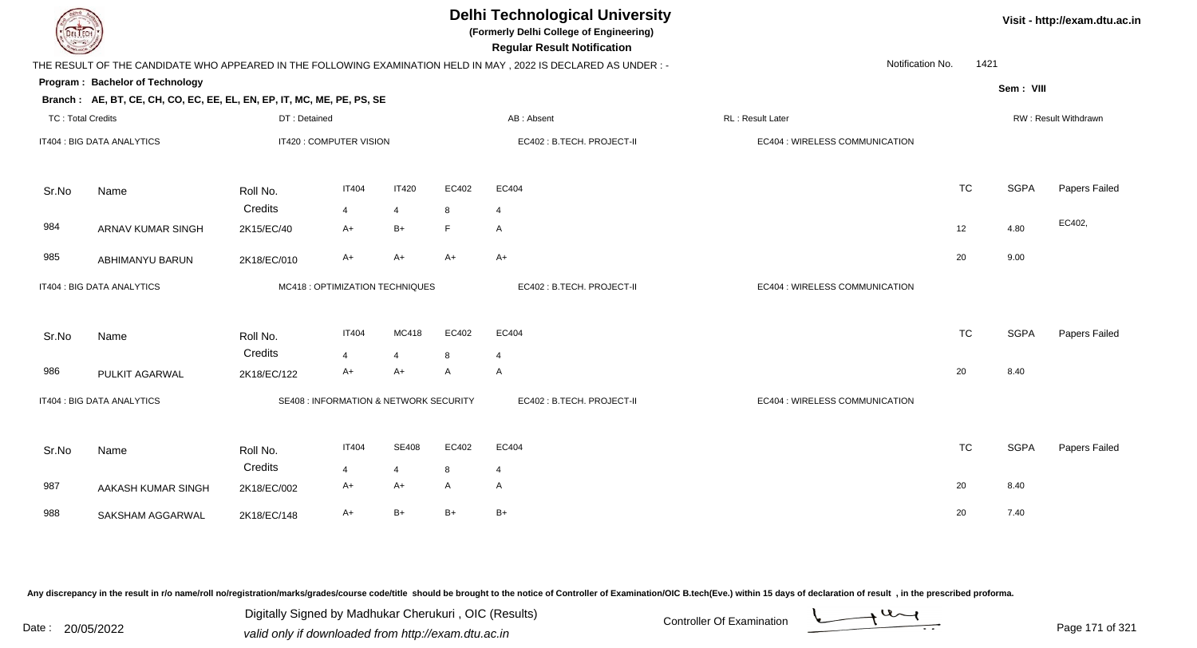# Delhi Technological University

**(Formerly Delhi College of Engineering)**

**Regular Result Notification**

Visit - http://exam.dtu.ac.in

THE RESULT OF THE CANDIDATE WHO APPEARED IN THE FOLLOWING EXAMINATION HELD IN MAY , 2022 IS DECLARED AS UNDER : -

Notification No. 1421

**Program : Bachelor of Technology**

**Sem : VIII**

**Branch : AE, BT, CE, CH, CO, EC, EE, EL, EN, EP, IT, MC, ME, PE, PS, SE**

TC : Total Credits | DT : Detained | AB : Absent | RL : Result Later | RW : Result Withdrawn

IT404 : BIG DATA ANALYTICS | IT420 : COMPUTER VISION | EC402 : B.TECH. PROJECT-II | EC404 : WIRELESS COMMUNICATION

| Sr.No | Name | Roll No. | IT404 | IT420 | EC402 | EC404 | TC | SGPA | Papers Failed |
|---|---|---|---|---|---|---|---|---|---|
| | | Credits | 4 | 4 | 8 | 4 | | | |
| 984 | ARNAV KUMAR SINGH | 2K15/EC/40 | A+ | B+ | F | A | 12 | 4.80 | EC402, |
| 985 | ABHIMANYU BARUN | 2K18/EC/010 | A+ | A+ | A+ | A+ | 20 | 9.00 | |

IT404 : BIG DATA ANALYTICS | MC418 : OPTIMIZATION TECHNIQUES | EC402 : B.TECH. PROJECT-II | EC404 : WIRELESS COMMUNICATION

| Sr.No | Name | Roll No. | IT404 | MC418 | EC402 | EC404 | TC | SGPA | Papers Failed |
|---|---|---|---|---|---|---|---|---|---|
| | | Credits | 4 | 4 | 8 | 4 | | | |
| 986 | PULKIT AGARWAL | 2K18/EC/122 | A+ | A+ | A | A | 20 | 8.40 | |

IT404 : BIG DATA ANALYTICS | SE408 : INFORMATION & NETWORK SECURITY | EC402 : B.TECH. PROJECT-II | EC404 : WIRELESS COMMUNICATION

| Sr.No | Name | Roll No. | IT404 | SE408 | EC402 | EC404 | TC | SGPA | Papers Failed |
|---|---|---|---|---|---|---|---|---|---|
| | | Credits | 4 | 4 | 8 | 4 | | | |
| 987 | AAKASH KUMAR SINGH | 2K18/EC/002 | A+ | A+ | A | A | 20 | 8.40 | |
| 988 | SAKSHAM AGGARWAL | 2K18/EC/148 | A+ | B+ | B+ | B+ | 20 | 7.40 | |

Any discrepancy in the result in r/o name/roll no/registration/marks/grades/course code/title should be brought to the notice of Controller of Examination/OIC B.tech(Eve.) within 15 days of declaration of result , in the prescribed proforma.

Date : 20/05/2022

Digitally Signed by Madhukar Cherukuri , OIC (Results)
valid only if downloaded from http://exam.dtu.ac.in

Controller Of Examination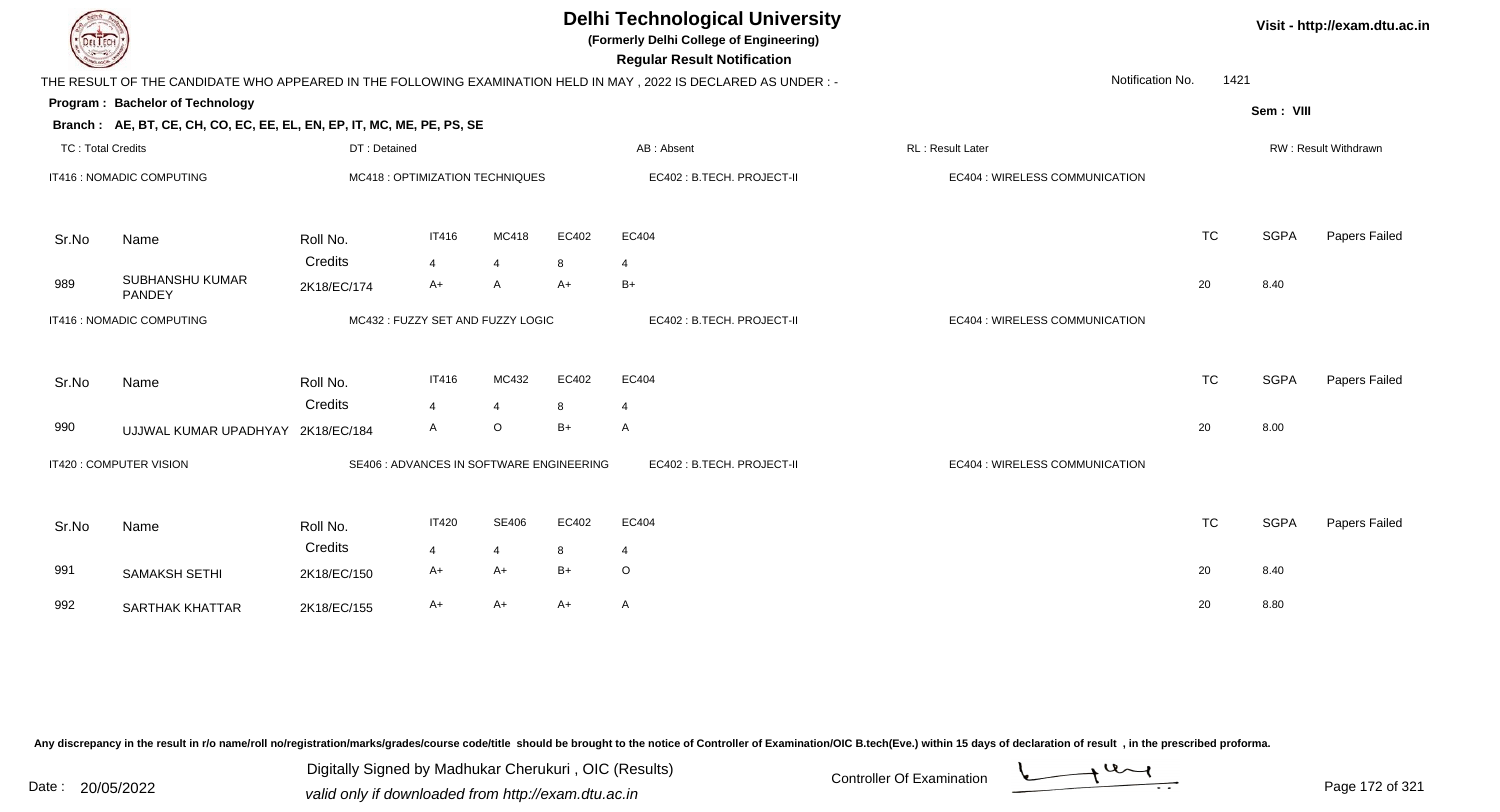# Delhi Technological University

**(Formerly Delhi College of Engineering)**

**Regular Result Notification**

Visit - http://exam.dtu.ac.in

THE RESULT OF THE CANDIDATE WHO APPEARED IN THE FOLLOWING EXAMINATION HELD IN MAY , 2022 IS DECLARED AS UNDER : -

Notification No. 1421

**Program : Bachelor of Technology**

Sem : VIII

**Branch : AE, BT, CE, CH, CO, EC, EE, EL, EN, EP, IT, MC, ME, PE, PS, SE**

TC : Total Credits | DT : Detained | AB : Absent | RL : Result Later | RW : Result Withdrawn

IT416 : NOMADIC COMPUTING | MC418 : OPTIMIZATION TECHNIQUES | EC402 : B.TECH. PROJECT-II | EC404 : WIRELESS COMMUNICATION

| Sr.No | Name | Roll No. | IT416 | MC418 | EC402 | EC404 | TC | SGPA | Papers Failed |
|---|---|---|---|---|---|---|---|---|---|
| | | Credits | 4 | 4 | 8 | 4 | | | |
| 989 | SUBHANSHU KUMAR PANDEY | 2K18/EC/174 | A+ | A | A+ | B+ | 20 | 8.40 | |

IT416 : NOMADIC COMPUTING | MC432 : FUZZY SET AND FUZZY LOGIC | EC402 : B.TECH. PROJECT-II | EC404 : WIRELESS COMMUNICATION

| Sr.No | Name | Roll No. | IT416 | MC432 | EC402 | EC404 | TC | SGPA | Papers Failed |
|---|---|---|---|---|---|---|---|---|---|
| | | Credits | 4 | 4 | 8 | 4 | | | |
| 990 | UJJWAL KUMAR UPADHYAY | 2K18/EC/184 | A | O | B+ | A | 20 | 8.00 | |

IT420 : COMPUTER VISION | SE406 : ADVANCES IN SOFTWARE ENGINEERING | EC402 : B.TECH. PROJECT-II | EC404 : WIRELESS COMMUNICATION

| Sr.No | Name | Roll No. | IT420 | SE406 | EC402 | EC404 | TC | SGPA | Papers Failed |
|---|---|---|---|---|---|---|---|---|---|
| | | Credits | 4 | 4 | 8 | 4 | | | |
| 991 | SAMAKSH SETHI | 2K18/EC/150 | A+ | A+ | B+ | O | 20 | 8.40 | |
| 992 | SARTHAK KHATTAR | 2K18/EC/155 | A+ | A+ | A+ | A | 20 | 8.80 | |

Any discrepancy in the result in r/o name/roll no/registration/marks/grades/course code/title should be brought to the notice of Controller of Examination/OIC B.tech(Eve.) within 15 days of declaration of result , in the prescribed proforma.

Date : 20/05/2022

Digitally Signed by Madhukar Cherukuri , OIC (Results)
valid only if downloaded from http://exam.dtu.ac.in

Controller Of Examination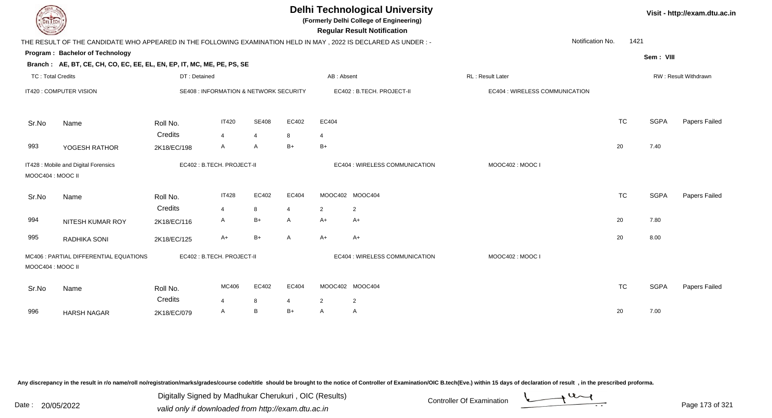# Delhi Technological University

**(Formerly Delhi College of Engineering)**

**Regular Result Notification**

Visit - http://exam.dtu.ac.in

THE RESULT OF THE CANDIDATE WHO APPEARED IN THE FOLLOWING EXAMINATION HELD IN MAY , 2022 IS DECLARED AS UNDER : -

Notification No. 1421

**Program : Bachelor of Technology**

Sem : VIII

**Branch : AE, BT, CE, CH, CO, EC, EE, EL, EN, EP, IT, MC, ME, PE, PS, SE**

TC : Total Credits | DT : Detained | AB : Absent | RL : Result Later | RW : Result Withdrawn

IT420 : COMPUTER VISION | SE408 : INFORMATION & NETWORK SECURITY | EC402 : B.TECH. PROJECT-II | EC404 : WIRELESS COMMUNICATION

| Sr.No | Name | Roll No. | IT420 | SE408 | EC402 | EC404 | TC | SGPA | Papers Failed |
|---|---|---|---|---|---|---|---|---|---|
| | | Credits | 4 | 4 | 8 | 4 | | | |
| 993 | YOGESH RATHOR | 2K18/EC/198 | A | A | B+ | B+ | 20 | 7.40 | |

IT428 : Mobile and Digital Forensics | EC402 : B.TECH. PROJECT-II | EC404 : WIRELESS COMMUNICATION | MOOC402 : MOOC I | MOOC404 : MOOC II

| Sr.No | Name | Roll No. | IT428 | EC402 | EC404 | MOOC402 | MOOC404 | TC | SGPA | Papers Failed |
|---|---|---|---|---|---|---|---|---|---|---|
| | | Credits | 4 | 8 | 4 | 2 | 2 | | | |
| 994 | NITESH KUMAR ROY | 2K18/EC/116 | A | B+ | A | A+ | A+ | 20 | 7.80 | |
| 995 | RADHIKA SONI | 2K18/EC/125 | A+ | B+ | A | A+ | A+ | 20 | 8.00 | |

MC406 : PARTIAL DIFFERENTIAL EQUATIONS | EC402 : B.TECH. PROJECT-II | EC404 : WIRELESS COMMUNICATION | MOOC402 : MOOC I | MOOC404 : MOOC II

| Sr.No | Name | Roll No. | MC406 | EC402 | EC404 | MOOC402 | MOOC404 | TC | SGPA | Papers Failed |
|---|---|---|---|---|---|---|---|---|---|---|
| | | Credits | 4 | 8 | 4 | 2 | 2 | | | |
| 996 | HARSH NAGAR | 2K18/EC/079 | A | B | B+ | A | A | 20 | 7.00 | |

Any discrepancy in the result in r/o name/roll no/registration/marks/grades/course code/title should be brought to the notice of Controller of Examination/OIC B.tech(Eve.) within 15 days of declaration of result , in the prescribed proforma.

Date : 20/05/2022

Digitally Signed by Madhukar Cherukuri , OIC (Results)
valid only if downloaded from http://exam.dtu.ac.in

Controller Of Examination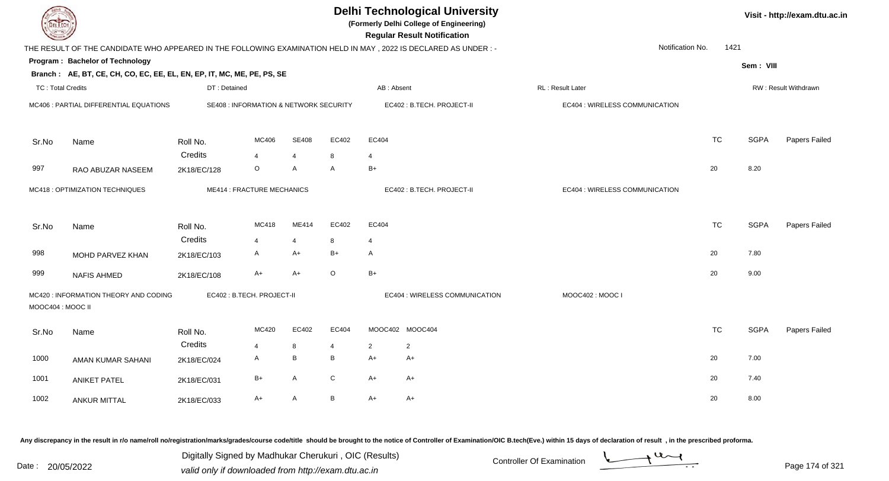# Delhi Technological University

(Formerly Delhi College of Engineering)

**Regular Result Notification**

Visit - http://exam.dtu.ac.in

THE RESULT OF THE CANDIDATE WHO APPEARED IN THE FOLLOWING EXAMINATION HELD IN MAY , 2022 IS DECLARED AS UNDER : -

Notification No. 1421

**Program : Bachelor of Technology**

Sem : VIII

**Branch : AE, BT, CE, CH, CO, EC, EE, EL, EN, EP, IT, MC, ME, PE, PS, SE**

TC : Total Credits | DT : Detained | AB : Absent | RL : Result Later | RW : Result Withdrawn

MC406 : PARTIAL DIFFERENTIAL EQUATIONS | SE408 : INFORMATION & NETWORK SECURITY | EC402 : B.TECH. PROJECT-II | EC404 : WIRELESS COMMUNICATION

| Sr.No | Name | Roll No. | MC406 | SE408 | EC402 | EC404 | TC | SGPA | Papers Failed |
|---|---|---|---|---|---|---|---|---|---|
| | | Credits | 4 | 4 | 8 | 4 | | | |
| 997 | RAO ABUZAR NASEEM | 2K18/EC/128 | O | A | A | B+ | 20 | 8.20 | |

MC418 : OPTIMIZATION TECHNIQUES | ME414 : FRACTURE MECHANICS | EC402 : B.TECH. PROJECT-II | EC404 : WIRELESS COMMUNICATION

| Sr.No | Name | Roll No. | MC418 | ME414 | EC402 | EC404 | TC | SGPA | Papers Failed |
|---|---|---|---|---|---|---|---|---|---|
| | | Credits | 4 | 4 | 8 | 4 | | | |
| 998 | MOHD PARVEZ KHAN | 2K18/EC/103 | A | A+ | B+ | A | 20 | 7.80 | |
| 999 | NAFIS AHMED | 2K18/EC/108 | A+ | A+ | O | B+ | 20 | 9.00 | |

MC420 : INFORMATION THEORY AND CODING | EC402 : B.TECH. PROJECT-II | EC404 : WIRELESS COMMUNICATION | MOOC402 : MOOC I | MOOC404 : MOOC II

| Sr.No | Name | Roll No. | MC420 | EC402 | EC404 | MOOC402 | MOOC404 | TC | SGPA | Papers Failed |
|---|---|---|---|---|---|---|---|---|---|---|
| | | Credits | 4 | 8 | 4 | 2 | 2 | | | |
| 1000 | AMAN KUMAR SAHANI | 2K18/EC/024 | A | B | B | A+ | A+ | 20 | 7.00 | |
| 1001 | ANIKET PATEL | 2K18/EC/031 | B+ | A | C | A+ | A+ | 20 | 7.40 | |
| 1002 | ANKUR MITTAL | 2K18/EC/033 | A+ | A | B | A+ | A+ | 20 | 8.00 | |

Any discrepancy in the result in r/o name/roll no/registration/marks/grades/course code/title should be brought to the notice of Controller of Examination/OIC B.tech(Eve.) within 15 days of declaration of result , in the prescribed proforma.

Date : 20/05/2022

Digitally Signed by Madhukar Cherukuri , OIC (Results)
valid only if downloaded from http://exam.dtu.ac.in

Controller Of Examination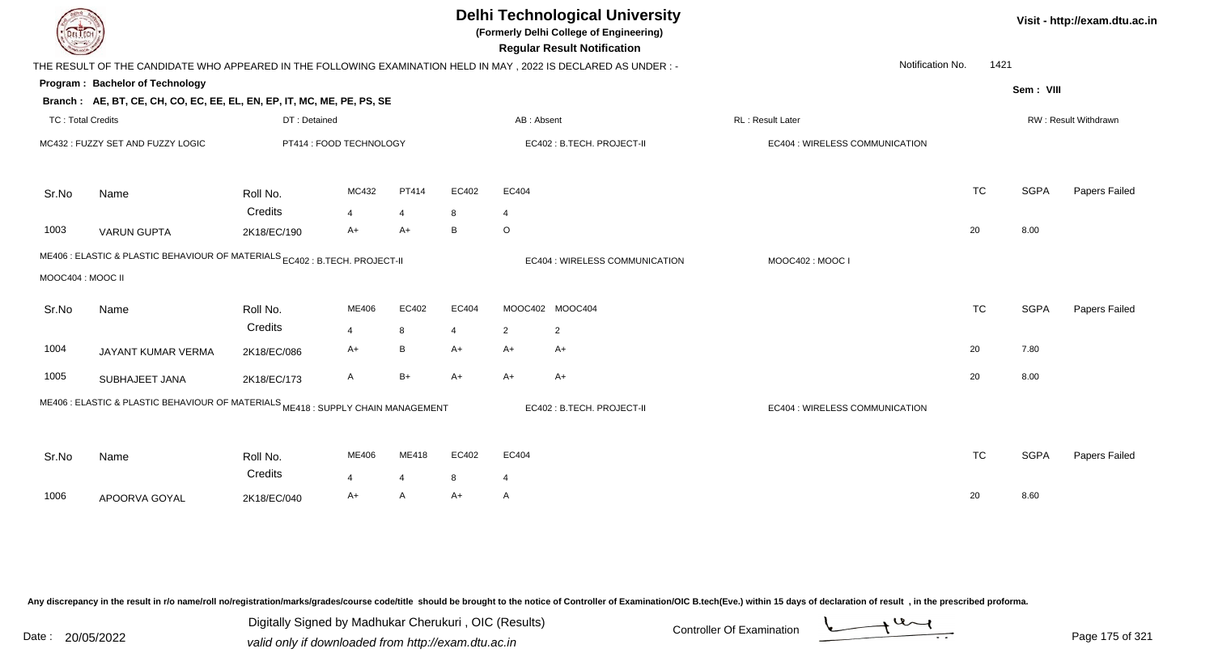# Delhi Technological University

**(Formerly Delhi College of Engineering)**

**Regular Result Notification**

Visit - http://exam.dtu.ac.in

THE RESULT OF THE CANDIDATE WHO APPEARED IN THE FOLLOWING EXAMINATION HELD IN MAY , 2022 IS DECLARED AS UNDER : -

Notification No. 1421

**Program : Bachelor of Technology**

Sem : VIII

**Branch : AE, BT, CE, CH, CO, EC, EE, EL, EN, EP, IT, MC, ME, PE, PS, SE**

TC : Total Credits | DT : Detained | AB : Absent | RL : Result Later | RW : Result Withdrawn

MC432 : FUZZY SET AND FUZZY LOGIC | PT414 : FOOD TECHNOLOGY | EC402 : B.TECH. PROJECT-II | EC404 : WIRELESS COMMUNICATION

| Sr.No | Name | Roll No. | MC432 | PT414 | EC402 | EC404 | TC | SGPA | Papers Failed |
|---|---|---|---|---|---|---|---|---|---|
| | | Credits | 4 | 4 | 8 | 4 | | | |
| 1003 | VARUN GUPTA | 2K18/EC/190 | A+ | A+ | B | O | 20 | 8.00 | |

ME406 : ELASTIC & PLASTIC BEHAVIOUR OF MATERIALS | EC402 : B.TECH. PROJECT-II | EC404 : WIRELESS COMMUNICATION | MOOC402 : MOOC I | MOOC404 : MOOC II

| Sr.No | Name | Roll No. | ME406 | EC402 | EC404 | MOOC402 | MOOC404 | TC | SGPA | Papers Failed |
|---|---|---|---|---|---|---|---|---|---|---|
| | | Credits | 4 | 8 | 4 | 2 | 2 | | | |
| 1004 | JAYANT KUMAR VERMA | 2K18/EC/086 | A+ | B | A+ | A+ | A+ | 20 | 7.80 | |
| 1005 | SUBHAJEET JANA | 2K18/EC/173 | A | B+ | A+ | A+ | A+ | 20 | 8.00 | |

ME406 : ELASTIC & PLASTIC BEHAVIOUR OF MATERIALS | ME418 : SUPPLY CHAIN MANAGEMENT | EC402 : B.TECH. PROJECT-II | EC404 : WIRELESS COMMUNICATION

| Sr.No | Name | Roll No. | ME406 | ME418 | EC402 | EC404 | TC | SGPA | Papers Failed |
|---|---|---|---|---|---|---|---|---|---|
| | | Credits | 4 | 4 | 8 | 4 | | | |
| 1006 | APOORVA GOYAL | 2K18/EC/040 | A+ | A | A+ | A | 20 | 8.60 | |

Any discrepancy in the result in r/o name/roll no/registration/marks/grades/course code/title should be brought to the notice of Controller of Examination/OIC B.tech(Eve.) within 15 days of declaration of result , in the prescribed proforma.

Date : 20/05/2022

Digitally Signed by Madhukar Cherukuri , OIC (Results)
valid only if downloaded from http://exam.dtu.ac.in

Controller Of Examination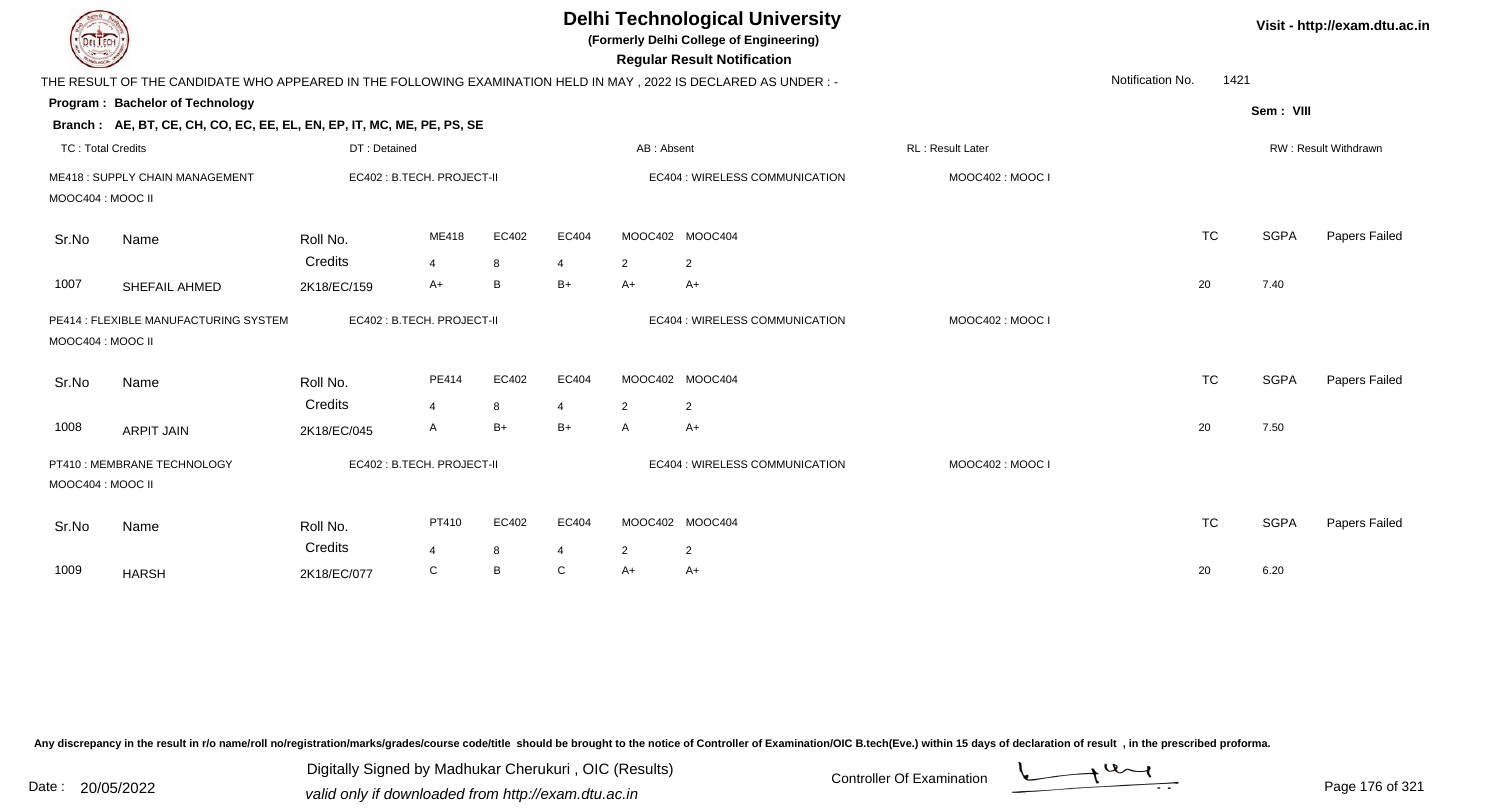# Delhi Technological University

**(Formerly Delhi College of Engineering)**

**Regular Result Notification**

Visit - http://exam.dtu.ac.in

THE RESULT OF THE CANDIDATE WHO APPEARED IN THE FOLLOWING EXAMINATION HELD IN MAY , 2022 IS DECLARED AS UNDER : -

Notification No. 1421

**Program : Bachelor of Technology**

**Sem : VIII**

**Branch : AE, BT, CE, CH, CO, EC, EE, EL, EN, EP, IT, MC, ME, PE, PS, SE**

TC : Total Credits | DT : Detained | AB : Absent | RL : Result Later | RW : Result Withdrawn

ME418 : SUPPLY CHAIN MANAGEMENT | EC402 : B.TECH. PROJECT-II | EC404 : WIRELESS COMMUNICATION | MOOC402 : MOOC I | MOOC404 : MOOC II

| Sr.No | Name | Roll No. | ME418 | EC402 | EC404 | MOOC402 | MOOC404 | TC | SGPA | Papers Failed |
|---|---|---|---|---|---|---|---|---|---|---|
| | | Credits | 4 | 8 | 4 | 2 | 2 | | | |
| 1007 | SHEFAIL AHMED | 2K18/EC/159 | A+ | B | B+ | A+ | A+ | 20 | 7.40 | |

PE414 : FLEXIBLE MANUFACTURING SYSTEM | EC402 : B.TECH. PROJECT-II | EC404 : WIRELESS COMMUNICATION | MOOC402 : MOOC I | MOOC404 : MOOC II

| Sr.No | Name | Roll No. | PE414 | EC402 | EC404 | MOOC402 | MOOC404 | TC | SGPA | Papers Failed |
|---|---|---|---|---|---|---|---|---|---|---|
| | | Credits | 4 | 8 | 4 | 2 | 2 | | | |
| 1008 | ARPIT JAIN | 2K18/EC/045 | A | B+ | B+ | A | A+ | 20 | 7.50 | |

PT410 : MEMBRANE TECHNOLOGY | EC402 : B.TECH. PROJECT-II | EC404 : WIRELESS COMMUNICATION | MOOC402 : MOOC I | MOOC404 : MOOC II

| Sr.No | Name | Roll No. | PT410 | EC402 | EC404 | MOOC402 | MOOC404 | TC | SGPA | Papers Failed |
|---|---|---|---|---|---|---|---|---|---|---|
| | | Credits | 4 | 8 | 4 | 2 | 2 | | | |
| 1009 | HARSH | 2K18/EC/077 | C | B | C | A+ | A+ | 20 | 6.20 | |

Any discrepancy in the result in r/o name/roll no/registration/marks/grades/course code/title should be brought to the notice of Controller of Examination/OIC B.tech(Eve.) within 15 days of declaration of result , in the prescribed proforma.

Date : 20/05/2022

Digitally Signed by Madhukar Cherukuri , OIC (Results)
valid only if downloaded from http://exam.dtu.ac.in

Controller Of Examination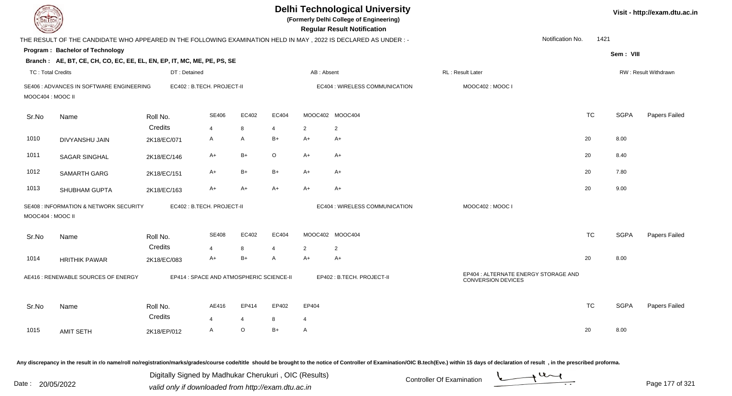# Delhi Technological University

**(Formerly Delhi College of Engineering)**

**Regular Result Notification**

Visit - http://exam.dtu.ac.in

THE RESULT OF THE CANDIDATE WHO APPEARED IN THE FOLLOWING EXAMINATION HELD IN MAY , 2022 IS DECLARED AS UNDER : -

Notification No. 1421

**Program : Bachelor of Technology**

Sem : VIII

**Branch : AE, BT, CE, CH, CO, EC, EE, EL, EN, EP, IT, MC, ME, PE, PS, SE**

TC : Total Credits | DT : Detained | AB : Absent | RL : Result Later | RW : Result Withdrawn

SE406 : ADVANCES IN SOFTWARE ENGINEERING | EC402 : B.TECH. PROJECT-II | EC404 : WIRELESS COMMUNICATION | MOOC402 : MOOC I | MOOC404 : MOOC II

| Sr.No | Name | Roll No. | SE406 | EC402 | EC404 | MOOC402 | MOOC404 | TC | SGPA | Papers Failed |
|---|---|---|---|---|---|---|---|---|---|---|
| | | Credits | 4 | 8 | 4 | 2 | 2 | | | |
| 1010 | DIVYANSHU JAIN | 2K18/EC/071 | A | A | B+ | A+ | A+ | 20 | 8.00 | |
| 1011 | SAGAR SINGHAL | 2K18/EC/146 | A+ | B+ | O | A+ | A+ | 20 | 8.40 | |
| 1012 | SAMARTH GARG | 2K18/EC/151 | A+ | B+ | B+ | A+ | A+ | 20 | 7.80 | |
| 1013 | SHUBHAM GUPTA | 2K18/EC/163 | A+ | A+ | A+ | A+ | A+ | 20 | 9.00 | |

SE408 : INFORMATION & NETWORK SECURITY | EC402 : B.TECH. PROJECT-II | EC404 : WIRELESS COMMUNICATION | MOOC402 : MOOC I | MOOC404 : MOOC II

| Sr.No | Name | Roll No. | SE408 | EC402 | EC404 | MOOC402 | MOOC404 | TC | SGPA | Papers Failed |
|---|---|---|---|---|---|---|---|---|---|---|
| | | Credits | 4 | 8 | 4 | 2 | 2 | | | |
| 1014 | HRITHIK PAWAR | 2K18/EC/083 | A+ | B+ | A | A+ | A+ | 20 | 8.00 | |

AE416 : RENEWABLE SOURCES OF ENERGY | EP414 : SPACE AND ATMOSPHERIC SCIENCE-II | EP402 : B.TECH. PROJECT-II | EP404 : ALTERNATE ENERGY STORAGE AND CONVERSION DEVICES

| Sr.No | Name | Roll No. | AE416 | EP414 | EP402 | EP404 | TC | SGPA | Papers Failed |
|---|---|---|---|---|---|---|---|---|---|
| | | Credits | 4 | 4 | 8 | 4 | | | |
| 1015 | AMIT SETH | 2K18/EP/012 | A | O | B+ | A | 20 | 8.00 | |

Any discrepancy in the result in r/o name/roll no/registration/marks/grades/course code/title should be brought to the notice of Controller of Examination/OIC B.tech(Eve.) within 15 days of declaration of result , in the prescribed proforma.

Date : 20/05/2022

Digitally Signed by Madhukar Cherukuri , OIC (Results)
valid only if downloaded from http://exam.dtu.ac.in

Controller Of Examination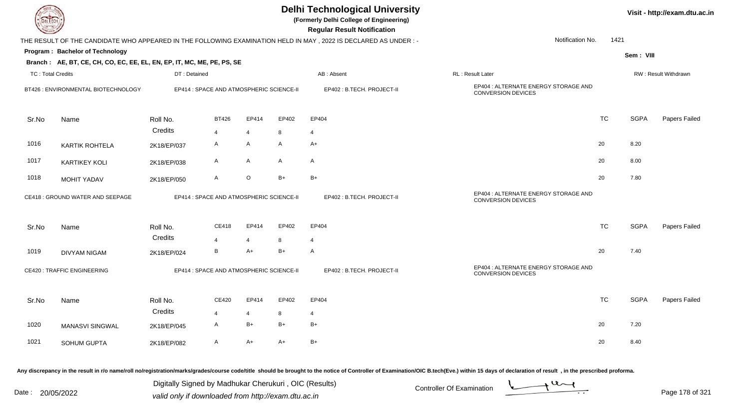# Delhi Technological University

**(Formerly Delhi College of Engineering)**

**Regular Result Notification**

Visit - http://exam.dtu.ac.in

THE RESULT OF THE CANDIDATE WHO APPEARED IN THE FOLLOWING EXAMINATION HELD IN MAY , 2022 IS DECLARED AS UNDER : -

Notification No. 1421

**Program : Bachelor of Technology**

**Sem : VIII**

**Branch : AE, BT, CE, CH, CO, EC, EE, EL, EN, EP, IT, MC, ME, PE, PS, SE**

TC : Total Credits | DT : Detained | AB : Absent | RL : Result Later | RW : Result Withdrawn

BT426 : ENVIRONMENTAL BIOTECHNOLOGY | EP414 : SPACE AND ATMOSPHERIC SCIENCE-II | EP402 : B.TECH. PROJECT-II | EP404 : ALTERNATE ENERGY STORAGE AND CONVERSION DEVICES

| Sr.No | Name | Roll No. | BT426 | EP414 | EP402 | EP404 | TC | SGPA | Papers Failed |
|---|---|---|---|---|---|---|---|---|---|
| | | Credits | 4 | 4 | 8 | 4 | | | |
| 1016 | KARTIK ROHTELA | 2K18/EP/037 | A | A | A | A+ | 20 | 8.20 | |
| 1017 | KARTIKEY KOLI | 2K18/EP/038 | A | A | A | A | 20 | 8.00 | |
| 1018 | MOHIT YADAV | 2K18/EP/050 | A | O | B+ | B+ | 20 | 7.80 | |

CE418 : GROUND WATER AND SEEPAGE | EP414 : SPACE AND ATMOSPHERIC SCIENCE-II | EP402 : B.TECH. PROJECT-II | EP404 : ALTERNATE ENERGY STORAGE AND CONVERSION DEVICES

| Sr.No | Name | Roll No. | CE418 | EP414 | EP402 | EP404 | TC | SGPA | Papers Failed |
|---|---|---|---|---|---|---|---|---|---|
| | | Credits | 4 | 4 | 8 | 4 | | | |
| 1019 | DIVYAM NIGAM | 2K18/EP/024 | B | A+ | B+ | A | 20 | 7.40 | |

CE420 : TRAFFIC ENGINEERING | EP414 : SPACE AND ATMOSPHERIC SCIENCE-II | EP402 : B.TECH. PROJECT-II | EP404 : ALTERNATE ENERGY STORAGE AND CONVERSION DEVICES

| Sr.No | Name | Roll No. | CE420 | EP414 | EP402 | EP404 | TC | SGPA | Papers Failed |
|---|---|---|---|---|---|---|---|---|---|
| | | Credits | 4 | 4 | 8 | 4 | | | |
| 1020 | MANASVI SINGWAL | 2K18/EP/045 | A | B+ | B+ | B+ | 20 | 7.20 | |
| 1021 | SOHUM GUPTA | 2K18/EP/082 | A | A+ | A+ | B+ | 20 | 8.40 | |

Any discrepancy in the result in r/o name/roll no/registration/marks/grades/course code/title should be brought to the notice of Controller of Examination/OIC B.tech(Eve.) within 15 days of declaration of result , in the prescribed proforma.

Date : 20/05/2022

Digitally Signed by Madhukar Cherukuri , OIC (Results)
valid only if downloaded from http://exam.dtu.ac.in

Controller Of Examination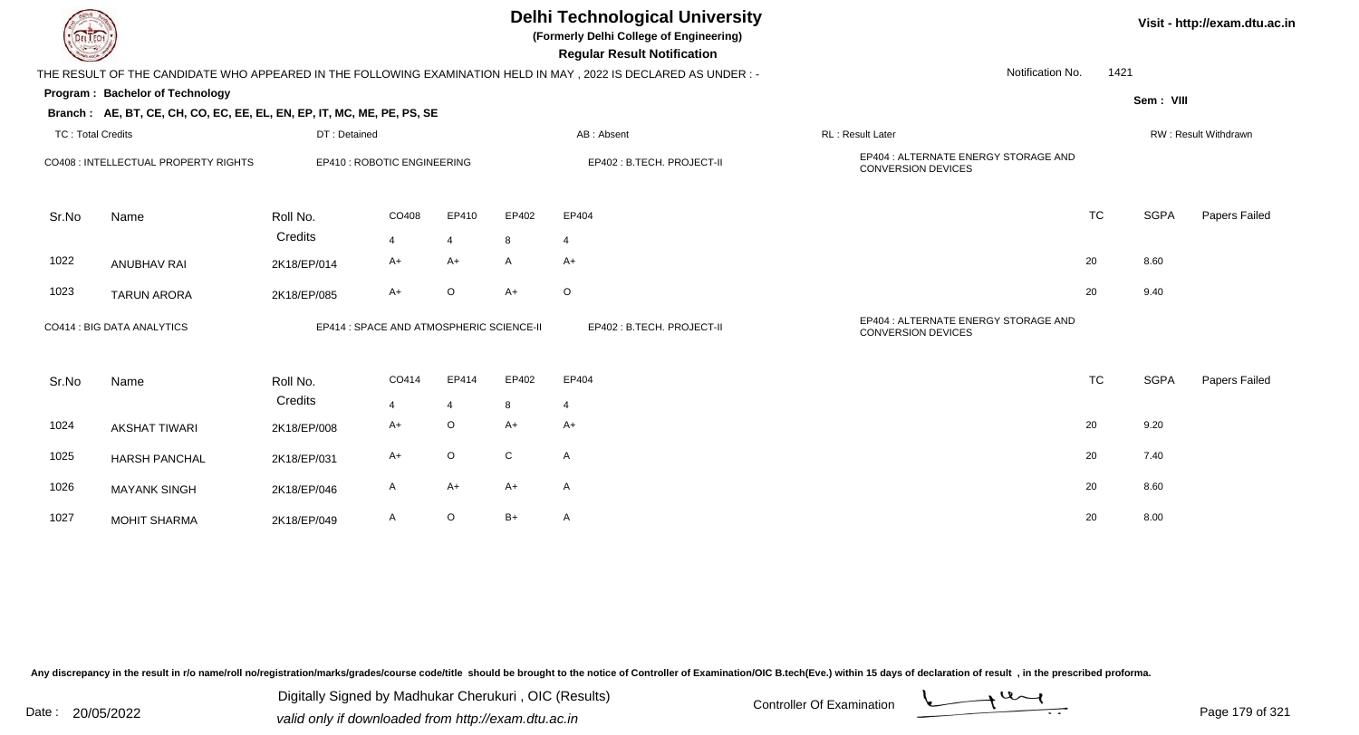# Delhi Technological University

**(Formerly Delhi College of Engineering)**

**Regular Result Notification**

Visit - http://exam.dtu.ac.in

THE RESULT OF THE CANDIDATE WHO APPEARED IN THE FOLLOWING EXAMINATION HELD IN MAY , 2022 IS DECLARED AS UNDER : -

Notification No. 1421

**Program : Bachelor of Technology**

Sem : VIII

**Branch : AE, BT, CE, CH, CO, EC, EE, EL, EN, EP, IT, MC, ME, PE, PS, SE**

TC : Total Credits | DT : Detained | AB : Absent | RL : Result Later | RW : Result Withdrawn

CO408 : INTELLECTUAL PROPERTY RIGHTS | EP410 : ROBOTIC ENGINEERING | EP402 : B.TECH. PROJECT-II | EP404 : ALTERNATE ENERGY STORAGE AND CONVERSION DEVICES

| Sr.No | Name | Roll No. | CO408 | EP410 | EP402 | EP404 | TC | SGPA | Papers Failed |
|---|---|---|---|---|---|---|---|---|---|
| | | Credits | 4 | 4 | 8 | 4 | | | |
| 1022 | ANUBHAV RAI | 2K18/EP/014 | A+ | A+ | A | A+ | 20 | 8.60 | |
| 1023 | TARUN ARORA | 2K18/EP/085 | A+ | O | A+ | O | 20 | 9.40 | |

CO414 : BIG DATA ANALYTICS | EP414 : SPACE AND ATMOSPHERIC SCIENCE-II | EP402 : B.TECH. PROJECT-II | EP404 : ALTERNATE ENERGY STORAGE AND CONVERSION DEVICES

| Sr.No | Name | Roll No. | CO414 | EP414 | EP402 | EP404 | TC | SGPA | Papers Failed |
|---|---|---|---|---|---|---|---|---|---|
| | | Credits | 4 | 4 | 8 | 4 | | | |
| 1024 | AKSHAT TIWARI | 2K18/EP/008 | A+ | O | A+ | A+ | 20 | 9.20 | |
| 1025 | HARSH PANCHAL | 2K18/EP/031 | A+ | O | C | A | 20 | 7.40 | |
| 1026 | MAYANK SINGH | 2K18/EP/046 | A | A+ | A+ | A | 20 | 8.60 | |
| 1027 | MOHIT SHARMA | 2K18/EP/049 | A | O | B+ | A | 20 | 8.00 | |

Any discrepancy in the result in r/o name/roll no/registration/marks/grades/course code/title should be brought to the notice of Controller of Examination/OIC B.tech(Eve.) within 15 days of declaration of result , in the prescribed proforma.

Date : 20/05/2022

Digitally Signed by Madhukar Cherukuri , OIC (Results)
valid only if downloaded from http://exam.dtu.ac.in

Controller Of Examination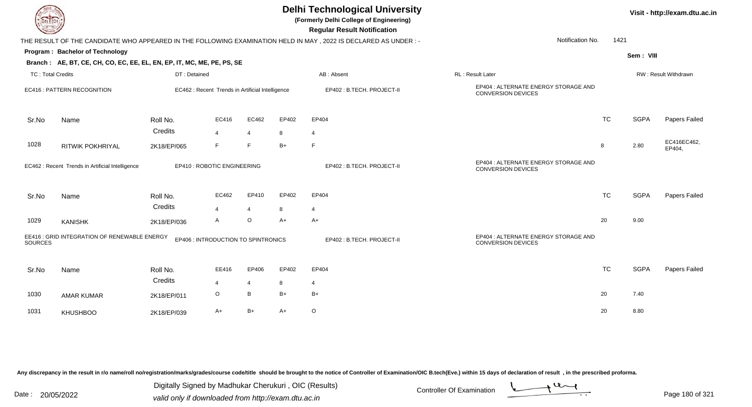# Delhi Technological University

**(Formerly Delhi College of Engineering)**

**Regular Result Notification**

Visit - http://exam.dtu.ac.in

THE RESULT OF THE CANDIDATE WHO APPEARED IN THE FOLLOWING EXAMINATION HELD IN MAY , 2022 IS DECLARED AS UNDER : -

Notification No. 1421

**Program : Bachelor of Technology**

Sem : VIII

**Branch : AE, BT, CE, CH, CO, EC, EE, EL, EN, EP, IT, MC, ME, PE, PS, SE**

TC : Total Credits | DT : Detained | AB : Absent | RL : Result Later | RW : Result Withdrawn

EC416 : PATTERN RECOGNITION | EC462 : Recent Trends in Artificial Intelligence | EP402 : B.TECH. PROJECT-II | EP404 : ALTERNATE ENERGY STORAGE AND CONVERSION DEVICES

| Sr.No | Name | Roll No. | EC416 | EC462 | EP402 | EP404 | TC | SGPA | Papers Failed |
|---|---|---|---|---|---|---|---|---|---|
| | | Credits | 4 | 4 | 8 | 4 | | | |
| 1028 | RITWIK POKHRIYAL | 2K18/EP/065 | F | F | B+ | F | 8 | 2.80 | EC416EC462, EP404, |

EC462 : Recent Trends in Artificial Intelligence | EP410 : ROBOTIC ENGINEERING | EP402 : B.TECH. PROJECT-II | EP404 : ALTERNATE ENERGY STORAGE AND CONVERSION DEVICES

| Sr.No | Name | Roll No. | EC462 | EP410 | EP402 | EP404 | TC | SGPA | Papers Failed |
|---|---|---|---|---|---|---|---|---|---|
| | | Credits | 4 | 4 | 8 | 4 | | | |
| 1029 | KANISHK | 2K18/EP/036 | A | O | A+ | A+ | 20 | 9.00 | |

EE416 : GRID INTEGRATION OF RENEWABLE ENERGY SOURCES | EP406 : INTRODUCTION TO SPINTRONICS | EP402 : B.TECH. PROJECT-II | EP404 : ALTERNATE ENERGY STORAGE AND CONVERSION DEVICES

| Sr.No | Name | Roll No. | EE416 | EP406 | EP402 | EP404 | TC | SGPA | Papers Failed |
|---|---|---|---|---|---|---|---|---|---|
| | | Credits | 4 | 4 | 8 | 4 | | | |
| 1030 | AMAR KUMAR | 2K18/EP/011 | O | B | B+ | B+ | 20 | 7.40 | |
| 1031 | KHUSHBOO | 2K18/EP/039 | A+ | B+ | A+ | O | 20 | 8.80 | |

Any discrepancy in the result in r/o name/roll no/registration/marks/grades/course code/title should be brought to the notice of Controller of Examination/OIC B.tech(Eve.) within 15 days of declaration of result , in the prescribed proforma.

Date : 20/05/2022

Digitally Signed by Madhukar Cherukuri , OIC (Results)
valid only if downloaded from http://exam.dtu.ac.in

Controller Of Examination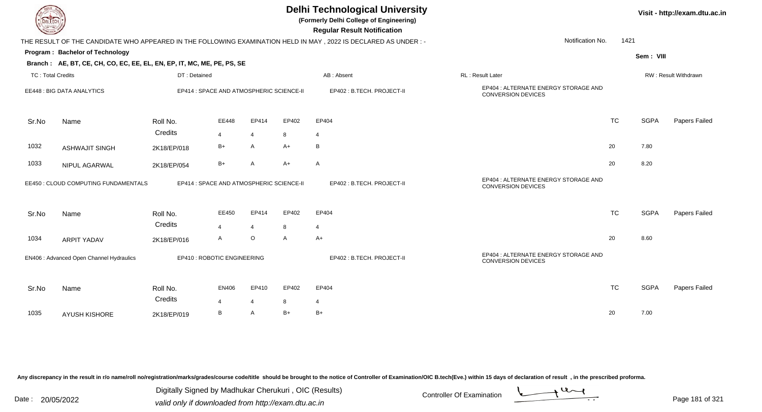# Delhi Technological University

**(Formerly Delhi College of Engineering)**

**Regular Result Notification**

Visit - http://exam.dtu.ac.in

THE RESULT OF THE CANDIDATE WHO APPEARED IN THE FOLLOWING EXAMINATION HELD IN MAY , 2022 IS DECLARED AS UNDER : -

Notification No. 1421

**Program : Bachelor of Technology**

Sem : VIII

**Branch : AE, BT, CE, CH, CO, EC, EE, EL, EN, EP, IT, MC, ME, PE, PS, SE**

TC : Total Credits | DT : Detained | AB : Absent | RL : Result Later | RW : Result Withdrawn

EE448 : BIG DATA ANALYTICS | EP414 : SPACE AND ATMOSPHERIC SCIENCE-II | EP402 : B.TECH. PROJECT-II | EP404 : ALTERNATE ENERGY STORAGE AND CONVERSION DEVICES

| Sr.No | Name | Roll No. | EE448 | EP414 | EP402 | EP404 | TC | SGPA | Papers Failed |
|---|---|---|---|---|---|---|---|---|---|
| | | Credits | 4 | 4 | 8 | 4 | | | |
| 1032 | ASHWAJIT SINGH | 2K18/EP/018 | B+ | A | A+ | B | 20 | 7.80 | |
| 1033 | NIPUL AGARWAL | 2K18/EP/054 | B+ | A | A+ | A | 20 | 8.20 | |

EE450 : CLOUD COMPUTING FUNDAMENTALS | EP414 : SPACE AND ATMOSPHERIC SCIENCE-II | EP402 : B.TECH. PROJECT-II | EP404 : ALTERNATE ENERGY STORAGE AND CONVERSION DEVICES

| Sr.No | Name | Roll No. | EE450 | EP414 | EP402 | EP404 | TC | SGPA | Papers Failed |
|---|---|---|---|---|---|---|---|---|---|
| | | Credits | 4 | 4 | 8 | 4 | | | |
| 1034 | ARPIT YADAV | 2K18/EP/016 | A | O | A | A+ | 20 | 8.60 | |

EN406 : Advanced Open Channel Hydraulics | EP410 : ROBOTIC ENGINEERING | EP402 : B.TECH. PROJECT-II | EP404 : ALTERNATE ENERGY STORAGE AND CONVERSION DEVICES

| Sr.No | Name | Roll No. | EN406 | EP410 | EP402 | EP404 | TC | SGPA | Papers Failed |
|---|---|---|---|---|---|---|---|---|---|
| | | Credits | 4 | 4 | 8 | 4 | | | |
| 1035 | AYUSH KISHORE | 2K18/EP/019 | B | A | B+ | B+ | 20 | 7.00 | |

Any discrepancy in the result in r/o name/roll no/registration/marks/grades/course code/title should be brought to the notice of Controller of Examination/OIC B.tech(Eve.) within 15 days of declaration of result , in the prescribed proforma.

Date : 20/05/2022

Digitally Signed by Madhukar Cherukuri , OIC (Results)
valid only if downloaded from http://exam.dtu.ac.in

Controller Of Examination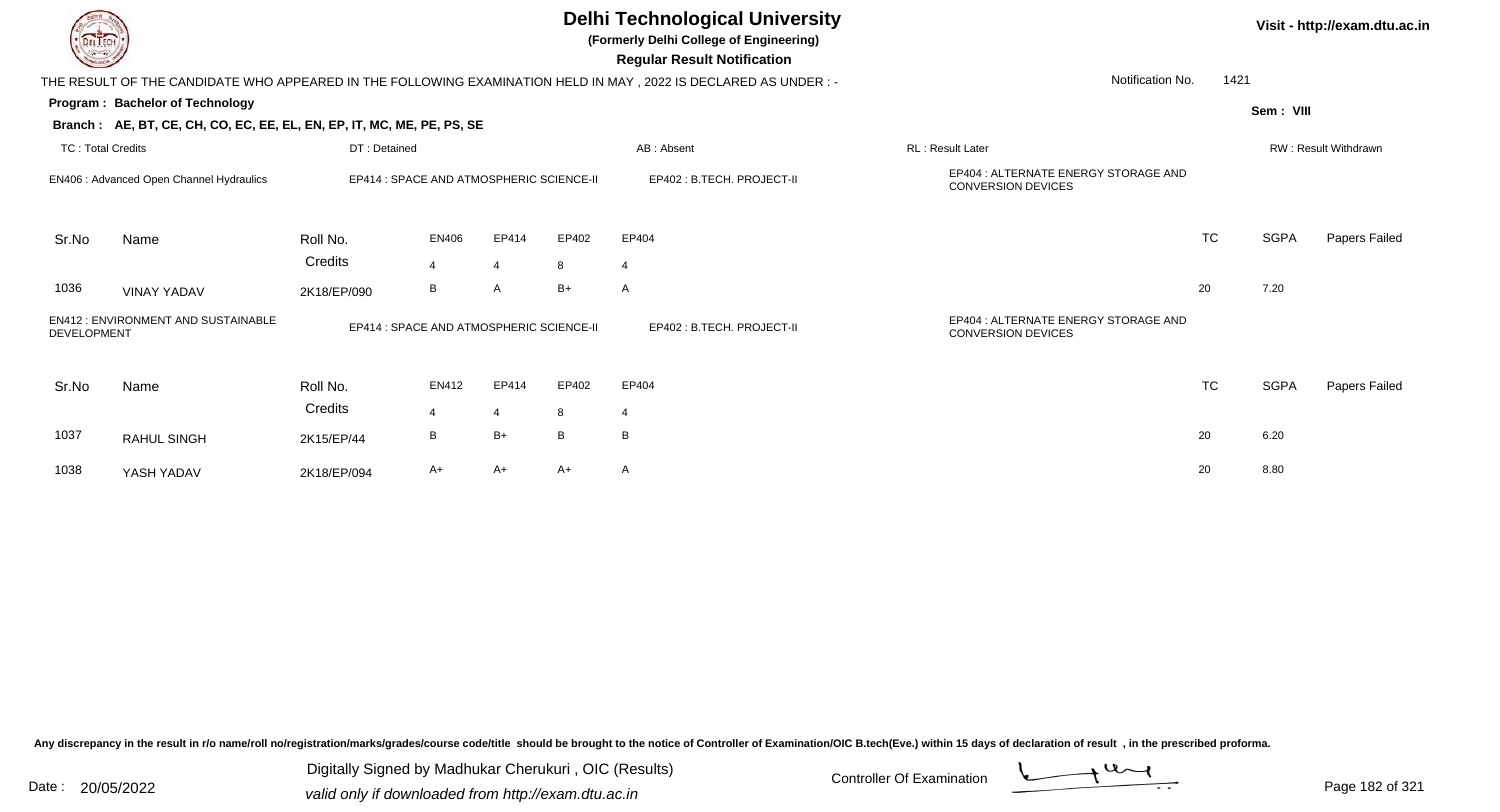# Delhi Technological University

**(Formerly Delhi College of Engineering)**

**Regular Result Notification**

Visit - http://exam.dtu.ac.in

THE RESULT OF THE CANDIDATE WHO APPEARED IN THE FOLLOWING EXAMINATION HELD IN MAY , 2022 IS DECLARED AS UNDER : -

Notification No. 1421

**Program : Bachelor of Technology**

Sem : VIII

**Branch : AE, BT, CE, CH, CO, EC, EE, EL, EN, EP, IT, MC, ME, PE, PS, SE**

TC : Total Credits | DT : Detained | AB : Absent | RL : Result Later | RW : Result Withdrawn

EN406 : Advanced Open Channel Hydraulics | EP414 : SPACE AND ATMOSPHERIC SCIENCE-II | EP402 : B.TECH. PROJECT-II | EP404 : ALTERNATE ENERGY STORAGE AND CONVERSION DEVICES

| Sr.No | Name | Roll No. | EN406 | EP414 | EP402 | EP404 | TC | SGPA | Papers Failed |
|---|---|---|---|---|---|---|---|---|---|
| | | Credits | 4 | 4 | 8 | 4 | | | |
| 1036 | VINAY YADAV | 2K18/EP/090 | B | A | B+ | A | 20 | 7.20 | |

EN412 : ENVIRONMENT AND SUSTAINABLE DEVELOPMENT | EP414 : SPACE AND ATMOSPHERIC SCIENCE-II | EP402 : B.TECH. PROJECT-II | EP404 : ALTERNATE ENERGY STORAGE AND CONVERSION DEVICES

| Sr.No | Name | Roll No. | EN412 | EP414 | EP402 | EP404 | TC | SGPA | Papers Failed |
|---|---|---|---|---|---|---|---|---|---|
| | | Credits | 4 | 4 | 8 | 4 | | | |
| 1037 | RAHUL SINGH | 2K15/EP/44 | B | B+ | B | B | 20 | 6.20 | |
| 1038 | YASH YADAV | 2K18/EP/094 | A+ | A+ | A+ | A | 20 | 8.80 | |

Any discrepancy in the result in r/o name/roll no/registration/marks/grades/course code/title should be brought to the notice of Controller of Examination/OIC B.tech(Eve.) within 15 days of declaration of result , in the prescribed proforma.

Date : 20/05/2022

Digitally Signed by Madhukar Cherukuri , OIC (Results)
valid only if downloaded from http://exam.dtu.ac.in

Controller Of Examination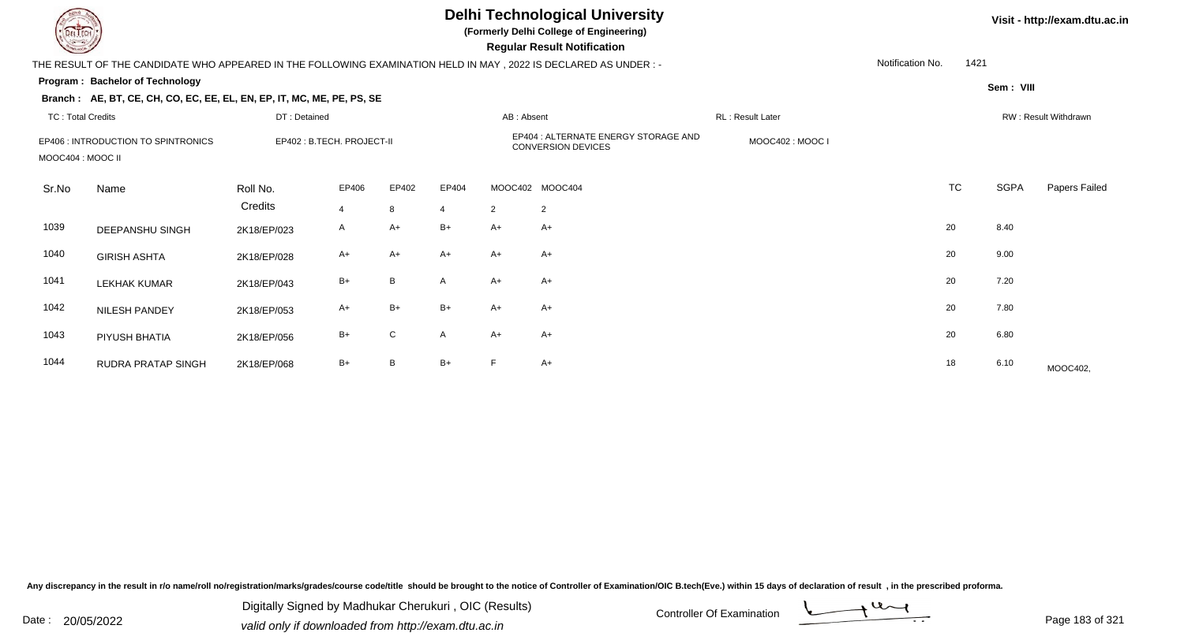# Delhi Technological University

**(Formerly Delhi College of Engineering)**

**Regular Result Notification**

Visit - http://exam.dtu.ac.in

THE RESULT OF THE CANDIDATE WHO APPEARED IN THE FOLLOWING EXAMINATION HELD IN MAY , 2022 IS DECLARED AS UNDER : -

Notification No. 1421

**Program : Bachelor of Technology**

Sem : VIII

**Branch : AE, BT, CE, CH, CO, EC, EE, EL, EN, EP, IT, MC, ME, PE, PS, SE**

TC : Total Credits | DT : Detained | AB : Absent | RL : Result Later | RW : Result Withdrawn

EP406 : INTRODUCTION TO SPINTRONICS | EP402 : B.TECH. PROJECT-II | EP404 : ALTERNATE ENERGY STORAGE AND CONVERSION DEVICES | MOOC402 : MOOC I | MOOC404 : MOOC II

| Sr.No | Name | Roll No. | EP406 | EP402 | EP404 | MOOC402 | MOOC404 | TC | SGPA | Papers Failed |
|---|---|---|---|---|---|---|---|---|---|---|
| | | Credits | 4 | 8 | 4 | 2 | 2 | | | |
| 1039 | DEEPANSHU SINGH | 2K18/EP/023 | A | A+ | B+ | A+ | A+ | 20 | 8.40 | |
| 1040 | GIRISH ASHTA | 2K18/EP/028 | A+ | A+ | A+ | A+ | A+ | 20 | 9.00 | |
| 1041 | LEKHAK KUMAR | 2K18/EP/043 | B+ | B | A | A+ | A+ | 20 | 7.20 | |
| 1042 | NILESH PANDEY | 2K18/EP/053 | A+ | B+ | B+ | A+ | A+ | 20 | 7.80 | |
| 1043 | PIYUSH BHATIA | 2K18/EP/056 | B+ | C | A | A+ | A+ | 20 | 6.80 | |
| 1044 | RUDRA PRATAP SINGH | 2K18/EP/068 | B+ | B | B+ | F | A+ | 18 | 6.10 | MOOC402, |

Any discrepancy in the result in r/o name/roll no/registration/marks/grades/course code/title should be brought to the notice of Controller of Examination/OIC B.tech(Eve.) within 15 days of declaration of result , in the prescribed proforma.

Date : 20/05/2022

Digitally Signed by Madhukar Cherukuri , OIC (Results)
valid only if downloaded from http://exam.dtu.ac.in

Controller Of Examination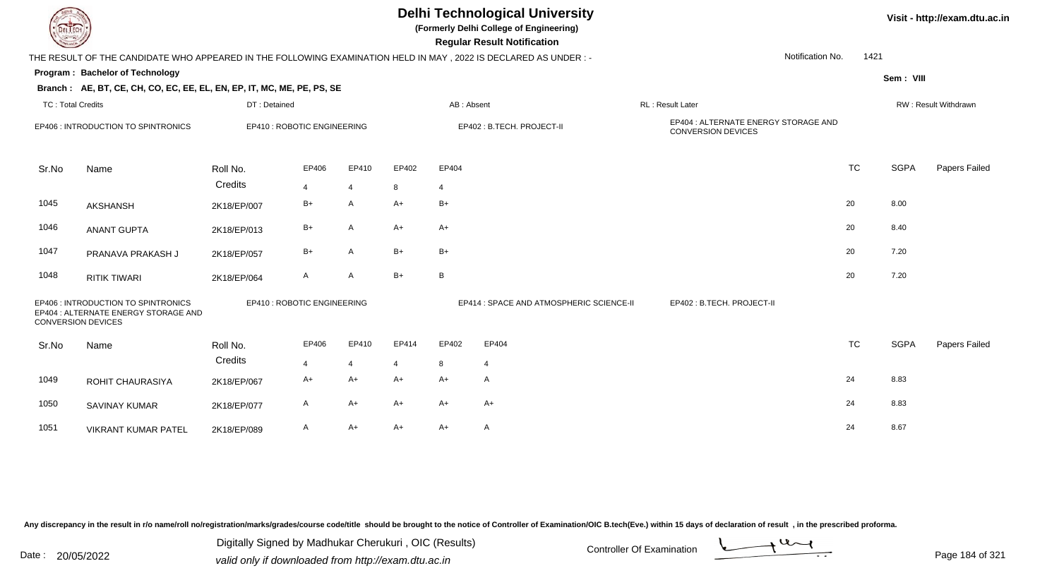# Delhi Technological University

**(Formerly Delhi College of Engineering)**

**Regular Result Notification**

Visit - http://exam.dtu.ac.in

THE RESULT OF THE CANDIDATE WHO APPEARED IN THE FOLLOWING EXAMINATION HELD IN MAY , 2022 IS DECLARED AS UNDER : -

Notification No. 1421

**Program : Bachelor of Technology**

Sem : VIII

**Branch : AE, BT, CE, CH, CO, EC, EE, EL, EN, EP, IT, MC, ME, PE, PS, SE**

TC : Total Credits | DT : Detained | AB : Absent | RL : Result Later | RW : Result Withdrawn

EP406 : INTRODUCTION TO SPINTRONICS | EP410 : ROBOTIC ENGINEERING | EP402 : B.TECH. PROJECT-II | EP404 : ALTERNATE ENERGY STORAGE AND CONVERSION DEVICES

| Sr.No | Name | Roll No. | EP406 | EP410 | EP402 | EP404 | TC | SGPA | Papers Failed |
|---|---|---|---|---|---|---|---|---|---|
| | | Credits | 4 | 4 | 8 | 4 | | | |
| 1045 | AKSHANSH | 2K18/EP/007 | B+ | A | A+ | B+ | 20 | 8.00 | |
| 1046 | ANANT GUPTA | 2K18/EP/013 | B+ | A | A+ | A+ | 20 | 8.40 | |
| 1047 | PRANAVA PRAKASH J | 2K18/EP/057 | B+ | A | B+ | B+ | 20 | 7.20 | |
| 1048 | RITIK TIWARI | 2K18/EP/064 | A | A | B+ | B | 20 | 7.20 | |

EP406 : INTRODUCTION TO SPINTRONICS | EP404 : ALTERNATE ENERGY STORAGE AND CONVERSION DEVICES | EP410 : ROBOTIC ENGINEERING | EP414 : SPACE AND ATMOSPHERIC SCIENCE-II | EP402 : B.TECH. PROJECT-II

| Sr.No | Name | Roll No. | EP406 | EP410 | EP414 | EP402 | EP404 | TC | SGPA | Papers Failed |
|---|---|---|---|---|---|---|---|---|---|---|
| | | Credits | 4 | 4 | 4 | 8 | 4 | | | |
| 1049 | ROHIT CHAURASIYA | 2K18/EP/067 | A+ | A+ | A+ | A+ | A | 24 | 8.83 | |
| 1050 | SAVINAY KUMAR | 2K18/EP/077 | A | A+ | A+ | A+ | A+ | 24 | 8.83 | |
| 1051 | VIKRANT KUMAR PATEL | 2K18/EP/089 | A | A+ | A+ | A+ | A | 24 | 8.67 | |

Any discrepancy in the result in r/o name/roll no/registration/marks/grades/course code/title should be brought to the notice of Controller of Examination/OIC B.tech(Eve.) within 15 days of declaration of result , in the prescribed proforma.

Date : 20/05/2022

Digitally Signed by Madhukar Cherukuri , OIC (Results)
valid only if downloaded from http://exam.dtu.ac.in

Controller Of Examination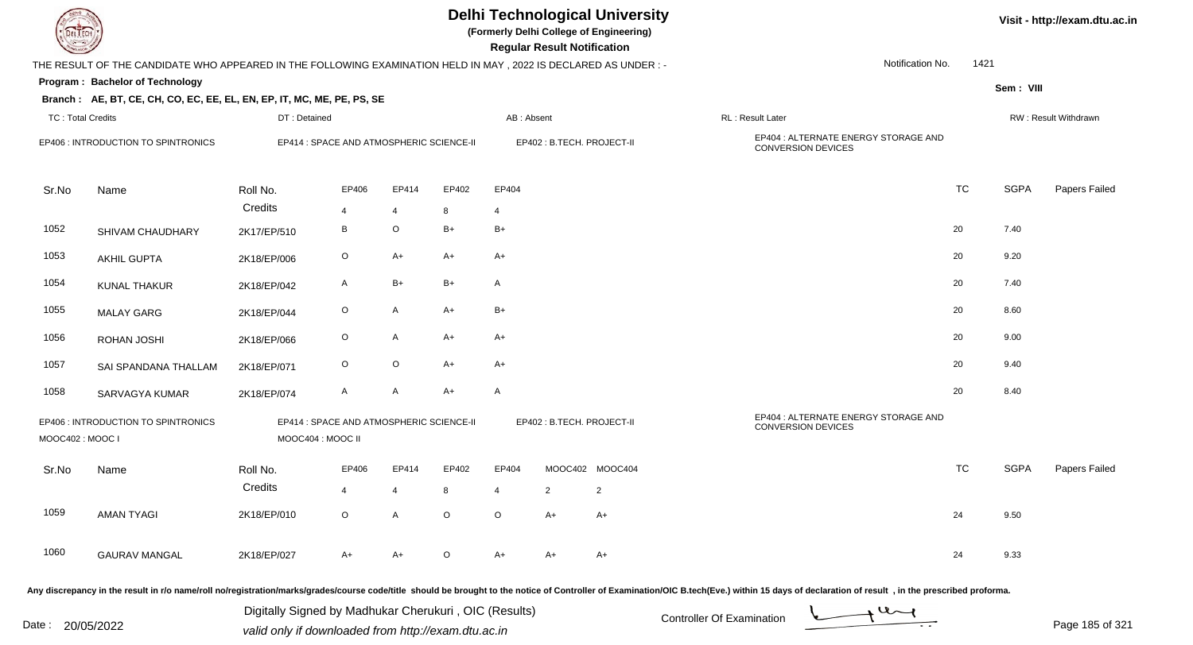# Delhi Technological University

**(Formerly Delhi College of Engineering)**

**Regular Result Notification**

Visit - http://exam.dtu.ac.in

THE RESULT OF THE CANDIDATE WHO APPEARED IN THE FOLLOWING EXAMINATION HELD IN MAY , 2022 IS DECLARED AS UNDER : -

Notification No. 1421

**Program : Bachelor of Technology**

Sem : VIII

**Branch : AE, BT, CE, CH, CO, EC, EE, EL, EN, EP, IT, MC, ME, PE, PS, SE**

TC : Total Credits | DT : Detained | AB : Absent | RL : Result Later | RW : Result Withdrawn

EP406 : INTRODUCTION TO SPINTRONICS | EP414 : SPACE AND ATMOSPHERIC SCIENCE-II | EP402 : B.TECH. PROJECT-II | EP404 : ALTERNATE ENERGY STORAGE AND CONVERSION DEVICES

| Sr.No | Name | Roll No. | EP406 | EP414 | EP402 | EP404 | TC | SGPA | Papers Failed |
|---|---|---|---|---|---|---|---|---|---|
| | | Credits | 4 | 4 | 8 | 4 | | | |
| 1052 | SHIVAM CHAUDHARY | 2K17/EP/510 | B | O | B+ | B+ | 20 | 7.40 | |
| 1053 | AKHIL GUPTA | 2K18/EP/006 | O | A+ | A+ | A+ | 20 | 9.20 | |
| 1054 | KUNAL THAKUR | 2K18/EP/042 | A | B+ | B+ | A | 20 | 7.40 | |
| 1055 | MALAY GARG | 2K18/EP/044 | O | A | A+ | B+ | 20 | 8.60 | |
| 1056 | ROHAN JOSHI | 2K18/EP/066 | O | A | A+ | A+ | 20 | 9.00 | |
| 1057 | SAI SPANDANA THALLAM | 2K18/EP/071 | O | O | A+ | A+ | 20 | 9.40 | |
| 1058 | SARVAGYA KUMAR | 2K18/EP/074 | A | A | A+ | A | 20 | 8.40 | |

EP406 : INTRODUCTION TO SPINTRONICS | EP414 : SPACE AND ATMOSPHERIC SCIENCE-II | EP402 : B.TECH. PROJECT-II | EP404 : ALTERNATE ENERGY STORAGE AND CONVERSION DEVICES | MOOC402 : MOOC I | MOOC404 : MOOC II

| Sr.No | Name | Roll No. | EP406 | EP414 | EP402 | EP404 | MOOC402 | MOOC404 | TC | SGPA | Papers Failed |
|---|---|---|---|---|---|---|---|---|---|---|---|
| | | Credits | 4 | 4 | 8 | 4 | 2 | 2 | | | |
| 1059 | AMAN TYAGI | 2K18/EP/010 | O | A | O | O | A+ | A+ | 24 | 9.50 | |
| 1060 | GAURAV MANGAL | 2K18/EP/027 | A+ | A+ | O | A+ | A+ | A+ | 24 | 9.33 | |

Any discrepancy in the result in r/o name/roll no/registration/marks/grades/course code/title should be brought to the notice of Controller of Examination/OIC B.tech(Eve.) within 15 days of declaration of result , in the prescribed proforma.

Date : 20/05/2022

Digitally Signed by Madhukar Cherukuri , OIC (Results)
valid only if downloaded from http://exam.dtu.ac.in

Controller Of Examination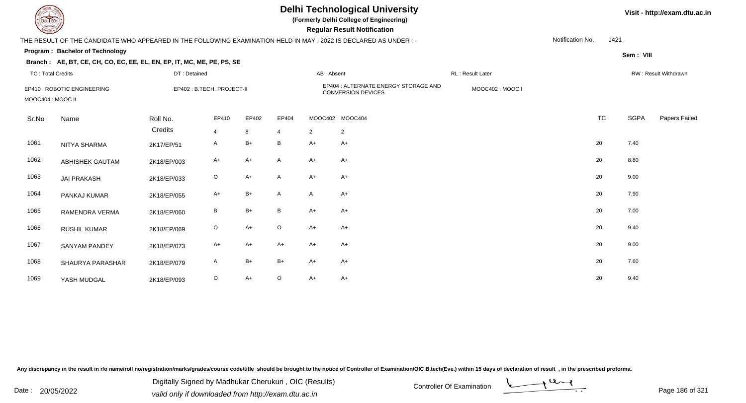# Delhi Technological University

**(Formerly Delhi College of Engineering)**

**Regular Result Notification**

Visit - http://exam.dtu.ac.in

THE RESULT OF THE CANDIDATE WHO APPEARED IN THE FOLLOWING EXAMINATION HELD IN MAY , 2022 IS DECLARED AS UNDER : -

Notification No. 1421

**Program : Bachelor of Technology**

Sem : VIII

**Branch : AE, BT, CE, CH, CO, EC, EE, EL, EN, EP, IT, MC, ME, PE, PS, SE**

TC : Total Credits | DT : Detained | AB : Absent | RL : Result Later | RW : Result Withdrawn

EP410 : ROBOTIC ENGINEERING | EP402 : B.TECH. PROJECT-II | EP404 : ALTERNATE ENERGY STORAGE AND CONVERSION DEVICES | MOOC402 : MOOC I | MOOC404 : MOOC II

| Sr.No | Name | Roll No. | EP410 | EP402 | EP404 | MOOC402 | MOOC404 | TC | SGPA | Papers Failed |
|---|---|---|---|---|---|---|---|---|---|---|
| | | Credits | 4 | 8 | 4 | 2 | 2 | | | |
| 1061 | NITYA SHARMA | 2K17/EP/51 | A | B+ | B | A+ | A+ | 20 | 7.40 | |
| 1062 | ABHISHEK GAUTAM | 2K18/EP/003 | A+ | A+ | A | A+ | A+ | 20 | 8.80 | |
| 1063 | JAI PRAKASH | 2K18/EP/033 | O | A+ | A | A+ | A+ | 20 | 9.00 | |
| 1064 | PANKAJ KUMAR | 2K18/EP/055 | A+ | B+ | A | A | A+ | 20 | 7.90 | |
| 1065 | RAMENDRA VERMA | 2K18/EP/060 | B | B+ | B | A+ | A+ | 20 | 7.00 | |
| 1066 | RUSHIL KUMAR | 2K18/EP/069 | O | A+ | O | A+ | A+ | 20 | 9.40 | |
| 1067 | SANYAM PANDEY | 2K18/EP/073 | A+ | A+ | A+ | A+ | A+ | 20 | 9.00 | |
| 1068 | SHAURYA PARASHAR | 2K18/EP/079 | A | B+ | B+ | A+ | A+ | 20 | 7.60 | |
| 1069 | YASH MUDGAL | 2K18/EP/093 | O | A+ | O | A+ | A+ | 20 | 9.40 | |

Any discrepancy in the result in r/o name/roll no/registration/marks/grades/course code/title should be brought to the notice of Controller of Examination/OIC B.tech(Eve.) within 15 days of declaration of result , in the prescribed proforma.

Date : 20/05/2022

Digitally Signed by Madhukar Cherukuri , OIC (Results)
valid only if downloaded from http://exam.dtu.ac.in

Controller Of Examination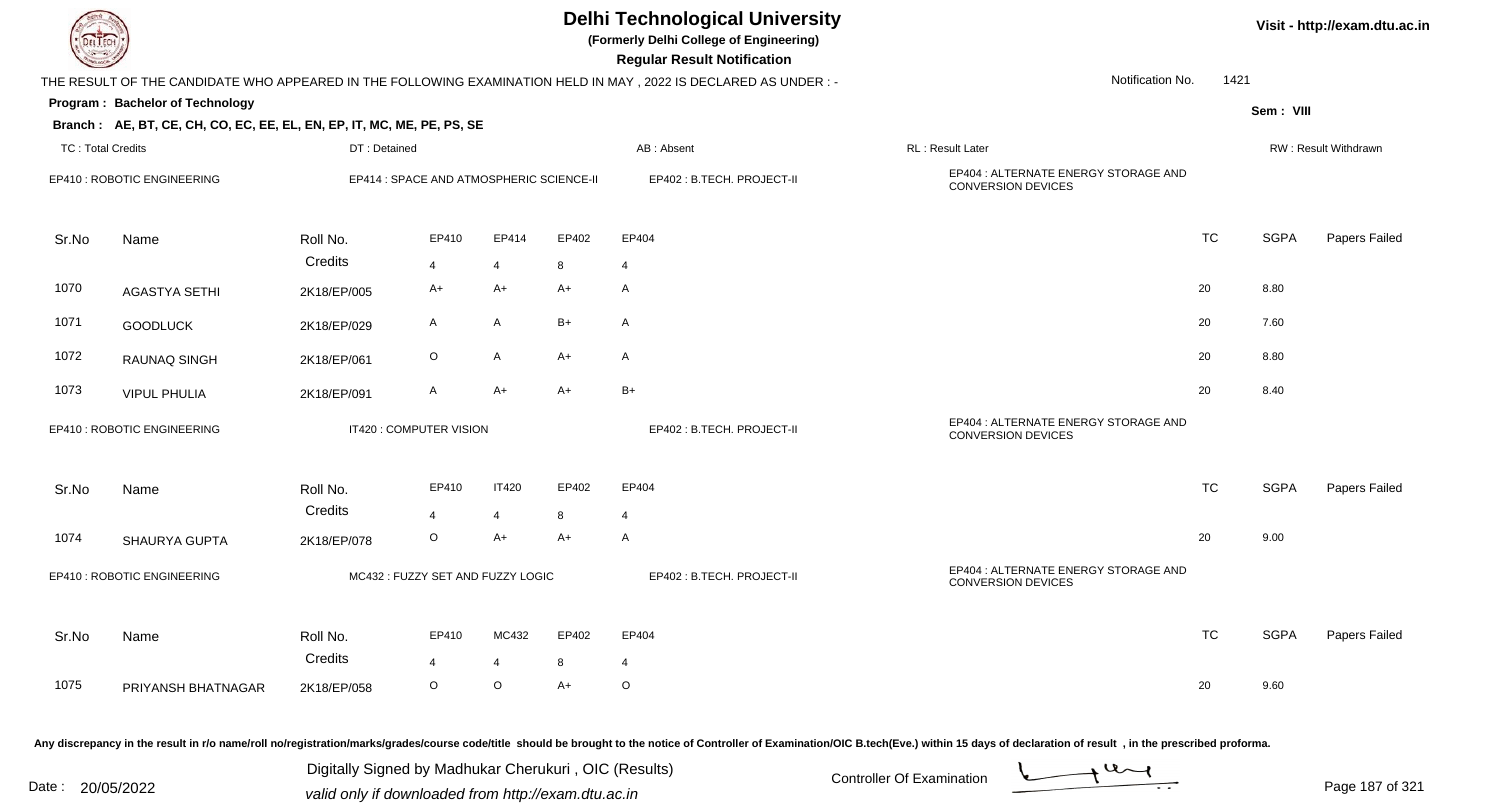# Delhi Technological University

**(Formerly Delhi College of Engineering)**

**Regular Result Notification**

Visit - http://exam.dtu.ac.in

THE RESULT OF THE CANDIDATE WHO APPEARED IN THE FOLLOWING EXAMINATION HELD IN MAY , 2022 IS DECLARED AS UNDER : -

Notification No. 1421

**Program : Bachelor of Technology**

**Sem : VIII**

**Branch : AE, BT, CE, CH, CO, EC, EE, EL, EN, EP, IT, MC, ME, PE, PS, SE**

TC : Total Credits | DT : Detained | AB : Absent | RL : Result Later | RW : Result Withdrawn

EP410 : ROBOTIC ENGINEERING | EP414 : SPACE AND ATMOSPHERIC SCIENCE-II | EP402 : B.TECH. PROJECT-II | EP404 : ALTERNATE ENERGY STORAGE AND CONVERSION DEVICES

| Sr.No | Name | Roll No. | EP410 | EP414 | EP402 | EP404 | TC | SGPA | Papers Failed |
|---|---|---|---|---|---|---|---|---|---|
| | | Credits | 4 | 4 | 8 | 4 | | | |
| 1070 | AGASTYA SETHI | 2K18/EP/005 | A+ | A+ | A+ | A | 20 | 8.80 | |
| 1071 | GOODLUCK | 2K18/EP/029 | A | A | B+ | A | 20 | 7.60 | |
| 1072 | RAUNAQ SINGH | 2K18/EP/061 | O | A | A+ | A | 20 | 8.80 | |
| 1073 | VIPUL PHULIA | 2K18/EP/091 | A | A+ | A+ | B+ | 20 | 8.40 | |

EP410 : ROBOTIC ENGINEERING | IT420 : COMPUTER VISION | EP402 : B.TECH. PROJECT-II | EP404 : ALTERNATE ENERGY STORAGE AND CONVERSION DEVICES

| Sr.No | Name | Roll No. | EP410 | IT420 | EP402 | EP404 | TC | SGPA | Papers Failed |
|---|---|---|---|---|---|---|---|---|---|
| | | Credits | 4 | 4 | 8 | 4 | | | |
| 1074 | SHAURYA GUPTA | 2K18/EP/078 | O | A+ | A+ | A | 20 | 9.00 | |

EP410 : ROBOTIC ENGINEERING | MC432 : FUZZY SET AND FUZZY LOGIC | EP402 : B.TECH. PROJECT-II | EP404 : ALTERNATE ENERGY STORAGE AND CONVERSION DEVICES

| Sr.No | Name | Roll No. | EP410 | MC432 | EP402 | EP404 | TC | SGPA | Papers Failed |
|---|---|---|---|---|---|---|---|---|---|
| | | Credits | 4 | 4 | 8 | 4 | | | |
| 1075 | PRIYANSH BHATNAGAR | 2K18/EP/058 | O | O | A+ | O | 20 | 9.60 | |

Any discrepancy in the result in r/o name/roll no/registration/marks/grades/course code/title should be brought to the notice of Controller of Examination/OIC B.tech(Eve.) within 15 days of declaration of result , in the prescribed proforma.

Date : 20/05/2022

Digitally Signed by Madhukar Cherukuri , OIC (Results)
valid only if downloaded from http://exam.dtu.ac.in

Controller Of Examination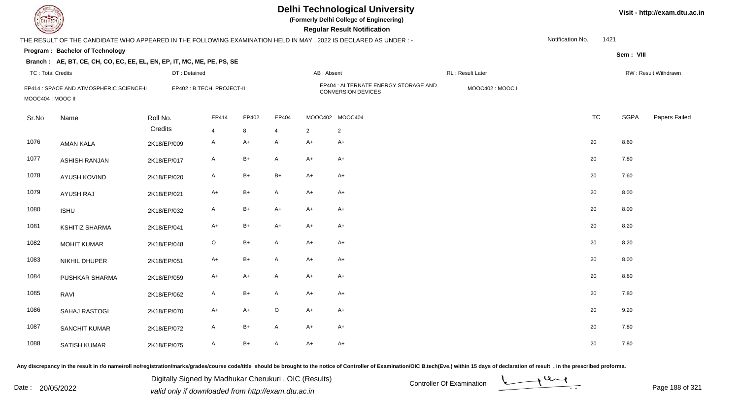# Delhi Technological University

**(Formerly Delhi College of Engineering)**

**Regular Result Notification**

Visit - http://exam.dtu.ac.in

THE RESULT OF THE CANDIDATE WHO APPEARED IN THE FOLLOWING EXAMINATION HELD IN MAY , 2022 IS DECLARED AS UNDER : -

Notification No. 1421

**Program : Bachelor of Technology**

Sem : VIII

**Branch : AE, BT, CE, CH, CO, EC, EE, EL, EN, EP, IT, MC, ME, PE, PS, SE**

TC : Total Credits | DT : Detained | AB : Absent | RL : Result Later | RW : Result Withdrawn

EP414 : SPACE AND ATMOSPHERIC SCIENCE-II | EP402 : B.TECH. PROJECT-II | EP404 : ALTERNATE ENERGY STORAGE AND CONVERSION DEVICES | MOOC402 : MOOC I | MOOC404 : MOOC II

| Sr.No | Name | Roll No. | EP414 | EP402 | EP404 | MOOC402 | MOOC404 | TC | SGPA | Papers Failed |
|---|---|---|---|---|---|---|---|---|---|---|
| | | Credits | 4 | 8 | 4 | 2 | 2 | | | |
| 1076 | AMAN KALA | 2K18/EP/009 | A | A+ | A | A+ | A+ | 20 | 8.60 | |
| 1077 | ASHISH RANJAN | 2K18/EP/017 | A | B+ | A | A+ | A+ | 20 | 7.80 | |
| 1078 | AYUSH KOVIND | 2K18/EP/020 | A | B+ | B+ | A+ | A+ | 20 | 7.60 | |
| 1079 | AYUSH RAJ | 2K18/EP/021 | A+ | B+ | A | A+ | A+ | 20 | 8.00 | |
| 1080 | ISHU | 2K18/EP/032 | A | B+ | A+ | A+ | A+ | 20 | 8.00 | |
| 1081 | KSHITIZ SHARMA | 2K18/EP/041 | A+ | B+ | A+ | A+ | A+ | 20 | 8.20 | |
| 1082 | MOHIT KUMAR | 2K18/EP/048 | O | B+ | A | A+ | A+ | 20 | 8.20 | |
| 1083 | NIKHIL DHUPER | 2K18/EP/051 | A+ | B+ | A | A+ | A+ | 20 | 8.00 | |
| 1084 | PUSHKAR SHARMA | 2K18/EP/059 | A+ | A+ | A | A+ | A+ | 20 | 8.80 | |
| 1085 | RAVI | 2K18/EP/062 | A | B+ | A | A+ | A+ | 20 | 7.80 | |
| 1086 | SAHAJ RASTOGI | 2K18/EP/070 | A+ | A+ | O | A+ | A+ | 20 | 9.20 | |
| 1087 | SANCHIT KUMAR | 2K18/EP/072 | A | B+ | A | A+ | A+ | 20 | 7.80 | |
| 1088 | SATISH KUMAR | 2K18/EP/075 | A | B+ | A | A+ | A+ | 20 | 7.80 | |

Any discrepancy in the result in r/o name/roll no/registration/marks/grades/course code/title should be brought to the notice of Controller of Examination/OIC B.tech(Eve.) within 15 days of declaration of result , in the prescribed proforma.

Date : 20/05/2022

Digitally Signed by Madhukar Cherukuri , OIC (Results)
valid only if downloaded from http://exam.dtu.ac.in

Controller Of Examination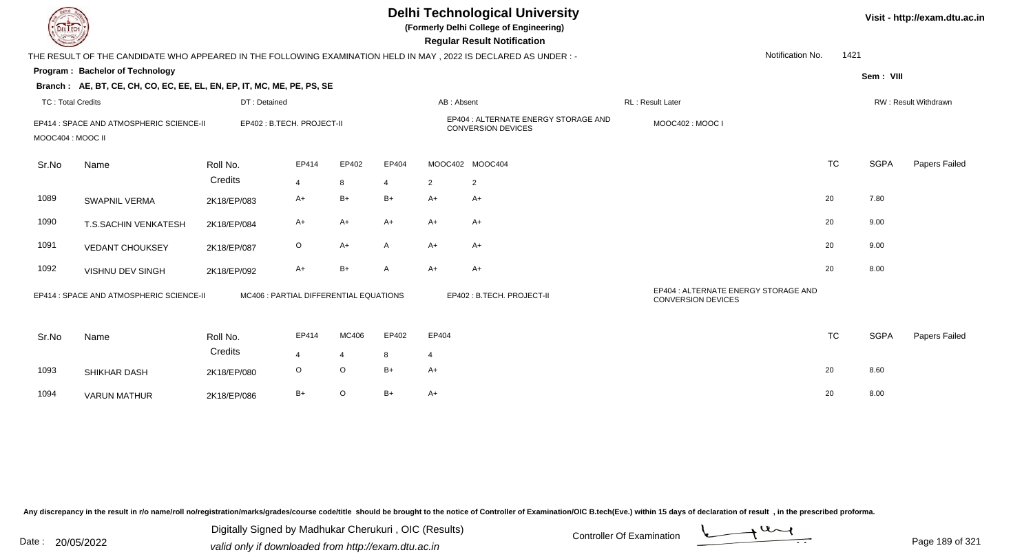# Delhi Technological University

**(Formerly Delhi College of Engineering)**

**Regular Result Notification**

Visit - http://exam.dtu.ac.in

THE RESULT OF THE CANDIDATE WHO APPEARED IN THE FOLLOWING EXAMINATION HELD IN MAY , 2022 IS DECLARED AS UNDER : -

Notification No. 1421

**Program : Bachelor of Technology**

Sem : VIII

**Branch : AE, BT, CE, CH, CO, EC, EE, EL, EN, EP, IT, MC, ME, PE, PS, SE**

TC : Total Credits | DT : Detained | AB : Absent | RL : Result Later | RW : Result Withdrawn

EP414 : SPACE AND ATMOSPHERIC SCIENCE-II | EP402 : B.TECH. PROJECT-II | EP404 : ALTERNATE ENERGY STORAGE AND CONVERSION DEVICES | MOOC402 : MOOC I | MOOC404 : MOOC II

| Sr.No | Name | Roll No. | EP414 | EP402 | EP404 | MOOC402 | MOOC404 | TC | SGPA | Papers Failed |
|---|---|---|---|---|---|---|---|---|---|---|
| | | Credits | 4 | 8 | 4 | 2 | 2 | | | |
| 1089 | SWAPNIL VERMA | 2K18/EP/083 | A+ | B+ | B+ | A+ | A+ | 20 | 7.80 | |
| 1090 | T.S.SACHIN VENKATESH | 2K18/EP/084 | A+ | A+ | A+ | A+ | A+ | 20 | 9.00 | |
| 1091 | VEDANT CHOUKSEY | 2K18/EP/087 | O | A+ | A | A+ | A+ | 20 | 9.00 | |
| 1092 | VISHNU DEV SINGH | 2K18/EP/092 | A+ | B+ | A | A+ | A+ | 20 | 8.00 | |

EP414 : SPACE AND ATMOSPHERIC SCIENCE-II | MC406 : PARTIAL DIFFERENTIAL EQUATIONS | EP402 : B.TECH. PROJECT-II | EP404 : ALTERNATE ENERGY STORAGE AND CONVERSION DEVICES

| Sr.No | Name | Roll No. | EP414 | MC406 | EP402 | EP404 | TC | SGPA | Papers Failed |
|---|---|---|---|---|---|---|---|---|---|
| | | Credits | 4 | 4 | 8 | 4 | | | |
| 1093 | SHIKHAR DASH | 2K18/EP/080 | O | O | B+ | A+ | 20 | 8.60 | |
| 1094 | VARUN MATHUR | 2K18/EP/086 | B+ | O | B+ | A+ | 20 | 8.00 | |

Any discrepancy in the result in r/o name/roll no/registration/marks/grades/course code/title should be brought to the notice of Controller of Examination/OIC B.tech(Eve.) within 15 days of declaration of result , in the prescribed proforma.

Date : 20/05/2022

Digitally Signed by Madhukar Cherukuri , OIC (Results)
valid only if downloaded from http://exam.dtu.ac.in

Controller Of Examination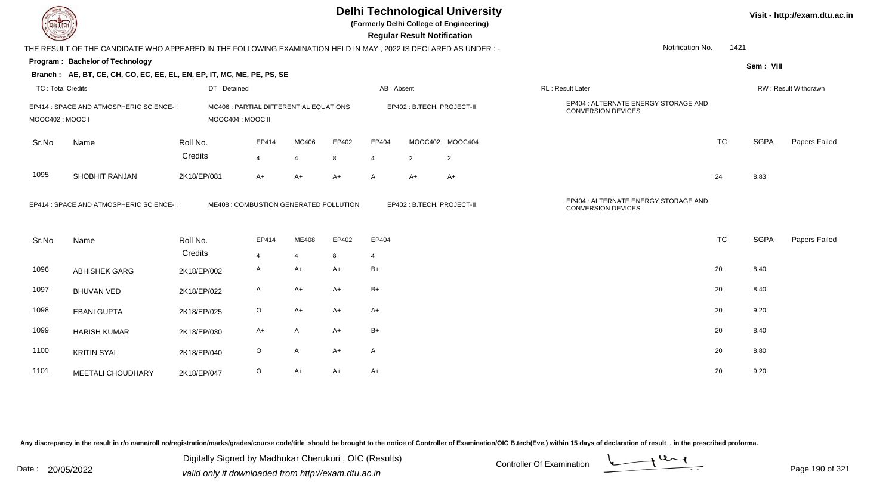# Delhi Technological University

**(Formerly Delhi College of Engineering)**

**Regular Result Notification**

Visit - http://exam.dtu.ac.in

THE RESULT OF THE CANDIDATE WHO APPEARED IN THE FOLLOWING EXAMINATION HELD IN MAY , 2022 IS DECLARED AS UNDER : -

Notification No. 1421

**Program : Bachelor of Technology**

Sem : VIII

**Branch : AE, BT, CE, CH, CO, EC, EE, EL, EN, EP, IT, MC, ME, PE, PS, SE**

TC : Total Credits | DT : Detained | AB : Absent | RL : Result Later | RW : Result Withdrawn

EP414 : SPACE AND ATMOSPHERIC SCIENCE-II | MC406 : PARTIAL DIFFERENTIAL EQUATIONS | EP402 : B.TECH. PROJECT-II | EP404 : ALTERNATE ENERGY STORAGE AND CONVERSION DEVICES | MOOC402 : MOOC I | MOOC404 : MOOC II

| Sr.No | Name | Roll No. | EP414 | MC406 | EP402 | EP404 | MOOC402 | MOOC404 | TC | SGPA | Papers Failed |
|---|---|---|---|---|---|---|---|---|---|---|---|
| | | Credits | 4 | 4 | 8 | 4 | 2 | 2 | | | |
| 1095 | SHOBHIT RANJAN | 2K18/EP/081 | A+ | A+ | A+ | A | A+ | A+ | 24 | 8.83 | |

EP414 : SPACE AND ATMOSPHERIC SCIENCE-II | ME408 : COMBUSTION GENERATED POLLUTION | EP402 : B.TECH. PROJECT-II | EP404 : ALTERNATE ENERGY STORAGE AND CONVERSION DEVICES

| Sr.No | Name | Roll No. | EP414 | ME408 | EP402 | EP404 | TC | SGPA | Papers Failed |
|---|---|---|---|---|---|---|---|---|---|
| | | Credits | 4 | 4 | 8 | 4 | | | |
| 1096 | ABHISHEK GARG | 2K18/EP/002 | A | A+ | A+ | B+ | 20 | 8.40 | |
| 1097 | BHUVAN VED | 2K18/EP/022 | A | A+ | A+ | B+ | 20 | 8.40 | |
| 1098 | EBANI GUPTA | 2K18/EP/025 | O | A+ | A+ | A+ | 20 | 9.20 | |
| 1099 | HARISH KUMAR | 2K18/EP/030 | A+ | A | A+ | B+ | 20 | 8.40 | |
| 1100 | KRITIN SYAL | 2K18/EP/040 | O | A | A+ | A | 20 | 8.80 | |
| 1101 | MEETALI CHOUDHARY | 2K18/EP/047 | O | A+ | A+ | A+ | 20 | 9.20 | |

Any discrepancy in the result in r/o name/roll no/registration/marks/grades/course code/title should be brought to the notice of Controller of Examination/OIC B.tech(Eve.) within 15 days of declaration of result , in the prescribed proforma.

Date : 20/05/2022

Digitally Signed by Madhukar Cherukuri , OIC (Results)
valid only if downloaded from http://exam.dtu.ac.in

Controller Of Examination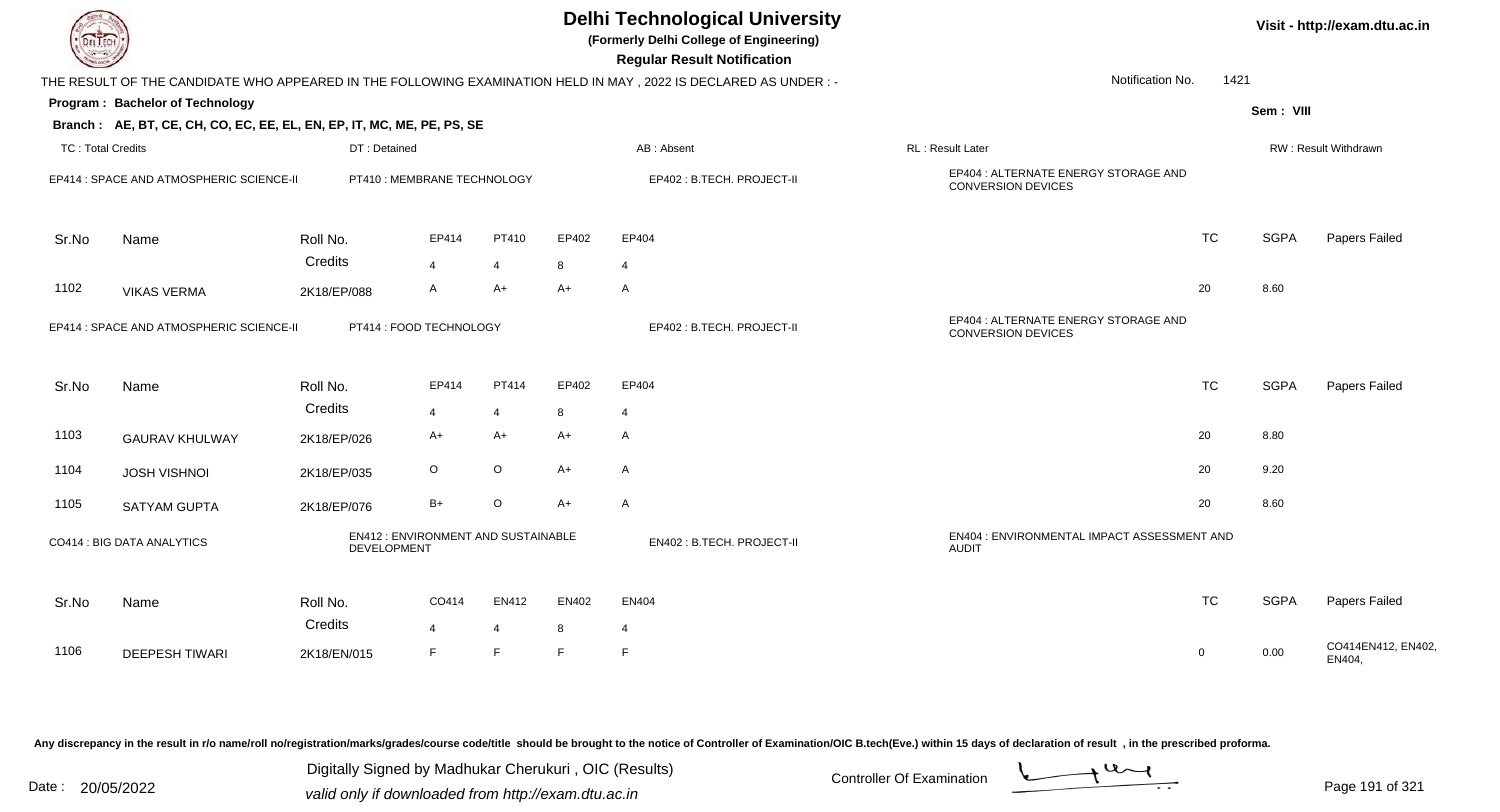# Delhi Technological University

**(Formerly Delhi College of Engineering)**

**Regular Result Notification**

Visit - http://exam.dtu.ac.in

THE RESULT OF THE CANDIDATE WHO APPEARED IN THE FOLLOWING EXAMINATION HELD IN MAY , 2022 IS DECLARED AS UNDER : -

Notification No. 1421

**Program : Bachelor of Technology**

Sem : VIII

**Branch : AE, BT, CE, CH, CO, EC, EE, EL, EN, EP, IT, MC, ME, PE, PS, SE**

TC : Total Credits | DT : Detained | AB : Absent | RL : Result Later | RW : Result Withdrawn

EP414 : SPACE AND ATMOSPHERIC SCIENCE-II | PT410 : MEMBRANE TECHNOLOGY | EP402 : B.TECH. PROJECT-II | EP404 : ALTERNATE ENERGY STORAGE AND CONVERSION DEVICES

| Sr.No | Name | Roll No. | EP414 | PT410 | EP402 | EP404 | TC | SGPA | Papers Failed |
|---|---|---|---|---|---|---|---|---|---|
| | | Credits | 4 | 4 | 8 | 4 | | | |
| 1102 | VIKAS VERMA | 2K18/EP/088 | A | A+ | A+ | A | 20 | 8.60 | |

EP414 : SPACE AND ATMOSPHERIC SCIENCE-II | PT414 : FOOD TECHNOLOGY | EP402 : B.TECH. PROJECT-II | EP404 : ALTERNATE ENERGY STORAGE AND CONVERSION DEVICES

| Sr.No | Name | Roll No. | EP414 | PT414 | EP402 | EP404 | TC | SGPA | Papers Failed |
|---|---|---|---|---|---|---|---|---|---|
| | | Credits | 4 | 4 | 8 | 4 | | | |
| 1103 | GAURAV KHULWAY | 2K18/EP/026 | A+ | A+ | A+ | A | 20 | 8.80 | |
| 1104 | JOSH VISHNOI | 2K18/EP/035 | O | O | A+ | A | 20 | 9.20 | |
| 1105 | SATYAM GUPTA | 2K18/EP/076 | B+ | O | A+ | A | 20 | 8.60 | |

CO414 : BIG DATA ANALYTICS | EN412 : ENVIRONMENT AND SUSTAINABLE DEVELOPMENT | EN402 : B.TECH. PROJECT-II | EN404 : ENVIRONMENTAL IMPACT ASSESSMENT AND AUDIT

| Sr.No | Name | Roll No. | CO414 | EN412 | EN402 | EN404 | TC | SGPA | Papers Failed |
|---|---|---|---|---|---|---|---|---|---|
| | | Credits | 4 | 4 | 8 | 4 | | | |
| 1106 | DEEPESH TIWARI | 2K18/EN/015 | F | F | F | F | 0 | 0.00 | CO414EN412, EN402, EN404, |

Any discrepancy in the result in r/o name/roll no/registration/marks/grades/course code/title should be brought to the notice of Controller of Examination/OIC B.tech(Eve.) within 15 days of declaration of result , in the prescribed proforma.

Date : 20/05/2022

Digitally Signed by Madhukar Cherukuri , OIC (Results)
valid only if downloaded from http://exam.dtu.ac.in

Controller Of Examination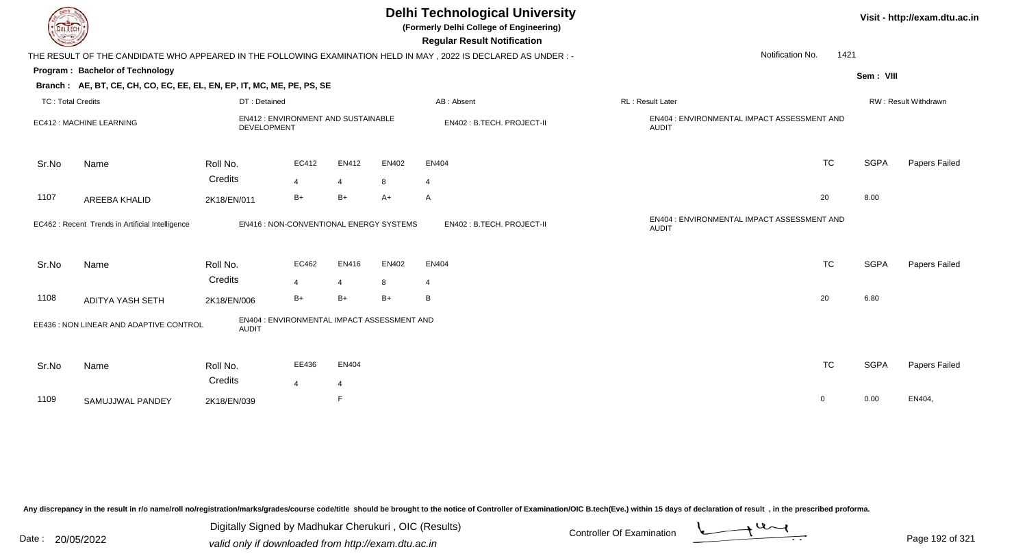# Delhi Technological University

**(Formerly Delhi College of Engineering)**

**Regular Result Notification**

Visit - http://exam.dtu.ac.in

THE RESULT OF THE CANDIDATE WHO APPEARED IN THE FOLLOWING EXAMINATION HELD IN MAY , 2022 IS DECLARED AS UNDER : -

Notification No. 1421

**Program : Bachelor of Technology**

Sem : VIII

**Branch : AE, BT, CE, CH, CO, EC, EE, EL, EN, EP, IT, MC, ME, PE, PS, SE**

TC : Total Credits | DT : Detained | AB : Absent | RL : Result Later | RW : Result Withdrawn

EC412 : MACHINE LEARNING | EN412 : ENVIRONMENT AND SUSTAINABLE DEVELOPMENT | EN402 : B.TECH. PROJECT-II | EN404 : ENVIRONMENTAL IMPACT ASSESSMENT AND AUDIT

| Sr.No | Name | Roll No. | EC412 | EN412 | EN402 | EN404 | TC | SGPA | Papers Failed |
|---|---|---|---|---|---|---|---|---|---|
| | | Credits | 4 | 4 | 8 | 4 | | | |
| 1107 | AREEBA KHALID | 2K18/EN/011 | B+ | B+ | A+ | A | 20 | 8.00 | |

EC462 : Recent Trends in Artificial Intelligence | EN416 : NON-CONVENTIONAL ENERGY SYSTEMS | EN402 : B.TECH. PROJECT-II | EN404 : ENVIRONMENTAL IMPACT ASSESSMENT AND AUDIT

| Sr.No | Name | Roll No. | EC462 | EN416 | EN402 | EN404 | TC | SGPA | Papers Failed |
|---|---|---|---|---|---|---|---|---|---|
| | | Credits | 4 | 4 | 8 | 4 | | | |
| 1108 | ADITYA YASH SETH | 2K18/EN/006 | B+ | B+ | B+ | B | 20 | 6.80 | |

EE436 : NON LINEAR AND ADAPTIVE CONTROL | EN404 : ENVIRONMENTAL IMPACT ASSESSMENT AND AUDIT

| Sr.No | Name | Roll No. | EE436 | EN404 | TC | SGPA | Papers Failed |
|---|---|---|---|---|---|---|---|
| | | Credits | 4 | 4 | | | |
| 1109 | SAMUJJWAL PANDEY | 2K18/EN/039 | | F | 0 | 0.00 | EN404, |

Any discrepancy in the result in r/o name/roll no/registration/marks/grades/course code/title should be brought to the notice of Controller of Examination/OIC B.tech(Eve.) within 15 days of declaration of result , in the prescribed proforma.

Date : 20/05/2022

Digitally Signed by Madhukar Cherukuri , OIC (Results)
valid only if downloaded from http://exam.dtu.ac.in

Controller Of Examination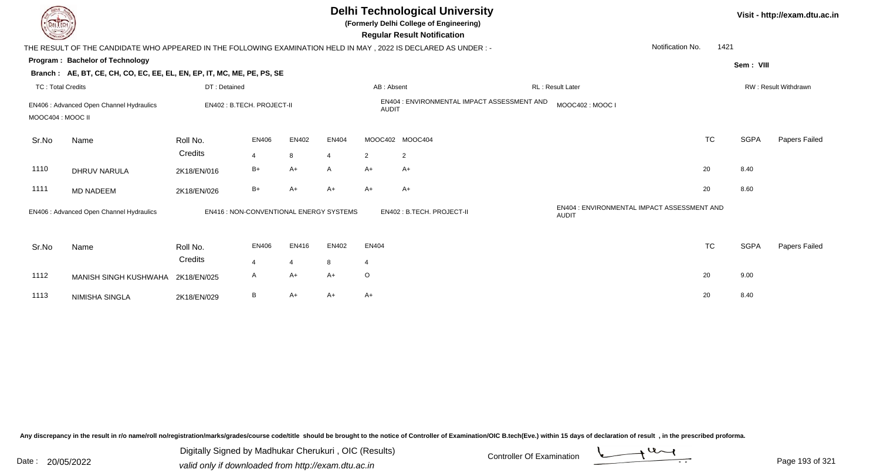# Delhi Technological University

**(Formerly Delhi College of Engineering)**

**Regular Result Notification**

Visit - http://exam.dtu.ac.in

THE RESULT OF THE CANDIDATE WHO APPEARED IN THE FOLLOWING EXAMINATION HELD IN MAY , 2022 IS DECLARED AS UNDER : -

Notification No. 1421

**Program : Bachelor of Technology**

Sem : VIII

**Branch : AE, BT, CE, CH, CO, EC, EE, EL, EN, EP, IT, MC, ME, PE, PS, SE**

TC : Total Credits | DT : Detained | AB : Absent | RL : Result Later | RW : Result Withdrawn

EN406 : Advanced Open Channel Hydraulics | EN402 : B.TECH. PROJECT-II | EN404 : ENVIRONMENTAL IMPACT ASSESSMENT AND AUDIT | MOOC402 : MOOC I | MOOC404 : MOOC II

| Sr.No | Name | Roll No. | EN406 | EN402 | EN404 | MOOC402 | MOOC404 | TC | SGPA | Papers Failed |
|---|---|---|---|---|---|---|---|---|---|---|
| | | Credits | 4 | 8 | 4 | 2 | 2 | | | |
| 1110 | DHRUV NARULA | 2K18/EN/016 | B+ | A+ | A | A+ | A+ | 20 | 8.40 | |
| 1111 | MD NADEEM | 2K18/EN/026 | B+ | A+ | A+ | A+ | A+ | 20 | 8.60 | |

EN406 : Advanced Open Channel Hydraulics | EN416 : NON-CONVENTIONAL ENERGY SYSTEMS | EN402 : B.TECH. PROJECT-II | EN404 : ENVIRONMENTAL IMPACT ASSESSMENT AND AUDIT

| Sr.No | Name | Roll No. | EN406 | EN416 | EN402 | EN404 | TC | SGPA | Papers Failed |
|---|---|---|---|---|---|---|---|---|---|
| | | Credits | 4 | 4 | 8 | 4 | | | |
| 1112 | MANISH SINGH KUSHWAHA | 2K18/EN/025 | A | A+ | A+ | O | 20 | 9.00 | |
| 1113 | NIMISHA SINGLA | 2K18/EN/029 | B | A+ | A+ | A+ | 20 | 8.40 | |

Any discrepancy in the result in r/o name/roll no/registration/marks/grades/course code/title should be brought to the notice of Controller of Examination/OIC B.tech(Eve.) within 15 days of declaration of result , in the prescribed proforma.

Date : 20/05/2022

Digitally Signed by Madhukar Cherukuri , OIC (Results)
valid only if downloaded from http://exam.dtu.ac.in

Controller Of Examination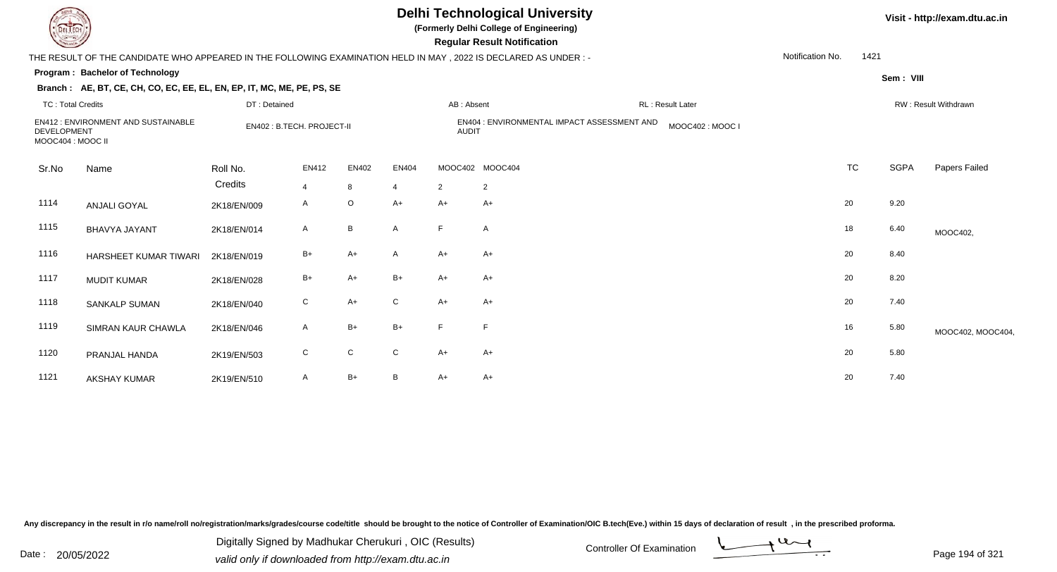# Delhi Technological University

**(Formerly Delhi College of Engineering)**

**Regular Result Notification**

Visit - http://exam.dtu.ac.in

THE RESULT OF THE CANDIDATE WHO APPEARED IN THE FOLLOWING EXAMINATION HELD IN MAY , 2022 IS DECLARED AS UNDER : -

Notification No. 1421

**Program : Bachelor of Technology**

Sem : VIII

**Branch : AE, BT, CE, CH, CO, EC, EE, EL, EN, EP, IT, MC, ME, PE, PS, SE**

TC : Total Credits | DT : Detained | AB : Absent | RL : Result Later | RW : Result Withdrawn

EN412 : ENVIRONMENT AND SUSTAINABLE DEVELOPMENT | EN402 : B.TECH. PROJECT-II | EN404 : ENVIRONMENTAL IMPACT ASSESSMENT AND AUDIT | MOOC402 : MOOC I | MOOC404 : MOOC II

| Sr.No | Name | Roll No. | EN412 | EN402 | EN404 | MOOC402 | MOOC404 | TC | SGPA | Papers Failed |
|---|---|---|---|---|---|---|---|---|---|---|
| | | Credits | 4 | 8 | 4 | 2 | 2 | | | |
| 1114 | ANJALI GOYAL | 2K18/EN/009 | A | O | A+ | A+ | A+ | 20 | 9.20 | |
| 1115 | BHAVYA JAYANT | 2K18/EN/014 | A | B | A | F | A | 18 | 6.40 | MOOC402, |
| 1116 | HARSHEET KUMAR TIWARI | 2K18/EN/019 | B+ | A+ | A | A+ | A+ | 20 | 8.40 | |
| 1117 | MUDIT KUMAR | 2K18/EN/028 | B+ | A+ | B+ | A+ | A+ | 20 | 8.20 | |
| 1118 | SANKALP SUMAN | 2K18/EN/040 | C | A+ | C | A+ | A+ | 20 | 7.40 | |
| 1119 | SIMRAN KAUR CHAWLA | 2K18/EN/046 | A | B+ | B+ | F | F | 16 | 5.80 | MOOC402, MOOC404, |
| 1120 | PRANJAL HANDA | 2K19/EN/503 | C | C | C | A+ | A+ | 20 | 5.80 | |
| 1121 | AKSHAY KUMAR | 2K19/EN/510 | A | B+ | B | A+ | A+ | 20 | 7.40 | |

Any discrepancy in the result in r/o name/roll no/registration/marks/grades/course code/title should be brought to the notice of Controller of Examination/OIC B.tech(Eve.) within 15 days of declaration of result , in the prescribed proforma.

Date : 20/05/2022

Digitally Signed by Madhukar Cherukuri , OIC (Results)
valid only if downloaded from http://exam.dtu.ac.in

Controller Of Examination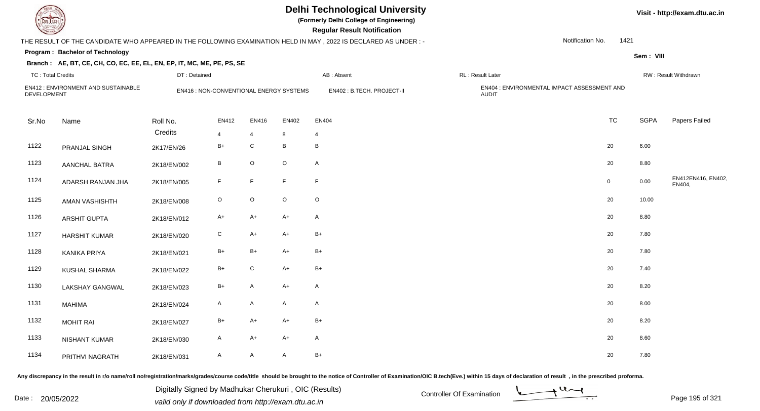# Delhi Technological University

(Formerly Delhi College of Engineering)

**Regular Result Notification**

THE RESULT OF THE CANDIDATE WHO APPEARED IN THE FOLLOWING EXAMINATION HELD IN MAY , 2022 IS DECLARED AS UNDER : -

Notification No. 1421

**Program : Bachelor of Technology**

Sem : VIII

**Branch : AE, BT, CE, CH, CO, EC, EE, EL, EN, EP, IT, MC, ME, PE, PS, SE**

TC : Total Credits | DT : Detained | AB : Absent | RL : Result Later | RW : Result Withdrawn

EN412 : ENVIRONMENT AND SUSTAINABLE DEVELOPMENT | EN416 : NON-CONVENTIONAL ENERGY SYSTEMS | EN402 : B.TECH. PROJECT-II | EN404 : ENVIRONMENTAL IMPACT ASSESSMENT AND AUDIT

| Sr.No | Name | Roll No. | EN412 | EN416 | EN402 | EN404 | TC | SGPA | Papers Failed |
|---|---|---|---|---|---|---|---|---|---|
| | | Credits | 4 | 4 | 8 | 4 | | | |
| 1122 | PRANJAL SINGH | 2K17/EN/26 | B+ | C | B | B | 20 | 6.00 | |
| 1123 | AANCHAL BATRA | 2K18/EN/002 | B | O | O | A | 20 | 8.80 | |
| 1124 | ADARSH RANJAN JHA | 2K18/EN/005 | F | F | F | F | 0 | 0.00 | EN412EN416, EN402, EN404, |
| 1125 | AMAN VASHISHTH | 2K18/EN/008 | O | O | O | O | 20 | 10.00 | |
| 1126 | ARSHIT GUPTA | 2K18/EN/012 | A+ | A+ | A+ | A | 20 | 8.80 | |
| 1127 | HARSHIT KUMAR | 2K18/EN/020 | C | A+ | A+ | B+ | 20 | 7.80 | |
| 1128 | KANIKA PRIYA | 2K18/EN/021 | B+ | B+ | A+ | B+ | 20 | 7.80 | |
| 1129 | KUSHAL SHARMA | 2K18/EN/022 | B+ | C | A+ | B+ | 20 | 7.40 | |
| 1130 | LAKSHAY GANGWAL | 2K18/EN/023 | B+ | A | A+ | A | 20 | 8.20 | |
| 1131 | MAHIMA | 2K18/EN/024 | A | A | A | A | 20 | 8.00 | |
| 1132 | MOHIT RAI | 2K18/EN/027 | B+ | A+ | A+ | B+ | 20 | 8.20 | |
| 1133 | NISHANT KUMAR | 2K18/EN/030 | A | A+ | A+ | A | 20 | 8.60 | |
| 1134 | PRITHVI NAGRATH | 2K18/EN/031 | A | A | A | B+ | 20 | 7.80 | |

Any discrepancy in the result in r/o name/roll no/registration/marks/grades/course code/title should be brought to the notice of Controller of Examination/OIC B.tech(Eve.) within 15 days of declaration of result , in the prescribed proforma.

Date : 20/05/2022

Digitally Signed by Madhukar Cherukuri , OIC (Results)
valid only if downloaded from http://exam.dtu.ac.in

Controller Of Examination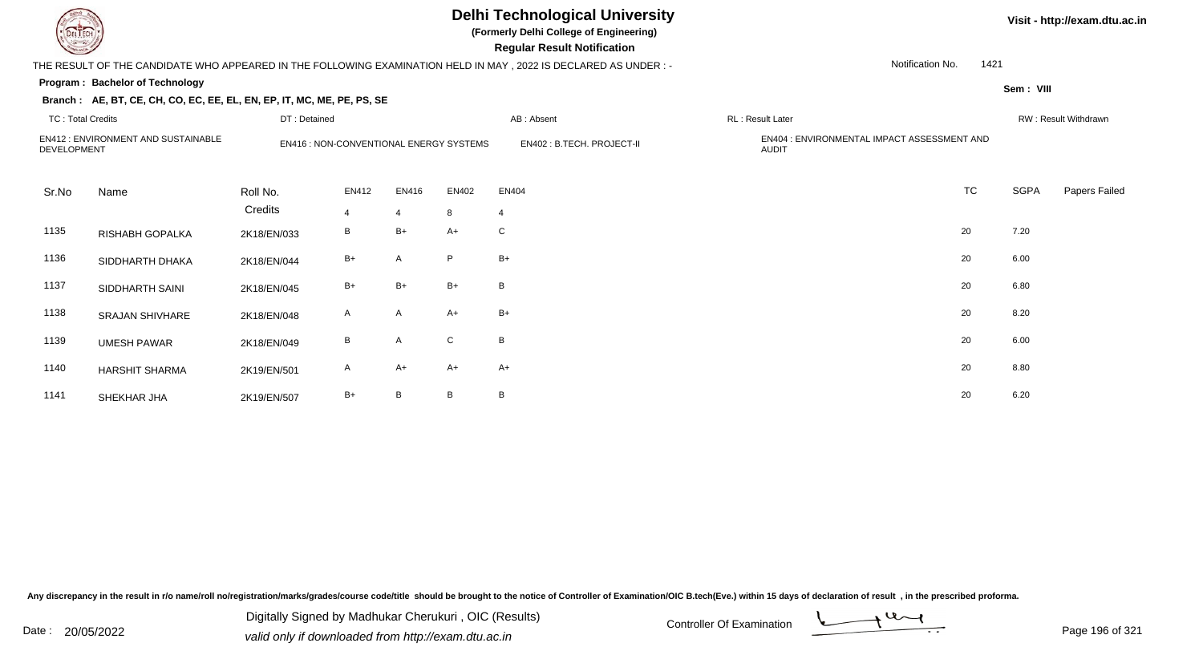# Delhi Technological University

**(Formerly Delhi College of Engineering)**

**Regular Result Notification**

Visit - http://exam.dtu.ac.in

THE RESULT OF THE CANDIDATE WHO APPEARED IN THE FOLLOWING EXAMINATION HELD IN MAY , 2022 IS DECLARED AS UNDER : -

Notification No. 1421

**Program : Bachelor of Technology**

Sem : VIII

**Branch : AE, BT, CE, CH, CO, EC, EE, EL, EN, EP, IT, MC, ME, PE, PS, SE**

TC : Total Credits | DT : Detained | AB : Absent | RL : Result Later | RW : Result Withdrawn

EN412 : ENVIRONMENT AND SUSTAINABLE DEVELOPMENT | EN416 : NON-CONVENTIONAL ENERGY SYSTEMS | EN402 : B.TECH. PROJECT-II | EN404 : ENVIRONMENTAL IMPACT ASSESSMENT AND AUDIT

| Sr.No | Name | Roll No. | EN412 | EN416 | EN402 | EN404 | TC | SGPA | Papers Failed |
|---|---|---|---|---|---|---|---|---|---|
| | | Credits | 4 | 4 | 8 | 4 | | | |
| 1135 | RISHABH GOPALKA | 2K18/EN/033 | B | B+ | A+ | C | 20 | 7.20 | |
| 1136 | SIDDHARTH DHAKA | 2K18/EN/044 | B+ | A | P | B+ | 20 | 6.00 | |
| 1137 | SIDDHARTH SAINI | 2K18/EN/045 | B+ | B+ | B+ | B | 20 | 6.80 | |
| 1138 | SRAJAN SHIVHARE | 2K18/EN/048 | A | A | A+ | B+ | 20 | 8.20 | |
| 1139 | UMESH PAWAR | 2K18/EN/049 | B | A | C | B | 20 | 6.00 | |
| 1140 | HARSHIT SHARMA | 2K19/EN/501 | A | A+ | A+ | A+ | 20 | 8.80 | |
| 1141 | SHEKHAR JHA | 2K19/EN/507 | B+ | B | B | B | 20 | 6.20 | |

Any discrepancy in the result in r/o name/roll no/registration/marks/grades/course code/title should be brought to the notice of Controller of Examination/OIC B.tech(Eve.) within 15 days of declaration of result , in the prescribed proforma.

Date : 20/05/2022

Digitally Signed by Madhukar Cherukuri , OIC (Results)
valid only if downloaded from http://exam.dtu.ac.in

Controller Of Examination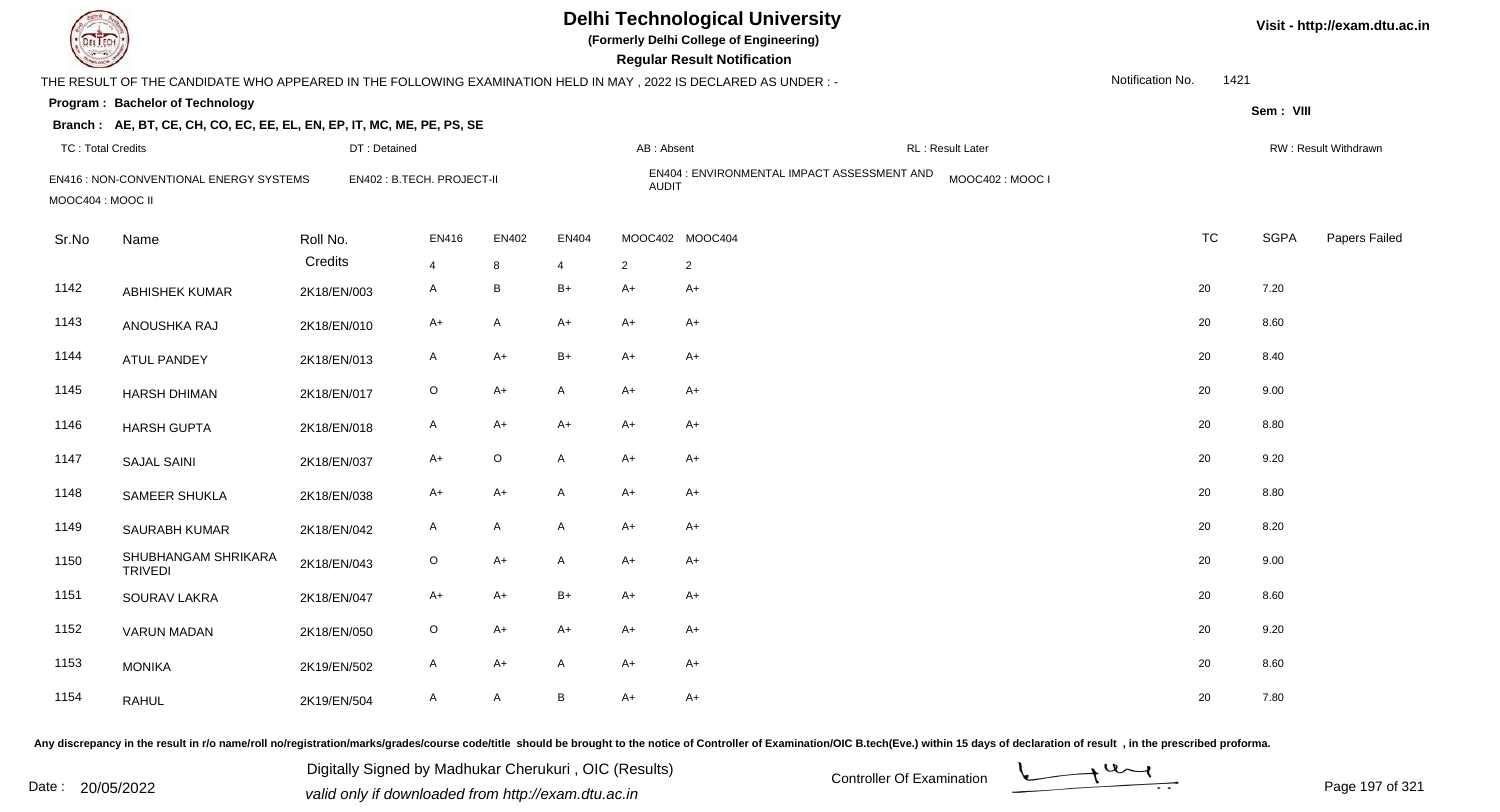# Delhi Technological University

**(Formerly Delhi College of Engineering)**

**Regular Result Notification**

Visit - http://exam.dtu.ac.in

THE RESULT OF THE CANDIDATE WHO APPEARED IN THE FOLLOWING EXAMINATION HELD IN MAY , 2022 IS DECLARED AS UNDER : -

Notification No. 1421

**Program : Bachelor of Technology**

Sem : VIII

**Branch : AE, BT, CE, CH, CO, EC, EE, EL, EN, EP, IT, MC, ME, PE, PS, SE**

TC : Total Credits | DT : Detained | AB : Absent | RL : Result Later | RW : Result Withdrawn

EN416 : NON-CONVENTIONAL ENERGY SYSTEMS | EN402 : B.TECH. PROJECT-II | EN404 : ENVIRONMENTAL IMPACT ASSESSMENT AND AUDIT | MOOC402 : MOOC I | MOOC404 : MOOC II

| Sr.No | Name | Roll No. | EN416 | EN402 | EN404 | MOOC402 | MOOC404 | TC | SGPA | Papers Failed |
|---|---|---|---|---|---|---|---|---|---|---|
| | | Credits | 4 | 8 | 4 | 2 | 2 | | | |
| 1142 | ABHISHEK KUMAR | 2K18/EN/003 | A | B | B+ | A+ | A+ | 20 | 7.20 | |
| 1143 | ANOUSHKA RAJ | 2K18/EN/010 | A+ | A | A+ | A+ | A+ | 20 | 8.60 | |
| 1144 | ATUL PANDEY | 2K18/EN/013 | A | A+ | B+ | A+ | A+ | 20 | 8.40 | |
| 1145 | HARSH DHIMAN | 2K18/EN/017 | O | A+ | A | A+ | A+ | 20 | 9.00 | |
| 1146 | HARSH GUPTA | 2K18/EN/018 | A | A+ | A+ | A+ | A+ | 20 | 8.80 | |
| 1147 | SAJAL SAINI | 2K18/EN/037 | A+ | O | A | A+ | A+ | 20 | 9.20 | |
| 1148 | SAMEER SHUKLA | 2K18/EN/038 | A+ | A+ | A | A+ | A+ | 20 | 8.80 | |
| 1149 | SAURABH KUMAR | 2K18/EN/042 | A | A | A | A+ | A+ | 20 | 8.20 | |
| 1150 | SHUBHANGAM SHRIKARA TRIVEDI | 2K18/EN/043 | O | A+ | A | A+ | A+ | 20 | 9.00 | |
| 1151 | SOURAV LAKRA | 2K18/EN/047 | A+ | A+ | B+ | A+ | A+ | 20 | 8.60 | |
| 1152 | VARUN MADAN | 2K18/EN/050 | O | A+ | A+ | A+ | A+ | 20 | 9.20 | |
| 1153 | MONIKA | 2K19/EN/502 | A | A+ | A | A+ | A+ | 20 | 8.60 | |
| 1154 | RAHUL | 2K19/EN/504 | A | A | B | A+ | A+ | 20 | 7.80 | |

Any discrepancy in the result in r/o name/roll no/registration/marks/grades/course code/title should be brought to the notice of Controller of Examination/OIC B.tech(Eve.) within 15 days of declaration of result , in the prescribed proforma.

Date : 20/05/2022

Digitally Signed by Madhukar Cherukuri , OIC (Results)
valid only if downloaded from http://exam.dtu.ac.in

Controller Of Examination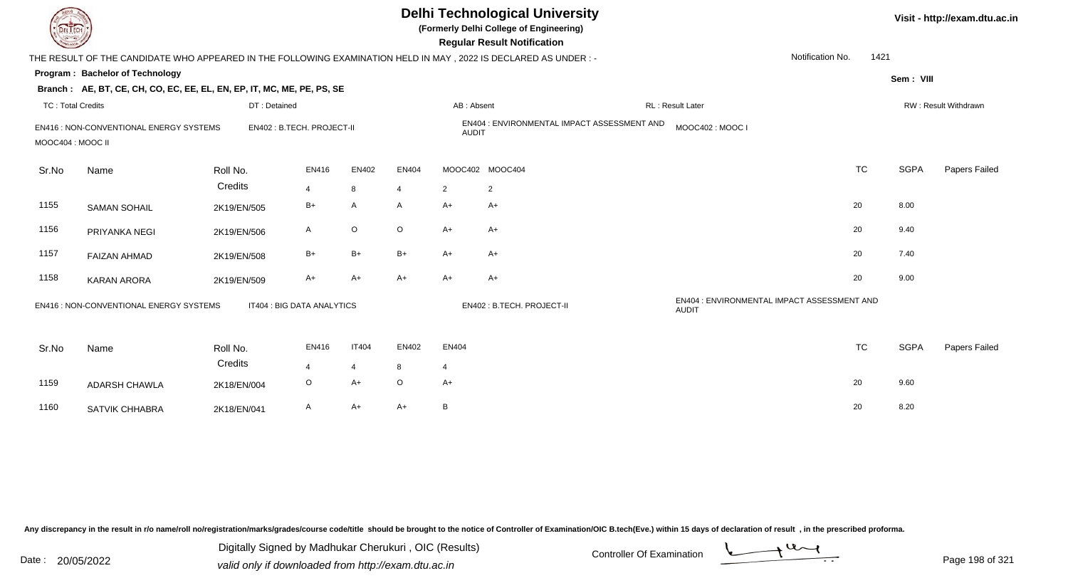# Delhi Technological University

**(Formerly Delhi College of Engineering)**

**Regular Result Notification**

Visit - http://exam.dtu.ac.in

THE RESULT OF THE CANDIDATE WHO APPEARED IN THE FOLLOWING EXAMINATION HELD IN MAY , 2022 IS DECLARED AS UNDER : -

Notification No. 1421

**Program : Bachelor of Technology**

Sem : VIII

**Branch : AE, BT, CE, CH, CO, EC, EE, EL, EN, EP, IT, MC, ME, PE, PS, SE**

TC : Total Credits | DT : Detained | AB : Absent | RL : Result Later | RW : Result Withdrawn

EN416 : NON-CONVENTIONAL ENERGY SYSTEMS | EN402 : B.TECH. PROJECT-II | EN404 : ENVIRONMENTAL IMPACT ASSESSMENT AND AUDIT | MOOC402 : MOOC I | MOOC404 : MOOC II

| Sr.No | Name | Roll No. | EN416 | EN402 | EN404 | MOOC402 | MOOC404 | TC | SGPA | Papers Failed |
|---|---|---|---|---|---|---|---|---|---|---|
| | | Credits | 4 | 8 | 4 | 2 | 2 | | | |
| 1155 | SAMAN SOHAIL | 2K19/EN/505 | B+ | A | A | A+ | A+ | 20 | 8.00 | |
| 1156 | PRIYANKA NEGI | 2K19/EN/506 | A | O | O | A+ | A+ | 20 | 9.40 | |
| 1157 | FAIZAN AHMAD | 2K19/EN/508 | B+ | B+ | B+ | A+ | A+ | 20 | 7.40 | |
| 1158 | KARAN ARORA | 2K19/EN/509 | A+ | A+ | A+ | A+ | A+ | 20 | 9.00 | |

EN416 : NON-CONVENTIONAL ENERGY SYSTEMS | IT404 : BIG DATA ANALYTICS | EN402 : B.TECH. PROJECT-II | EN404 : ENVIRONMENTAL IMPACT ASSESSMENT AND AUDIT

| Sr.No | Name | Roll No. | EN416 | IT404 | EN402 | EN404 | TC | SGPA | Papers Failed |
|---|---|---|---|---|---|---|---|---|---|
| | | Credits | 4 | 4 | 8 | 4 | | | |
| 1159 | ADARSH CHAWLA | 2K18/EN/004 | O | A+ | O | A+ | 20 | 9.60 | |
| 1160 | SATVIK CHHABRA | 2K18/EN/041 | A | A+ | A+ | B | 20 | 8.20 | |

Any discrepancy in the result in r/o name/roll no/registration/marks/grades/course code/title should be brought to the notice of Controller of Examination/OIC B.tech(Eve.) within 15 days of declaration of result , in the prescribed proforma.

Date : 20/05/2022

Digitally Signed by Madhukar Cherukuri , OIC (Results)
valid only if downloaded from http://exam.dtu.ac.in

Controller Of Examination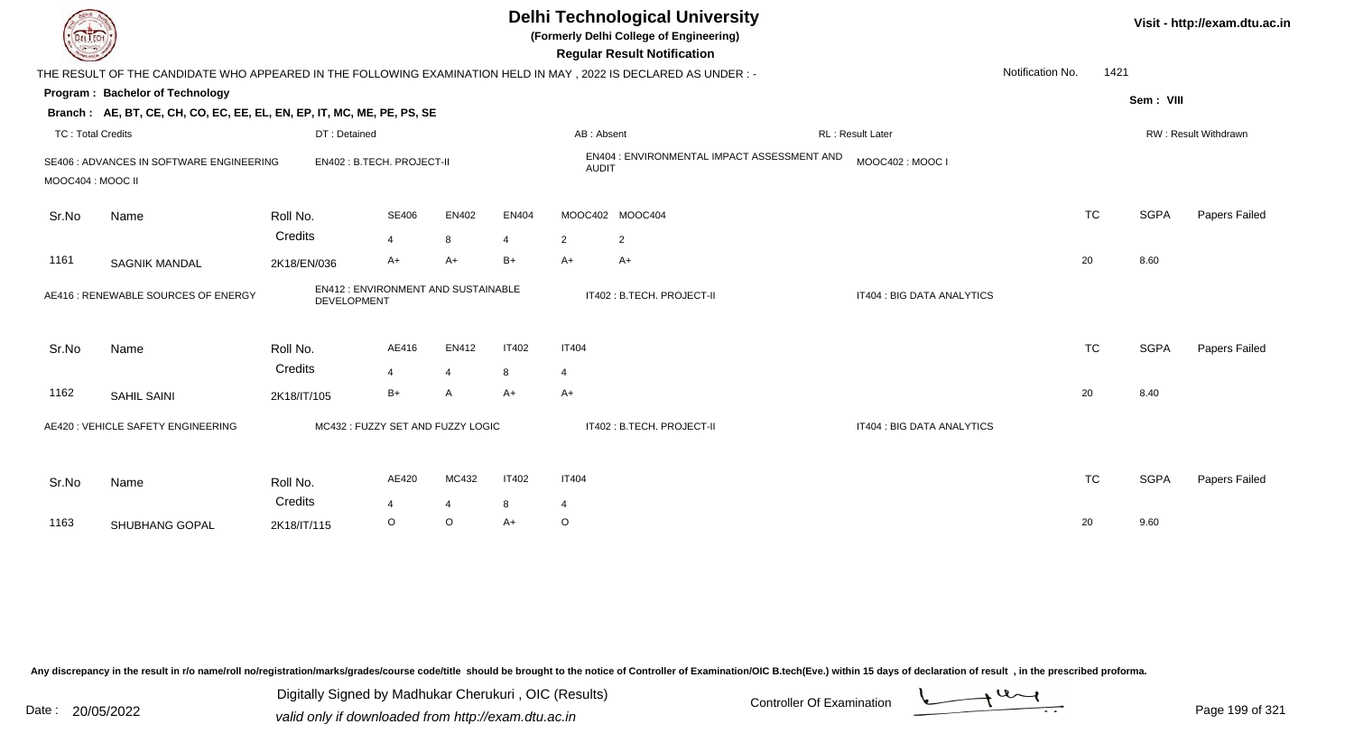# Delhi Technological University

**(Formerly Delhi College of Engineering)**

**Regular Result Notification**

Visit - http://exam.dtu.ac.in

THE RESULT OF THE CANDIDATE WHO APPEARED IN THE FOLLOWING EXAMINATION HELD IN MAY , 2022 IS DECLARED AS UNDER : -

Notification No. 1421

**Program : Bachelor of Technology**

Sem : VIII

**Branch : AE, BT, CE, CH, CO, EC, EE, EL, EN, EP, IT, MC, ME, PE, PS, SE**

TC : Total Credits | DT : Detained | AB : Absent | RL : Result Later | RW : Result Withdrawn

SE406 : ADVANCES IN SOFTWARE ENGINEERING | EN402 : B.TECH. PROJECT-II | EN404 : ENVIRONMENTAL IMPACT ASSESSMENT AND AUDIT | MOOC402 : MOOC I | MOOC404 : MOOC II

| Sr.No | Name | Roll No. | SE406 | EN402 | EN404 | MOOC402 | MOOC404 | TC | SGPA | Papers Failed |
|---|---|---|---|---|---|---|---|---|---|---|
| | | Credits | 4 | 8 | 4 | 2 | 2 | | | |
| 1161 | SAGNIK MANDAL | 2K18/EN/036 | A+ | A+ | B+ | A+ | A+ | 20 | 8.60 | |

AE416 : RENEWABLE SOURCES OF ENERGY | EN412 : ENVIRONMENT AND SUSTAINABLE DEVELOPMENT | IT402 : B.TECH. PROJECT-II | IT404 : BIG DATA ANALYTICS

| Sr.No | Name | Roll No. | AE416 | EN412 | IT402 | IT404 | TC | SGPA | Papers Failed |
|---|---|---|---|---|---|---|---|---|---|
| | | Credits | 4 | 4 | 8 | 4 | | | |
| 1162 | SAHIL SAINI | 2K18/IT/105 | B+ | A | A+ | A+ | 20 | 8.40 | |

AE420 : VEHICLE SAFETY ENGINEERING | MC432 : FUZZY SET AND FUZZY LOGIC | IT402 : B.TECH. PROJECT-II | IT404 : BIG DATA ANALYTICS

| Sr.No | Name | Roll No. | AE420 | MC432 | IT402 | IT404 | TC | SGPA | Papers Failed |
|---|---|---|---|---|---|---|---|---|---|
| | | Credits | 4 | 4 | 8 | 4 | | | |
| 1163 | SHUBHANG GOPAL | 2K18/IT/115 | O | O | A+ | O | 20 | 9.60 | |

Any discrepancy in the result in r/o name/roll no/registration/marks/grades/course code/title should be brought to the notice of Controller of Examination/OIC B.tech(Eve.) within 15 days of declaration of result , in the prescribed proforma.

Date : 20/05/2022

Digitally Signed by Madhukar Cherukuri , OIC (Results)
valid only if downloaded from http://exam.dtu.ac.in

Controller Of Examination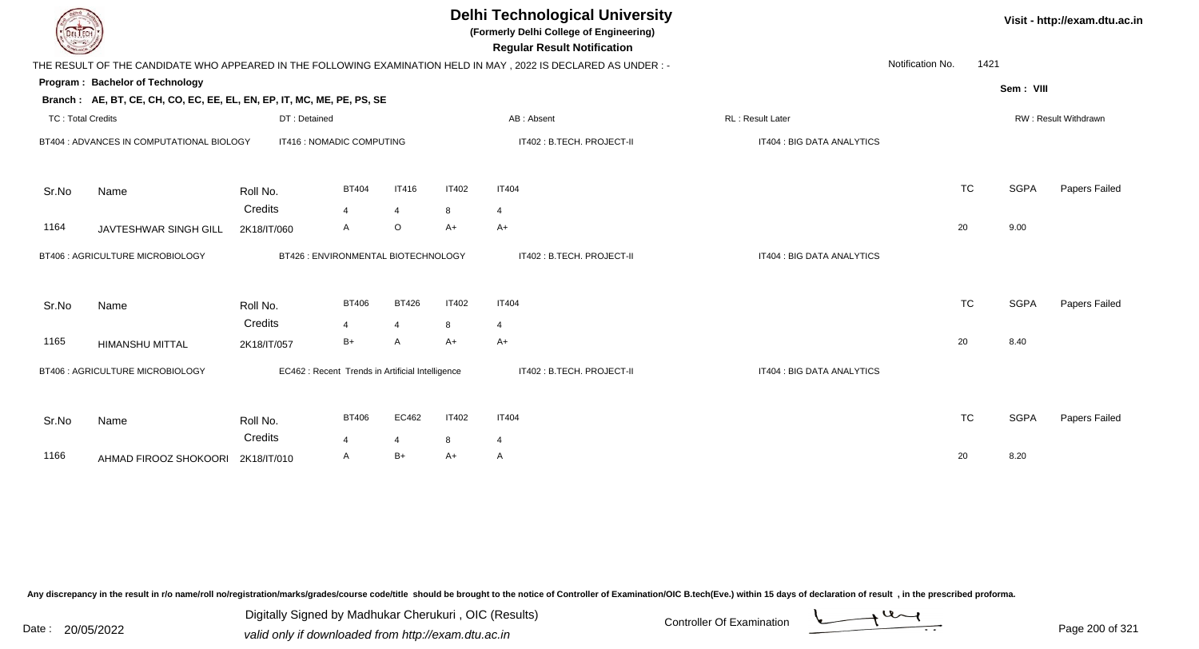# Delhi Technological University

**(Formerly Delhi College of Engineering)**

**Regular Result Notification**

THE RESULT OF THE CANDIDATE WHO APPEARED IN THE FOLLOWING EXAMINATION HELD IN MAY , 2022 IS DECLARED AS UNDER : -

Notification No. 1421

**Program : Bachelor of Technology**

**Sem : VIII**

**Branch : AE, BT, CE, CH, CO, EC, EE, EL, EN, EP, IT, MC, ME, PE, PS, SE**

TC : Total Credits | DT : Detained | AB : Absent | RL : Result Later | RW : Result Withdrawn

BT404 : ADVANCES IN COMPUTATIONAL BIOLOGY | IT416 : NOMADIC COMPUTING | IT402 : B.TECH. PROJECT-II | IT404 : BIG DATA ANALYTICS

| Sr.No | Name | Roll No. | BT404 | IT416 | IT402 | IT404 | TC | SGPA | Papers Failed |
|---|---|---|---|---|---|---|---|---|---|
| | | Credits | 4 | 4 | 8 | 4 | | | |
| 1164 | JAVTESHWAR SINGH GILL | 2K18/IT/060 | A | O | A+ | A+ | 20 | 9.00 | |

BT406 : AGRICULTURE MICROBIOLOGY | BT426 : ENVIRONMENTAL BIOTECHNOLOGY | IT402 : B.TECH. PROJECT-II | IT404 : BIG DATA ANALYTICS

| Sr.No | Name | Roll No. | BT406 | BT426 | IT402 | IT404 | TC | SGPA | Papers Failed |
|---|---|---|---|---|---|---|---|---|---|
| | | Credits | 4 | 4 | 8 | 4 | | | |
| 1165 | HIMANSHU MITTAL | 2K18/IT/057 | B+ | A | A+ | A+ | 20 | 8.40 | |

BT406 : AGRICULTURE MICROBIOLOGY | EC462 : Recent Trends in Artificial Intelligence | IT402 : B.TECH. PROJECT-II | IT404 : BIG DATA ANALYTICS

| Sr.No | Name | Roll No. | BT406 | EC462 | IT402 | IT404 | TC | SGPA | Papers Failed |
|---|---|---|---|---|---|---|---|---|---|
| | | Credits | 4 | 4 | 8 | 4 | | | |
| 1166 | AHMAD FIROOZ SHOKOORI | 2K18/IT/010 | A | B+ | A+ | A | 20 | 8.20 | |

Any discrepancy in the result in r/o name/roll no/registration/marks/grades/course code/title should be brought to the notice of Controller of Examination/OIC B.tech(Eve.) within 15 days of declaration of result , in the prescribed proforma.

Date : 20/05/2022

Digitally Signed by Madhukar Cherukuri , OIC (Results)
valid only if downloaded from http://exam.dtu.ac.in

Controller Of Examination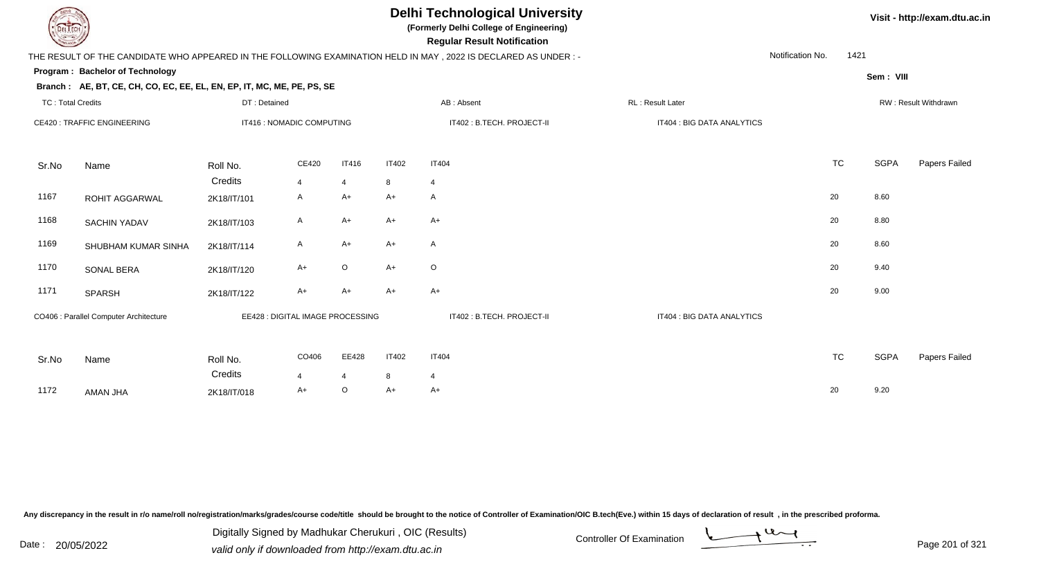# Delhi Technological University

**(Formerly Delhi College of Engineering)**

**Regular Result Notification**

Visit - http://exam.dtu.ac.in

THE RESULT OF THE CANDIDATE WHO APPEARED IN THE FOLLOWING EXAMINATION HELD IN MAY , 2022 IS DECLARED AS UNDER : -

Notification No. 1421

**Program : Bachelor of Technology**

Sem : VIII

**Branch : AE, BT, CE, CH, CO, EC, EE, EL, EN, EP, IT, MC, ME, PE, PS, SE**

TC : Total Credits | DT : Detained | AB : Absent | RL : Result Later | RW : Result Withdrawn

CE420 : TRAFFIC ENGINEERING | IT416 : NOMADIC COMPUTING | IT402 : B.TECH. PROJECT-II | IT404 : BIG DATA ANALYTICS

| Sr.No | Name | Roll No. | CE420 | IT416 | IT402 | IT404 | TC | SGPA | Papers Failed |
|---|---|---|---|---|---|---|---|---|---|
| | | Credits | 4 | 4 | 8 | 4 | | | |
| 1167 | ROHIT AGGARWAL | 2K18/IT/101 | A | A+ | A+ | A | 20 | 8.60 | |
| 1168 | SACHIN YADAV | 2K18/IT/103 | A | A+ | A+ | A+ | 20 | 8.80 | |
| 1169 | SHUBHAM KUMAR SINHA | 2K18/IT/114 | A | A+ | A+ | A | 20 | 8.60 | |
| 1170 | SONAL BERA | 2K18/IT/120 | A+ | O | A+ | O | 20 | 9.40 | |
| 1171 | SPARSH | 2K18/IT/122 | A+ | A+ | A+ | A+ | 20 | 9.00 | |

CO406 : Parallel Computer Architecture | EE428 : DIGITAL IMAGE PROCESSING | IT402 : B.TECH. PROJECT-II | IT404 : BIG DATA ANALYTICS

| Sr.No | Name | Roll No. | CO406 | EE428 | IT402 | IT404 | TC | SGPA | Papers Failed |
|---|---|---|---|---|---|---|---|---|---|
| | | Credits | 4 | 4 | 8 | 4 | | | |
| 1172 | AMAN JHA | 2K18/IT/018 | A+ | O | A+ | A+ | 20 | 9.20 | |

Any discrepancy in the result in r/o name/roll no/registration/marks/grades/course code/title should be brought to the notice of Controller of Examination/OIC B.tech(Eve.) within 15 days of declaration of result , in the prescribed proforma.

Date : 20/05/2022

Digitally Signed by Madhukar Cherukuri , OIC (Results)
valid only if downloaded from http://exam.dtu.ac.in

Controller Of Examination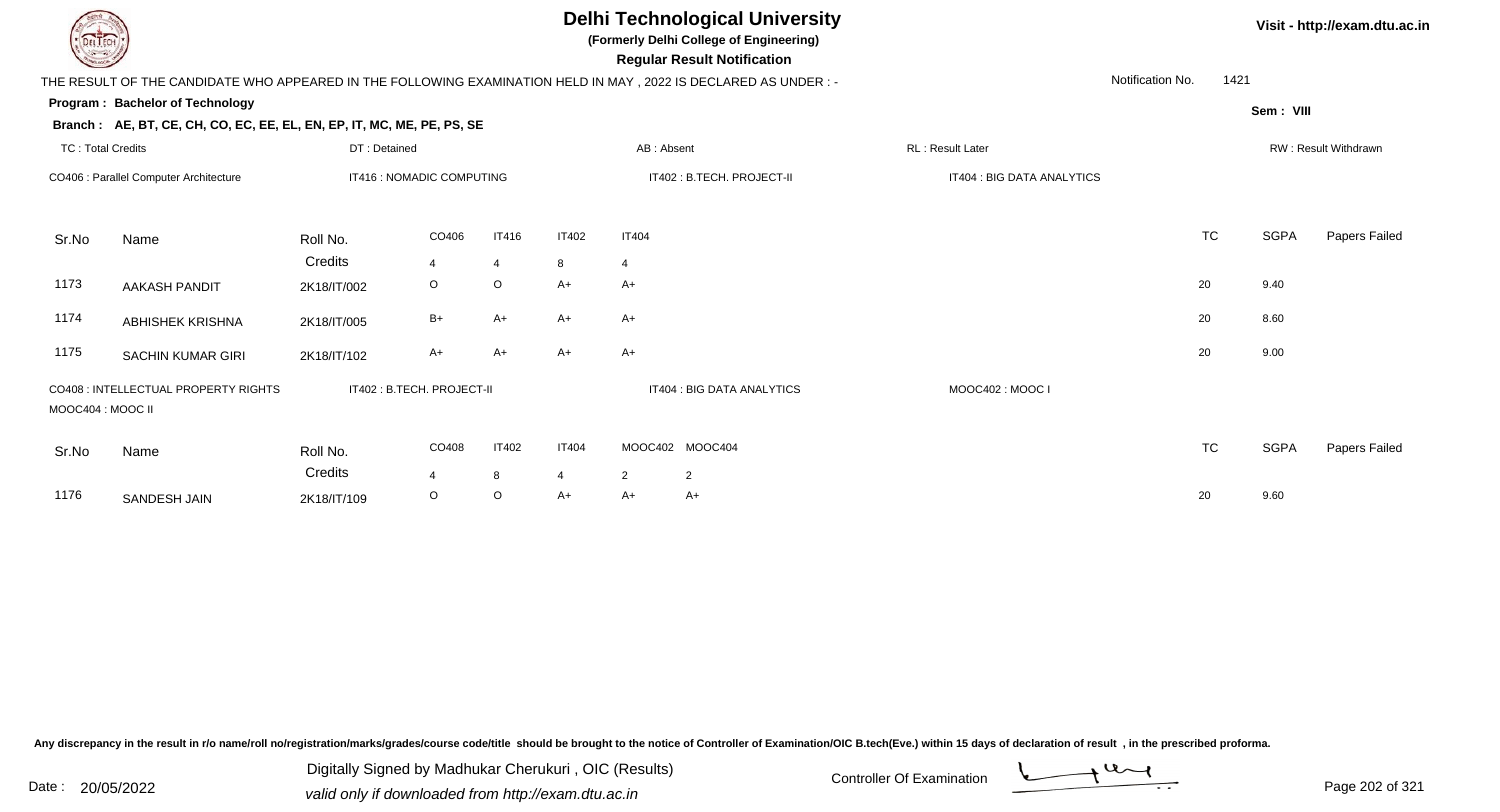# Delhi Technological University

**(Formerly Delhi College of Engineering)**

**Regular Result Notification**

Visit - http://exam.dtu.ac.in

THE RESULT OF THE CANDIDATE WHO APPEARED IN THE FOLLOWING EXAMINATION HELD IN MAY , 2022 IS DECLARED AS UNDER : -

Notification No. 1421

**Program : Bachelor of Technology**

Sem : VIII

**Branch : AE, BT, CE, CH, CO, EC, EE, EL, EN, EP, IT, MC, ME, PE, PS, SE**

TC : Total Credits | DT : Detained | AB : Absent | RL : Result Later | RW : Result Withdrawn

CO406 : Parallel Computer Architecture | IT416 : NOMADIC COMPUTING | IT402 : B.TECH. PROJECT-II | IT404 : BIG DATA ANALYTICS

| Sr.No | Name | Roll No. | CO406 | IT416 | IT402 | IT404 | TC | SGPA | Papers Failed |
|---|---|---|---|---|---|---|---|---|---|
| | | Credits | 4 | 4 | 8 | 4 | | | |
| 1173 | AAKASH PANDIT | 2K18/IT/002 | O | O | A+ | A+ | 20 | 9.40 | |
| 1174 | ABHISHEK KRISHNA | 2K18/IT/005 | B+ | A+ | A+ | A+ | 20 | 8.60 | |
| 1175 | SACHIN KUMAR GIRI | 2K18/IT/102 | A+ | A+ | A+ | A+ | 20 | 9.00 | |

CO408 : INTELLECTUAL PROPERTY RIGHTS | IT402 : B.TECH. PROJECT-II | IT404 : BIG DATA ANALYTICS | MOOC402 : MOOC I | MOOC404 : MOOC II

| Sr.No | Name | Roll No. | CO408 | IT402 | IT404 | MOOC402 | MOOC404 | TC | SGPA | Papers Failed |
|---|---|---|---|---|---|---|---|---|---|---|
| | | Credits | 4 | 8 | 4 | 2 | 2 | | | |
| 1176 | SANDESH JAIN | 2K18/IT/109 | O | O | A+ | A+ | A+ | 20 | 9.60 | |

Any discrepancy in the result in r/o name/roll no/registration/marks/grades/course code/title should be brought to the notice of Controller of Examination/OIC B.tech(Eve.) within 15 days of declaration of result , in the prescribed proforma.

Date : 20/05/2022

Digitally Signed by Madhukar Cherukuri , OIC (Results)
valid only if downloaded from http://exam.dtu.ac.in

Controller Of Examination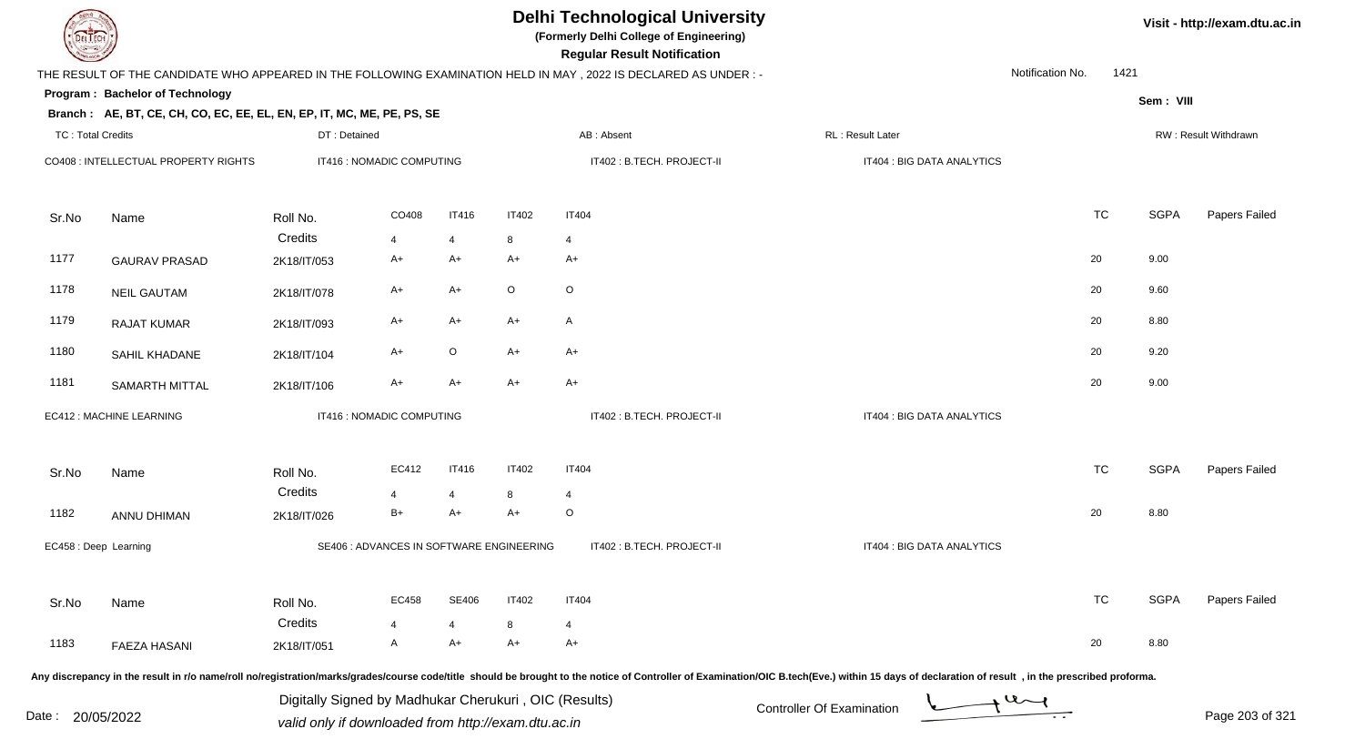# Delhi Technological University

**(Formerly Delhi College of Engineering)**

**Regular Result Notification**

Visit - http://exam.dtu.ac.in

THE RESULT OF THE CANDIDATE WHO APPEARED IN THE FOLLOWING EXAMINATION HELD IN MAY , 2022 IS DECLARED AS UNDER : -

Notification No. 1421

**Program : Bachelor of Technology**

Sem : VIII

**Branch : AE, BT, CE, CH, CO, EC, EE, EL, EN, EP, IT, MC, ME, PE, PS, SE**

TC : Total Credits | DT : Detained | AB : Absent | RL : Result Later | RW : Result Withdrawn

CO408 : INTELLECTUAL PROPERTY RIGHTS | IT416 : NOMADIC COMPUTING | IT402 : B.TECH. PROJECT-II | IT404 : BIG DATA ANALYTICS

| Sr.No | Name | Roll No. | CO408 | IT416 | IT402 | IT404 | TC | SGPA | Papers Failed |
|---|---|---|---|---|---|---|---|---|---|
| | | Credits | 4 | 4 | 8 | 4 | | | |
| 1177 | GAURAV PRASAD | 2K18/IT/053 | A+ | A+ | A+ | A+ | 20 | 9.00 | |
| 1178 | NEIL GAUTAM | 2K18/IT/078 | A+ | A+ | O | O | 20 | 9.60 | |
| 1179 | RAJAT KUMAR | 2K18/IT/093 | A+ | A+ | A+ | A | 20 | 8.80 | |
| 1180 | SAHIL KHADANE | 2K18/IT/104 | A+ | O | A+ | A+ | 20 | 9.20 | |
| 1181 | SAMARTH MITTAL | 2K18/IT/106 | A+ | A+ | A+ | A+ | 20 | 9.00 | |

EC412 : MACHINE LEARNING | IT416 : NOMADIC COMPUTING | IT402 : B.TECH. PROJECT-II | IT404 : BIG DATA ANALYTICS

| Sr.No | Name | Roll No. | EC412 | IT416 | IT402 | IT404 | TC | SGPA | Papers Failed |
|---|---|---|---|---|---|---|---|---|---|
| | | Credits | 4 | 4 | 8 | 4 | | | |
| 1182 | ANNU DHIMAN | 2K18/IT/026 | B+ | A+ | A+ | O | 20 | 8.80 | |

EC458 : Deep Learning | SE406 : ADVANCES IN SOFTWARE ENGINEERING | IT402 : B.TECH. PROJECT-II | IT404 : BIG DATA ANALYTICS

| Sr.No | Name | Roll No. | EC458 | SE406 | IT402 | IT404 | TC | SGPA | Papers Failed |
|---|---|---|---|---|---|---|---|---|---|
| | | Credits | 4 | 4 | 8 | 4 | | | |
| 1183 | FAEZA HASANI | 2K18/IT/051 | A | A+ | A+ | A+ | 20 | 8.80 | |

Any discrepancy in the result in r/o name/roll no/registration/marks/grades/course code/title should be brought to the notice of Controller of Examination/OIC B.tech(Eve.) within 15 days of declaration of result , in the prescribed proforma.

Digitally Signed by Madhukar Cherukuri , OIC (Results)
valid only if downloaded from http://exam.dtu.ac.in

Date : 20/05/2022

Controller Of Examination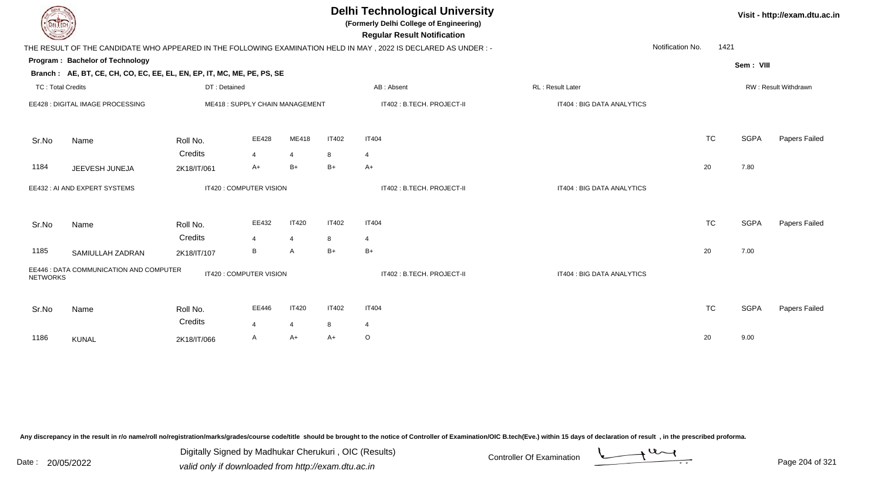# Delhi Technological University

**(Formerly Delhi College of Engineering)**

**Regular Result Notification**

Visit - http://exam.dtu.ac.in

THE RESULT OF THE CANDIDATE WHO APPEARED IN THE FOLLOWING EXAMINATION HELD IN MAY , 2022 IS DECLARED AS UNDER : -

Notification No. 1421

**Program : Bachelor of Technology**

Sem : VIII

**Branch : AE, BT, CE, CH, CO, EC, EE, EL, EN, EP, IT, MC, ME, PE, PS, SE**

TC : Total Credits | DT : Detained | AB : Absent | RL : Result Later | RW : Result Withdrawn

EE428 : DIGITAL IMAGE PROCESSING | ME418 : SUPPLY CHAIN MANAGEMENT | IT402 : B.TECH. PROJECT-II | IT404 : BIG DATA ANALYTICS

| Sr.No | Name | Roll No. | EE428 | ME418 | IT402 | IT404 | TC | SGPA | Papers Failed |
|---|---|---|---|---|---|---|---|---|---|
| | | Credits | 4 | 4 | 8 | 4 | | | |
| 1184 | JEEVESH JUNEJA | 2K18/IT/061 | A+ | B+ | B+ | A+ | 20 | 7.80 | |

EE432 : AI AND EXPERT SYSTEMS | IT420 : COMPUTER VISION | IT402 : B.TECH. PROJECT-II | IT404 : BIG DATA ANALYTICS

| Sr.No | Name | Roll No. | EE432 | IT420 | IT402 | IT404 | TC | SGPA | Papers Failed |
|---|---|---|---|---|---|---|---|---|---|
| | | Credits | 4 | 4 | 8 | 4 | | | |
| 1185 | SAMIULLAH ZADRAN | 2K18/IT/107 | B | A | B+ | B+ | 20 | 7.00 | |

EE446 : DATA COMMUNICATION AND COMPUTER NETWORKS | IT420 : COMPUTER VISION | IT402 : B.TECH. PROJECT-II | IT404 : BIG DATA ANALYTICS

| Sr.No | Name | Roll No. | EE446 | IT420 | IT402 | IT404 | TC | SGPA | Papers Failed |
|---|---|---|---|---|---|---|---|---|---|
| | | Credits | 4 | 4 | 8 | 4 | | | |
| 1186 | KUNAL | 2K18/IT/066 | A | A+ | A+ | O | 20 | 9.00 | |

Any discrepancy in the result in r/o name/roll no/registration/marks/grades/course code/title should be brought to the notice of Controller of Examination/OIC B.tech(Eve.) within 15 days of declaration of result , in the prescribed proforma.

Date : 20/05/2022

Digitally Signed by Madhukar Cherukuri , OIC (Results)
valid only if downloaded from http://exam.dtu.ac.in

Controller Of Examination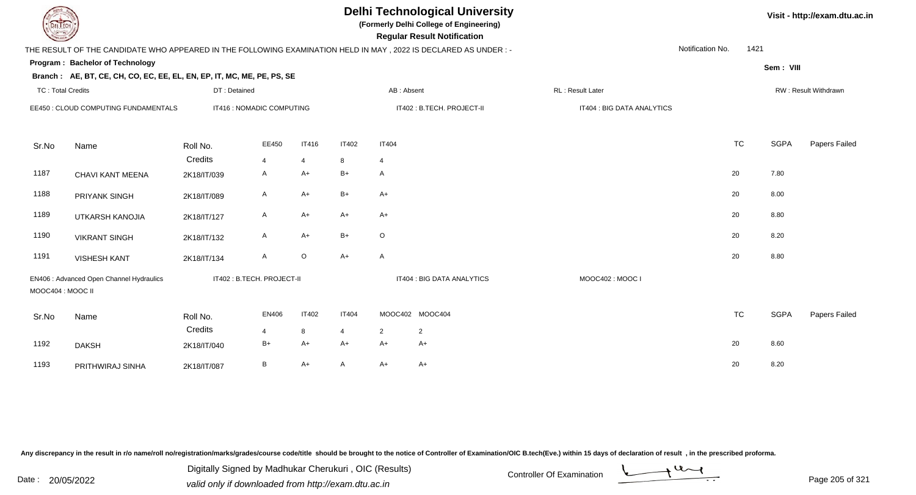# Delhi Technological University

**(Formerly Delhi College of Engineering)**

**Regular Result Notification**

Visit - http://exam.dtu.ac.in

THE RESULT OF THE CANDIDATE WHO APPEARED IN THE FOLLOWING EXAMINATION HELD IN MAY , 2022 IS DECLARED AS UNDER : -

Notification No. 1421

**Program : Bachelor of Technology**

Sem : VIII

**Branch : AE, BT, CE, CH, CO, EC, EE, EL, EN, EP, IT, MC, ME, PE, PS, SE**

TC : Total Credits | DT : Detained | AB : Absent | RL : Result Later | RW : Result Withdrawn

EE450 : CLOUD COMPUTING FUNDAMENTALS | IT416 : NOMADIC COMPUTING | IT402 : B.TECH. PROJECT-II | IT404 : BIG DATA ANALYTICS

| Sr.No | Name | Roll No. | EE450 | IT416 | IT402 | IT404 | TC | SGPA | Papers Failed |
|---|---|---|---|---|---|---|---|---|---|
| | | Credits | 4 | 4 | 8 | 4 | | | |
| 1187 | CHAVI KANT MEENA | 2K18/IT/039 | A | A+ | B+ | A | 20 | 7.80 | |
| 1188 | PRIYANK SINGH | 2K18/IT/089 | A | A+ | B+ | A+ | 20 | 8.00 | |
| 1189 | UTKARSH KANOJIA | 2K18/IT/127 | A | A+ | A+ | A+ | 20 | 8.80 | |
| 1190 | VIKRANT SINGH | 2K18/IT/132 | A | A+ | B+ | O | 20 | 8.20 | |
| 1191 | VISHESH KANT | 2K18/IT/134 | A | O | A+ | A | 20 | 8.80 | |

EN406 : Advanced Open Channel Hydraulics | IT402 : B.TECH. PROJECT-II | IT404 : BIG DATA ANALYTICS | MOOC402 : MOOC I | MOOC404 : MOOC II

| Sr.No | Name | Roll No. | EN406 | IT402 | IT404 | MOOC402 | MOOC404 | TC | SGPA | Papers Failed |
|---|---|---|---|---|---|---|---|---|---|---|
| | | Credits | 4 | 8 | 4 | 2 | 2 | | | |
| 1192 | DAKSH | 2K18/IT/040 | B+ | A+ | A+ | A+ | A+ | 20 | 8.60 | |
| 1193 | PRITHWIRAJ SINHA | 2K18/IT/087 | B | A+ | A | A+ | A+ | 20 | 8.20 | |

Any discrepancy in the result in r/o name/roll no/registration/marks/grades/course code/title should be brought to the notice of Controller of Examination/OIC B.tech(Eve.) within 15 days of declaration of result , in the prescribed proforma.

Date : 20/05/2022

Digitally Signed by Madhukar Cherukuri , OIC (Results)
valid only if downloaded from http://exam.dtu.ac.in

Controller Of Examination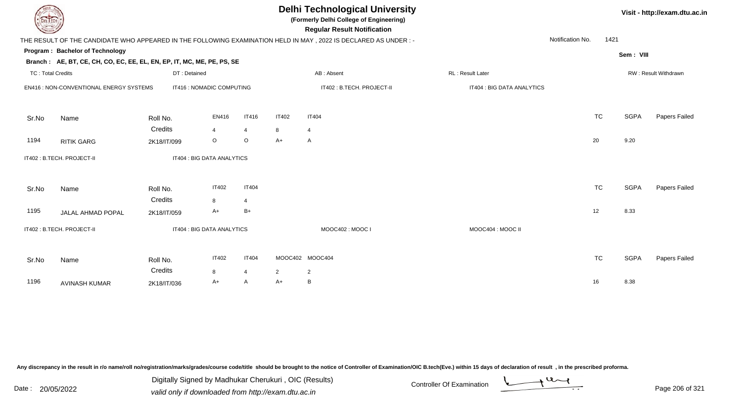# Delhi Technological University

**(Formerly Delhi College of Engineering)**

**Regular Result Notification**

Visit - http://exam.dtu.ac.in

THE RESULT OF THE CANDIDATE WHO APPEARED IN THE FOLLOWING EXAMINATION HELD IN MAY , 2022 IS DECLARED AS UNDER : -

Notification No. 1421

**Program : Bachelor of Technology**

Sem : VIII

**Branch : AE, BT, CE, CH, CO, EC, EE, EL, EN, EP, IT, MC, ME, PE, PS, SE**

TC : Total Credits | DT : Detained | AB : Absent | RL : Result Later | RW : Result Withdrawn

EN416 : NON-CONVENTIONAL ENERGY SYSTEMS | IT416 : NOMADIC COMPUTING | IT402 : B.TECH. PROJECT-II | IT404 : BIG DATA ANALYTICS

| Sr.No | Name | Roll No. | EN416 | IT416 | IT402 | IT404 | TC | SGPA | Papers Failed |
|---|---|---|---|---|---|---|---|---|---|
| | | Credits | 4 | 4 | 8 | 4 | | | |
| 1194 | RITIK GARG | 2K18/IT/099 | O | O | A+ | A | 20 | 9.20 | |

IT402 : B.TECH. PROJECT-II | IT404 : BIG DATA ANALYTICS

| Sr.No | Name | Roll No. | IT402 | IT404 | TC | SGPA | Papers Failed |
|---|---|---|---|---|---|---|---|
| | | Credits | 8 | 4 | | | |
| 1195 | JALAL AHMAD POPAL | 2K18/IT/059 | A+ | B+ | 12 | 8.33 | |

IT402 : B.TECH. PROJECT-II | IT404 : BIG DATA ANALYTICS | MOOC402 : MOOC I | MOOC404 : MOOC II

| Sr.No | Name | Roll No. | IT402 | IT404 | MOOC402 | MOOC404 | TC | SGPA | Papers Failed |
|---|---|---|---|---|---|---|---|---|---|
| | | Credits | 8 | 4 | 2 | 2 | | | |
| 1196 | AVINASH KUMAR | 2K18/IT/036 | A+ | A | A+ | B | 16 | 8.38 | |

Any discrepancy in the result in r/o name/roll no/registration/marks/grades/course code/title should be brought to the notice of Controller of Examination/OIC B.tech(Eve.) within 15 days of declaration of result , in the prescribed proforma.

Date : 20/05/2022

Digitally Signed by Madhukar Cherukuri , OIC (Results)
valid only if downloaded from http://exam.dtu.ac.in

Controller Of Examination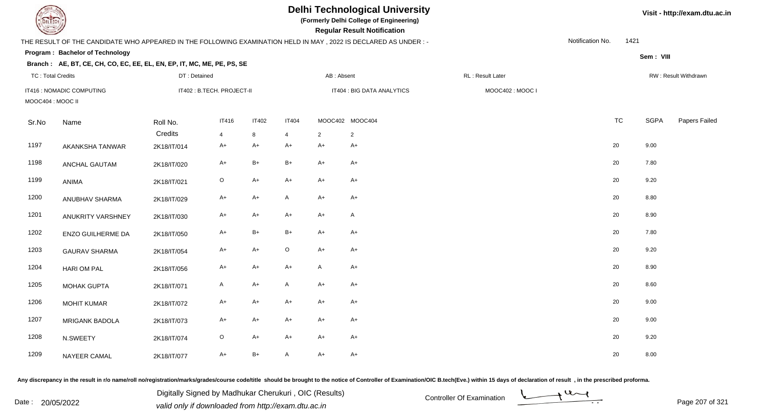# Delhi Technological University

**(Formerly Delhi College of Engineering)**

**Regular Result Notification**

Visit - http://exam.dtu.ac.in

THE RESULT OF THE CANDIDATE WHO APPEARED IN THE FOLLOWING EXAMINATION HELD IN MAY , 2022 IS DECLARED AS UNDER : -

Notification No. 1421

**Program : Bachelor of Technology**

Sem : VIII

**Branch : AE, BT, CE, CH, CO, EC, EE, EL, EN, EP, IT, MC, ME, PE, PS, SE**

TC : Total Credits | DT : Detained | AB : Absent | RL : Result Later | RW : Result Withdrawn

IT416 : NOMADIC COMPUTING | IT402 : B.TECH. PROJECT-II | IT404 : BIG DATA ANALYTICS | MOOC402 : MOOC I | MOOC404 : MOOC II

| Sr.No | Name | Roll No. | IT416 | IT402 | IT404 | MOOC402 | MOOC404 | TC | SGPA | Papers Failed |
|---|---|---|---|---|---|---|---|---|---|---|
| | | Credits | 4 | 8 | 4 | 2 | 2 | | | |
| 1197 | AKANKSHA TANWAR | 2K18/IT/014 | A+ | A+ | A+ | A+ | A+ | 20 | 9.00 | |
| 1198 | ANCHAL GAUTAM | 2K18/IT/020 | A+ | B+ | B+ | A+ | A+ | 20 | 7.80 | |
| 1199 | ANIMA | 2K18/IT/021 | O | A+ | A+ | A+ | A+ | 20 | 9.20 | |
| 1200 | ANUBHAV SHARMA | 2K18/IT/029 | A+ | A+ | A | A+ | A+ | 20 | 8.80 | |
| 1201 | ANUKRITY VARSHNEY | 2K18/IT/030 | A+ | A+ | A+ | A+ | A | 20 | 8.90 | |
| 1202 | ENZO GUILHERME DA | 2K18/IT/050 | A+ | B+ | B+ | A+ | A+ | 20 | 7.80 | |
| 1203 | GAURAV SHARMA | 2K18/IT/054 | A+ | A+ | O | A+ | A+ | 20 | 9.20 | |
| 1204 | HARI OM PAL | 2K18/IT/056 | A+ | A+ | A+ | A | A+ | 20 | 8.90 | |
| 1205 | MOHAK GUPTA | 2K18/IT/071 | A | A+ | A | A+ | A+ | 20 | 8.60 | |
| 1206 | MOHIT KUMAR | 2K18/IT/072 | A+ | A+ | A+ | A+ | A+ | 20 | 9.00 | |
| 1207 | MRIGANK BADOLA | 2K18/IT/073 | A+ | A+ | A+ | A+ | A+ | 20 | 9.00 | |
| 1208 | N.SWEETY | 2K18/IT/074 | O | A+ | A+ | A+ | A+ | 20 | 9.20 | |
| 1209 | NAYEER CAMAL | 2K18/IT/077 | A+ | B+ | A | A+ | A+ | 20 | 8.00 | |

Any discrepancy in the result in r/o name/roll no/registration/marks/grades/course code/title should be brought to the notice of Controller of Examination/OIC B.tech(Eve.) within 15 days of declaration of result , in the prescribed proforma.

Date : 20/05/2022

Digitally Signed by Madhukar Cherukuri , OIC (Results)
valid only if downloaded from http://exam.dtu.ac.in

Controller Of Examination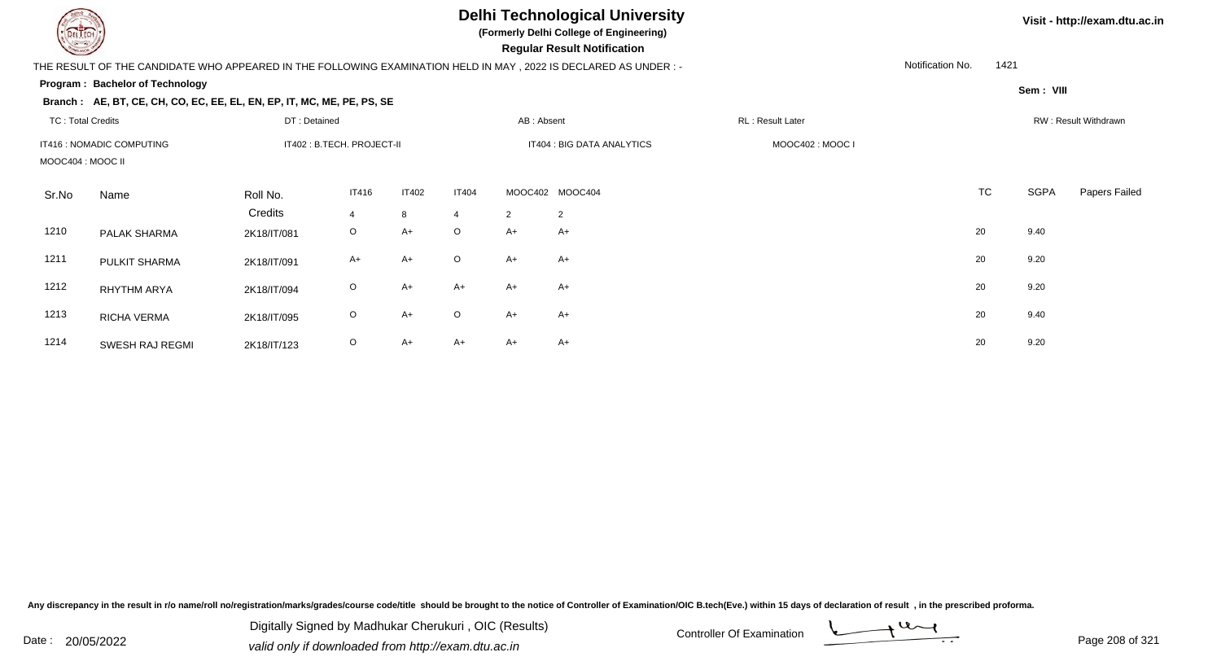# Delhi Technological University

**(Formerly Delhi College of Engineering)**

**Regular Result Notification**

Visit - http://exam.dtu.ac.in

THE RESULT OF THE CANDIDATE WHO APPEARED IN THE FOLLOWING EXAMINATION HELD IN MAY , 2022 IS DECLARED AS UNDER : -

Notification No. 1421

**Program : Bachelor of Technology**

Sem : VIII

**Branch : AE, BT, CE, CH, CO, EC, EE, EL, EN, EP, IT, MC, ME, PE, PS, SE**

TC : Total Credits | DT : Detained | AB : Absent | RL : Result Later | RW : Result Withdrawn

IT416 : NOMADIC COMPUTING | IT402 : B.TECH. PROJECT-II | IT404 : BIG DATA ANALYTICS | MOOC402 : MOOC I | MOOC404 : MOOC II

| Sr.No | Name | Roll No. | IT416 | IT402 | IT404 | MOOC402 | MOOC404 | TC | SGPA | Papers Failed |
|---|---|---|---|---|---|---|---|---|---|---|
| | | Credits | 4 | 8 | 4 | 2 | 2 | | | |
| 1210 | PALAK SHARMA | 2K18/IT/081 | O | A+ | O | A+ | A+ | 20 | 9.40 | |
| 1211 | PULKIT SHARMA | 2K18/IT/091 | A+ | A+ | O | A+ | A+ | 20 | 9.20 | |
| 1212 | RHYTHM ARYA | 2K18/IT/094 | O | A+ | A+ | A+ | A+ | 20 | 9.20 | |
| 1213 | RICHA VERMA | 2K18/IT/095 | O | A+ | O | A+ | A+ | 20 | 9.40 | |
| 1214 | SWESH RAJ REGMI | 2K18/IT/123 | O | A+ | A+ | A+ | A+ | 20 | 9.20 | |

Any discrepancy in the result in r/o name/roll no/registration/marks/grades/course code/title should be brought to the notice of Controller of Examination/OIC B.tech(Eve.) within 15 days of declaration of result , in the prescribed proforma.

Date : 20/05/2022

Digitally Signed by Madhukar Cherukuri , OIC (Results)
valid only if downloaded from http://exam.dtu.ac.in

Controller Of Examination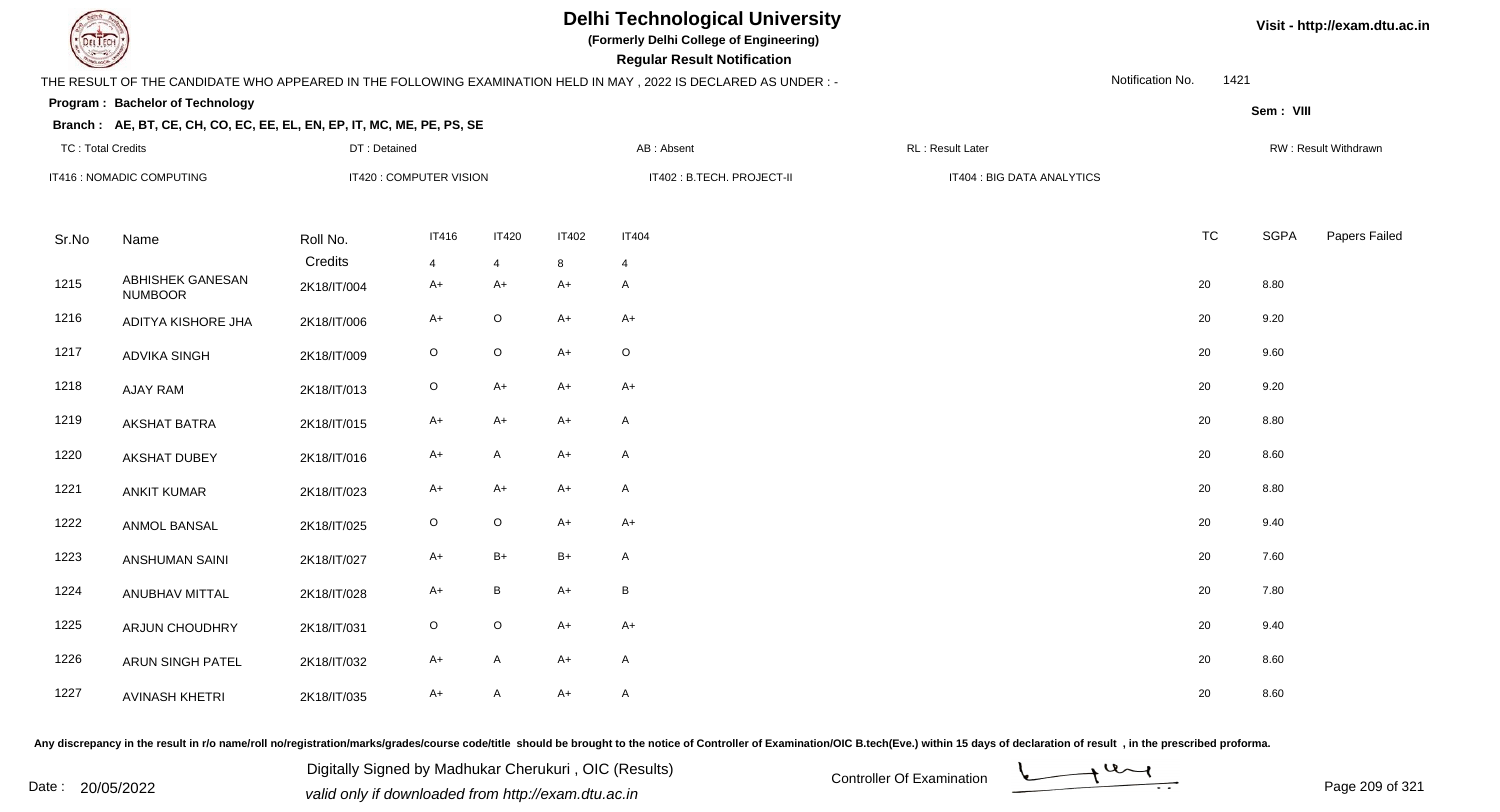# Delhi Technological University

**(Formerly Delhi College of Engineering)**

**Regular Result Notification**

Visit - http://exam.dtu.ac.in

THE RESULT OF THE CANDIDATE WHO APPEARED IN THE FOLLOWING EXAMINATION HELD IN MAY , 2022 IS DECLARED AS UNDER : -

Notification No. 1421

**Program : Bachelor of Technology**

Sem : VIII

**Branch : AE, BT, CE, CH, CO, EC, EE, EL, EN, EP, IT, MC, ME, PE, PS, SE**

TC : Total Credits | DT : Detained | AB : Absent | RL : Result Later | RW : Result Withdrawn

IT416 : NOMADIC COMPUTING | IT420 : COMPUTER VISION | IT402 : B.TECH. PROJECT-II | IT404 : BIG DATA ANALYTICS

| Sr.No | Name | Roll No. | IT416 | IT420 | IT402 | IT404 | TC | SGPA | Papers Failed |
|---|---|---|---|---|---|---|---|---|---|
| | | Credits | 4 | 4 | 8 | 4 | | | |
| 1215 | ABHISHEK GANESAN NUMBOOR | 2K18/IT/004 | A+ | A+ | A+ | A | 20 | 8.80 | |
| 1216 | ADITYA KISHORE JHA | 2K18/IT/006 | A+ | O | A+ | A+ | 20 | 9.20 | |
| 1217 | ADVIKA SINGH | 2K18/IT/009 | O | O | A+ | O | 20 | 9.60 | |
| 1218 | AJAY RAM | 2K18/IT/013 | O | A+ | A+ | A+ | 20 | 9.20 | |
| 1219 | AKSHAT BATRA | 2K18/IT/015 | A+ | A+ | A+ | A | 20 | 8.80 | |
| 1220 | AKSHAT DUBEY | 2K18/IT/016 | A+ | A | A+ | A | 20 | 8.60 | |
| 1221 | ANKIT KUMAR | 2K18/IT/023 | A+ | A+ | A+ | A | 20 | 8.80 | |
| 1222 | ANMOL BANSAL | 2K18/IT/025 | O | O | A+ | A+ | 20 | 9.40 | |
| 1223 | ANSHUMAN SAINI | 2K18/IT/027 | A+ | B+ | B+ | A | 20 | 7.60 | |
| 1224 | ANUBHAV MITTAL | 2K18/IT/028 | A+ | B | A+ | B | 20 | 7.80 | |
| 1225 | ARJUN CHOUDHRY | 2K18/IT/031 | O | O | A+ | A+ | 20 | 9.40 | |
| 1226 | ARUN SINGH PATEL | 2K18/IT/032 | A+ | A | A+ | A | 20 | 8.60 | |
| 1227 | AVINASH KHETRI | 2K18/IT/035 | A+ | A | A+ | A | 20 | 8.60 | |

Any discrepancy in the result in r/o name/roll no/registration/marks/grades/course code/title should be brought to the notice of Controller of Examination/OIC B.tech(Eve.) within 15 days of declaration of result , in the prescribed proforma.

Date : 20/05/2022

Digitally Signed by Madhukar Cherukuri , OIC (Results)
valid only if downloaded from http://exam.dtu.ac.in

Controller Of Examination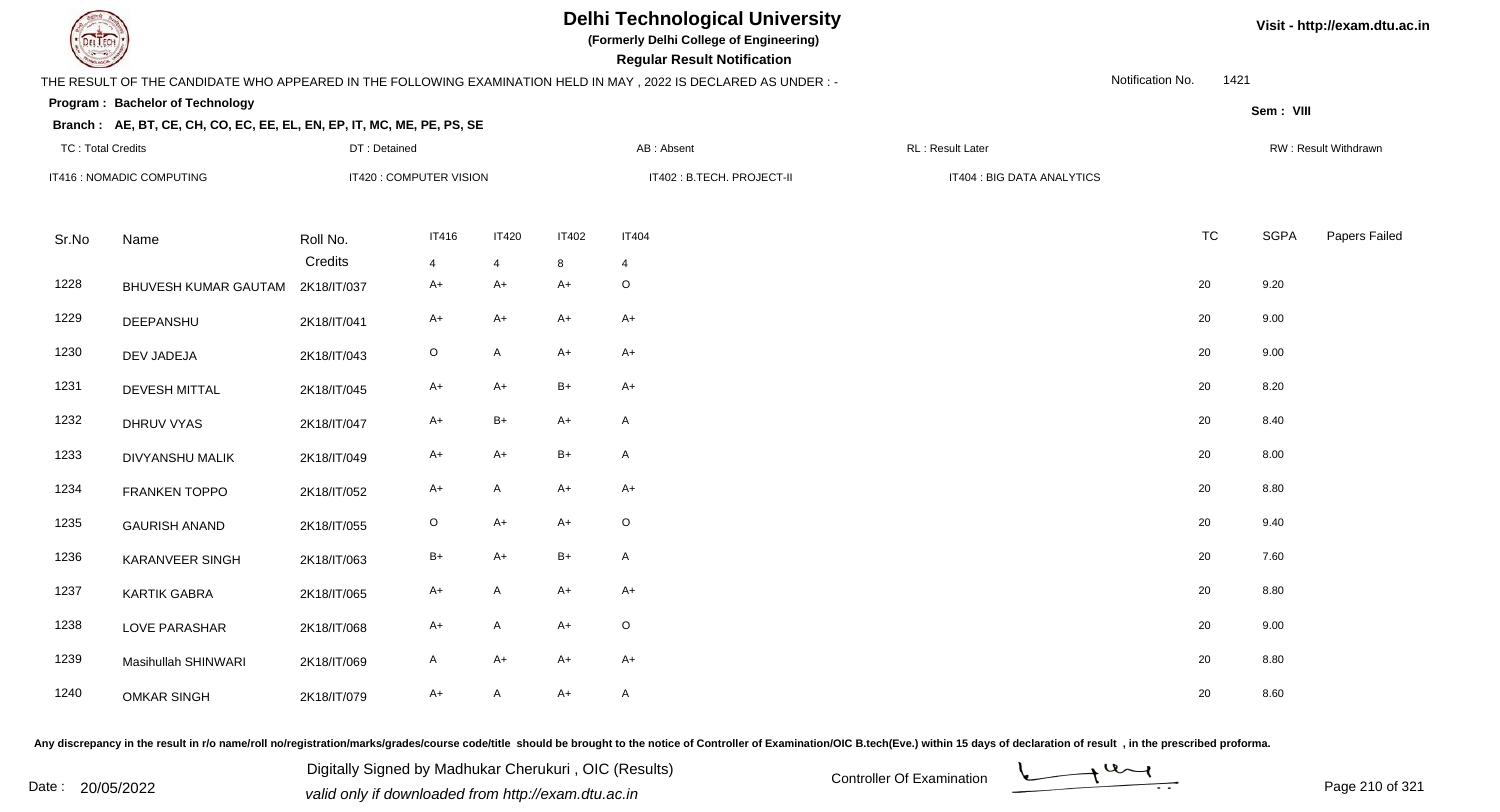# Delhi Technological University

**(Formerly Delhi College of Engineering)**

**Regular Result Notification**

Visit - http://exam.dtu.ac.in

THE RESULT OF THE CANDIDATE WHO APPEARED IN THE FOLLOWING EXAMINATION HELD IN MAY , 2022 IS DECLARED AS UNDER : -

Notification No. 1421

**Program : Bachelor of Technology**

Sem : VIII

**Branch : AE, BT, CE, CH, CO, EC, EE, EL, EN, EP, IT, MC, ME, PE, PS, SE**

TC : Total Credits | DT : Detained | AB : Absent | RL : Result Later | RW : Result Withdrawn

IT416 : NOMADIC COMPUTING | IT420 : COMPUTER VISION | IT402 : B.TECH. PROJECT-II | IT404 : BIG DATA ANALYTICS

| Sr.No | Name | Roll No. | IT416 | IT420 | IT402 | IT404 | TC | SGPA | Papers Failed |
|---|---|---|---|---|---|---|---|---|---|
| | | Credits | 4 | 4 | 8 | 4 | | | |
| 1228 | BHUVESH KUMAR GAUTAM | 2K18/IT/037 | A+ | A+ | A+ | O | 20 | 9.20 | |
| 1229 | DEEPANSHU | 2K18/IT/041 | A+ | A+ | A+ | A+ | 20 | 9.00 | |
| 1230 | DEV JADEJA | 2K18/IT/043 | O | A | A+ | A+ | 20 | 9.00 | |
| 1231 | DEVESH MITTAL | 2K18/IT/045 | A+ | A+ | B+ | A+ | 20 | 8.20 | |
| 1232 | DHRUV VYAS | 2K18/IT/047 | A+ | B+ | A+ | A | 20 | 8.40 | |
| 1233 | DIVYANSHU MALIK | 2K18/IT/049 | A+ | A+ | B+ | A | 20 | 8.00 | |
| 1234 | FRANKEN TOPPO | 2K18/IT/052 | A+ | A | A+ | A+ | 20 | 8.80 | |
| 1235 | GAURISH ANAND | 2K18/IT/055 | O | A+ | A+ | O | 20 | 9.40 | |
| 1236 | KARANVEER SINGH | 2K18/IT/063 | B+ | A+ | B+ | A | 20 | 7.60 | |
| 1237 | KARTIK GABRA | 2K18/IT/065 | A+ | A | A+ | A+ | 20 | 8.80 | |
| 1238 | LOVE PARASHAR | 2K18/IT/068 | A+ | A | A+ | O | 20 | 9.00 | |
| 1239 | Masihullah SHINWARI | 2K18/IT/069 | A | A+ | A+ | A+ | 20 | 8.80 | |
| 1240 | OMKAR SINGH | 2K18/IT/079 | A+ | A | A+ | A | 20 | 8.60 | |

Any discrepancy in the result in r/o name/roll no/registration/marks/grades/course code/title should be brought to the notice of Controller of Examination/OIC B.tech(Eve.) within 15 days of declaration of result , in the prescribed proforma.

Date : 20/05/2022

Digitally Signed by Madhukar Cherukuri , OIC (Results)
valid only if downloaded from http://exam.dtu.ac.in

Controller Of Examination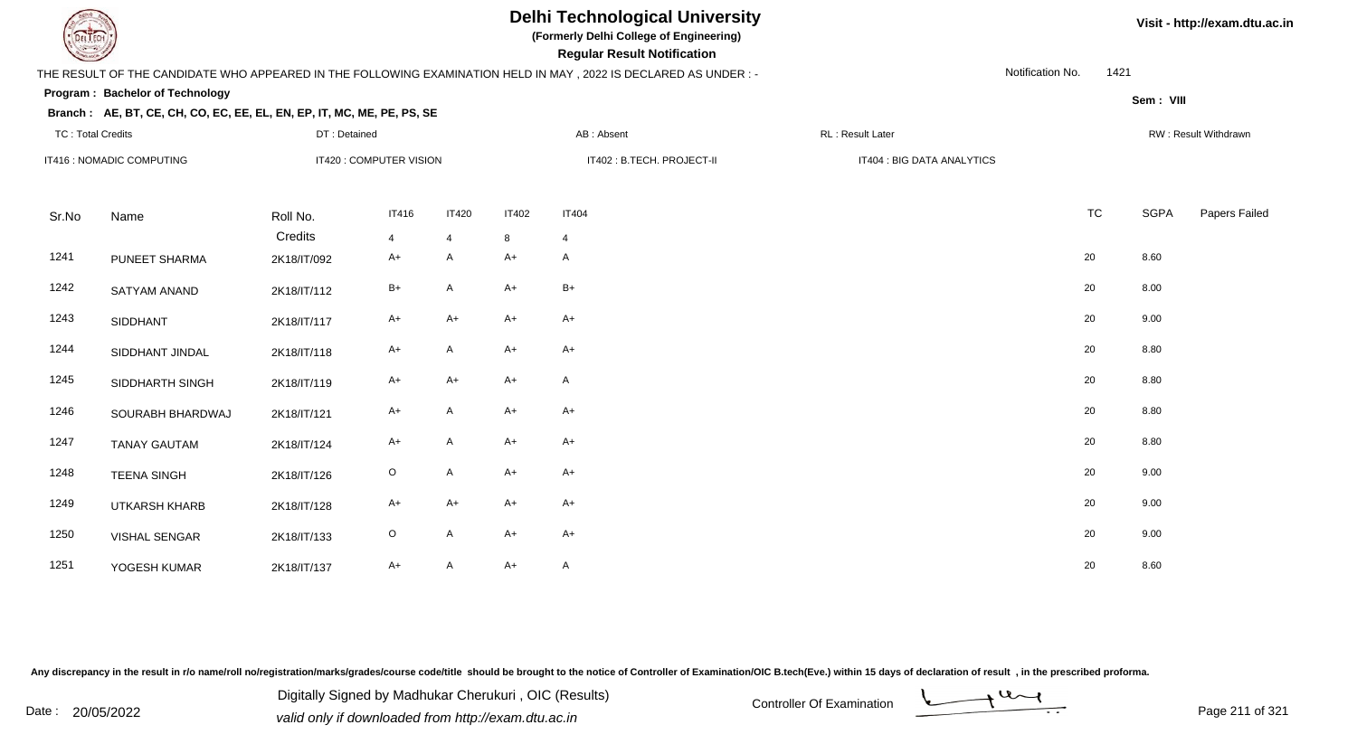# Delhi Technological University

**(Formerly Delhi College of Engineering)**

**Regular Result Notification**

Visit - http://exam.dtu.ac.in

THE RESULT OF THE CANDIDATE WHO APPEARED IN THE FOLLOWING EXAMINATION HELD IN MAY , 2022 IS DECLARED AS UNDER : -

Notification No. 1421

**Program : Bachelor of Technology**

Sem : VIII

**Branch : AE, BT, CE, CH, CO, EC, EE, EL, EN, EP, IT, MC, ME, PE, PS, SE**

TC : Total Credits | DT : Detained | AB : Absent | RL : Result Later | RW : Result Withdrawn

IT416 : NOMADIC COMPUTING | IT420 : COMPUTER VISION | IT402 : B.TECH. PROJECT-II | IT404 : BIG DATA ANALYTICS

| Sr.No | Name | Roll No. | IT416 | IT420 | IT402 | IT404 | TC | SGPA | Papers Failed |
|---|---|---|---|---|---|---|---|---|---|
| | | Credits | 4 | 4 | 8 | 4 | | | |
| 1241 | PUNEET SHARMA | 2K18/IT/092 | A+ | A | A+ | A | 20 | 8.60 | |
| 1242 | SATYAM ANAND | 2K18/IT/112 | B+ | A | A+ | B+ | 20 | 8.00 | |
| 1243 | SIDDHANT | 2K18/IT/117 | A+ | A+ | A+ | A+ | 20 | 9.00 | |
| 1244 | SIDDHANT JINDAL | 2K18/IT/118 | A+ | A | A+ | A+ | 20 | 8.80 | |
| 1245 | SIDDHARTH SINGH | 2K18/IT/119 | A+ | A+ | A+ | A | 20 | 8.80 | |
| 1246 | SOURABH BHARDWAJ | 2K18/IT/121 | A+ | A | A+ | A+ | 20 | 8.80 | |
| 1247 | TANAY GAUTAM | 2K18/IT/124 | A+ | A | A+ | A+ | 20 | 8.80 | |
| 1248 | TEENA SINGH | 2K18/IT/126 | O | A | A+ | A+ | 20 | 9.00 | |
| 1249 | UTKARSH KHARB | 2K18/IT/128 | A+ | A+ | A+ | A+ | 20 | 9.00 | |
| 1250 | VISHAL SENGAR | 2K18/IT/133 | O | A | A+ | A+ | 20 | 9.00 | |
| 1251 | YOGESH KUMAR | 2K18/IT/137 | A+ | A | A+ | A | 20 | 8.60 | |

Any discrepancy in the result in r/o name/roll no/registration/marks/grades/course code/title should be brought to the notice of Controller of Examination/OIC B.tech(Eve.) within 15 days of declaration of result , in the prescribed proforma.

Date : 20/05/2022

Digitally Signed by Madhukar Cherukuri , OIC (Results)
valid only if downloaded from http://exam.dtu.ac.in

Controller Of Examination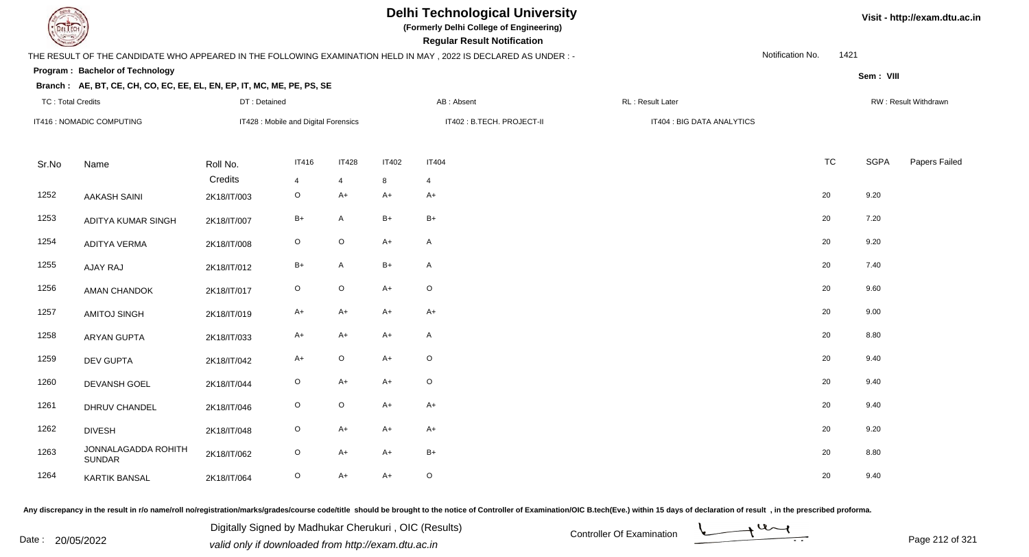# Delhi Technological University

**(Formerly Delhi College of Engineering)**

**Regular Result Notification**

Visit - http://exam.dtu.ac.in

THE RESULT OF THE CANDIDATE WHO APPEARED IN THE FOLLOWING EXAMINATION HELD IN MAY , 2022 IS DECLARED AS UNDER : -

Notification No. 1421

**Program : Bachelor of Technology**

Sem : VIII

**Branch : AE, BT, CE, CH, CO, EC, EE, EL, EN, EP, IT, MC, ME, PE, PS, SE**

| TC : Total Credits | DT : Detained | AB : Absent | RL : Result Later | RW : Result Withdrawn |
|---|---|---|---|---|
| IT416 : NOMADIC COMPUTING | IT428 : Mobile and Digital Forensics | IT402 : B.TECH. PROJECT-II | IT404 : BIG DATA ANALYTICS | |

| Sr.No | Name | Roll No. | IT416 | IT428 | IT402 | IT404 | TC | SGPA | Papers Failed |
|---|---|---|---|---|---|---|---|---|---|
| | | Credits | 4 | 4 | 8 | 4 | | | |
| 1252 | AAKASH SAINI | 2K18/IT/003 | O | A+ | A+ | A+ | 20 | 9.20 | |
| 1253 | ADITYA KUMAR SINGH | 2K18/IT/007 | B+ | A | B+ | B+ | 20 | 7.20 | |
| 1254 | ADITYA VERMA | 2K18/IT/008 | O | O | A+ | A | 20 | 9.20 | |
| 1255 | AJAY RAJ | 2K18/IT/012 | B+ | A | B+ | A | 20 | 7.40 | |
| 1256 | AMAN CHANDOK | 2K18/IT/017 | O | O | A+ | O | 20 | 9.60 | |
| 1257 | AMITOJ SINGH | 2K18/IT/019 | A+ | A+ | A+ | A+ | 20 | 9.00 | |
| 1258 | ARYAN GUPTA | 2K18/IT/033 | A+ | A+ | A+ | A | 20 | 8.80 | |
| 1259 | DEV GUPTA | 2K18/IT/042 | A+ | O | A+ | O | 20 | 9.40 | |
| 1260 | DEVANSH GOEL | 2K18/IT/044 | O | A+ | A+ | O | 20 | 9.40 | |
| 1261 | DHRUV CHANDEL | 2K18/IT/046 | O | O | A+ | A+ | 20 | 9.40 | |
| 1262 | DIVESH | 2K18/IT/048 | O | A+ | A+ | A+ | 20 | 9.20 | |
| 1263 | JONNALAGADDA ROHITH SUNDAR | 2K18/IT/062 | O | A+ | A+ | B+ | 20 | 8.80 | |
| 1264 | KARTIK BANSAL | 2K18/IT/064 | O | A+ | A+ | O | 20 | 9.40 | |

Any discrepancy in the result in r/o name/roll no/registration/marks/grades/course code/title should be brought to the notice of Controller of Examination/OIC B.tech(Eve.) within 15 days of declaration of result , in the prescribed proforma.

Date : 20/05/2022

Digitally Signed by Madhukar Cherukuri , OIC (Results)
valid only if downloaded from http://exam.dtu.ac.in

Controller Of Examination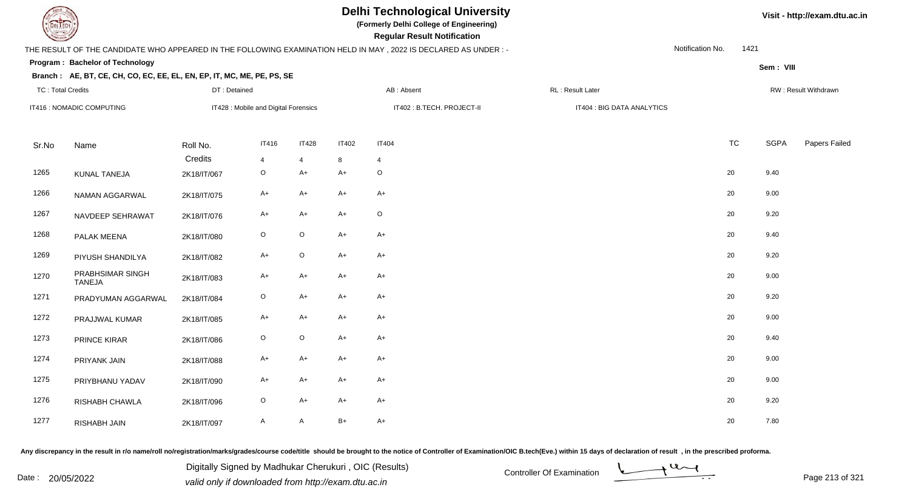# Delhi Technological University

**(Formerly Delhi College of Engineering)**

**Regular Result Notification**

Visit - http://exam.dtu.ac.in

THE RESULT OF THE CANDIDATE WHO APPEARED IN THE FOLLOWING EXAMINATION HELD IN MAY , 2022 IS DECLARED AS UNDER : -

Notification No. 1421

**Program : Bachelor of Technology**

**Sem : VIII**

**Branch : AE, BT, CE, CH, CO, EC, EE, EL, EN, EP, IT, MC, ME, PE, PS, SE**

TC : Total Credits | DT : Detained | AB : Absent | RL : Result Later | RW : Result Withdrawn

IT416 : NOMADIC COMPUTING | IT428 : Mobile and Digital Forensics | IT402 : B.TECH. PROJECT-II | IT404 : BIG DATA ANALYTICS

| Sr.No | Name | Roll No. | IT416 | IT428 | IT402 | IT404 | TC | SGPA | Papers Failed |
|---|---|---|---|---|---|---|---|---|---|
| | | Credits | 4 | 4 | 8 | 4 | | | |
| 1265 | KUNAL TANEJA | 2K18/IT/067 | O | A+ | A+ | O | 20 | 9.40 | |
| 1266 | NAMAN AGGARWAL | 2K18/IT/075 | A+ | A+ | A+ | A+ | 20 | 9.00 | |
| 1267 | NAVDEEP SEHRAWAT | 2K18/IT/076 | A+ | A+ | A+ | O | 20 | 9.20 | |
| 1268 | PALAK MEENA | 2K18/IT/080 | O | O | A+ | A+ | 20 | 9.40 | |
| 1269 | PIYUSH SHANDILYA | 2K18/IT/082 | A+ | O | A+ | A+ | 20 | 9.20 | |
| 1270 | PRABHSIMAR SINGH TANEJA | 2K18/IT/083 | A+ | A+ | A+ | A+ | 20 | 9.00 | |
| 1271 | PRADYUMAN AGGARWAL | 2K18/IT/084 | O | A+ | A+ | A+ | 20 | 9.20 | |
| 1272 | PRAJJWAL KUMAR | 2K18/IT/085 | A+ | A+ | A+ | A+ | 20 | 9.00 | |
| 1273 | PRINCE KIRAR | 2K18/IT/086 | O | O | A+ | A+ | 20 | 9.40 | |
| 1274 | PRIYANK JAIN | 2K18/IT/088 | A+ | A+ | A+ | A+ | 20 | 9.00 | |
| 1275 | PRIYBHANU YADAV | 2K18/IT/090 | A+ | A+ | A+ | A+ | 20 | 9.00 | |
| 1276 | RISHABH CHAWLA | 2K18/IT/096 | O | A+ | A+ | A+ | 20 | 9.20 | |
| 1277 | RISHABH JAIN | 2K18/IT/097 | A | A | B+ | A+ | 20 | 7.80 | |

Any discrepancy in the result in r/o name/roll no/registration/marks/grades/course code/title should be brought to the notice of Controller of Examination/OIC B.tech(Eve.) within 15 days of declaration of result , in the prescribed proforma.

Date : 20/05/2022

Digitally Signed by Madhukar Cherukuri , OIC (Results)
valid only if downloaded from http://exam.dtu.ac.in

Controller Of Examination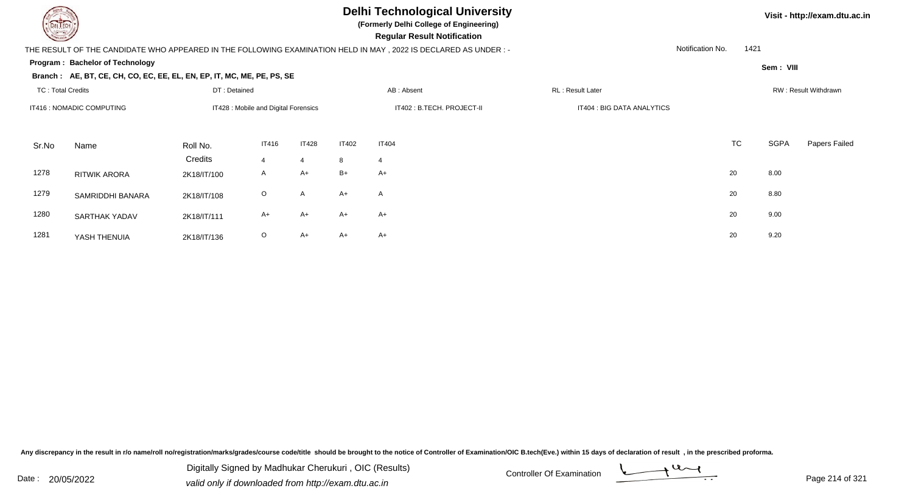# Delhi Technological University

**(Formerly Delhi College of Engineering)**

**Regular Result Notification**

Visit - http://exam.dtu.ac.in

THE RESULT OF THE CANDIDATE WHO APPEARED IN THE FOLLOWING EXAMINATION HELD IN MAY , 2022 IS DECLARED AS UNDER : -

Notification No. 1421

**Program : Bachelor of Technology**

Sem : VIII

**Branch : AE, BT, CE, CH, CO, EC, EE, EL, EN, EP, IT, MC, ME, PE, PS, SE**

TC : Total Credits | DT : Detained | AB : Absent | RL : Result Later | RW : Result Withdrawn

IT416 : NOMADIC COMPUTING | IT428 : Mobile and Digital Forensics | IT402 : B.TECH. PROJECT-II | IT404 : BIG DATA ANALYTICS

| Sr.No | Name | Roll No. | IT416 | IT428 | IT402 | IT404 | TC | SGPA | Papers Failed |
|---|---|---|---|---|---|---|---|---|---|
| | | Credits | 4 | 4 | 8 | 4 | | | |
| 1278 | RITWIK ARORA | 2K18/IT/100 | A | A+ | B+ | A+ | 20 | 8.00 | |
| 1279 | SAMRIDDHI BANARA | 2K18/IT/108 | O | A | A+ | A | 20 | 8.80 | |
| 1280 | SARTHAK YADAV | 2K18/IT/111 | A+ | A+ | A+ | A+ | 20 | 9.00 | |
| 1281 | YASH THENUIA | 2K18/IT/136 | O | A+ | A+ | A+ | 20 | 9.20 | |

Any discrepancy in the result in r/o name/roll no/registration/marks/grades/course code/title should be brought to the notice of Controller of Examination/OIC B.tech(Eve.) within 15 days of declaration of result , in the prescribed proforma.

Date : 20/05/2022

Digitally Signed by Madhukar Cherukuri , OIC (Results)
valid only if downloaded from http://exam.dtu.ac.in

Controller Of Examination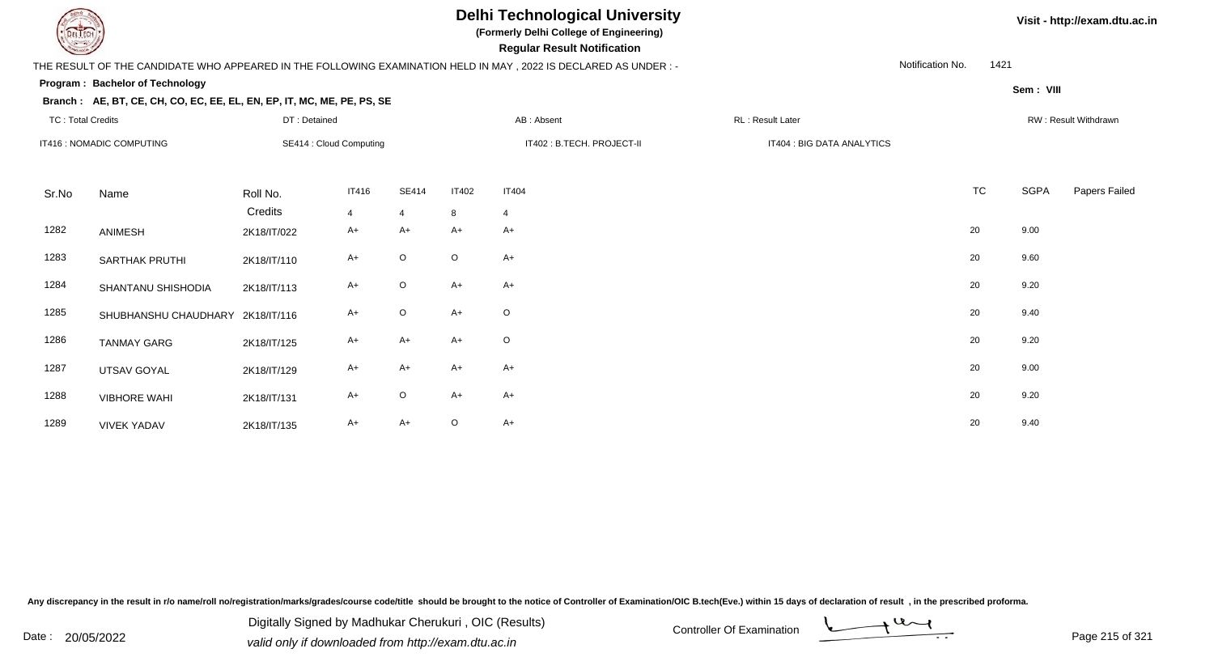# Delhi Technological University

**(Formerly Delhi College of Engineering)**

**Regular Result Notification**

Visit - http://exam.dtu.ac.in

THE RESULT OF THE CANDIDATE WHO APPEARED IN THE FOLLOWING EXAMINATION HELD IN MAY , 2022 IS DECLARED AS UNDER : -

Notification No. 1421

**Program : Bachelor of Technology**

Sem : VIII

**Branch : AE, BT, CE, CH, CO, EC, EE, EL, EN, EP, IT, MC, ME, PE, PS, SE**

TC : Total Credits | DT : Detained | AB : Absent | RL : Result Later | RW : Result Withdrawn

IT416 : NOMADIC COMPUTING | SE414 : Cloud Computing | IT402 : B.TECH. PROJECT-II | IT404 : BIG DATA ANALYTICS

| Sr.No | Name | Roll No. | IT416 | SE414 | IT402 | IT404 | TC | SGPA | Papers Failed |
|---|---|---|---|---|---|---|---|---|---|
| | | Credits | 4 | 4 | 8 | 4 | | | |
| 1282 | ANIMESH | 2K18/IT/022 | A+ | A+ | A+ | A+ | 20 | 9.00 | |
| 1283 | SARTHAK PRUTHI | 2K18/IT/110 | A+ | O | O | A+ | 20 | 9.60 | |
| 1284 | SHANTANU SHISHODIA | 2K18/IT/113 | A+ | O | A+ | A+ | 20 | 9.20 | |
| 1285 | SHUBHANSHU CHAUDHARY | 2K18/IT/116 | A+ | O | A+ | O | 20 | 9.40 | |
| 1286 | TANMAY GARG | 2K18/IT/125 | A+ | A+ | A+ | O | 20 | 9.20 | |
| 1287 | UTSAV GOYAL | 2K18/IT/129 | A+ | A+ | A+ | A+ | 20 | 9.00 | |
| 1288 | VIBHORE WAHI | 2K18/IT/131 | A+ | O | A+ | A+ | 20 | 9.20 | |
| 1289 | VIVEK YADAV | 2K18/IT/135 | A+ | A+ | O | A+ | 20 | 9.40 | |

Any discrepancy in the result in r/o name/roll no/registration/marks/grades/course code/title should be brought to the notice of Controller of Examination/OIC B.tech(Eve.) within 15 days of declaration of result , in the prescribed proforma.

Date : 20/05/2022

Digitally Signed by Madhukar Cherukuri , OIC (Results)
valid only if downloaded from http://exam.dtu.ac.in

Controller Of Examination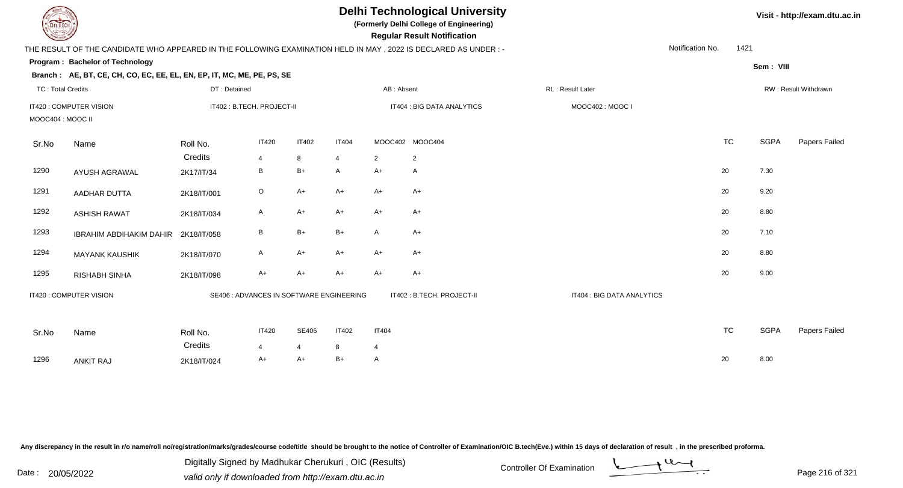# Delhi Technological University

**(Formerly Delhi College of Engineering)**

**Regular Result Notification**

Visit - http://exam.dtu.ac.in

THE RESULT OF THE CANDIDATE WHO APPEARED IN THE FOLLOWING EXAMINATION HELD IN MAY , 2022 IS DECLARED AS UNDER : -

Notification No. 1421

**Program : Bachelor of Technology**

Sem : VIII

**Branch : AE, BT, CE, CH, CO, EC, EE, EL, EN, EP, IT, MC, ME, PE, PS, SE**

TC : Total Credits | DT : Detained | AB : Absent | RL : Result Later | RW : Result Withdrawn

IT420 : COMPUTER VISION | IT402 : B.TECH. PROJECT-II | IT404 : BIG DATA ANALYTICS | MOOC402 : MOOC I | MOOC404 : MOOC II

| Sr.No | Name | Roll No. | IT420 | IT402 | IT404 | MOOC402 | MOOC404 | TC | SGPA | Papers Failed |
|---|---|---|---|---|---|---|---|---|---|---|
| | | Credits | 4 | 8 | 4 | 2 | 2 | | | |
| 1290 | AYUSH AGRAWAL | 2K17/IT/34 | B | B+ | A | A+ | A | 20 | 7.30 | |
| 1291 | AADHAR DUTTA | 2K18/IT/001 | O | A+ | A+ | A+ | A+ | 20 | 9.20 | |
| 1292 | ASHISH RAWAT | 2K18/IT/034 | A | A+ | A+ | A+ | A+ | 20 | 8.80 | |
| 1293 | IBRAHIM ABDIHAKIM DAHIR | 2K18/IT/058 | B | B+ | B+ | A | A+ | 20 | 7.10 | |
| 1294 | MAYANK KAUSHIK | 2K18/IT/070 | A | A+ | A+ | A+ | A+ | 20 | 8.80 | |
| 1295 | RISHABH SINHA | 2K18/IT/098 | A+ | A+ | A+ | A+ | A+ | 20 | 9.00 | |

IT420 : COMPUTER VISION | SE406 : ADVANCES IN SOFTWARE ENGINEERING | IT402 : B.TECH. PROJECT-II | IT404 : BIG DATA ANALYTICS

| Sr.No | Name | Roll No. | IT420 | SE406 | IT402 | IT404 | TC | SGPA | Papers Failed |
|---|---|---|---|---|---|---|---|---|---|
| | | Credits | 4 | 4 | 8 | 4 | | | |
| 1296 | ANKIT RAJ | 2K18/IT/024 | A+ | A+ | B+ | A | 20 | 8.00 | |

Any discrepancy in the result in r/o name/roll no/registration/marks/grades/course code/title should be brought to the notice of Controller of Examination/OIC B.tech(Eve.) within 15 days of declaration of result , in the prescribed proforma.

Date : 20/05/2022

Digitally Signed by Madhukar Cherukuri , OIC (Results)
valid only if downloaded from http://exam.dtu.ac.in

Controller Of Examination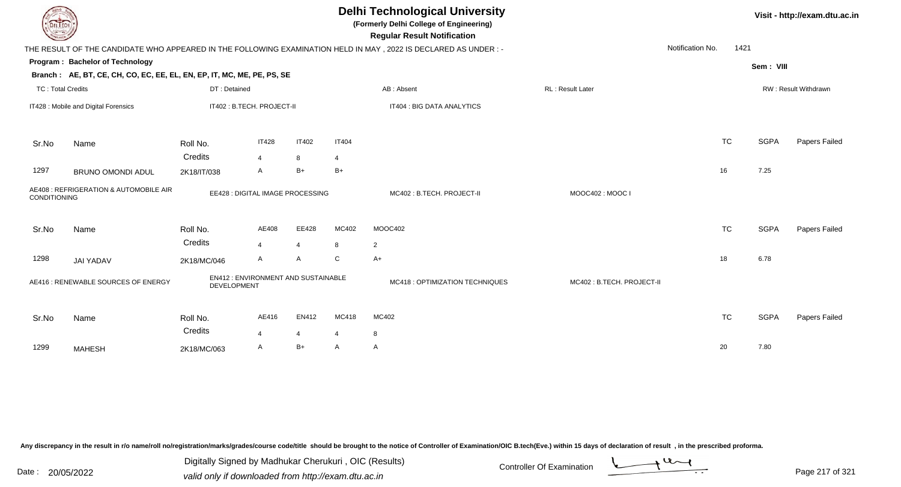# Delhi Technological University

**(Formerly Delhi College of Engineering)**

**Regular Result Notification**

Visit - http://exam.dtu.ac.in

THE RESULT OF THE CANDIDATE WHO APPEARED IN THE FOLLOWING EXAMINATION HELD IN MAY , 2022 IS DECLARED AS UNDER : -

Notification No. 1421

**Program : Bachelor of Technology**

Sem : VIII

**Branch : AE, BT, CE, CH, CO, EC, EE, EL, EN, EP, IT, MC, ME, PE, PS, SE**

TC : Total Credits | DT : Detained | AB : Absent | RL : Result Later | RW : Result Withdrawn

IT428 : Mobile and Digital Forensics | IT402 : B.TECH. PROJECT-II | IT404 : BIG DATA ANALYTICS

| Sr.No | Name | Roll No. | IT428 | IT402 | IT404 | TC | SGPA | Papers Failed |
|---|---|---|---|---|---|---|---|---|
| | | Credits | 4 | 8 | 4 | | | |
| 1297 | BRUNO OMONDI ADUL | 2K18/IT/038 | A | B+ | B+ | 16 | 7.25 | |

AE408 : REFRIGERATION & AUTOMOBILE AIR CONDITIONING | EE428 : DIGITAL IMAGE PROCESSING | MC402 : B.TECH. PROJECT-II | MOOC402 : MOOC I

| Sr.No | Name | Roll No. | AE408 | EE428 | MC402 | MOOC402 | TC | SGPA | Papers Failed |
|---|---|---|---|---|---|---|---|---|---|
| | | Credits | 4 | 4 | 8 | 2 | | | |
| 1298 | JAI YADAV | 2K18/MC/046 | A | A | C | A+ | 18 | 6.78 | |

AE416 : RENEWABLE SOURCES OF ENERGY | EN412 : ENVIRONMENT AND SUSTAINABLE DEVELOPMENT | MC418 : OPTIMIZATION TECHNIQUES | MC402 : B.TECH. PROJECT-II

| Sr.No | Name | Roll No. | AE416 | EN412 | MC418 | MC402 | TC | SGPA | Papers Failed |
|---|---|---|---|---|---|---|---|---|---|
| | | Credits | 4 | 4 | 4 | 8 | | | |
| 1299 | MAHESH | 2K18/MC/063 | A | B+ | A | A | 20 | 7.80 | |

Any discrepancy in the result in r/o name/roll no/registration/marks/grades/course code/title should be brought to the notice of Controller of Examination/OIC B.tech(Eve.) within 15 days of declaration of result , in the prescribed proforma.

Date : 20/05/2022

Digitally Signed by Madhukar Cherukuri , OIC (Results)
valid only if downloaded from http://exam.dtu.ac.in

Controller Of Examination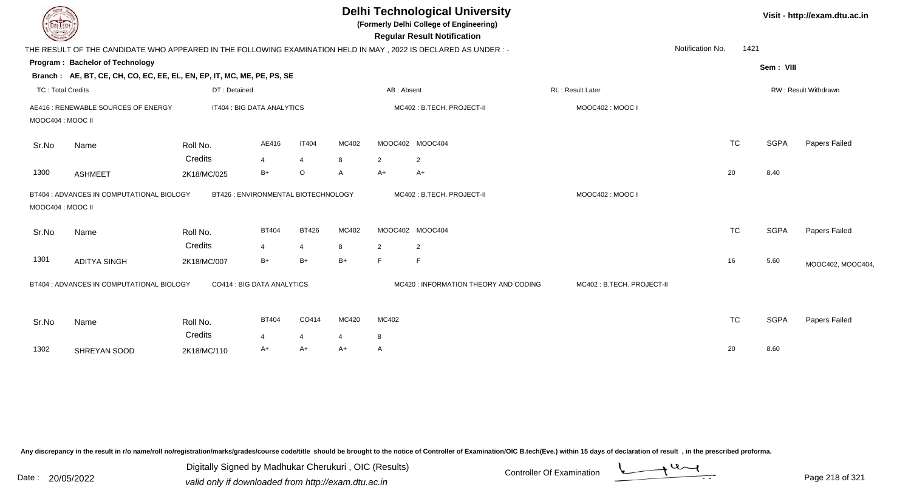# Delhi Technological University

**(Formerly Delhi College of Engineering)**

**Regular Result Notification**

Visit - http://exam.dtu.ac.in

THE RESULT OF THE CANDIDATE WHO APPEARED IN THE FOLLOWING EXAMINATION HELD IN MAY , 2022 IS DECLARED AS UNDER : -

Notification No. 1421

**Program : Bachelor of Technology**

**Sem : VIII**

**Branch : AE, BT, CE, CH, CO, EC, EE, EL, EN, EP, IT, MC, ME, PE, PS, SE**

TC : Total Credits | DT : Detained | AB : Absent | RL : Result Later | RW : Result Withdrawn

AE416 : RENEWABLE SOURCES OF ENERGY | IT404 : BIG DATA ANALYTICS | MC402 : B.TECH. PROJECT-II | MOOC402 : MOOC I | MOOC404 : MOOC II

| Sr.No | Name | Roll No. | AE416 | IT404 | MC402 | MOOC402 | MOOC404 | TC | SGPA | Papers Failed |
|---|---|---|---|---|---|---|---|---|---|---|
| | | Credits | 4 | 4 | 8 | 2 | 2 | | | |
| 1300 | ASHMEET | 2K18/MC/025 | B+ | O | A | A+ | A+ | 20 | 8.40 | |

BT404 : ADVANCES IN COMPUTATIONAL BIOLOGY | BT426 : ENVIRONMENTAL BIOTECHNOLOGY | MC402 : B.TECH. PROJECT-II | MOOC402 : MOOC I | MOOC404 : MOOC II

| Sr.No | Name | Roll No. | BT404 | BT426 | MC402 | MOOC402 | MOOC404 | TC | SGPA | Papers Failed |
|---|---|---|---|---|---|---|---|---|---|---|
| | | Credits | 4 | 4 | 8 | 2 | 2 | | | |
| 1301 | ADITYA SINGH | 2K18/MC/007 | B+ | B+ | B+ | F | F | 16 | 5.60 | MOOC402, MOOC404, |

BT404 : ADVANCES IN COMPUTATIONAL BIOLOGY | CO414 : BIG DATA ANALYTICS | MC420 : INFORMATION THEORY AND CODING | MC402 : B.TECH. PROJECT-II

| Sr.No | Name | Roll No. | BT404 | CO414 | MC420 | MC402 | TC | SGPA | Papers Failed |
|---|---|---|---|---|---|---|---|---|---|
| | | Credits | 4 | 4 | 4 | 8 | | | |
| 1302 | SHREYAN SOOD | 2K18/MC/110 | A+ | A+ | A+ | A | 20 | 8.60 | |

Any discrepancy in the result in r/o name/roll no/registration/marks/grades/course code/title should be brought to the notice of Controller of Examination/OIC B.tech(Eve.) within 15 days of declaration of result , in the prescribed proforma.

Date : 20/05/2022

Digitally Signed by Madhukar Cherukuri , OIC (Results)
valid only if downloaded from http://exam.dtu.ac.in

Controller Of Examination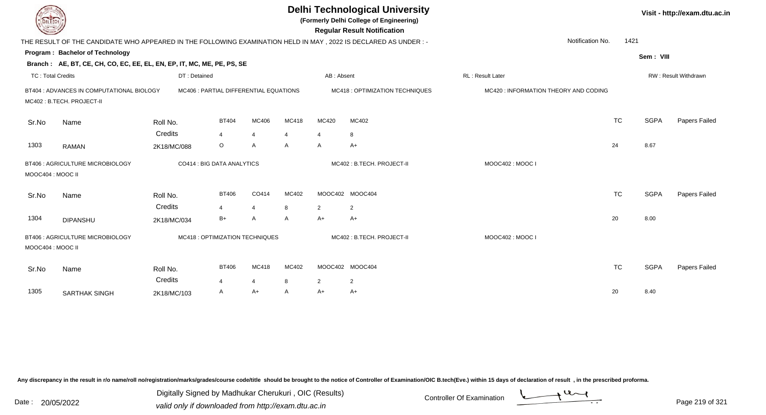# Delhi Technological University

**(Formerly Delhi College of Engineering)**

**Regular Result Notification**

Visit - http://exam.dtu.ac.in

THE RESULT OF THE CANDIDATE WHO APPEARED IN THE FOLLOWING EXAMINATION HELD IN MAY , 2022 IS DECLARED AS UNDER : -

Notification No. 1421

**Program : Bachelor of Technology**

Sem : VIII

**Branch : AE, BT, CE, CH, CO, EC, EE, EL, EN, EP, IT, MC, ME, PE, PS, SE**

TC : Total Credits | DT : Detained | AB : Absent | RL : Result Later | RW : Result Withdrawn

BT404 : ADVANCES IN COMPUTATIONAL BIOLOGY; MC406 : PARTIAL DIFFERENTIAL EQUATIONS; MC418 : OPTIMIZATION TECHNIQUES; MC420 : INFORMATION THEORY AND CODING; MC402 : B.TECH. PROJECT-II

| Sr.No | Name | Roll No. | BT404 | MC406 | MC418 | MC420 | MC402 | TC | SGPA | Papers Failed |
|---|---|---|---|---|---|---|---|---|---|---|
| | | Credits | 4 | 4 | 4 | 4 | 8 | | | |
| 1303 | RAMAN | 2K18/MC/088 | O | A | A | A | A+ | 24 | 8.67 | |

BT406 : AGRICULTURE MICROBIOLOGY; CO414 : BIG DATA ANALYTICS; MC402 : B.TECH. PROJECT-II; MOOC402 : MOOC I; MOOC404 : MOOC II

| Sr.No | Name | Roll No. | BT406 | CO414 | MC402 | MOOC402 | MOOC404 | TC | SGPA | Papers Failed |
|---|---|---|---|---|---|---|---|---|---|---|
| | | Credits | 4 | 4 | 8 | 2 | 2 | | | |
| 1304 | DIPANSHU | 2K18/MC/034 | B+ | A | A | A+ | A+ | 20 | 8.00 | |

BT406 : AGRICULTURE MICROBIOLOGY; MC418 : OPTIMIZATION TECHNIQUES; MC402 : B.TECH. PROJECT-II; MOOC402 : MOOC I; MOOC404 : MOOC II

| Sr.No | Name | Roll No. | BT406 | MC418 | MC402 | MOOC402 | MOOC404 | TC | SGPA | Papers Failed |
|---|---|---|---|---|---|---|---|---|---|---|
| | | Credits | 4 | 4 | 8 | 2 | 2 | | | |
| 1305 | SARTHAK SINGH | 2K18/MC/103 | A | A+ | A | A+ | A+ | 20 | 8.40 | |

Any discrepancy in the result in r/o name/roll no/registration/marks/grades/course code/title should be brought to the notice of Controller of Examination/OIC B.tech(Eve.) within 15 days of declaration of result , in the prescribed proforma.

Date : 20/05/2022

Digitally Signed by Madhukar Cherukuri , OIC (Results)
valid only if downloaded from http://exam.dtu.ac.in

Controller Of Examination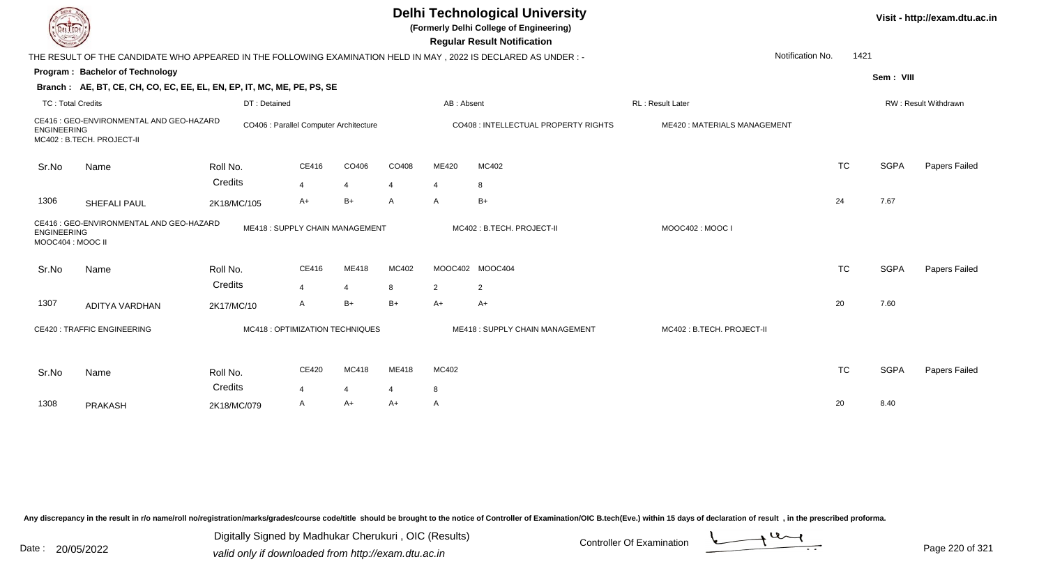# Delhi Technological University

**(Formerly Delhi College of Engineering)**

**Regular Result Notification**

Visit - http://exam.dtu.ac.in

THE RESULT OF THE CANDIDATE WHO APPEARED IN THE FOLLOWING EXAMINATION HELD IN MAY , 2022 IS DECLARED AS UNDER : -

Notification No. 1421

**Program : Bachelor of Technology**

Sem : VIII

**Branch : AE, BT, CE, CH, CO, EC, EE, EL, EN, EP, IT, MC, ME, PE, PS, SE**

TC : Total Credits | DT : Detained | AB : Absent | RL : Result Later | RW : Result Withdrawn

CE416 : GEO-ENVIRONMENTAL AND GEO-HAZARD ENGINEERING | CO406 : Parallel Computer Architecture | CO408 : INTELLECTUAL PROPERTY RIGHTS | ME420 : MATERIALS MANAGEMENT | MC402 : B.TECH. PROJECT-II

| Sr.No | Name | Roll No. | CE416 | CO406 | CO408 | ME420 | MC402 | TC | SGPA | Papers Failed |
|---|---|---|---|---|---|---|---|---|---|---|
| | | Credits | 4 | 4 | 4 | 4 | 8 | | | |
| 1306 | SHEFALI PAUL | 2K18/MC/105 | A+ | B+ | A | A | B+ | 24 | 7.67 | |

CE416 : GEO-ENVIRONMENTAL AND GEO-HAZARD ENGINEERING | ME418 : SUPPLY CHAIN MANAGEMENT | MC402 : B.TECH. PROJECT-II | MOOC402 : MOOC I | MOOC404 : MOOC II

| Sr.No | Name | Roll No. | CE416 | ME418 | MC402 | MOOC402 | MOOC404 | TC | SGPA | Papers Failed |
|---|---|---|---|---|---|---|---|---|---|---|
| | | Credits | 4 | 4 | 8 | 2 | 2 | | | |
| 1307 | ADITYA VARDHAN | 2K17/MC/10 | A | B+ | B+ | A+ | A+ | 20 | 7.60 | |

CE420 : TRAFFIC ENGINEERING | MC418 : OPTIMIZATION TECHNIQUES | ME418 : SUPPLY CHAIN MANAGEMENT | MC402 : B.TECH. PROJECT-II

| Sr.No | Name | Roll No. | CE420 | MC418 | ME418 | MC402 | TC | SGPA | Papers Failed |
|---|---|---|---|---|---|---|---|---|---|
| | | Credits | 4 | 4 | 4 | 8 | | | |
| 1308 | PRAKASH | 2K18/MC/079 | A | A+ | A+ | A | 20 | 8.40 | |

Any discrepancy in the result in r/o name/roll no/registration/marks/grades/course code/title should be brought to the notice of Controller of Examination/OIC B.tech(Eve.) within 15 days of declaration of result , in the prescribed proforma.

Digitally Signed by Madhukar Cherukuri , OIC (Results)
valid only if downloaded from http://exam.dtu.ac.in

Date : 20/05/2022

Controller Of Examination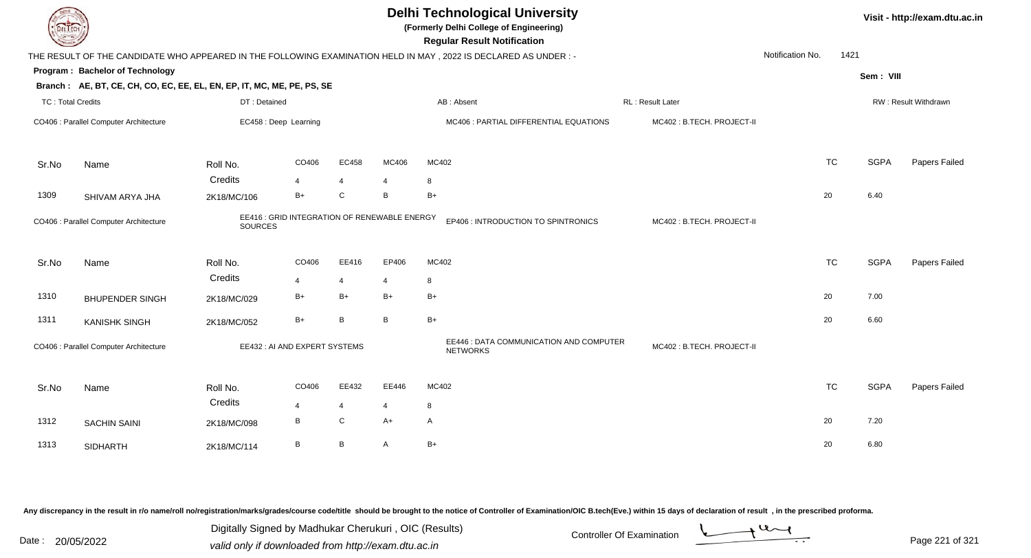# Delhi Technological University

**(Formerly Delhi College of Engineering)**

**Regular Result Notification**

Visit - http://exam.dtu.ac.in

THE RESULT OF THE CANDIDATE WHO APPEARED IN THE FOLLOWING EXAMINATION HELD IN MAY , 2022 IS DECLARED AS UNDER : -

Notification No. 1421

**Program : Bachelor of Technology**

Sem : VIII

**Branch : AE, BT, CE, CH, CO, EC, EE, EL, EN, EP, IT, MC, ME, PE, PS, SE**

TC : Total Credits | DT : Detained | AB : Absent | RL : Result Later | RW : Result Withdrawn

CO406 : Parallel Computer Architecture | EC458 : Deep Learning | MC406 : PARTIAL DIFFERENTIAL EQUATIONS | MC402 : B.TECH. PROJECT-II

| Sr.No | Name | Roll No. | CO406 | EC458 | MC406 | MC402 | TC | SGPA | Papers Failed |
|---|---|---|---|---|---|---|---|---|---|
| | | Credits | 4 | 4 | 4 | 8 | | | |
| 1309 | SHIVAM ARYA JHA | 2K18/MC/106 | B+ | C | B | B+ | 20 | 6.40 | |

CO406 : Parallel Computer Architecture | EE416 : GRID INTEGRATION OF RENEWABLE ENERGY SOURCES | EP406 : INTRODUCTION TO SPINTRONICS | MC402 : B.TECH. PROJECT-II

| Sr.No | Name | Roll No. | CO406 | EE416 | EP406 | MC402 | TC | SGPA | Papers Failed |
|---|---|---|---|---|---|---|---|---|---|
| | | Credits | 4 | 4 | 4 | 8 | | | |
| 1310 | BHUPENDER SINGH | 2K18/MC/029 | B+ | B+ | B+ | B+ | 20 | 7.00 | |
| 1311 | KANISHK SINGH | 2K18/MC/052 | B+ | B | B | B+ | 20 | 6.60 | |

CO406 : Parallel Computer Architecture | EE432 : AI AND EXPERT SYSTEMS | EE446 : DATA COMMUNICATION AND COMPUTER NETWORKS | MC402 : B.TECH. PROJECT-II

| Sr.No | Name | Roll No. | CO406 | EE432 | EE446 | MC402 | TC | SGPA | Papers Failed |
|---|---|---|---|---|---|---|---|---|---|
| | | Credits | 4 | 4 | 4 | 8 | | | |
| 1312 | SACHIN SAINI | 2K18/MC/098 | B | C | A+ | A | 20 | 7.20 | |
| 1313 | SIDHARTH | 2K18/MC/114 | B | B | A | B+ | 20 | 6.80 | |

Any discrepancy in the result in r/o name/roll no/registration/marks/grades/course code/title should be brought to the notice of Controller of Examination/OIC B.tech(Eve.) within 15 days of declaration of result , in the prescribed proforma.

Date : 20/05/2022

Digitally Signed by Madhukar Cherukuri , OIC (Results)
valid only if downloaded from http://exam.dtu.ac.in

Controller Of Examination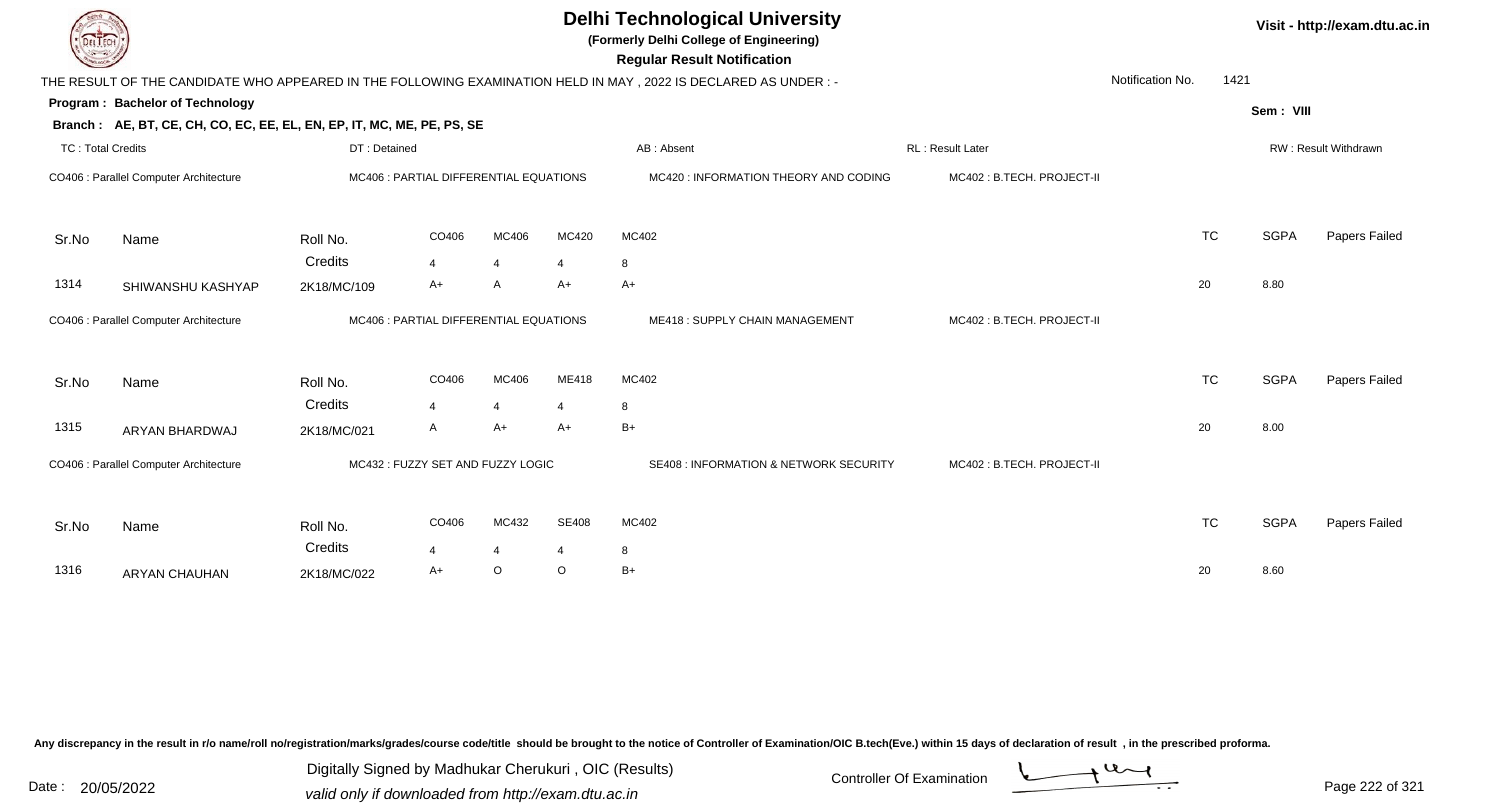# Delhi Technological University

**(Formerly Delhi College of Engineering)**

**Regular Result Notification**

Visit - http://exam.dtu.ac.in

THE RESULT OF THE CANDIDATE WHO APPEARED IN THE FOLLOWING EXAMINATION HELD IN MAY , 2022 IS DECLARED AS UNDER : -

Notification No. 1421

**Program : Bachelor of Technology**

Sem : VIII

**Branch : AE, BT, CE, CH, CO, EC, EE, EL, EN, EP, IT, MC, ME, PE, PS, SE**

TC : Total Credits | DT : Detained | AB : Absent | RL : Result Later | RW : Result Withdrawn

CO406 : Parallel Computer Architecture | MC406 : PARTIAL DIFFERENTIAL EQUATIONS | MC420 : INFORMATION THEORY AND CODING | MC402 : B.TECH. PROJECT-II

| Sr.No | Name | Roll No. | CO406 | MC406 | MC420 | MC402 | TC | SGPA | Papers Failed |
|---|---|---|---|---|---|---|---|---|---|
| | | Credits | 4 | 4 | 4 | 8 | | | |
| 1314 | SHIWANSHU KASHYAP | 2K18/MC/109 | A+ | A | A+ | A+ | 20 | 8.80 | |

CO406 : Parallel Computer Architecture | MC406 : PARTIAL DIFFERENTIAL EQUATIONS | ME418 : SUPPLY CHAIN MANAGEMENT | MC402 : B.TECH. PROJECT-II

| Sr.No | Name | Roll No. | CO406 | MC406 | ME418 | MC402 | TC | SGPA | Papers Failed |
|---|---|---|---|---|---|---|---|---|---|
| | | Credits | 4 | 4 | 4 | 8 | | | |
| 1315 | ARYAN BHARDWAJ | 2K18/MC/021 | A | A+ | A+ | B+ | 20 | 8.00 | |

CO406 : Parallel Computer Architecture | MC432 : FUZZY SET AND FUZZY LOGIC | SE408 : INFORMATION & NETWORK SECURITY | MC402 : B.TECH. PROJECT-II

| Sr.No | Name | Roll No. | CO406 | MC432 | SE408 | MC402 | TC | SGPA | Papers Failed |
|---|---|---|---|---|---|---|---|---|---|
| | | Credits | 4 | 4 | 4 | 8 | | | |
| 1316 | ARYAN CHAUHAN | 2K18/MC/022 | A+ | O | O | B+ | 20 | 8.60 | |

Any discrepancy in the result in r/o name/roll no/registration/marks/grades/course code/title should be brought to the notice of Controller of Examination/OIC B.tech(Eve.) within 15 days of declaration of result , in the prescribed proforma.

Date : 20/05/2022

Digitally Signed by Madhukar Cherukuri , OIC (Results)
valid only if downloaded from http://exam.dtu.ac.in

Controller Of Examination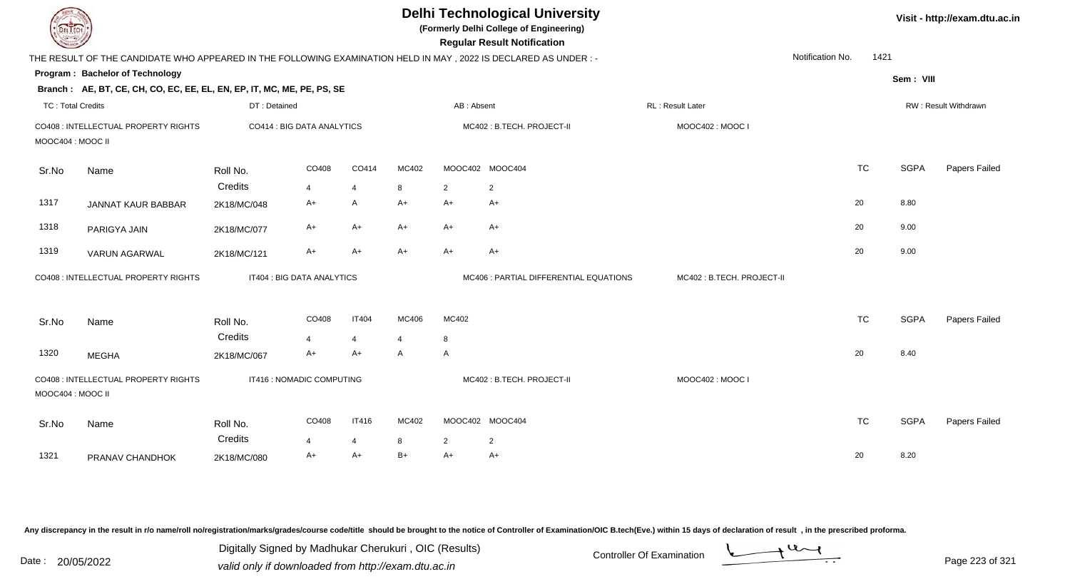# Delhi Technological University

**(Formerly Delhi College of Engineering)**

**Regular Result Notification**

Visit - http://exam.dtu.ac.in

THE RESULT OF THE CANDIDATE WHO APPEARED IN THE FOLLOWING EXAMINATION HELD IN MAY , 2022 IS DECLARED AS UNDER : -

Notification No. 1421

**Program : Bachelor of Technology**

Sem : VIII

**Branch : AE, BT, CE, CH, CO, EC, EE, EL, EN, EP, IT, MC, ME, PE, PS, SE**

TC : Total Credits | DT : Detained | AB : Absent | RL : Result Later | RW : Result Withdrawn

CO408 : INTELLECTUAL PROPERTY RIGHTS | CO414 : BIG DATA ANALYTICS | MC402 : B.TECH. PROJECT-II | MOOC402 : MOOC I | MOOC404 : MOOC II

| Sr.No | Name | Roll No. | CO408 | CO414 | MC402 | MOOC402 | MOOC404 | TC | SGPA | Papers Failed |
|---|---|---|---|---|---|---|---|---|---|---|
| | | Credits | 4 | 4 | 8 | 2 | 2 | | | |
| 1317 | JANNAT KAUR BABBAR | 2K18/MC/048 | A+ | A | A+ | A+ | A+ | 20 | 8.80 | |
| 1318 | PARIGYA JAIN | 2K18/MC/077 | A+ | A+ | A+ | A+ | A+ | 20 | 9.00 | |
| 1319 | VARUN AGARWAL | 2K18/MC/121 | A+ | A+ | A+ | A+ | A+ | 20 | 9.00 | |

CO408 : INTELLECTUAL PROPERTY RIGHTS | IT404 : BIG DATA ANALYTICS | MC406 : PARTIAL DIFFERENTIAL EQUATIONS | MC402 : B.TECH. PROJECT-II

| Sr.No | Name | Roll No. | CO408 | IT404 | MC406 | MC402 | TC | SGPA | Papers Failed |
|---|---|---|---|---|---|---|---|---|---|
| | | Credits | 4 | 4 | 4 | 8 | | | |
| 1320 | MEGHA | 2K18/MC/067 | A+ | A+ | A | A | 20 | 8.40 | |

CO408 : INTELLECTUAL PROPERTY RIGHTS | IT416 : NOMADIC COMPUTING | MC402 : B.TECH. PROJECT-II | MOOC402 : MOOC I | MOOC404 : MOOC II

| Sr.No | Name | Roll No. | CO408 | IT416 | MC402 | MOOC402 | MOOC404 | TC | SGPA | Papers Failed |
|---|---|---|---|---|---|---|---|---|---|---|
| | | Credits | 4 | 4 | 8 | 2 | 2 | | | |
| 1321 | PRANAV CHANDHOK | 2K18/MC/080 | A+ | A+ | B+ | A+ | A+ | 20 | 8.20 | |

Any discrepancy in the result in r/o name/roll no/registration/marks/grades/course code/title should be brought to the notice of Controller of Examination/OIC B.tech(Eve.) within 15 days of declaration of result , in the prescribed proforma.

Date : 20/05/2022

Digitally Signed by Madhukar Cherukuri , OIC (Results)
valid only if downloaded from http://exam.dtu.ac.in

Controller Of Examination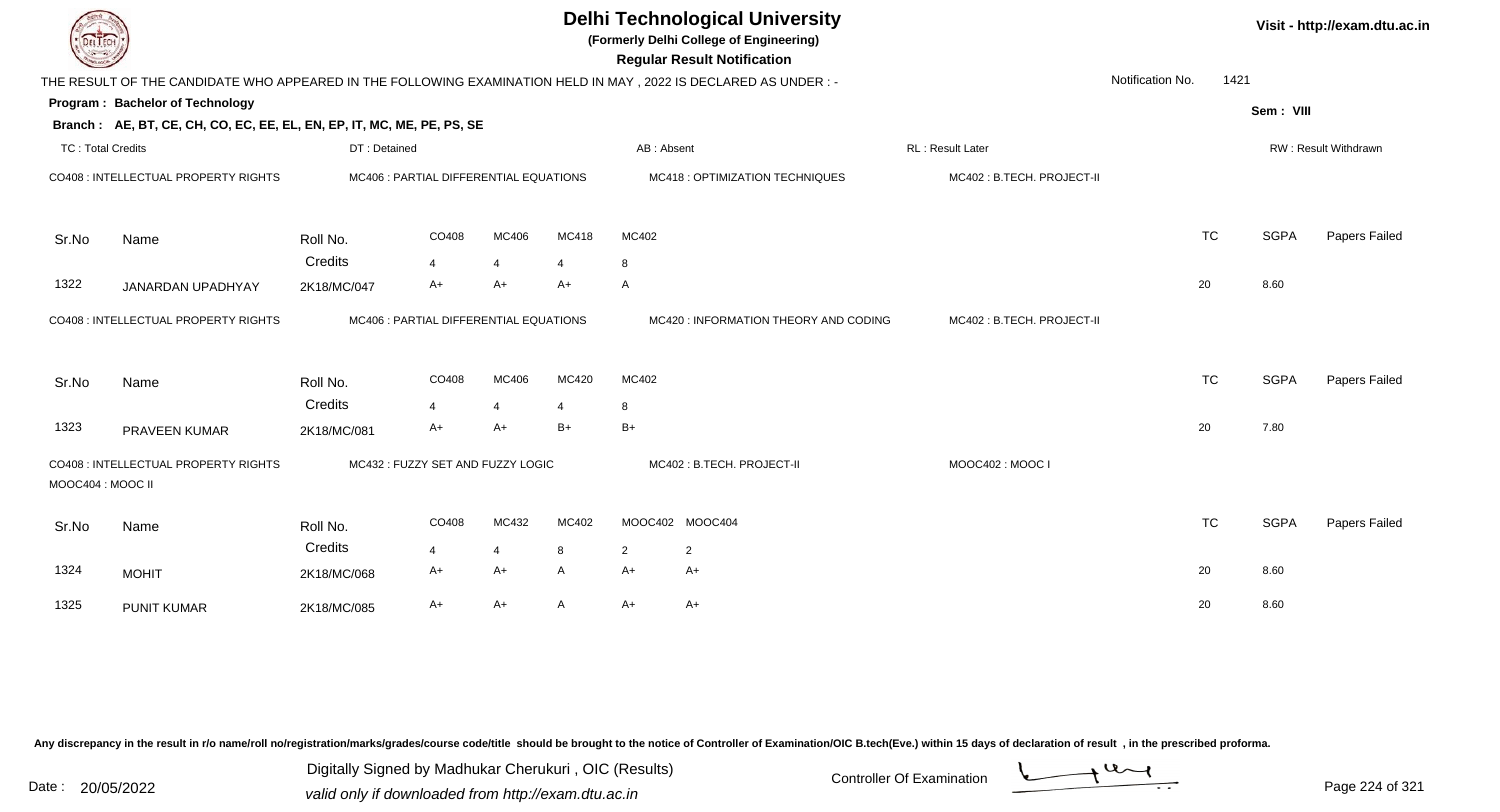# Delhi Technological University

**(Formerly Delhi College of Engineering)**

**Regular Result Notification**

Visit - http://exam.dtu.ac.in

THE RESULT OF THE CANDIDATE WHO APPEARED IN THE FOLLOWING EXAMINATION HELD IN MAY , 2022 IS DECLARED AS UNDER : -

Notification No. 1421

**Program : Bachelor of Technology**

Sem : VIII

**Branch : AE, BT, CE, CH, CO, EC, EE, EL, EN, EP, IT, MC, ME, PE, PS, SE**

TC : Total Credits | DT : Detained | AB : Absent | RL : Result Later | RW : Result Withdrawn

CO408 : INTELLECTUAL PROPERTY RIGHTS | MC406 : PARTIAL DIFFERENTIAL EQUATIONS | MC418 : OPTIMIZATION TECHNIQUES | MC402 : B.TECH. PROJECT-II

| Sr.No | Name | Roll No. | CO408 | MC406 | MC418 | MC402 | TC | SGPA | Papers Failed |
|---|---|---|---|---|---|---|---|---|---|
| | | Credits | 4 | 4 | 4 | 8 | | | |
| 1322 | JANARDAN UPADHYAY | 2K18/MC/047 | A+ | A+ | A+ | A | 20 | 8.60 | |

CO408 : INTELLECTUAL PROPERTY RIGHTS | MC406 : PARTIAL DIFFERENTIAL EQUATIONS | MC420 : INFORMATION THEORY AND CODING | MC402 : B.TECH. PROJECT-II

| Sr.No | Name | Roll No. | CO408 | MC406 | MC420 | MC402 | TC | SGPA | Papers Failed |
|---|---|---|---|---|---|---|---|---|---|
| | | Credits | 4 | 4 | 4 | 8 | | | |
| 1323 | PRAVEEN KUMAR | 2K18/MC/081 | A+ | A+ | B+ | B+ | 20 | 7.80 | |

CO408 : INTELLECTUAL PROPERTY RIGHTS | MC432 : FUZZY SET AND FUZZY LOGIC | MC402 : B.TECH. PROJECT-II | MOOC402 : MOOC I | MOOC404 : MOOC II

| Sr.No | Name | Roll No. | CO408 | MC432 | MC402 | MOOC402 | MOOC404 | TC | SGPA | Papers Failed |
|---|---|---|---|---|---|---|---|---|---|---|
| | | Credits | 4 | 4 | 8 | 2 | 2 | | | |
| 1324 | MOHIT | 2K18/MC/068 | A+ | A+ | A | A+ | A+ | 20 | 8.60 | |
| 1325 | PUNIT KUMAR | 2K18/MC/085 | A+ | A+ | A | A+ | A+ | 20 | 8.60 | |

Any discrepancy in the result in r/o name/roll no/registration/marks/grades/course code/title should be brought to the notice of Controller of Examination/OIC B.tech(Eve.) within 15 days of declaration of result , in the prescribed proforma.

Date : 20/05/2022

Digitally Signed by Madhukar Cherukuri , OIC (Results)
valid only if downloaded from http://exam.dtu.ac.in

Controller Of Examination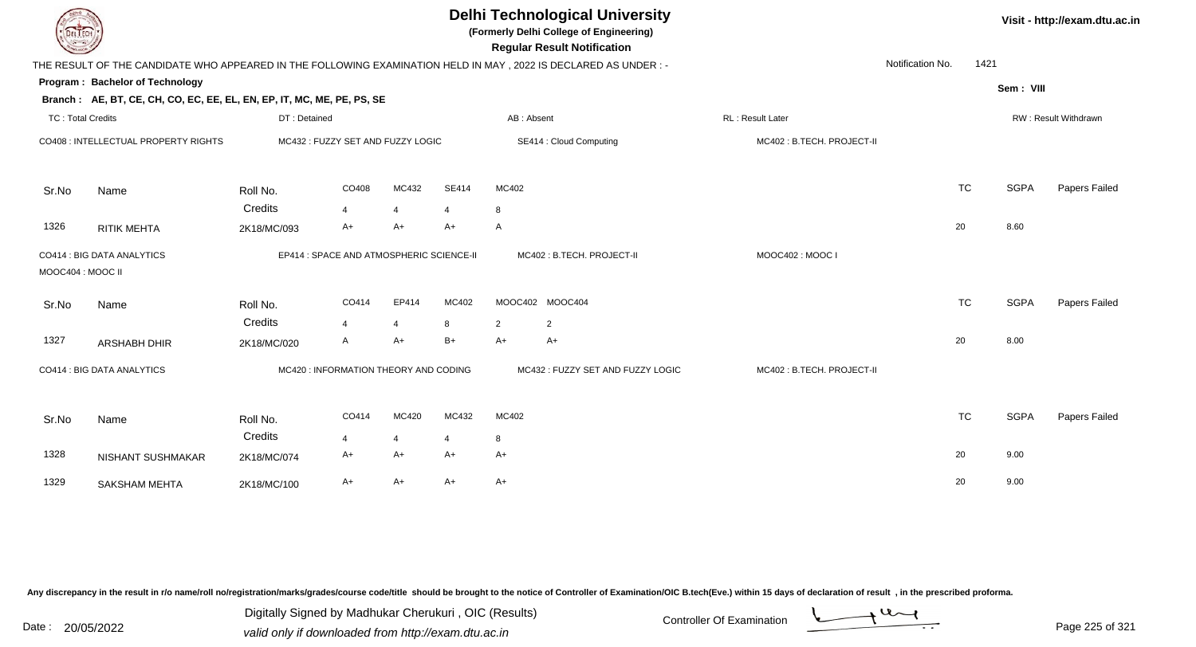# Delhi Technological University

**(Formerly Delhi College of Engineering)**

**Regular Result Notification**

THE RESULT OF THE CANDIDATE WHO APPEARED IN THE FOLLOWING EXAMINATION HELD IN MAY , 2022 IS DECLARED AS UNDER : -

Notification No. 1421

**Program : Bachelor of Technology**

Sem : VIII

**Branch : AE, BT, CE, CH, CO, EC, EE, EL, EN, EP, IT, MC, ME, PE, PS, SE**

TC : Total Credits | DT : Detained | AB : Absent | RL : Result Later | RW : Result Withdrawn

CO408 : INTELLECTUAL PROPERTY RIGHTS | MC432 : FUZZY SET AND FUZZY LOGIC | SE414 : Cloud Computing | MC402 : B.TECH. PROJECT-II

| Sr.No | Name | Roll No. | CO408 | MC432 | SE414 | MC402 | TC | SGPA | Papers Failed |
|---|---|---|---|---|---|---|---|---|---|
| | | Credits | 4 | 4 | 4 | 8 | | | |
| 1326 | RITIK MEHTA | 2K18/MC/093 | A+ | A+ | A+ | A | 20 | 8.60 | |

CO414 : BIG DATA ANALYTICS | EP414 : SPACE AND ATMOSPHERIC SCIENCE-II | MC402 : B.TECH. PROJECT-II | MOOC402 : MOOC I | MOOC404 : MOOC II

| Sr.No | Name | Roll No. | CO414 | EP414 | MC402 | MOOC402 | MOOC404 | TC | SGPA | Papers Failed |
|---|---|---|---|---|---|---|---|---|---|---|
| | | Credits | 4 | 4 | 8 | 2 | 2 | | | |
| 1327 | ARSHABH DHIR | 2K18/MC/020 | A | A+ | B+ | A+ | A+ | 20 | 8.00 | |

CO414 : BIG DATA ANALYTICS | MC420 : INFORMATION THEORY AND CODING | MC432 : FUZZY SET AND FUZZY LOGIC | MC402 : B.TECH. PROJECT-II

| Sr.No | Name | Roll No. | CO414 | MC420 | MC432 | MC402 | TC | SGPA | Papers Failed |
|---|---|---|---|---|---|---|---|---|---|
| | | Credits | 4 | 4 | 4 | 8 | | | |
| 1328 | NISHANT SUSHMAKAR | 2K18/MC/074 | A+ | A+ | A+ | A+ | 20 | 9.00 | |
| 1329 | SAKSHAM MEHTA | 2K18/MC/100 | A+ | A+ | A+ | A+ | 20 | 9.00 | |

Any discrepancy in the result in r/o name/roll no/registration/marks/grades/course code/title should be brought to the notice of Controller of Examination/OIC B.tech(Eve.) within 15 days of declaration of result , in the prescribed proforma.

Date : 20/05/2022

Digitally Signed by Madhukar Cherukuri , OIC (Results)
valid only if downloaded from http://exam.dtu.ac.in

Controller Of Examination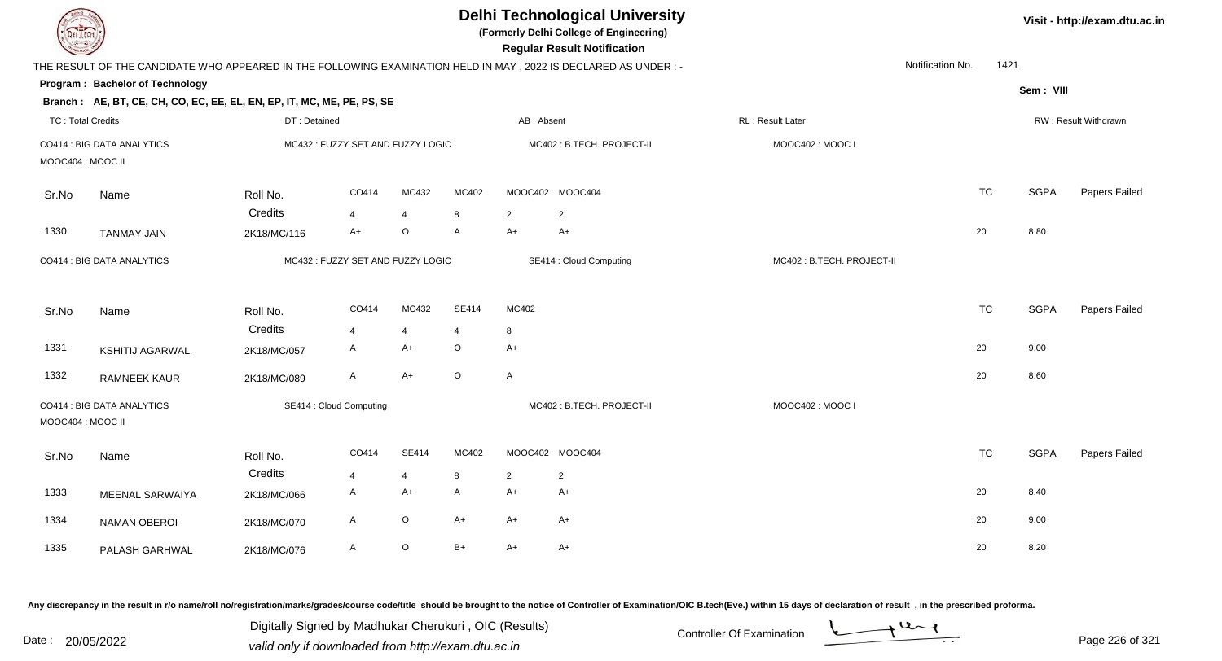# Delhi Technological University

**(Formerly Delhi College of Engineering)**

**Regular Result Notification**

Visit - http://exam.dtu.ac.in

THE RESULT OF THE CANDIDATE WHO APPEARED IN THE FOLLOWING EXAMINATION HELD IN MAY , 2022 IS DECLARED AS UNDER : -

Notification No. 1421

**Program : Bachelor of Technology**

Sem : VIII

**Branch : AE, BT, CE, CH, CO, EC, EE, EL, EN, EP, IT, MC, ME, PE, PS, SE**

TC : Total Credits | DT : Detained | AB : Absent | RL : Result Later | RW : Result Withdrawn

CO414 : BIG DATA ANALYTICS | MC432 : FUZZY SET AND FUZZY LOGIC | MC402 : B.TECH. PROJECT-II | MOOC402 : MOOC I | MOOC404 : MOOC II

| Sr.No | Name | Roll No. | CO414 | MC432 | MC402 | MOOC402 | MOOC404 | TC | SGPA | Papers Failed |
|---|---|---|---|---|---|---|---|---|---|---|
| | | Credits | 4 | 4 | 8 | 2 | 2 | | | |
| 1330 | TANMAY JAIN | 2K18/MC/116 | A+ | O | A | A+ | A+ | 20 | 8.80 | |

CO414 : BIG DATA ANALYTICS | MC432 : FUZZY SET AND FUZZY LOGIC | SE414 : Cloud Computing | MC402 : B.TECH. PROJECT-II

| Sr.No | Name | Roll No. | CO414 | MC432 | SE414 | MC402 | TC | SGPA | Papers Failed |
|---|---|---|---|---|---|---|---|---|---|
| | | Credits | 4 | 4 | 4 | 8 | | | |
| 1331 | KSHITIJ AGARWAL | 2K18/MC/057 | A | A+ | O | A+ | 20 | 9.00 | |
| 1332 | RAMNEEK KAUR | 2K18/MC/089 | A | A+ | O | A | 20 | 8.60 | |

CO414 : BIG DATA ANALYTICS | SE414 : Cloud Computing | MC402 : B.TECH. PROJECT-II | MOOC402 : MOOC I | MOOC404 : MOOC II

| Sr.No | Name | Roll No. | CO414 | SE414 | MC402 | MOOC402 | MOOC404 | TC | SGPA | Papers Failed |
|---|---|---|---|---|---|---|---|---|---|---|
| | | Credits | 4 | 4 | 8 | 2 | 2 | | | |
| 1333 | MEENAL SARWAIYA | 2K18/MC/066 | A | A+ | A | A+ | A+ | 20 | 8.40 | |
| 1334 | NAMAN OBEROI | 2K18/MC/070 | A | O | A+ | A+ | A+ | 20 | 9.00 | |
| 1335 | PALASH GARHWAL | 2K18/MC/076 | A | O | B+ | A+ | A+ | 20 | 8.20 | |

Any discrepancy in the result in r/o name/roll no/registration/marks/grades/course code/title should be brought to the notice of Controller of Examination/OIC B.tech(Eve.) within 15 days of declaration of result , in the prescribed proforma.

Date : 20/05/2022

Digitally Signed by Madhukar Cherukuri , OIC (Results)
valid only if downloaded from http://exam.dtu.ac.in

Controller Of Examination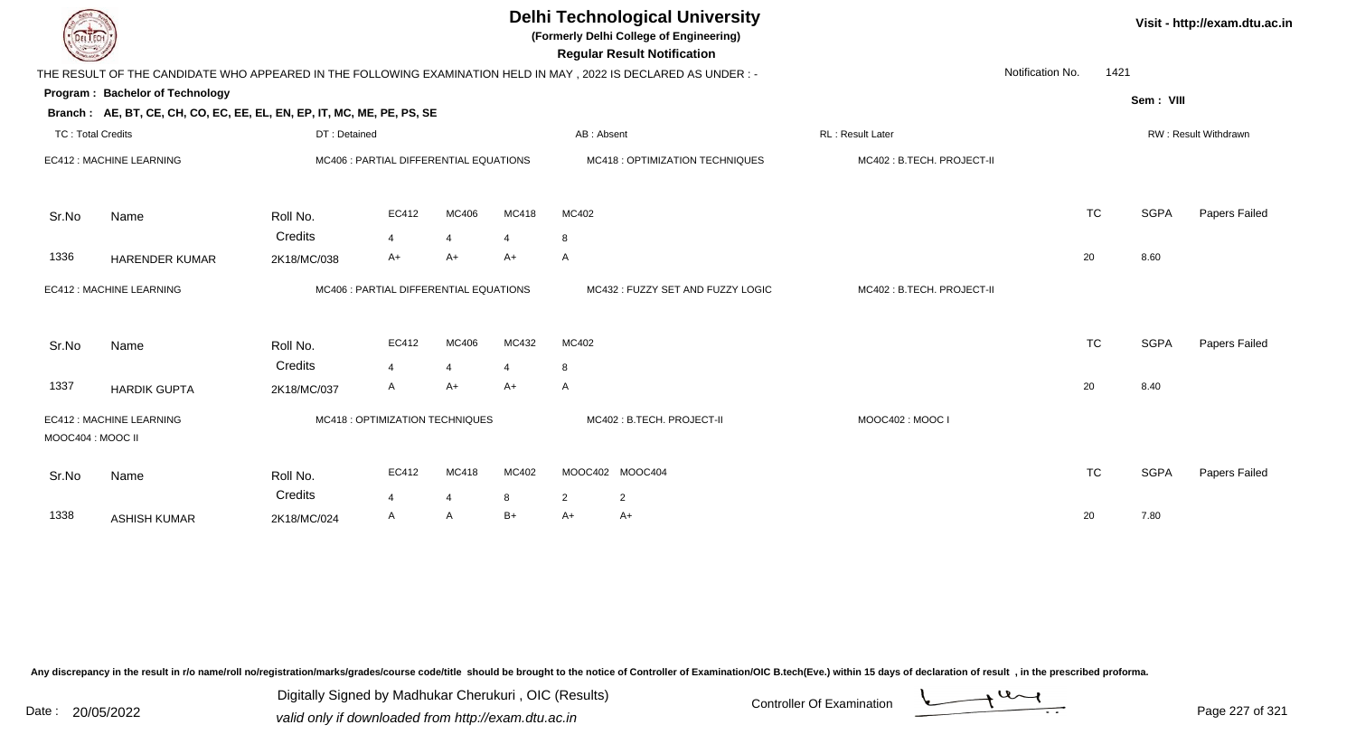# Delhi Technological University

**(Formerly Delhi College of Engineering)**

**Regular Result Notification**

Visit - http://exam.dtu.ac.in

THE RESULT OF THE CANDIDATE WHO APPEARED IN THE FOLLOWING EXAMINATION HELD IN MAY , 2022 IS DECLARED AS UNDER : -

Notification No. 1421

**Program : Bachelor of Technology**

**Branch : AE, BT, CE, CH, CO, EC, EE, EL, EN, EP, IT, MC, ME, PE, PS, SE**

Sem : VIII

TC : Total Credits | DT : Detained | AB : Absent | RL : Result Later | RW : Result Withdrawn

EC412 : MACHINE LEARNING | MC406 : PARTIAL DIFFERENTIAL EQUATIONS | MC418 : OPTIMIZATION TECHNIQUES | MC402 : B.TECH. PROJECT-II

| Sr.No | Name | Roll No. | EC412 | MC406 | MC418 | MC402 | TC | SGPA | Papers Failed |
|---|---|---|---|---|---|---|---|---|---|
| | | Credits | 4 | 4 | 4 | 8 | | | |
| 1336 | HARENDER KUMAR | 2K18/MC/038 | A+ | A+ | A+ | A | 20 | 8.60 | |

EC412 : MACHINE LEARNING | MC406 : PARTIAL DIFFERENTIAL EQUATIONS | MC432 : FUZZY SET AND FUZZY LOGIC | MC402 : B.TECH. PROJECT-II

| Sr.No | Name | Roll No. | EC412 | MC406 | MC432 | MC402 | TC | SGPA | Papers Failed |
|---|---|---|---|---|---|---|---|---|---|
| | | Credits | 4 | 4 | 4 | 8 | | | |
| 1337 | HARDIK GUPTA | 2K18/MC/037 | A | A+ | A+ | A | 20 | 8.40 | |

EC412 : MACHINE LEARNING | MC418 : OPTIMIZATION TECHNIQUES | MC402 : B.TECH. PROJECT-II | MOOC402 : MOOC I | MOOC404 : MOOC II

| Sr.No | Name | Roll No. | EC412 | MC418 | MC402 | MOOC402 | MOOC404 | TC | SGPA | Papers Failed |
|---|---|---|---|---|---|---|---|---|---|---|
| | | Credits | 4 | 4 | 8 | 2 | 2 | | | |
| 1338 | ASHISH KUMAR | 2K18/MC/024 | A | A | B+ | A+ | A+ | 20 | 7.80 | |

Any discrepancy in the result in r/o name/roll no/registration/marks/grades/course code/title should be brought to the notice of Controller of Examination/OIC B.tech(Eve.) within 15 days of declaration of result , in the prescribed proforma.

Date : 20/05/2022

Digitally Signed by Madhukar Cherukuri , OIC (Results)
valid only if downloaded from http://exam.dtu.ac.in

Controller Of Examination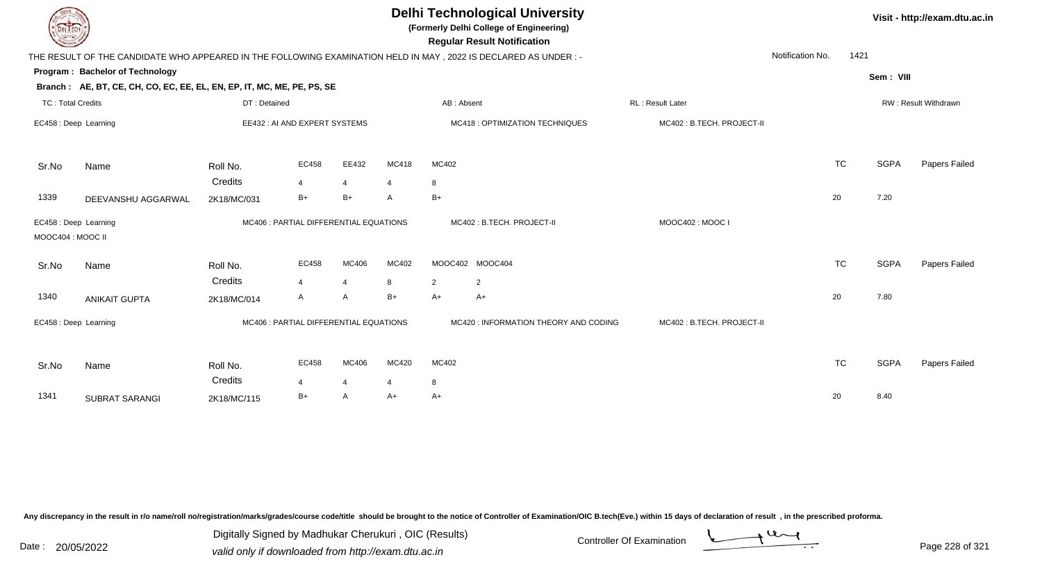# Delhi Technological University

**(Formerly Delhi College of Engineering)**

**Regular Result Notification**

Visit - http://exam.dtu.ac.in

THE RESULT OF THE CANDIDATE WHO APPEARED IN THE FOLLOWING EXAMINATION HELD IN MAY , 2022 IS DECLARED AS UNDER : -

Notification No. 1421

**Program : Bachelor of Technology**

Sem : VIII

**Branch : AE, BT, CE, CH, CO, EC, EE, EL, EN, EP, IT, MC, ME, PE, PS, SE**

TC : Total Credits | DT : Detained | AB : Absent | RL : Result Later | RW : Result Withdrawn

EC458 : Deep Learning | EE432 : AI AND EXPERT SYSTEMS | MC418 : OPTIMIZATION TECHNIQUES | MC402 : B.TECH. PROJECT-II

| Sr.No | Name | Roll No. | EC458 | EE432 | MC418 | MC402 | TC | SGPA | Papers Failed |
|---|---|---|---|---|---|---|---|---|---|
| | | Credits | 4 | 4 | 4 | 8 | | | |
| 1339 | DEEVANSHU AGGARWAL | 2K18/MC/031 | B+ | B+ | A | B+ | 20 | 7.20 | |

EC458 : Deep Learning | MC406 : PARTIAL DIFFERENTIAL EQUATIONS | MC402 : B.TECH. PROJECT-II | MOOC402 : MOOC I | MOOC404 : MOOC II

| Sr.No | Name | Roll No. | EC458 | MC406 | MC402 | MOOC402 | MOOC404 | TC | SGPA | Papers Failed |
|---|---|---|---|---|---|---|---|---|---|---|
| | | Credits | 4 | 4 | 8 | 2 | 2 | | | |
| 1340 | ANIKAIT GUPTA | 2K18/MC/014 | A | A | B+ | A+ | A+ | 20 | 7.80 | |

EC458 : Deep Learning | MC406 : PARTIAL DIFFERENTIAL EQUATIONS | MC420 : INFORMATION THEORY AND CODING | MC402 : B.TECH. PROJECT-II

| Sr.No | Name | Roll No. | EC458 | MC406 | MC420 | MC402 | TC | SGPA | Papers Failed |
|---|---|---|---|---|---|---|---|---|---|
| | | Credits | 4 | 4 | 4 | 8 | | | |
| 1341 | SUBRAT SARANGI | 2K18/MC/115 | B+ | A | A+ | A+ | 20 | 8.40 | |

Any discrepancy in the result in r/o name/roll no/registration/marks/grades/course code/title should be brought to the notice of Controller of Examination/OIC B.tech(Eve.) within 15 days of declaration of result , in the prescribed proforma.

Date : 20/05/2022

Digitally Signed by Madhukar Cherukuri , OIC (Results)
valid only if downloaded from http://exam.dtu.ac.in

Controller Of Examination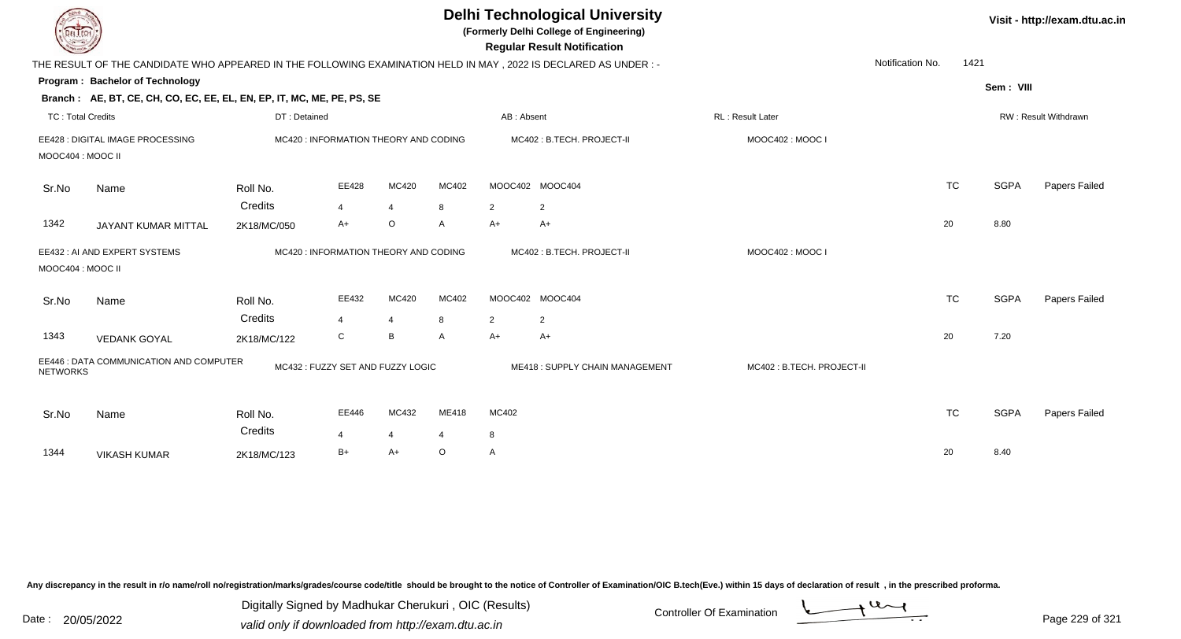# Delhi Technological University

**(Formerly Delhi College of Engineering)**

**Regular Result Notification**

Visit - http://exam.dtu.ac.in

THE RESULT OF THE CANDIDATE WHO APPEARED IN THE FOLLOWING EXAMINATION HELD IN MAY , 2022 IS DECLARED AS UNDER : -

Notification No. 1421

**Program : Bachelor of Technology**

Sem : VIII

**Branch : AE, BT, CE, CH, CO, EC, EE, EL, EN, EP, IT, MC, ME, PE, PS, SE**

TC : Total Credits | DT : Detained | AB : Absent | RL : Result Later | RW : Result Withdrawn

EE428 : DIGITAL IMAGE PROCESSING | MC420 : INFORMATION THEORY AND CODING | MC402 : B.TECH. PROJECT-II | MOOC402 : MOOC I | MOOC404 : MOOC II

| Sr.No | Name | Roll No. | EE428 | MC420 | MC402 | MOOC402 | MOOC404 | TC | SGPA | Papers Failed |
|---|---|---|---|---|---|---|---|---|---|---|
| | | Credits | 4 | 4 | 8 | 2 | 2 | | | |
| 1342 | JAYANT KUMAR MITTAL | 2K18/MC/050 | A+ | O | A | A+ | A+ | 20 | 8.80 | |

EE432 : AI AND EXPERT SYSTEMS | MC420 : INFORMATION THEORY AND CODING | MC402 : B.TECH. PROJECT-II | MOOC402 : MOOC I | MOOC404 : MOOC II

| Sr.No | Name | Roll No. | EE432 | MC420 | MC402 | MOOC402 | MOOC404 | TC | SGPA | Papers Failed |
|---|---|---|---|---|---|---|---|---|---|---|
| | | Credits | 4 | 4 | 8 | 2 | 2 | | | |
| 1343 | VEDANK GOYAL | 2K18/MC/122 | C | B | A | A+ | A+ | 20 | 7.20 | |

EE446 : DATA COMMUNICATION AND COMPUTER NETWORKS | MC432 : FUZZY SET AND FUZZY LOGIC | ME418 : SUPPLY CHAIN MANAGEMENT | MC402 : B.TECH. PROJECT-II

| Sr.No | Name | Roll No. | EE446 | MC432 | ME418 | MC402 | TC | SGPA | Papers Failed |
|---|---|---|---|---|---|---|---|---|---|
| | | Credits | 4 | 4 | 4 | 8 | | | |
| 1344 | VIKASH KUMAR | 2K18/MC/123 | B+ | A+ | O | A | 20 | 8.40 | |

Any discrepancy in the result in r/o name/roll no/registration/marks/grades/course code/title should be brought to the notice of Controller of Examination/OIC B.tech(Eve.) within 15 days of declaration of result , in the prescribed proforma.

Date : 20/05/2022

Digitally Signed by Madhukar Cherukuri , OIC (Results)
valid only if downloaded from http://exam.dtu.ac.in

Controller Of Examination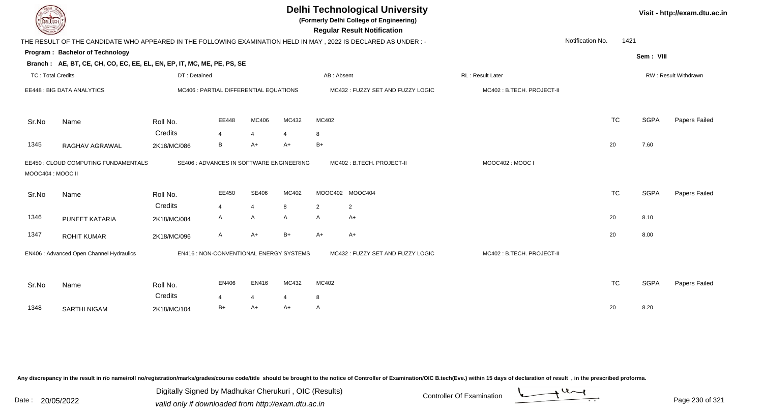# Delhi Technological University

(Formerly Delhi College of Engineering)

**Regular Result Notification**

Visit - http://exam.dtu.ac.in

THE RESULT OF THE CANDIDATE WHO APPEARED IN THE FOLLOWING EXAMINATION HELD IN MAY , 2022 IS DECLARED AS UNDER : -

Notification No. 1421

**Program : Bachelor of Technology**

Sem : VIII

**Branch : AE, BT, CE, CH, CO, EC, EE, EL, EN, EP, IT, MC, ME, PE, PS, SE**

TC : Total Credits | DT : Detained | AB : Absent | RL : Result Later | RW : Result Withdrawn

EE448 : BIG DATA ANALYTICS | MC406 : PARTIAL DIFFERENTIAL EQUATIONS | MC432 : FUZZY SET AND FUZZY LOGIC | MC402 : B.TECH. PROJECT-II

| Sr.No | Name | Roll No. | EE448 | MC406 | MC432 | MC402 | TC | SGPA | Papers Failed |
|---|---|---|---|---|---|---|---|---|---|
| | | Credits | 4 | 4 | 4 | 8 | | | |
| 1345 | RAGHAV AGRAWAL | 2K18/MC/086 | B | A+ | A+ | B+ | 20 | 7.60 | |

EE450 : CLOUD COMPUTING FUNDAMENTALS | SE406 : ADVANCES IN SOFTWARE ENGINEERING | MC402 : B.TECH. PROJECT-II | MOOC402 : MOOC I | MOOC404 : MOOC II

| Sr.No | Name | Roll No. | EE450 | SE406 | MC402 | MOOC402 | MOOC404 | TC | SGPA | Papers Failed |
|---|---|---|---|---|---|---|---|---|---|---|
| | | Credits | 4 | 4 | 8 | 2 | 2 | | | |
| 1346 | PUNEET KATARIA | 2K18/MC/084 | A | A | A | A | A+ | 20 | 8.10 | |
| 1347 | ROHIT KUMAR | 2K18/MC/096 | A | A+ | B+ | A+ | A+ | 20 | 8.00 | |

EN406 : Advanced Open Channel Hydraulics | EN416 : NON-CONVENTIONAL ENERGY SYSTEMS | MC432 : FUZZY SET AND FUZZY LOGIC | MC402 : B.TECH. PROJECT-II

| Sr.No | Name | Roll No. | EN406 | EN416 | MC432 | MC402 | TC | SGPA | Papers Failed |
|---|---|---|---|---|---|---|---|---|---|
| | | Credits | 4 | 4 | 4 | 8 | | | |
| 1348 | SARTHI NIGAM | 2K18/MC/104 | B+ | A+ | A+ | A | 20 | 8.20 | |

Any discrepancy in the result in r/o name/roll no/registration/marks/grades/course code/title should be brought to the notice of Controller of Examination/OIC B.tech(Eve.) within 15 days of declaration of result , in the prescribed proforma.

Date : 20/05/2022

Digitally Signed by Madhukar Cherukuri , OIC (Results)
valid only if downloaded from http://exam.dtu.ac.in

Controller Of Examination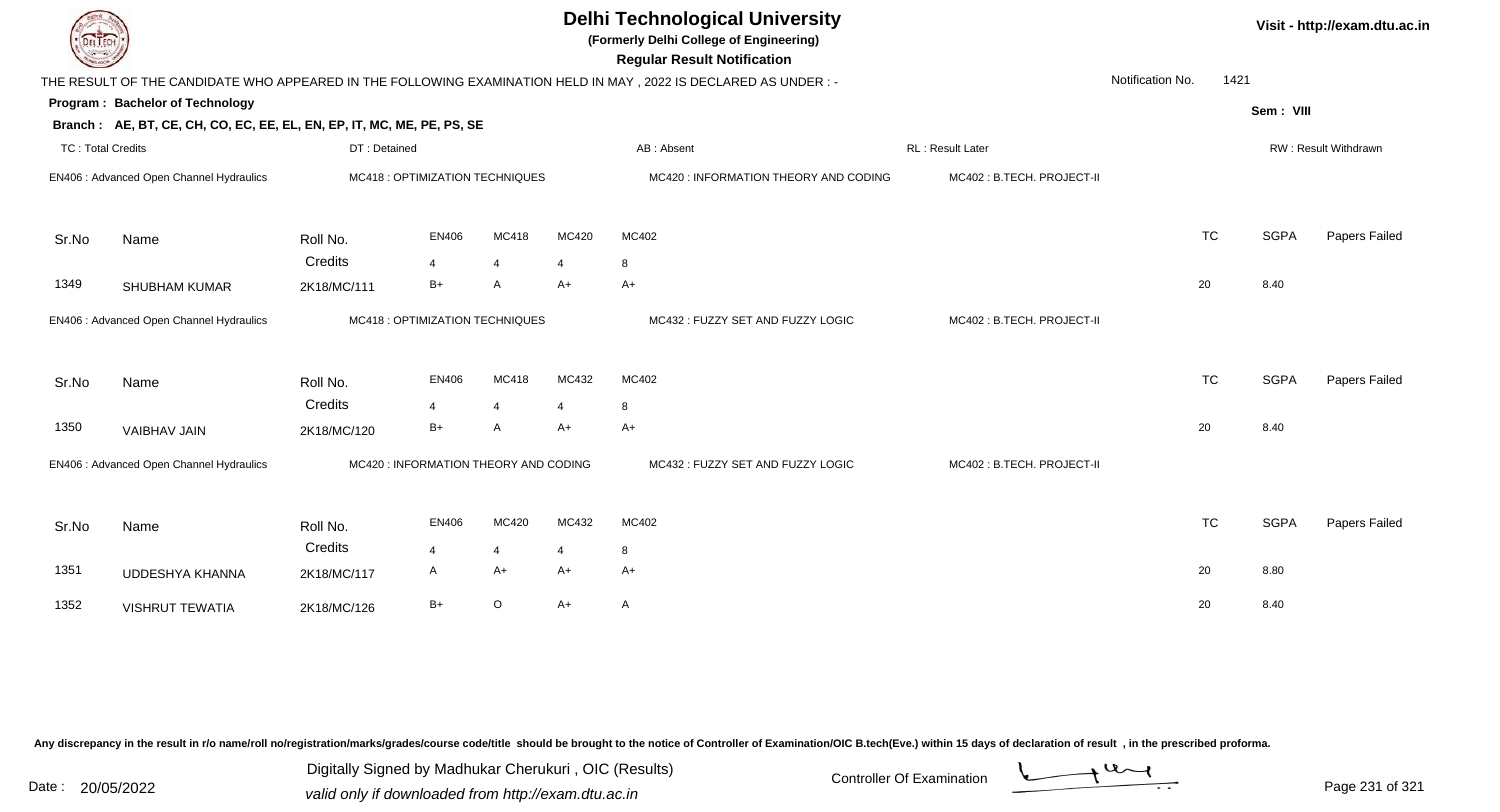# Delhi Technological University

**(Formerly Delhi College of Engineering)**

**Regular Result Notification**

Visit - http://exam.dtu.ac.in

THE RESULT OF THE CANDIDATE WHO APPEARED IN THE FOLLOWING EXAMINATION HELD IN MAY , 2022 IS DECLARED AS UNDER : -

Notification No. 1421

**Program : Bachelor of Technology**

Sem : VIII

**Branch : AE, BT, CE, CH, CO, EC, EE, EL, EN, EP, IT, MC, ME, PE, PS, SE**

TC : Total Credits | DT : Detained | AB : Absent | RL : Result Later | RW : Result Withdrawn

EN406 : Advanced Open Channel Hydraulics | MC418 : OPTIMIZATION TECHNIQUES | MC420 : INFORMATION THEORY AND CODING | MC402 : B.TECH. PROJECT-II

| Sr.No | Name | Roll No. | EN406 | MC418 | MC420 | MC402 | TC | SGPA | Papers Failed |
|---|---|---|---|---|---|---|---|---|---|
| | | Credits | 4 | 4 | 4 | 8 | | | |
| 1349 | SHUBHAM KUMAR | 2K18/MC/111 | B+ | A | A+ | A+ | 20 | 8.40 | |

EN406 : Advanced Open Channel Hydraulics | MC418 : OPTIMIZATION TECHNIQUES | MC432 : FUZZY SET AND FUZZY LOGIC | MC402 : B.TECH. PROJECT-II

| Sr.No | Name | Roll No. | EN406 | MC418 | MC432 | MC402 | TC | SGPA | Papers Failed |
|---|---|---|---|---|---|---|---|---|---|
| | | Credits | 4 | 4 | 4 | 8 | | | |
| 1350 | VAIBHAV JAIN | 2K18/MC/120 | B+ | A | A+ | A+ | 20 | 8.40 | |

EN406 : Advanced Open Channel Hydraulics | MC420 : INFORMATION THEORY AND CODING | MC432 : FUZZY SET AND FUZZY LOGIC | MC402 : B.TECH. PROJECT-II

| Sr.No | Name | Roll No. | EN406 | MC420 | MC432 | MC402 | TC | SGPA | Papers Failed |
|---|---|---|---|---|---|---|---|---|---|
| | | Credits | 4 | 4 | 4 | 8 | | | |
| 1351 | UDDESHYA KHANNA | 2K18/MC/117 | A | A+ | A+ | A+ | 20 | 8.80 | |
| 1352 | VISHRUT TEWATIA | 2K18/MC/126 | B+ | O | A+ | A | 20 | 8.40 | |

Any discrepancy in the result in r/o name/roll no/registration/marks/grades/course code/title should be brought to the notice of Controller of Examination/OIC B.tech(Eve.) within 15 days of declaration of result , in the prescribed proforma.

Date : 20/05/2022

Digitally Signed by Madhukar Cherukuri , OIC (Results)
valid only if downloaded from http://exam.dtu.ac.in

Controller Of Examination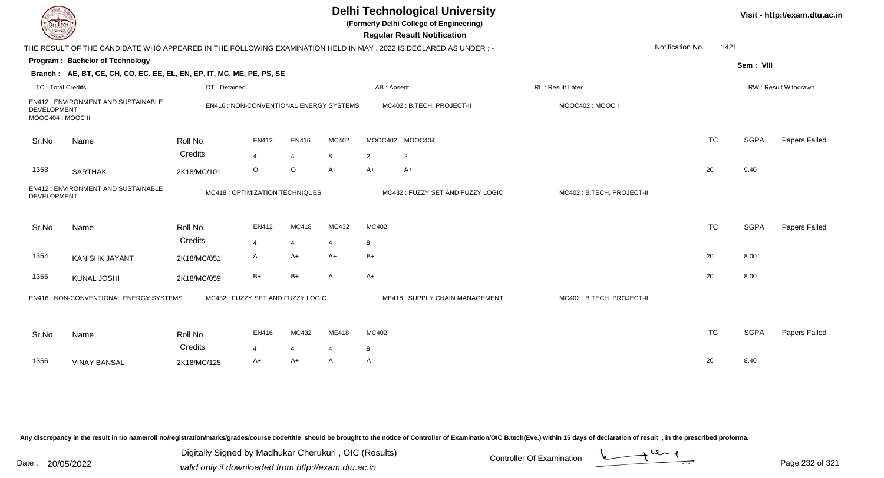# Delhi Technological University

**(Formerly Delhi College of Engineering)**

**Regular Result Notification**

Visit - http://exam.dtu.ac.in

THE RESULT OF THE CANDIDATE WHO APPEARED IN THE FOLLOWING EXAMINATION HELD IN MAY , 2022 IS DECLARED AS UNDER : -

Notification No. 1421

**Program : Bachelor of Technology**

Sem : VIII

**Branch : AE, BT, CE, CH, CO, EC, EE, EL, EN, EP, IT, MC, ME, PE, PS, SE**

TC : Total Credits | DT : Detained | AB : Absent | RL : Result Later | RW : Result Withdrawn

EN412 : ENVIRONMENT AND SUSTAINABLE DEVELOPMENT | EN416 : NON-CONVENTIONAL ENERGY SYSTEMS | MC402 : B.TECH. PROJECT-II | MOOC402 : MOOC I | MOOC404 : MOOC II

| Sr.No | Name | Roll No. | EN412 | EN416 | MC402 | MOOC402 | MOOC404 | TC | SGPA | Papers Failed |
|---|---|---|---|---|---|---|---|---|---|---|
| | | Credits | 4 | 4 | 8 | 2 | 2 | | | |
| 1353 | SARTHAK | 2K18/MC/101 | O | O | A+ | A+ | A+ | 20 | 9.40 | |

EN412 : ENVIRONMENT AND SUSTAINABLE DEVELOPMENT | MC418 : OPTIMIZATION TECHNIQUES | MC432 : FUZZY SET AND FUZZY LOGIC | MC402 : B.TECH. PROJECT-II

| Sr.No | Name | Roll No. | EN412 | MC418 | MC432 | MC402 | TC | SGPA | Papers Failed |
|---|---|---|---|---|---|---|---|---|---|
| | | Credits | 4 | 4 | 4 | 8 | | | |
| 1354 | KANISHK JAYANT | 2K18/MC/051 | A | A+ | A+ | B+ | 20 | 8.00 | |
| 1355 | KUNAL JOSHI | 2K18/MC/059 | B+ | B+ | A | A+ | 20 | 8.00 | |

EN416 : NON-CONVENTIONAL ENERGY SYSTEMS | MC432 : FUZZY SET AND FUZZY LOGIC | ME418 : SUPPLY CHAIN MANAGEMENT | MC402 : B.TECH. PROJECT-II

| Sr.No | Name | Roll No. | EN416 | MC432 | ME418 | MC402 | TC | SGPA | Papers Failed |
|---|---|---|---|---|---|---|---|---|---|
| | | Credits | 4 | 4 | 4 | 8 | | | |
| 1356 | VINAY BANSAL | 2K18/MC/125 | A+ | A+ | A | A | 20 | 8.40 | |

Any discrepancy in the result in r/o name/roll no/registration/marks/grades/course code/title should be brought to the notice of Controller of Examination/OIC B.tech(Eve.) within 15 days of declaration of result , in the prescribed proforma.

Date : 20/05/2022

Digitally Signed by Madhukar Cherukuri , OIC (Results)
valid only if downloaded from http://exam.dtu.ac.in

Controller Of Examination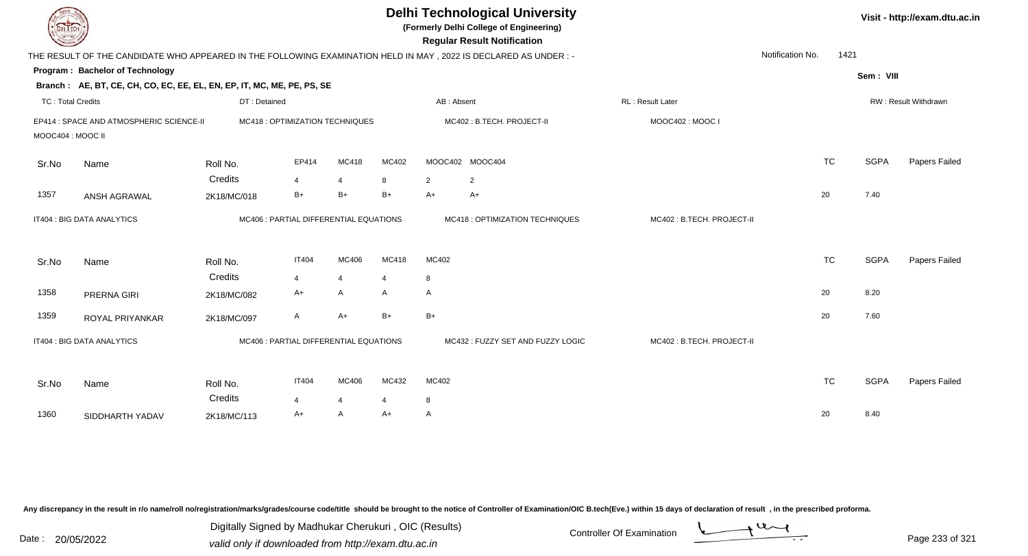# Delhi Technological University

**(Formerly Delhi College of Engineering)**

**Regular Result Notification**

Visit - http://exam.dtu.ac.in

THE RESULT OF THE CANDIDATE WHO APPEARED IN THE FOLLOWING EXAMINATION HELD IN MAY , 2022 IS DECLARED AS UNDER : -

Notification No. 1421

**Program : Bachelor of Technology**

Sem : VIII

**Branch : AE, BT, CE, CH, CO, EC, EE, EL, EN, EP, IT, MC, ME, PE, PS, SE**

TC : Total Credits | DT : Detained | AB : Absent | RL : Result Later | RW : Result Withdrawn

EP414 : SPACE AND ATMOSPHERIC SCIENCE-II | MC418 : OPTIMIZATION TECHNIQUES | MC402 : B.TECH. PROJECT-II | MOOC402 : MOOC I | MOOC404 : MOOC II

| Sr.No | Name | Roll No. | EP414 | MC418 | MC402 | MOOC402 | MOOC404 | TC | SGPA | Papers Failed |
|---|---|---|---|---|---|---|---|---|---|---|
| | | Credits | 4 | 4 | 8 | 2 | 2 | | | |
| 1357 | ANSH AGRAWAL | 2K18/MC/018 | B+ | B+ | B+ | A+ | A+ | 20 | 7.40 | |

IT404 : BIG DATA ANALYTICS | MC406 : PARTIAL DIFFERENTIAL EQUATIONS | MC418 : OPTIMIZATION TECHNIQUES | MC402 : B.TECH. PROJECT-II

| Sr.No | Name | Roll No. | IT404 | MC406 | MC418 | MC402 | TC | SGPA | Papers Failed |
|---|---|---|---|---|---|---|---|---|---|
| | | Credits | 4 | 4 | 4 | 8 | | | |
| 1358 | PRERNA GIRI | 2K18/MC/082 | A+ | A | A | A | 20 | 8.20 | |
| 1359 | ROYAL PRIYANKAR | 2K18/MC/097 | A | A+ | B+ | B+ | 20 | 7.60 | |

IT404 : BIG DATA ANALYTICS | MC406 : PARTIAL DIFFERENTIAL EQUATIONS | MC432 : FUZZY SET AND FUZZY LOGIC | MC402 : B.TECH. PROJECT-II

| Sr.No | Name | Roll No. | IT404 | MC406 | MC432 | MC402 | TC | SGPA | Papers Failed |
|---|---|---|---|---|---|---|---|---|---|
| | | Credits | 4 | 4 | 4 | 8 | | | |
| 1360 | SIDDHARTH YADAV | 2K18/MC/113 | A+ | A | A+ | A | 20 | 8.40 | |

Any discrepancy in the result in r/o name/roll no/registration/marks/grades/course code/title should be brought to the notice of Controller of Examination/OIC B.tech(Eve.) within 15 days of declaration of result , in the prescribed proforma.

Date : 20/05/2022

Digitally Signed by Madhukar Cherukuri , OIC (Results)
valid only if downloaded from http://exam.dtu.ac.in

Controller Of Examination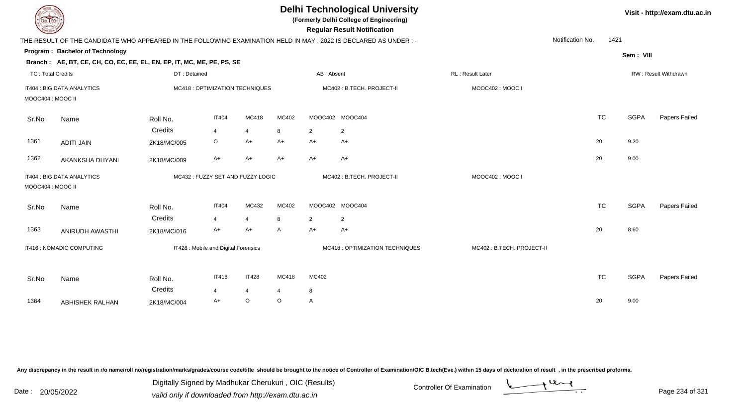# Delhi Technological University

**(Formerly Delhi College of Engineering)**

**Regular Result Notification**

Visit - http://exam.dtu.ac.in

THE RESULT OF THE CANDIDATE WHO APPEARED IN THE FOLLOWING EXAMINATION HELD IN MAY , 2022 IS DECLARED AS UNDER : -

Notification No. 1421

**Program : Bachelor of Technology**

Sem : VIII

**Branch : AE, BT, CE, CH, CO, EC, EE, EL, EN, EP, IT, MC, ME, PE, PS, SE**

TC : Total Credits | DT : Detained | AB : Absent | RL : Result Later | RW : Result Withdrawn

IT404 : BIG DATA ANALYTICS | MC418 : OPTIMIZATION TECHNIQUES | MC402 : B.TECH. PROJECT-II | MOOC402 : MOOC I | MOOC404 : MOOC II

| Sr.No | Name | Roll No. | IT404 | MC418 | MC402 | MOOC402 | MOOC404 | TC | SGPA | Papers Failed |
|---|---|---|---|---|---|---|---|---|---|---|
| | | Credits | 4 | 4 | 8 | 2 | 2 | | | |
| 1361 | ADITI JAIN | 2K18/MC/005 | O | A+ | A+ | A+ | A+ | 20 | 9.20 | |
| 1362 | AKANKSHA DHYANI | 2K18/MC/009 | A+ | A+ | A+ | A+ | A+ | 20 | 9.00 | |

IT404 : BIG DATA ANALYTICS | MC432 : FUZZY SET AND FUZZY LOGIC | MC402 : B.TECH. PROJECT-II | MOOC402 : MOOC I | MOOC404 : MOOC II

| Sr.No | Name | Roll No. | IT404 | MC432 | MC402 | MOOC402 | MOOC404 | TC | SGPA | Papers Failed |
|---|---|---|---|---|---|---|---|---|---|---|
| | | Credits | 4 | 4 | 8 | 2 | 2 | | | |
| 1363 | ANIRUDH AWASTHI | 2K18/MC/016 | A+ | A+ | A | A+ | A+ | 20 | 8.60 | |

IT416 : NOMADIC COMPUTING | IT428 : Mobile and Digital Forensics | MC418 : OPTIMIZATION TECHNIQUES | MC402 : B.TECH. PROJECT-II

| Sr.No | Name | Roll No. | IT416 | IT428 | MC418 | MC402 | TC | SGPA | Papers Failed |
|---|---|---|---|---|---|---|---|---|---|
| | | Credits | 4 | 4 | 4 | 8 | | | |
| 1364 | ABHISHEK RALHAN | 2K18/MC/004 | A+ | O | O | A | 20 | 9.00 | |

Any discrepancy in the result in r/o name/roll no/registration/marks/grades/course code/title should be brought to the notice of Controller of Examination/OIC B.tech(Eve.) within 15 days of declaration of result , in the prescribed proforma.

Date : 20/05/2022

Digitally Signed by Madhukar Cherukuri , OIC (Results)
valid only if downloaded from http://exam.dtu.ac.in

Controller Of Examination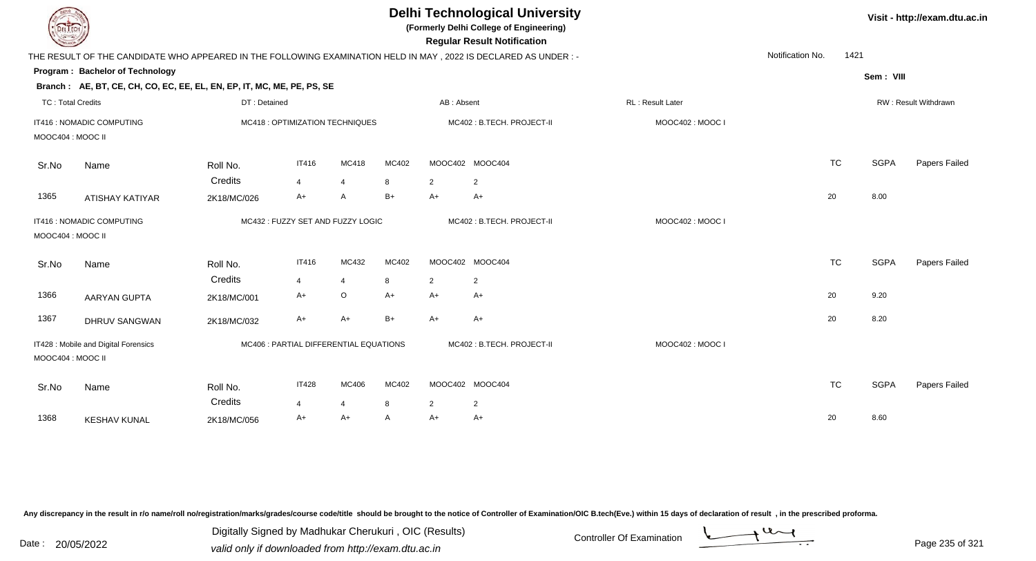# Delhi Technological University

**(Formerly Delhi College of Engineering)**

**Regular Result Notification**

Visit - http://exam.dtu.ac.in

THE RESULT OF THE CANDIDATE WHO APPEARED IN THE FOLLOWING EXAMINATION HELD IN MAY , 2022 IS DECLARED AS UNDER : -

Notification No. 1421

**Program : Bachelor of Technology**

Sem : VIII

**Branch : AE, BT, CE, CH, CO, EC, EE, EL, EN, EP, IT, MC, ME, PE, PS, SE**

TC : Total Credits | DT : Detained | AB : Absent | RL : Result Later | RW : Result Withdrawn

IT416 : NOMADIC COMPUTING | MC418 : OPTIMIZATION TECHNIQUES | MC402 : B.TECH. PROJECT-II | MOOC402 : MOOC I | MOOC404 : MOOC II

| Sr.No | Name | Roll No. | IT416 | MC418 | MC402 | MOOC402 | MOOC404 | TC | SGPA | Papers Failed |
|---|---|---|---|---|---|---|---|---|---|---|
| | | Credits | 4 | 4 | 8 | 2 | 2 | | | |
| 1365 | ATISHAY KATIYAR | 2K18/MC/026 | A+ | A | B+ | A+ | A+ | 20 | 8.00 | |

IT416 : NOMADIC COMPUTING | MC432 : FUZZY SET AND FUZZY LOGIC | MC402 : B.TECH. PROJECT-II | MOOC402 : MOOC I | MOOC404 : MOOC II

| Sr.No | Name | Roll No. | IT416 | MC432 | MC402 | MOOC402 | MOOC404 | TC | SGPA | Papers Failed |
|---|---|---|---|---|---|---|---|---|---|---|
| | | Credits | 4 | 4 | 8 | 2 | 2 | | | |
| 1366 | AARYAN GUPTA | 2K18/MC/001 | A+ | O | A+ | A+ | A+ | 20 | 9.20 | |
| 1367 | DHRUV SANGWAN | 2K18/MC/032 | A+ | A+ | B+ | A+ | A+ | 20 | 8.20 | |

IT428 : Mobile and Digital Forensics | MC406 : PARTIAL DIFFERENTIAL EQUATIONS | MC402 : B.TECH. PROJECT-II | MOOC402 : MOOC I | MOOC404 : MOOC II

| Sr.No | Name | Roll No. | IT428 | MC406 | MC402 | MOOC402 | MOOC404 | TC | SGPA | Papers Failed |
|---|---|---|---|---|---|---|---|---|---|---|
| | | Credits | 4 | 4 | 8 | 2 | 2 | | | |
| 1368 | KESHAV KUNAL | 2K18/MC/056 | A+ | A+ | A | A+ | A+ | 20 | 8.60 | |

Any discrepancy in the result in r/o name/roll no/registration/marks/grades/course code/title should be brought to the notice of Controller of Examination/OIC B.tech(Eve.) within 15 days of declaration of result , in the prescribed proforma.

Date : 20/05/2022

Digitally Signed by Madhukar Cherukuri , OIC (Results)
valid only if downloaded from http://exam.dtu.ac.in

Controller Of Examination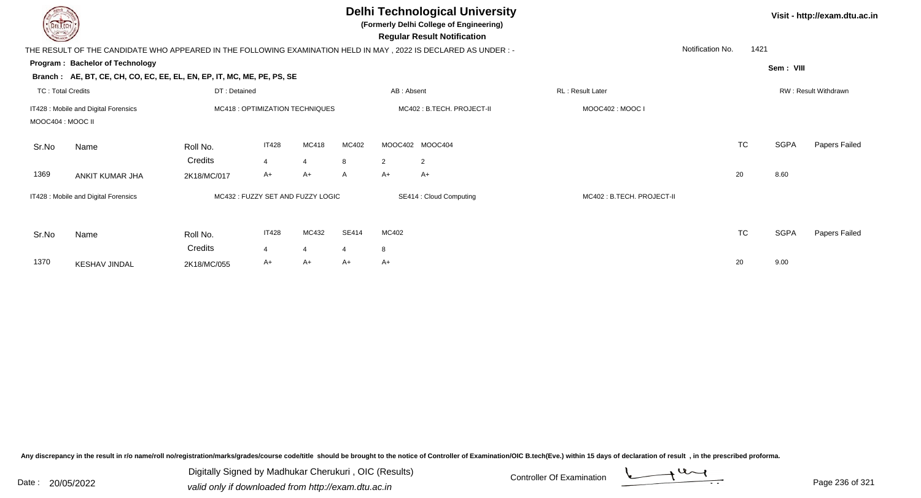# Delhi Technological University

**(Formerly Delhi College of Engineering)**

**Regular Result Notification**

Visit - http://exam.dtu.ac.in

THE RESULT OF THE CANDIDATE WHO APPEARED IN THE FOLLOWING EXAMINATION HELD IN MAY , 2022 IS DECLARED AS UNDER : -

Notification No. 1421

**Program : Bachelor of Technology**

Sem : VIII

**Branch : AE, BT, CE, CH, CO, EC, EE, EL, EN, EP, IT, MC, ME, PE, PS, SE**

TC : Total Credits | DT : Detained | AB : Absent | RL : Result Later | RW : Result Withdrawn

IT428 : Mobile and Digital Forensics | MC418 : OPTIMIZATION TECHNIQUES | MC402 : B.TECH. PROJECT-II | MOOC402 : MOOC I | MOOC404 : MOOC II

| Sr.No | Name | Roll No. | IT428 | MC418 | MC402 | MOOC402 | MOOC404 | TC | SGPA | Papers Failed |
|---|---|---|---|---|---|---|---|---|---|---|
| | | Credits | 4 | 4 | 8 | 2 | 2 | | | |
| 1369 | ANKIT KUMAR JHA | 2K18/MC/017 | A+ | A+ | A | A+ | A+ | 20 | 8.60 | |

IT428 : Mobile and Digital Forensics | MC432 : FUZZY SET AND FUZZY LOGIC | SE414 : Cloud Computing | MC402 : B.TECH. PROJECT-II

| Sr.No | Name | Roll No. | IT428 | MC432 | SE414 | MC402 | TC | SGPA | Papers Failed |
|---|---|---|---|---|---|---|---|---|---|
| | | Credits | 4 | 4 | 4 | 8 | | | |
| 1370 | KESHAV JINDAL | 2K18/MC/055 | A+ | A+ | A+ | A+ | 20 | 9.00 | |

Any discrepancy in the result in r/o name/roll no/registration/marks/grades/course code/title should be brought to the notice of Controller of Examination/OIC B.tech(Eve.) within 15 days of declaration of result , in the prescribed proforma.

Date : 20/05/2022

Digitally Signed by Madhukar Cherukuri , OIC (Results)
valid only if downloaded from http://exam.dtu.ac.in

Controller Of Examination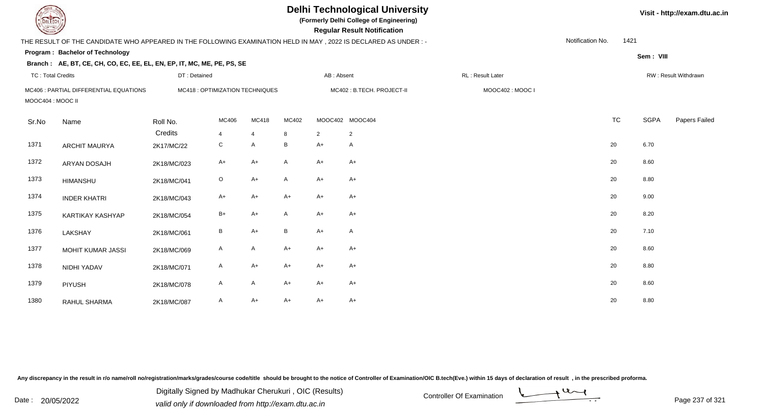# Delhi Technological University

**(Formerly Delhi College of Engineering)**

**Regular Result Notification**

Visit - http://exam.dtu.ac.in

THE RESULT OF THE CANDIDATE WHO APPEARED IN THE FOLLOWING EXAMINATION HELD IN MAY , 2022 IS DECLARED AS UNDER : -

Notification No. 1421

**Program : Bachelor of Technology**

Sem : VIII

**Branch : AE, BT, CE, CH, CO, EC, EE, EL, EN, EP, IT, MC, ME, PE, PS, SE**

TC : Total Credits | DT : Detained | AB : Absent | RL : Result Later | RW : Result Withdrawn

MC406 : PARTIAL DIFFERENTIAL EQUATIONS | MC418 : OPTIMIZATION TECHNIQUES | MC402 : B.TECH. PROJECT-II | MOOC402 : MOOC I | MOOC404 : MOOC II

| Sr.No | Name | Roll No. | MC406 | MC418 | MC402 | MOOC402 | MOOC404 | TC | SGPA | Papers Failed |
|---|---|---|---|---|---|---|---|---|---|---|
| | | Credits | 4 | 4 | 8 | 2 | 2 | | | |
| 1371 | ARCHIT MAURYA | 2K17/MC/22 | C | A | B | A+ | A | 20 | 6.70 | |
| 1372 | ARYAN DOSAJH | 2K18/MC/023 | A+ | A+ | A | A+ | A+ | 20 | 8.60 | |
| 1373 | HIMANSHU | 2K18/MC/041 | O | A+ | A | A+ | A+ | 20 | 8.80 | |
| 1374 | INDER KHATRI | 2K18/MC/043 | A+ | A+ | A+ | A+ | A+ | 20 | 9.00 | |
| 1375 | KARTIKAY KASHYAP | 2K18/MC/054 | B+ | A+ | A | A+ | A+ | 20 | 8.20 | |
| 1376 | LAKSHAY | 2K18/MC/061 | B | A+ | B | A+ | A | 20 | 7.10 | |
| 1377 | MOHIT KUMAR JASSI | 2K18/MC/069 | A | A | A+ | A+ | A+ | 20 | 8.60 | |
| 1378 | NIDHI YADAV | 2K18/MC/071 | A | A+ | A+ | A+ | A+ | 20 | 8.80 | |
| 1379 | PIYUSH | 2K18/MC/078 | A | A | A+ | A+ | A+ | 20 | 8.60 | |
| 1380 | RAHUL SHARMA | 2K18/MC/087 | A | A+ | A+ | A+ | A+ | 20 | 8.80 | |

Any discrepancy in the result in r/o name/roll no/registration/marks/grades/course code/title should be brought to the notice of Controller of Examination/OIC B.tech(Eve.) within 15 days of declaration of result , in the prescribed proforma.

Date : 20/05/2022

Digitally Signed by Madhukar Cherukuri , OIC (Results)
valid only if downloaded from http://exam.dtu.ac.in

Controller Of Examination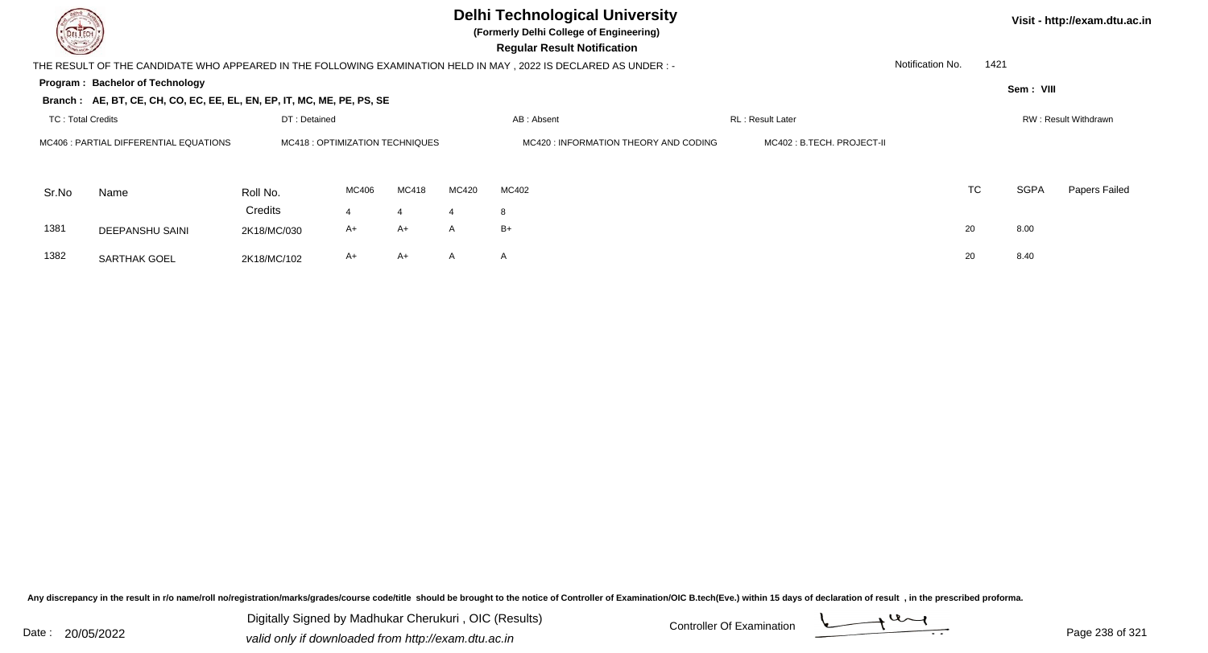# Delhi Technological University

**(Formerly Delhi College of Engineering)**

**Regular Result Notification**

Visit - http://exam.dtu.ac.in

THE RESULT OF THE CANDIDATE WHO APPEARED IN THE FOLLOWING EXAMINATION HELD IN MAY , 2022 IS DECLARED AS UNDER : -

Notification No. 1421

**Program : Bachelor of Technology**

Sem : VIII

**Branch : AE, BT, CE, CH, CO, EC, EE, EL, EN, EP, IT, MC, ME, PE, PS, SE**

TC : Total Credits | DT : Detained | AB : Absent | RL : Result Later | RW : Result Withdrawn

MC406 : PARTIAL DIFFERENTIAL EQUATIONS | MC418 : OPTIMIZATION TECHNIQUES | MC420 : INFORMATION THEORY AND CODING | MC402 : B.TECH. PROJECT-II

| Sr.No | Name | Roll No. | MC406 | MC418 | MC420 | MC402 | TC | SGPA | Papers Failed |
|---|---|---|---|---|---|---|---|---|---|
| | | Credits | 4 | 4 | 4 | 8 | | | |
| 1381 | DEEPANSHU SAINI | 2K18/MC/030 | A+ | A+ | A | B+ | 20 | 8.00 | |
| 1382 | SARTHAK GOEL | 2K18/MC/102 | A+ | A+ | A | A | 20 | 8.40 | |

Any discrepancy in the result in r/o name/roll no/registration/marks/grades/course code/title should be brought to the notice of Controller of Examination/OIC B.tech(Eve.) within 15 days of declaration of result , in the prescribed proforma.

Date : 20/05/2022

Digitally Signed by Madhukar Cherukuri , OIC (Results)
valid only if downloaded from http://exam.dtu.ac.in

Controller Of Examination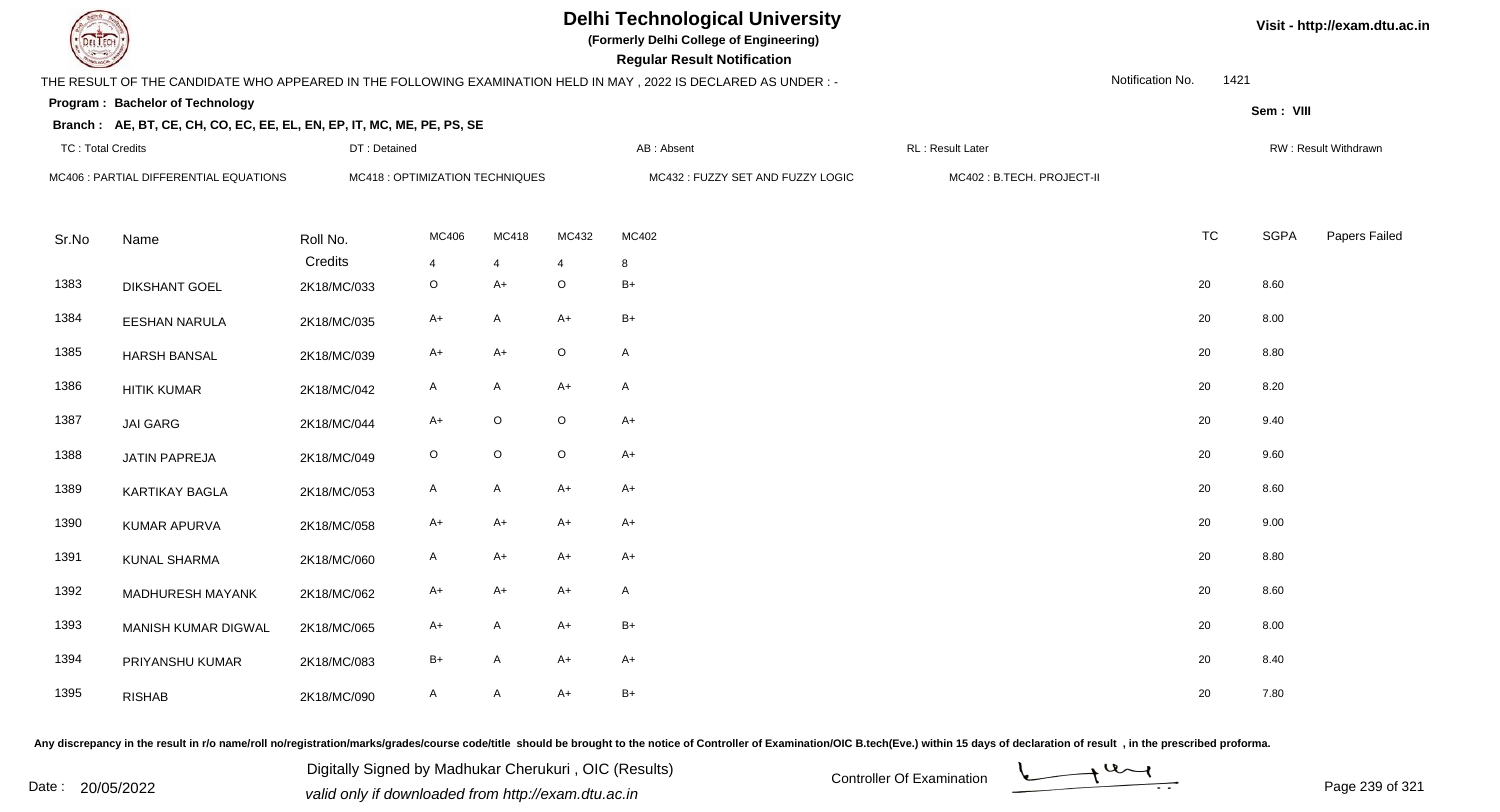# Delhi Technological University

**(Formerly Delhi College of Engineering)**

**Regular Result Notification**

Visit - http://exam.dtu.ac.in

THE RESULT OF THE CANDIDATE WHO APPEARED IN THE FOLLOWING EXAMINATION HELD IN MAY , 2022 IS DECLARED AS UNDER : -

Notification No. 1421

**Program : Bachelor of Technology**

Sem : VIII

**Branch : AE, BT, CE, CH, CO, EC, EE, EL, EN, EP, IT, MC, ME, PE, PS, SE**

TC : Total Credits | DT : Detained | AB : Absent | RL : Result Later | RW : Result Withdrawn

MC406 : PARTIAL DIFFERENTIAL EQUATIONS | MC418 : OPTIMIZATION TECHNIQUES | MC432 : FUZZY SET AND FUZZY LOGIC | MC402 : B.TECH. PROJECT-II

| Sr.No | Name | Roll No. | MC406 | MC418 | MC432 | MC402 | TC | SGPA | Papers Failed |
|---|---|---|---|---|---|---|---|---|---|
| | | Credits | 4 | 4 | 4 | 8 | | | |
| 1383 | DIKSHANT GOEL | 2K18/MC/033 | O | A+ | O | B+ | 20 | 8.60 | |
| 1384 | EESHAN NARULA | 2K18/MC/035 | A+ | A | A+ | B+ | 20 | 8.00 | |
| 1385 | HARSH BANSAL | 2K18/MC/039 | A+ | A+ | O | A | 20 | 8.80 | |
| 1386 | HITIK KUMAR | 2K18/MC/042 | A | A | A+ | A | 20 | 8.20 | |
| 1387 | JAI GARG | 2K18/MC/044 | A+ | O | O | A+ | 20 | 9.40 | |
| 1388 | JATIN PAPREJA | 2K18/MC/049 | O | O | O | A+ | 20 | 9.60 | |
| 1389 | KARTIKAY BAGLA | 2K18/MC/053 | A | A | A+ | A+ | 20 | 8.60 | |
| 1390 | KUMAR APURVA | 2K18/MC/058 | A+ | A+ | A+ | A+ | 20 | 9.00 | |
| 1391 | KUNAL SHARMA | 2K18/MC/060 | A | A+ | A+ | A+ | 20 | 8.80 | |
| 1392 | MADHURESH MAYANK | 2K18/MC/062 | A+ | A+ | A+ | A | 20 | 8.60 | |
| 1393 | MANISH KUMAR DIGWAL | 2K18/MC/065 | A+ | A | A+ | B+ | 20 | 8.00 | |
| 1394 | PRIYANSHU KUMAR | 2K18/MC/083 | B+ | A | A+ | A+ | 20 | 8.40 | |
| 1395 | RISHAB | 2K18/MC/090 | A | A | A+ | B+ | 20 | 7.80 | |

Any discrepancy in the result in r/o name/roll no/registration/marks/grades/course code/title should be brought to the notice of Controller of Examination/OIC B.tech(Eve.) within 15 days of declaration of result , in the prescribed proforma.

Date : 20/05/2022

Digitally Signed by Madhukar Cherukuri , OIC (Results)
valid only if downloaded from http://exam.dtu.ac.in

Controller Of Examination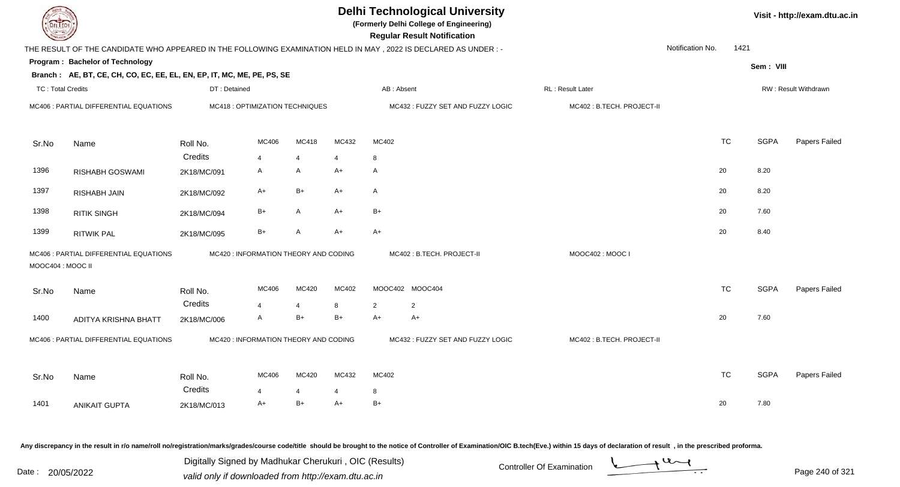# Delhi Technological University

**(Formerly Delhi College of Engineering)**

**Regular Result Notification**

Visit - http://exam.dtu.ac.in

THE RESULT OF THE CANDIDATE WHO APPEARED IN THE FOLLOWING EXAMINATION HELD IN MAY , 2022 IS DECLARED AS UNDER : -

Notification No. 1421

**Program : Bachelor of Technology**

Sem : VIII

**Branch : AE, BT, CE, CH, CO, EC, EE, EL, EN, EP, IT, MC, ME, PE, PS, SE**

TC : Total Credits | DT : Detained | AB : Absent | RL : Result Later | RW : Result Withdrawn

MC406 : PARTIAL DIFFERENTIAL EQUATIONS | MC418 : OPTIMIZATION TECHNIQUES | MC432 : FUZZY SET AND FUZZY LOGIC | MC402 : B.TECH. PROJECT-II

| Sr.No | Name | Roll No. | MC406 | MC418 | MC432 | MC402 | TC | SGPA | Papers Failed |
|---|---|---|---|---|---|---|---|---|---|
| | | Credits | 4 | 4 | 4 | 8 | | | |
| 1396 | RISHABH GOSWAMI | 2K18/MC/091 | A | A | A+ | A | 20 | 8.20 | |
| 1397 | RISHABH JAIN | 2K18/MC/092 | A+ | B+ | A+ | A | 20 | 8.20 | |
| 1398 | RITIK SINGH | 2K18/MC/094 | B+ | A | A+ | B+ | 20 | 7.60 | |
| 1399 | RITWIK PAL | 2K18/MC/095 | B+ | A | A+ | A+ | 20 | 8.40 | |

MC406 : PARTIAL DIFFERENTIAL EQUATIONS | MC420 : INFORMATION THEORY AND CODING | MC402 : B.TECH. PROJECT-II | MOOC402 : MOOC I | MOOC404 : MOOC II

| Sr.No | Name | Roll No. | MC406 | MC420 | MC402 | MOOC402 | MOOC404 | TC | SGPA | Papers Failed |
|---|---|---|---|---|---|---|---|---|---|---|
| | | Credits | 4 | 4 | 8 | 2 | 2 | | | |
| 1400 | ADITYA KRISHNA BHATT | 2K18/MC/006 | A | B+ | B+ | A+ | A+ | 20 | 7.60 | |

MC406 : PARTIAL DIFFERENTIAL EQUATIONS | MC420 : INFORMATION THEORY AND CODING | MC432 : FUZZY SET AND FUZZY LOGIC | MC402 : B.TECH. PROJECT-II

| Sr.No | Name | Roll No. | MC406 | MC420 | MC432 | MC402 | TC | SGPA | Papers Failed |
|---|---|---|---|---|---|---|---|---|---|
| | | Credits | 4 | 4 | 4 | 8 | | | |
| 1401 | ANIKAIT GUPTA | 2K18/MC/013 | A+ | B+ | A+ | B+ | 20 | 7.80 | |

Any discrepancy in the result in r/o name/roll no/registration/marks/grades/course code/title should be brought to the notice of Controller of Examination/OIC B.tech(Eve.) within 15 days of declaration of result , in the prescribed proforma.

Date : 20/05/2022

Digitally Signed by Madhukar Cherukuri , OIC (Results)
valid only if downloaded from http://exam.dtu.ac.in

Controller Of Examination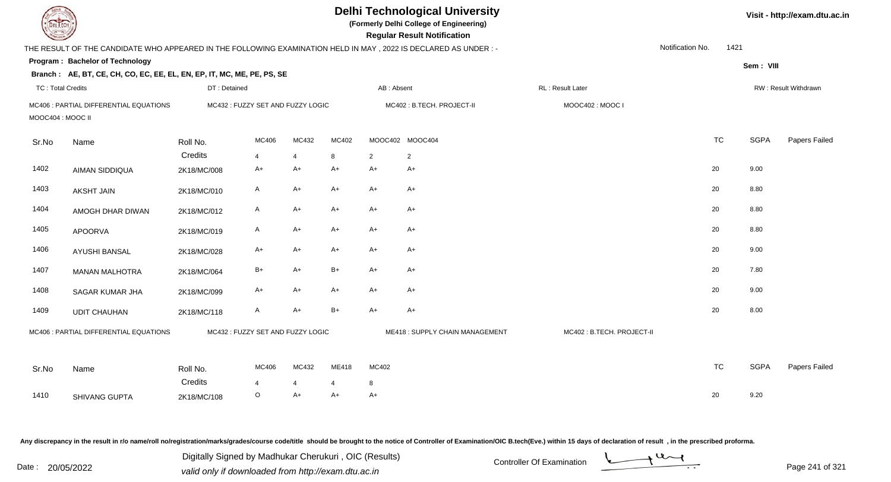# Delhi Technological University

**(Formerly Delhi College of Engineering)**

**Regular Result Notification**

Visit - http://exam.dtu.ac.in

THE RESULT OF THE CANDIDATE WHO APPEARED IN THE FOLLOWING EXAMINATION HELD IN MAY , 2022 IS DECLARED AS UNDER : -

Notification No. 1421

**Program : Bachelor of Technology**

Sem : VIII

**Branch : AE, BT, CE, CH, CO, EC, EE, EL, EN, EP, IT, MC, ME, PE, PS, SE**

TC : Total Credits | DT : Detained | AB : Absent | RL : Result Later | RW : Result Withdrawn

MC406 : PARTIAL DIFFERENTIAL EQUATIONS | MC432 : FUZZY SET AND FUZZY LOGIC | MC402 : B.TECH. PROJECT-II | MOOC402 : MOOC I | MOOC404 : MOOC II

| Sr.No | Name | Roll No. | MC406 | MC432 | MC402 | MOOC402 | MOOC404 | TC | SGPA | Papers Failed |
|---|---|---|---|---|---|---|---|---|---|---|
| | | Credits | 4 | 4 | 8 | 2 | 2 | | | |
| 1402 | AIMAN SIDDIQUA | 2K18/MC/008 | A+ | A+ | A+ | A+ | A+ | 20 | 9.00 | |
| 1403 | AKSHT JAIN | 2K18/MC/010 | A | A+ | A+ | A+ | A+ | 20 | 8.80 | |
| 1404 | AMOGH DHAR DIWAN | 2K18/MC/012 | A | A+ | A+ | A+ | A+ | 20 | 8.80 | |
| 1405 | APOORVA | 2K18/MC/019 | A | A+ | A+ | A+ | A+ | 20 | 8.80 | |
| 1406 | AYUSHI BANSAL | 2K18/MC/028 | A+ | A+ | A+ | A+ | A+ | 20 | 9.00 | |
| 1407 | MANAN MALHOTRA | 2K18/MC/064 | B+ | A+ | B+ | A+ | A+ | 20 | 7.80 | |
| 1408 | SAGAR KUMAR JHA | 2K18/MC/099 | A+ | A+ | A+ | A+ | A+ | 20 | 9.00 | |
| 1409 | UDIT CHAUHAN | 2K18/MC/118 | A | A+ | B+ | A+ | A+ | 20 | 8.00 | |

MC406 : PARTIAL DIFFERENTIAL EQUATIONS | MC432 : FUZZY SET AND FUZZY LOGIC | ME418 : SUPPLY CHAIN MANAGEMENT | MC402 : B.TECH. PROJECT-II

| Sr.No | Name | Roll No. | MC406 | MC432 | ME418 | MC402 | TC | SGPA | Papers Failed |
|---|---|---|---|---|---|---|---|---|---|
| | | Credits | 4 | 4 | 4 | 8 | | | |
| 1410 | SHIVANG GUPTA | 2K18/MC/108 | O | A+ | A+ | A+ | 20 | 9.20 | |

Any discrepancy in the result in r/o name/roll no/registration/marks/grades/course code/title should be brought to the notice of Controller of Examination/OIC B.tech(Eve.) within 15 days of declaration of result , in the prescribed proforma.

Date : 20/05/2022

Digitally Signed by Madhukar Cherukuri , OIC (Results)
valid only if downloaded from http://exam.dtu.ac.in

Controller Of Examination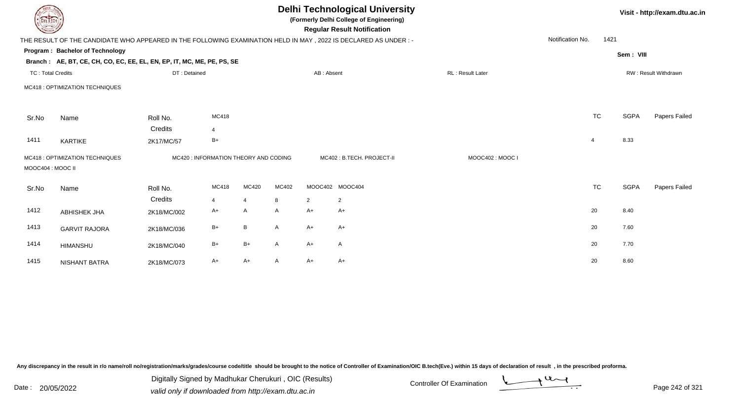# Delhi Technological University

**(Formerly Delhi College of Engineering)**

**Regular Result Notification**

THE RESULT OF THE CANDIDATE WHO APPEARED IN THE FOLLOWING EXAMINATION HELD IN MAY , 2022 IS DECLARED AS UNDER : -

Notification No. 1421

**Program : Bachelor of Technology**

Sem : VIII

**Branch : AE, BT, CE, CH, CO, EC, EE, EL, EN, EP, IT, MC, ME, PE, PS, SE**

TC : Total Credits | DT : Detained | AB : Absent | RL : Result Later | RW : Result Withdrawn

MC418 : OPTIMIZATION TECHNIQUES

| Sr.No | Name | Roll No. | MC418 | TC | SGPA | Papers Failed |
|---|---|---|---|---|---|---|
| | | Credits | 4 | | | |
| 1411 | KARTIKE | 2K17/MC/57 | B+ | 4 | 8.33 | |

MC418 : OPTIMIZATION TECHNIQUES | MC420 : INFORMATION THEORY AND CODING | MC402 : B.TECH. PROJECT-II | MOOC402 : MOOC I | MOOC404 : MOOC II

| Sr.No | Name | Roll No. | MC418 | MC420 | MC402 | MOOC402 | MOOC404 | TC | SGPA | Papers Failed |
|---|---|---|---|---|---|---|---|---|---|---|
| | | Credits | 4 | 4 | 8 | 2 | 2 | | | |
| 1412 | ABHISHEK JHA | 2K18/MC/002 | A+ | A | A | A+ | A+ | 20 | 8.40 | |
| 1413 | GARVIT RAJORA | 2K18/MC/036 | B+ | B | A | A+ | A+ | 20 | 7.60 | |
| 1414 | HIMANSHU | 2K18/MC/040 | B+ | B+ | A | A+ | A | 20 | 7.70 | |
| 1415 | NISHANT BATRA | 2K18/MC/073 | A+ | A+ | A | A+ | A+ | 20 | 8.60 | |

Any discrepancy in the result in r/o name/roll no/registration/marks/grades/course code/title should be brought to the notice of Controller of Examination/OIC B.tech(Eve.) within 15 days of declaration of result , in the prescribed proforma.

Date : 20/05/2022

Digitally Signed by Madhukar Cherukuri , OIC (Results)
valid only if downloaded from http://exam.dtu.ac.in

Controller Of Examination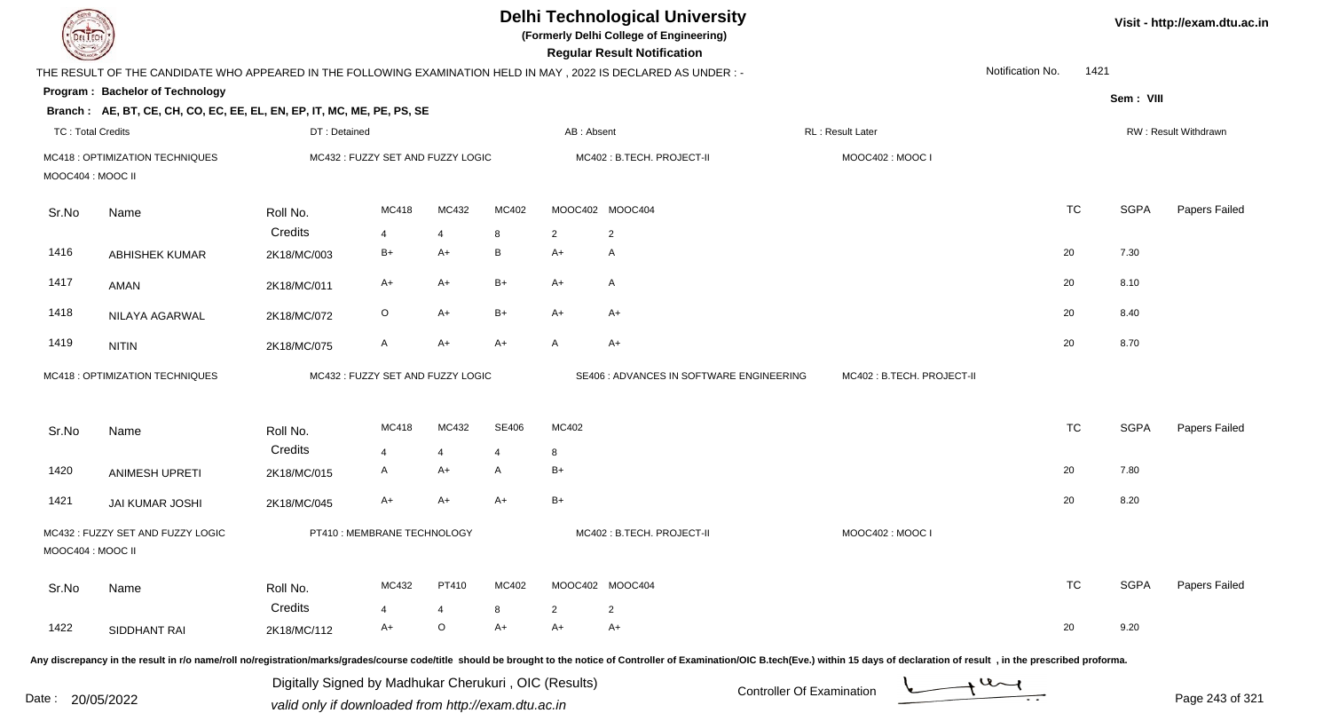# Delhi Technological University

**(Formerly Delhi College of Engineering)**

**Regular Result Notification**

Visit - http://exam.dtu.ac.in

THE RESULT OF THE CANDIDATE WHO APPEARED IN THE FOLLOWING EXAMINATION HELD IN MAY , 2022 IS DECLARED AS UNDER : -

Notification No. 1421

**Program : Bachelor of Technology**

Sem : VIII

**Branch : AE, BT, CE, CH, CO, EC, EE, EL, EN, EP, IT, MC, ME, PE, PS, SE**

TC : Total Credits | DT : Detained | AB : Absent | RL : Result Later | RW : Result Withdrawn

MC418 : OPTIMIZATION TECHNIQUES | MC432 : FUZZY SET AND FUZZY LOGIC | MC402 : B.TECH. PROJECT-II | MOOC402 : MOOC I | MOOC404 : MOOC II

| Sr.No | Name | Roll No. | MC418 | MC432 | MC402 | MOOC402 | MOOC404 | TC | SGPA | Papers Failed |
|---|---|---|---|---|---|---|---|---|---|---|
| | | Credits | 4 | 4 | 8 | 2 | 2 | | | |
| 1416 | ABHISHEK KUMAR | 2K18/MC/003 | B+ | A+ | B | A+ | A | 20 | 7.30 | |
| 1417 | AMAN | 2K18/MC/011 | A+ | A+ | B+ | A+ | A | 20 | 8.10 | |
| 1418 | NILAYA AGARWAL | 2K18/MC/072 | O | A+ | B+ | A+ | A+ | 20 | 8.40 | |
| 1419 | NITIN | 2K18/MC/075 | A | A+ | A+ | A | A+ | 20 | 8.70 | |

MC418 : OPTIMIZATION TECHNIQUES | MC432 : FUZZY SET AND FUZZY LOGIC | SE406 : ADVANCES IN SOFTWARE ENGINEERING | MC402 : B.TECH. PROJECT-II

| Sr.No | Name | Roll No. | MC418 | MC432 | SE406 | MC402 | TC | SGPA | Papers Failed |
|---|---|---|---|---|---|---|---|---|---|
| | | Credits | 4 | 4 | 4 | 8 | | | |
| 1420 | ANIMESH UPRETI | 2K18/MC/015 | A | A+ | A | B+ | 20 | 7.80 | |
| 1421 | JAI KUMAR JOSHI | 2K18/MC/045 | A+ | A+ | A+ | B+ | 20 | 8.20 | |

MC432 : FUZZY SET AND FUZZY LOGIC | PT410 : MEMBRANE TECHNOLOGY | MC402 : B.TECH. PROJECT-II | MOOC402 : MOOC I | MOOC404 : MOOC II

| Sr.No | Name | Roll No. | MC432 | PT410 | MC402 | MOOC402 | MOOC404 | TC | SGPA | Papers Failed |
|---|---|---|---|---|---|---|---|---|---|---|
| | | Credits | 4 | 4 | 8 | 2 | 2 | | | |
| 1422 | SIDDHANT RAI | 2K18/MC/112 | A+ | O | A+ | A+ | A+ | 20 | 9.20 | |

Any discrepancy in the result in r/o name/roll no/registration/marks/grades/course code/title should be brought to the notice of Controller of Examination/OIC B.tech(Eve.) within 15 days of declaration of result , in the prescribed proforma.

Date : 20/05/2022

Digitally Signed by Madhukar Cherukuri , OIC (Results)
valid only if downloaded from http://exam.dtu.ac.in

Controller Of Examination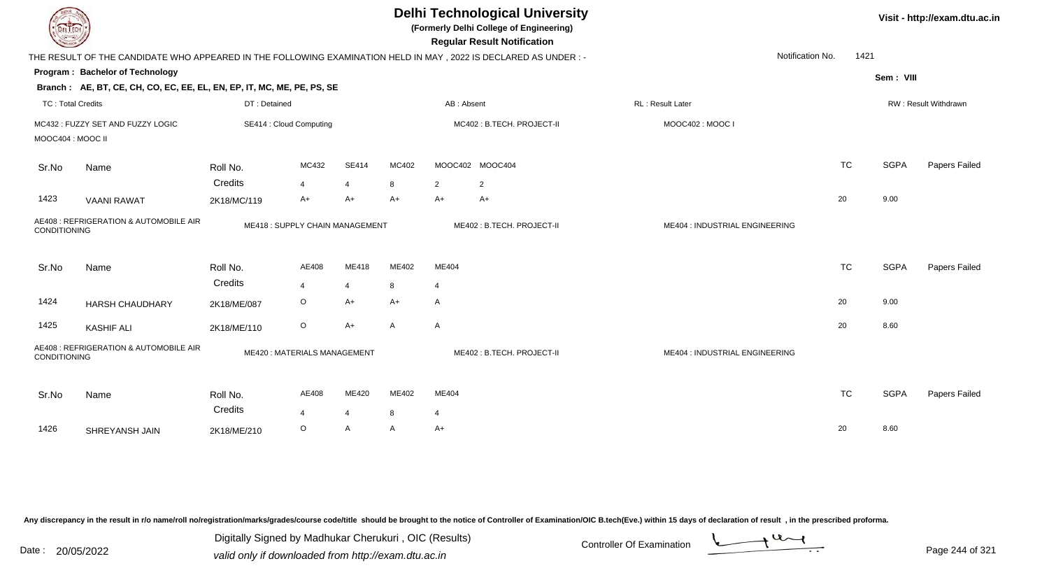# Delhi Technological University

**(Formerly Delhi College of Engineering)**

**Regular Result Notification**

Visit - http://exam.dtu.ac.in

THE RESULT OF THE CANDIDATE WHO APPEARED IN THE FOLLOWING EXAMINATION HELD IN MAY , 2022 IS DECLARED AS UNDER : -

Notification No. 1421

**Program : Bachelor of Technology**

Sem : VIII

**Branch : AE, BT, CE, CH, CO, EC, EE, EL, EN, EP, IT, MC, ME, PE, PS, SE**

TC : Total Credits | DT : Detained | AB : Absent | RL : Result Later | RW : Result Withdrawn

MC432 : FUZZY SET AND FUZZY LOGIC | SE414 : Cloud Computing | MC402 : B.TECH. PROJECT-II | MOOC402 : MOOC I | MOOC404 : MOOC II

| Sr.No | Name | Roll No. | MC432 | SE414 | MC402 | MOOC402 | MOOC404 | TC | SGPA | Papers Failed |
|---|---|---|---|---|---|---|---|---|---|---|
| | | Credits | 4 | 4 | 8 | 2 | 2 | | | |
| 1423 | VAANI RAWAT | 2K18/MC/119 | A+ | A+ | A+ | A+ | A+ | 20 | 9.00 | |

AE408 : REFRIGERATION & AUTOMOBILE AIR CONDITIONING | ME418 : SUPPLY CHAIN MANAGEMENT | ME402 : B.TECH. PROJECT-II | ME404 : INDUSTRIAL ENGINEERING

| Sr.No | Name | Roll No. | AE408 | ME418 | ME402 | ME404 | TC | SGPA | Papers Failed |
|---|---|---|---|---|---|---|---|---|---|
| | | Credits | 4 | 4 | 8 | 4 | | | |
| 1424 | HARSH CHAUDHARY | 2K18/ME/087 | O | A+ | A+ | A | 20 | 9.00 | |
| 1425 | KASHIF ALI | 2K18/ME/110 | O | A+ | A | A | 20 | 8.60 | |

AE408 : REFRIGERATION & AUTOMOBILE AIR CONDITIONING | ME420 : MATERIALS MANAGEMENT | ME402 : B.TECH. PROJECT-II | ME404 : INDUSTRIAL ENGINEERING

| Sr.No | Name | Roll No. | AE408 | ME420 | ME402 | ME404 | TC | SGPA | Papers Failed |
|---|---|---|---|---|---|---|---|---|---|
| | | Credits | 4 | 4 | 8 | 4 | | | |
| 1426 | SHREYANSH JAIN | 2K18/ME/210 | O | A | A | A+ | 20 | 8.60 | |

Any discrepancy in the result in r/o name/roll no/registration/marks/grades/course code/title should be brought to the notice of Controller of Examination/OIC B.tech(Eve.) within 15 days of declaration of result , in the prescribed proforma.

Date : 20/05/2022

Digitally Signed by Madhukar Cherukuri , OIC (Results)
valid only if downloaded from http://exam.dtu.ac.in

Controller Of Examination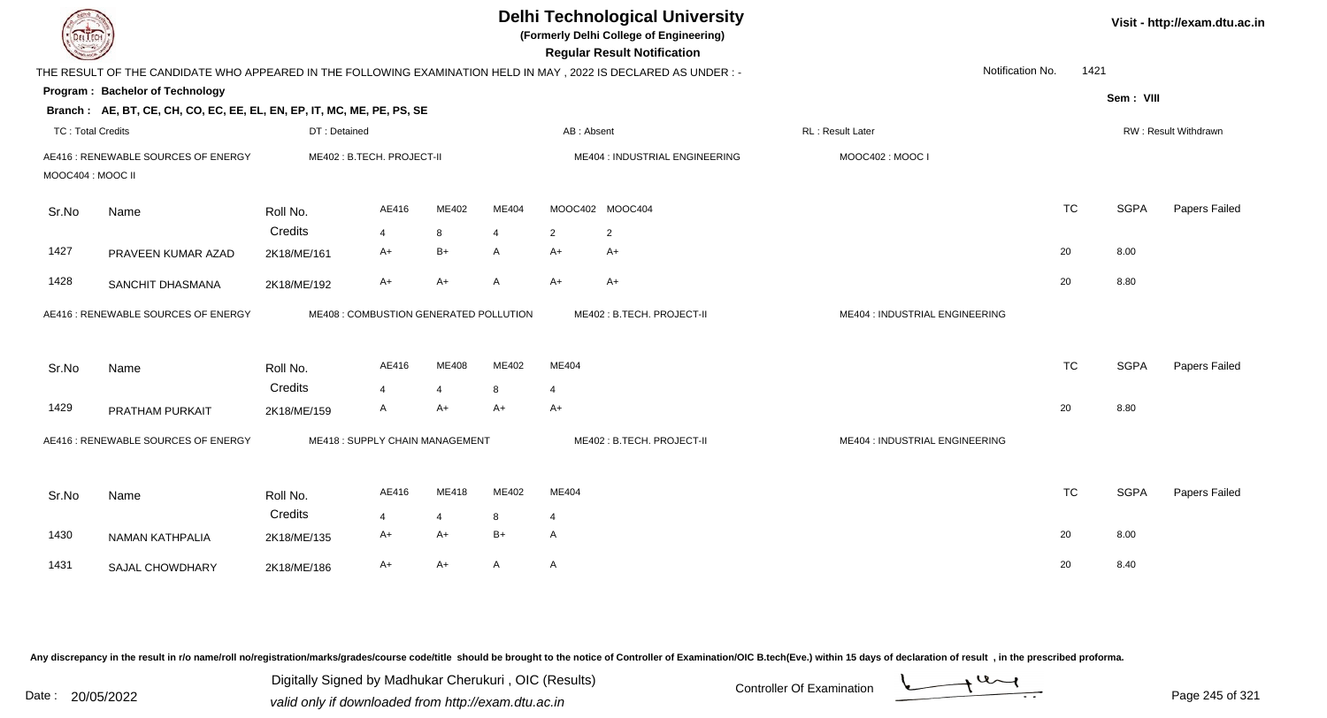# Delhi Technological University

**(Formerly Delhi College of Engineering)**

**Regular Result Notification**

Visit - http://exam.dtu.ac.in

THE RESULT OF THE CANDIDATE WHO APPEARED IN THE FOLLOWING EXAMINATION HELD IN MAY , 2022 IS DECLARED AS UNDER : -

Notification No. 1421

**Program : Bachelor of Technology**

**Sem : VIII**

**Branch : AE, BT, CE, CH, CO, EC, EE, EL, EN, EP, IT, MC, ME, PE, PS, SE**

TC : Total Credits | DT : Detained | AB : Absent | RL : Result Later | RW : Result Withdrawn

AE416 : RENEWABLE SOURCES OF ENERGY | ME402 : B.TECH. PROJECT-II | ME404 : INDUSTRIAL ENGINEERING | MOOC402 : MOOC I | MOOC404 : MOOC II

| Sr.No | Name | Roll No. | AE416 | ME402 | ME404 | MOOC402 | MOOC404 | TC | SGPA | Papers Failed |
|---|---|---|---|---|---|---|---|---|---|---|
| | | Credits | 4 | 8 | 4 | 2 | 2 | | | |
| 1427 | PRAVEEN KUMAR AZAD | 2K18/ME/161 | A+ | B+ | A | A+ | A+ | 20 | 8.00 | |
| 1428 | SANCHIT DHASMANA | 2K18/ME/192 | A+ | A+ | A | A+ | A+ | 20 | 8.80 | |

AE416 : RENEWABLE SOURCES OF ENERGY | ME408 : COMBUSTION GENERATED POLLUTION | ME402 : B.TECH. PROJECT-II | ME404 : INDUSTRIAL ENGINEERING

| Sr.No | Name | Roll No. | AE416 | ME408 | ME402 | ME404 | TC | SGPA | Papers Failed |
|---|---|---|---|---|---|---|---|---|---|
| | | Credits | 4 | 4 | 8 | 4 | | | |
| 1429 | PRATHAM PURKAIT | 2K18/ME/159 | A | A+ | A+ | A+ | 20 | 8.80 | |

AE416 : RENEWABLE SOURCES OF ENERGY | ME418 : SUPPLY CHAIN MANAGEMENT | ME402 : B.TECH. PROJECT-II | ME404 : INDUSTRIAL ENGINEERING

| Sr.No | Name | Roll No. | AE416 | ME418 | ME402 | ME404 | TC | SGPA | Papers Failed |
|---|---|---|---|---|---|---|---|---|---|
| | | Credits | 4 | 4 | 8 | 4 | | | |
| 1430 | NAMAN KATHPALIA | 2K18/ME/135 | A+ | A+ | B+ | A | 20 | 8.00 | |
| 1431 | SAJAL CHOWDHARY | 2K18/ME/186 | A+ | A+ | A | A | 20 | 8.40 | |

Any discrepancy in the result in r/o name/roll no/registration/marks/grades/course code/title should be brought to the notice of Controller of Examination/OIC B.tech(Eve.) within 15 days of declaration of result , in the prescribed proforma.

Date : 20/05/2022

Digitally Signed by Madhukar Cherukuri , OIC (Results)
valid only if downloaded from http://exam.dtu.ac.in

Controller Of Examination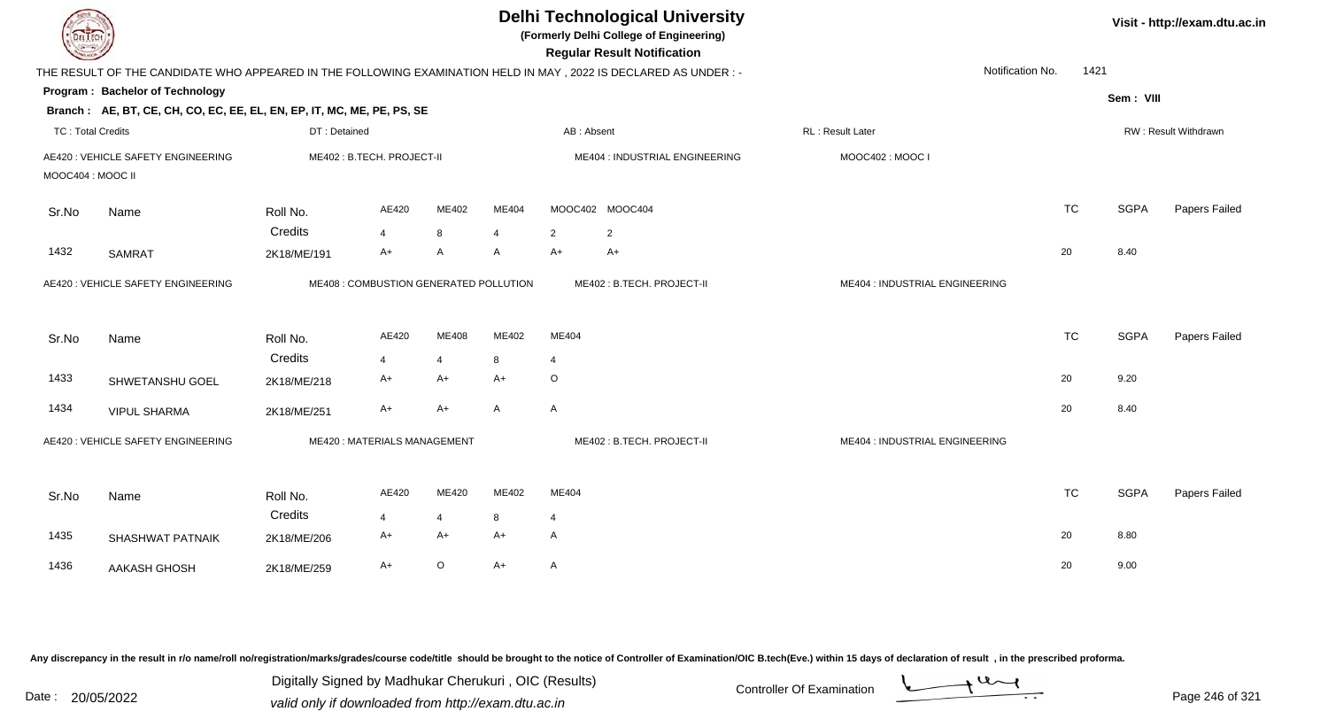# Delhi Technological University

**(Formerly Delhi College of Engineering)**

**Regular Result Notification**

Visit - http://exam.dtu.ac.in

THE RESULT OF THE CANDIDATE WHO APPEARED IN THE FOLLOWING EXAMINATION HELD IN MAY , 2022 IS DECLARED AS UNDER : -

Notification No. 1421

**Program : Bachelor of Technology**

Sem : VIII

**Branch : AE, BT, CE, CH, CO, EC, EE, EL, EN, EP, IT, MC, ME, PE, PS, SE**

TC : Total Credits | DT : Detained | AB : Absent | RL : Result Later | RW : Result Withdrawn

AE420 : VEHICLE SAFETY ENGINEERING | ME402 : B.TECH. PROJECT-II | ME404 : INDUSTRIAL ENGINEERING | MOOC402 : MOOC I | MOOC404 : MOOC II

| Sr.No | Name | Roll No. | AE420 | ME402 | ME404 | MOOC402 | MOOC404 | TC | SGPA | Papers Failed |
|---|---|---|---|---|---|---|---|---|---|---|
| | | Credits | 4 | 8 | 4 | 2 | 2 | | | |
| 1432 | SAMRAT | 2K18/ME/191 | A+ | A | A | A+ | A+ | 20 | 8.40 | |

AE420 : VEHICLE SAFETY ENGINEERING | ME408 : COMBUSTION GENERATED POLLUTION | ME402 : B.TECH. PROJECT-II | ME404 : INDUSTRIAL ENGINEERING

| Sr.No | Name | Roll No. | AE420 | ME408 | ME402 | ME404 | TC | SGPA | Papers Failed |
|---|---|---|---|---|---|---|---|---|---|
| | | Credits | 4 | 4 | 8 | 4 | | | |
| 1433 | SHWETANSHU GOEL | 2K18/ME/218 | A+ | A+ | A+ | O | 20 | 9.20 | |
| 1434 | VIPUL SHARMA | 2K18/ME/251 | A+ | A+ | A | A | 20 | 8.40 | |

AE420 : VEHICLE SAFETY ENGINEERING | ME420 : MATERIALS MANAGEMENT | ME402 : B.TECH. PROJECT-II | ME404 : INDUSTRIAL ENGINEERING

| Sr.No | Name | Roll No. | AE420 | ME420 | ME402 | ME404 | TC | SGPA | Papers Failed |
|---|---|---|---|---|---|---|---|---|---|
| | | Credits | 4 | 4 | 8 | 4 | | | |
| 1435 | SHASHWAT PATNAIK | 2K18/ME/206 | A+ | A+ | A+ | A | 20 | 8.80 | |
| 1436 | AAKASH GHOSH | 2K18/ME/259 | A+ | O | A+ | A | 20 | 9.00 | |

Any discrepancy in the result in r/o name/roll no/registration/marks/grades/course code/title should be brought to the notice of Controller of Examination/OIC B.tech(Eve.) within 15 days of declaration of result , in the prescribed proforma.

Date : 20/05/2022

Digitally Signed by Madhukar Cherukuri , OIC (Results)
valid only if downloaded from http://exam.dtu.ac.in

Controller Of Examination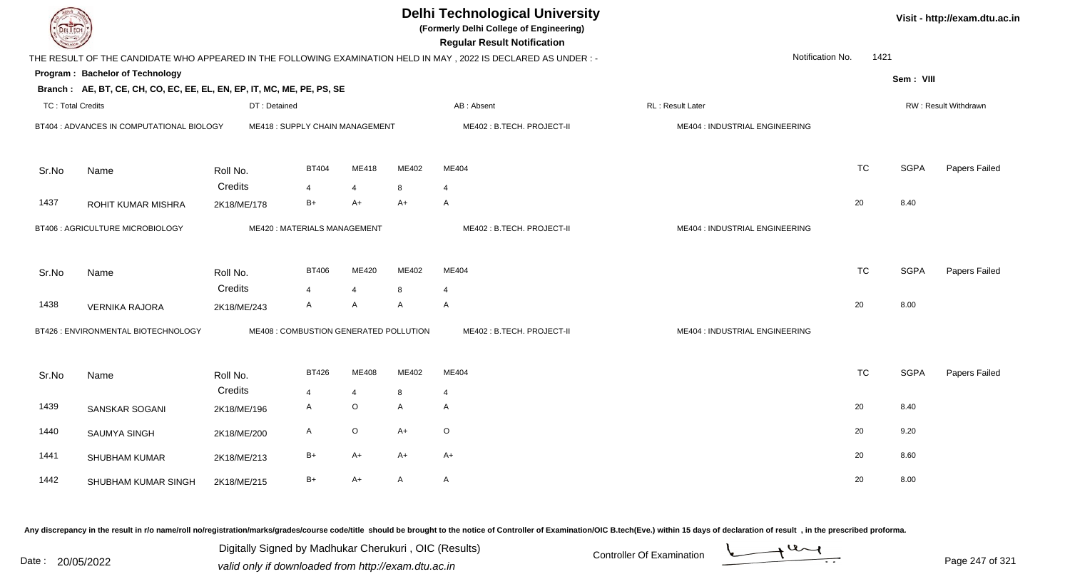# Delhi Technological University

**(Formerly Delhi College of Engineering)**

**Regular Result Notification**

Visit - http://exam.dtu.ac.in

THE RESULT OF THE CANDIDATE WHO APPEARED IN THE FOLLOWING EXAMINATION HELD IN MAY , 2022 IS DECLARED AS UNDER : -

Notification No. 1421

**Program : Bachelor of Technology**

Sem : VIII

**Branch : AE, BT, CE, CH, CO, EC, EE, EL, EN, EP, IT, MC, ME, PE, PS, SE**

TC : Total Credits | DT : Detained | AB : Absent | RL : Result Later | RW : Result Withdrawn

BT404 : ADVANCES IN COMPUTATIONAL BIOLOGY | ME418 : SUPPLY CHAIN MANAGEMENT | ME402 : B.TECH. PROJECT-II | ME404 : INDUSTRIAL ENGINEERING

| Sr.No | Name | Roll No. | BT404 | ME418 | ME402 | ME404 | TC | SGPA | Papers Failed |
|---|---|---|---|---|---|---|---|---|---|
| | | Credits | 4 | 4 | 8 | 4 | | | |
| 1437 | ROHIT KUMAR MISHRA | 2K18/ME/178 | B+ | A+ | A+ | A | 20 | 8.40 | |

BT406 : AGRICULTURE MICROBIOLOGY | ME420 : MATERIALS MANAGEMENT | ME402 : B.TECH. PROJECT-II | ME404 : INDUSTRIAL ENGINEERING

| Sr.No | Name | Roll No. | BT406 | ME420 | ME402 | ME404 | TC | SGPA | Papers Failed |
|---|---|---|---|---|---|---|---|---|---|
| | | Credits | 4 | 4 | 8 | 4 | | | |
| 1438 | VERNIKA RAJORA | 2K18/ME/243 | A | A | A | A | 20 | 8.00 | |

BT426 : ENVIRONMENTAL BIOTECHNOLOGY | ME408 : COMBUSTION GENERATED POLLUTION | ME402 : B.TECH. PROJECT-II | ME404 : INDUSTRIAL ENGINEERING

| Sr.No | Name | Roll No. | BT426 | ME408 | ME402 | ME404 | TC | SGPA | Papers Failed |
|---|---|---|---|---|---|---|---|---|---|
| | | Credits | 4 | 4 | 8 | 4 | | | |
| 1439 | SANSKAR SOGANI | 2K18/ME/196 | A | O | A | A | 20 | 8.40 | |
| 1440 | SAUMYA SINGH | 2K18/ME/200 | A | O | A+ | O | 20 | 9.20 | |
| 1441 | SHUBHAM KUMAR | 2K18/ME/213 | B+ | A+ | A+ | A+ | 20 | 8.60 | |
| 1442 | SHUBHAM KUMAR SINGH | 2K18/ME/215 | B+ | A+ | A | A | 20 | 8.00 | |

Any discrepancy in the result in r/o name/roll no/registration/marks/grades/course code/title should be brought to the notice of Controller of Examination/OIC B.tech(Eve.) within 15 days of declaration of result , in the prescribed proforma.

Date : 20/05/2022

Digitally Signed by Madhukar Cherukuri , OIC (Results)
valid only if downloaded from http://exam.dtu.ac.in

Controller Of Examination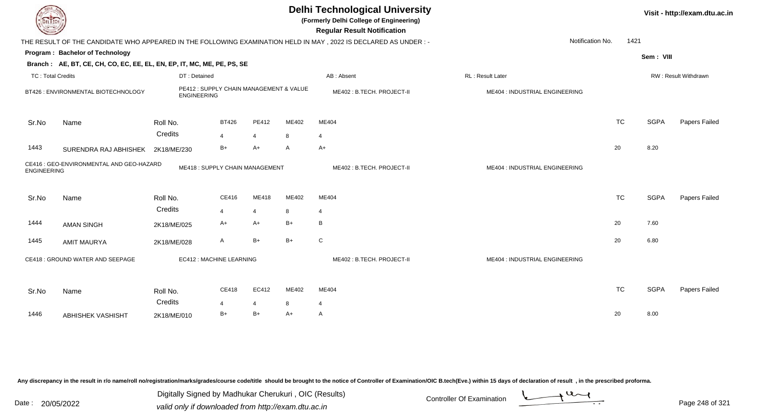# Delhi Technological University

**(Formerly Delhi College of Engineering)**

**Regular Result Notification**

Visit - http://exam.dtu.ac.in

THE RESULT OF THE CANDIDATE WHO APPEARED IN THE FOLLOWING EXAMINATION HELD IN MAY , 2022 IS DECLARED AS UNDER : -

Notification No. 1421

**Program : Bachelor of Technology**

Sem : VIII

**Branch : AE, BT, CE, CH, CO, EC, EE, EL, EN, EP, IT, MC, ME, PE, PS, SE**

TC : Total Credits | DT : Detained | AB : Absent | RL : Result Later | RW : Result Withdrawn

BT426 : ENVIRONMENTAL BIOTECHNOLOGY | PE412 : SUPPLY CHAIN MANAGEMENT & VALUE ENGINEERING | ME402 : B.TECH. PROJECT-II | ME404 : INDUSTRIAL ENGINEERING

| Sr.No | Name | Roll No. | BT426 | PE412 | ME402 | ME404 | TC | SGPA | Papers Failed |
|---|---|---|---|---|---|---|---|---|---|
| | | Credits | 4 | 4 | 8 | 4 | | | |
| 1443 | SURENDRA RAJ ABHISHEK | 2K18/ME/230 | B+ | A+ | A | A+ | 20 | 8.20 | |

CE416 : GEO-ENVIRONMENTAL AND GEO-HAZARD ENGINEERING | ME418 : SUPPLY CHAIN MANAGEMENT | ME402 : B.TECH. PROJECT-II | ME404 : INDUSTRIAL ENGINEERING

| Sr.No | Name | Roll No. | CE416 | ME418 | ME402 | ME404 | TC | SGPA | Papers Failed |
|---|---|---|---|---|---|---|---|---|---|
| | | Credits | 4 | 4 | 8 | 4 | | | |
| 1444 | AMAN SINGH | 2K18/ME/025 | A+ | A+ | B+ | B | 20 | 7.60 | |
| 1445 | AMIT MAURYA | 2K18/ME/028 | A | B+ | B+ | C | 20 | 6.80 | |

CE418 : GROUND WATER AND SEEPAGE | EC412 : MACHINE LEARNING | ME402 : B.TECH. PROJECT-II | ME404 : INDUSTRIAL ENGINEERING

| Sr.No | Name | Roll No. | CE418 | EC412 | ME402 | ME404 | TC | SGPA | Papers Failed |
|---|---|---|---|---|---|---|---|---|---|
| | | Credits | 4 | 4 | 8 | 4 | | | |
| 1446 | ABHISHEK VASHISHT | 2K18/ME/010 | B+ | B+ | A+ | A | 20 | 8.00 | |

Any discrepancy in the result in r/o name/roll no/registration/marks/grades/course code/title should be brought to the notice of Controller of Examination/OIC B.tech(Eve.) within 15 days of declaration of result , in the prescribed proforma.

Date : 20/05/2022

Digitally Signed by Madhukar Cherukuri , OIC (Results)
valid only if downloaded from http://exam.dtu.ac.in

Controller Of Examination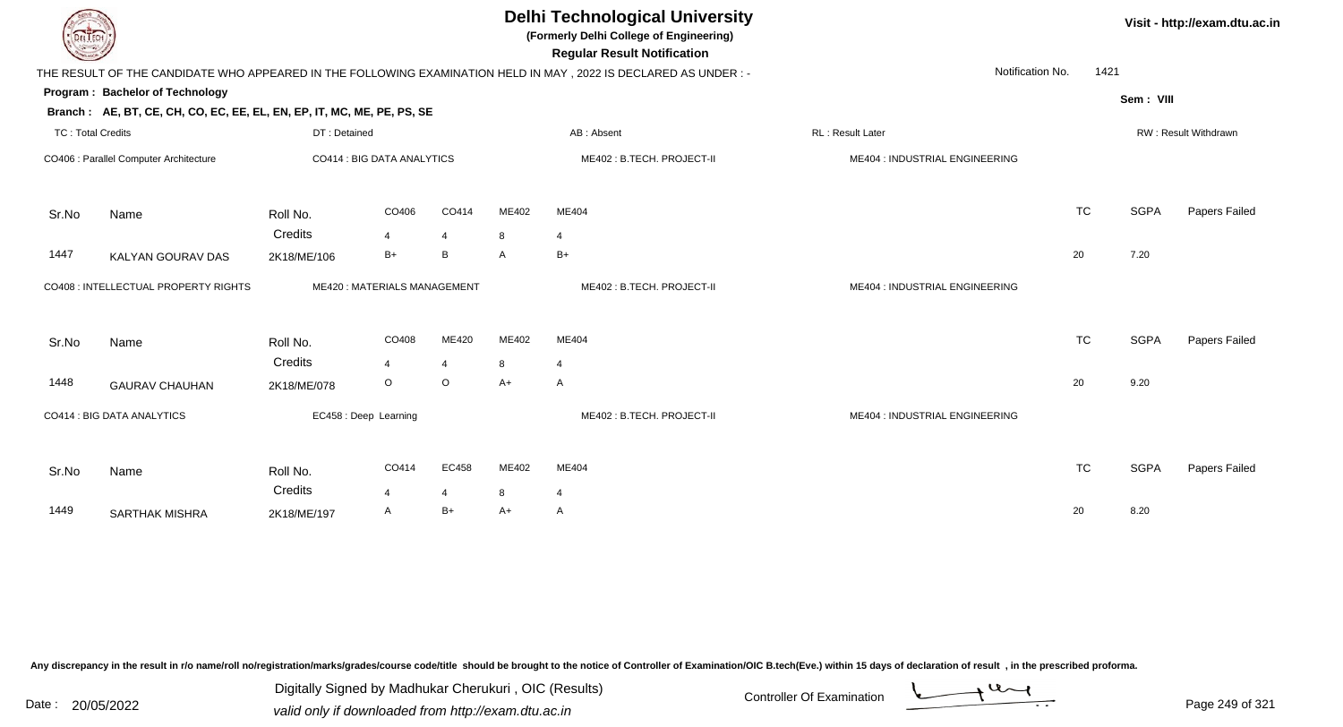# Delhi Technological University

**(Formerly Delhi College of Engineering)**

**Regular Result Notification**

Visit - http://exam.dtu.ac.in

THE RESULT OF THE CANDIDATE WHO APPEARED IN THE FOLLOWING EXAMINATION HELD IN MAY , 2022 IS DECLARED AS UNDER : -

Notification No. 1421

**Program : Bachelor of Technology**

Sem : VIII

**Branch : AE, BT, CE, CH, CO, EC, EE, EL, EN, EP, IT, MC, ME, PE, PS, SE**

TC : Total Credits | DT : Detained | AB : Absent | RL : Result Later | RW : Result Withdrawn

CO406 : Parallel Computer Architecture | CO414 : BIG DATA ANALYTICS | ME402 : B.TECH. PROJECT-II | ME404 : INDUSTRIAL ENGINEERING

| Sr.No | Name | Roll No. | CO406 | CO414 | ME402 | ME404 | TC | SGPA | Papers Failed |
|---|---|---|---|---|---|---|---|---|---|
| | | Credits | 4 | 4 | 8 | 4 | | | |
| 1447 | KALYAN GOURAV DAS | 2K18/ME/106 | B+ | B | A | B+ | 20 | 7.20 | |

CO408 : INTELLECTUAL PROPERTY RIGHTS | ME420 : MATERIALS MANAGEMENT | ME402 : B.TECH. PROJECT-II | ME404 : INDUSTRIAL ENGINEERING

| Sr.No | Name | Roll No. | CO408 | ME420 | ME402 | ME404 | TC | SGPA | Papers Failed |
|---|---|---|---|---|---|---|---|---|---|
| | | Credits | 4 | 4 | 8 | 4 | | | |
| 1448 | GAURAV CHAUHAN | 2K18/ME/078 | O | O | A+ | A | 20 | 9.20 | |

CO414 : BIG DATA ANALYTICS | EC458 : Deep Learning | ME402 : B.TECH. PROJECT-II | ME404 : INDUSTRIAL ENGINEERING

| Sr.No | Name | Roll No. | CO414 | EC458 | ME402 | ME404 | TC | SGPA | Papers Failed |
|---|---|---|---|---|---|---|---|---|---|
| | | Credits | 4 | 4 | 8 | 4 | | | |
| 1449 | SARTHAK MISHRA | 2K18/ME/197 | A | B+ | A+ | A | 20 | 8.20 | |

Any discrepancy in the result in r/o name/roll no/registration/marks/grades/course code/title should be brought to the notice of Controller of Examination/OIC B.tech(Eve.) within 15 days of declaration of result , in the prescribed proforma.

Date : 20/05/2022

Digitally Signed by Madhukar Cherukuri , OIC (Results)
valid only if downloaded from http://exam.dtu.ac.in

Controller Of Examination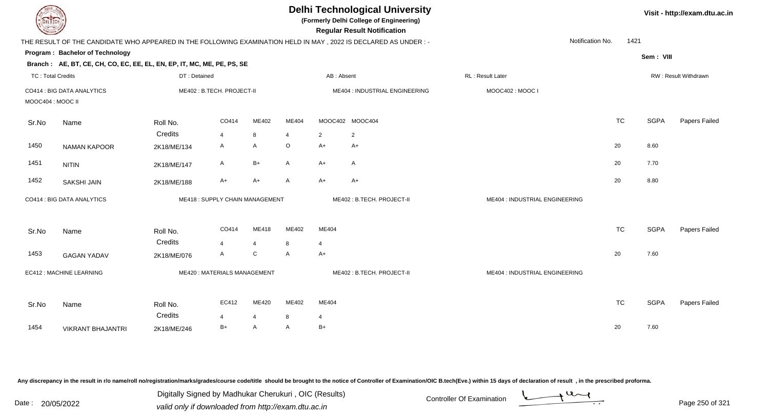# Delhi Technological University

**(Formerly Delhi College of Engineering)**

**Regular Result Notification**

Visit - http://exam.dtu.ac.in

THE RESULT OF THE CANDIDATE WHO APPEARED IN THE FOLLOWING EXAMINATION HELD IN MAY , 2022 IS DECLARED AS UNDER : -

Notification No. 1421

**Program : Bachelor of Technology**

Sem : VIII

**Branch : AE, BT, CE, CH, CO, EC, EE, EL, EN, EP, IT, MC, ME, PE, PS, SE**

TC : Total Credits | DT : Detained | AB : Absent | RL : Result Later | RW : Result Withdrawn

CO414 : BIG DATA ANALYTICS | ME402 : B.TECH. PROJECT-II | ME404 : INDUSTRIAL ENGINEERING | MOOC402 : MOOC I | MOOC404 : MOOC II

| Sr.No | Name | Roll No. | CO414 | ME402 | ME404 | MOOC402 | MOOC404 | TC | SGPA | Papers Failed |
|---|---|---|---|---|---|---|---|---|---|---|
| | | Credits | 4 | 8 | 4 | 2 | 2 | | | |
| 1450 | NAMAN KAPOOR | 2K18/ME/134 | A | A | O | A+ | A+ | 20 | 8.60 | |
| 1451 | NITIN | 2K18/ME/147 | A | B+ | A | A+ | A | 20 | 7.70 | |
| 1452 | SAKSHI JAIN | 2K18/ME/188 | A+ | A+ | A | A+ | A+ | 20 | 8.80 | |

CO414 : BIG DATA ANALYTICS | ME418 : SUPPLY CHAIN MANAGEMENT | ME402 : B.TECH. PROJECT-II | ME404 : INDUSTRIAL ENGINEERING

| Sr.No | Name | Roll No. | CO414 | ME418 | ME402 | ME404 | TC | SGPA | Papers Failed |
|---|---|---|---|---|---|---|---|---|---|
| | | Credits | 4 | 4 | 8 | 4 | | | |
| 1453 | GAGAN YADAV | 2K18/ME/076 | A | C | A | A+ | 20 | 7.60 | |

EC412 : MACHINE LEARNING | ME420 : MATERIALS MANAGEMENT | ME402 : B.TECH. PROJECT-II | ME404 : INDUSTRIAL ENGINEERING

| Sr.No | Name | Roll No. | EC412 | ME420 | ME402 | ME404 | TC | SGPA | Papers Failed |
|---|---|---|---|---|---|---|---|---|---|
| | | Credits | 4 | 4 | 8 | 4 | | | |
| 1454 | VIKRANT BHAJANTRI | 2K18/ME/246 | B+ | A | A | B+ | 20 | 7.60 | |

Any discrepancy in the result in r/o name/roll no/registration/marks/grades/course code/title should be brought to the notice of Controller of Examination/OIC B.tech(Eve.) within 15 days of declaration of result , in the prescribed proforma.

Date : 20/05/2022

Digitally Signed by Madhukar Cherukuri , OIC (Results)
valid only if downloaded from http://exam.dtu.ac.in

Controller Of Examination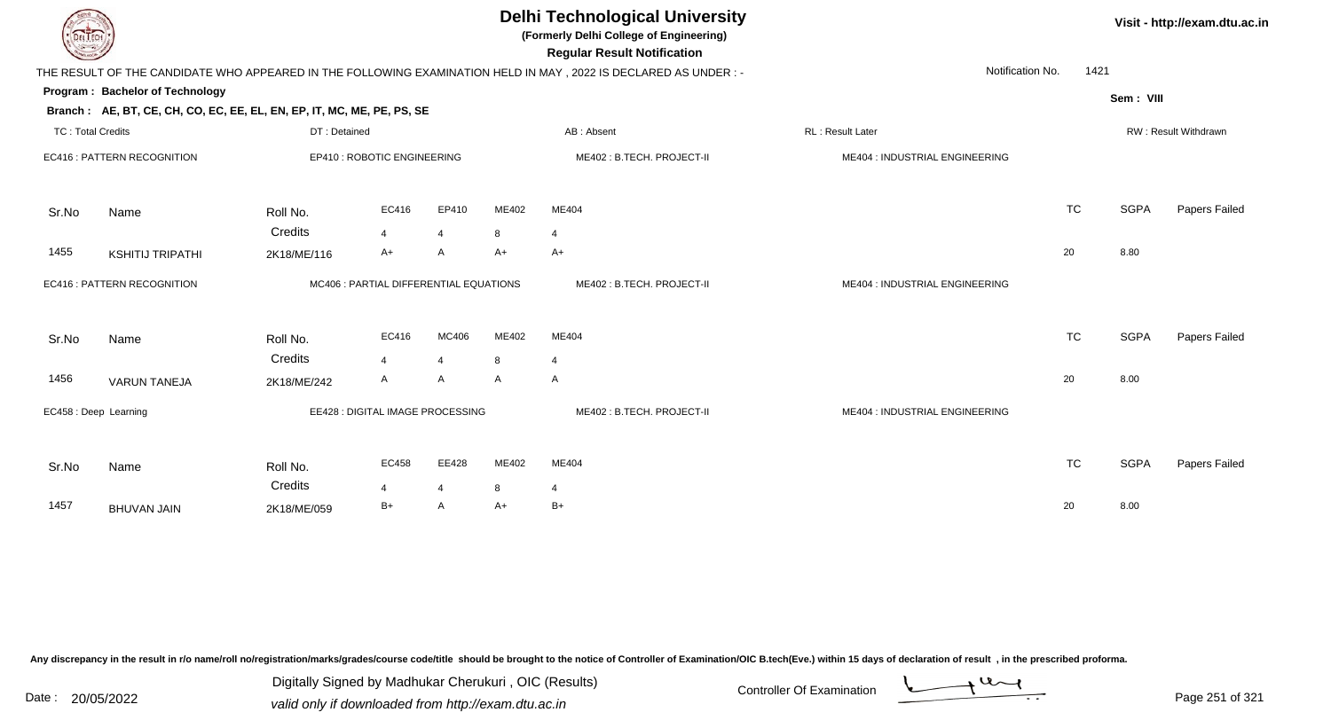# Delhi Technological University

**(Formerly Delhi College of Engineering)**

**Regular Result Notification**

Visit - http://exam.dtu.ac.in

THE RESULT OF THE CANDIDATE WHO APPEARED IN THE FOLLOWING EXAMINATION HELD IN MAY , 2022 IS DECLARED AS UNDER : -

Notification No. 1421

**Program : Bachelor of Technology**

Sem : VIII

**Branch : AE, BT, CE, CH, CO, EC, EE, EL, EN, EP, IT, MC, ME, PE, PS, SE**

TC : Total Credits | DT : Detained | AB : Absent | RL : Result Later | RW : Result Withdrawn

EC416 : PATTERN RECOGNITION | EP410 : ROBOTIC ENGINEERING | ME402 : B.TECH. PROJECT-II | ME404 : INDUSTRIAL ENGINEERING

| Sr.No | Name | Roll No. | EC416 | EP410 | ME402 | ME404 | TC | SGPA | Papers Failed |
|---|---|---|---|---|---|---|---|---|---|
| | | Credits | 4 | 4 | 8 | 4 | | | |
| 1455 | KSHITIJ TRIPATHI | 2K18/ME/116 | A+ | A | A+ | A+ | 20 | 8.80 | |

EC416 : PATTERN RECOGNITION | MC406 : PARTIAL DIFFERENTIAL EQUATIONS | ME402 : B.TECH. PROJECT-II | ME404 : INDUSTRIAL ENGINEERING

| Sr.No | Name | Roll No. | EC416 | MC406 | ME402 | ME404 | TC | SGPA | Papers Failed |
|---|---|---|---|---|---|---|---|---|---|
| | | Credits | 4 | 4 | 8 | 4 | | | |
| 1456 | VARUN TANEJA | 2K18/ME/242 | A | A | A | A | 20 | 8.00 | |

EC458 : Deep Learning | EE428 : DIGITAL IMAGE PROCESSING | ME402 : B.TECH. PROJECT-II | ME404 : INDUSTRIAL ENGINEERING

| Sr.No | Name | Roll No. | EC458 | EE428 | ME402 | ME404 | TC | SGPA | Papers Failed |
|---|---|---|---|---|---|---|---|---|---|
| | | Credits | 4 | 4 | 8 | 4 | | | |
| 1457 | BHUVAN JAIN | 2K18/ME/059 | B+ | A | A+ | B+ | 20 | 8.00 | |

Any discrepancy in the result in r/o name/roll no/registration/marks/grades/course code/title should be brought to the notice of Controller of Examination/OIC B.tech(Eve.) within 15 days of declaration of result , in the prescribed proforma.

Date : 20/05/2022

Digitally Signed by Madhukar Cherukuri , OIC (Results)
valid only if downloaded from http://exam.dtu.ac.in

Controller Of Examination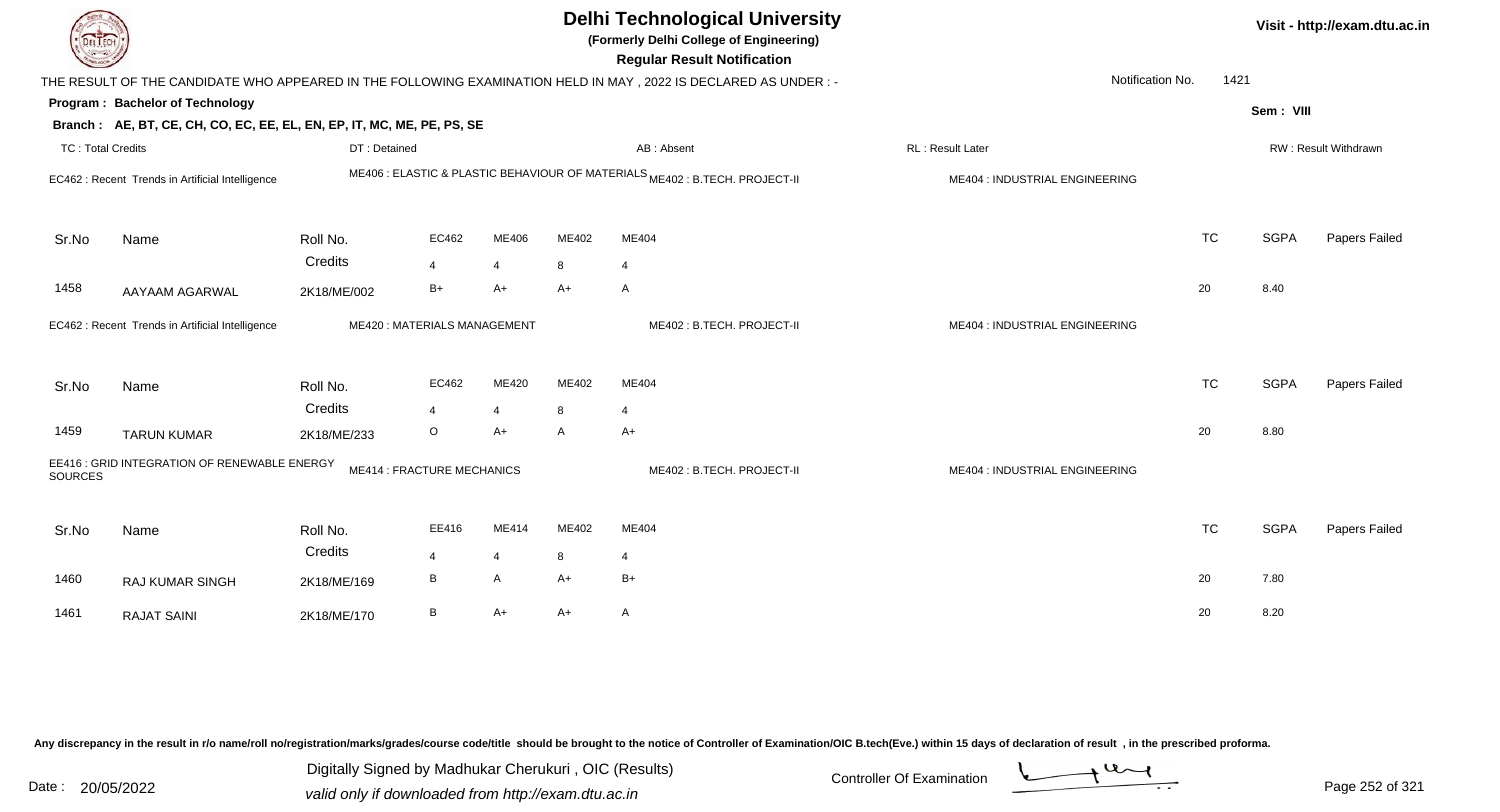# Delhi Technological University

**(Formerly Delhi College of Engineering)**

**Regular Result Notification**

Visit - http://exam.dtu.ac.in

THE RESULT OF THE CANDIDATE WHO APPEARED IN THE FOLLOWING EXAMINATION HELD IN MAY , 2022 IS DECLARED AS UNDER : -

Notification No. 1421

**Program : Bachelor of Technology**

Sem : VIII

**Branch : AE, BT, CE, CH, CO, EC, EE, EL, EN, EP, IT, MC, ME, PE, PS, SE**

TC : Total Credits | DT : Detained | AB : Absent | RL : Result Later | RW : Result Withdrawn

EC462 : Recent Trends in Artificial Intelligence | ME406 : ELASTIC & PLASTIC BEHAVIOUR OF MATERIALS | ME402 : B.TECH. PROJECT-II | ME404 : INDUSTRIAL ENGINEERING

| Sr.No | Name | Roll No. | EC462 | ME406 | ME402 | ME404 | TC | SGPA | Papers Failed |
|---|---|---|---|---|---|---|---|---|---|
| | | Credits | 4 | 4 | 8 | 4 | | | |
| 1458 | AAYAAM AGARWAL | 2K18/ME/002 | B+ | A+ | A+ | A | 20 | 8.40 | |

EC462 : Recent Trends in Artificial Intelligence | ME420 : MATERIALS MANAGEMENT | ME402 : B.TECH. PROJECT-II | ME404 : INDUSTRIAL ENGINEERING

| Sr.No | Name | Roll No. | EC462 | ME420 | ME402 | ME404 | TC | SGPA | Papers Failed |
|---|---|---|---|---|---|---|---|---|---|
| | | Credits | 4 | 4 | 8 | 4 | | | |
| 1459 | TARUN KUMAR | 2K18/ME/233 | O | A+ | A | A+ | 20 | 8.80 | |

EE416 : GRID INTEGRATION OF RENEWABLE ENERGY SOURCES | ME414 : FRACTURE MECHANICS | ME402 : B.TECH. PROJECT-II | ME404 : INDUSTRIAL ENGINEERING

| Sr.No | Name | Roll No. | EE416 | ME414 | ME402 | ME404 | TC | SGPA | Papers Failed |
|---|---|---|---|---|---|---|---|---|---|
| | | Credits | 4 | 4 | 8 | 4 | | | |
| 1460 | RAJ KUMAR SINGH | 2K18/ME/169 | B | A | A+ | B+ | 20 | 7.80 | |
| 1461 | RAJAT SAINI | 2K18/ME/170 | B | A+ | A+ | A | 20 | 8.20 | |

Any discrepancy in the result in r/o name/roll no/registration/marks/grades/course code/title should be brought to the notice of Controller of Examination/OIC B.tech(Eve.) within 15 days of declaration of result , in the prescribed proforma.

Date : 20/05/2022

Digitally Signed by Madhukar Cherukuri , OIC (Results)
valid only if downloaded from http://exam.dtu.ac.in

Controller Of Examination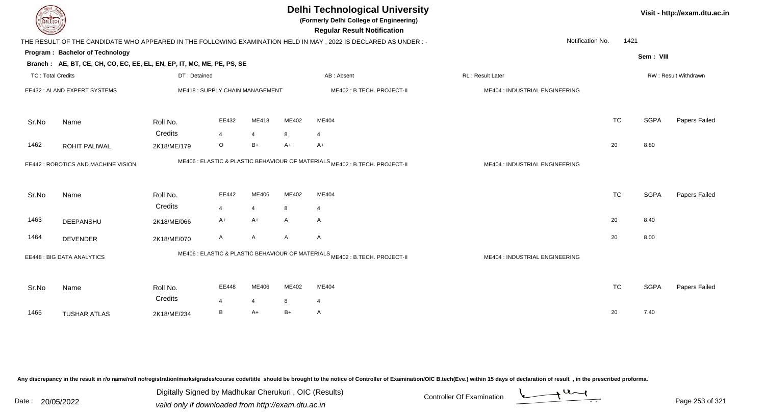# Delhi Technological University

**(Formerly Delhi College of Engineering)**

**Regular Result Notification**

Visit - http://exam.dtu.ac.in

THE RESULT OF THE CANDIDATE WHO APPEARED IN THE FOLLOWING EXAMINATION HELD IN MAY , 2022 IS DECLARED AS UNDER : -

Notification No. 1421

**Program : Bachelor of Technology**

Sem : VIII

**Branch : AE, BT, CE, CH, CO, EC, EE, EL, EN, EP, IT, MC, ME, PE, PS, SE**

TC : Total Credits | DT : Detained | AB : Absent | RL : Result Later | RW : Result Withdrawn

EE432 : AI AND EXPERT SYSTEMS | ME418 : SUPPLY CHAIN MANAGEMENT | ME402 : B.TECH. PROJECT-II | ME404 : INDUSTRIAL ENGINEERING

| Sr.No | Name | Roll No. | EE432 | ME418 | ME402 | ME404 | TC | SGPA | Papers Failed |
|---|---|---|---|---|---|---|---|---|---|
| | | Credits | 4 | 4 | 8 | 4 | | | |
| 1462 | ROHIT PALIWAL | 2K18/ME/179 | O | B+ | A+ | A+ | 20 | 8.80 | |

EE442 : ROBOTICS AND MACHINE VISION | ME406 : ELASTIC & PLASTIC BEHAVIOUR OF MATERIALS | ME402 : B.TECH. PROJECT-II | ME404 : INDUSTRIAL ENGINEERING

| Sr.No | Name | Roll No. | EE442 | ME406 | ME402 | ME404 | TC | SGPA | Papers Failed |
|---|---|---|---|---|---|---|---|---|---|
| | | Credits | 4 | 4 | 8 | 4 | | | |
| 1463 | DEEPANSHU | 2K18/ME/066 | A+ | A+ | A | A | 20 | 8.40 | |
| 1464 | DEVENDER | 2K18/ME/070 | A | A | A | A | 20 | 8.00 | |

EE448 : BIG DATA ANALYTICS | ME406 : ELASTIC & PLASTIC BEHAVIOUR OF MATERIALS | ME402 : B.TECH. PROJECT-II | ME404 : INDUSTRIAL ENGINEERING

| Sr.No | Name | Roll No. | EE448 | ME406 | ME402 | ME404 | TC | SGPA | Papers Failed |
|---|---|---|---|---|---|---|---|---|---|
| | | Credits | 4 | 4 | 8 | 4 | | | |
| 1465 | TUSHAR ATLAS | 2K18/ME/234 | B | A+ | B+ | A | 20 | 7.40 | |

Any discrepancy in the result in r/o name/roll no/registration/marks/grades/course code/title should be brought to the notice of Controller of Examination/OIC B.tech(Eve.) within 15 days of declaration of result , in the prescribed proforma.

Date : 20/05/2022

Digitally Signed by Madhukar Cherukuri , OIC (Results)
valid only if downloaded from http://exam.dtu.ac.in

Controller Of Examination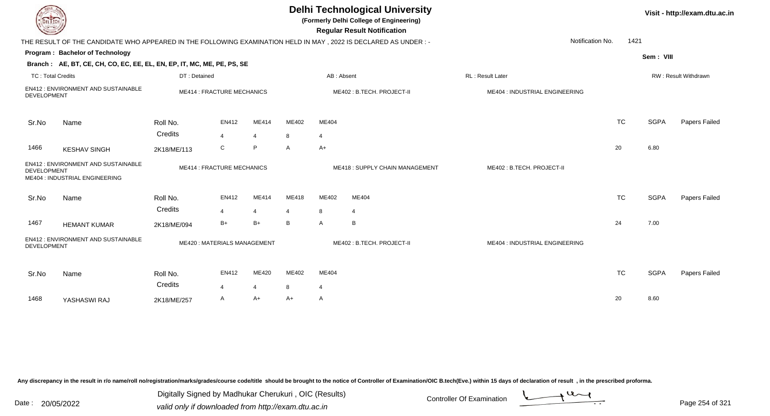# Delhi Technological University

**(Formerly Delhi College of Engineering)**

**Regular Result Notification**

Visit - http://exam.dtu.ac.in

THE RESULT OF THE CANDIDATE WHO APPEARED IN THE FOLLOWING EXAMINATION HELD IN MAY , 2022 IS DECLARED AS UNDER : -

Notification No. 1421

**Program : Bachelor of Technology**

Sem : VIII

**Branch : AE, BT, CE, CH, CO, EC, EE, EL, EN, EP, IT, MC, ME, PE, PS, SE**

TC : Total Credits | DT : Detained | AB : Absent | RL : Result Later | RW : Result Withdrawn

EN412 : ENVIRONMENT AND SUSTAINABLE DEVELOPMENT | ME414 : FRACTURE MECHANICS | ME402 : B.TECH. PROJECT-II | ME404 : INDUSTRIAL ENGINEERING

| Sr.No | Name | Roll No. | EN412 | ME414 | ME402 | ME404 | TC | SGPA | Papers Failed |
|---|---|---|---|---|---|---|---|---|---|
| | | Credits | 4 | 4 | 8 | 4 | | | |
| 1466 | KESHAV SINGH | 2K18/ME/113 | C | P | A | A+ | 20 | 6.80 | |

EN412 : ENVIRONMENT AND SUSTAINABLE DEVELOPMENT | ME414 : FRACTURE MECHANICS | ME418 : SUPPLY CHAIN MANAGEMENT | ME402 : B.TECH. PROJECT-II | ME404 : INDUSTRIAL ENGINEERING

| Sr.No | Name | Roll No. | EN412 | ME414 | ME418 | ME402 | ME404 | TC | SGPA | Papers Failed |
|---|---|---|---|---|---|---|---|---|---|---|
| | | Credits | 4 | 4 | 4 | 8 | 4 | | | |
| 1467 | HEMANT KUMAR | 2K18/ME/094 | B+ | B+ | B | A | B | 24 | 7.00 | |

EN412 : ENVIRONMENT AND SUSTAINABLE DEVELOPMENT | ME420 : MATERIALS MANAGEMENT | ME402 : B.TECH. PROJECT-II | ME404 : INDUSTRIAL ENGINEERING

| Sr.No | Name | Roll No. | EN412 | ME420 | ME402 | ME404 | TC | SGPA | Papers Failed |
|---|---|---|---|---|---|---|---|---|---|
| | | Credits | 4 | 4 | 8 | 4 | | | |
| 1468 | YASHASWI RAJ | 2K18/ME/257 | A | A+ | A+ | A | 20 | 8.60 | |

Any discrepancy in the result in r/o name/roll no/registration/marks/grades/course code/title should be brought to the notice of Controller of Examination/OIC B.tech(Eve.) within 15 days of declaration of result , in the prescribed proforma.

Date : 20/05/2022

Digitally Signed by Madhukar Cherukuri , OIC (Results)
valid only if downloaded from http://exam.dtu.ac.in

Controller Of Examination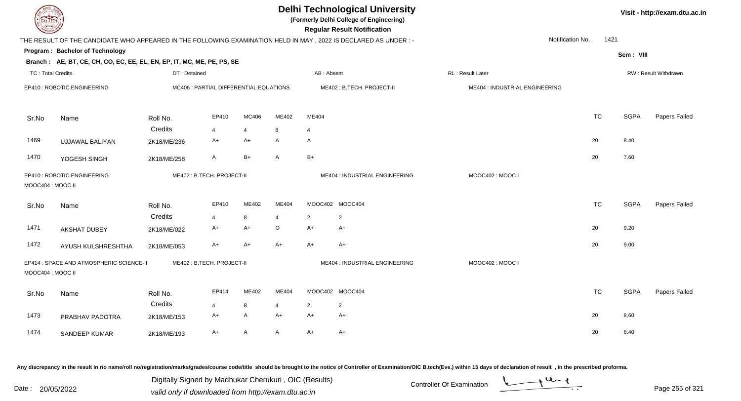# Delhi Technological University

(Formerly Delhi College of Engineering)

**Regular Result Notification**

THE RESULT OF THE CANDIDATE WHO APPEARED IN THE FOLLOWING EXAMINATION HELD IN MAY , 2022 IS DECLARED AS UNDER : -

Notification No. 1421

**Program : Bachelor of Technology**

Sem : VIII

**Branch : AE, BT, CE, CH, CO, EC, EE, EL, EN, EP, IT, MC, ME, PE, PS, SE**

TC : Total Credits | DT : Detained | AB : Absent | RL : Result Later | RW : Result Withdrawn

EP410 : ROBOTIC ENGINEERING | MC406 : PARTIAL DIFFERENTIAL EQUATIONS | ME402 : B.TECH. PROJECT-II | ME404 : INDUSTRIAL ENGINEERING

| Sr.No | Name | Roll No. | EP410 | MC406 | ME402 | ME404 | TC | SGPA | Papers Failed |
|---|---|---|---|---|---|---|---|---|---|
| | | Credits | 4 | 4 | 8 | 4 | | | |
| 1469 | UJJAWAL BALIYAN | 2K18/ME/236 | A+ | A+ | A | A | 20 | 8.40 | |
| 1470 | YOGESH SINGH | 2K18/ME/258 | A | B+ | A | B+ | 20 | 7.60 | |

EP410 : ROBOTIC ENGINEERING | ME402 : B.TECH. PROJECT-II | ME404 : INDUSTRIAL ENGINEERING | MOOC402 : MOOC I | MOOC404 : MOOC II

| Sr.No | Name | Roll No. | EP410 | ME402 | ME404 | MOOC402 | MOOC404 | TC | SGPA | Papers Failed |
|---|---|---|---|---|---|---|---|---|---|---|
| | | Credits | 4 | 8 | 4 | 2 | 2 | | | |
| 1471 | AKSHAT DUBEY | 2K18/ME/022 | A+ | A+ | O | A+ | A+ | 20 | 9.20 | |
| 1472 | AYUSH KULSHRESHTHA | 2K18/ME/053 | A+ | A+ | A+ | A+ | A+ | 20 | 9.00 | |

EP414 : SPACE AND ATMOSPHERIC SCIENCE-II | ME402 : B.TECH. PROJECT-II | ME404 : INDUSTRIAL ENGINEERING | MOOC402 : MOOC I | MOOC404 : MOOC II

| Sr.No | Name | Roll No. | EP414 | ME402 | ME404 | MOOC402 | MOOC404 | TC | SGPA | Papers Failed |
|---|---|---|---|---|---|---|---|---|---|---|
| | | Credits | 4 | 8 | 4 | 2 | 2 | | | |
| 1473 | PRABHAV PADOTRA | 2K18/ME/153 | A+ | A | A+ | A+ | A+ | 20 | 8.60 | |
| 1474 | SANDEEP KUMAR | 2K18/ME/193 | A+ | A | A | A+ | A+ | 20 | 8.40 | |

Any discrepancy in the result in r/o name/roll no/registration/marks/grades/course code/title should be brought to the notice of Controller of Examination/OIC B.tech(Eve.) within 15 days of declaration of result , in the prescribed proforma.

Date : 20/05/2022

Digitally Signed by Madhukar Cherukuri , OIC (Results)
valid only if downloaded from http://exam.dtu.ac.in

Controller Of Examination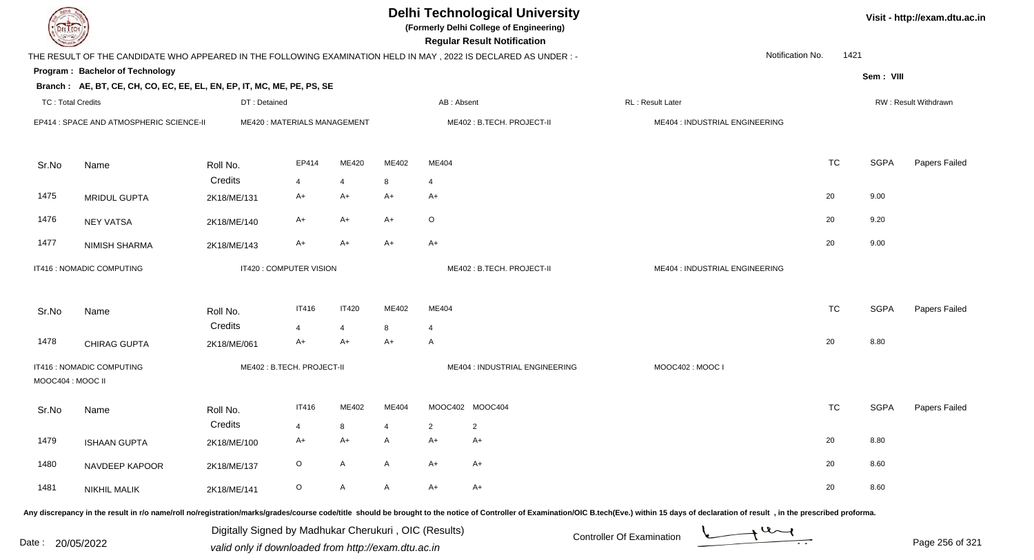# Delhi Technological University

**(Formerly Delhi College of Engineering)**

**Regular Result Notification**

THE RESULT OF THE CANDIDATE WHO APPEARED IN THE FOLLOWING EXAMINATION HELD IN MAY , 2022 IS DECLARED AS UNDER : -

Notification No. 1421

**Program : Bachelor of Technology**

Sem : VIII

**Branch : AE, BT, CE, CH, CO, EC, EE, EL, EN, EP, IT, MC, ME, PE, PS, SE**

TC : Total Credits | DT : Detained | AB : Absent | RL : Result Later | RW : Result Withdrawn

EP414 : SPACE AND ATMOSPHERIC SCIENCE-II | ME420 : MATERIALS MANAGEMENT | ME402 : B.TECH. PROJECT-II | ME404 : INDUSTRIAL ENGINEERING

| Sr.No | Name | Roll No. | EP414 | ME420 | ME402 | ME404 | TC | SGPA | Papers Failed |
|---|---|---|---|---|---|---|---|---|---|
| | | Credits | 4 | 4 | 8 | 4 | | | |
| 1475 | MRIDUL GUPTA | 2K18/ME/131 | A+ | A+ | A+ | A+ | 20 | 9.00 | |
| 1476 | NEY VATSA | 2K18/ME/140 | A+ | A+ | A+ | O | 20 | 9.20 | |
| 1477 | NIMISH SHARMA | 2K18/ME/143 | A+ | A+ | A+ | A+ | 20 | 9.00 | |

IT416 : NOMADIC COMPUTING | IT420 : COMPUTER VISION | ME402 : B.TECH. PROJECT-II | ME404 : INDUSTRIAL ENGINEERING

| Sr.No | Name | Roll No. | IT416 | IT420 | ME402 | ME404 | TC | SGPA | Papers Failed |
|---|---|---|---|---|---|---|---|---|---|
| | | Credits | 4 | 4 | 8 | 4 | | | |
| 1478 | CHIRAG GUPTA | 2K18/ME/061 | A+ | A+ | A+ | A | 20 | 8.80 | |

IT416 : NOMADIC COMPUTING | ME402 : B.TECH. PROJECT-II | ME404 : INDUSTRIAL ENGINEERING | MOOC402 : MOOC I | MOOC404 : MOOC II

| Sr.No | Name | Roll No. | IT416 | ME402 | ME404 | MOOC402 | MOOC404 | TC | SGPA | Papers Failed |
|---|---|---|---|---|---|---|---|---|---|---|
| | | Credits | 4 | 8 | 4 | 2 | 2 | | | |
| 1479 | ISHAAN GUPTA | 2K18/ME/100 | A+ | A+ | A | A+ | A+ | 20 | 8.80 | |
| 1480 | NAVDEEP KAPOOR | 2K18/ME/137 | O | A | A | A+ | A+ | 20 | 8.60 | |
| 1481 | NIKHIL MALIK | 2K18/ME/141 | O | A | A | A+ | A+ | 20 | 8.60 | |

Any discrepancy in the result in r/o name/roll no/registration/marks/grades/course code/title should be brought to the notice of Controller of Examination/OIC B.tech(Eve.) within 15 days of declaration of result , in the prescribed proforma.

Date : 20/05/2022

Digitally Signed by Madhukar Cherukuri , OIC (Results)
valid only if downloaded from http://exam.dtu.ac.in

Controller Of Examination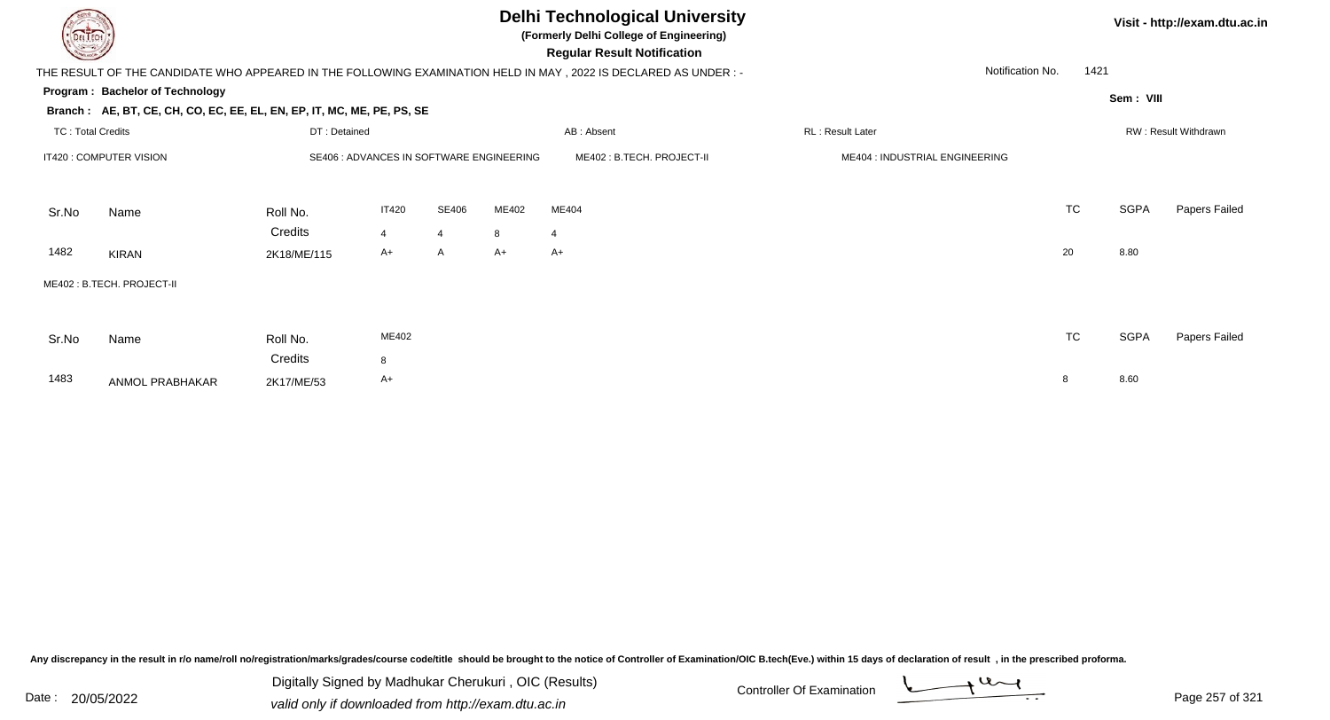# Delhi Technological University

**(Formerly Delhi College of Engineering)**

**Regular Result Notification**

Visit - http://exam.dtu.ac.in

THE RESULT OF THE CANDIDATE WHO APPEARED IN THE FOLLOWING EXAMINATION HELD IN MAY , 2022 IS DECLARED AS UNDER : -

Notification No. 1421

**Program : Bachelor of Technology**

Sem : VIII

**Branch : AE, BT, CE, CH, CO, EC, EE, EL, EN, EP, IT, MC, ME, PE, PS, SE**

TC : Total Credits | DT : Detained | AB : Absent | RL : Result Later | RW : Result Withdrawn

IT420 : COMPUTER VISION | SE406 : ADVANCES IN SOFTWARE ENGINEERING | ME402 : B.TECH. PROJECT-II | ME404 : INDUSTRIAL ENGINEERING

| Sr.No | Name | Roll No. | IT420 | SE406 | ME402 | ME404 | TC | SGPA | Papers Failed |
|---|---|---|---|---|---|---|---|---|---|
| | | Credits | 4 | 4 | 8 | 4 | | | |
| 1482 | KIRAN | 2K18/ME/115 | A+ | A | A+ | A+ | 20 | 8.80 | |

ME402 : B.TECH. PROJECT-II

| Sr.No | Name | Roll No. | ME402 | TC | SGPA | Papers Failed |
|---|---|---|---|---|---|---|
| | | Credits | 8 | | | |
| 1483 | ANMOL PRABHAKAR | 2K17/ME/53 | A+ | 8 | 8.60 | |

Any discrepancy in the result in r/o name/roll no/registration/marks/grades/course code/title should be brought to the notice of Controller of Examination/OIC B.tech(Eve.) within 15 days of declaration of result , in the prescribed proforma.

Date : 20/05/2022

Digitally Signed by Madhukar Cherukuri , OIC (Results)
valid only if downloaded from http://exam.dtu.ac.in

Controller Of Examination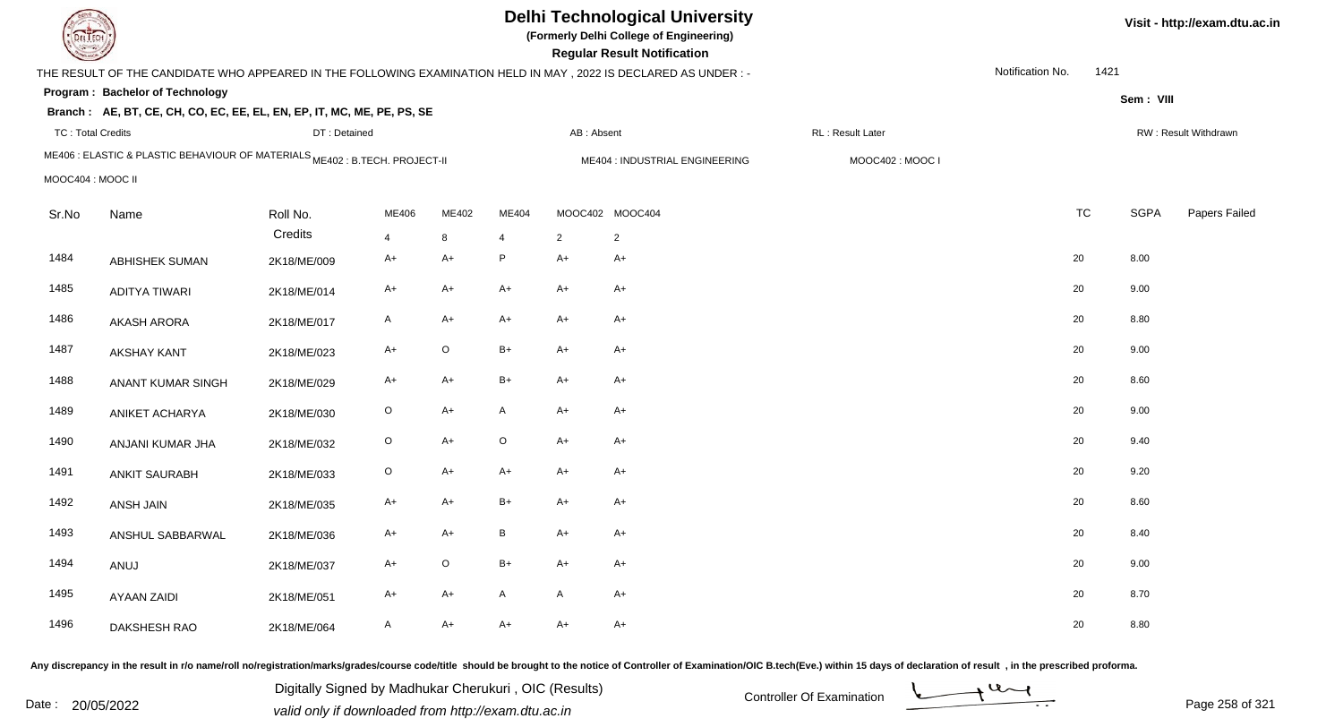# Delhi Technological University

**(Formerly Delhi College of Engineering)**

**Regular Result Notification**

THE RESULT OF THE CANDIDATE WHO APPEARED IN THE FOLLOWING EXAMINATION HELD IN MAY , 2022 IS DECLARED AS UNDER : -

Notification No. 1421

**Program : Bachelor of Technology**

**Sem : VIII**

**Branch : AE, BT, CE, CH, CO, EC, EE, EL, EN, EP, IT, MC, ME, PE, PS, SE**

TC : Total Credits | DT : Detained | AB : Absent | RL : Result Later | RW : Result Withdrawn

ME406 : ELASTIC & PLASTIC BEHAVIOUR OF MATERIALS | ME402 : B.TECH. PROJECT-II | ME404 : INDUSTRIAL ENGINEERING | MOOC402 : MOOC I | MOOC404 : MOOC II

| Sr.No | Name | Roll No. | ME406 | ME402 | ME404 | MOOC402 | MOOC404 | TC | SGPA | Papers Failed |
|---|---|---|---|---|---|---|---|---|---|---|
| | | Credits | 4 | 8 | 4 | 2 | 2 | | | |
| 1484 | ABHISHEK SUMAN | 2K18/ME/009 | A+ | A+ | P | A+ | A+ | 20 | 8.00 | |
| 1485 | ADITYA TIWARI | 2K18/ME/014 | A+ | A+ | A+ | A+ | A+ | 20 | 9.00 | |
| 1486 | AKASH ARORA | 2K18/ME/017 | A | A+ | A+ | A+ | A+ | 20 | 8.80 | |
| 1487 | AKSHAY KANT | 2K18/ME/023 | A+ | O | B+ | A+ | A+ | 20 | 9.00 | |
| 1488 | ANANT KUMAR SINGH | 2K18/ME/029 | A+ | A+ | B+ | A+ | A+ | 20 | 8.60 | |
| 1489 | ANIKET ACHARYA | 2K18/ME/030 | O | A+ | A | A+ | A+ | 20 | 9.00 | |
| 1490 | ANJANI KUMAR JHA | 2K18/ME/032 | O | A+ | O | A+ | A+ | 20 | 9.40 | |
| 1491 | ANKIT SAURABH | 2K18/ME/033 | O | A+ | A+ | A+ | A+ | 20 | 9.20 | |
| 1492 | ANSH JAIN | 2K18/ME/035 | A+ | A+ | B+ | A+ | A+ | 20 | 8.60 | |
| 1493 | ANSHUL SABBARWAL | 2K18/ME/036 | A+ | A+ | B | A+ | A+ | 20 | 8.40 | |
| 1494 | ANUJ | 2K18/ME/037 | A+ | O | B+ | A+ | A+ | 20 | 9.00 | |
| 1495 | AYAAN ZAIDI | 2K18/ME/051 | A+ | A+ | A | A | A+ | 20 | 8.70 | |
| 1496 | DAKSHESH RAO | 2K18/ME/064 | A | A+ | A+ | A+ | A+ | 20 | 8.80 | |

Any discrepancy in the result in r/o name/roll no/registration/marks/grades/course code/title should be brought to the notice of Controller of Examination/OIC B.tech(Eve.) within 15 days of declaration of result , in the prescribed proforma.

Digitally Signed by Madhukar Cherukuri , OIC (Results)
valid only if downloaded from http://exam.dtu.ac.in

Date : 20/05/2022

Controller Of Examination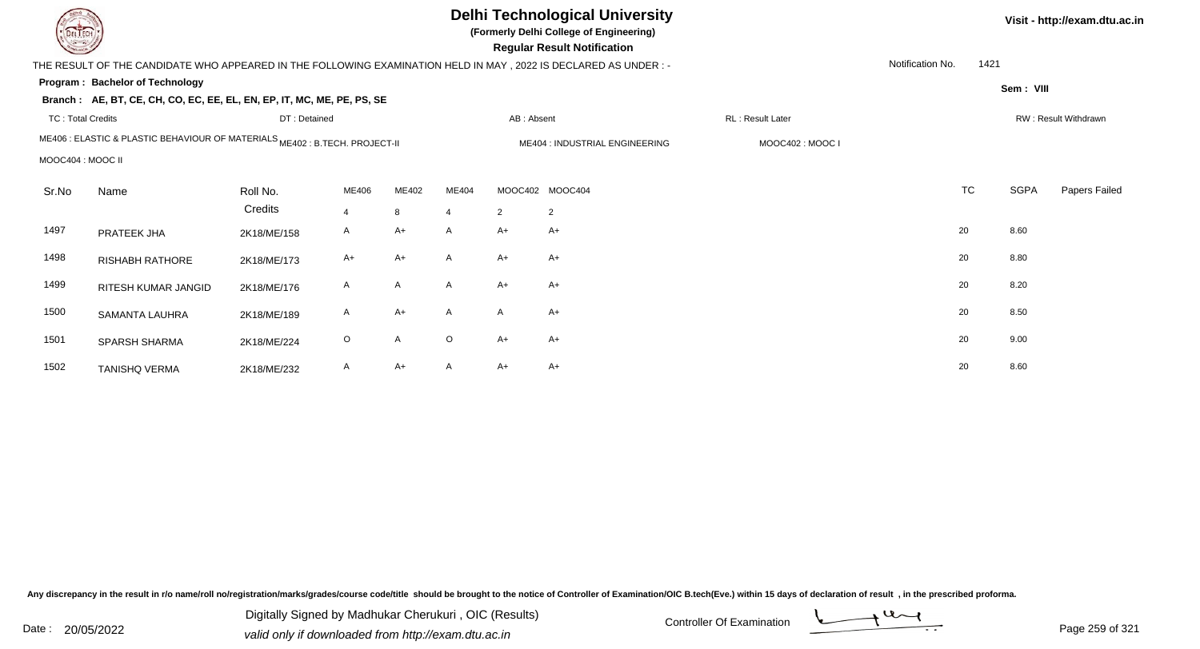# Delhi Technological University

**(Formerly Delhi College of Engineering)**

**Regular Result Notification**

Visit - http://exam.dtu.ac.in

THE RESULT OF THE CANDIDATE WHO APPEARED IN THE FOLLOWING EXAMINATION HELD IN MAY , 2022 IS DECLARED AS UNDER : -

Notification No. 1421

**Program : Bachelor of Technology**

Sem : VIII

**Branch : AE, BT, CE, CH, CO, EC, EE, EL, EN, EP, IT, MC, ME, PE, PS, SE**

TC : Total Credits | DT : Detained | AB : Absent | RL : Result Later | RW : Result Withdrawn

ME406 : ELASTIC & PLASTIC BEHAVIOUR OF MATERIALS | ME402 : B.TECH. PROJECT-II | ME404 : INDUSTRIAL ENGINEERING | MOOC402 : MOOC I | MOOC404 : MOOC II

| Sr.No | Name | Roll No. | ME406 | ME402 | ME404 | MOOC402 | MOOC404 | TC | SGPA | Papers Failed |
|---|---|---|---|---|---|---|---|---|---|---|
| | | Credits | 4 | 8 | 4 | 2 | 2 | | | |
| 1497 | PRATEEK JHA | 2K18/ME/158 | A | A+ | A | A+ | A+ | 20 | 8.60 | |
| 1498 | RISHABH RATHORE | 2K18/ME/173 | A+ | A+ | A | A+ | A+ | 20 | 8.80 | |
| 1499 | RITESH KUMAR JANGID | 2K18/ME/176 | A | A | A | A+ | A+ | 20 | 8.20 | |
| 1500 | SAMANTA LAUHRA | 2K18/ME/189 | A | A+ | A | A | A+ | 20 | 8.50 | |
| 1501 | SPARSH SHARMA | 2K18/ME/224 | O | A | O | A+ | A+ | 20 | 9.00 | |
| 1502 | TANISHQ VERMA | 2K18/ME/232 | A | A+ | A | A+ | A+ | 20 | 8.60 | |

Any discrepancy in the result in r/o name/roll no/registration/marks/grades/course code/title should be brought to the notice of Controller of Examination/OIC B.tech(Eve.) within 15 days of declaration of result , in the prescribed proforma.

Date : 20/05/2022

Digitally Signed by Madhukar Cherukuri , OIC (Results)
valid only if downloaded from http://exam.dtu.ac.in

Controller Of Examination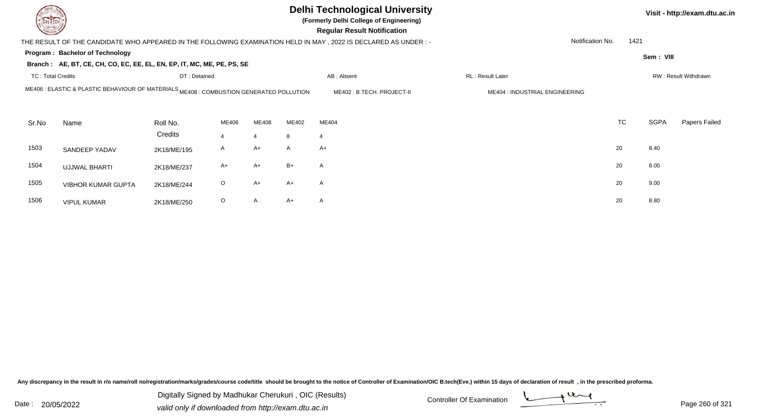# Delhi Technological University

**(Formerly Delhi College of Engineering)**

**Regular Result Notification**

Visit - http://exam.dtu.ac.in

THE RESULT OF THE CANDIDATE WHO APPEARED IN THE FOLLOWING EXAMINATION HELD IN MAY , 2022 IS DECLARED AS UNDER : -

Notification No. 1421

**Program : Bachelor of Technology**

**Sem : VIII**

**Branch : AE, BT, CE, CH, CO, EC, EE, EL, EN, EP, IT, MC, ME, PE, PS, SE**

TC : Total Credits | DT : Detained | AB : Absent | RL : Result Later | RW : Result Withdrawn

ME406 : ELASTIC & PLASTIC BEHAVIOUR OF MATERIALS | ME408 : COMBUSTION GENERATED POLLUTION | ME402 : B.TECH. PROJECT-II | ME404 : INDUSTRIAL ENGINEERING

| Sr.No | Name | Roll No. | ME406 | ME408 | ME402 | ME404 | TC | SGPA | Papers Failed |
|---|---|---|---|---|---|---|---|---|---|
| | | Credits | 4 | 4 | 8 | 4 | | | |
| 1503 | SANDEEP YADAV | 2K18/ME/195 | A | A+ | A | A+ | 20 | 8.40 | |
| 1504 | UJJWAL BHARTI | 2K18/ME/237 | A+ | A+ | B+ | A | 20 | 8.00 | |
| 1505 | VIBHOR KUMAR GUPTA | 2K18/ME/244 | O | A+ | A+ | A | 20 | 9.00 | |
| 1506 | VIPUL KUMAR | 2K18/ME/250 | O | A | A+ | A | 20 | 8.80 | |

Any discrepancy in the result in r/o name/roll no/registration/marks/grades/course code/title should be brought to the notice of Controller of Examination/OIC B.tech(Eve.) within 15 days of declaration of result , in the prescribed proforma.

Date : 20/05/2022

Digitally Signed by Madhukar Cherukuri , OIC (Results)
valid only if downloaded from http://exam.dtu.ac.in

Controller Of Examination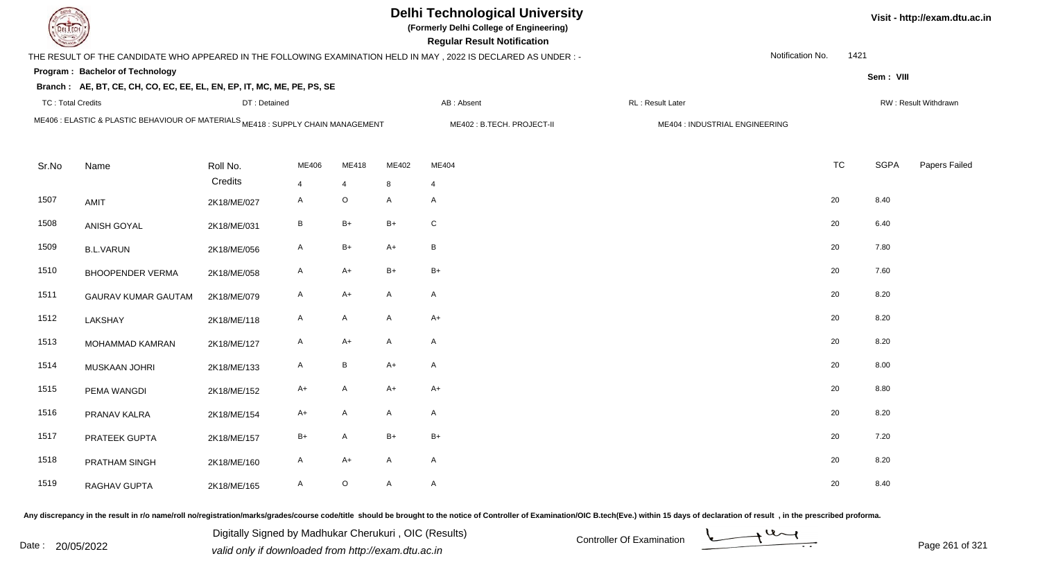# Delhi Technological University

**(Formerly Delhi College of Engineering)**

**Regular Result Notification**

Visit - http://exam.dtu.ac.in

THE RESULT OF THE CANDIDATE WHO APPEARED IN THE FOLLOWING EXAMINATION HELD IN MAY , 2022 IS DECLARED AS UNDER : -

Notification No. 1421

**Program : Bachelor of Technology**

Sem : VIII

**Branch : AE, BT, CE, CH, CO, EC, EE, EL, EN, EP, IT, MC, ME, PE, PS, SE**

TC : Total Credits | DT : Detained | AB : Absent | RL : Result Later | RW : Result Withdrawn

ME406 : ELASTIC & PLASTIC BEHAVIOUR OF MATERIALS | ME418 : SUPPLY CHAIN MANAGEMENT | ME402 : B.TECH. PROJECT-II | ME404 : INDUSTRIAL ENGINEERING

| Sr.No | Name | Roll No. | ME406 | ME418 | ME402 | ME404 | TC | SGPA | Papers Failed |
|---|---|---|---|---|---|---|---|---|---|
| | | Credits | 4 | 4 | 8 | 4 | | | |
| 1507 | AMIT | 2K18/ME/027 | A | O | A | A | 20 | 8.40 | |
| 1508 | ANISH GOYAL | 2K18/ME/031 | B | B+ | B+ | C | 20 | 6.40 | |
| 1509 | B.L.VARUN | 2K18/ME/056 | A | B+ | A+ | B | 20 | 7.80 | |
| 1510 | BHOOPENDER VERMA | 2K18/ME/058 | A | A+ | B+ | B+ | 20 | 7.60 | |
| 1511 | GAURAV KUMAR GAUTAM | 2K18/ME/079 | A | A+ | A | A | 20 | 8.20 | |
| 1512 | LAKSHAY | 2K18/ME/118 | A | A | A | A+ | 20 | 8.20 | |
| 1513 | MOHAMMAD KAMRAN | 2K18/ME/127 | A | A+ | A | A | 20 | 8.20 | |
| 1514 | MUSKAAN JOHRI | 2K18/ME/133 | A | B | A+ | A | 20 | 8.00 | |
| 1515 | PEMA WANGDI | 2K18/ME/152 | A+ | A | A+ | A+ | 20 | 8.80 | |
| 1516 | PRANAV KALRA | 2K18/ME/154 | A+ | A | A | A | 20 | 8.20 | |
| 1517 | PRATEEK GUPTA | 2K18/ME/157 | B+ | A | B+ | B+ | 20 | 7.20 | |
| 1518 | PRATHAM SINGH | 2K18/ME/160 | A | A+ | A | A | 20 | 8.20 | |
| 1519 | RAGHAV GUPTA | 2K18/ME/165 | A | O | A | A | 20 | 8.40 | |

Any discrepancy in the result in r/o name/roll no/registration/marks/grades/course code/title should be brought to the notice of Controller of Examination/OIC B.tech(Eve.) within 15 days of declaration of result , in the prescribed proforma.

Date : 20/05/2022

Digitally Signed by Madhukar Cherukuri , OIC (Results)
valid only if downloaded from http://exam.dtu.ac.in

Controller Of Examination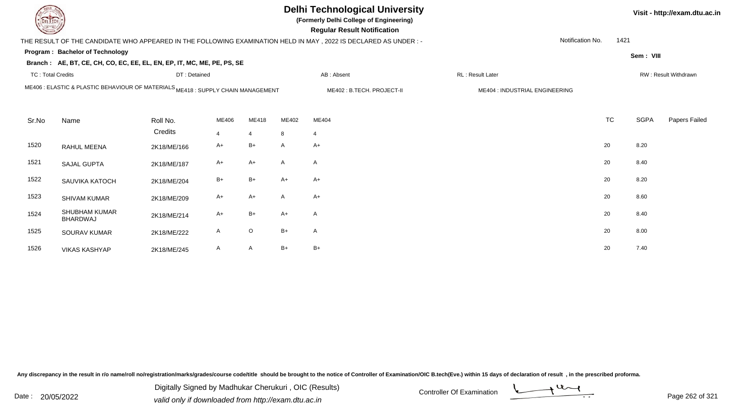# Delhi Technological University

**(Formerly Delhi College of Engineering)**

**Regular Result Notification**

Visit - http://exam.dtu.ac.in

THE RESULT OF THE CANDIDATE WHO APPEARED IN THE FOLLOWING EXAMINATION HELD IN MAY , 2022 IS DECLARED AS UNDER : -

Notification No. 1421

**Program : Bachelor of Technology**

Sem : VIII

**Branch : AE, BT, CE, CH, CO, EC, EE, EL, EN, EP, IT, MC, ME, PE, PS, SE**

TC : Total Credits | DT : Detained | AB : Absent | RL : Result Later | RW : Result Withdrawn

ME406 : ELASTIC & PLASTIC BEHAVIOUR OF MATERIALS | ME418 : SUPPLY CHAIN MANAGEMENT | ME402 : B.TECH. PROJECT-II | ME404 : INDUSTRIAL ENGINEERING

| Sr.No | Name | Roll No. | ME406 | ME418 | ME402 | ME404 | TC | SGPA | Papers Failed |
|---|---|---|---|---|---|---|---|---|---|
| | | Credits | 4 | 4 | 8 | 4 | | | |
| 1520 | RAHUL MEENA | 2K18/ME/166 | A+ | B+ | A | A+ | 20 | 8.20 | |
| 1521 | SAJAL GUPTA | 2K18/ME/187 | A+ | A+ | A | A | 20 | 8.40 | |
| 1522 | SAUVIKA KATOCH | 2K18/ME/204 | B+ | B+ | A+ | A+ | 20 | 8.20 | |
| 1523 | SHIVAM KUMAR | 2K18/ME/209 | A+ | A+ | A | A+ | 20 | 8.60 | |
| 1524 | SHUBHAM KUMAR BHARDWAJ | 2K18/ME/214 | A+ | B+ | A+ | A | 20 | 8.40 | |
| 1525 | SOURAV KUMAR | 2K18/ME/222 | A | O | B+ | A | 20 | 8.00 | |
| 1526 | VIKAS KASHYAP | 2K18/ME/245 | A | A | B+ | B+ | 20 | 7.40 | |

Any discrepancy in the result in r/o name/roll no/registration/marks/grades/course code/title should be brought to the notice of Controller of Examination/OIC B.tech(Eve.) within 15 days of declaration of result , in the prescribed proforma.

Date : 20/05/2022

Digitally Signed by Madhukar Cherukuri , OIC (Results)
valid only if downloaded from http://exam.dtu.ac.in

Controller Of Examination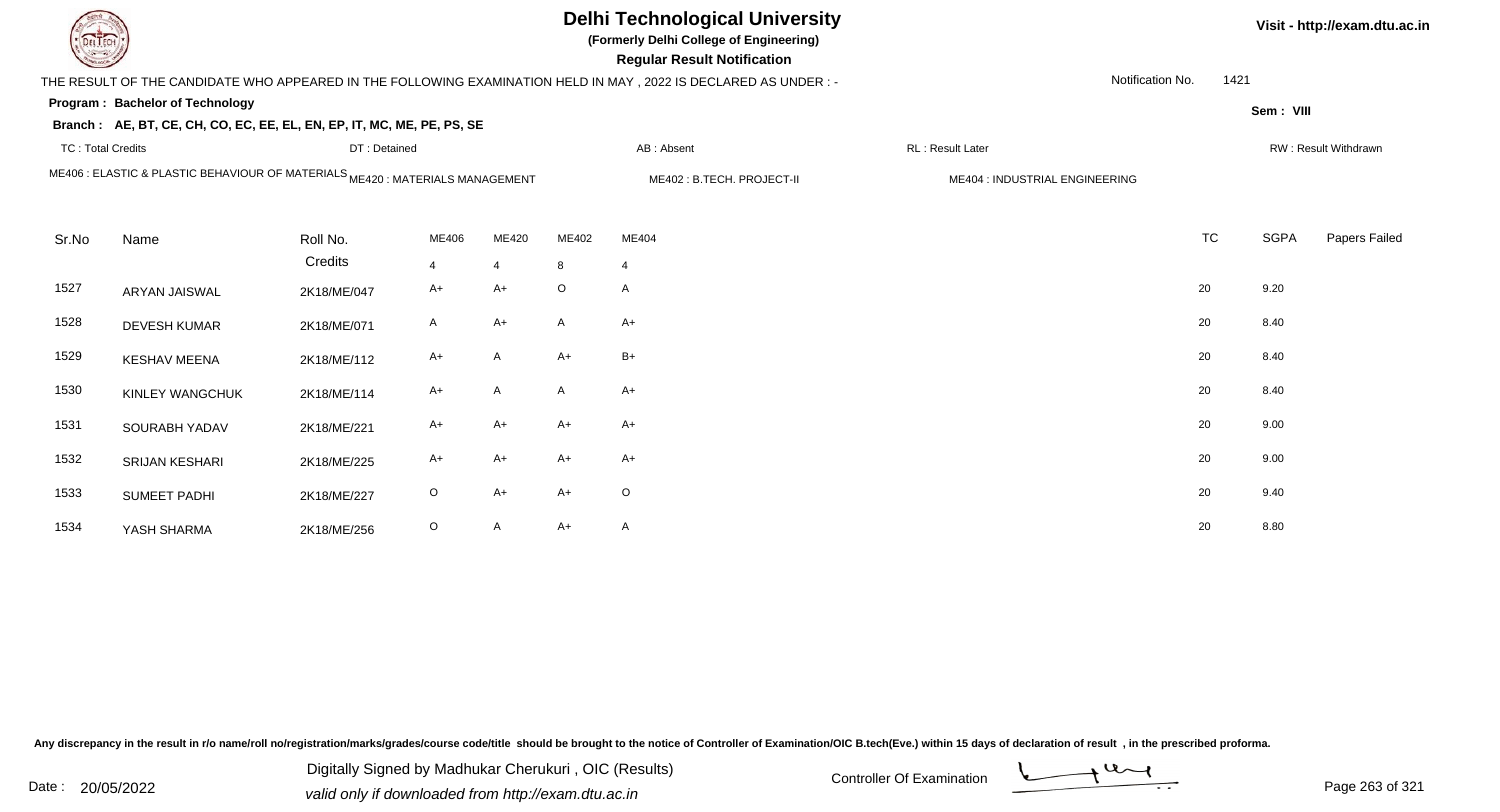# Delhi Technological University

**(Formerly Delhi College of Engineering)**

**Regular Result Notification**

Visit - http://exam.dtu.ac.in

THE RESULT OF THE CANDIDATE WHO APPEARED IN THE FOLLOWING EXAMINATION HELD IN MAY , 2022 IS DECLARED AS UNDER : -

Notification No. 1421

**Program : Bachelor of Technology**

Sem : VIII

**Branch : AE, BT, CE, CH, CO, EC, EE, EL, EN, EP, IT, MC, ME, PE, PS, SE**

TC : Total Credits | DT : Detained | AB : Absent | RL : Result Later | RW : Result Withdrawn

ME406 : ELASTIC & PLASTIC BEHAVIOUR OF MATERIALS | ME420 : MATERIALS MANAGEMENT | ME402 : B.TECH. PROJECT-II | ME404 : INDUSTRIAL ENGINEERING

| Sr.No | Name | Roll No. | ME406 | ME420 | ME402 | ME404 | TC | SGPA | Papers Failed |
|---|---|---|---|---|---|---|---|---|---|
| | | Credits | 4 | 4 | 8 | 4 | | | |
| 1527 | ARYAN JAISWAL | 2K18/ME/047 | A+ | A+ | O | A | 20 | 9.20 | |
| 1528 | DEVESH KUMAR | 2K18/ME/071 | A | A+ | A | A+ | 20 | 8.40 | |
| 1529 | KESHAV MEENA | 2K18/ME/112 | A+ | A | A+ | B+ | 20 | 8.40 | |
| 1530 | KINLEY WANGCHUK | 2K18/ME/114 | A+ | A | A | A+ | 20 | 8.40 | |
| 1531 | SOURABH YADAV | 2K18/ME/221 | A+ | A+ | A+ | A+ | 20 | 9.00 | |
| 1532 | SRIJAN KESHARI | 2K18/ME/225 | A+ | A+ | A+ | A+ | 20 | 9.00 | |
| 1533 | SUMEET PADHI | 2K18/ME/227 | O | A+ | A+ | O | 20 | 9.40 | |
| 1534 | YASH SHARMA | 2K18/ME/256 | O | A | A+ | A | 20 | 8.80 | |

Any discrepancy in the result in r/o name/roll no/registration/marks/grades/course code/title should be brought to the notice of Controller of Examination/OIC B.tech(Eve.) within 15 days of declaration of result , in the prescribed proforma.

Date : 20/05/2022

Digitally Signed by Madhukar Cherukuri , OIC (Results)
valid only if downloaded from http://exam.dtu.ac.in

Controller Of Examination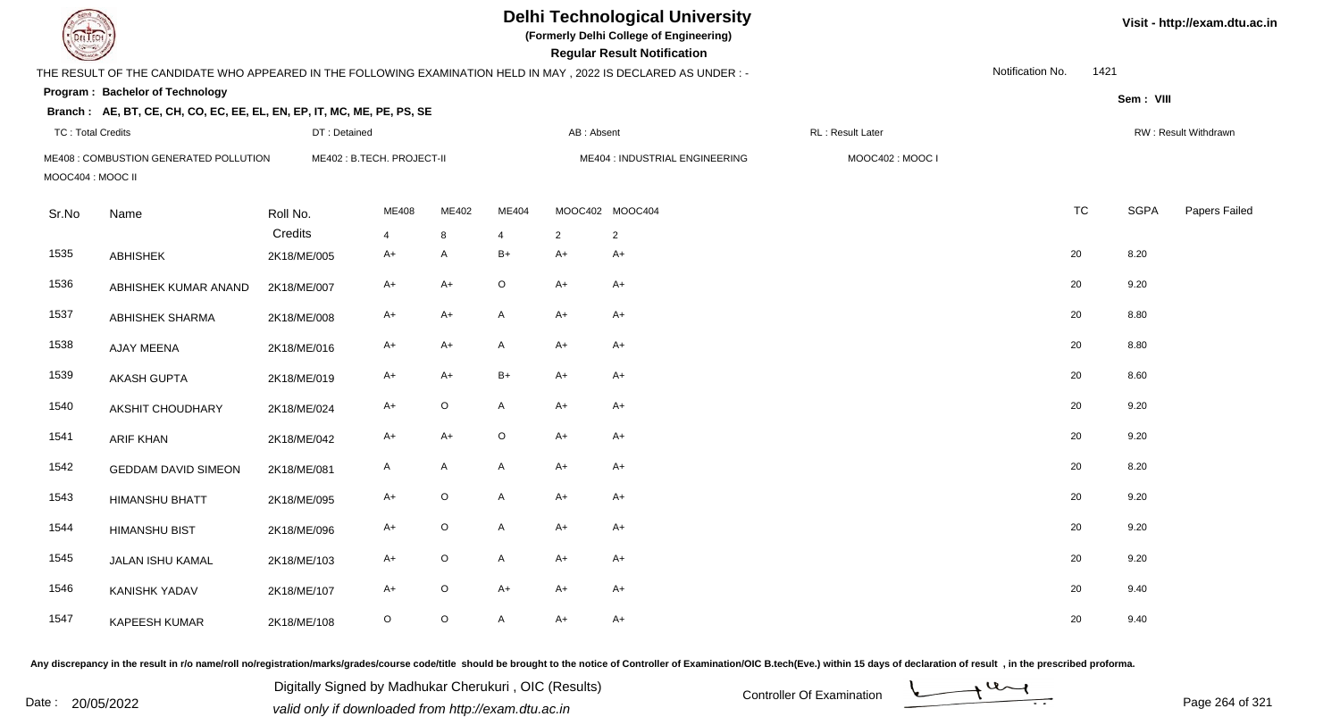# Delhi Technological University

**(Formerly Delhi College of Engineering)**

**Regular Result Notification**

Visit - http://exam.dtu.ac.in

THE RESULT OF THE CANDIDATE WHO APPEARED IN THE FOLLOWING EXAMINATION HELD IN MAY , 2022 IS DECLARED AS UNDER : -

Notification No. 1421

**Program : Bachelor of Technology**

Sem : VIII

**Branch : AE, BT, CE, CH, CO, EC, EE, EL, EN, EP, IT, MC, ME, PE, PS, SE**

TC : Total Credits | DT : Detained | AB : Absent | RL : Result Later | RW : Result Withdrawn

ME408 : COMBUSTION GENERATED POLLUTION | ME402 : B.TECH. PROJECT-II | ME404 : INDUSTRIAL ENGINEERING | MOOC402 : MOOC I | MOOC404 : MOOC II

| Sr.No | Name | Roll No. | ME408 | ME402 | ME404 | MOOC402 | MOOC404 | TC | SGPA | Papers Failed |
|---|---|---|---|---|---|---|---|---|---|---|
| | | Credits | 4 | 8 | 4 | 2 | 2 | | | |
| 1535 | ABHISHEK | 2K18/ME/005 | A+ | A | B+ | A+ | A+ | 20 | 8.20 | |
| 1536 | ABHISHEK KUMAR ANAND | 2K18/ME/007 | A+ | A+ | O | A+ | A+ | 20 | 9.20 | |
| 1537 | ABHISHEK SHARMA | 2K18/ME/008 | A+ | A+ | A | A+ | A+ | 20 | 8.80 | |
| 1538 | AJAY MEENA | 2K18/ME/016 | A+ | A+ | A | A+ | A+ | 20 | 8.80 | |
| 1539 | AKASH GUPTA | 2K18/ME/019 | A+ | A+ | B+ | A+ | A+ | 20 | 8.60 | |
| 1540 | AKSHIT CHOUDHARY | 2K18/ME/024 | A+ | O | A | A+ | A+ | 20 | 9.20 | |
| 1541 | ARIF KHAN | 2K18/ME/042 | A+ | A+ | O | A+ | A+ | 20 | 9.20 | |
| 1542 | GEDDAM DAVID SIMEON | 2K18/ME/081 | A | A | A | A+ | A+ | 20 | 8.20 | |
| 1543 | HIMANSHU BHATT | 2K18/ME/095 | A+ | O | A | A+ | A+ | 20 | 9.20 | |
| 1544 | HIMANSHU BIST | 2K18/ME/096 | A+ | O | A | A+ | A+ | 20 | 9.20 | |
| 1545 | JALAN ISHU KAMAL | 2K18/ME/103 | A+ | O | A | A+ | A+ | 20 | 9.20 | |
| 1546 | KANISHK YADAV | 2K18/ME/107 | A+ | O | A+ | A+ | A+ | 20 | 9.40 | |
| 1547 | KAPEESH KUMAR | 2K18/ME/108 | O | O | A | A+ | A+ | 20 | 9.40 | |

Any discrepancy in the result in r/o name/roll no/registration/marks/grades/course code/title should be brought to the notice of Controller of Examination/OIC B.tech(Eve.) within 15 days of declaration of result , in the prescribed proforma.

Date : 20/05/2022

Digitally Signed by Madhukar Cherukuri , OIC (Results)
valid only if downloaded from http://exam.dtu.ac.in

Controller Of Examination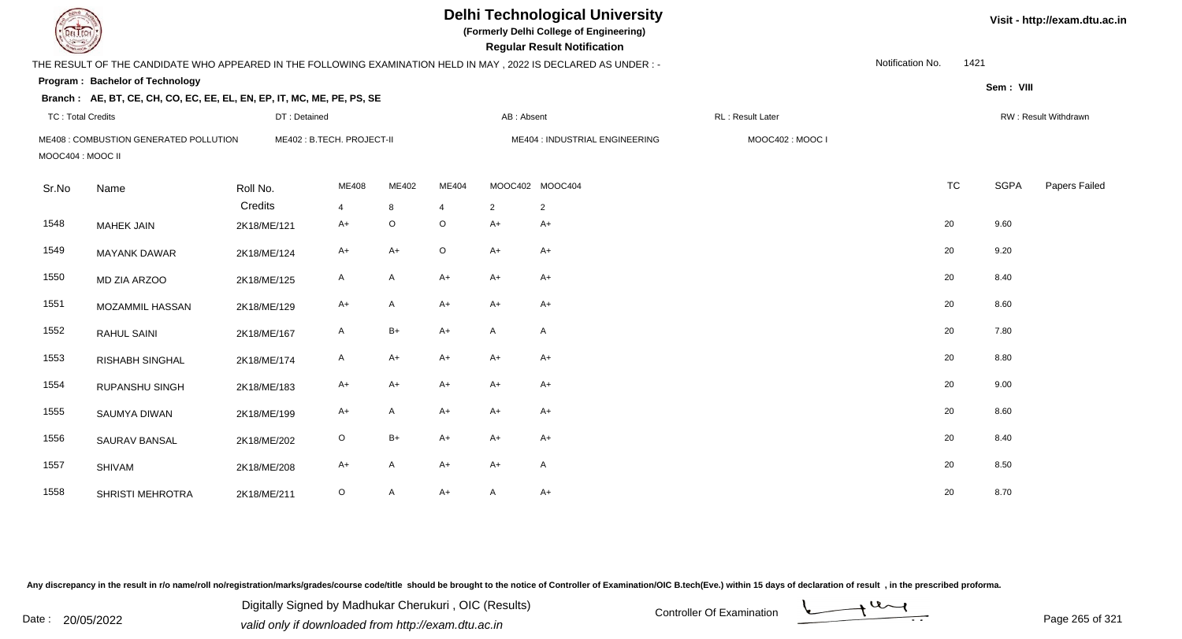# Delhi Technological University

**(Formerly Delhi College of Engineering)**

**Regular Result Notification**

Visit - http://exam.dtu.ac.in

THE RESULT OF THE CANDIDATE WHO APPEARED IN THE FOLLOWING EXAMINATION HELD IN MAY , 2022 IS DECLARED AS UNDER : -

Notification No. 1421

**Program : Bachelor of Technology**

Sem : VIII

**Branch : AE, BT, CE, CH, CO, EC, EE, EL, EN, EP, IT, MC, ME, PE, PS, SE**

TC : Total Credits | DT : Detained | AB : Absent | RL : Result Later | RW : Result Withdrawn

ME408 : COMBUSTION GENERATED POLLUTION | ME402 : B.TECH. PROJECT-II | ME404 : INDUSTRIAL ENGINEERING | MOOC402 : MOOC I | MOOC404 : MOOC II

| Sr.No | Name | Roll No. | ME408 | ME402 | ME404 | MOOC402 | MOOC404 | TC | SGPA | Papers Failed |
|---|---|---|---|---|---|---|---|---|---|---|
| | | Credits | 4 | 8 | 4 | 2 | 2 | | | |
| 1548 | MAHEK JAIN | 2K18/ME/121 | A+ | O | O | A+ | A+ | 20 | 9.60 | |
| 1549 | MAYANK DAWAR | 2K18/ME/124 | A+ | A+ | O | A+ | A+ | 20 | 9.20 | |
| 1550 | MD ZIA ARZOO | 2K18/ME/125 | A | A | A+ | A+ | A+ | 20 | 8.40 | |
| 1551 | MOZAMMIL HASSAN | 2K18/ME/129 | A+ | A | A+ | A+ | A+ | 20 | 8.60 | |
| 1552 | RAHUL SAINI | 2K18/ME/167 | A | B+ | A+ | A | A | 20 | 7.80 | |
| 1553 | RISHABH SINGHAL | 2K18/ME/174 | A | A+ | A+ | A+ | A+ | 20 | 8.80 | |
| 1554 | RUPANSHU SINGH | 2K18/ME/183 | A+ | A+ | A+ | A+ | A+ | 20 | 9.00 | |
| 1555 | SAUMYA DIWAN | 2K18/ME/199 | A+ | A | A+ | A+ | A+ | 20 | 8.60 | |
| 1556 | SAURAV BANSAL | 2K18/ME/202 | O | B+ | A+ | A+ | A+ | 20 | 8.40 | |
| 1557 | SHIVAM | 2K18/ME/208 | A+ | A | A+ | A+ | A | 20 | 8.50 | |
| 1558 | SHRISTI MEHROTRA | 2K18/ME/211 | O | A | A+ | A | A+ | 20 | 8.70 | |

Any discrepancy in the result in r/o name/roll no/registration/marks/grades/course code/title should be brought to the notice of Controller of Examination/OIC B.tech(Eve.) within 15 days of declaration of result , in the prescribed proforma.

Date : 20/05/2022

Digitally Signed by Madhukar Cherukuri , OIC (Results)
valid only if downloaded from http://exam.dtu.ac.in

Controller Of Examination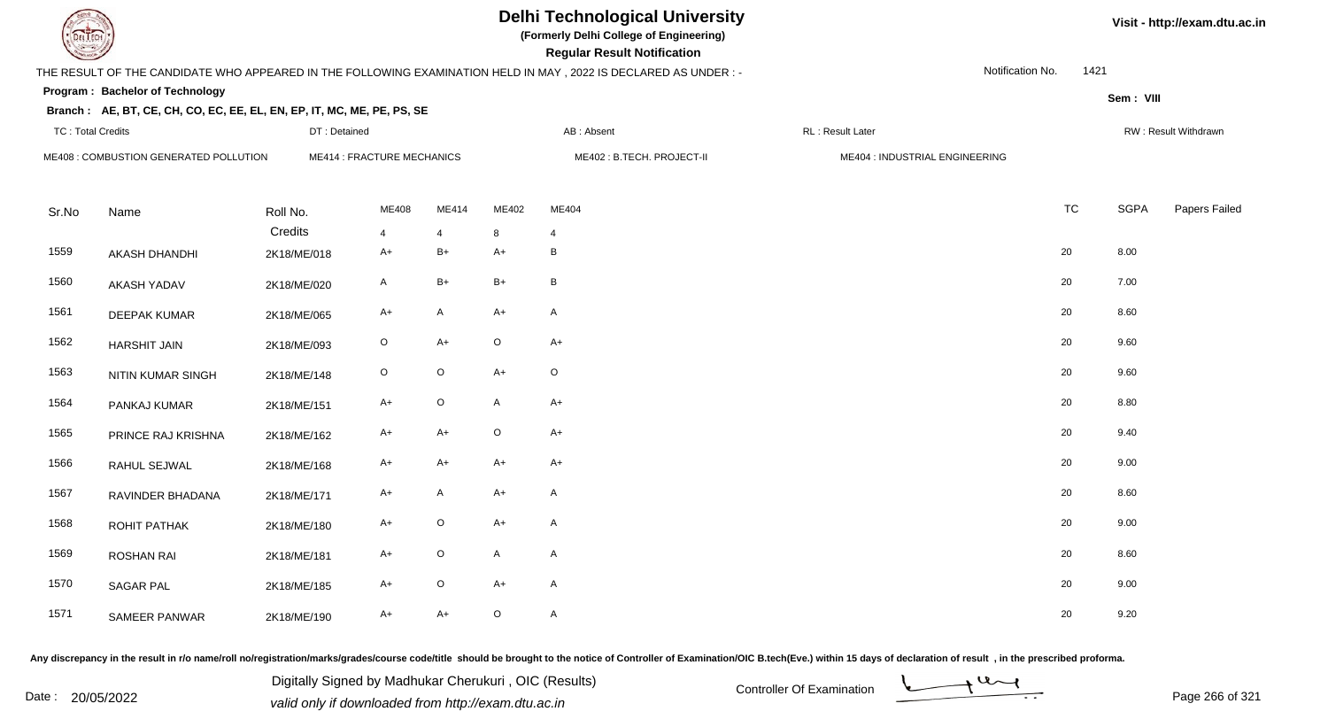# Delhi Technological University

**(Formerly Delhi College of Engineering)**

**Regular Result Notification**

Visit - http://exam.dtu.ac.in

THE RESULT OF THE CANDIDATE WHO APPEARED IN THE FOLLOWING EXAMINATION HELD IN MAY , 2022 IS DECLARED AS UNDER : -

Notification No. 1421

**Program : Bachelor of Technology**

Sem : VIII

**Branch : AE, BT, CE, CH, CO, EC, EE, EL, EN, EP, IT, MC, ME, PE, PS, SE**

TC : Total Credits | DT : Detained | AB : Absent | RL : Result Later | RW : Result Withdrawn

ME408 : COMBUSTION GENERATED POLLUTION | ME414 : FRACTURE MECHANICS | ME402 : B.TECH. PROJECT-II | ME404 : INDUSTRIAL ENGINEERING

| Sr.No | Name | Roll No. | ME408 | ME414 | ME402 | ME404 | TC | SGPA | Papers Failed |
|---|---|---|---|---|---|---|---|---|---|
| | | Credits | 4 | 4 | 8 | 4 | | | |
| 1559 | AKASH DHANDHI | 2K18/ME/018 | A+ | B+ | A+ | B | 20 | 8.00 | |
| 1560 | AKASH YADAV | 2K18/ME/020 | A | B+ | B+ | B | 20 | 7.00 | |
| 1561 | DEEPAK KUMAR | 2K18/ME/065 | A+ | A | A+ | A | 20 | 8.60 | |
| 1562 | HARSHIT JAIN | 2K18/ME/093 | O | A+ | O | A+ | 20 | 9.60 | |
| 1563 | NITIN KUMAR SINGH | 2K18/ME/148 | O | O | A+ | O | 20 | 9.60 | |
| 1564 | PANKAJ KUMAR | 2K18/ME/151 | A+ | O | A | A+ | 20 | 8.80 | |
| 1565 | PRINCE RAJ KRISHNA | 2K18/ME/162 | A+ | A+ | O | A+ | 20 | 9.40 | |
| 1566 | RAHUL SEJWAL | 2K18/ME/168 | A+ | A+ | A+ | A+ | 20 | 9.00 | |
| 1567 | RAVINDER BHADANA | 2K18/ME/171 | A+ | A | A+ | A | 20 | 8.60 | |
| 1568 | ROHIT PATHAK | 2K18/ME/180 | A+ | O | A+ | A | 20 | 9.00 | |
| 1569 | ROSHAN RAI | 2K18/ME/181 | A+ | O | A | A | 20 | 8.60 | |
| 1570 | SAGAR PAL | 2K18/ME/185 | A+ | O | A+ | A | 20 | 9.00 | |
| 1571 | SAMEER PANWAR | 2K18/ME/190 | A+ | A+ | O | A | 20 | 9.20 | |

Any discrepancy in the result in r/o name/roll no/registration/marks/grades/course code/title should be brought to the notice of Controller of Examination/OIC B.tech(Eve.) within 15 days of declaration of result , in the prescribed proforma.

Date : 20/05/2022

Digitally Signed by Madhukar Cherukuri , OIC (Results)
valid only if downloaded from http://exam.dtu.ac.in

Controller Of Examination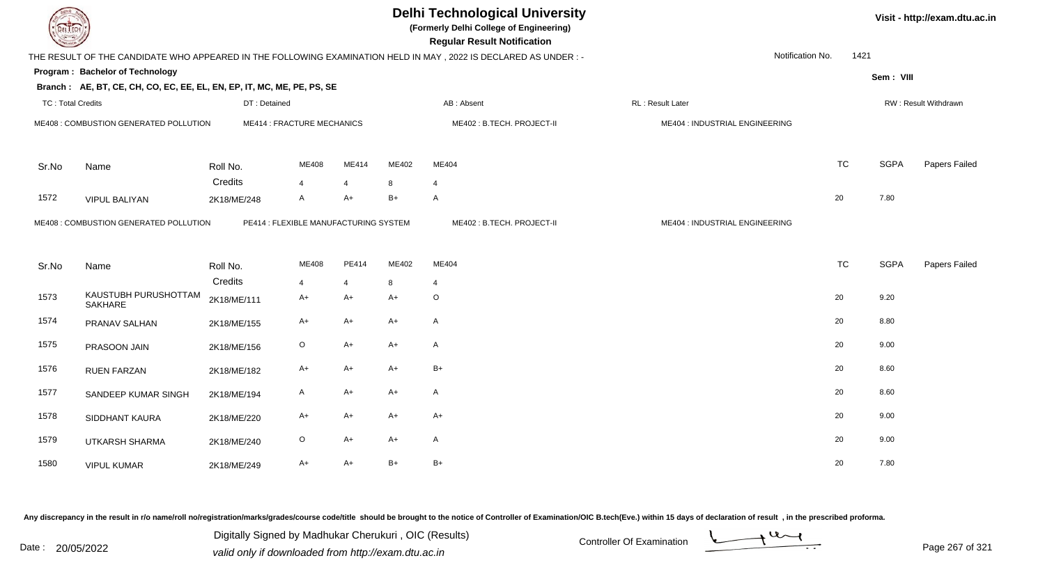# Delhi Technological University

**(Formerly Delhi College of Engineering)**

**Regular Result Notification**

Visit - http://exam.dtu.ac.in

THE RESULT OF THE CANDIDATE WHO APPEARED IN THE FOLLOWING EXAMINATION HELD IN MAY , 2022 IS DECLARED AS UNDER : -

Notification No. 1421

**Program : Bachelor of Technology**

Sem : VIII

**Branch : AE, BT, CE, CH, CO, EC, EE, EL, EN, EP, IT, MC, ME, PE, PS, SE**

TC : Total Credits | DT : Detained | AB : Absent | RL : Result Later | RW : Result Withdrawn

ME408 : COMBUSTION GENERATED POLLUTION | ME414 : FRACTURE MECHANICS | ME402 : B.TECH. PROJECT-II | ME404 : INDUSTRIAL ENGINEERING

| Sr.No | Name | Roll No. | ME408 | ME414 | ME402 | ME404 | TC | SGPA | Papers Failed |
|---|---|---|---|---|---|---|---|---|---|
| | | Credits | 4 | 4 | 8 | 4 | | | |
| 1572 | VIPUL BALIYAN | 2K18/ME/248 | A | A+ | B+ | A | 20 | 7.80 | |

ME408 : COMBUSTION GENERATED POLLUTION | PE414 : FLEXIBLE MANUFACTURING SYSTEM | ME402 : B.TECH. PROJECT-II | ME404 : INDUSTRIAL ENGINEERING

| Sr.No | Name | Roll No. | ME408 | PE414 | ME402 | ME404 | TC | SGPA | Papers Failed |
|---|---|---|---|---|---|---|---|---|---|
| | | Credits | 4 | 4 | 8 | 4 | | | |
| 1573 | KAUSTUBH PURUSHOTTAM SAKHARE | 2K18/ME/111 | A+ | A+ | A+ | O | 20 | 9.20 | |
| 1574 | PRANAV SALHAN | 2K18/ME/155 | A+ | A+ | A+ | A | 20 | 8.80 | |
| 1575 | PRASOON JAIN | 2K18/ME/156 | O | A+ | A+ | A | 20 | 9.00 | |
| 1576 | RUEN FARZAN | 2K18/ME/182 | A+ | A+ | A+ | B+ | 20 | 8.60 | |
| 1577 | SANDEEP KUMAR SINGH | 2K18/ME/194 | A | A+ | A+ | A | 20 | 8.60 | |
| 1578 | SIDDHANT KAURA | 2K18/ME/220 | A+ | A+ | A+ | A+ | 20 | 9.00 | |
| 1579 | UTKARSH SHARMA | 2K18/ME/240 | O | A+ | A+ | A | 20 | 9.00 | |
| 1580 | VIPUL KUMAR | 2K18/ME/249 | A+ | A+ | B+ | B+ | 20 | 7.80 | |

Any discrepancy in the result in r/o name/roll no/registration/marks/grades/course code/title should be brought to the notice of Controller of Examination/OIC B.tech(Eve.) within 15 days of declaration of result , in the prescribed proforma.

Date : 20/05/2022

Digitally Signed by Madhukar Cherukuri , OIC (Results)
valid only if downloaded from http://exam.dtu.ac.in

Controller Of Examination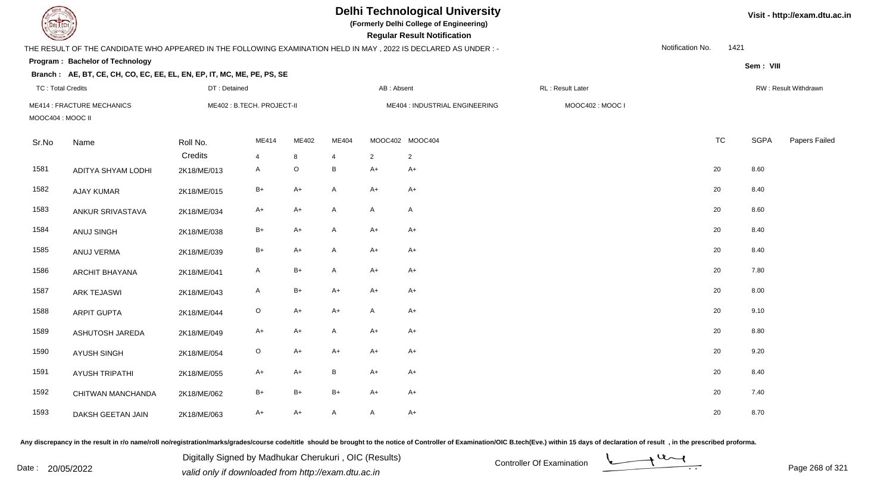# Delhi Technological University

**(Formerly Delhi College of Engineering)**

**Regular Result Notification**

Visit - http://exam.dtu.ac.in

THE RESULT OF THE CANDIDATE WHO APPEARED IN THE FOLLOWING EXAMINATION HELD IN MAY , 2022 IS DECLARED AS UNDER : -

Notification No. 1421

**Program : Bachelor of Technology**

Sem : VIII

**Branch : AE, BT, CE, CH, CO, EC, EE, EL, EN, EP, IT, MC, ME, PE, PS, SE**

TC : Total Credits | DT : Detained | AB : Absent | RL : Result Later | RW : Result Withdrawn

ME414 : FRACTURE MECHANICS | ME402 : B.TECH. PROJECT-II | ME404 : INDUSTRIAL ENGINEERING | MOOC402 : MOOC I | MOOC404 : MOOC II

| Sr.No | Name | Roll No. | ME414 | ME402 | ME404 | MOOC402 | MOOC404 | TC | SGPA | Papers Failed |
|---|---|---|---|---|---|---|---|---|---|---|
| | | Credits | 4 | 8 | 4 | 2 | 2 | | | |
| 1581 | ADITYA SHYAM LODHI | 2K18/ME/013 | A | O | B | A+ | A+ | 20 | 8.60 | |
| 1582 | AJAY KUMAR | 2K18/ME/015 | B+ | A+ | A | A+ | A+ | 20 | 8.40 | |
| 1583 | ANKUR SRIVASTAVA | 2K18/ME/034 | A+ | A+ | A | A | A | 20 | 8.60 | |
| 1584 | ANUJ SINGH | 2K18/ME/038 | B+ | A+ | A | A+ | A+ | 20 | 8.40 | |
| 1585 | ANUJ VERMA | 2K18/ME/039 | B+ | A+ | A | A+ | A+ | 20 | 8.40 | |
| 1586 | ARCHIT BHAYANA | 2K18/ME/041 | A | B+ | A | A+ | A+ | 20 | 7.80 | |
| 1587 | ARK TEJASWI | 2K18/ME/043 | A | B+ | A+ | A+ | A+ | 20 | 8.00 | |
| 1588 | ARPIT GUPTA | 2K18/ME/044 | O | A+ | A+ | A | A+ | 20 | 9.10 | |
| 1589 | ASHUTOSH JAREDA | 2K18/ME/049 | A+ | A+ | A | A+ | A+ | 20 | 8.80 | |
| 1590 | AYUSH SINGH | 2K18/ME/054 | O | A+ | A+ | A+ | A+ | 20 | 9.20 | |
| 1591 | AYUSH TRIPATHI | 2K18/ME/055 | A+ | A+ | B | A+ | A+ | 20 | 8.40 | |
| 1592 | CHITWAN MANCHANDA | 2K18/ME/062 | B+ | B+ | B+ | A+ | A+ | 20 | 7.40 | |
| 1593 | DAKSH GEETAN JAIN | 2K18/ME/063 | A+ | A+ | A | A | A+ | 20 | 8.70 | |

Any discrepancy in the result in r/o name/roll no/registration/marks/grades/course code/title should be brought to the notice of Controller of Examination/OIC B.tech(Eve.) within 15 days of declaration of result , in the prescribed proforma.

Date : 20/05/2022

Digitally Signed by Madhukar Cherukuri , OIC (Results)
valid only if downloaded from http://exam.dtu.ac.in

Controller Of Examination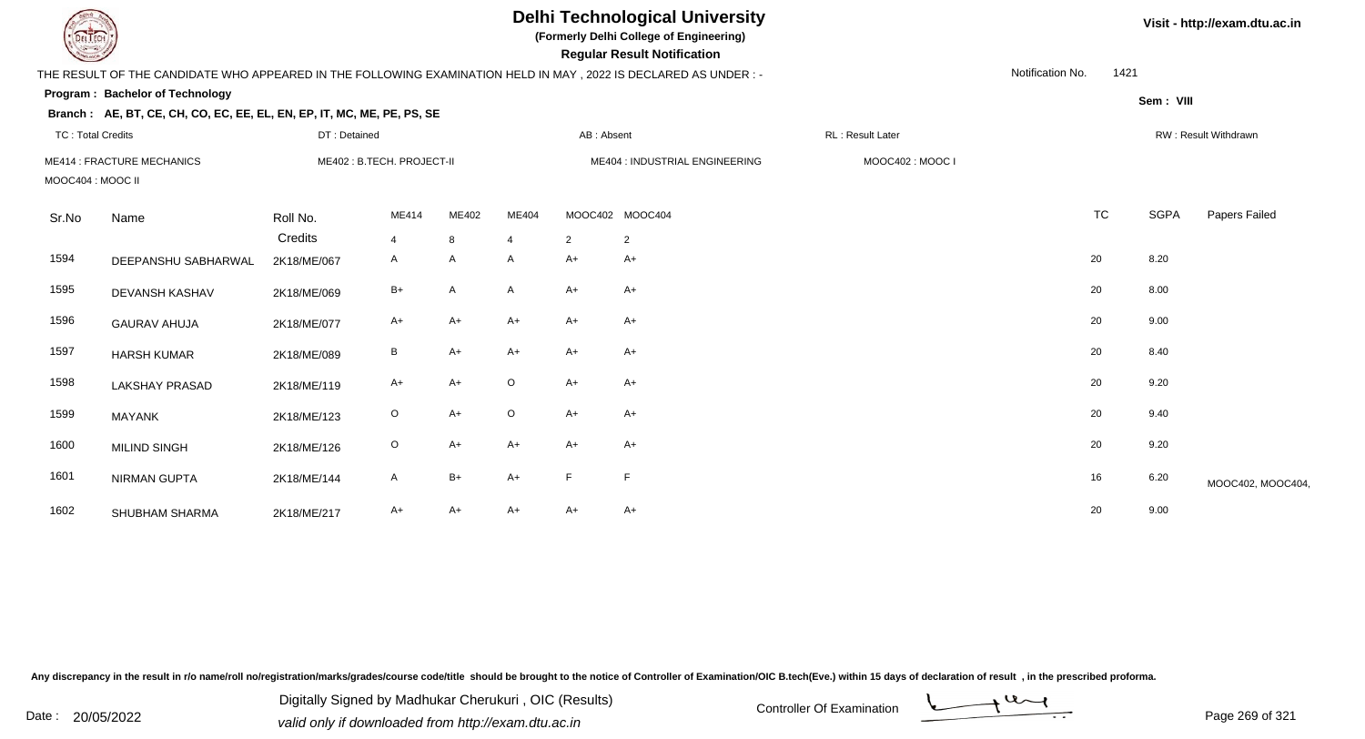# Delhi Technological University

**(Formerly Delhi College of Engineering)**

**Regular Result Notification**

Visit - http://exam.dtu.ac.in

THE RESULT OF THE CANDIDATE WHO APPEARED IN THE FOLLOWING EXAMINATION HELD IN MAY , 2022 IS DECLARED AS UNDER : -

Notification No. 1421

**Program : Bachelor of Technology**

**Sem : VIII**

**Branch : AE, BT, CE, CH, CO, EC, EE, EL, EN, EP, IT, MC, ME, PE, PS, SE**

TC : Total Credits | DT : Detained | AB : Absent | RL : Result Later | RW : Result Withdrawn

ME414 : FRACTURE MECHANICS | ME402 : B.TECH. PROJECT-II | ME404 : INDUSTRIAL ENGINEERING | MOOC402 : MOOC I | MOOC404 : MOOC II

| Sr.No | Name | Roll No. | ME414 | ME402 | ME404 | MOOC402 | MOOC404 | TC | SGPA | Papers Failed |
|---|---|---|---|---|---|---|---|---|---|---|
| | | Credits | 4 | 8 | 4 | 2 | 2 | | | |
| 1594 | DEEPANSHU SABHARWAL | 2K18/ME/067 | A | A | A | A+ | A+ | 20 | 8.20 | |
| 1595 | DEVANSH KASHAV | 2K18/ME/069 | B+ | A | A | A+ | A+ | 20 | 8.00 | |
| 1596 | GAURAV AHUJA | 2K18/ME/077 | A+ | A+ | A+ | A+ | A+ | 20 | 9.00 | |
| 1597 | HARSH KUMAR | 2K18/ME/089 | B | A+ | A+ | A+ | A+ | 20 | 8.40 | |
| 1598 | LAKSHAY PRASAD | 2K18/ME/119 | A+ | A+ | O | A+ | A+ | 20 | 9.20 | |
| 1599 | MAYANK | 2K18/ME/123 | O | A+ | O | A+ | A+ | 20 | 9.40 | |
| 1600 | MILIND SINGH | 2K18/ME/126 | O | A+ | A+ | A+ | A+ | 20 | 9.20 | |
| 1601 | NIRMAN GUPTA | 2K18/ME/144 | A | B+ | A+ | F | F | 16 | 6.20 | MOOC402, MOOC404, |
| 1602 | SHUBHAM SHARMA | 2K18/ME/217 | A+ | A+ | A+ | A+ | A+ | 20 | 9.00 | |

Any discrepancy in the result in r/o name/roll no/registration/marks/grades/course code/title should be brought to the notice of Controller of Examination/OIC B.tech(Eve.) within 15 days of declaration of result , in the prescribed proforma.

Date : 20/05/2022

Digitally Signed by Madhukar Cherukuri , OIC (Results)
valid only if downloaded from http://exam.dtu.ac.in

Controller Of Examination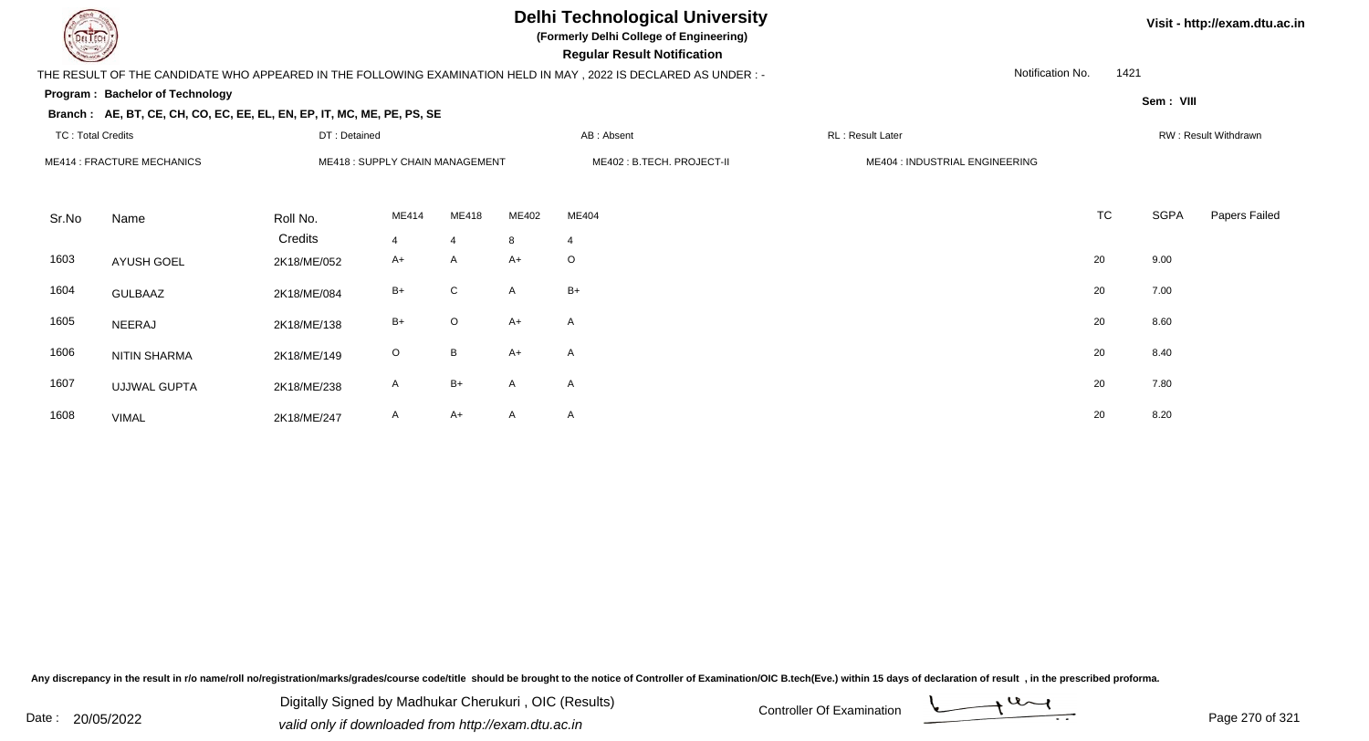# Delhi Technological University

**(Formerly Delhi College of Engineering)**

**Regular Result Notification**

Visit - http://exam.dtu.ac.in

THE RESULT OF THE CANDIDATE WHO APPEARED IN THE FOLLOWING EXAMINATION HELD IN MAY , 2022 IS DECLARED AS UNDER : -

Notification No. 1421

**Program : Bachelor of Technology**

Sem : VIII

**Branch : AE, BT, CE, CH, CO, EC, EE, EL, EN, EP, IT, MC, ME, PE, PS, SE**

TC : Total Credits | DT : Detained | AB : Absent | RL : Result Later | RW : Result Withdrawn

ME414 : FRACTURE MECHANICS | ME418 : SUPPLY CHAIN MANAGEMENT | ME402 : B.TECH. PROJECT-II | ME404 : INDUSTRIAL ENGINEERING

| Sr.No | Name | Roll No. | ME414 | ME418 | ME402 | ME404 | TC | SGPA | Papers Failed |
|---|---|---|---|---|---|---|---|---|---|
| | | Credits | 4 | 4 | 8 | 4 | | | |
| 1603 | AYUSH GOEL | 2K18/ME/052 | A+ | A | A+ | O | 20 | 9.00 | |
| 1604 | GULBAAZ | 2K18/ME/084 | B+ | C | A | B+ | 20 | 7.00 | |
| 1605 | NEERAJ | 2K18/ME/138 | B+ | O | A+ | A | 20 | 8.60 | |
| 1606 | NITIN SHARMA | 2K18/ME/149 | O | B | A+ | A | 20 | 8.40 | |
| 1607 | UJJWAL GUPTA | 2K18/ME/238 | A | B+ | A | A | 20 | 7.80 | |
| 1608 | VIMAL | 2K18/ME/247 | A | A+ | A | A | 20 | 8.20 | |

Any discrepancy in the result in r/o name/roll no/registration/marks/grades/course code/title should be brought to the notice of Controller of Examination/OIC B.tech(Eve.) within 15 days of declaration of result , in the prescribed proforma.

Date : 20/05/2022

Digitally Signed by Madhukar Cherukuri , OIC (Results)
valid only if downloaded from http://exam.dtu.ac.in

Controller Of Examination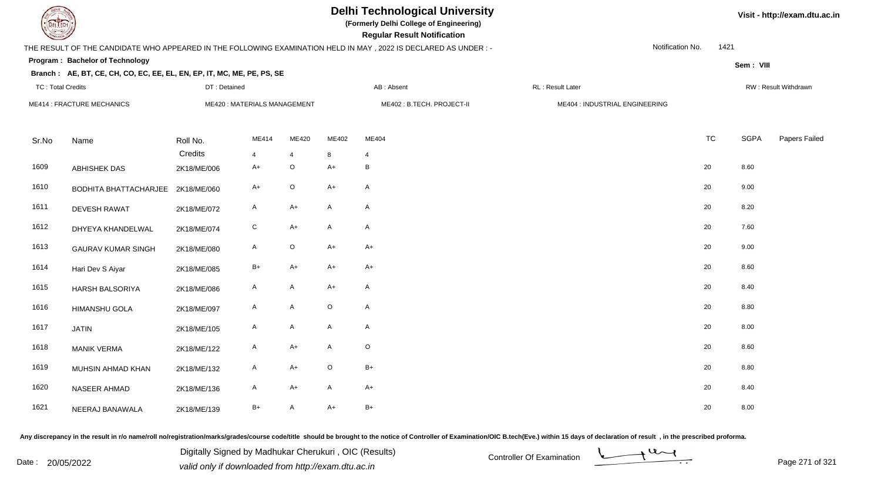# Delhi Technological University

**(Formerly Delhi College of Engineering)**

**Regular Result Notification**

Visit - http://exam.dtu.ac.in

THE RESULT OF THE CANDIDATE WHO APPEARED IN THE FOLLOWING EXAMINATION HELD IN MAY , 2022 IS DECLARED AS UNDER : -

Notification No. 1421

**Program : Bachelor of Technology**

Sem : VIII

**Branch : AE, BT, CE, CH, CO, EC, EE, EL, EN, EP, IT, MC, ME, PE, PS, SE**

TC : Total Credits | DT : Detained | AB : Absent | RL : Result Later | RW : Result Withdrawn

ME414 : FRACTURE MECHANICS | ME420 : MATERIALS MANAGEMENT | ME402 : B.TECH. PROJECT-II | ME404 : INDUSTRIAL ENGINEERING

| Sr.No | Name | Roll No. | ME414 | ME420 | ME402 | ME404 | TC | SGPA | Papers Failed |
|---|---|---|---|---|---|---|---|---|---|
| | | Credits | 4 | 4 | 8 | 4 | | | |
| 1609 | ABHISHEK DAS | 2K18/ME/006 | A+ | O | A+ | B | 20 | 8.60 | |
| 1610 | BODHITA BHATTACHARJEE | 2K18/ME/060 | A+ | O | A+ | A | 20 | 9.00 | |
| 1611 | DEVESH RAWAT | 2K18/ME/072 | A | A+ | A | A | 20 | 8.20 | |
| 1612 | DHYEYA KHANDELWAL | 2K18/ME/074 | C | A+ | A | A | 20 | 7.60 | |
| 1613 | GAURAV KUMAR SINGH | 2K18/ME/080 | A | O | A+ | A+ | 20 | 9.00 | |
| 1614 | Hari Dev S Aiyar | 2K18/ME/085 | B+ | A+ | A+ | A+ | 20 | 8.60 | |
| 1615 | HARSH BALSORIYA | 2K18/ME/086 | A | A | A+ | A | 20 | 8.40 | |
| 1616 | HIMANSHU GOLA | 2K18/ME/097 | A | A | O | A | 20 | 8.80 | |
| 1617 | JATIN | 2K18/ME/105 | A | A | A | A | 20 | 8.00 | |
| 1618 | MANIK VERMA | 2K18/ME/122 | A | A+ | A | O | 20 | 8.60 | |
| 1619 | MUHSIN AHMAD KHAN | 2K18/ME/132 | A | A+ | O | B+ | 20 | 8.80 | |
| 1620 | NASEER AHMAD | 2K18/ME/136 | A | A+ | A | A+ | 20 | 8.40 | |
| 1621 | NEERAJ BANAWALA | 2K18/ME/139 | B+ | A | A+ | B+ | 20 | 8.00 | |

Any discrepancy in the result in r/o name/roll no/registration/marks/grades/course code/title should be brought to the notice of Controller of Examination/OIC B.tech(Eve.) within 15 days of declaration of result , in the prescribed proforma.

Date : 20/05/2022

Digitally Signed by Madhukar Cherukuri , OIC (Results)
valid only if downloaded from http://exam.dtu.ac.in

Controller Of Examination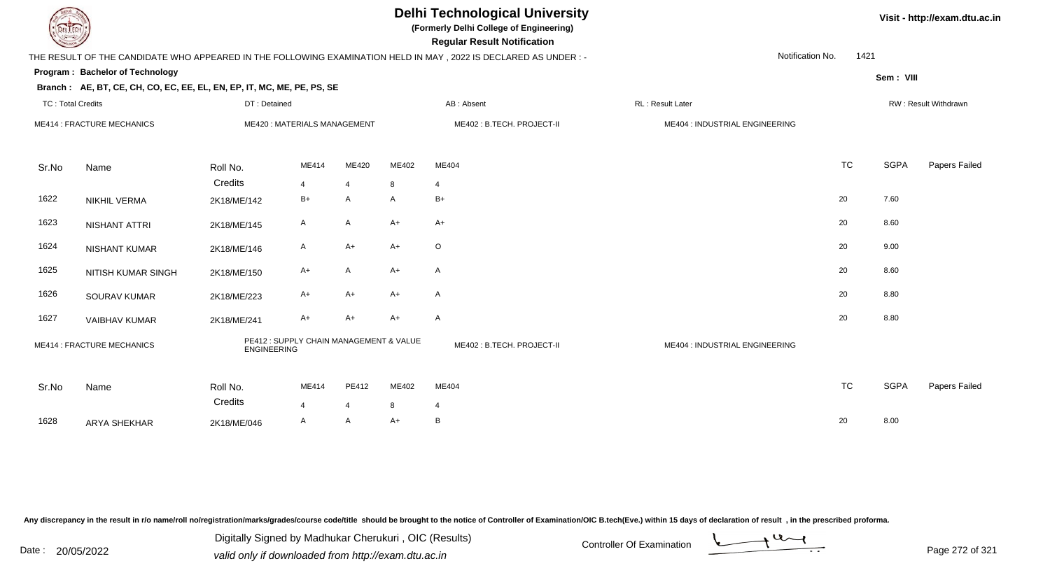# Delhi Technological University

**(Formerly Delhi College of Engineering)**

**Regular Result Notification**

Visit - http://exam.dtu.ac.in

THE RESULT OF THE CANDIDATE WHO APPEARED IN THE FOLLOWING EXAMINATION HELD IN MAY , 2022 IS DECLARED AS UNDER : -

Notification No. 1421

**Program : Bachelor of Technology**

**Sem : VIII**

**Branch : AE, BT, CE, CH, CO, EC, EE, EL, EN, EP, IT, MC, ME, PE, PS, SE**

TC : Total Credits | DT : Detained | AB : Absent | RL : Result Later | RW : Result Withdrawn

ME414 : FRACTURE MECHANICS | ME420 : MATERIALS MANAGEMENT | ME402 : B.TECH. PROJECT-II | ME404 : INDUSTRIAL ENGINEERING

| Sr.No | Name | Roll No. | ME414 | ME420 | ME402 | ME404 | TC | SGPA | Papers Failed |
|---|---|---|---|---|---|---|---|---|---|
| | | Credits | 4 | 4 | 8 | 4 | | | |
| 1622 | NIKHIL VERMA | 2K18/ME/142 | B+ | A | A | B+ | 20 | 7.60 | |
| 1623 | NISHANT ATTRI | 2K18/ME/145 | A | A | A+ | A+ | 20 | 8.60 | |
| 1624 | NISHANT KUMAR | 2K18/ME/146 | A | A+ | A+ | O | 20 | 9.00 | |
| 1625 | NITISH KUMAR SINGH | 2K18/ME/150 | A+ | A | A+ | A | 20 | 8.60 | |
| 1626 | SOURAV KUMAR | 2K18/ME/223 | A+ | A+ | A+ | A | 20 | 8.80 | |
| 1627 | VAIBHAV KUMAR | 2K18/ME/241 | A+ | A+ | A+ | A | 20 | 8.80 | |

ME414 : FRACTURE MECHANICS | PE412 : SUPPLY CHAIN MANAGEMENT & VALUE ENGINEERING | ME402 : B.TECH. PROJECT-II | ME404 : INDUSTRIAL ENGINEERING

| Sr.No | Name | Roll No. | ME414 | PE412 | ME402 | ME404 | TC | SGPA | Papers Failed |
|---|---|---|---|---|---|---|---|---|---|
| | | Credits | 4 | 4 | 8 | 4 | | | |
| 1628 | ARYA SHEKHAR | 2K18/ME/046 | A | A | A+ | B | 20 | 8.00 | |

Any discrepancy in the result in r/o name/roll no/registration/marks/grades/course code/title should be brought to the notice of Controller of Examination/OIC B.tech(Eve.) within 15 days of declaration of result , in the prescribed proforma.

Date : 20/05/2022

Digitally Signed by Madhukar Cherukuri , OIC (Results)
valid only if downloaded from http://exam.dtu.ac.in

Controller Of Examination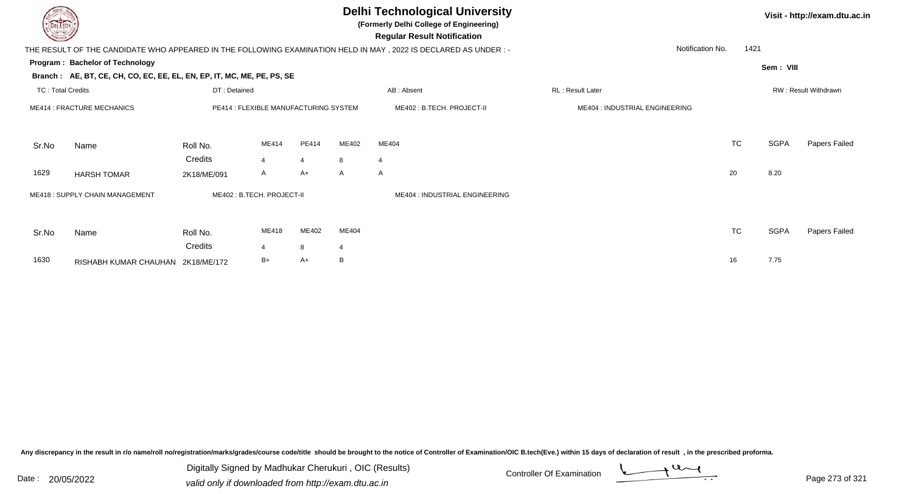# Delhi Technological University

**(Formerly Delhi College of Engineering)**

**Regular Result Notification**

Visit - http://exam.dtu.ac.in

THE RESULT OF THE CANDIDATE WHO APPEARED IN THE FOLLOWING EXAMINATION HELD IN MAY , 2022 IS DECLARED AS UNDER : -

Notification No. 1421

**Program : Bachelor of Technology**

Sem : VIII

**Branch : AE, BT, CE, CH, CO, EC, EE, EL, EN, EP, IT, MC, ME, PE, PS, SE**

TC : Total Credits | DT : Detained | AB : Absent | RL : Result Later | RW : Result Withdrawn

ME414 : FRACTURE MECHANICS | PE414 : FLEXIBLE MANUFACTURING SYSTEM | ME402 : B.TECH. PROJECT-II | ME404 : INDUSTRIAL ENGINEERING

| Sr.No | Name | Roll No. | ME414 | PE414 | ME402 | ME404 | TC | SGPA | Papers Failed |
|---|---|---|---|---|---|---|---|---|---|
| | | Credits | 4 | 4 | 8 | 4 | | | |
| 1629 | HARSH TOMAR | 2K18/ME/091 | A | A+ | A | A | 20 | 8.20 | |

ME418 : SUPPLY CHAIN MANAGEMENT | ME402 : B.TECH. PROJECT-II | ME404 : INDUSTRIAL ENGINEERING

| Sr.No | Name | Roll No. | ME418 | ME402 | ME404 | TC | SGPA | Papers Failed |
|---|---|---|---|---|---|---|---|---|
| | | Credits | 4 | 8 | 4 | | | |
| 1630 | RISHABH KUMAR CHAUHAN | 2K18/ME/172 | B+ | A+ | B | 16 | 7.75 | |

Any discrepancy in the result in r/o name/roll no/registration/marks/grades/course code/title should be brought to the notice of Controller of Examination/OIC B.tech(Eve.) within 15 days of declaration of result , in the prescribed proforma.

Date : 20/05/2022

Digitally Signed by Madhukar Cherukuri , OIC (Results)

valid only if downloaded from http://exam.dtu.ac.in

Controller Of Examination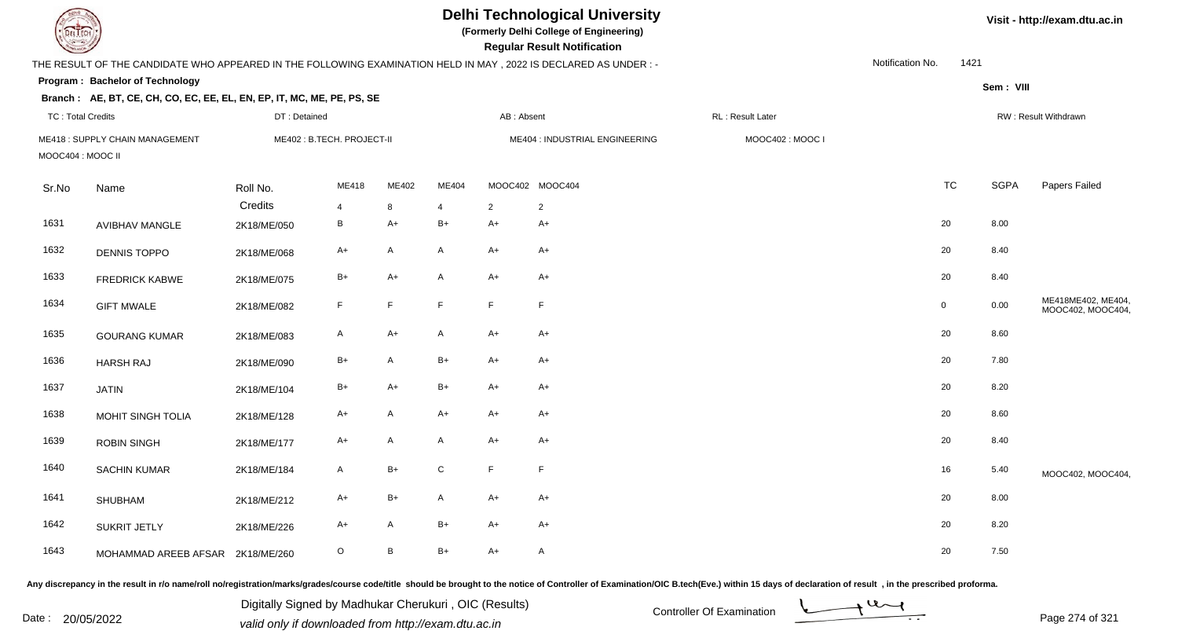# Delhi Technological University

**(Formerly Delhi College of Engineering)**

**Regular Result Notification**

Visit - http://exam.dtu.ac.in

THE RESULT OF THE CANDIDATE WHO APPEARED IN THE FOLLOWING EXAMINATION HELD IN MAY , 2022 IS DECLARED AS UNDER : -

Notification No. 1421

**Program : Bachelor of Technology**

Sem : VIII

**Branch : AE, BT, CE, CH, CO, EC, EE, EL, EN, EP, IT, MC, ME, PE, PS, SE**

TC : Total Credits | DT : Detained | AB : Absent | RL : Result Later | RW : Result Withdrawn

ME418 : SUPPLY CHAIN MANAGEMENT | ME402 : B.TECH. PROJECT-II | ME404 : INDUSTRIAL ENGINEERING | MOOC402 : MOOC I | MOOC404 : MOOC II

| Sr.No | Name | Roll No. | ME418 | ME402 | ME404 | MOOC402 | MOOC404 | TC | SGPA | Papers Failed |
|---|---|---|---|---|---|---|---|---|---|---|
| | | Credits | 4 | 8 | 4 | 2 | 2 | | | |
| 1631 | AVIBHAV MANGLE | 2K18/ME/050 | B | A+ | B+ | A+ | A+ | 20 | 8.00 | |
| 1632 | DENNIS TOPPO | 2K18/ME/068 | A+ | A | A | A+ | A+ | 20 | 8.40 | |
| 1633 | FREDRICK KABWE | 2K18/ME/075 | B+ | A+ | A | A+ | A+ | 20 | 8.40 | |
| 1634 | GIFT MWALE | 2K18/ME/082 | F | F | F | F | F | 0 | 0.00 | ME418ME402, ME404, MOOC402, MOOC404, |
| 1635 | GOURANG KUMAR | 2K18/ME/083 | A | A+ | A | A+ | A+ | 20 | 8.60 | |
| 1636 | HARSH RAJ | 2K18/ME/090 | B+ | A | B+ | A+ | A+ | 20 | 7.80 | |
| 1637 | JATIN | 2K18/ME/104 | B+ | A+ | B+ | A+ | A+ | 20 | 8.20 | |
| 1638 | MOHIT SINGH TOLIA | 2K18/ME/128 | A+ | A | A+ | A+ | A+ | 20 | 8.60 | |
| 1639 | ROBIN SINGH | 2K18/ME/177 | A+ | A | A | A+ | A+ | 20 | 8.40 | |
| 1640 | SACHIN KUMAR | 2K18/ME/184 | A | B+ | C | F | F | 16 | 5.40 | MOOC402, MOOC404, |
| 1641 | SHUBHAM | 2K18/ME/212 | A+ | B+ | A | A+ | A+ | 20 | 8.00 | |
| 1642 | SUKRIT JETLY | 2K18/ME/226 | A+ | A | B+ | A+ | A+ | 20 | 8.20 | |
| 1643 | MOHAMMAD AREEB AFSAR | 2K18/ME/260 | O | B | B+ | A+ | A | 20 | 7.50 | |

Any discrepancy in the result in r/o name/roll no/registration/marks/grades/course code/title should be brought to the notice of Controller of Examination/OIC B.tech(Eve.) within 15 days of declaration of result , in the prescribed proforma.

Date : 20/05/2022

Digitally Signed by Madhukar Cherukuri , OIC (Results)
valid only if downloaded from http://exam.dtu.ac.in

Controller Of Examination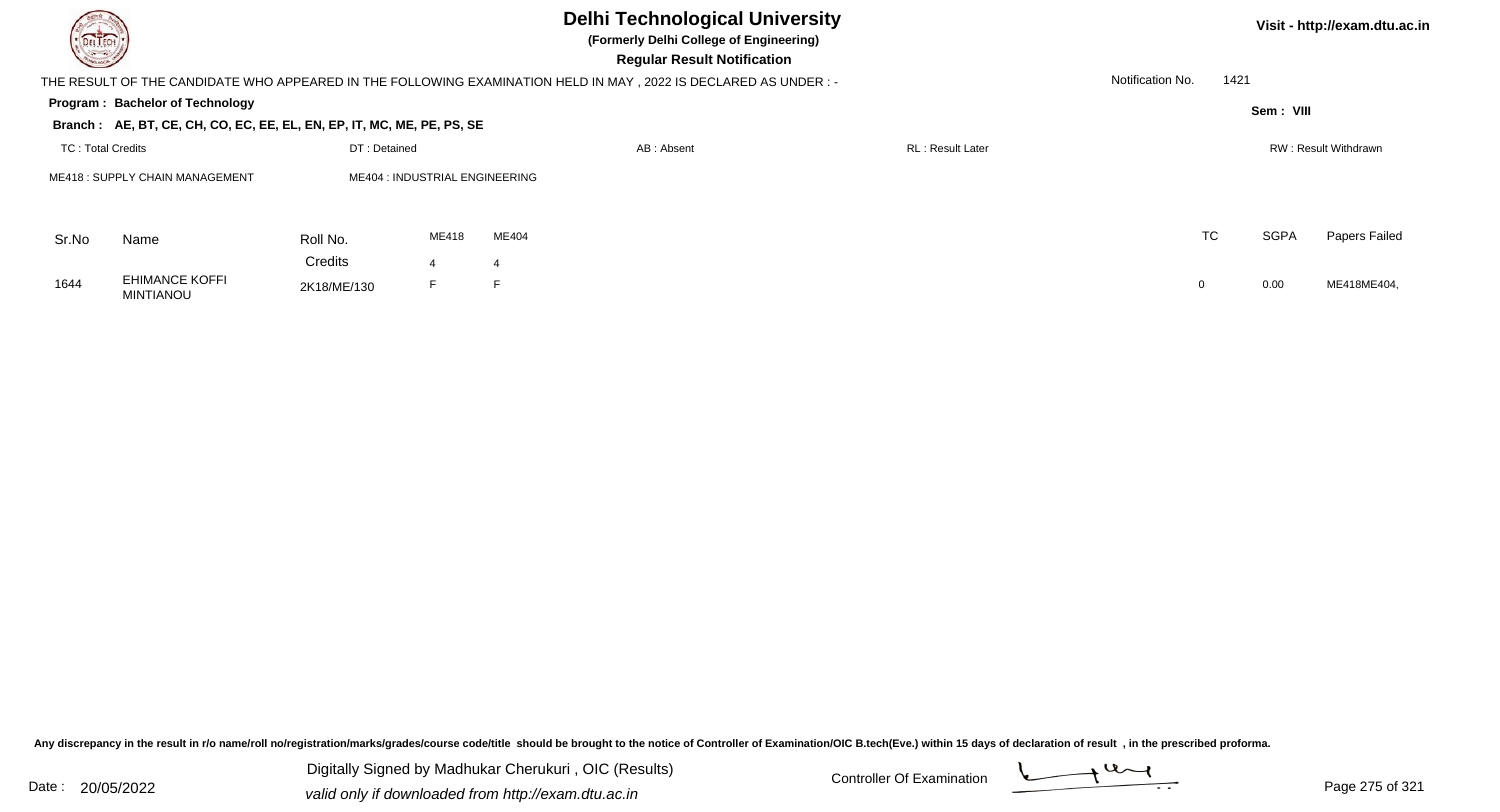# Delhi Technological University

**(Formerly Delhi College of Engineering)**

**Regular Result Notification**

Visit - http://exam.dtu.ac.in

THE RESULT OF THE CANDIDATE WHO APPEARED IN THE FOLLOWING EXAMINATION HELD IN MAY , 2022 IS DECLARED AS UNDER : -

Notification No. 1421

**Program : Bachelor of Technology**

**Sem : VIII**

**Branch : AE, BT, CE, CH, CO, EC, EE, EL, EN, EP, IT, MC, ME, PE, PS, SE**

TC : Total Credits | DT : Detained | AB : Absent | RL : Result Later | RW : Result Withdrawn

ME418 : SUPPLY CHAIN MANAGEMENT | ME404 : INDUSTRIAL ENGINEERING

| Sr.No | Name | Roll No. | ME418 | ME404 | TC | SGPA | Papers Failed |
|---|---|---|---|---|---|---|---|
| | | Credits | 4 | 4 | | | |
| 1644 | EHIMANCE KOFFI MINTIANOU | 2K18/ME/130 | F | F | 0 | 0.00 | ME418ME404, |

Any discrepancy in the result in r/o name/roll no/registration/marks/grades/course code/title should be brought to the notice of Controller of Examination/OIC B.tech(Eve.) within 15 days of declaration of result , in the prescribed proforma.

Date : 20/05/2022

Digitally Signed by Madhukar Cherukuri , OIC (Results)

valid only if downloaded from http://exam.dtu.ac.in

Controller Of Examination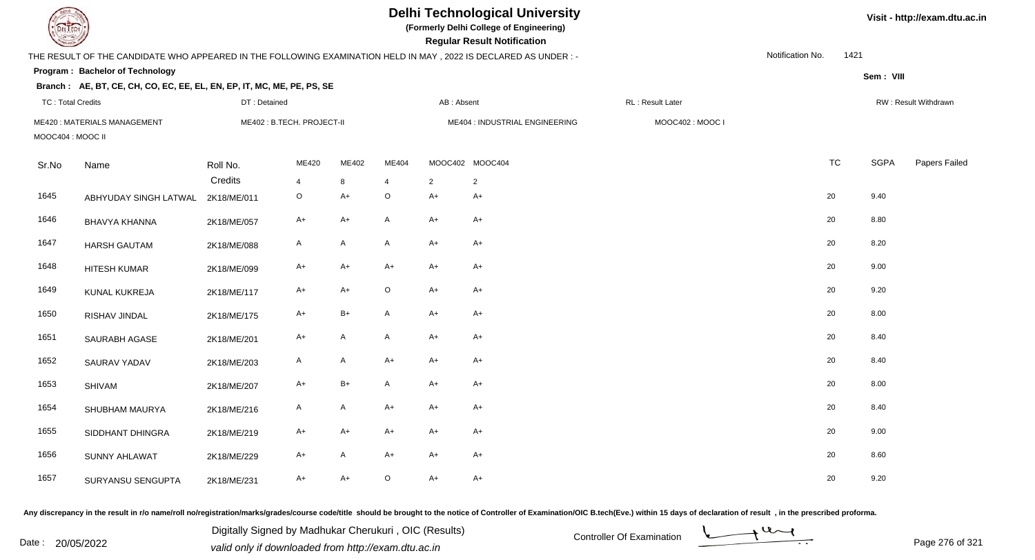# Delhi Technological University

**(Formerly Delhi College of Engineering)**

**Regular Result Notification**

Visit - http://exam.dtu.ac.in

THE RESULT OF THE CANDIDATE WHO APPEARED IN THE FOLLOWING EXAMINATION HELD IN MAY , 2022 IS DECLARED AS UNDER : -

Notification No. 1421

**Program : Bachelor of Technology**

Sem : VIII

**Branch : AE, BT, CE, CH, CO, EC, EE, EL, EN, EP, IT, MC, ME, PE, PS, SE**

TC : Total Credits | DT : Detained | AB : Absent | RL : Result Later | RW : Result Withdrawn

ME420 : MATERIALS MANAGEMENT | ME402 : B.TECH. PROJECT-II | ME404 : INDUSTRIAL ENGINEERING | MOOC402 : MOOC I | MOOC404 : MOOC II

| Sr.No | Name | Roll No. | ME420 | ME402 | ME404 | MOOC402 | MOOC404 | TC | SGPA | Papers Failed |
|---|---|---|---|---|---|---|---|---|---|---|
| | | Credits | 4 | 8 | 4 | 2 | 2 | | | |
| 1645 | ABHYUDAY SINGH LATWAL | 2K18/ME/011 | O | A+ | O | A+ | A+ | 20 | 9.40 | |
| 1646 | BHAVYA KHANNA | 2K18/ME/057 | A+ | A+ | A | A+ | A+ | 20 | 8.80 | |
| 1647 | HARSH GAUTAM | 2K18/ME/088 | A | A | A | A+ | A+ | 20 | 8.20 | |
| 1648 | HITESH KUMAR | 2K18/ME/099 | A+ | A+ | A+ | A+ | A+ | 20 | 9.00 | |
| 1649 | KUNAL KUKREJA | 2K18/ME/117 | A+ | A+ | O | A+ | A+ | 20 | 9.20 | |
| 1650 | RISHAV JINDAL | 2K18/ME/175 | A+ | B+ | A | A+ | A+ | 20 | 8.00 | |
| 1651 | SAURABH AGASE | 2K18/ME/201 | A+ | A | A | A+ | A+ | 20 | 8.40 | |
| 1652 | SAURAV YADAV | 2K18/ME/203 | A | A | A+ | A+ | A+ | 20 | 8.40 | |
| 1653 | SHIVAM | 2K18/ME/207 | A+ | B+ | A | A+ | A+ | 20 | 8.00 | |
| 1654 | SHUBHAM MAURYA | 2K18/ME/216 | A | A | A+ | A+ | A+ | 20 | 8.40 | |
| 1655 | SIDDHANT DHINGRA | 2K18/ME/219 | A+ | A+ | A+ | A+ | A+ | 20 | 9.00 | |
| 1656 | SUNNY AHLAWAT | 2K18/ME/229 | A+ | A | A+ | A+ | A+ | 20 | 8.60 | |
| 1657 | SURYANSU SENGUPTA | 2K18/ME/231 | A+ | A+ | O | A+ | A+ | 20 | 9.20 | |

Any discrepancy in the result in r/o name/roll no/registration/marks/grades/course code/title should be brought to the notice of Controller of Examination/OIC B.tech(Eve.) within 15 days of declaration of result , in the prescribed proforma.

Date : 20/05/2022

Digitally Signed by Madhukar Cherukuri , OIC (Results)
valid only if downloaded from http://exam.dtu.ac.in

Controller Of Examination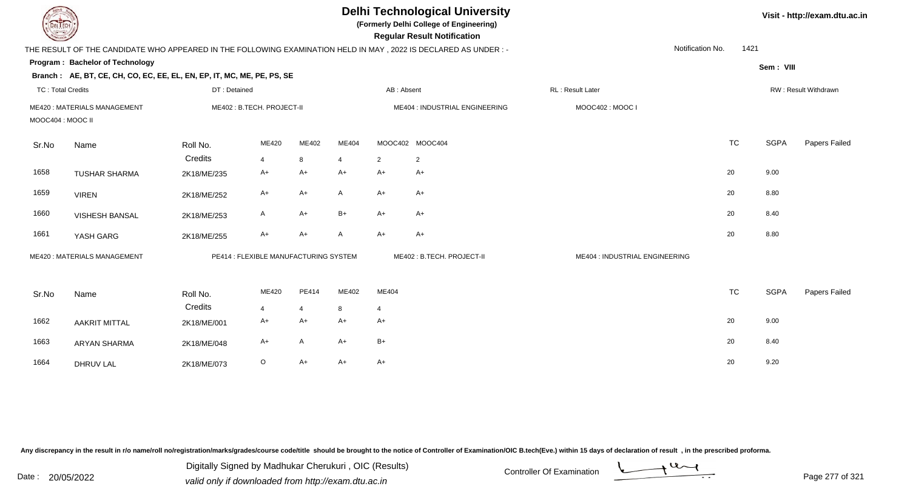# Delhi Technological University

**(Formerly Delhi College of Engineering)**

**Regular Result Notification**

Visit - http://exam.dtu.ac.in

THE RESULT OF THE CANDIDATE WHO APPEARED IN THE FOLLOWING EXAMINATION HELD IN MAY , 2022 IS DECLARED AS UNDER : -

Notification No. 1421

**Program : Bachelor of Technology**

Sem : VIII

**Branch : AE, BT, CE, CH, CO, EC, EE, EL, EN, EP, IT, MC, ME, PE, PS, SE**

TC : Total Credits | DT : Detained | AB : Absent | RL : Result Later | RW : Result Withdrawn

ME420 : MATERIALS MANAGEMENT | ME402 : B.TECH. PROJECT-II | ME404 : INDUSTRIAL ENGINEERING | MOOC402 : MOOC I | MOOC404 : MOOC II

| Sr.No | Name | Roll No. | ME420 | ME402 | ME404 | MOOC402 | MOOC404 | TC | SGPA | Papers Failed |
|---|---|---|---|---|---|---|---|---|---|---|
| | | Credits | 4 | 8 | 4 | 2 | 2 | | | |
| 1658 | TUSHAR SHARMA | 2K18/ME/235 | A+ | A+ | A+ | A+ | A+ | 20 | 9.00 | |
| 1659 | VIREN | 2K18/ME/252 | A+ | A+ | A | A+ | A+ | 20 | 8.80 | |
| 1660 | VISHESH BANSAL | 2K18/ME/253 | A | A+ | B+ | A+ | A+ | 20 | 8.40 | |
| 1661 | YASH GARG | 2K18/ME/255 | A+ | A+ | A | A+ | A+ | 20 | 8.80 | |

ME420 : MATERIALS MANAGEMENT | PE414 : FLEXIBLE MANUFACTURING SYSTEM | ME402 : B.TECH. PROJECT-II | ME404 : INDUSTRIAL ENGINEERING

| Sr.No | Name | Roll No. | ME420 | PE414 | ME402 | ME404 | TC | SGPA | Papers Failed |
|---|---|---|---|---|---|---|---|---|---|
| | | Credits | 4 | 4 | 8 | 4 | | | |
| 1662 | AAKRIT MITTAL | 2K18/ME/001 | A+ | A+ | A+ | A+ | 20 | 9.00 | |
| 1663 | ARYAN SHARMA | 2K18/ME/048 | A+ | A | A+ | B+ | 20 | 8.40 | |
| 1664 | DHRUV LAL | 2K18/ME/073 | O | A+ | A+ | A+ | 20 | 9.20 | |

Any discrepancy in the result in r/o name/roll no/registration/marks/grades/course code/title should be brought to the notice of Controller of Examination/OIC B.tech(Eve.) within 15 days of declaration of result , in the prescribed proforma.

Date : 20/05/2022

Digitally Signed by Madhukar Cherukuri , OIC (Results)
valid only if downloaded from http://exam.dtu.ac.in

Controller Of Examination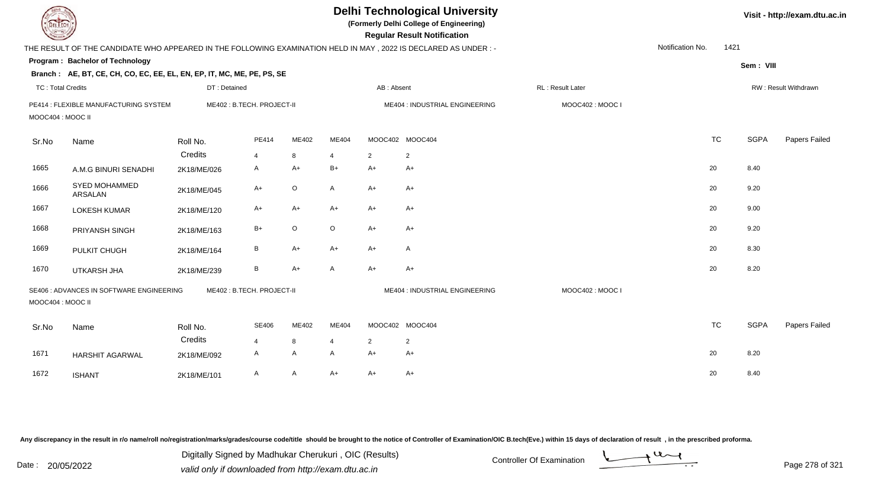# Delhi Technological University

**(Formerly Delhi College of Engineering)**

**Regular Result Notification**

Visit - http://exam.dtu.ac.in

THE RESULT OF THE CANDIDATE WHO APPEARED IN THE FOLLOWING EXAMINATION HELD IN MAY , 2022 IS DECLARED AS UNDER : -

Notification No. 1421

**Program : Bachelor of Technology**

Sem : VIII

**Branch : AE, BT, CE, CH, CO, EC, EE, EL, EN, EP, IT, MC, ME, PE, PS, SE**

TC : Total Credits | DT : Detained | AB : Absent | RL : Result Later | RW : Result Withdrawn

PE414 : FLEXIBLE MANUFACTURING SYSTEM | ME402 : B.TECH. PROJECT-II | ME404 : INDUSTRIAL ENGINEERING | MOOC402 : MOOC I | MOOC404 : MOOC II

| Sr.No | Name | Roll No. | PE414 | ME402 | ME404 | MOOC402 | MOOC404 | TC | SGPA | Papers Failed |
|---|---|---|---|---|---|---|---|---|---|---|
| | | Credits | 4 | 8 | 4 | 2 | 2 | | | |
| 1665 | A.M.G BINURI SENADHI | 2K18/ME/026 | A | A+ | B+ | A+ | A+ | 20 | 8.40 | |
| 1666 | SYED MOHAMMED ARSALAN | 2K18/ME/045 | A+ | O | A | A+ | A+ | 20 | 9.20 | |
| 1667 | LOKESH KUMAR | 2K18/ME/120 | A+ | A+ | A+ | A+ | A+ | 20 | 9.00 | |
| 1668 | PRIYANSH SINGH | 2K18/ME/163 | B+ | O | O | A+ | A+ | 20 | 9.20 | |
| 1669 | PULKIT CHUGH | 2K18/ME/164 | B | A+ | A+ | A+ | A | 20 | 8.30 | |
| 1670 | UTKARSH JHA | 2K18/ME/239 | B | A+ | A | A+ | A+ | 20 | 8.20 | |

SE406 : ADVANCES IN SOFTWARE ENGINEERING | ME402 : B.TECH. PROJECT-II | ME404 : INDUSTRIAL ENGINEERING | MOOC402 : MOOC I | MOOC404 : MOOC II

| Sr.No | Name | Roll No. | SE406 | ME402 | ME404 | MOOC402 | MOOC404 | TC | SGPA | Papers Failed |
|---|---|---|---|---|---|---|---|---|---|---|
| | | Credits | 4 | 8 | 4 | 2 | 2 | | | |
| 1671 | HARSHIT AGARWAL | 2K18/ME/092 | A | A | A | A+ | A+ | 20 | 8.20 | |
| 1672 | ISHANT | 2K18/ME/101 | A | A | A+ | A+ | A+ | 20 | 8.40 | |

Any discrepancy in the result in r/o name/roll no/registration/marks/grades/course code/title should be brought to the notice of Controller of Examination/OIC B.tech(Eve.) within 15 days of declaration of result , in the prescribed proforma.

Date : 20/05/2022

Digitally Signed by Madhukar Cherukuri , OIC (Results)
valid only if downloaded from http://exam.dtu.ac.in

Controller Of Examination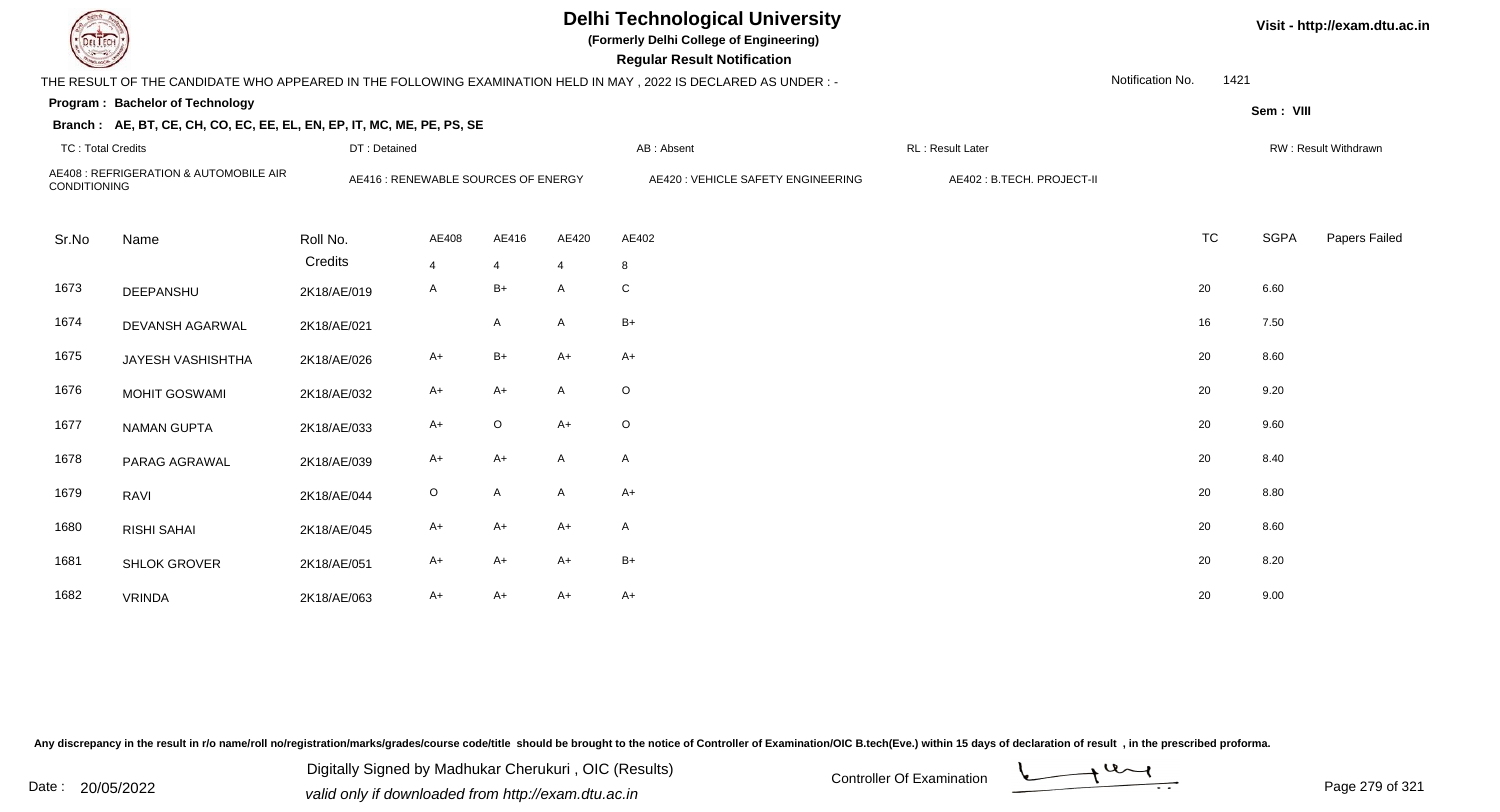# Delhi Technological University

**(Formerly Delhi College of Engineering)**

**Regular Result Notification**

Visit - http://exam.dtu.ac.in

THE RESULT OF THE CANDIDATE WHO APPEARED IN THE FOLLOWING EXAMINATION HELD IN MAY , 2022 IS DECLARED AS UNDER : -

Notification No. 1421

**Program : Bachelor of Technology**

Sem : VIII

**Branch : AE, BT, CE, CH, CO, EC, EE, EL, EN, EP, IT, MC, ME, PE, PS, SE**

TC : Total Credits | DT : Detained | AB : Absent | RL : Result Later | RW : Result Withdrawn

AE408 : REFRIGERATION & AUTOMOBILE AIR CONDITIONING | AE416 : RENEWABLE SOURCES OF ENERGY | AE420 : VEHICLE SAFETY ENGINEERING | AE402 : B.TECH. PROJECT-II

| Sr.No | Name | Roll No. | AE408 | AE416 | AE420 | AE402 | TC | SGPA | Papers Failed |
|---|---|---|---|---|---|---|---|---|---|
| | | Credits | 4 | 4 | 4 | 8 | | | |
| 1673 | DEEPANSHU | 2K18/AE/019 | A | B+ | A | C | 20 | 6.60 | |
| 1674 | DEVANSH AGARWAL | 2K18/AE/021 | | A | A | B+ | 16 | 7.50 | |
| 1675 | JAYESH VASHISHTHA | 2K18/AE/026 | A+ | B+ | A+ | A+ | 20 | 8.60 | |
| 1676 | MOHIT GOSWAMI | 2K18/AE/032 | A+ | A+ | A | O | 20 | 9.20 | |
| 1677 | NAMAN GUPTA | 2K18/AE/033 | A+ | O | A+ | O | 20 | 9.60 | |
| 1678 | PARAG AGRAWAL | 2K18/AE/039 | A+ | A+ | A | A | 20 | 8.40 | |
| 1679 | RAVI | 2K18/AE/044 | O | A | A | A+ | 20 | 8.80 | |
| 1680 | RISHI SAHAI | 2K18/AE/045 | A+ | A+ | A+ | A | 20 | 8.60 | |
| 1681 | SHLOK GROVER | 2K18/AE/051 | A+ | A+ | A+ | B+ | 20 | 8.20 | |
| 1682 | VRINDA | 2K18/AE/063 | A+ | A+ | A+ | A+ | 20 | 9.00 | |

Any discrepancy in the result in r/o name/roll no/registration/marks/grades/course code/title should be brought to the notice of Controller of Examination/OIC B.tech(Eve.) within 15 days of declaration of result , in the prescribed proforma.

Date : 20/05/2022

Digitally Signed by Madhukar Cherukuri , OIC (Results)
valid only if downloaded from http://exam.dtu.ac.in

Controller Of Examination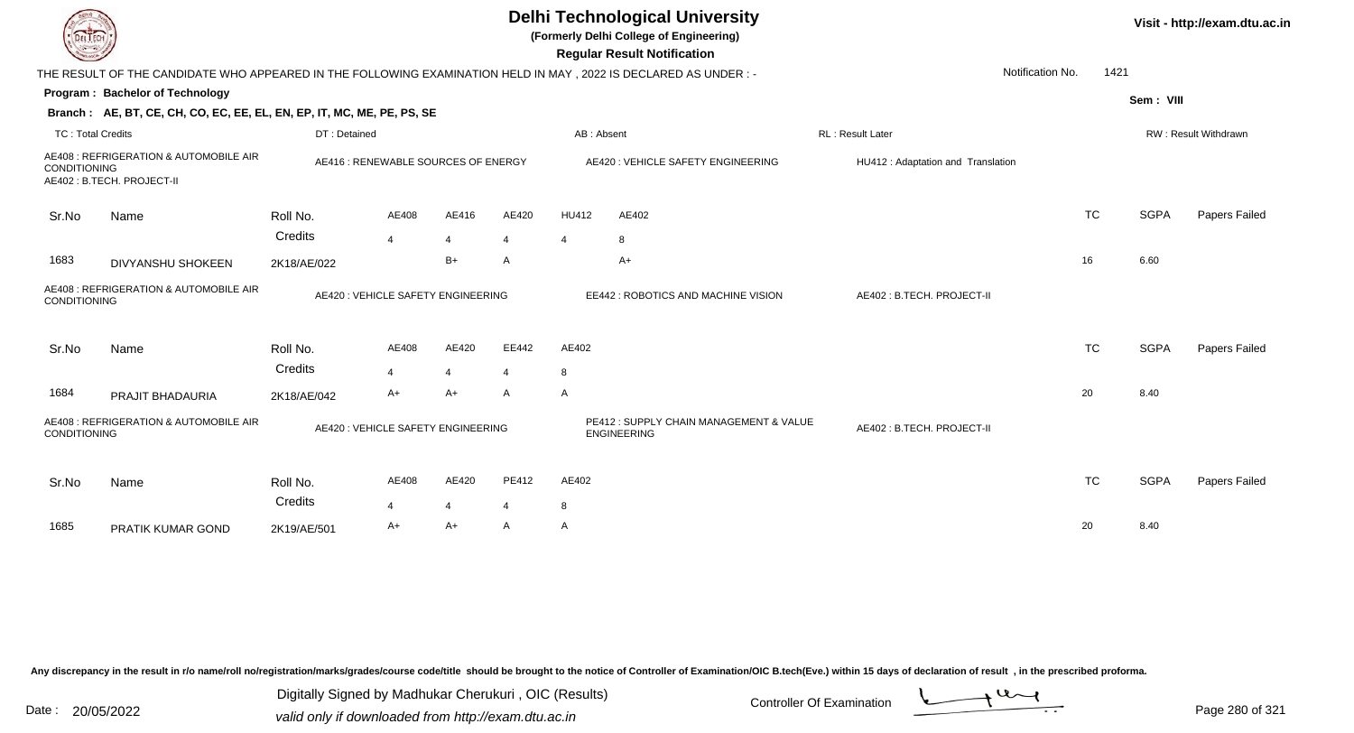# Delhi Technological University

**(Formerly Delhi College of Engineering)**

**Regular Result Notification**

Visit - http://exam.dtu.ac.in

THE RESULT OF THE CANDIDATE WHO APPEARED IN THE FOLLOWING EXAMINATION HELD IN MAY , 2022 IS DECLARED AS UNDER : -

Notification No. 1421

**Program : Bachelor of Technology**

Sem : VIII

**Branch : AE, BT, CE, CH, CO, EC, EE, EL, EN, EP, IT, MC, ME, PE, PS, SE**

TC : Total Credits | DT : Detained | AB : Absent | RL : Result Later | RW : Result Withdrawn

AE408 : REFRIGERATION & AUTOMOBILE AIR CONDITIONING | AE416 : RENEWABLE SOURCES OF ENERGY | AE420 : VEHICLE SAFETY ENGINEERING | HU412 : Adaptation and Translation | AE402 : B.TECH. PROJECT-II

| Sr.No | Name | Roll No. | AE408 | AE416 | AE420 | HU412 | AE402 | TC | SGPA | Papers Failed |
|---|---|---|---|---|---|---|---|---|---|---|
| | | Credits | 4 | 4 | 4 | 4 | 8 | | | |
| 1683 | DIVYANSHU SHOKEEN | 2K18/AE/022 | | B+ | A | | A+ | 16 | 6.60 | |

AE408 : REFRIGERATION & AUTOMOBILE AIR CONDITIONING | AE420 : VEHICLE SAFETY ENGINEERING | EE442 : ROBOTICS AND MACHINE VISION | AE402 : B.TECH. PROJECT-II

| Sr.No | Name | Roll No. | AE408 | AE420 | EE442 | AE402 | TC | SGPA | Papers Failed |
|---|---|---|---|---|---|---|---|---|---|
| | | Credits | 4 | 4 | 4 | 8 | | | |
| 1684 | PRAJIT BHADAURIA | 2K18/AE/042 | A+ | A+ | A | A | 20 | 8.40 | |

AE408 : REFRIGERATION & AUTOMOBILE AIR CONDITIONING | AE420 : VEHICLE SAFETY ENGINEERING | PE412 : SUPPLY CHAIN MANAGEMENT & VALUE ENGINEERING | AE402 : B.TECH. PROJECT-II

| Sr.No | Name | Roll No. | AE408 | AE420 | PE412 | AE402 | TC | SGPA | Papers Failed |
|---|---|---|---|---|---|---|---|---|---|
| | | Credits | 4 | 4 | 4 | 8 | | | |
| 1685 | PRATIK KUMAR GOND | 2K19/AE/501 | A+ | A+ | A | A | 20 | 8.40 | |

Any discrepancy in the result in r/o name/roll no/registration/marks/grades/course code/title should be brought to the notice of Controller of Examination/OIC B.tech(Eve.) within 15 days of declaration of result , in the prescribed proforma.

Date : 20/05/2022

Digitally Signed by Madhukar Cherukuri , OIC (Results)
valid only if downloaded from http://exam.dtu.ac.in

Controller Of Examination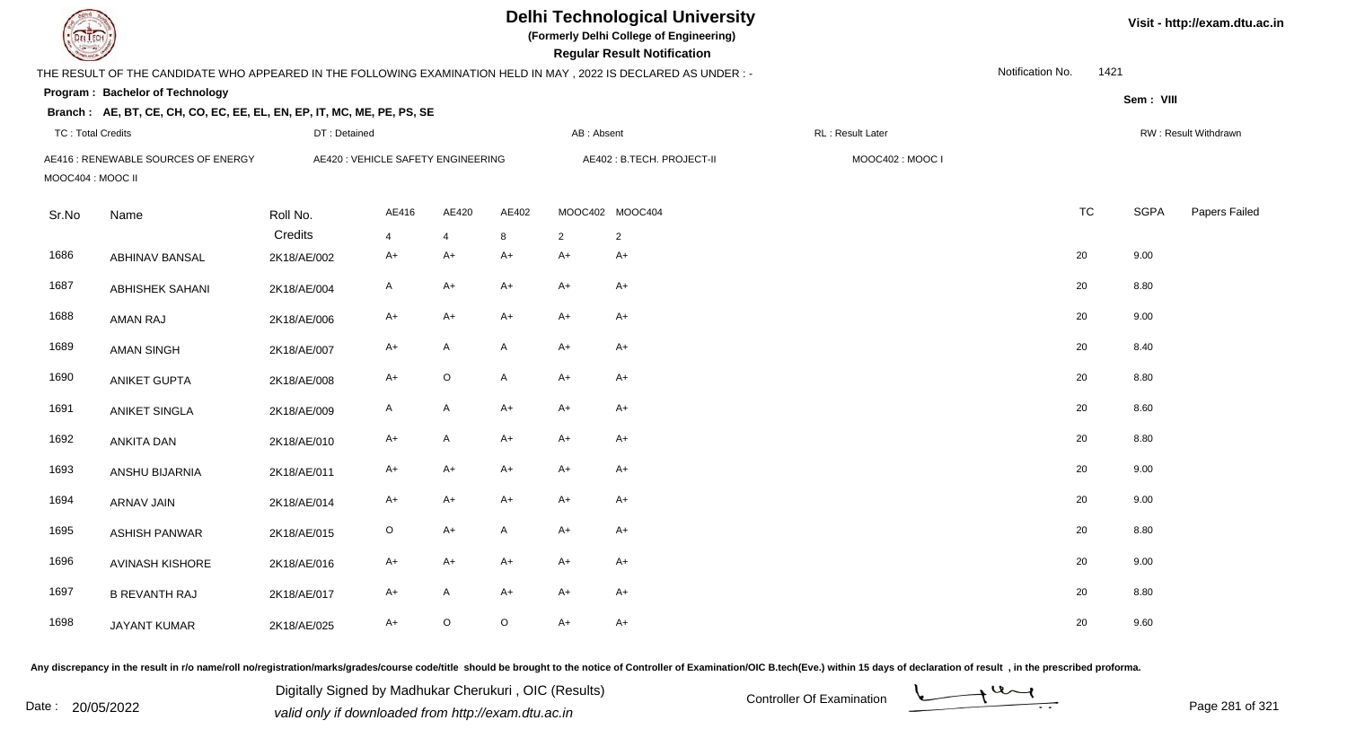# Delhi Technological University

**(Formerly Delhi College of Engineering)**

**Regular Result Notification**

Visit - http://exam.dtu.ac.in

THE RESULT OF THE CANDIDATE WHO APPEARED IN THE FOLLOWING EXAMINATION HELD IN MAY , 2022 IS DECLARED AS UNDER : -

Notification No. 1421

**Program : Bachelor of Technology**

Sem : VIII

**Branch : AE, BT, CE, CH, CO, EC, EE, EL, EN, EP, IT, MC, ME, PE, PS, SE**

TC : Total Credits | DT : Detained | AB : Absent | RL : Result Later | RW : Result Withdrawn

AE416 : RENEWABLE SOURCES OF ENERGY | AE420 : VEHICLE SAFETY ENGINEERING | AE402 : B.TECH. PROJECT-II | MOOC402 : MOOC I | MOOC404 : MOOC II

| Sr.No | Name | Roll No. | AE416 | AE420 | AE402 | MOOC402 | MOOC404 | TC | SGPA | Papers Failed |
|---|---|---|---|---|---|---|---|---|---|---|
| | | Credits | 4 | 4 | 8 | 2 | 2 | | | |
| 1686 | ABHINAV BANSAL | 2K18/AE/002 | A+ | A+ | A+ | A+ | A+ | 20 | 9.00 | |
| 1687 | ABHISHEK SAHANI | 2K18/AE/004 | A | A+ | A+ | A+ | A+ | 20 | 8.80 | |
| 1688 | AMAN RAJ | 2K18/AE/006 | A+ | A+ | A+ | A+ | A+ | 20 | 9.00 | |
| 1689 | AMAN SINGH | 2K18/AE/007 | A+ | A | A | A+ | A+ | 20 | 8.40 | |
| 1690 | ANIKET GUPTA | 2K18/AE/008 | A+ | O | A | A+ | A+ | 20 | 8.80 | |
| 1691 | ANIKET SINGLA | 2K18/AE/009 | A | A | A+ | A+ | A+ | 20 | 8.60 | |
| 1692 | ANKITA DAN | 2K18/AE/010 | A+ | A | A+ | A+ | A+ | 20 | 8.80 | |
| 1693 | ANSHU BIJARNIA | 2K18/AE/011 | A+ | A+ | A+ | A+ | A+ | 20 | 9.00 | |
| 1694 | ARNAV JAIN | 2K18/AE/014 | A+ | A+ | A+ | A+ | A+ | 20 | 9.00 | |
| 1695 | ASHISH PANWAR | 2K18/AE/015 | O | A+ | A | A+ | A+ | 20 | 8.80 | |
| 1696 | AVINASH KISHORE | 2K18/AE/016 | A+ | A+ | A+ | A+ | A+ | 20 | 9.00 | |
| 1697 | B REVANTH RAJ | 2K18/AE/017 | A+ | A | A+ | A+ | A+ | 20 | 8.80 | |
| 1698 | JAYANT KUMAR | 2K18/AE/025 | A+ | O | O | A+ | A+ | 20 | 9.60 | |

Any discrepancy in the result in r/o name/roll no/registration/marks/grades/course code/title should be brought to the notice of Controller of Examination/OIC B.tech(Eve.) within 15 days of declaration of result , in the prescribed proforma.

Date : 20/05/2022

Digitally Signed by Madhukar Cherukuri , OIC (Results)
valid only if downloaded from http://exam.dtu.ac.in

Controller Of Examination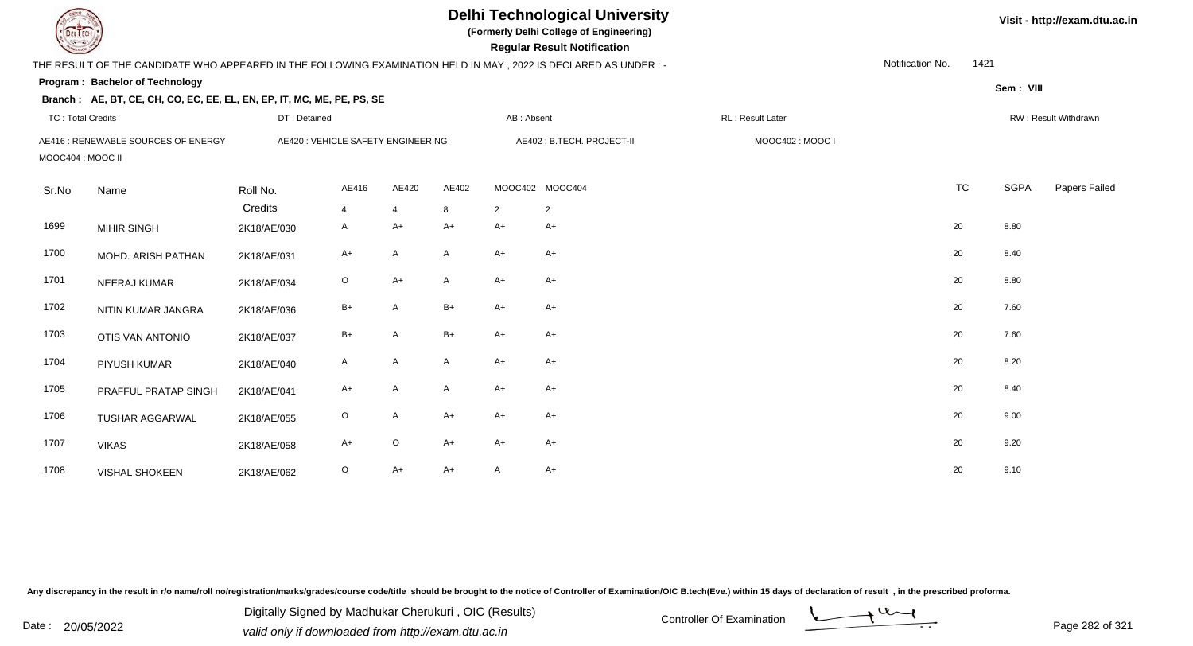# Delhi Technological University

**(Formerly Delhi College of Engineering)**

**Regular Result Notification**

Visit - http://exam.dtu.ac.in

THE RESULT OF THE CANDIDATE WHO APPEARED IN THE FOLLOWING EXAMINATION HELD IN MAY , 2022 IS DECLARED AS UNDER : -

Notification No. 1421

**Program : Bachelor of Technology**

Sem : VIII

**Branch : AE, BT, CE, CH, CO, EC, EE, EL, EN, EP, IT, MC, ME, PE, PS, SE**

TC : Total Credits | DT : Detained | AB : Absent | RL : Result Later | RW : Result Withdrawn

AE416 : RENEWABLE SOURCES OF ENERGY | AE420 : VEHICLE SAFETY ENGINEERING | AE402 : B.TECH. PROJECT-II | MOOC402 : MOOC I | MOOC404 : MOOC II

| Sr.No | Name | Roll No. | AE416 | AE420 | AE402 | MOOC402 | MOOC404 | TC | SGPA | Papers Failed |
|---|---|---|---|---|---|---|---|---|---|---|
| | | Credits | 4 | 4 | 8 | 2 | 2 | | | |
| 1699 | MIHIR SINGH | 2K18/AE/030 | A | A+ | A+ | A+ | A+ | 20 | 8.80 | |
| 1700 | MOHD. ARISH PATHAN | 2K18/AE/031 | A+ | A | A | A+ | A+ | 20 | 8.40 | |
| 1701 | NEERAJ KUMAR | 2K18/AE/034 | O | A+ | A | A+ | A+ | 20 | 8.80 | |
| 1702 | NITIN KUMAR JANGRA | 2K18/AE/036 | B+ | A | B+ | A+ | A+ | 20 | 7.60 | |
| 1703 | OTIS VAN ANTONIO | 2K18/AE/037 | B+ | A | B+ | A+ | A+ | 20 | 7.60 | |
| 1704 | PIYUSH KUMAR | 2K18/AE/040 | A | A | A | A+ | A+ | 20 | 8.20 | |
| 1705 | PRAFFUL PRATAP SINGH | 2K18/AE/041 | A+ | A | A | A+ | A+ | 20 | 8.40 | |
| 1706 | TUSHAR AGGARWAL | 2K18/AE/055 | O | A | A+ | A+ | A+ | 20 | 9.00 | |
| 1707 | VIKAS | 2K18/AE/058 | A+ | O | A+ | A+ | A+ | 20 | 9.20 | |
| 1708 | VISHAL SHOKEEN | 2K18/AE/062 | O | A+ | A+ | A | A+ | 20 | 9.10 | |

Any discrepancy in the result in r/o name/roll no/registration/marks/grades/course code/title should be brought to the notice of Controller of Examination/OIC B.tech(Eve.) within 15 days of declaration of result , in the prescribed proforma.

Date : 20/05/2022

Digitally Signed by Madhukar Cherukuri , OIC (Results)
valid only if downloaded from http://exam.dtu.ac.in

Controller Of Examination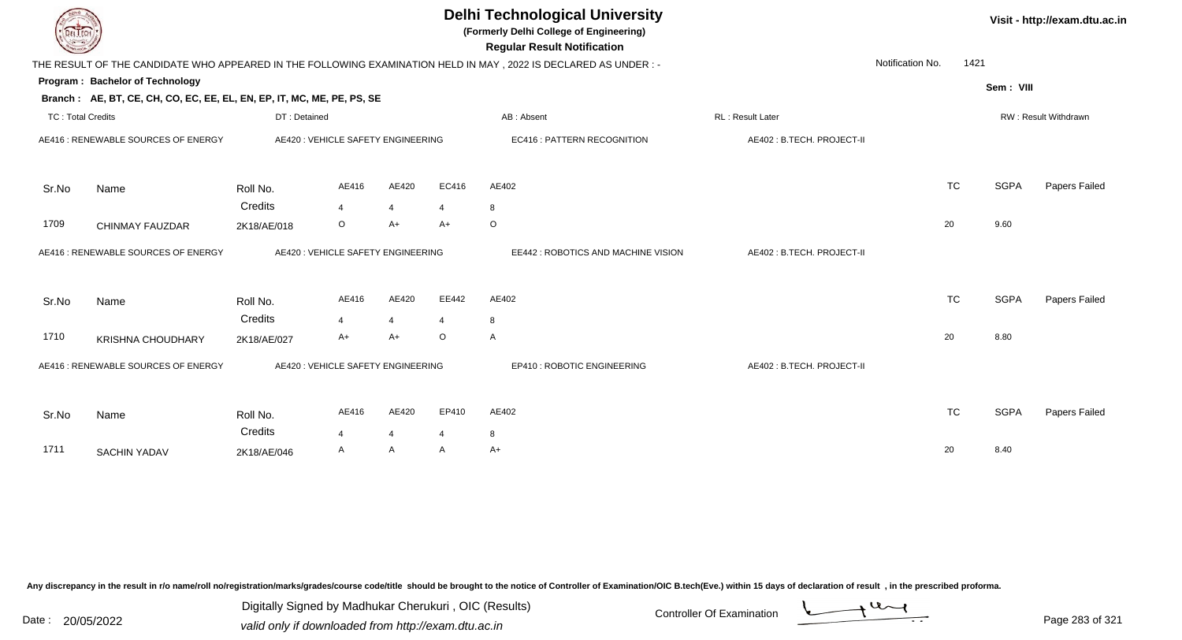# Delhi Technological University

**(Formerly Delhi College of Engineering)**

**Regular Result Notification**

Visit - http://exam.dtu.ac.in

THE RESULT OF THE CANDIDATE WHO APPEARED IN THE FOLLOWING EXAMINATION HELD IN MAY , 2022 IS DECLARED AS UNDER : -

Notification No. 1421

**Program : Bachelor of Technology**

Sem : VIII

**Branch : AE, BT, CE, CH, CO, EC, EE, EL, EN, EP, IT, MC, ME, PE, PS, SE**

TC : Total Credits | DT : Detained | AB : Absent | RL : Result Later | RW : Result Withdrawn

AE416 : RENEWABLE SOURCES OF ENERGY | AE420 : VEHICLE SAFETY ENGINEERING | EC416 : PATTERN RECOGNITION | AE402 : B.TECH. PROJECT-II

| Sr.No | Name | Roll No. | AE416 | AE420 | EC416 | AE402 | TC | SGPA | Papers Failed |
|---|---|---|---|---|---|---|---|---|---|
| | | Credits | 4 | 4 | 4 | 8 | | | |
| 1709 | CHINMAY FAUZDAR | 2K18/AE/018 | O | A+ | A+ | O | 20 | 9.60 | |

AE416 : RENEWABLE SOURCES OF ENERGY | AE420 : VEHICLE SAFETY ENGINEERING | EE442 : ROBOTICS AND MACHINE VISION | AE402 : B.TECH. PROJECT-II

| Sr.No | Name | Roll No. | AE416 | AE420 | EE442 | AE402 | TC | SGPA | Papers Failed |
|---|---|---|---|---|---|---|---|---|---|
| | | Credits | 4 | 4 | 4 | 8 | | | |
| 1710 | KRISHNA CHOUDHARY | 2K18/AE/027 | A+ | A+ | O | A | 20 | 8.80 | |

AE416 : RENEWABLE SOURCES OF ENERGY | AE420 : VEHICLE SAFETY ENGINEERING | EP410 : ROBOTIC ENGINEERING | AE402 : B.TECH. PROJECT-II

| Sr.No | Name | Roll No. | AE416 | AE420 | EP410 | AE402 | TC | SGPA | Papers Failed |
|---|---|---|---|---|---|---|---|---|---|
| | | Credits | 4 | 4 | 4 | 8 | | | |
| 1711 | SACHIN YADAV | 2K18/AE/046 | A | A | A | A+ | 20 | 8.40 | |

Any discrepancy in the result in r/o name/roll no/registration/marks/grades/course code/title should be brought to the notice of Controller of Examination/OIC B.tech(Eve.) within 15 days of declaration of result , in the prescribed proforma.

Date : 20/05/2022

Digitally Signed by Madhukar Cherukuri , OIC (Results)
valid only if downloaded from http://exam.dtu.ac.in

Controller Of Examination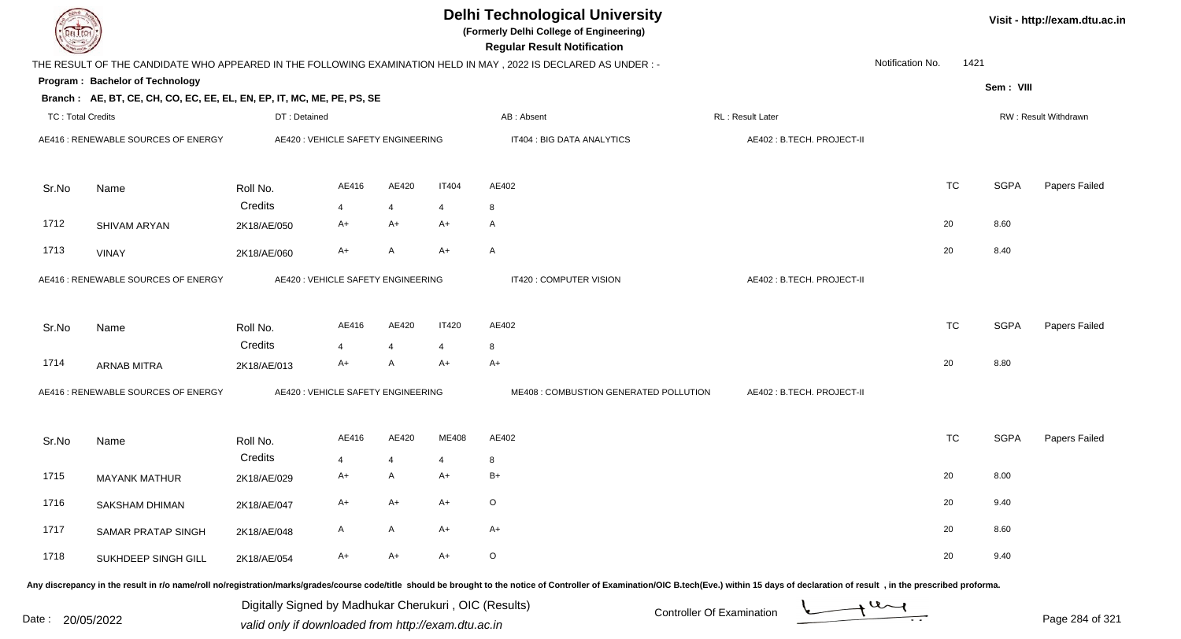# Delhi Technological University

(Formerly Delhi College of Engineering)

**Regular Result Notification**

Visit - http://exam.dtu.ac.in

THE RESULT OF THE CANDIDATE WHO APPEARED IN THE FOLLOWING EXAMINATION HELD IN MAY , 2022 IS DECLARED AS UNDER : -

Notification No. 1421

**Program : Bachelor of Technology**

Sem : VIII

**Branch : AE, BT, CE, CH, CO, EC, EE, EL, EN, EP, IT, MC, ME, PE, PS, SE**

TC : Total Credits | DT : Detained | AB : Absent | RL : Result Later | RW : Result Withdrawn

AE416 : RENEWABLE SOURCES OF ENERGY | AE420 : VEHICLE SAFETY ENGINEERING | IT404 : BIG DATA ANALYTICS | AE402 : B.TECH. PROJECT-II

| Sr.No | Name | Roll No. | AE416 | AE420 | IT404 | AE402 | TC | SGPA | Papers Failed |
|---|---|---|---|---|---|---|---|---|---|
| | | Credits | 4 | 4 | 4 | 8 | | | |
| 1712 | SHIVAM ARYAN | 2K18/AE/050 | A+ | A+ | A+ | A | 20 | 8.60 | |
| 1713 | VINAY | 2K18/AE/060 | A+ | A | A+ | A | 20 | 8.40 | |

AE416 : RENEWABLE SOURCES OF ENERGY | AE420 : VEHICLE SAFETY ENGINEERING | IT420 : COMPUTER VISION | AE402 : B.TECH. PROJECT-II

| Sr.No | Name | Roll No. | AE416 | AE420 | IT420 | AE402 | TC | SGPA | Papers Failed |
|---|---|---|---|---|---|---|---|---|---|
| | | Credits | 4 | 4 | 4 | 8 | | | |
| 1714 | ARNAB MITRA | 2K18/AE/013 | A+ | A | A+ | A+ | 20 | 8.80 | |

AE416 : RENEWABLE SOURCES OF ENERGY | AE420 : VEHICLE SAFETY ENGINEERING | ME408 : COMBUSTION GENERATED POLLUTION | AE402 : B.TECH. PROJECT-II

| Sr.No | Name | Roll No. | AE416 | AE420 | ME408 | AE402 | TC | SGPA | Papers Failed |
|---|---|---|---|---|---|---|---|---|---|
| | | Credits | 4 | 4 | 4 | 8 | | | |
| 1715 | MAYANK MATHUR | 2K18/AE/029 | A+ | A | A+ | B+ | 20 | 8.00 | |
| 1716 | SAKSHAM DHIMAN | 2K18/AE/047 | A+ | A+ | A+ | O | 20 | 9.40 | |
| 1717 | SAMAR PRATAP SINGH | 2K18/AE/048 | A | A | A+ | A+ | 20 | 8.60 | |
| 1718 | SUKHDEEP SINGH GILL | 2K18/AE/054 | A+ | A+ | A+ | O | 20 | 9.40 | |

Any discrepancy in the result in r/o name/roll no/registration/marks/grades/course code/title should be brought to the notice of Controller of Examination/OIC B.tech(Eve.) within 15 days of declaration of result , in the prescribed proforma.

Date : 20/05/2022

Digitally Signed by Madhukar Cherukuri , OIC (Results)

valid only if downloaded from http://exam.dtu.ac.in

Controller Of Examination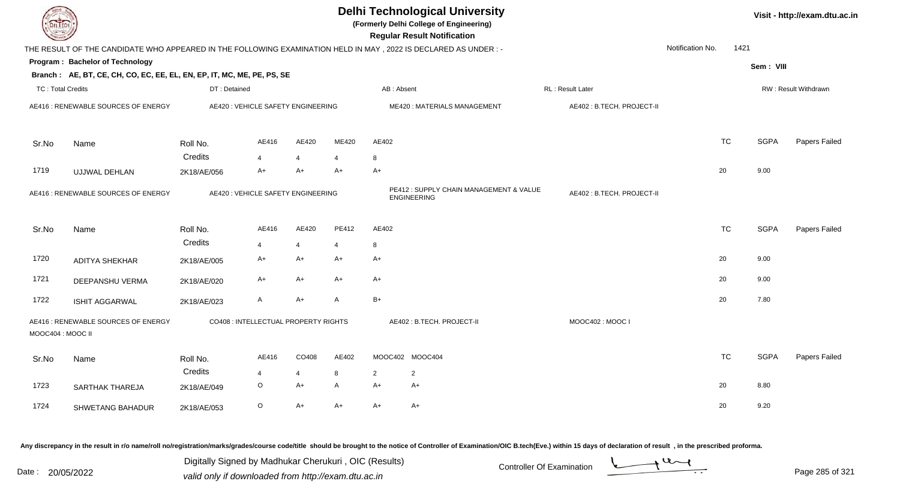# Delhi Technological University

(Formerly Delhi College of Engineering)

**Regular Result Notification**

Visit - http://exam.dtu.ac.in

THE RESULT OF THE CANDIDATE WHO APPEARED IN THE FOLLOWING EXAMINATION HELD IN MAY , 2022 IS DECLARED AS UNDER : -

Notification No. 1421

**Program : Bachelor of Technology**

Sem : VIII

**Branch : AE, BT, CE, CH, CO, EC, EE, EL, EN, EP, IT, MC, ME, PE, PS, SE**

TC : Total Credits | DT : Detained | AB : Absent | RL : Result Later | RW : Result Withdrawn

AE416 : RENEWABLE SOURCES OF ENERGY | AE420 : VEHICLE SAFETY ENGINEERING | ME420 : MATERIALS MANAGEMENT | AE402 : B.TECH. PROJECT-II

| Sr.No | Name | Roll No. | AE416 | AE420 | ME420 | AE402 | TC | SGPA | Papers Failed |
|---|---|---|---|---|---|---|---|---|---|
| | | Credits | 4 | 4 | 4 | 8 | | | |
| 1719 | UJJWAL DEHLAN | 2K18/AE/056 | A+ | A+ | A+ | A+ | 20 | 9.00 | |

AE416 : RENEWABLE SOURCES OF ENERGY | AE420 : VEHICLE SAFETY ENGINEERING | PE412 : SUPPLY CHAIN MANAGEMENT & VALUE ENGINEERING | AE402 : B.TECH. PROJECT-II

| Sr.No | Name | Roll No. | AE416 | AE420 | PE412 | AE402 | TC | SGPA | Papers Failed |
|---|---|---|---|---|---|---|---|---|---|
| | | Credits | 4 | 4 | 4 | 8 | | | |
| 1720 | ADITYA SHEKHAR | 2K18/AE/005 | A+ | A+ | A+ | A+ | 20 | 9.00 | |
| 1721 | DEEPANSHU VERMA | 2K18/AE/020 | A+ | A+ | A+ | A+ | 20 | 9.00 | |
| 1722 | ISHIT AGGARWAL | 2K18/AE/023 | A | A+ | A | B+ | 20 | 7.80 | |

AE416 : RENEWABLE SOURCES OF ENERGY | CO408 : INTELLECTUAL PROPERTY RIGHTS | AE402 : B.TECH. PROJECT-II | MOOC402 : MOOC I | MOOC404 : MOOC II

| Sr.No | Name | Roll No. | AE416 | CO408 | AE402 | MOOC402 | MOOC404 | TC | SGPA | Papers Failed |
|---|---|---|---|---|---|---|---|---|---|---|
| | | Credits | 4 | 4 | 8 | 2 | 2 | | | |
| 1723 | SARTHAK THAREJA | 2K18/AE/049 | O | A+ | A | A+ | A+ | 20 | 8.80 | |
| 1724 | SHWETANG BAHADUR | 2K18/AE/053 | O | A+ | A+ | A+ | A+ | 20 | 9.20 | |

Any discrepancy in the result in r/o name/roll no/registration/marks/grades/course code/title should be brought to the notice of Controller of Examination/OIC B.tech(Eve.) within 15 days of declaration of result , in the prescribed proforma.

Date : 20/05/2022

Digitally Signed by Madhukar Cherukuri , OIC (Results)
valid only if downloaded from http://exam.dtu.ac.in

Controller Of Examination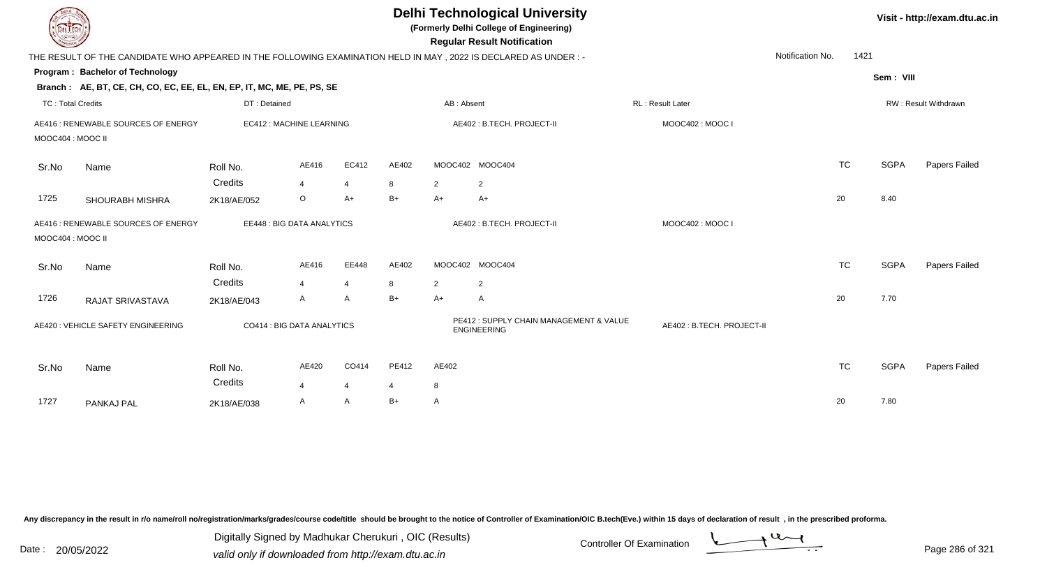# Delhi Technological University

**(Formerly Delhi College of Engineering)**

**Regular Result Notification**

Visit - http://exam.dtu.ac.in

THE RESULT OF THE CANDIDATE WHO APPEARED IN THE FOLLOWING EXAMINATION HELD IN MAY , 2022 IS DECLARED AS UNDER : -

Notification No. 1421

**Program : Bachelor of Technology**

Sem : VIII

**Branch : AE, BT, CE, CH, CO, EC, EE, EL, EN, EP, IT, MC, ME, PE, PS, SE**

TC : Total Credits | DT : Detained | AB : Absent | RL : Result Later | RW : Result Withdrawn

AE416 : RENEWABLE SOURCES OF ENERGY | EC412 : MACHINE LEARNING | AE402 : B.TECH. PROJECT-II | MOOC402 : MOOC I | MOOC404 : MOOC II

| Sr.No | Name | Roll No. | AE416 | EC412 | AE402 | MOOC402 | MOOC404 | TC | SGPA | Papers Failed |
|---|---|---|---|---|---|---|---|---|---|---|
| | | Credits | 4 | 4 | 8 | 2 | 2 | | | |
| 1725 | SHOURABH MISHRA | 2K18/AE/052 | O | A+ | B+ | A+ | A+ | 20 | 8.40 | |

AE416 : RENEWABLE SOURCES OF ENERGY | EE448 : BIG DATA ANALYTICS | AE402 : B.TECH. PROJECT-II | MOOC402 : MOOC I | MOOC404 : MOOC II

| Sr.No | Name | Roll No. | AE416 | EE448 | AE402 | MOOC402 | MOOC404 | TC | SGPA | Papers Failed |
|---|---|---|---|---|---|---|---|---|---|---|
| | | Credits | 4 | 4 | 8 | 2 | 2 | | | |
| 1726 | RAJAT SRIVASTAVA | 2K18/AE/043 | A | A | B+ | A+ | A | 20 | 7.70 | |

AE420 : VEHICLE SAFETY ENGINEERING | CO414 : BIG DATA ANALYTICS | PE412 : SUPPLY CHAIN MANAGEMENT & VALUE ENGINEERING | AE402 : B.TECH. PROJECT-II

| Sr.No | Name | Roll No. | AE420 | CO414 | PE412 | AE402 | TC | SGPA | Papers Failed |
|---|---|---|---|---|---|---|---|---|---|
| | | Credits | 4 | 4 | 4 | 8 | | | |
| 1727 | PANKAJ PAL | 2K18/AE/038 | A | A | B+ | A | 20 | 7.80 | |

Any discrepancy in the result in r/o name/roll no/registration/marks/grades/course code/title should be brought to the notice of Controller of Examination/OIC B.tech(Eve.) within 15 days of declaration of result , in the prescribed proforma.

Date : 20/05/2022

Digitally Signed by Madhukar Cherukuri , OIC (Results)
valid only if downloaded from http://exam.dtu.ac.in

Controller Of Examination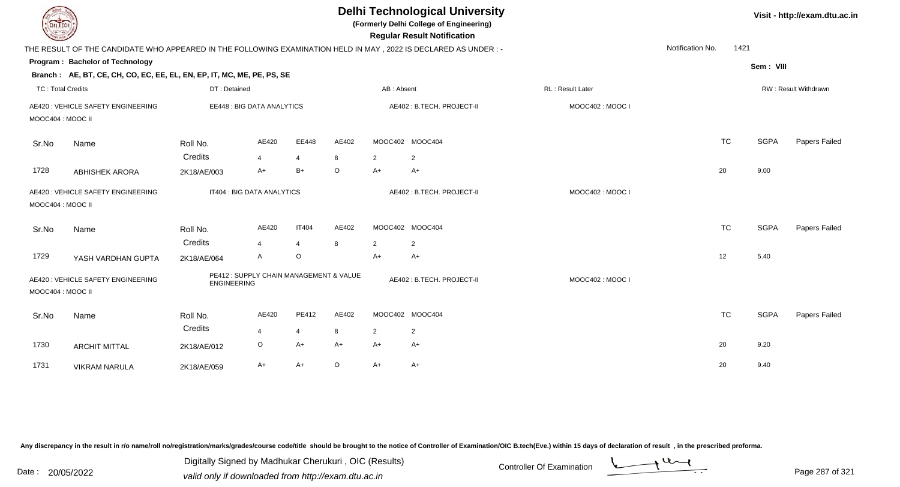# Delhi Technological University

**(Formerly Delhi College of Engineering)**

**Regular Result Notification**

Visit - http://exam.dtu.ac.in

THE RESULT OF THE CANDIDATE WHO APPEARED IN THE FOLLOWING EXAMINATION HELD IN MAY , 2022 IS DECLARED AS UNDER : -

Notification No. 1421

**Program : Bachelor of Technology**

Sem : VIII

**Branch : AE, BT, CE, CH, CO, EC, EE, EL, EN, EP, IT, MC, ME, PE, PS, SE**

TC : Total Credits | DT : Detained | AB : Absent | RL : Result Later | RW : Result Withdrawn

AE420 : VEHICLE SAFETY ENGINEERING | EE448 : BIG DATA ANALYTICS | AE402 : B.TECH. PROJECT-II | MOOC402 : MOOC I | MOOC404 : MOOC II

| Sr.No | Name | Roll No. | AE420 | EE448 | AE402 | MOOC402 | MOOC404 | TC | SGPA | Papers Failed |
|---|---|---|---|---|---|---|---|---|---|---|
| | | Credits | 4 | 4 | 8 | 2 | 2 | | | |
| 1728 | ABHISHEK ARORA | 2K18/AE/003 | A+ | B+ | O | A+ | A+ | 20 | 9.00 | |

AE420 : VEHICLE SAFETY ENGINEERING | IT404 : BIG DATA ANALYTICS | AE402 : B.TECH. PROJECT-II | MOOC402 : MOOC I | MOOC404 : MOOC II

| Sr.No | Name | Roll No. | AE420 | IT404 | AE402 | MOOC402 | MOOC404 | TC | SGPA | Papers Failed |
|---|---|---|---|---|---|---|---|---|---|---|
| | | Credits | 4 | 4 | 8 | 2 | 2 | | | |
| 1729 | YASH VARDHAN GUPTA | 2K18/AE/064 | A | O | | A+ | A+ | 12 | 5.40 | |

AE420 : VEHICLE SAFETY ENGINEERING | PE412 : SUPPLY CHAIN MANAGEMENT & VALUE ENGINEERING | AE402 : B.TECH. PROJECT-II | MOOC402 : MOOC I | MOOC404 : MOOC II

| Sr.No | Name | Roll No. | AE420 | PE412 | AE402 | MOOC402 | MOOC404 | TC | SGPA | Papers Failed |
|---|---|---|---|---|---|---|---|---|---|---|
| | | Credits | 4 | 4 | 8 | 2 | 2 | | | |
| 1730 | ARCHIT MITTAL | 2K18/AE/012 | O | A+ | A+ | A+ | A+ | 20 | 9.20 | |
| 1731 | VIKRAM NARULA | 2K18/AE/059 | A+ | A+ | O | A+ | A+ | 20 | 9.40 | |

Any discrepancy in the result in r/o name/roll no/registration/marks/grades/course code/title should be brought to the notice of Controller of Examination/OIC B.tech(Eve.) within 15 days of declaration of result , in the prescribed proforma.

Date : 20/05/2022

Digitally Signed by Madhukar Cherukuri , OIC (Results)
valid only if downloaded from http://exam.dtu.ac.in

Controller Of Examination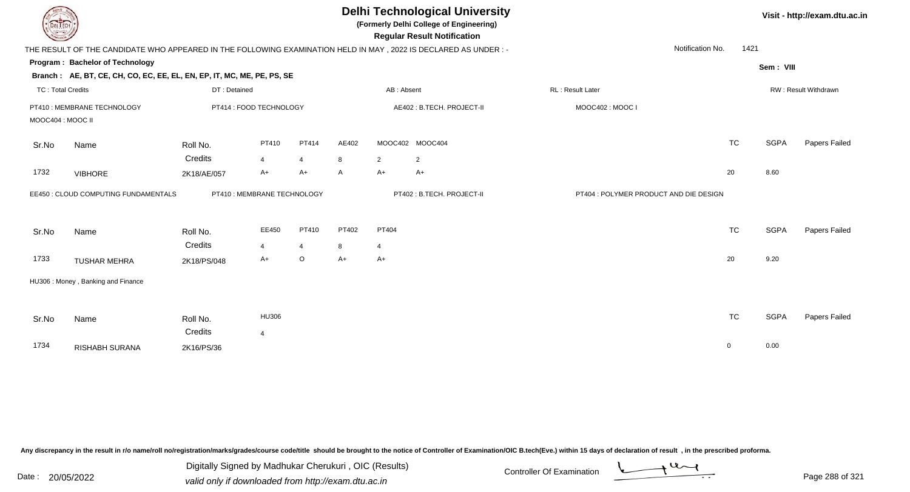# Delhi Technological University

**(Formerly Delhi College of Engineering)**

**Regular Result Notification**

Visit - http://exam.dtu.ac.in

THE RESULT OF THE CANDIDATE WHO APPEARED IN THE FOLLOWING EXAMINATION HELD IN MAY , 2022 IS DECLARED AS UNDER : -

Notification No. 1421

**Program : Bachelor of Technology**

Sem : VIII

**Branch : AE, BT, CE, CH, CO, EC, EE, EL, EN, EP, IT, MC, ME, PE, PS, SE**

TC : Total Credits | DT : Detained | AB : Absent | RL : Result Later | RW : Result Withdrawn

PT410 : MEMBRANE TECHNOLOGY | PT414 : FOOD TECHNOLOGY | AE402 : B.TECH. PROJECT-II | MOOC402 : MOOC I | MOOC404 : MOOC II

| Sr.No | Name | Roll No. | PT410 | PT414 | AE402 | MOOC402 | MOOC404 | TC | SGPA | Papers Failed |
|---|---|---|---|---|---|---|---|---|---|---|
| | | Credits | 4 | 4 | 8 | 2 | 2 | | | |
| 1732 | VIBHORE | 2K18/AE/057 | A+ | A+ | A | A+ | A+ | 20 | 8.60 | |

EE450 : CLOUD COMPUTING FUNDAMENTALS | PT410 : MEMBRANE TECHNOLOGY | PT402 : B.TECH. PROJECT-II | PT404 : POLYMER PRODUCT AND DIE DESIGN

| Sr.No | Name | Roll No. | EE450 | PT410 | PT402 | PT404 | TC | SGPA | Papers Failed |
|---|---|---|---|---|---|---|---|---|---|
| | | Credits | 4 | 4 | 8 | 4 | | | |
| 1733 | TUSHAR MEHRA | 2K18/PS/048 | A+ | O | A+ | A+ | 20 | 9.20 | |

HU306 : Money , Banking and Finance

| Sr.No | Name | Roll No. | HU306 | TC | SGPA | Papers Failed |
|---|---|---|---|---|---|---|
| | | Credits | 4 | | | |
| 1734 | RISHABH SURANA | 2K16/PS/36 | | 0 | 0.00 | |

Any discrepancy in the result in r/o name/roll no/registration/marks/grades/course code/title should be brought to the notice of Controller of Examination/OIC B.tech(Eve.) within 15 days of declaration of result , in the prescribed proforma.

Date : 20/05/2022

Digitally Signed by Madhukar Cherukuri , OIC (Results)
valid only if downloaded from http://exam.dtu.ac.in

Controller Of Examination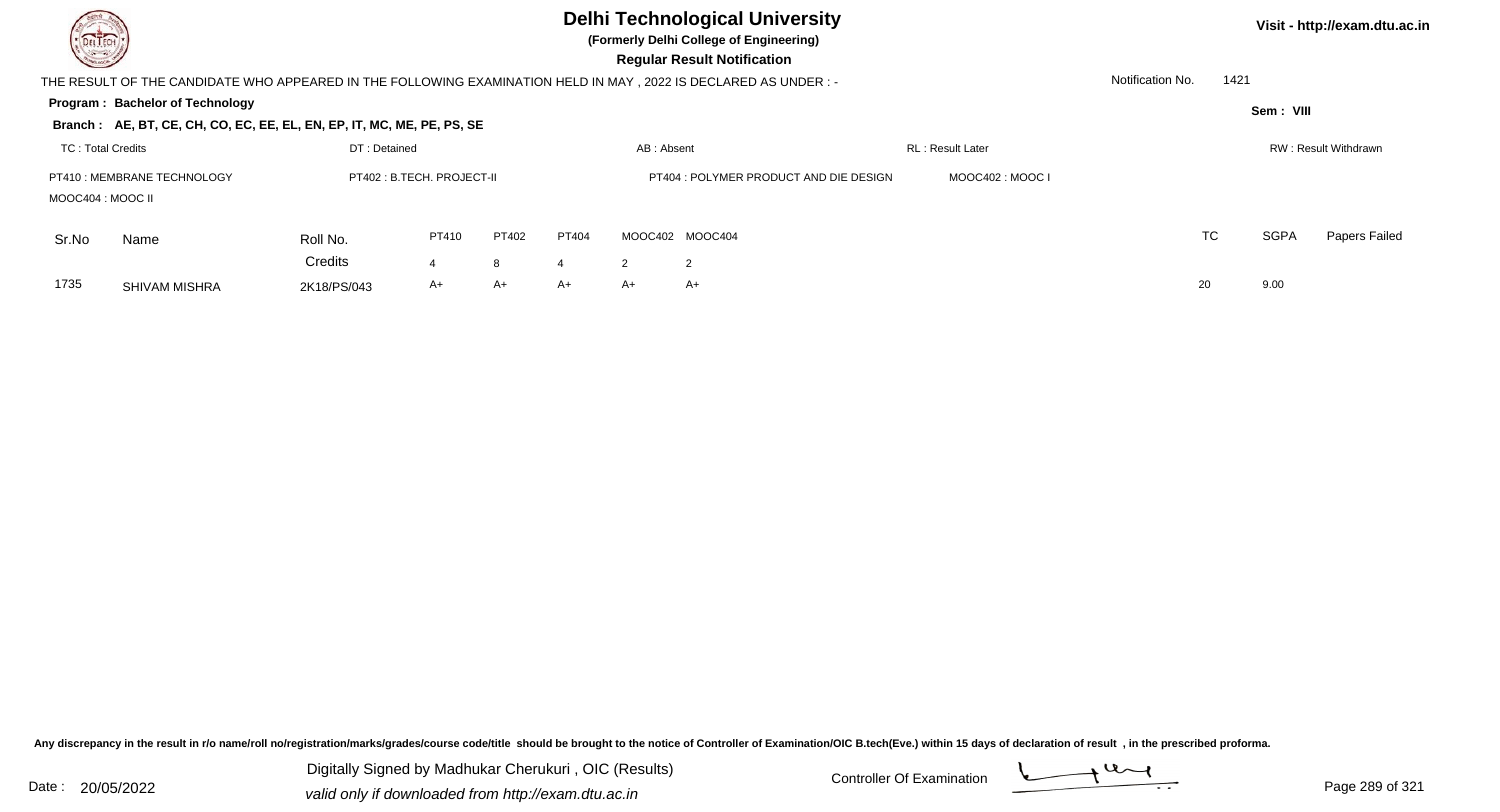# Delhi Technological University

**(Formerly Delhi College of Engineering)**

**Regular Result Notification**

Visit - http://exam.dtu.ac.in

THE RESULT OF THE CANDIDATE WHO APPEARED IN THE FOLLOWING EXAMINATION HELD IN MAY , 2022 IS DECLARED AS UNDER : -

Notification No. 1421

**Program : Bachelor of Technology**

Sem : VIII

**Branch : AE, BT, CE, CH, CO, EC, EE, EL, EN, EP, IT, MC, ME, PE, PS, SE**

TC : Total Credits | DT : Detained | AB : Absent | RL : Result Later | RW : Result Withdrawn

PT410 : MEMBRANE TECHNOLOGY | PT402 : B.TECH. PROJECT-II | PT404 : POLYMER PRODUCT AND DIE DESIGN | MOOC402 : MOOC I | MOOC404 : MOOC II

| Sr.No | Name | Roll No. | PT410 | PT402 | PT404 | MOOC402 | MOOC404 | TC | SGPA | Papers Failed |
|---|---|---|---|---|---|---|---|---|---|---|
| | | Credits | 4 | 8 | 4 | 2 | 2 | | | |
| 1735 | SHIVAM MISHRA | 2K18/PS/043 | A+ | A+ | A+ | A+ | A+ | 20 | 9.00 | |

Any discrepancy in the result in r/o name/roll no/registration/marks/grades/course code/title should be brought to the notice of Controller of Examination/OIC B.tech(Eve.) within 15 days of declaration of result , in the prescribed proforma.

Date : 20/05/2022

Digitally Signed by Madhukar Cherukuri , OIC (Results)
valid only if downloaded from http://exam.dtu.ac.in

Controller Of Examination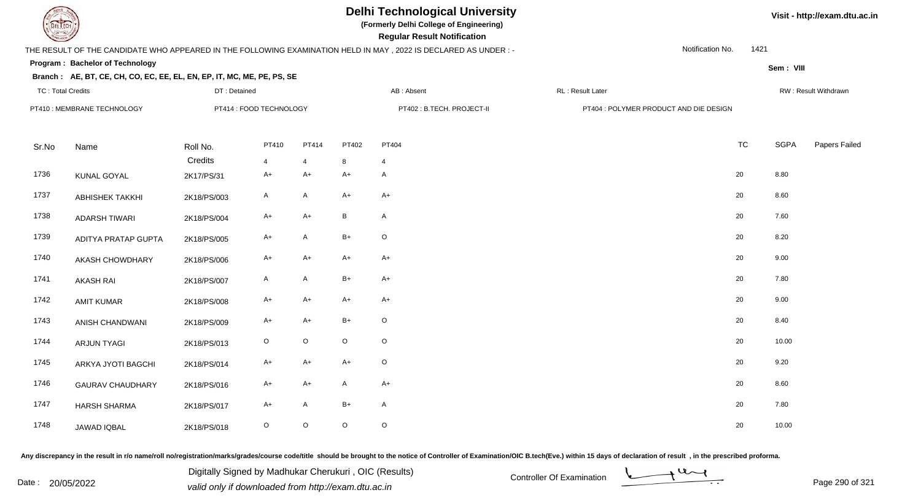# Delhi Technological University

**(Formerly Delhi College of Engineering)**

**Regular Result Notification**

Visit - http://exam.dtu.ac.in

THE RESULT OF THE CANDIDATE WHO APPEARED IN THE FOLLOWING EXAMINATION HELD IN MAY , 2022 IS DECLARED AS UNDER : -

Notification No. 1421

**Program : Bachelor of Technology**

Sem : VIII

**Branch : AE, BT, CE, CH, CO, EC, EE, EL, EN, EP, IT, MC, ME, PE, PS, SE**

TC : Total Credits | DT : Detained | AB : Absent | RL : Result Later | RW : Result Withdrawn

PT410 : MEMBRANE TECHNOLOGY | PT414 : FOOD TECHNOLOGY | PT402 : B.TECH. PROJECT-II | PT404 : POLYMER PRODUCT AND DIE DESIGN

| Sr.No | Name | Roll No. | PT410 | PT414 | PT402 | PT404 | TC | SGPA | Papers Failed |
|---|---|---|---|---|---|---|---|---|---|
| | | Credits | 4 | 4 | 8 | 4 | | | |
| 1736 | KUNAL GOYAL | 2K17/PS/31 | A+ | A+ | A+ | A | 20 | 8.80 | |
| 1737 | ABHISHEK TAKKHI | 2K18/PS/003 | A | A | A+ | A+ | 20 | 8.60 | |
| 1738 | ADARSH TIWARI | 2K18/PS/004 | A+ | A+ | B | A | 20 | 7.60 | |
| 1739 | ADITYA PRATAP GUPTA | 2K18/PS/005 | A+ | A | B+ | O | 20 | 8.20 | |
| 1740 | AKASH CHOWDHARY | 2K18/PS/006 | A+ | A+ | A+ | A+ | 20 | 9.00 | |
| 1741 | AKASH RAI | 2K18/PS/007 | A | A | B+ | A+ | 20 | 7.80 | |
| 1742 | AMIT KUMAR | 2K18/PS/008 | A+ | A+ | A+ | A+ | 20 | 9.00 | |
| 1743 | ANISH CHANDWANI | 2K18/PS/009 | A+ | A+ | B+ | O | 20 | 8.40 | |
| 1744 | ARJUN TYAGI | 2K18/PS/013 | O | O | O | O | 20 | 10.00 | |
| 1745 | ARKYA JYOTI BAGCHI | 2K18/PS/014 | A+ | A+ | A+ | O | 20 | 9.20 | |
| 1746 | GAURAV CHAUDHARY | 2K18/PS/016 | A+ | A+ | A | A+ | 20 | 8.60 | |
| 1747 | HARSH SHARMA | 2K18/PS/017 | A+ | A | B+ | A | 20 | 7.80 | |
| 1748 | JAWAD IQBAL | 2K18/PS/018 | O | O | O | O | 20 | 10.00 | |

Any discrepancy in the result in r/o name/roll no/registration/marks/grades/course code/title should be brought to the notice of Controller of Examination/OIC B.tech(Eve.) within 15 days of declaration of result , in the prescribed proforma.

Date : 20/05/2022

Digitally Signed by Madhukar Cherukuri , OIC (Results)
valid only if downloaded from http://exam.dtu.ac.in

Controller Of Examination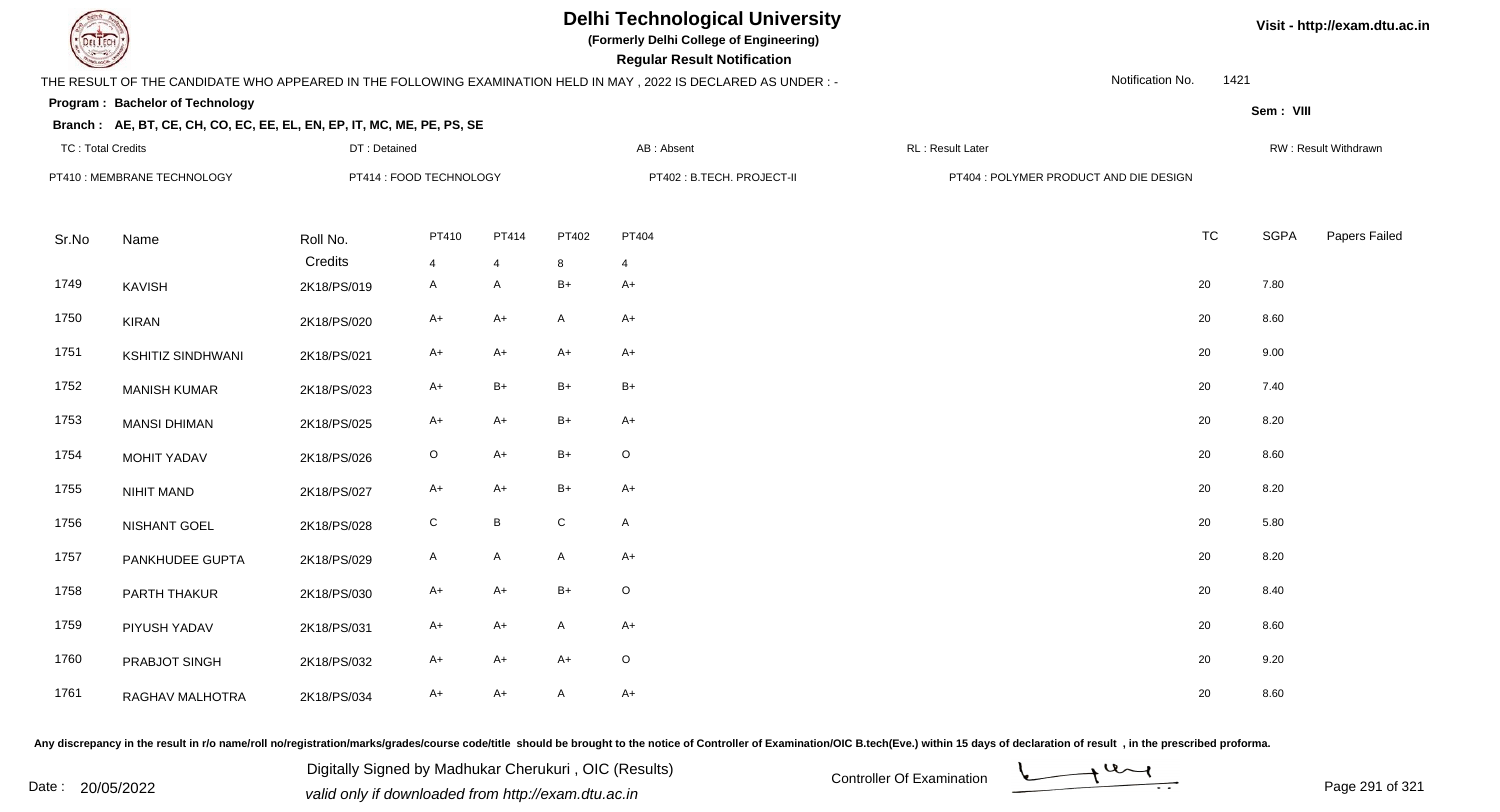# Delhi Technological University

**(Formerly Delhi College of Engineering)**

**Regular Result Notification**

Visit - http://exam.dtu.ac.in

THE RESULT OF THE CANDIDATE WHO APPEARED IN THE FOLLOWING EXAMINATION HELD IN MAY , 2022 IS DECLARED AS UNDER : -

Notification No. 1421

**Program : Bachelor of Technology**

Sem : VIII

**Branch : AE, BT, CE, CH, CO, EC, EE, EL, EN, EP, IT, MC, ME, PE, PS, SE**

TC : Total Credits | DT : Detained | AB : Absent | RL : Result Later | RW : Result Withdrawn

PT410 : MEMBRANE TECHNOLOGY | PT414 : FOOD TECHNOLOGY | PT402 : B.TECH. PROJECT-II | PT404 : POLYMER PRODUCT AND DIE DESIGN

| Sr.No | Name | Roll No. | PT410 | PT414 | PT402 | PT404 | TC | SGPA | Papers Failed |
|---|---|---|---|---|---|---|---|---|---|
| | | Credits | 4 | 4 | 8 | 4 | | | |
| 1749 | KAVISH | 2K18/PS/019 | A | A | B+ | A+ | 20 | 7.80 | |
| 1750 | KIRAN | 2K18/PS/020 | A+ | A+ | A | A+ | 20 | 8.60 | |
| 1751 | KSHITIZ SINDHWANI | 2K18/PS/021 | A+ | A+ | A+ | A+ | 20 | 9.00 | |
| 1752 | MANISH KUMAR | 2K18/PS/023 | A+ | B+ | B+ | B+ | 20 | 7.40 | |
| 1753 | MANSI DHIMAN | 2K18/PS/025 | A+ | A+ | B+ | A+ | 20 | 8.20 | |
| 1754 | MOHIT YADAV | 2K18/PS/026 | O | A+ | B+ | O | 20 | 8.60 | |
| 1755 | NIHIT MAND | 2K18/PS/027 | A+ | A+ | B+ | A+ | 20 | 8.20 | |
| 1756 | NISHANT GOEL | 2K18/PS/028 | C | B | C | A | 20 | 5.80 | |
| 1757 | PANKHUDEE GUPTA | 2K18/PS/029 | A | A | A | A+ | 20 | 8.20 | |
| 1758 | PARTH THAKUR | 2K18/PS/030 | A+ | A+ | B+ | O | 20 | 8.40 | |
| 1759 | PIYUSH YADAV | 2K18/PS/031 | A+ | A+ | A | A+ | 20 | 8.60 | |
| 1760 | PRABJOT SINGH | 2K18/PS/032 | A+ | A+ | A+ | O | 20 | 9.20 | |
| 1761 | RAGHAV MALHOTRA | 2K18/PS/034 | A+ | A+ | A | A+ | 20 | 8.60 | |

Any discrepancy in the result in r/o name/roll no/registration/marks/grades/course code/title should be brought to the notice of Controller of Examination/OIC B.tech(Eve.) within 15 days of declaration of result , in the prescribed proforma.

Date : 20/05/2022

Digitally Signed by Madhukar Cherukuri , OIC (Results)
valid only if downloaded from http://exam.dtu.ac.in

Controller Of Examination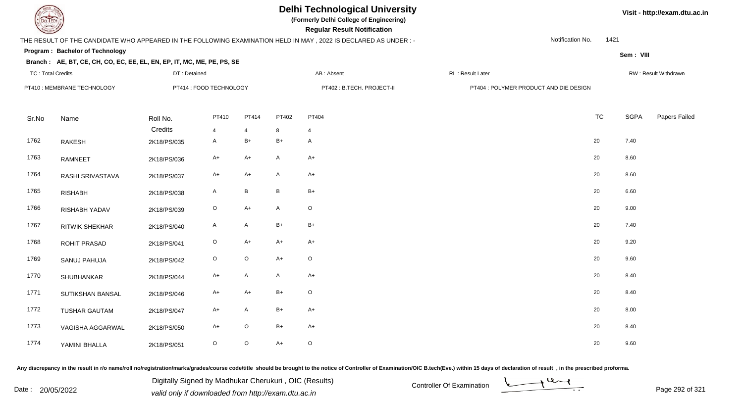# Delhi Technological University

**(Formerly Delhi College of Engineering)**

**Regular Result Notification**

Visit - http://exam.dtu.ac.in

THE RESULT OF THE CANDIDATE WHO APPEARED IN THE FOLLOWING EXAMINATION HELD IN MAY , 2022 IS DECLARED AS UNDER : -

Notification No. 1421

**Program : Bachelor of Technology**

Sem : VIII

**Branch : AE, BT, CE, CH, CO, EC, EE, EL, EN, EP, IT, MC, ME, PE, PS, SE**

TC : Total Credits | DT : Detained | AB : Absent | RL : Result Later | RW : Result Withdrawn

PT410 : MEMBRANE TECHNOLOGY | PT414 : FOOD TECHNOLOGY | PT402 : B.TECH. PROJECT-II | PT404 : POLYMER PRODUCT AND DIE DESIGN

| Sr.No | Name | Roll No. | PT410 | PT414 | PT402 | PT404 | TC | SGPA | Papers Failed |
|---|---|---|---|---|---|---|---|---|---|
| | | Credits | 4 | 4 | 8 | 4 | | | |
| 1762 | RAKESH | 2K18/PS/035 | A | B+ | B+ | A | 20 | 7.40 | |
| 1763 | RAMNEET | 2K18/PS/036 | A+ | A+ | A | A+ | 20 | 8.60 | |
| 1764 | RASHI SRIVASTAVA | 2K18/PS/037 | A+ | A+ | A | A+ | 20 | 8.60 | |
| 1765 | RISHABH | 2K18/PS/038 | A | B | B | B+ | 20 | 6.60 | |
| 1766 | RISHABH YADAV | 2K18/PS/039 | O | A+ | A | O | 20 | 9.00 | |
| 1767 | RITWIK SHEKHAR | 2K18/PS/040 | A | A | B+ | B+ | 20 | 7.40 | |
| 1768 | ROHIT PRASAD | 2K18/PS/041 | O | A+ | A+ | A+ | 20 | 9.20 | |
| 1769 | SANUJ PAHUJA | 2K18/PS/042 | O | O | A+ | O | 20 | 9.60 | |
| 1770 | SHUBHANKAR | 2K18/PS/044 | A+ | A | A | A+ | 20 | 8.40 | |
| 1771 | SUTIKSHAN BANSAL | 2K18/PS/046 | A+ | A+ | B+ | O | 20 | 8.40 | |
| 1772 | TUSHAR GAUTAM | 2K18/PS/047 | A+ | A | B+ | A+ | 20 | 8.00 | |
| 1773 | VAGISHA AGGARWAL | 2K18/PS/050 | A+ | O | B+ | A+ | 20 | 8.40 | |
| 1774 | YAMINI BHALLA | 2K18/PS/051 | O | O | A+ | O | 20 | 9.60 | |

Any discrepancy in the result in r/o name/roll no/registration/marks/grades/course code/title should be brought to the notice of Controller of Examination/OIC B.tech(Eve.) within 15 days of declaration of result , in the prescribed proforma.

Date : 20/05/2022

Digitally Signed by Madhukar Cherukuri , OIC (Results)
valid only if downloaded from http://exam.dtu.ac.in

Controller Of Examination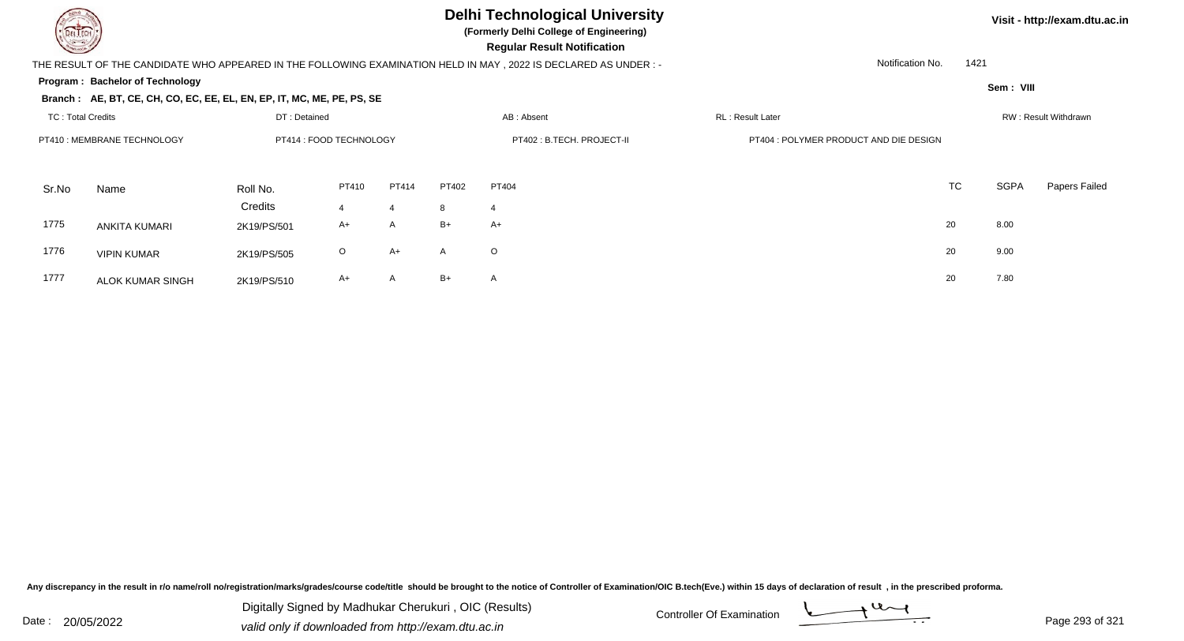# Delhi Technological University

**(Formerly Delhi College of Engineering)**

**Regular Result Notification**

Visit - http://exam.dtu.ac.in

THE RESULT OF THE CANDIDATE WHO APPEARED IN THE FOLLOWING EXAMINATION HELD IN MAY , 2022 IS DECLARED AS UNDER : -

Notification No. 1421

**Program : Bachelor of Technology**

**Sem : VIII**

**Branch : AE, BT, CE, CH, CO, EC, EE, EL, EN, EP, IT, MC, ME, PE, PS, SE**

TC : Total Credits | DT : Detained | AB : Absent | RL : Result Later | RW : Result Withdrawn

PT410 : MEMBRANE TECHNOLOGY | PT414 : FOOD TECHNOLOGY | PT402 : B.TECH. PROJECT-II | PT404 : POLYMER PRODUCT AND DIE DESIGN

| Sr.No | Name | Roll No. | PT410 | PT414 | PT402 | PT404 | TC | SGPA | Papers Failed |
|---|---|---|---|---|---|---|---|---|---|
| | | Credits | 4 | 4 | 8 | 4 | | | |
| 1775 | ANKITA KUMARI | 2K19/PS/501 | A+ | A | B+ | A+ | 20 | 8.00 | |
| 1776 | VIPIN KUMAR | 2K19/PS/505 | O | A+ | A | O | 20 | 9.00 | |
| 1777 | ALOK KUMAR SINGH | 2K19/PS/510 | A+ | A | B+ | A | 20 | 7.80 | |

Any discrepancy in the result in r/o name/roll no/registration/marks/grades/course code/title should be brought to the notice of Controller of Examination/OIC B.tech(Eve.) within 15 days of declaration of result , in the prescribed proforma.

Date : 20/05/2022

Digitally Signed by Madhukar Cherukuri , OIC (Results)
valid only if downloaded from http://exam.dtu.ac.in

Controller Of Examination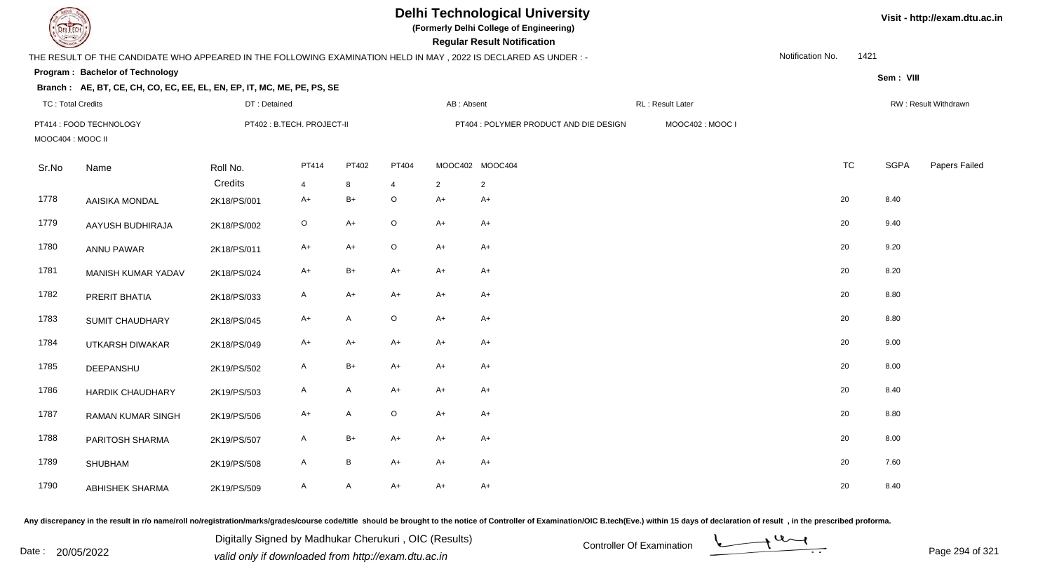# Delhi Technological University

**(Formerly Delhi College of Engineering)**

**Regular Result Notification**

Visit - http://exam.dtu.ac.in

THE RESULT OF THE CANDIDATE WHO APPEARED IN THE FOLLOWING EXAMINATION HELD IN MAY , 2022 IS DECLARED AS UNDER : -

Notification No. 1421

**Program : Bachelor of Technology**

Sem : VIII

**Branch : AE, BT, CE, CH, CO, EC, EE, EL, EN, EP, IT, MC, ME, PE, PS, SE**

TC : Total Credits | DT : Detained | AB : Absent | RL : Result Later | RW : Result Withdrawn

PT414 : FOOD TECHNOLOGY | PT402 : B.TECH. PROJECT-II | PT404 : POLYMER PRODUCT AND DIE DESIGN | MOOC402 : MOOC I

MOOC404 : MOOC II

| Sr.No | Name | Roll No. | PT414 | PT402 | PT404 | MOOC402 | MOOC404 | TC | SGPA | Papers Failed |
|---|---|---|---|---|---|---|---|---|---|---|
| | | Credits | 4 | 8 | 4 | 2 | 2 | | | |
| 1778 | AAISIKA MONDAL | 2K18/PS/001 | A+ | B+ | O | A+ | A+ | 20 | 8.40 | |
| 1779 | AAYUSH BUDHIRAJA | 2K18/PS/002 | O | A+ | O | A+ | A+ | 20 | 9.40 | |
| 1780 | ANNU PAWAR | 2K18/PS/011 | A+ | A+ | O | A+ | A+ | 20 | 9.20 | |
| 1781 | MANISH KUMAR YADAV | 2K18/PS/024 | A+ | B+ | A+ | A+ | A+ | 20 | 8.20 | |
| 1782 | PRERIT BHATIA | 2K18/PS/033 | A | A+ | A+ | A+ | A+ | 20 | 8.80 | |
| 1783 | SUMIT CHAUDHARY | 2K18/PS/045 | A+ | A | O | A+ | A+ | 20 | 8.80 | |
| 1784 | UTKARSH DIWAKAR | 2K18/PS/049 | A+ | A+ | A+ | A+ | A+ | 20 | 9.00 | |
| 1785 | DEEPANSHU | 2K19/PS/502 | A | B+ | A+ | A+ | A+ | 20 | 8.00 | |
| 1786 | HARDIK CHAUDHARY | 2K19/PS/503 | A | A | A+ | A+ | A+ | 20 | 8.40 | |
| 1787 | RAMAN KUMAR SINGH | 2K19/PS/506 | A+ | A | O | A+ | A+ | 20 | 8.80 | |
| 1788 | PARITOSH SHARMA | 2K19/PS/507 | A | B+ | A+ | A+ | A+ | 20 | 8.00 | |
| 1789 | SHUBHAM | 2K19/PS/508 | A | B | A+ | A+ | A+ | 20 | 7.60 | |
| 1790 | ABHISHEK SHARMA | 2K19/PS/509 | A | A | A+ | A+ | A+ | 20 | 8.40 | |

Any discrepancy in the result in r/o name/roll no/registration/marks/grades/course code/title should be brought to the notice of Controller of Examination/OIC B.tech(Eve.) within 15 days of declaration of result , in the prescribed proforma.

Date : 20/05/2022

Digitally Signed by Madhukar Cherukuri , OIC (Results)
valid only if downloaded from http://exam.dtu.ac.in

Controller Of Examination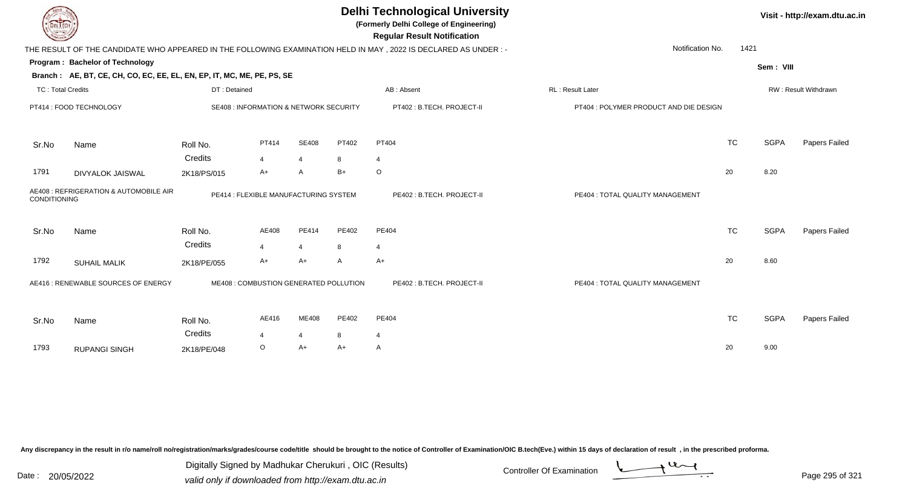# Delhi Technological University

**(Formerly Delhi College of Engineering)**

**Regular Result Notification**

Visit - http://exam.dtu.ac.in

THE RESULT OF THE CANDIDATE WHO APPEARED IN THE FOLLOWING EXAMINATION HELD IN MAY , 2022 IS DECLARED AS UNDER : -

Notification No. 1421

**Program : Bachelor of Technology**

Sem : VIII

**Branch : AE, BT, CE, CH, CO, EC, EE, EL, EN, EP, IT, MC, ME, PE, PS, SE**

TC : Total Credits | DT : Detained | AB : Absent | RL : Result Later | RW : Result Withdrawn

PT414 : FOOD TECHNOLOGY | SE408 : INFORMATION & NETWORK SECURITY | PT402 : B.TECH. PROJECT-II | PT404 : POLYMER PRODUCT AND DIE DESIGN

| Sr.No | Name | Roll No. | PT414 | SE408 | PT402 | PT404 | TC | SGPA | Papers Failed |
|---|---|---|---|---|---|---|---|---|---|
| | | Credits | 4 | 4 | 8 | 4 | | | |
| 1791 | DIVYALOK JAISWAL | 2K18/PS/015 | A+ | A | B+ | O | 20 | 8.20 | |

AE408 : REFRIGERATION & AUTOMOBILE AIR CONDITIONING | PE414 : FLEXIBLE MANUFACTURING SYSTEM | PE402 : B.TECH. PROJECT-II | PE404 : TOTAL QUALITY MANAGEMENT

| Sr.No | Name | Roll No. | AE408 | PE414 | PE402 | PE404 | TC | SGPA | Papers Failed |
|---|---|---|---|---|---|---|---|---|---|
| | | Credits | 4 | 4 | 8 | 4 | | | |
| 1792 | SUHAIL MALIK | 2K18/PE/055 | A+ | A+ | A | A+ | 20 | 8.60 | |

AE416 : RENEWABLE SOURCES OF ENERGY | ME408 : COMBUSTION GENERATED POLLUTION | PE402 : B.TECH. PROJECT-II | PE404 : TOTAL QUALITY MANAGEMENT

| Sr.No | Name | Roll No. | AE416 | ME408 | PE402 | PE404 | TC | SGPA | Papers Failed |
|---|---|---|---|---|---|---|---|---|---|
| | | Credits | 4 | 4 | 8 | 4 | | | |
| 1793 | RUPANGI SINGH | 2K18/PE/048 | O | A+ | A+ | A | 20 | 9.00 | |

Any discrepancy in the result in r/o name/roll no/registration/marks/grades/course code/title should be brought to the notice of Controller of Examination/OIC B.tech(Eve.) within 15 days of declaration of result , in the prescribed proforma.

Date : 20/05/2022

Digitally Signed by Madhukar Cherukuri , OIC (Results)
valid only if downloaded from http://exam.dtu.ac.in

Controller Of Examination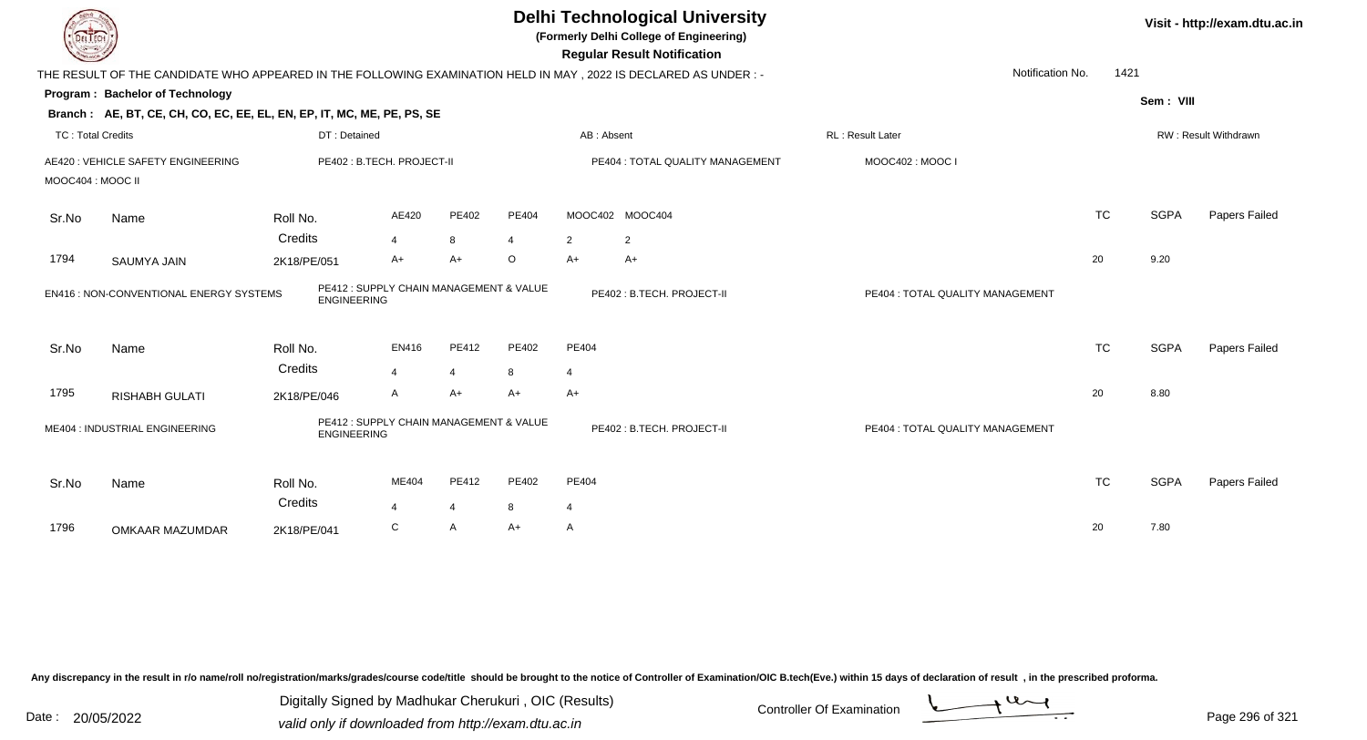# Delhi Technological University

**(Formerly Delhi College of Engineering)**

**Regular Result Notification**

Visit - http://exam.dtu.ac.in

THE RESULT OF THE CANDIDATE WHO APPEARED IN THE FOLLOWING EXAMINATION HELD IN MAY , 2022 IS DECLARED AS UNDER : -

Notification No. 1421

**Program : Bachelor of Technology**

Sem : VIII

**Branch : AE, BT, CE, CH, CO, EC, EE, EL, EN, EP, IT, MC, ME, PE, PS, SE**

TC : Total Credits | DT : Detained | AB : Absent | RL : Result Later | RW : Result Withdrawn

AE420 : VEHICLE SAFETY ENGINEERING | PE402 : B.TECH. PROJECT-II | PE404 : TOTAL QUALITY MANAGEMENT | MOOC402 : MOOC I | MOOC404 : MOOC II

| Sr.No | Name | Roll No. | AE420 | PE402 | PE404 | MOOC402 | MOOC404 | TC | SGPA | Papers Failed |
|---|---|---|---|---|---|---|---|---|---|---|
| | | Credits | 4 | 8 | 4 | 2 | 2 | | | |
| 1794 | SAUMYA JAIN | 2K18/PE/051 | A+ | A+ | O | A+ | A+ | 20 | 9.20 | |

EN416 : NON-CONVENTIONAL ENERGY SYSTEMS | PE412 : SUPPLY CHAIN MANAGEMENT & VALUE ENGINEERING | PE402 : B.TECH. PROJECT-II | PE404 : TOTAL QUALITY MANAGEMENT

| Sr.No | Name | Roll No. | EN416 | PE412 | PE402 | PE404 | TC | SGPA | Papers Failed |
|---|---|---|---|---|---|---|---|---|---|
| | | Credits | 4 | 4 | 8 | 4 | | | |
| 1795 | RISHABH GULATI | 2K18/PE/046 | A | A+ | A+ | A+ | 20 | 8.80 | |

ME404 : INDUSTRIAL ENGINEERING | PE412 : SUPPLY CHAIN MANAGEMENT & VALUE ENGINEERING | PE402 : B.TECH. PROJECT-II | PE404 : TOTAL QUALITY MANAGEMENT

| Sr.No | Name | Roll No. | ME404 | PE412 | PE402 | PE404 | TC | SGPA | Papers Failed |
|---|---|---|---|---|---|---|---|---|---|
| | | Credits | 4 | 4 | 8 | 4 | | | |
| 1796 | OMKAAR MAZUMDAR | 2K18/PE/041 | C | A | A+ | A | 20 | 7.80 | |

Any discrepancy in the result in r/o name/roll no/registration/marks/grades/course code/title should be brought to the notice of Controller of Examination/OIC B.tech(Eve.) within 15 days of declaration of result , in the prescribed proforma.

Date : 20/05/2022

Digitally Signed by Madhukar Cherukuri , OIC (Results)
valid only if downloaded from http://exam.dtu.ac.in

Controller Of Examination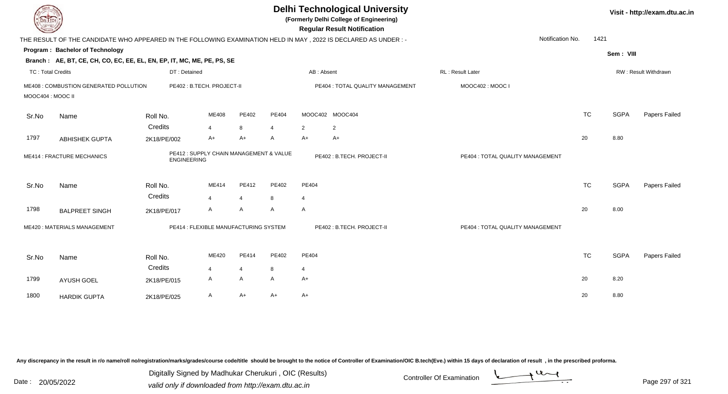# Delhi Technological University

**(Formerly Delhi College of Engineering)**

**Regular Result Notification**

Visit - http://exam.dtu.ac.in

THE RESULT OF THE CANDIDATE WHO APPEARED IN THE FOLLOWING EXAMINATION HELD IN MAY , 2022 IS DECLARED AS UNDER : -

Notification No. 1421

**Program : Bachelor of Technology**

Sem : VIII

**Branch : AE, BT, CE, CH, CO, EC, EE, EL, EN, EP, IT, MC, ME, PE, PS, SE**

TC : Total Credits | DT : Detained | AB : Absent | RL : Result Later | RW : Result Withdrawn

ME408 : COMBUSTION GENERATED POLLUTION | PE402 : B.TECH. PROJECT-II | PE404 : TOTAL QUALITY MANAGEMENT | MOOC402 : MOOC I | MOOC404 : MOOC II

| Sr.No | Name | Roll No. | ME408 | PE402 | PE404 | MOOC402 | MOOC404 | TC | SGPA | Papers Failed |
|---|---|---|---|---|---|---|---|---|---|---|
| | | Credits | 4 | 8 | 4 | 2 | 2 | | | |
| 1797 | ABHISHEK GUPTA | 2K18/PE/002 | A+ | A+ | A | A+ | A+ | 20 | 8.80 | |

ME414 : FRACTURE MECHANICS | PE412 : SUPPLY CHAIN MANAGEMENT & VALUE ENGINEERING | PE402 : B.TECH. PROJECT-II | PE404 : TOTAL QUALITY MANAGEMENT

| Sr.No | Name | Roll No. | ME414 | PE412 | PE402 | PE404 | TC | SGPA | Papers Failed |
|---|---|---|---|---|---|---|---|---|---|
| | | Credits | 4 | 4 | 8 | 4 | | | |
| 1798 | BALPREET SINGH | 2K18/PE/017 | A | A | A | A | 20 | 8.00 | |

ME420 : MATERIALS MANAGEMENT | PE414 : FLEXIBLE MANUFACTURING SYSTEM | PE402 : B.TECH. PROJECT-II | PE404 : TOTAL QUALITY MANAGEMENT

| Sr.No | Name | Roll No. | ME420 | PE414 | PE402 | PE404 | TC | SGPA | Papers Failed |
|---|---|---|---|---|---|---|---|---|---|
| | | Credits | 4 | 4 | 8 | 4 | | | |
| 1799 | AYUSH GOEL | 2K18/PE/015 | A | A | A | A+ | 20 | 8.20 | |
| 1800 | HARDIK GUPTA | 2K18/PE/025 | A | A+ | A+ | A+ | 20 | 8.80 | |

Any discrepancy in the result in r/o name/roll no/registration/marks/grades/course code/title should be brought to the notice of Controller of Examination/OIC B.tech(Eve.) within 15 days of declaration of result , in the prescribed proforma.

Date : 20/05/2022

Digitally Signed by Madhukar Cherukuri , OIC (Results)
valid only if downloaded from http://exam.dtu.ac.in

Controller Of Examination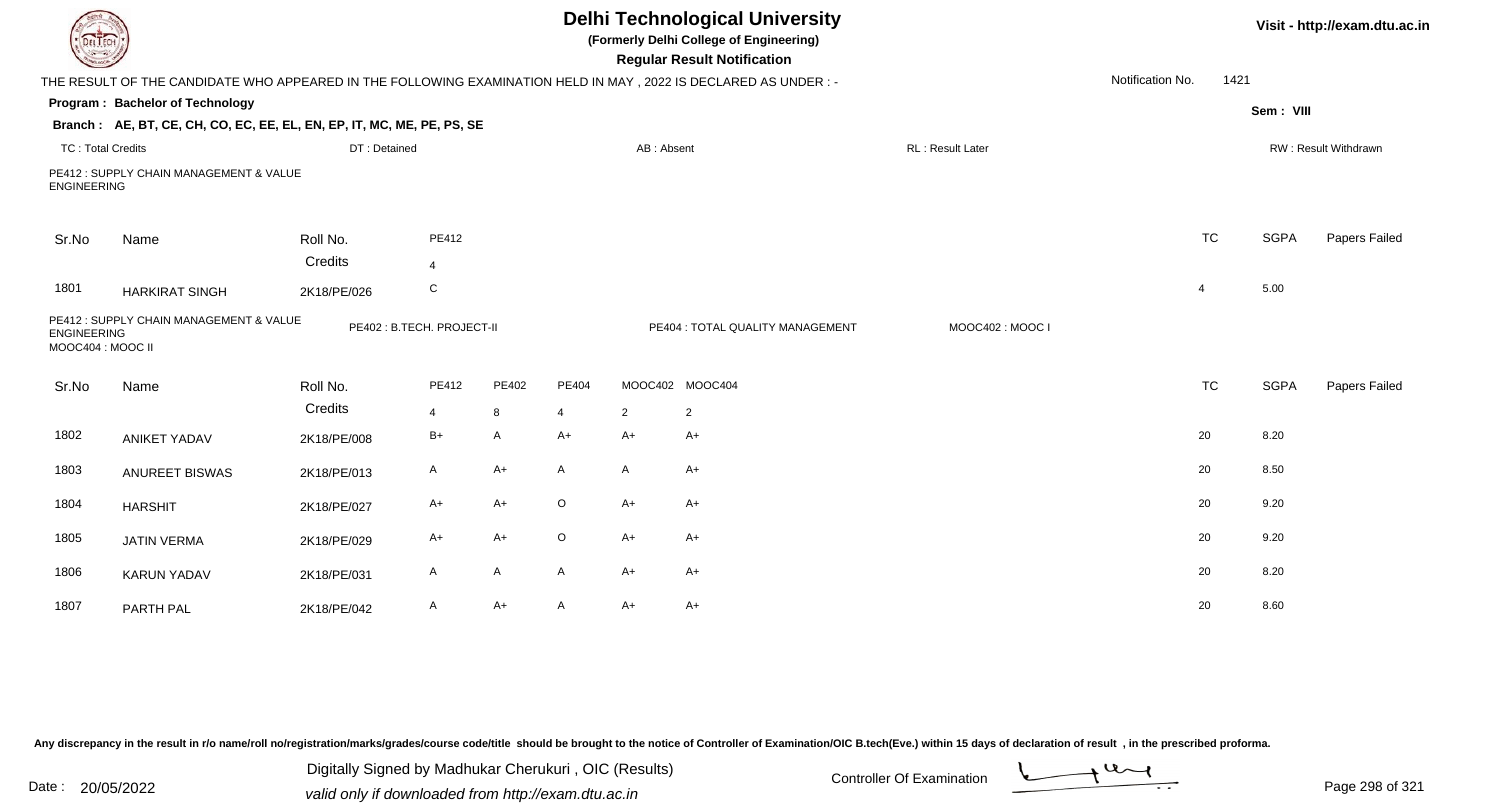# Delhi Technological University

**(Formerly Delhi College of Engineering)**

**Regular Result Notification**

Visit - http://exam.dtu.ac.in

THE RESULT OF THE CANDIDATE WHO APPEARED IN THE FOLLOWING EXAMINATION HELD IN MAY , 2022 IS DECLARED AS UNDER : -

Notification No. 1421

**Program : Bachelor of Technology**

Sem : VIII

**Branch : AE, BT, CE, CH, CO, EC, EE, EL, EN, EP, IT, MC, ME, PE, PS, SE**

TC : Total Credits | DT : Detained | AB : Absent | RL : Result Later | RW : Result Withdrawn

PE412 : SUPPLY CHAIN MANAGEMENT & VALUE ENGINEERING

| Sr.No | Name | Roll No. | PE412 | TC | SGPA | Papers Failed |
|---|---|---|---|---|---|---|
| | | Credits | 4 | | | |
| 1801 | HARKIRAT SINGH | 2K18/PE/026 | C | 4 | 5.00 | |

PE412 : SUPPLY CHAIN MANAGEMENT & VALUE ENGINEERING | PE402 : B.TECH. PROJECT-II | PE404 : TOTAL QUALITY MANAGEMENT | MOOC402 : MOOC I | MOOC404 : MOOC II

| Sr.No | Name | Roll No. | PE412 | PE402 | PE404 | MOOC402 | MOOC404 | TC | SGPA | Papers Failed |
|---|---|---|---|---|---|---|---|---|---|---|
| | | Credits | 4 | 8 | 4 | 2 | 2 | | | |
| 1802 | ANIKET YADAV | 2K18/PE/008 | B+ | A | A+ | A+ | A+ | 20 | 8.20 | |
| 1803 | ANUREET BISWAS | 2K18/PE/013 | A | A+ | A | A | A+ | 20 | 8.50 | |
| 1804 | HARSHIT | 2K18/PE/027 | A+ | A+ | O | A+ | A+ | 20 | 9.20 | |
| 1805 | JATIN VERMA | 2K18/PE/029 | A+ | A+ | O | A+ | A+ | 20 | 9.20 | |
| 1806 | KARUN YADAV | 2K18/PE/031 | A | A | A | A+ | A+ | 20 | 8.20 | |
| 1807 | PARTH PAL | 2K18/PE/042 | A | A+ | A | A+ | A+ | 20 | 8.60 | |

Any discrepancy in the result in r/o name/roll no/registration/marks/grades/course code/title should be brought to the notice of Controller of Examination/OIC B.tech(Eve.) within 15 days of declaration of result , in the prescribed proforma.

Date : 20/05/2022

Digitally Signed by Madhukar Cherukuri , OIC (Results)
valid only if downloaded from http://exam.dtu.ac.in

Controller Of Examination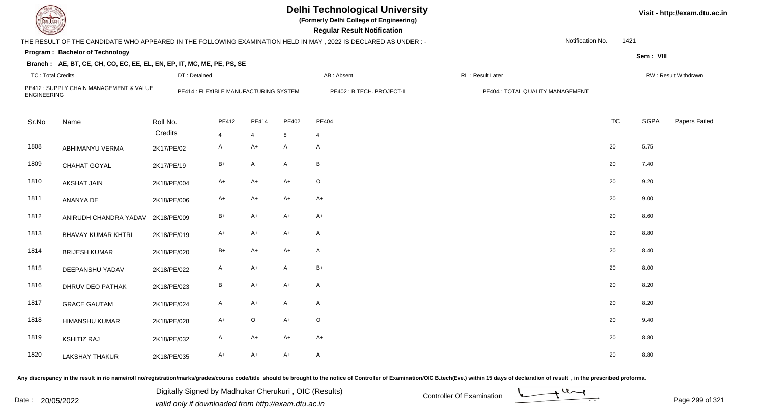# Delhi Technological University

**(Formerly Delhi College of Engineering)**

**Regular Result Notification**

Visit - http://exam.dtu.ac.in

THE RESULT OF THE CANDIDATE WHO APPEARED IN THE FOLLOWING EXAMINATION HELD IN MAY , 2022 IS DECLARED AS UNDER : -

Notification No. 1421

**Program : Bachelor of Technology**

Sem : VIII

**Branch : AE, BT, CE, CH, CO, EC, EE, EL, EN, EP, IT, MC, ME, PE, PS, SE**

TC : Total Credits | DT : Detained | AB : Absent | RL : Result Later | RW : Result Withdrawn

PE412 : SUPPLY CHAIN MANAGEMENT & VALUE ENGINEERING | PE414 : FLEXIBLE MANUFACTURING SYSTEM | PE402 : B.TECH. PROJECT-II | PE404 : TOTAL QUALITY MANAGEMENT

| Sr.No | Name | Roll No. | PE412 | PE414 | PE402 | PE404 | TC | SGPA | Papers Failed |
|---|---|---|---|---|---|---|---|---|---|
| | | Credits | 4 | 4 | 8 | 4 | | | |
| 1808 | ABHIMANYU VERMA | 2K17/PE/02 | A | A+ | A | A | 20 | 5.75 | |
| 1809 | CHAHAT GOYAL | 2K17/PE/19 | B+ | A | A | B | 20 | 7.40 | |
| 1810 | AKSHAT JAIN | 2K18/PE/004 | A+ | A+ | A+ | O | 20 | 9.20 | |
| 1811 | ANANYA DE | 2K18/PE/006 | A+ | A+ | A+ | A+ | 20 | 9.00 | |
| 1812 | ANIRUDH CHANDRA YADAV | 2K18/PE/009 | B+ | A+ | A+ | A+ | 20 | 8.60 | |
| 1813 | BHAVAY KUMAR KHTRI | 2K18/PE/019 | A+ | A+ | A+ | A | 20 | 8.80 | |
| 1814 | BRIJESH KUMAR | 2K18/PE/020 | B+ | A+ | A+ | A | 20 | 8.40 | |
| 1815 | DEEPANSHU YADAV | 2K18/PE/022 | A | A+ | A | B+ | 20 | 8.00 | |
| 1816 | DHRUV DEO PATHAK | 2K18/PE/023 | B | A+ | A+ | A | 20 | 8.20 | |
| 1817 | GRACE GAUTAM | 2K18/PE/024 | A | A+ | A | A | 20 | 8.20 | |
| 1818 | HIMANSHU KUMAR | 2K18/PE/028 | A+ | O | A+ | O | 20 | 9.40 | |
| 1819 | KSHITIZ RAJ | 2K18/PE/032 | A | A+ | A+ | A+ | 20 | 8.80 | |
| 1820 | LAKSHAY THAKUR | 2K18/PE/035 | A+ | A+ | A+ | A | 20 | 8.80 | |

Any discrepancy in the result in r/o name/roll no/registration/marks/grades/course code/title should be brought to the notice of Controller of Examination/OIC B.tech(Eve.) within 15 days of declaration of result , in the prescribed proforma.

Date : 20/05/2022

Digitally Signed by Madhukar Cherukuri , OIC (Results)
valid only if downloaded from http://exam.dtu.ac.in

Controller Of Examination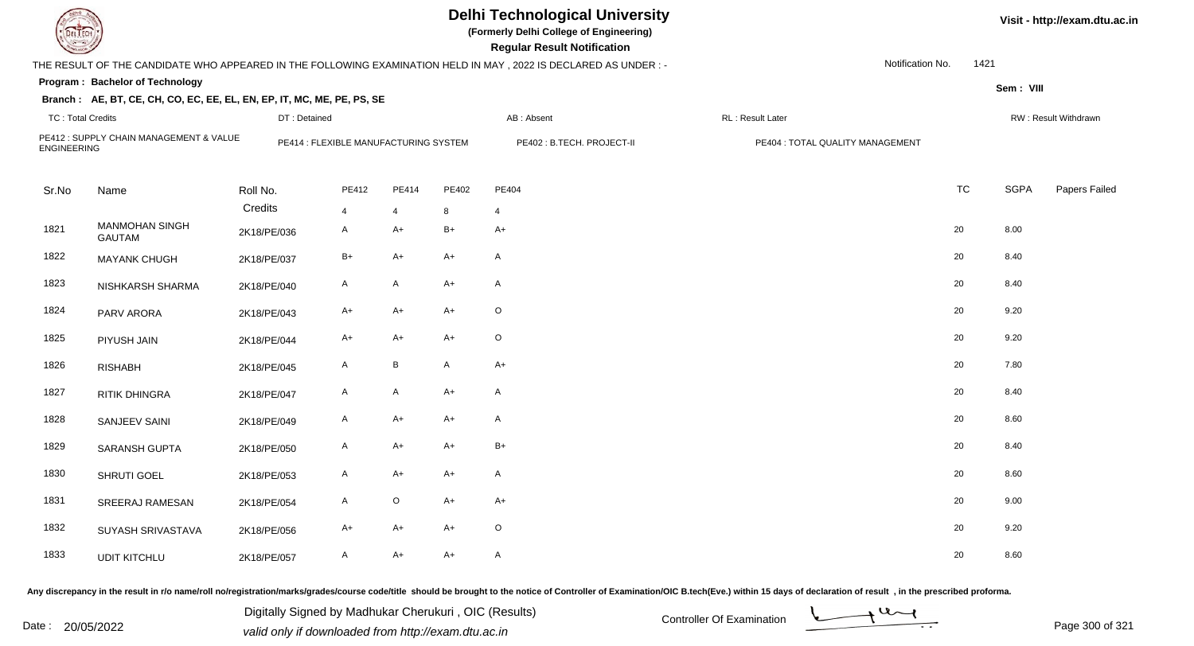# Delhi Technological University

**(Formerly Delhi College of Engineering)**

**Regular Result Notification**

Visit - http://exam.dtu.ac.in

THE RESULT OF THE CANDIDATE WHO APPEARED IN THE FOLLOWING EXAMINATION HELD IN MAY , 2022 IS DECLARED AS UNDER : -

Notification No. 1421

**Program : Bachelor of Technology**

Sem : VIII

**Branch : AE, BT, CE, CH, CO, EC, EE, EL, EN, EP, IT, MC, ME, PE, PS, SE**

TC : Total Credits | DT : Detained | AB : Absent | RL : Result Later | RW : Result Withdrawn

PE412 : SUPPLY CHAIN MANAGEMENT & VALUE ENGINEERING | PE414 : FLEXIBLE MANUFACTURING SYSTEM | PE402 : B.TECH. PROJECT-II | PE404 : TOTAL QUALITY MANAGEMENT

| Sr.No | Name | Roll No. | PE412 | PE414 | PE402 | PE404 | TC | SGPA | Papers Failed |
|---|---|---|---|---|---|---|---|---|---|
| | | Credits | 4 | 4 | 8 | 4 | | | |
| 1821 | MANMOHAN SINGH GAUTAM | 2K18/PE/036 | A | A+ | B+ | A+ | 20 | 8.00 | |
| 1822 | MAYANK CHUGH | 2K18/PE/037 | B+ | A+ | A+ | A | 20 | 8.40 | |
| 1823 | NISHKARSH SHARMA | 2K18/PE/040 | A | A | A+ | A | 20 | 8.40 | |
| 1824 | PARV ARORA | 2K18/PE/043 | A+ | A+ | A+ | O | 20 | 9.20 | |
| 1825 | PIYUSH JAIN | 2K18/PE/044 | A+ | A+ | A+ | O | 20 | 9.20 | |
| 1826 | RISHABH | 2K18/PE/045 | A | B | A | A+ | 20 | 7.80 | |
| 1827 | RITIK DHINGRA | 2K18/PE/047 | A | A | A+ | A | 20 | 8.40 | |
| 1828 | SANJEEV SAINI | 2K18/PE/049 | A | A+ | A+ | A | 20 | 8.60 | |
| 1829 | SARANSH GUPTA | 2K18/PE/050 | A | A+ | A+ | B+ | 20 | 8.40 | |
| 1830 | SHRUTI GOEL | 2K18/PE/053 | A | A+ | A+ | A | 20 | 8.60 | |
| 1831 | SREERAJ RAMESAN | 2K18/PE/054 | A | O | A+ | A+ | 20 | 9.00 | |
| 1832 | SUYASH SRIVASTAVA | 2K18/PE/056 | A+ | A+ | A+ | O | 20 | 9.20 | |
| 1833 | UDIT KITCHLU | 2K18/PE/057 | A | A+ | A+ | A | 20 | 8.60 | |

Any discrepancy in the result in r/o name/roll no/registration/marks/grades/course code/title should be brought to the notice of Controller of Examination/OIC B.tech(Eve.) within 15 days of declaration of result , in the prescribed proforma.

Date : 20/05/2022

Digitally Signed by Madhukar Cherukuri , OIC (Results)
valid only if downloaded from http://exam.dtu.ac.in

Controller Of Examination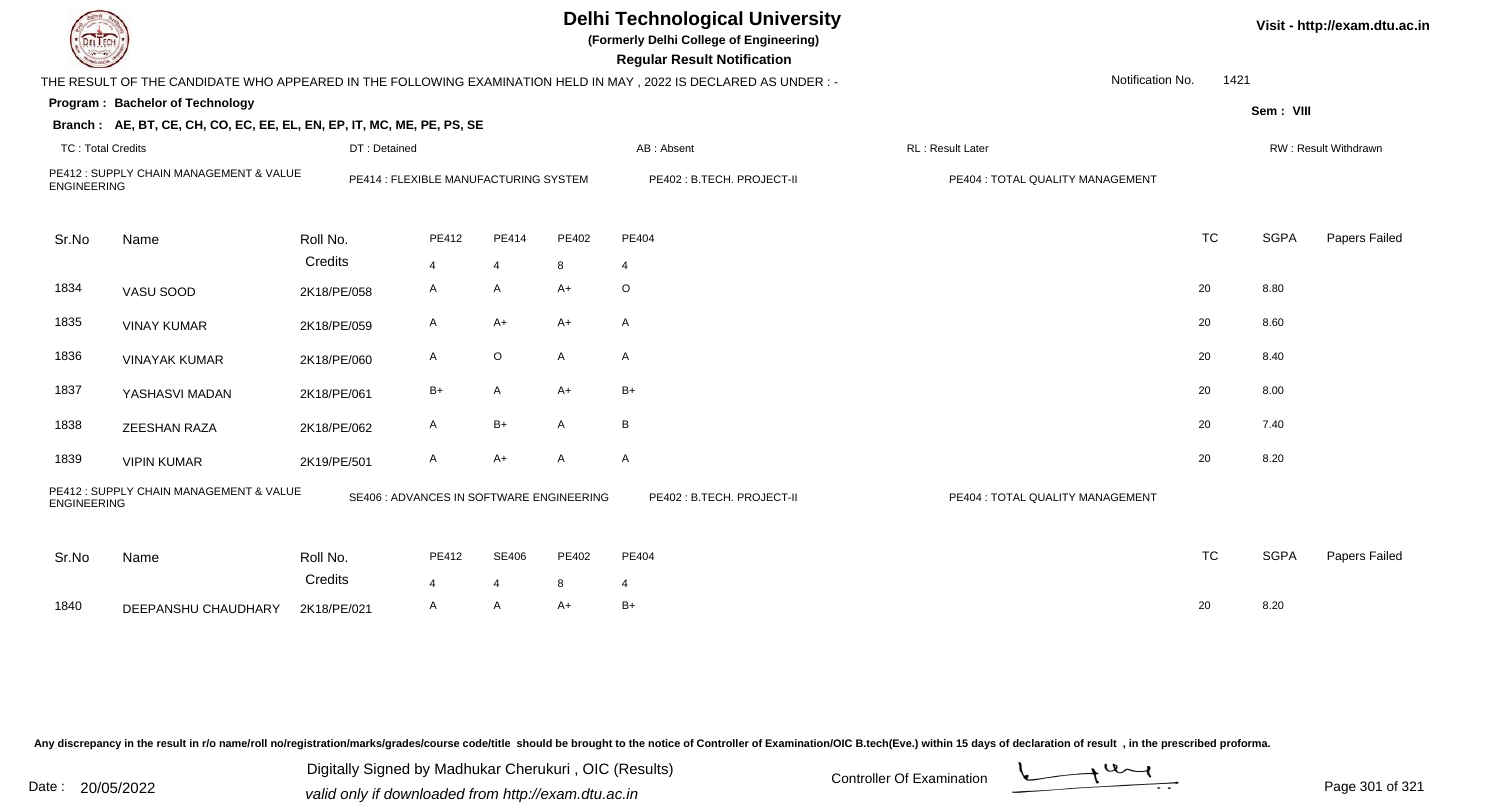# Delhi Technological University

**(Formerly Delhi College of Engineering)**

**Regular Result Notification**

Visit - http://exam.dtu.ac.in

THE RESULT OF THE CANDIDATE WHO APPEARED IN THE FOLLOWING EXAMINATION HELD IN MAY , 2022 IS DECLARED AS UNDER : -

Notification No. 1421

**Program : Bachelor of Technology**

Sem : VIII

**Branch : AE, BT, CE, CH, CO, EC, EE, EL, EN, EP, IT, MC, ME, PE, PS, SE**

TC : Total Credits | DT : Detained | AB : Absent | RL : Result Later | RW : Result Withdrawn

PE412 : SUPPLY CHAIN MANAGEMENT & VALUE ENGINEERING | PE414 : FLEXIBLE MANUFACTURING SYSTEM | PE402 : B.TECH. PROJECT-II | PE404 : TOTAL QUALITY MANAGEMENT

| Sr.No | Name | Roll No. | PE412 | PE414 | PE402 | PE404 | TC | SGPA | Papers Failed |
|---|---|---|---|---|---|---|---|---|---|
| | | Credits | 4 | 4 | 8 | 4 | | | |
| 1834 | VASU SOOD | 2K18/PE/058 | A | A | A+ | O | 20 | 8.80 | |
| 1835 | VINAY KUMAR | 2K18/PE/059 | A | A+ | A+ | A | 20 | 8.60 | |
| 1836 | VINAYAK KUMAR | 2K18/PE/060 | A | O | A | A | 20 | 8.40 | |
| 1837 | YASHASVI MADAN | 2K18/PE/061 | B+ | A | A+ | B+ | 20 | 8.00 | |
| 1838 | ZEESHAN RAZA | 2K18/PE/062 | A | B+ | A | B | 20 | 7.40 | |
| 1839 | VIPIN KUMAR | 2K19/PE/501 | A | A+ | A | A | 20 | 8.20 | |

PE412 : SUPPLY CHAIN MANAGEMENT & VALUE ENGINEERING | SE406 : ADVANCES IN SOFTWARE ENGINEERING | PE402 : B.TECH. PROJECT-II | PE404 : TOTAL QUALITY MANAGEMENT

| Sr.No | Name | Roll No. | PE412 | SE406 | PE402 | PE404 | TC | SGPA | Papers Failed |
|---|---|---|---|---|---|---|---|---|---|
| | | Credits | 4 | 4 | 8 | 4 | | | |
| 1840 | DEEPANSHU CHAUDHARY | 2K18/PE/021 | A | A | A+ | B+ | 20 | 8.20 | |

Any discrepancy in the result in r/o name/roll no/registration/marks/grades/course code/title should be brought to the notice of Controller of Examination/OIC B.tech(Eve.) within 15 days of declaration of result , in the prescribed proforma.

Date : 20/05/2022

Digitally Signed by Madhukar Cherukuri , OIC (Results)
valid only if downloaded from http://exam.dtu.ac.in

Controller Of Examination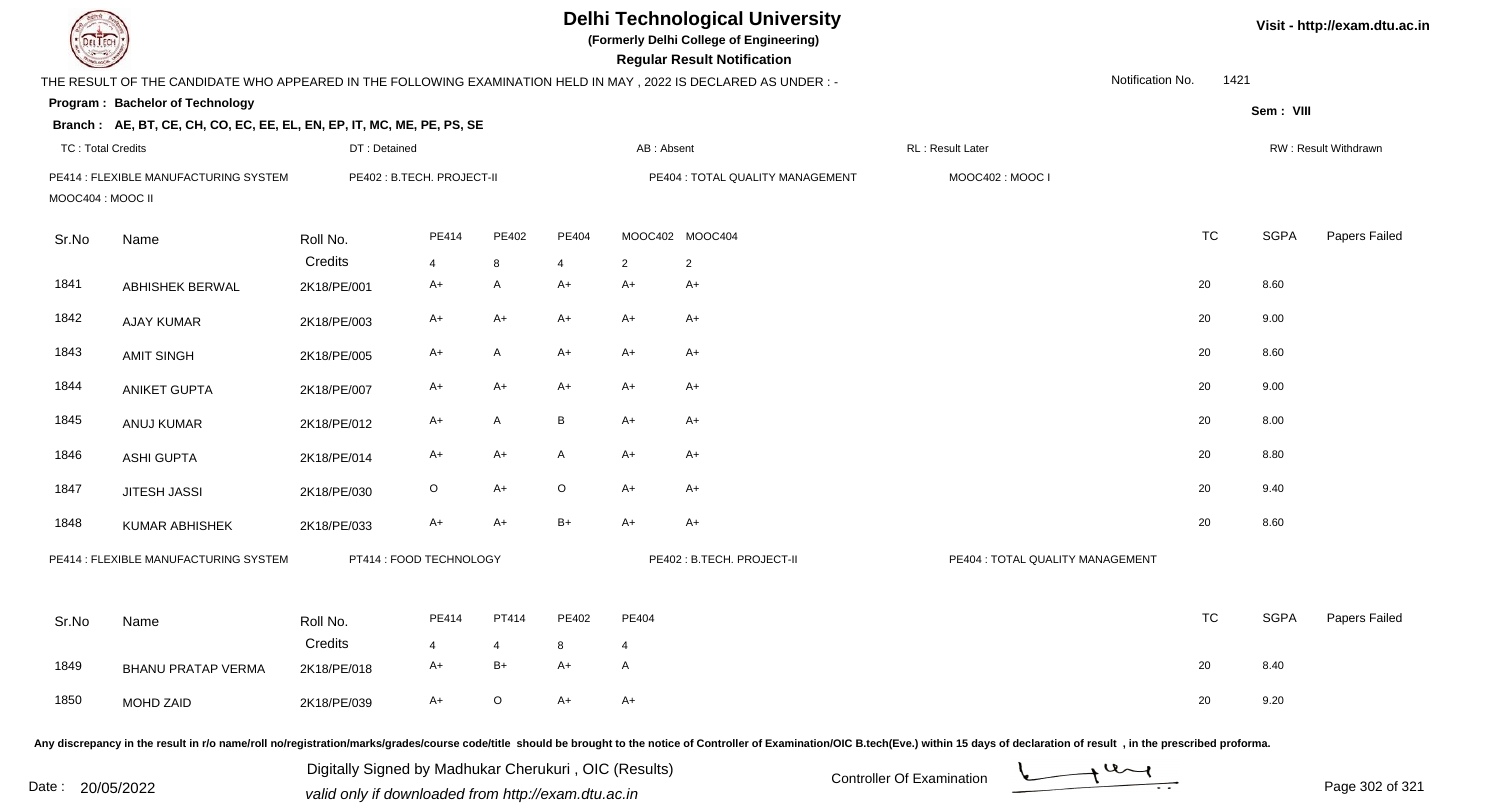# Delhi Technological University

**(Formerly Delhi College of Engineering)**

**Regular Result Notification**

Visit - http://exam.dtu.ac.in

THE RESULT OF THE CANDIDATE WHO APPEARED IN THE FOLLOWING EXAMINATION HELD IN MAY , 2022 IS DECLARED AS UNDER : -

Notification No. 1421

**Program : Bachelor of Technology**

Sem : VIII

**Branch : AE, BT, CE, CH, CO, EC, EE, EL, EN, EP, IT, MC, ME, PE, PS, SE**

TC : Total Credits | DT : Detained | AB : Absent | RL : Result Later | RW : Result Withdrawn

PE414 : FLEXIBLE MANUFACTURING SYSTEM | PE402 : B.TECH. PROJECT-II | PE404 : TOTAL QUALITY MANAGEMENT | MOOC402 : MOOC I | MOOC404 : MOOC II

| Sr.No | Name | Roll No. | PE414 | PE402 | PE404 | MOOC402 | MOOC404 | TC | SGPA | Papers Failed |
|---|---|---|---|---|---|---|---|---|---|---|
| | | Credits | 4 | 8 | 4 | 2 | 2 | | | |
| 1841 | ABHISHEK BERWAL | 2K18/PE/001 | A+ | A | A+ | A+ | A+ | 20 | 8.60 | |
| 1842 | AJAY KUMAR | 2K18/PE/003 | A+ | A+ | A+ | A+ | A+ | 20 | 9.00 | |
| 1843 | AMIT SINGH | 2K18/PE/005 | A+ | A | A+ | A+ | A+ | 20 | 8.60 | |
| 1844 | ANIKET GUPTA | 2K18/PE/007 | A+ | A+ | A+ | A+ | A+ | 20 | 9.00 | |
| 1845 | ANUJ KUMAR | 2K18/PE/012 | A+ | A | B | A+ | A+ | 20 | 8.00 | |
| 1846 | ASHI GUPTA | 2K18/PE/014 | A+ | A+ | A | A+ | A+ | 20 | 8.80 | |
| 1847 | JITESH JASSI | 2K18/PE/030 | O | A+ | O | A+ | A+ | 20 | 9.40 | |
| 1848 | KUMAR ABHISHEK | 2K18/PE/033 | A+ | A+ | B+ | A+ | A+ | 20 | 8.60 | |

PE414 : FLEXIBLE MANUFACTURING SYSTEM | PT414 : FOOD TECHNOLOGY | PE402 : B.TECH. PROJECT-II | PE404 : TOTAL QUALITY MANAGEMENT

| Sr.No | Name | Roll No. | PE414 | PT414 | PE402 | PE404 | TC | SGPA | Papers Failed |
|---|---|---|---|---|---|---|---|---|---|
| | | Credits | 4 | 4 | 8 | 4 | | | |
| 1849 | BHANU PRATAP VERMA | 2K18/PE/018 | A+ | B+ | A+ | A | 20 | 8.40 | |
| 1850 | MOHD ZAID | 2K18/PE/039 | A+ | O | A+ | A+ | 20 | 9.20 | |

Any discrepancy in the result in r/o name/roll no/registration/marks/grades/course code/title should be brought to the notice of Controller of Examination/OIC B.tech(Eve.) within 15 days of declaration of result , in the prescribed proforma.

Date : 20/05/2022

Digitally Signed by Madhukar Cherukuri , OIC (Results)
valid only if downloaded from http://exam.dtu.ac.in

Controller Of Examination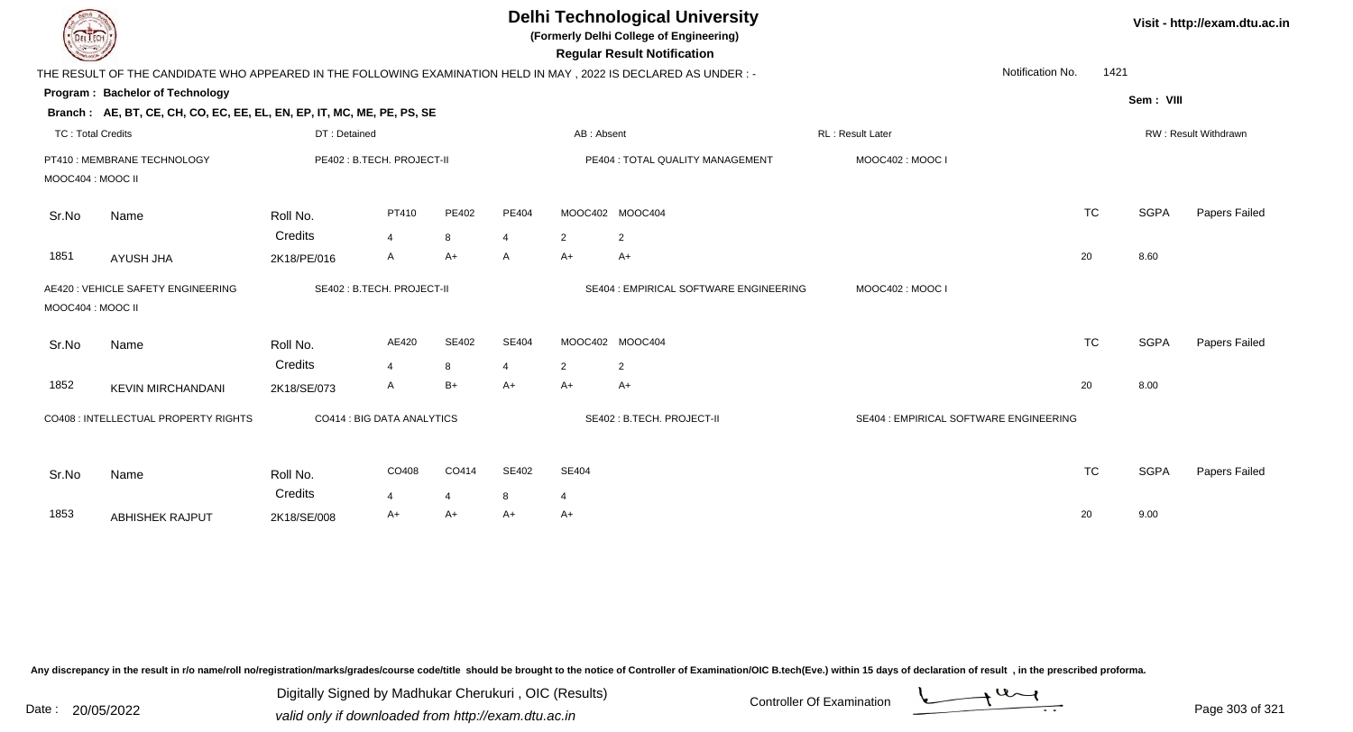# Delhi Technological University

**(Formerly Delhi College of Engineering)**

**Regular Result Notification**

Visit - http://exam.dtu.ac.in

THE RESULT OF THE CANDIDATE WHO APPEARED IN THE FOLLOWING EXAMINATION HELD IN MAY , 2022 IS DECLARED AS UNDER : -

Notification No. 1421

**Program : Bachelor of Technology**

Sem : VIII

**Branch : AE, BT, CE, CH, CO, EC, EE, EL, EN, EP, IT, MC, ME, PE, PS, SE**

TC : Total Credits | DT : Detained | AB : Absent | RL : Result Later | RW : Result Withdrawn

PT410 : MEMBRANE TECHNOLOGY | PE402 : B.TECH. PROJECT-II | PE404 : TOTAL QUALITY MANAGEMENT | MOOC402 : MOOC I | MOOC404 : MOOC II

| Sr.No | Name | Roll No. | PT410 | PE402 | PE404 | MOOC402 | MOOC404 | TC | SGPA | Papers Failed |
|---|---|---|---|---|---|---|---|---|---|---|
| | | Credits | 4 | 8 | 4 | 2 | 2 | | | |
| 1851 | AYUSH JHA | 2K18/PE/016 | A | A+ | A | A+ | A+ | 20 | 8.60 | |

AE420 : VEHICLE SAFETY ENGINEERING | SE402 : B.TECH. PROJECT-II | SE404 : EMPIRICAL SOFTWARE ENGINEERING | MOOC402 : MOOC I | MOOC404 : MOOC II

| Sr.No | Name | Roll No. | AE420 | SE402 | SE404 | MOOC402 | MOOC404 | TC | SGPA | Papers Failed |
|---|---|---|---|---|---|---|---|---|---|---|
| | | Credits | 4 | 8 | 4 | 2 | 2 | | | |
| 1852 | KEVIN MIRCHANDANI | 2K18/SE/073 | A | B+ | A+ | A+ | A+ | 20 | 8.00 | |

CO408 : INTELLECTUAL PROPERTY RIGHTS | CO414 : BIG DATA ANALYTICS | SE402 : B.TECH. PROJECT-II | SE404 : EMPIRICAL SOFTWARE ENGINEERING

| Sr.No | Name | Roll No. | CO408 | CO414 | SE402 | SE404 | TC | SGPA | Papers Failed |
|---|---|---|---|---|---|---|---|---|---|
| | | Credits | 4 | 4 | 8 | 4 | | | |
| 1853 | ABHISHEK RAJPUT | 2K18/SE/008 | A+ | A+ | A+ | A+ | 20 | 9.00 | |

Any discrepancy in the result in r/o name/roll no/registration/marks/grades/course code/title should be brought to the notice of Controller of Examination/OIC B.tech(Eve.) within 15 days of declaration of result , in the prescribed proforma.

Date : 20/05/2022

Digitally Signed by Madhukar Cherukuri , OIC (Results)
valid only if downloaded from http://exam.dtu.ac.in

Controller Of Examination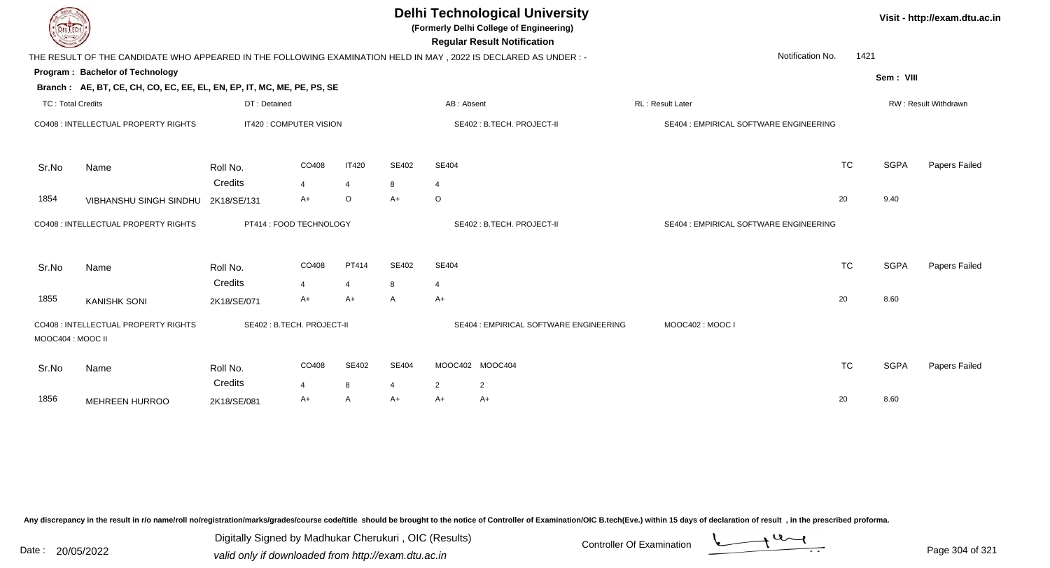# Delhi Technological University

**(Formerly Delhi College of Engineering)**

**Regular Result Notification**

Visit - http://exam.dtu.ac.in

THE RESULT OF THE CANDIDATE WHO APPEARED IN THE FOLLOWING EXAMINATION HELD IN MAY , 2022 IS DECLARED AS UNDER : -

Notification No. 1421

**Program : Bachelor of Technology**

Sem : VIII

**Branch : AE, BT, CE, CH, CO, EC, EE, EL, EN, EP, IT, MC, ME, PE, PS, SE**

TC : Total Credits | DT : Detained | AB : Absent | RL : Result Later | RW : Result Withdrawn

CO408 : INTELLECTUAL PROPERTY RIGHTS | IT420 : COMPUTER VISION | SE402 : B.TECH. PROJECT-II | SE404 : EMPIRICAL SOFTWARE ENGINEERING

| Sr.No | Name | Roll No. | CO408 | IT420 | SE402 | SE404 | TC | SGPA | Papers Failed |
|---|---|---|---|---|---|---|---|---|---|
| | | Credits | 4 | 4 | 8 | 4 | | | |
| 1854 | VIBHANSHU SINGH SINDHU | 2K18/SE/131 | A+ | O | A+ | O | 20 | 9.40 | |

CO408 : INTELLECTUAL PROPERTY RIGHTS | PT414 : FOOD TECHNOLOGY | SE402 : B.TECH. PROJECT-II | SE404 : EMPIRICAL SOFTWARE ENGINEERING

| Sr.No | Name | Roll No. | CO408 | PT414 | SE402 | SE404 | TC | SGPA | Papers Failed |
|---|---|---|---|---|---|---|---|---|---|
| | | Credits | 4 | 4 | 8 | 4 | | | |
| 1855 | KANISHK SONI | 2K18/SE/071 | A+ | A+ | A | A+ | 20 | 8.60 | |

CO408 : INTELLECTUAL PROPERTY RIGHTS | SE402 : B.TECH. PROJECT-II | SE404 : EMPIRICAL SOFTWARE ENGINEERING | MOOC402 : MOOC I | MOOC404 : MOOC II

| Sr.No | Name | Roll No. | CO408 | SE402 | SE404 | MOOC402 | MOOC404 | TC | SGPA | Papers Failed |
|---|---|---|---|---|---|---|---|---|---|---|
| | | Credits | 4 | 8 | 4 | 2 | 2 | | | |
| 1856 | MEHREEN HURROO | 2K18/SE/081 | A+ | A | A+ | A+ | A+ | 20 | 8.60 | |

Any discrepancy in the result in r/o name/roll no/registration/marks/grades/course code/title should be brought to the notice of Controller of Examination/OIC B.tech(Eve.) within 15 days of declaration of result , in the prescribed proforma.

Date : 20/05/2022

Digitally Signed by Madhukar Cherukuri , OIC (Results)
valid only if downloaded from http://exam.dtu.ac.in

Controller Of Examination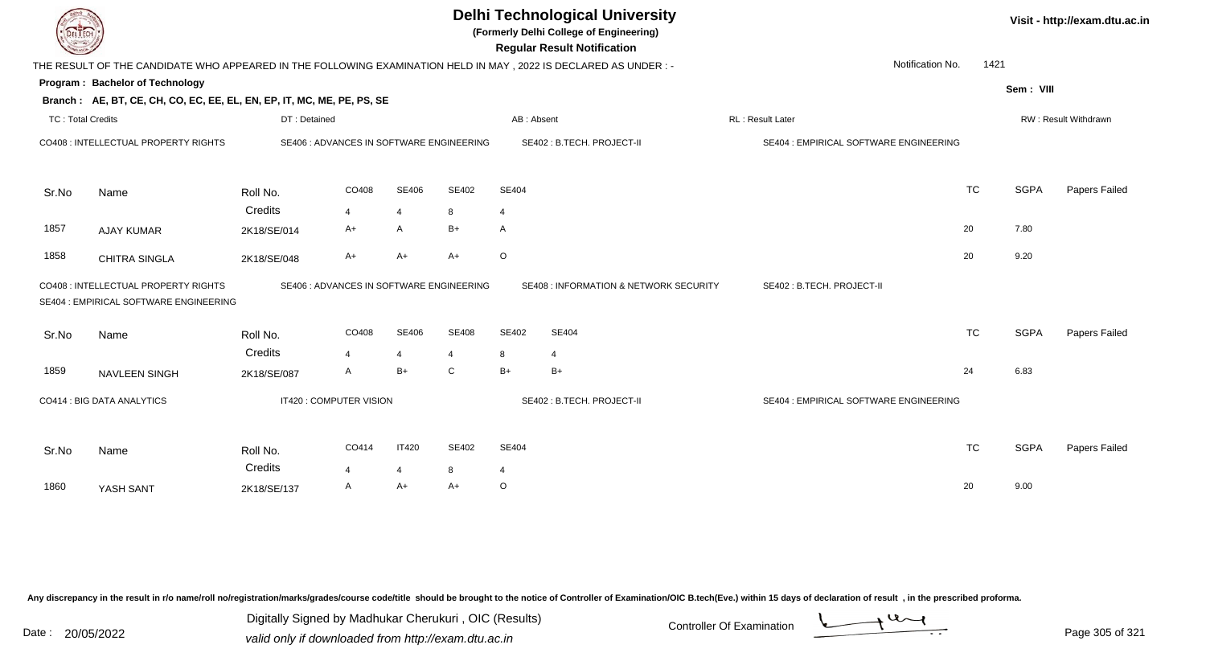# Delhi Technological University

**(Formerly Delhi College of Engineering)**

**Regular Result Notification**

Visit - http://exam.dtu.ac.in

THE RESULT OF THE CANDIDATE WHO APPEARED IN THE FOLLOWING EXAMINATION HELD IN MAY , 2022 IS DECLARED AS UNDER : -

Notification No. 1421

**Program : Bachelor of Technology**

Sem : VIII

**Branch : AE, BT, CE, CH, CO, EC, EE, EL, EN, EP, IT, MC, ME, PE, PS, SE**

TC : Total Credits | DT : Detained | AB : Absent | RL : Result Later | RW : Result Withdrawn

CO408 : INTELLECTUAL PROPERTY RIGHTS | SE406 : ADVANCES IN SOFTWARE ENGINEERING | SE402 : B.TECH. PROJECT-II | SE404 : EMPIRICAL SOFTWARE ENGINEERING

| Sr.No | Name | Roll No. | CO408 | SE406 | SE402 | SE404 | TC | SGPA | Papers Failed |
|---|---|---|---|---|---|---|---|---|---|
| | | Credits | 4 | 4 | 8 | 4 | | | |
| 1857 | AJAY KUMAR | 2K18/SE/014 | A+ | A | B+ | A | 20 | 7.80 | |
| 1858 | CHITRA SINGLA | 2K18/SE/048 | A+ | A+ | A+ | O | 20 | 9.20 | |

CO408 : INTELLECTUAL PROPERTY RIGHTS | SE406 : ADVANCES IN SOFTWARE ENGINEERING | SE408 : INFORMATION & NETWORK SECURITY | SE402 : B.TECH. PROJECT-II | SE404 : EMPIRICAL SOFTWARE ENGINEERING

| Sr.No | Name | Roll No. | CO408 | SE406 | SE408 | SE402 | SE404 | TC | SGPA | Papers Failed |
|---|---|---|---|---|---|---|---|---|---|---|
| | | Credits | 4 | 4 | 4 | 8 | 4 | | | |
| 1859 | NAVLEEN SINGH | 2K18/SE/087 | A | B+ | C | B+ | B+ | 24 | 6.83 | |

CO414 : BIG DATA ANALYTICS | IT420 : COMPUTER VISION | SE402 : B.TECH. PROJECT-II | SE404 : EMPIRICAL SOFTWARE ENGINEERING

| Sr.No | Name | Roll No. | CO414 | IT420 | SE402 | SE404 | TC | SGPA | Papers Failed |
|---|---|---|---|---|---|---|---|---|---|
| | | Credits | 4 | 4 | 8 | 4 | | | |
| 1860 | YASH SANT | 2K18/SE/137 | A | A+ | A+ | O | 20 | 9.00 | |

Any discrepancy in the result in r/o name/roll no/registration/marks/grades/course code/title should be brought to the notice of Controller of Examination/OIC B.tech(Eve.) within 15 days of declaration of result , in the prescribed proforma.

Date : 20/05/2022

Digitally Signed by Madhukar Cherukuri , OIC (Results)
valid only if downloaded from http://exam.dtu.ac.in

Controller Of Examination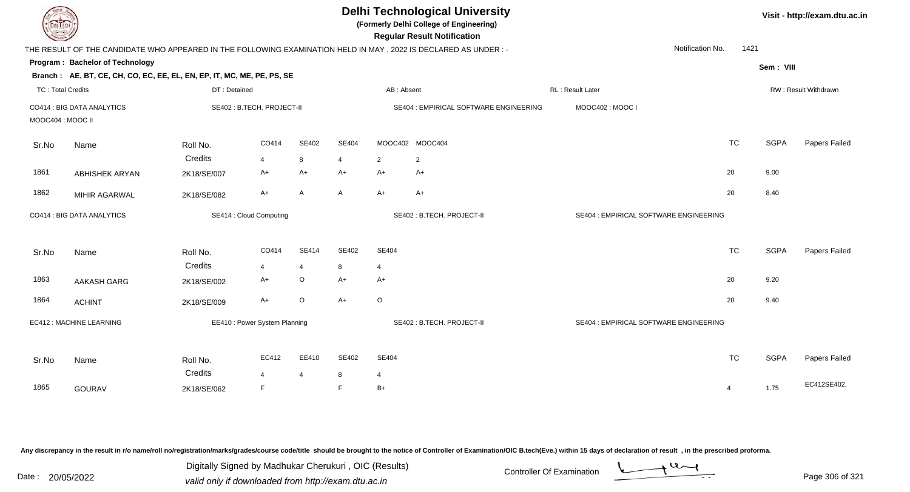# Delhi Technological University

**(Formerly Delhi College of Engineering)**

**Regular Result Notification**

Visit - http://exam.dtu.ac.in

THE RESULT OF THE CANDIDATE WHO APPEARED IN THE FOLLOWING EXAMINATION HELD IN MAY , 2022 IS DECLARED AS UNDER : -

Notification No. 1421

**Program : Bachelor of Technology**

**Sem : VIII**

**Branch : AE, BT, CE, CH, CO, EC, EE, EL, EN, EP, IT, MC, ME, PE, PS, SE**

TC : Total Credits | DT : Detained | AB : Absent | RL : Result Later | RW : Result Withdrawn

CO414 : BIG DATA ANALYTICS | SE402 : B.TECH. PROJECT-II | SE404 : EMPIRICAL SOFTWARE ENGINEERING | MOOC402 : MOOC I | MOOC404 : MOOC II

| Sr.No | Name | Roll No. | CO414 | SE402 | SE404 | MOOC402 | MOOC404 | TC | SGPA | Papers Failed |
|---|---|---|---|---|---|---|---|---|---|---|
| | | Credits | 4 | 8 | 4 | 2 | 2 | | | |
| 1861 | ABHISHEK ARYAN | 2K18/SE/007 | A+ | A+ | A+ | A+ | A+ | 20 | 9.00 | |
| 1862 | MIHIR AGARWAL | 2K18/SE/082 | A+ | A | A | A+ | A+ | 20 | 8.40 | |

CO414 : BIG DATA ANALYTICS | SE414 : Cloud Computing | SE402 : B.TECH. PROJECT-II | SE404 : EMPIRICAL SOFTWARE ENGINEERING

| Sr.No | Name | Roll No. | CO414 | SE414 | SE402 | SE404 | TC | SGPA | Papers Failed |
|---|---|---|---|---|---|---|---|---|---|
| | | Credits | 4 | 4 | 8 | 4 | | | |
| 1863 | AAKASH GARG | 2K18/SE/002 | A+ | O | A+ | A+ | 20 | 9.20 | |
| 1864 | ACHINT | 2K18/SE/009 | A+ | O | A+ | O | 20 | 9.40 | |

EC412 : MACHINE LEARNING | EE410 : Power System Planning | SE402 : B.TECH. PROJECT-II | SE404 : EMPIRICAL SOFTWARE ENGINEERING

| Sr.No | Name | Roll No. | EC412 | EE410 | SE402 | SE404 | TC | SGPA | Papers Failed |
|---|---|---|---|---|---|---|---|---|---|
| | | Credits | 4 | 4 | 8 | 4 | | | |
| 1865 | GOURAV | 2K18/SE/062 | F | | F | B+ | 4 | 1.75 | EC412SE402, |

Any discrepancy in the result in r/o name/roll no/registration/marks/grades/course code/title should be brought to the notice of Controller of Examination/OIC B.tech(Eve.) within 15 days of declaration of result , in the prescribed proforma.

Date : 20/05/2022

Digitally Signed by Madhukar Cherukuri , OIC (Results)
valid only if downloaded from http://exam.dtu.ac.in

Controller Of Examination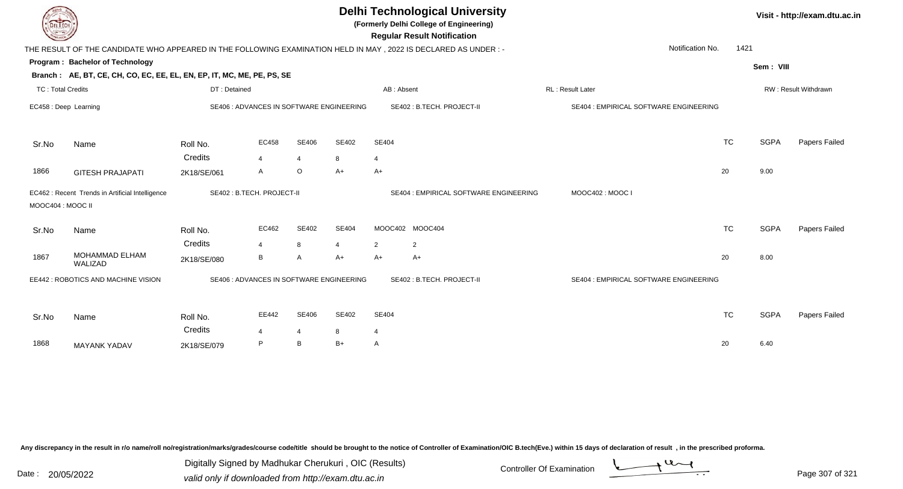# Delhi Technological University

**(Formerly Delhi College of Engineering)**

**Regular Result Notification**

Visit - http://exam.dtu.ac.in

THE RESULT OF THE CANDIDATE WHO APPEARED IN THE FOLLOWING EXAMINATION HELD IN MAY , 2022 IS DECLARED AS UNDER : -

Notification No. 1421

**Program : Bachelor of Technology**

Sem : VIII

**Branch : AE, BT, CE, CH, CO, EC, EE, EL, EN, EP, IT, MC, ME, PE, PS, SE**

TC : Total Credits | DT : Detained | AB : Absent | RL : Result Later | RW : Result Withdrawn

EC458 : Deep Learning | SE406 : ADVANCES IN SOFTWARE ENGINEERING | SE402 : B.TECH. PROJECT-II | SE404 : EMPIRICAL SOFTWARE ENGINEERING

| Sr.No | Name | Roll No. | EC458 | SE406 | SE402 | SE404 | TC | SGPA | Papers Failed |
|---|---|---|---|---|---|---|---|---|---|
| | | Credits | 4 | 4 | 8 | 4 | | | |
| 1866 | GITESH PRAJAPATI | 2K18/SE/061 | A | O | A+ | A+ | 20 | 9.00 | |

EC462 : Recent Trends in Artificial Intelligence | SE402 : B.TECH. PROJECT-II | SE404 : EMPIRICAL SOFTWARE ENGINEERING | MOOC402 : MOOC I | MOOC404 : MOOC II

| Sr.No | Name | Roll No. | EC462 | SE402 | SE404 | MOOC402 | MOOC404 | TC | SGPA | Papers Failed |
|---|---|---|---|---|---|---|---|---|---|---|
| | | Credits | 4 | 8 | 4 | 2 | 2 | | | |
| 1867 | MOHAMMAD ELHAM WALIZAD | 2K18/SE/080 | B | A | A+ | A+ | A+ | 20 | 8.00 | |

EE442 : ROBOTICS AND MACHINE VISION | SE406 : ADVANCES IN SOFTWARE ENGINEERING | SE402 : B.TECH. PROJECT-II | SE404 : EMPIRICAL SOFTWARE ENGINEERING

| Sr.No | Name | Roll No. | EE442 | SE406 | SE402 | SE404 | TC | SGPA | Papers Failed |
|---|---|---|---|---|---|---|---|---|---|
| | | Credits | 4 | 4 | 8 | 4 | | | |
| 1868 | MAYANK YADAV | 2K18/SE/079 | P | B | B+ | A | 20 | 6.40 | |

Any discrepancy in the result in r/o name/roll no/registration/marks/grades/course code/title should be brought to the notice of Controller of Examination/OIC B.tech(Eve.) within 15 days of declaration of result , in the prescribed proforma.

Date : 20/05/2022

Digitally Signed by Madhukar Cherukuri , OIC (Results)
valid only if downloaded from http://exam.dtu.ac.in

Controller Of Examination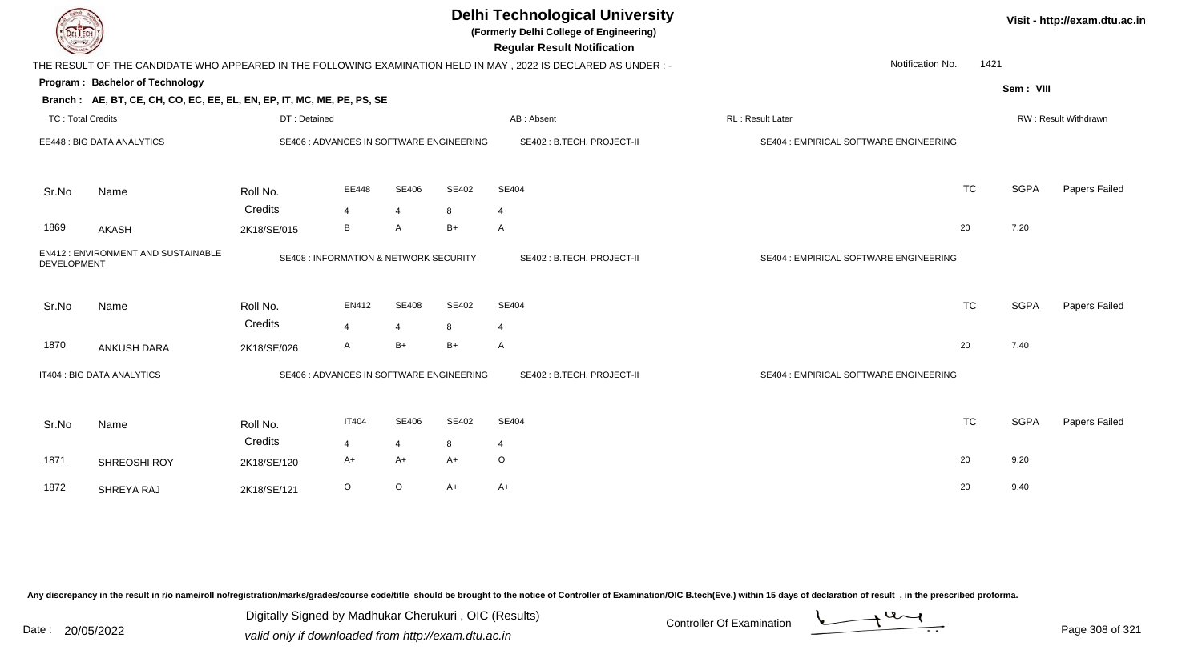# Delhi Technological University

**(Formerly Delhi College of Engineering)**

**Regular Result Notification**

Visit - http://exam.dtu.ac.in

THE RESULT OF THE CANDIDATE WHO APPEARED IN THE FOLLOWING EXAMINATION HELD IN MAY , 2022 IS DECLARED AS UNDER : -

Notification No. 1421

**Program : Bachelor of Technology**

Sem : VIII

**Branch : AE, BT, CE, CH, CO, EC, EE, EL, EN, EP, IT, MC, ME, PE, PS, SE**

TC : Total Credits | DT : Detained | AB : Absent | RL : Result Later | RW : Result Withdrawn

EE448 : BIG DATA ANALYTICS | SE406 : ADVANCES IN SOFTWARE ENGINEERING | SE402 : B.TECH. PROJECT-II | SE404 : EMPIRICAL SOFTWARE ENGINEERING

| Sr.No | Name | Roll No. | EE448 | SE406 | SE402 | SE404 | TC | SGPA | Papers Failed |
|---|---|---|---|---|---|---|---|---|---|
| | | Credits | 4 | 4 | 8 | 4 | | | |
| 1869 | AKASH | 2K18/SE/015 | B | A | B+ | A | 20 | 7.20 | |

EN412 : ENVIRONMENT AND SUSTAINABLE DEVELOPMENT | SE408 : INFORMATION & NETWORK SECURITY | SE402 : B.TECH. PROJECT-II | SE404 : EMPIRICAL SOFTWARE ENGINEERING

| Sr.No | Name | Roll No. | EN412 | SE408 | SE402 | SE404 | TC | SGPA | Papers Failed |
|---|---|---|---|---|---|---|---|---|---|
| | | Credits | 4 | 4 | 8 | 4 | | | |
| 1870 | ANKUSH DARA | 2K18/SE/026 | A | B+ | B+ | A | 20 | 7.40 | |

IT404 : BIG DATA ANALYTICS | SE406 : ADVANCES IN SOFTWARE ENGINEERING | SE402 : B.TECH. PROJECT-II | SE404 : EMPIRICAL SOFTWARE ENGINEERING

| Sr.No | Name | Roll No. | IT404 | SE406 | SE402 | SE404 | TC | SGPA | Papers Failed |
|---|---|---|---|---|---|---|---|---|---|
| | | Credits | 4 | 4 | 8 | 4 | | | |
| 1871 | SHREOSHI ROY | 2K18/SE/120 | A+ | A+ | A+ | O | 20 | 9.20 | |
| 1872 | SHREYA RAJ | 2K18/SE/121 | O | O | A+ | A+ | 20 | 9.40 | |

Any discrepancy in the result in r/o name/roll no/registration/marks/grades/course code/title should be brought to the notice of Controller of Examination/OIC B.tech(Eve.) within 15 days of declaration of result , in the prescribed proforma.

Date : 20/05/2022

Digitally Signed by Madhukar Cherukuri , OIC (Results)
valid only if downloaded from http://exam.dtu.ac.in

Controller Of Examination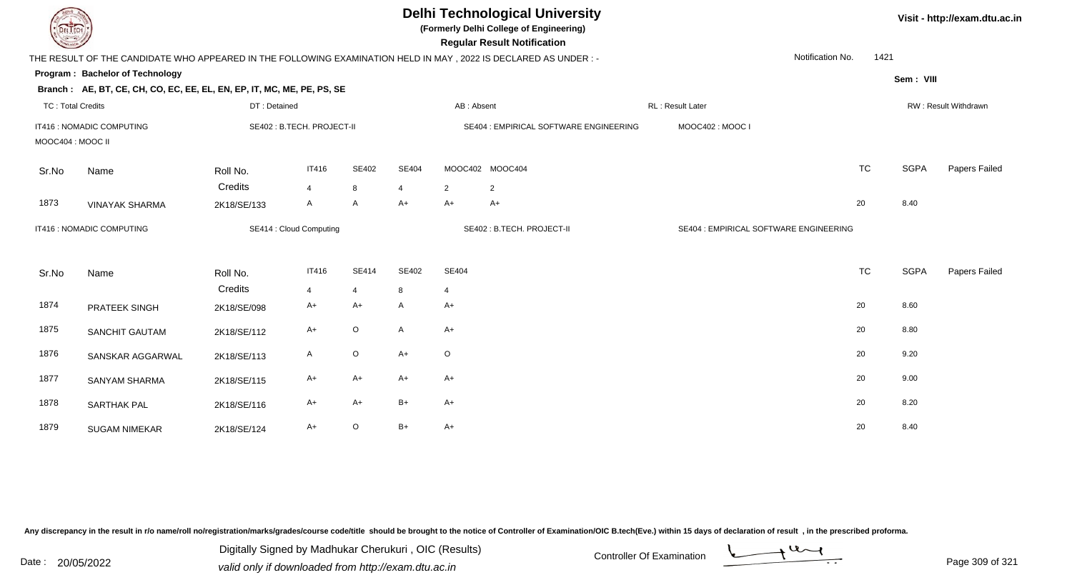# Delhi Technological University

**(Formerly Delhi College of Engineering)**

**Regular Result Notification**

Visit - http://exam.dtu.ac.in

THE RESULT OF THE CANDIDATE WHO APPEARED IN THE FOLLOWING EXAMINATION HELD IN MAY , 2022 IS DECLARED AS UNDER : -

Notification No. 1421

**Program : Bachelor of Technology**

Sem : VIII

**Branch : AE, BT, CE, CH, CO, EC, EE, EL, EN, EP, IT, MC, ME, PE, PS, SE**

TC : Total Credits | DT : Detained | AB : Absent | RL : Result Later | RW : Result Withdrawn

IT416 : NOMADIC COMPUTING | SE402 : B.TECH. PROJECT-II | SE404 : EMPIRICAL SOFTWARE ENGINEERING | MOOC402 : MOOC I | MOOC404 : MOOC II

| Sr.No | Name | Roll No. | IT416 | SE402 | SE404 | MOOC402 | MOOC404 | TC | SGPA | Papers Failed |
|---|---|---|---|---|---|---|---|---|---|---|
| | | Credits | 4 | 8 | 4 | 2 | 2 | | | |
| 1873 | VINAYAK SHARMA | 2K18/SE/133 | A | A | A+ | A+ | A+ | 20 | 8.40 | |

IT416 : NOMADIC COMPUTING | SE414 : Cloud Computing | SE402 : B.TECH. PROJECT-II | SE404 : EMPIRICAL SOFTWARE ENGINEERING

| Sr.No | Name | Roll No. | IT416 | SE414 | SE402 | SE404 | TC | SGPA | Papers Failed |
|---|---|---|---|---|---|---|---|---|---|
| | | Credits | 4 | 4 | 8 | 4 | | | |
| 1874 | PRATEEK SINGH | 2K18/SE/098 | A+ | A+ | A | A+ | 20 | 8.60 | |
| 1875 | SANCHIT GAUTAM | 2K18/SE/112 | A+ | O | A | A+ | 20 | 8.80 | |
| 1876 | SANSKAR AGGARWAL | 2K18/SE/113 | A | O | A+ | O | 20 | 9.20 | |
| 1877 | SANYAM SHARMA | 2K18/SE/115 | A+ | A+ | A+ | A+ | 20 | 9.00 | |
| 1878 | SARTHAK PAL | 2K18/SE/116 | A+ | A+ | B+ | A+ | 20 | 8.20 | |
| 1879 | SUGAM NIMEKAR | 2K18/SE/124 | A+ | O | B+ | A+ | 20 | 8.40 | |

Any discrepancy in the result in r/o name/roll no/registration/marks/grades/course code/title should be brought to the notice of Controller of Examination/OIC B.tech(Eve.) within 15 days of declaration of result , in the prescribed proforma.

Date : 20/05/2022

Digitally Signed by Madhukar Cherukuri , OIC (Results)
valid only if downloaded from http://exam.dtu.ac.in

Controller Of Examination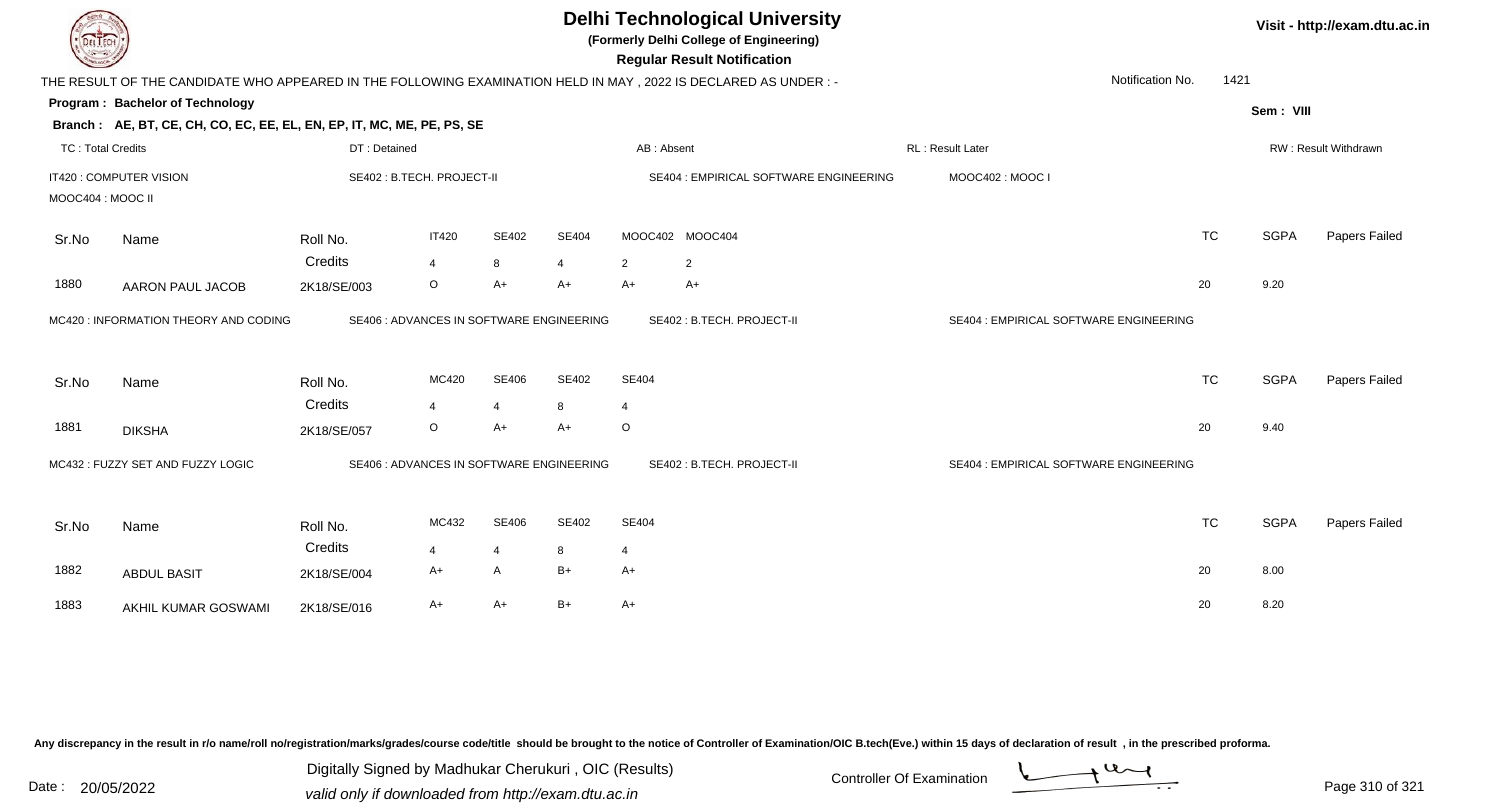# Delhi Technological University

**(Formerly Delhi College of Engineering)**

**Regular Result Notification**

Visit - http://exam.dtu.ac.in

THE RESULT OF THE CANDIDATE WHO APPEARED IN THE FOLLOWING EXAMINATION HELD IN MAY , 2022 IS DECLARED AS UNDER : -

Notification No. 1421

**Program : Bachelor of Technology**

Sem : VIII

**Branch : AE, BT, CE, CH, CO, EC, EE, EL, EN, EP, IT, MC, ME, PE, PS, SE**

TC : Total Credits | DT : Detained | AB : Absent | RL : Result Later | RW : Result Withdrawn

IT420 : COMPUTER VISION | SE402 : B.TECH. PROJECT-II | SE404 : EMPIRICAL SOFTWARE ENGINEERING | MOOC402 : MOOC I | MOOC404 : MOOC II

| Sr.No | Name | Roll No. | IT420 | SE402 | SE404 | MOOC402 | MOOC404 | TC | SGPA | Papers Failed |
|---|---|---|---|---|---|---|---|---|---|---|
| | | Credits | 4 | 8 | 4 | 2 | 2 | | | |
| 1880 | AARON PAUL JACOB | 2K18/SE/003 | O | A+ | A+ | A+ | A+ | 20 | 9.20 | |

MC420 : INFORMATION THEORY AND CODING | SE406 : ADVANCES IN SOFTWARE ENGINEERING | SE402 : B.TECH. PROJECT-II | SE404 : EMPIRICAL SOFTWARE ENGINEERING

| Sr.No | Name | Roll No. | MC420 | SE406 | SE402 | SE404 | TC | SGPA | Papers Failed |
|---|---|---|---|---|---|---|---|---|---|
| | | Credits | 4 | 4 | 8 | 4 | | | |
| 1881 | DIKSHA | 2K18/SE/057 | O | A+ | A+ | O | 20 | 9.40 | |

MC432 : FUZZY SET AND FUZZY LOGIC | SE406 : ADVANCES IN SOFTWARE ENGINEERING | SE402 : B.TECH. PROJECT-II | SE404 : EMPIRICAL SOFTWARE ENGINEERING

| Sr.No | Name | Roll No. | MC432 | SE406 | SE402 | SE404 | TC | SGPA | Papers Failed |
|---|---|---|---|---|---|---|---|---|---|
| | | Credits | 4 | 4 | 8 | 4 | | | |
| 1882 | ABDUL BASIT | 2K18/SE/004 | A+ | A | B+ | A+ | 20 | 8.00 | |
| 1883 | AKHIL KUMAR GOSWAMI | 2K18/SE/016 | A+ | A+ | B+ | A+ | 20 | 8.20 | |

Any discrepancy in the result in r/o name/roll no/registration/marks/grades/course code/title should be brought to the notice of Controller of Examination/OIC B.tech(Eve.) within 15 days of declaration of result , in the prescribed proforma.

Date : 20/05/2022

Digitally Signed by Madhukar Cherukuri , OIC (Results)
valid only if downloaded from http://exam.dtu.ac.in

Controller Of Examination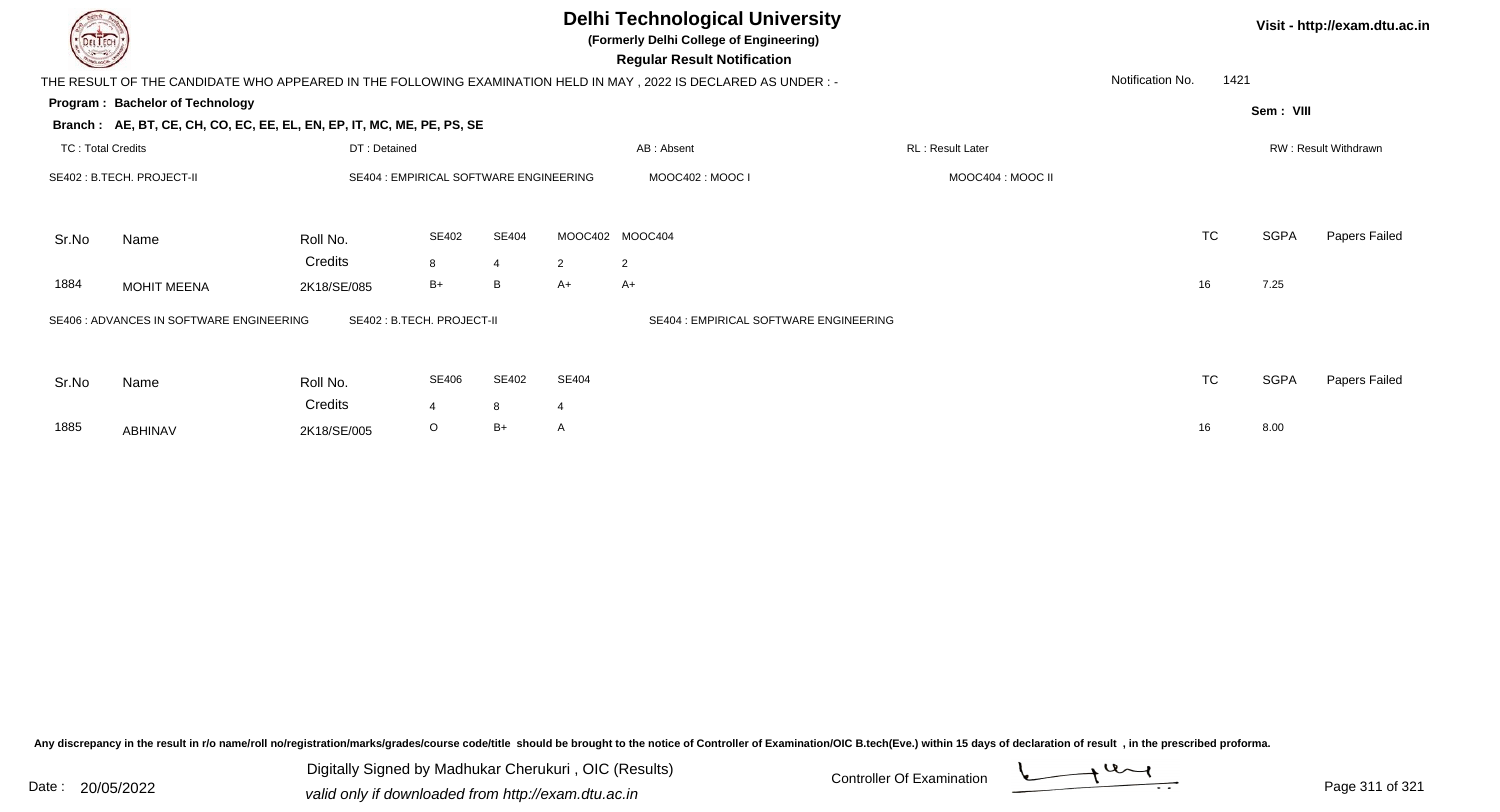# Delhi Technological University

**(Formerly Delhi College of Engineering)**

**Regular Result Notification**

Visit - http://exam.dtu.ac.in

THE RESULT OF THE CANDIDATE WHO APPEARED IN THE FOLLOWING EXAMINATION HELD IN MAY , 2022 IS DECLARED AS UNDER : -

Notification No. 1421

**Program : Bachelor of Technology**

Sem : VIII

**Branch : AE, BT, CE, CH, CO, EC, EE, EL, EN, EP, IT, MC, ME, PE, PS, SE**

TC : Total Credits | DT : Detained | AB : Absent | RL : Result Later | RW : Result Withdrawn

SE402 : B.TECH. PROJECT-II | SE404 : EMPIRICAL SOFTWARE ENGINEERING | MOOC402 : MOOC I | MOOC404 : MOOC II

| Sr.No | Name | Roll No. | SE402 | SE404 | MOOC402 | MOOC404 | TC | SGPA | Papers Failed |
|---|---|---|---|---|---|---|---|---|---|
| | | Credits | 8 | 4 | 2 | 2 | | | |
| 1884 | MOHIT MEENA | 2K18/SE/085 | B+ | B | A+ | A+ | 16 | 7.25 | |

SE406 : ADVANCES IN SOFTWARE ENGINEERING | SE402 : B.TECH. PROJECT-II | SE404 : EMPIRICAL SOFTWARE ENGINEERING

| Sr.No | Name | Roll No. | SE406 | SE402 | SE404 | TC | SGPA | Papers Failed |
|---|---|---|---|---|---|---|---|---|
| | | Credits | 4 | 8 | 4 | | | |
| 1885 | ABHINAV | 2K18/SE/005 | O | B+ | A | 16 | 8.00 | |

Any discrepancy in the result in r/o name/roll no/registration/marks/grades/course code/title should be brought to the notice of Controller of Examination/OIC B.tech(Eve.) within 15 days of declaration of result , in the prescribed proforma.

Date : 20/05/2022

Digitally Signed by Madhukar Cherukuri , OIC (Results)
valid only if downloaded from http://exam.dtu.ac.in

Controller Of Examination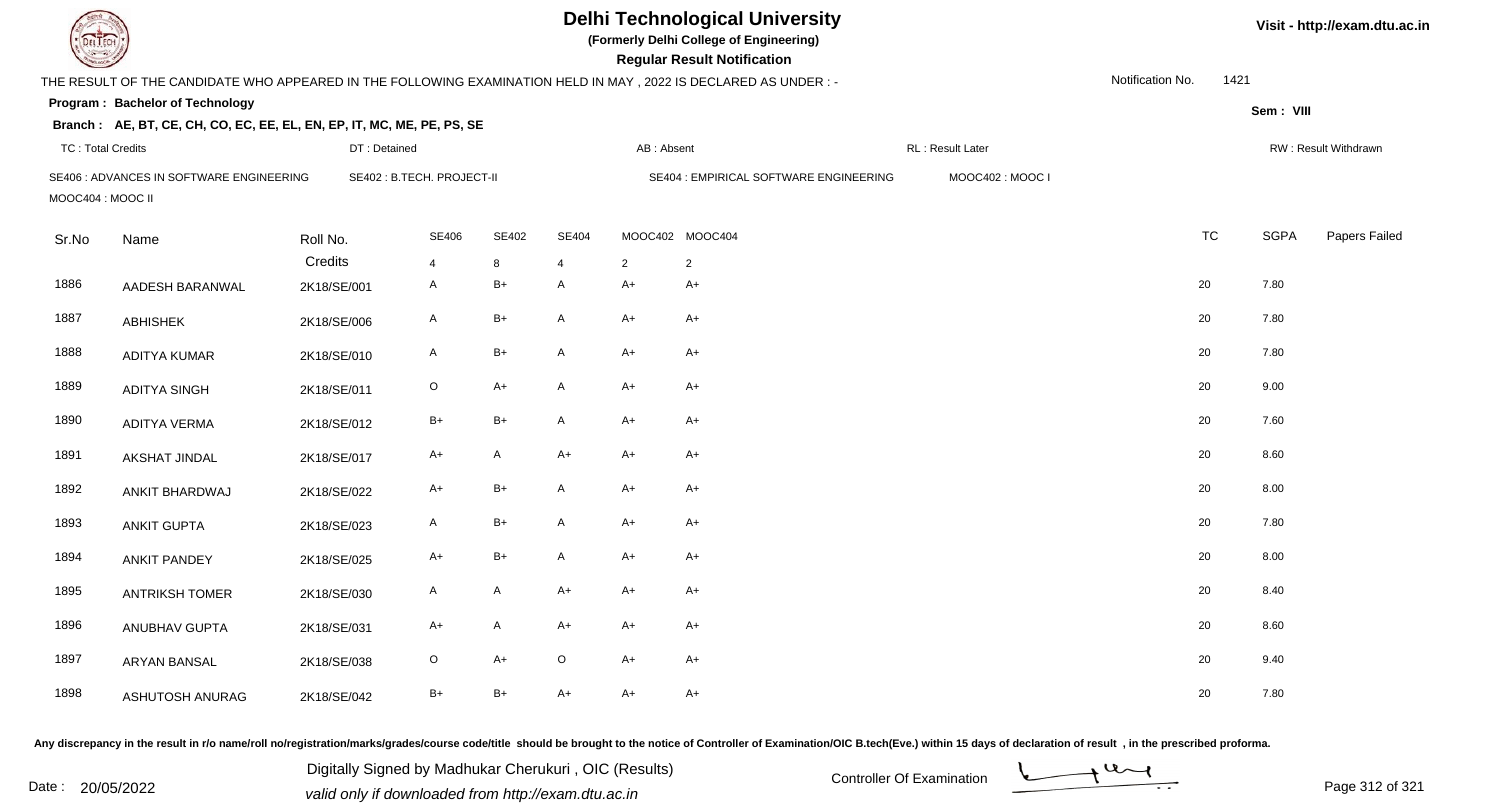# Delhi Technological University

**(Formerly Delhi College of Engineering)**

**Regular Result Notification**

Visit - http://exam.dtu.ac.in

THE RESULT OF THE CANDIDATE WHO APPEARED IN THE FOLLOWING EXAMINATION HELD IN MAY , 2022 IS DECLARED AS UNDER : -

Notification No. 1421

**Program : Bachelor of Technology**

Sem : VIII

**Branch : AE, BT, CE, CH, CO, EC, EE, EL, EN, EP, IT, MC, ME, PE, PS, SE**

TC : Total Credits | DT : Detained | AB : Absent | RL : Result Later | RW : Result Withdrawn

SE406 : ADVANCES IN SOFTWARE ENGINEERING | SE402 : B.TECH. PROJECT-II | SE404 : EMPIRICAL SOFTWARE ENGINEERING | MOOC402 : MOOC I | MOOC404 : MOOC II

| Sr.No | Name | Roll No. | SE406 | SE402 | SE404 | MOOC402 | MOOC404 | TC | SGPA | Papers Failed |
|---|---|---|---|---|---|---|---|---|---|---|
| | | Credits | 4 | 8 | 4 | 2 | 2 | | | |
| 1886 | AADESH BARANWAL | 2K18/SE/001 | A | B+ | A | A+ | A+ | 20 | 7.80 | |
| 1887 | ABHISHEK | 2K18/SE/006 | A | B+ | A | A+ | A+ | 20 | 7.80 | |
| 1888 | ADITYA KUMAR | 2K18/SE/010 | A | B+ | A | A+ | A+ | 20 | 7.80 | |
| 1889 | ADITYA SINGH | 2K18/SE/011 | O | A+ | A | A+ | A+ | 20 | 9.00 | |
| 1890 | ADITYA VERMA | 2K18/SE/012 | B+ | B+ | A | A+ | A+ | 20 | 7.60 | |
| 1891 | AKSHAT JINDAL | 2K18/SE/017 | A+ | A | A+ | A+ | A+ | 20 | 8.60 | |
| 1892 | ANKIT BHARDWAJ | 2K18/SE/022 | A+ | B+ | A | A+ | A+ | 20 | 8.00 | |
| 1893 | ANKIT GUPTA | 2K18/SE/023 | A | B+ | A | A+ | A+ | 20 | 7.80 | |
| 1894 | ANKIT PANDEY | 2K18/SE/025 | A+ | B+ | A | A+ | A+ | 20 | 8.00 | |
| 1895 | ANTRIKSH TOMER | 2K18/SE/030 | A | A | A+ | A+ | A+ | 20 | 8.40 | |
| 1896 | ANUBHAV GUPTA | 2K18/SE/031 | A+ | A | A+ | A+ | A+ | 20 | 8.60 | |
| 1897 | ARYAN BANSAL | 2K18/SE/038 | O | A+ | O | A+ | A+ | 20 | 9.40 | |
| 1898 | ASHUTOSH ANURAG | 2K18/SE/042 | B+ | B+ | A+ | A+ | A+ | 20 | 7.80 | |

Any discrepancy in the result in r/o name/roll no/registration/marks/grades/course code/title should be brought to the notice of Controller of Examination/OIC B.tech(Eve.) within 15 days of declaration of result , in the prescribed proforma.

Date : 20/05/2022

Digitally Signed by Madhukar Cherukuri , OIC (Results)
valid only if downloaded from http://exam.dtu.ac.in

Controller Of Examination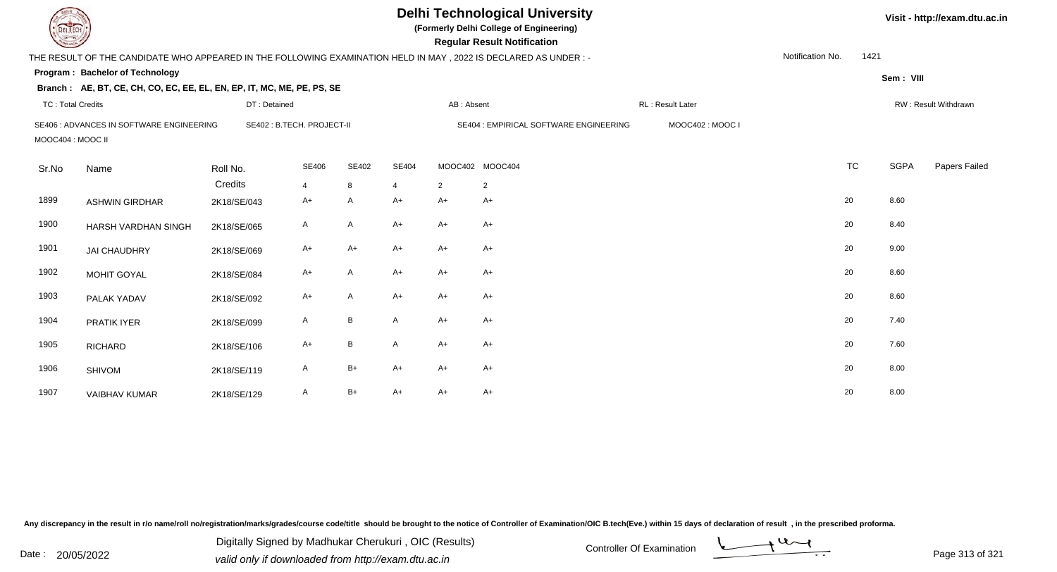# Delhi Technological University

**(Formerly Delhi College of Engineering)**

**Regular Result Notification**

Visit - http://exam.dtu.ac.in

THE RESULT OF THE CANDIDATE WHO APPEARED IN THE FOLLOWING EXAMINATION HELD IN MAY , 2022 IS DECLARED AS UNDER : -

Notification No. 1421

**Program : Bachelor of Technology**

Sem : VIII

**Branch : AE, BT, CE, CH, CO, EC, EE, EL, EN, EP, IT, MC, ME, PE, PS, SE**

TC : Total Credits | DT : Detained | AB : Absent | RL : Result Later | RW : Result Withdrawn

SE406 : ADVANCES IN SOFTWARE ENGINEERING | SE402 : B.TECH. PROJECT-II | SE404 : EMPIRICAL SOFTWARE ENGINEERING | MOOC402 : MOOC I | MOOC404 : MOOC II

| Sr.No | Name | Roll No. | SE406 | SE402 | SE404 | MOOC402 | MOOC404 | TC | SGPA | Papers Failed |
|---|---|---|---|---|---|---|---|---|---|---|
| | | Credits | 4 | 8 | 4 | 2 | 2 | | | |
| 1899 | ASHWIN GIRDHAR | 2K18/SE/043 | A+ | A | A+ | A+ | A+ | 20 | 8.60 | |
| 1900 | HARSH VARDHAN SINGH | 2K18/SE/065 | A | A | A+ | A+ | A+ | 20 | 8.40 | |
| 1901 | JAI CHAUDHRY | 2K18/SE/069 | A+ | A+ | A+ | A+ | A+ | 20 | 9.00 | |
| 1902 | MOHIT GOYAL | 2K18/SE/084 | A+ | A | A+ | A+ | A+ | 20 | 8.60 | |
| 1903 | PALAK YADAV | 2K18/SE/092 | A+ | A | A+ | A+ | A+ | 20 | 8.60 | |
| 1904 | PRATIK IYER | 2K18/SE/099 | A | B | A | A+ | A+ | 20 | 7.40 | |
| 1905 | RICHARD | 2K18/SE/106 | A+ | B | A | A+ | A+ | 20 | 7.60 | |
| 1906 | SHIVOM | 2K18/SE/119 | A | B+ | A+ | A+ | A+ | 20 | 8.00 | |
| 1907 | VAIBHAV KUMAR | 2K18/SE/129 | A | B+ | A+ | A+ | A+ | 20 | 8.00 | |

Any discrepancy in the result in r/o name/roll no/registration/marks/grades/course code/title should be brought to the notice of Controller of Examination/OIC B.tech(Eve.) within 15 days of declaration of result , in the prescribed proforma.

Date : 20/05/2022

Digitally Signed by Madhukar Cherukuri , OIC (Results)
valid only if downloaded from http://exam.dtu.ac.in

Controller Of Examination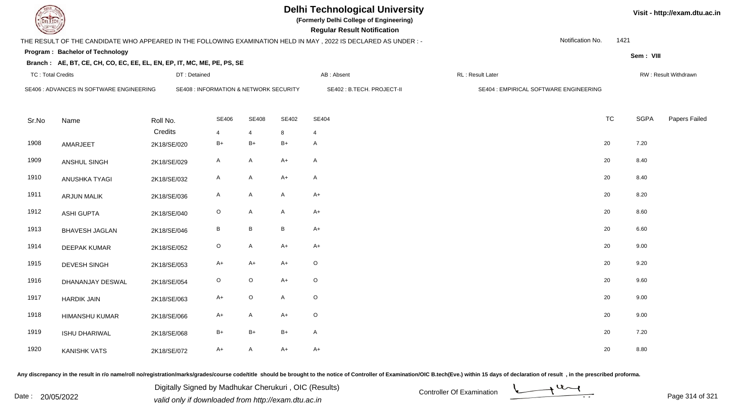# Delhi Technological University

**(Formerly Delhi College of Engineering)**

**Regular Result Notification**

Visit - http://exam.dtu.ac.in

THE RESULT OF THE CANDIDATE WHO APPEARED IN THE FOLLOWING EXAMINATION HELD IN MAY , 2022 IS DECLARED AS UNDER : -

Notification No. 1421

**Program : Bachelor of Technology**

Sem : VIII

**Branch : AE, BT, CE, CH, CO, EC, EE, EL, EN, EP, IT, MC, ME, PE, PS, SE**

TC : Total Credits | DT : Detained | AB : Absent | RL : Result Later | RW : Result Withdrawn

SE406 : ADVANCES IN SOFTWARE ENGINEERING | SE408 : INFORMATION & NETWORK SECURITY | SE402 : B.TECH. PROJECT-II | SE404 : EMPIRICAL SOFTWARE ENGINEERING

| Sr.No | Name | Roll No. | SE406 | SE408 | SE402 | SE404 | TC | SGPA | Papers Failed |
|---|---|---|---|---|---|---|---|---|---|
| | | Credits | 4 | 4 | 8 | 4 | | | |
| 1908 | AMARJEET | 2K18/SE/020 | B+ | B+ | B+ | A | 20 | 7.20 | |
| 1909 | ANSHUL SINGH | 2K18/SE/029 | A | A | A+ | A | 20 | 8.40 | |
| 1910 | ANUSHKA TYAGI | 2K18/SE/032 | A | A | A+ | A | 20 | 8.40 | |
| 1911 | ARJUN MALIK | 2K18/SE/036 | A | A | A | A+ | 20 | 8.20 | |
| 1912 | ASHI GUPTA | 2K18/SE/040 | O | A | A | A+ | 20 | 8.60 | |
| 1913 | BHAVESH JAGLAN | 2K18/SE/046 | B | B | B | A+ | 20 | 6.60 | |
| 1914 | DEEPAK KUMAR | 2K18/SE/052 | O | A | A+ | A+ | 20 | 9.00 | |
| 1915 | DEVESH SINGH | 2K18/SE/053 | A+ | A+ | A+ | O | 20 | 9.20 | |
| 1916 | DHANANJAY DESWAL | 2K18/SE/054 | O | O | A+ | O | 20 | 9.60 | |
| 1917 | HARDIK JAIN | 2K18/SE/063 | A+ | O | A | O | 20 | 9.00 | |
| 1918 | HIMANSHU KUMAR | 2K18/SE/066 | A+ | A | A+ | O | 20 | 9.00 | |
| 1919 | ISHU DHARIWAL | 2K18/SE/068 | B+ | B+ | B+ | A | 20 | 7.20 | |
| 1920 | KANISHK VATS | 2K18/SE/072 | A+ | A | A+ | A+ | 20 | 8.80 | |

Any discrepancy in the result in r/o name/roll no/registration/marks/grades/course code/title should be brought to the notice of Controller of Examination/OIC B.tech(Eve.) within 15 days of declaration of result , in the prescribed proforma.

Date : 20/05/2022

Digitally Signed by Madhukar Cherukuri , OIC (Results)
valid only if downloaded from http://exam.dtu.ac.in

Controller Of Examination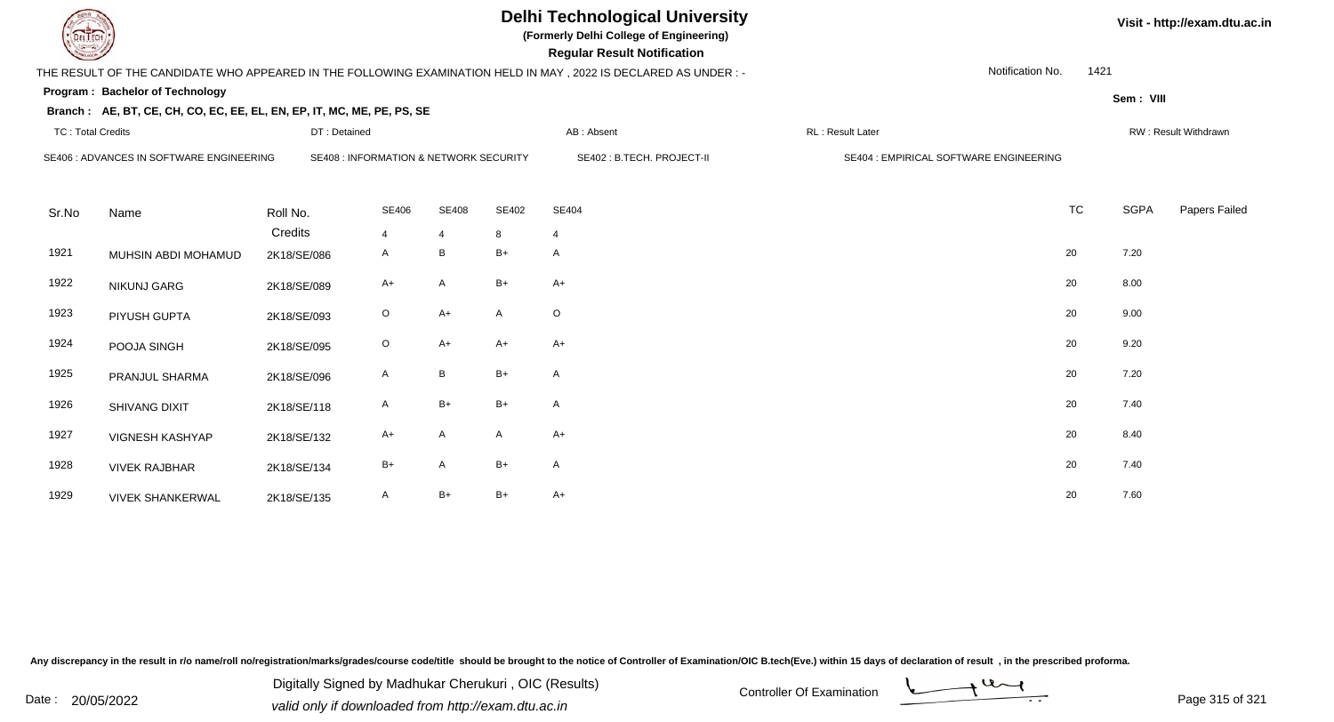# Delhi Technological University

**(Formerly Delhi College of Engineering)**

**Regular Result Notification**

Visit - http://exam.dtu.ac.in

THE RESULT OF THE CANDIDATE WHO APPEARED IN THE FOLLOWING EXAMINATION HELD IN MAY , 2022 IS DECLARED AS UNDER : -

Notification No. 1421

**Program : Bachelor of Technology**

Sem : VIII

**Branch : AE, BT, CE, CH, CO, EC, EE, EL, EN, EP, IT, MC, ME, PE, PS, SE**

TC : Total Credits | DT : Detained | AB : Absent | RL : Result Later | RW : Result Withdrawn

SE406 : ADVANCES IN SOFTWARE ENGINEERING | SE408 : INFORMATION & NETWORK SECURITY | SE402 : B.TECH. PROJECT-II | SE404 : EMPIRICAL SOFTWARE ENGINEERING

| Sr.No | Name | Roll No. | SE406 | SE408 | SE402 | SE404 | TC | SGPA | Papers Failed |
|---|---|---|---|---|---|---|---|---|---|
| | | Credits | 4 | 4 | 8 | 4 | | | |
| 1921 | MUHSIN ABDI MOHAMUD | 2K18/SE/086 | A | B | B+ | A | 20 | 7.20 | |
| 1922 | NIKUNJ GARG | 2K18/SE/089 | A+ | A | B+ | A+ | 20 | 8.00 | |
| 1923 | PIYUSH GUPTA | 2K18/SE/093 | O | A+ | A | O | 20 | 9.00 | |
| 1924 | POOJA SINGH | 2K18/SE/095 | O | A+ | A+ | A+ | 20 | 9.20 | |
| 1925 | PRANJUL SHARMA | 2K18/SE/096 | A | B | B+ | A | 20 | 7.20 | |
| 1926 | SHIVANG DIXIT | 2K18/SE/118 | A | B+ | B+ | A | 20 | 7.40 | |
| 1927 | VIGNESH KASHYAP | 2K18/SE/132 | A+ | A | A | A+ | 20 | 8.40 | |
| 1928 | VIVEK RAJBHAR | 2K18/SE/134 | B+ | A | B+ | A | 20 | 7.40 | |
| 1929 | VIVEK SHANKERWAL | 2K18/SE/135 | A | B+ | B+ | A+ | 20 | 7.60 | |

Any discrepancy in the result in r/o name/roll no/registration/marks/grades/course code/title should be brought to the notice of Controller of Examination/OIC B.tech(Eve.) within 15 days of declaration of result , in the prescribed proforma.

Date : 20/05/2022

Digitally Signed by Madhukar Cherukuri , OIC (Results)
valid only if downloaded from http://exam.dtu.ac.in

Controller Of Examination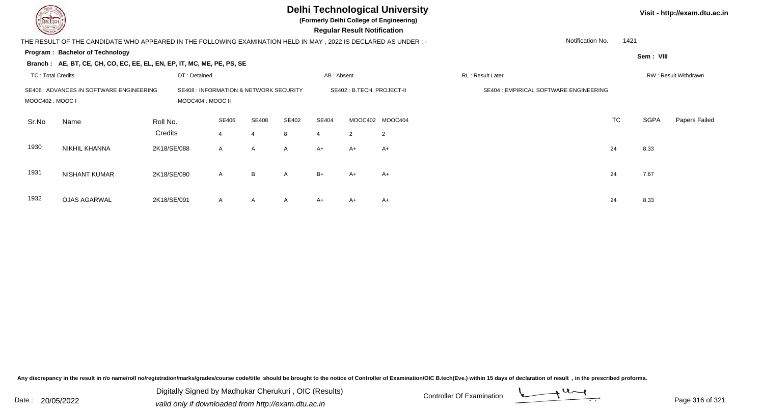# Delhi Technological University

**(Formerly Delhi College of Engineering)**

**Regular Result Notification**

Visit - http://exam.dtu.ac.in

THE RESULT OF THE CANDIDATE WHO APPEARED IN THE FOLLOWING EXAMINATION HELD IN MAY , 2022 IS DECLARED AS UNDER : -

Notification No. 1421

**Program : Bachelor of Technology**

**Sem : VIII**

**Branch : AE, BT, CE, CH, CO, EC, EE, EL, EN, EP, IT, MC, ME, PE, PS, SE**

TC : Total Credits | DT : Detained | AB : Absent | RL : Result Later | RW : Result Withdrawn

SE406 : ADVANCES IN SOFTWARE ENGINEERING | SE408 : INFORMATION & NETWORK SECURITY | SE402 : B.TECH. PROJECT-II | SE404 : EMPIRICAL SOFTWARE ENGINEERING

MOOC402 : MOOC I | MOOC404 : MOOC II

| Sr.No | Name | Roll No. | SE406 | SE408 | SE402 | SE404 | MOOC402 | MOOC404 | TC | SGPA | Papers Failed |
|---|---|---|---|---|---|---|---|---|---|---|---|
| | | Credits | 4 | 4 | 8 | 4 | 2 | 2 | | | |
| 1930 | NIKHIL KHANNA | 2K18/SE/088 | A | A | A | A+ | A+ | A+ | 24 | 8.33 | |
| 1931 | NISHANT KUMAR | 2K18/SE/090 | A | B | A | B+ | A+ | A+ | 24 | 7.67 | |
| 1932 | OJAS AGARWAL | 2K18/SE/091 | A | A | A | A+ | A+ | A+ | 24 | 8.33 | |

Any discrepancy in the result in r/o name/roll no/registration/marks/grades/course code/title should be brought to the notice of Controller of Examination/OIC B.tech(Eve.) within 15 days of declaration of result , in the prescribed proforma.

Date : 20/05/2022

Digitally Signed by Madhukar Cherukuri , OIC (Results)

valid only if downloaded from http://exam.dtu.ac.in

Controller Of Examination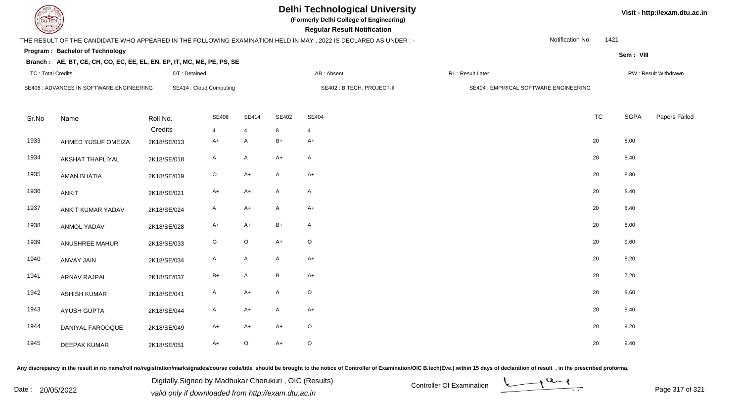# Delhi Technological University

**(Formerly Delhi College of Engineering)**

**Regular Result Notification**

Visit - http://exam.dtu.ac.in

THE RESULT OF THE CANDIDATE WHO APPEARED IN THE FOLLOWING EXAMINATION HELD IN MAY , 2022 IS DECLARED AS UNDER : -

Notification No. 1421

**Program : Bachelor of Technology**

Sem : VIII

**Branch : AE, BT, CE, CH, CO, EC, EE, EL, EN, EP, IT, MC, ME, PE, PS, SE**

TC : Total Credits | DT : Detained | AB : Absent | RL : Result Later | RW : Result Withdrawn

SE406 : ADVANCES IN SOFTWARE ENGINEERING | SE414 : Cloud Computing | SE402 : B.TECH. PROJECT-II | SE404 : EMPIRICAL SOFTWARE ENGINEERING

| Sr.No | Name | Roll No. | SE406 | SE414 | SE402 | SE404 | TC | SGPA | Papers Failed |
|---|---|---|---|---|---|---|---|---|---|
| | | Credits | 4 | 4 | 8 | 4 | | | |
| 1933 | AHMED YUSUF OMEIZA | 2K18/SE/013 | A+ | A | B+ | A+ | 20 | 8.00 | |
| 1934 | AKSHAT THAPLIYAL | 2K18/SE/018 | A | A | A+ | A | 20 | 8.40 | |
| 1935 | AMAN BHATIA | 2K18/SE/019 | O | A+ | A | A+ | 20 | 8.80 | |
| 1936 | ANKIT | 2K18/SE/021 | A+ | A+ | A | A | 20 | 8.40 | |
| 1937 | ANKIT KUMAR YADAV | 2K18/SE/024 | A | A+ | A | A+ | 20 | 8.40 | |
| 1938 | ANMOL YADAV | 2K18/SE/028 | A+ | A+ | B+ | A | 20 | 8.00 | |
| 1939 | ANUSHREE MAHUR | 2K18/SE/033 | O | O | A+ | O | 20 | 9.60 | |
| 1940 | ANVAY JAIN | 2K18/SE/034 | A | A | A | A+ | 20 | 8.20 | |
| 1941 | ARNAV RAJPAL | 2K18/SE/037 | B+ | A | B | A+ | 20 | 7.20 | |
| 1942 | ASHISH KUMAR | 2K18/SE/041 | A | A+ | A | O | 20 | 8.60 | |
| 1943 | AYUSH GUPTA | 2K18/SE/044 | A | A+ | A | A+ | 20 | 8.40 | |
| 1944 | DANIYAL FAROOQUE | 2K18/SE/049 | A+ | A+ | A+ | O | 20 | 9.20 | |
| 1945 | DEEPAK KUMAR | 2K18/SE/051 | A+ | O | A+ | O | 20 | 9.40 | |

Any discrepancy in the result in r/o name/roll no/registration/marks/grades/course code/title should be brought to the notice of Controller of Examination/OIC B.tech(Eve.) within 15 days of declaration of result , in the prescribed proforma.

Date : 20/05/2022

Digitally Signed by Madhukar Cherukuri , OIC (Results)
valid only if downloaded from http://exam.dtu.ac.in

Controller Of Examination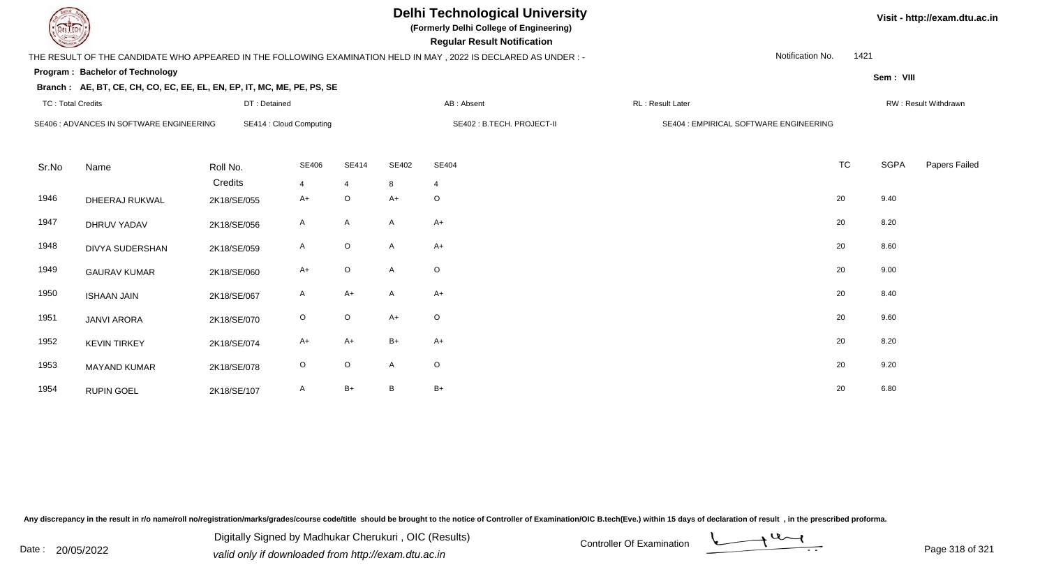# Delhi Technological University

**(Formerly Delhi College of Engineering)**

**Regular Result Notification**

Visit - http://exam.dtu.ac.in

THE RESULT OF THE CANDIDATE WHO APPEARED IN THE FOLLOWING EXAMINATION HELD IN MAY , 2022 IS DECLARED AS UNDER : -

Notification No. 1421

**Program : Bachelor of Technology**

Sem : VIII

**Branch : AE, BT, CE, CH, CO, EC, EE, EL, EN, EP, IT, MC, ME, PE, PS, SE**

TC : Total Credits | DT : Detained | AB : Absent | RL : Result Later | RW : Result Withdrawn

SE406 : ADVANCES IN SOFTWARE ENGINEERING | SE414 : Cloud Computing | SE402 : B.TECH. PROJECT-II | SE404 : EMPIRICAL SOFTWARE ENGINEERING

| Sr.No | Name | Roll No. | SE406 | SE414 | SE402 | SE404 | TC | SGPA | Papers Failed |
|---|---|---|---|---|---|---|---|---|---|
| | | Credits | 4 | 4 | 8 | 4 | | | |
| 1946 | DHEERAJ RUKWAL | 2K18/SE/055 | A+ | O | A+ | O | 20 | 9.40 | |
| 1947 | DHRUV YADAV | 2K18/SE/056 | A | A | A | A+ | 20 | 8.20 | |
| 1948 | DIVYA SUDERSHAN | 2K18/SE/059 | A | O | A | A+ | 20 | 8.60 | |
| 1949 | GAURAV KUMAR | 2K18/SE/060 | A+ | O | A | O | 20 | 9.00 | |
| 1950 | ISHAAN JAIN | 2K18/SE/067 | A | A+ | A | A+ | 20 | 8.40 | |
| 1951 | JANVI ARORA | 2K18/SE/070 | O | O | A+ | O | 20 | 9.60 | |
| 1952 | KEVIN TIRKEY | 2K18/SE/074 | A+ | A+ | B+ | A+ | 20 | 8.20 | |
| 1953 | MAYAND KUMAR | 2K18/SE/078 | O | O | A | O | 20 | 9.20 | |
| 1954 | RUPIN GOEL | 2K18/SE/107 | A | B+ | B | B+ | 20 | 6.80 | |

Any discrepancy in the result in r/o name/roll no/registration/marks/grades/course code/title should be brought to the notice of Controller of Examination/OIC B.tech(Eve.) within 15 days of declaration of result , in the prescribed proforma.

Date : 20/05/2022

Digitally Signed by Madhukar Cherukuri , OIC (Results)
valid only if downloaded from http://exam.dtu.ac.in

Controller Of Examination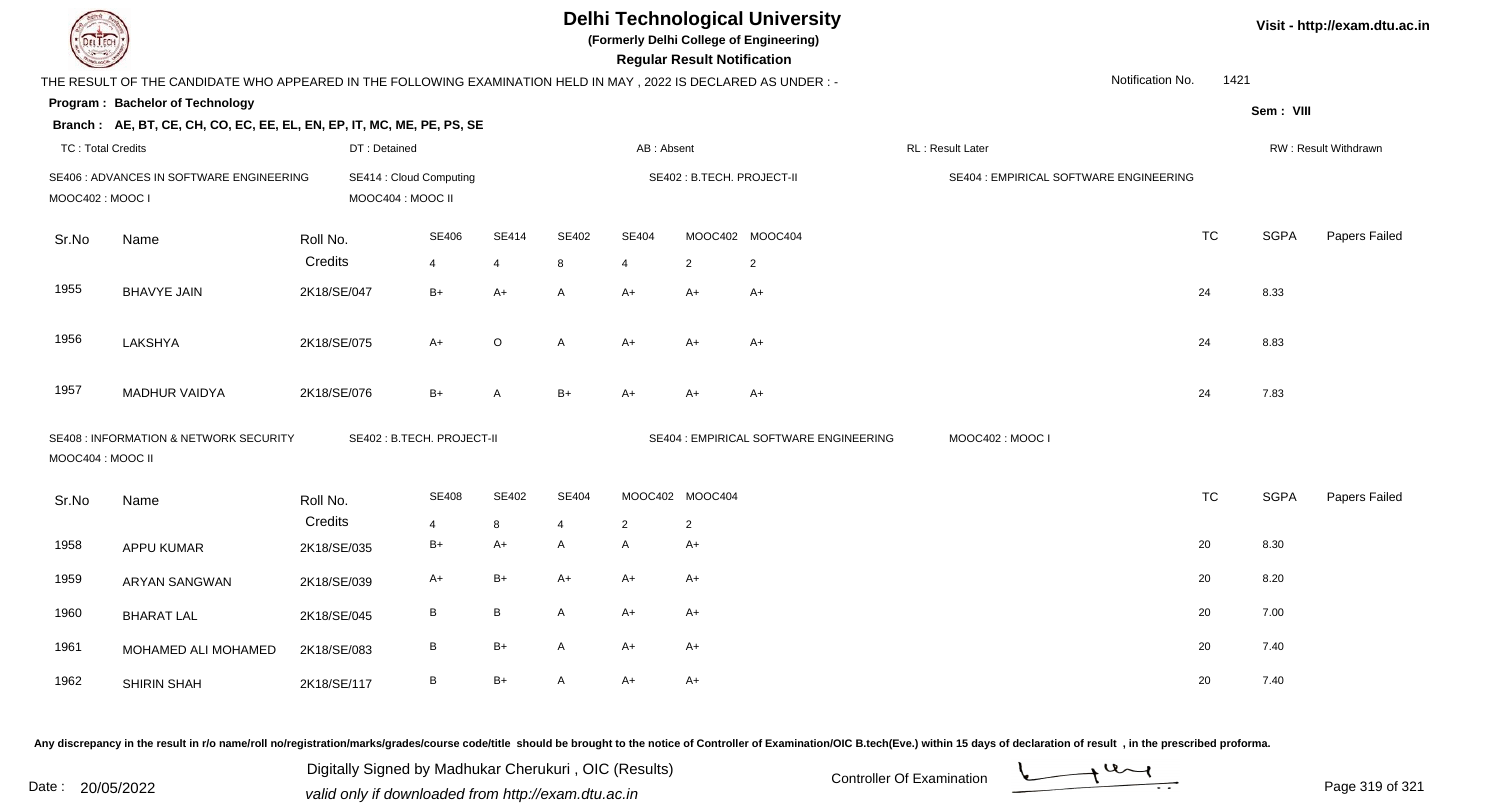# Delhi Technological University

**(Formerly Delhi College of Engineering)**

**Regular Result Notification**

Visit - http://exam.dtu.ac.in

THE RESULT OF THE CANDIDATE WHO APPEARED IN THE FOLLOWING EXAMINATION HELD IN MAY , 2022 IS DECLARED AS UNDER : -

Notification No. 1421

**Program : Bachelor of Technology**

**Sem : VIII**

**Branch : AE, BT, CE, CH, CO, EC, EE, EL, EN, EP, IT, MC, ME, PE, PS, SE**

TC : Total Credits | DT : Detained | AB : Absent | RL : Result Later | RW : Result Withdrawn

SE406 : ADVANCES IN SOFTWARE ENGINEERING | SE414 : Cloud Computing | SE402 : B.TECH. PROJECT-II | SE404 : EMPIRICAL SOFTWARE ENGINEERING | MOOC402 : MOOC I | MOOC404 : MOOC II

| Sr.No | Name | Roll No. | SE406 | SE414 | SE402 | SE404 | MOOC402 | MOOC404 | TC | SGPA | Papers Failed |
|---|---|---|---|---|---|---|---|---|---|---|---|
| | | Credits | 4 | 4 | 8 | 4 | 2 | 2 | | | |
| 1955 | BHAVYE JAIN | 2K18/SE/047 | B+ | A+ | A | A+ | A+ | A+ | 24 | 8.33 | |
| 1956 | LAKSHYA | 2K18/SE/075 | A+ | O | A | A+ | A+ | A+ | 24 | 8.83 | |
| 1957 | MADHUR VAIDYA | 2K18/SE/076 | B+ | A | B+ | A+ | A+ | A+ | 24 | 7.83 | |

SE408 : INFORMATION & NETWORK SECURITY | SE402 : B.TECH. PROJECT-II | SE404 : EMPIRICAL SOFTWARE ENGINEERING | MOOC402 : MOOC I | MOOC404 : MOOC II

| Sr.No | Name | Roll No. | SE408 | SE402 | SE404 | MOOC402 | MOOC404 | TC | SGPA | Papers Failed |
|---|---|---|---|---|---|---|---|---|---|---|
| | | Credits | 4 | 8 | 4 | 2 | 2 | | | |
| 1958 | APPU KUMAR | 2K18/SE/035 | B+ | A+ | A | A | A+ | 20 | 8.30 | |
| 1959 | ARYAN SANGWAN | 2K18/SE/039 | A+ | B+ | A+ | A+ | A+ | 20 | 8.20 | |
| 1960 | BHARAT LAL | 2K18/SE/045 | B | B | A | A+ | A+ | 20 | 7.00 | |
| 1961 | MOHAMED ALI MOHAMED | 2K18/SE/083 | B | B+ | A | A+ | A+ | 20 | 7.40 | |
| 1962 | SHIRIN SHAH | 2K18/SE/117 | B | B+ | A | A+ | A+ | 20 | 7.40 | |

Any discrepancy in the result in r/o name/roll no/registration/marks/grades/course code/title should be brought to the notice of Controller of Examination/OIC B.tech(Eve.) within 15 days of declaration of result , in the prescribed proforma.

Date : 20/05/2022

Digitally Signed by Madhukar Cherukuri , OIC (Results)
valid only if downloaded from http://exam.dtu.ac.in

Controller Of Examination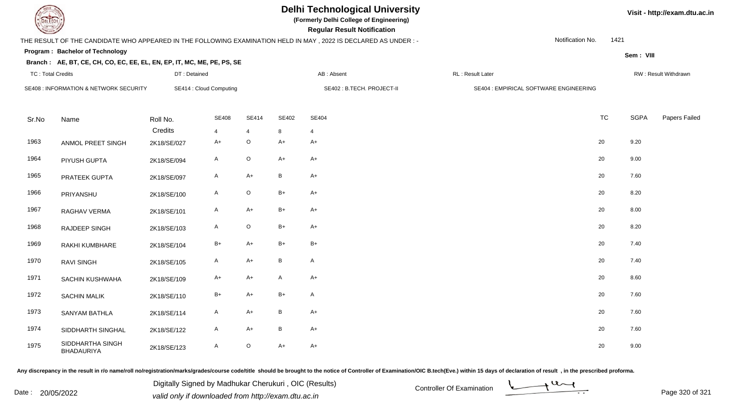# Delhi Technological University

**(Formerly Delhi College of Engineering)**

**Regular Result Notification**

Visit - http://exam.dtu.ac.in

THE RESULT OF THE CANDIDATE WHO APPEARED IN THE FOLLOWING EXAMINATION HELD IN MAY , 2022 IS DECLARED AS UNDER : -

Notification No. 1421

**Program : Bachelor of Technology**

Sem : VIII

**Branch : AE, BT, CE, CH, CO, EC, EE, EL, EN, EP, IT, MC, ME, PE, PS, SE**

TC : Total Credits | DT : Detained | AB : Absent | RL : Result Later | RW : Result Withdrawn

SE408 : INFORMATION & NETWORK SECURITY | SE414 : Cloud Computing | SE402 : B.TECH. PROJECT-II | SE404 : EMPIRICAL SOFTWARE ENGINEERING

| Sr.No | Name | Roll No. | SE408 | SE414 | SE402 | SE404 | TC | SGPA | Papers Failed |
|---|---|---|---|---|---|---|---|---|---|
| | | Credits | 4 | 4 | 8 | 4 | | | |
| 1963 | ANMOL PREET SINGH | 2K18/SE/027 | A+ | O | A+ | A+ | 20 | 9.20 | |
| 1964 | PIYUSH GUPTA | 2K18/SE/094 | A | O | A+ | A+ | 20 | 9.00 | |
| 1965 | PRATEEK GUPTA | 2K18/SE/097 | A | A+ | B | A+ | 20 | 7.60 | |
| 1966 | PRIYANSHU | 2K18/SE/100 | A | O | B+ | A+ | 20 | 8.20 | |
| 1967 | RAGHAV VERMA | 2K18/SE/101 | A | A+ | B+ | A+ | 20 | 8.00 | |
| 1968 | RAJDEEP SINGH | 2K18/SE/103 | A | O | B+ | A+ | 20 | 8.20 | |
| 1969 | RAKHI KUMBHARE | 2K18/SE/104 | B+ | A+ | B+ | B+ | 20 | 7.40 | |
| 1970 | RAVI SINGH | 2K18/SE/105 | A | A+ | B | A | 20 | 7.40 | |
| 1971 | SACHIN KUSHWAHA | 2K18/SE/109 | A+ | A+ | A | A+ | 20 | 8.60 | |
| 1972 | SACHIN MALIK | 2K18/SE/110 | B+ | A+ | B+ | A | 20 | 7.60 | |
| 1973 | SANYAM BATHLA | 2K18/SE/114 | A | A+ | B | A+ | 20 | 7.60 | |
| 1974 | SIDDHARTH SINGHAL | 2K18/SE/122 | A | A+ | B | A+ | 20 | 7.60 | |
| 1975 | SIDDHARTHA SINGH BHADAURIYA | 2K18/SE/123 | A | O | A+ | A+ | 20 | 9.00 | |

Any discrepancy in the result in r/o name/roll no/registration/marks/grades/course code/title should be brought to the notice of Controller of Examination/OIC B.tech(Eve.) within 15 days of declaration of result , in the prescribed proforma.

Date : 20/05/2022

Digitally Signed by Madhukar Cherukuri , OIC (Results)
valid only if downloaded from http://exam.dtu.ac.in

Controller Of Examination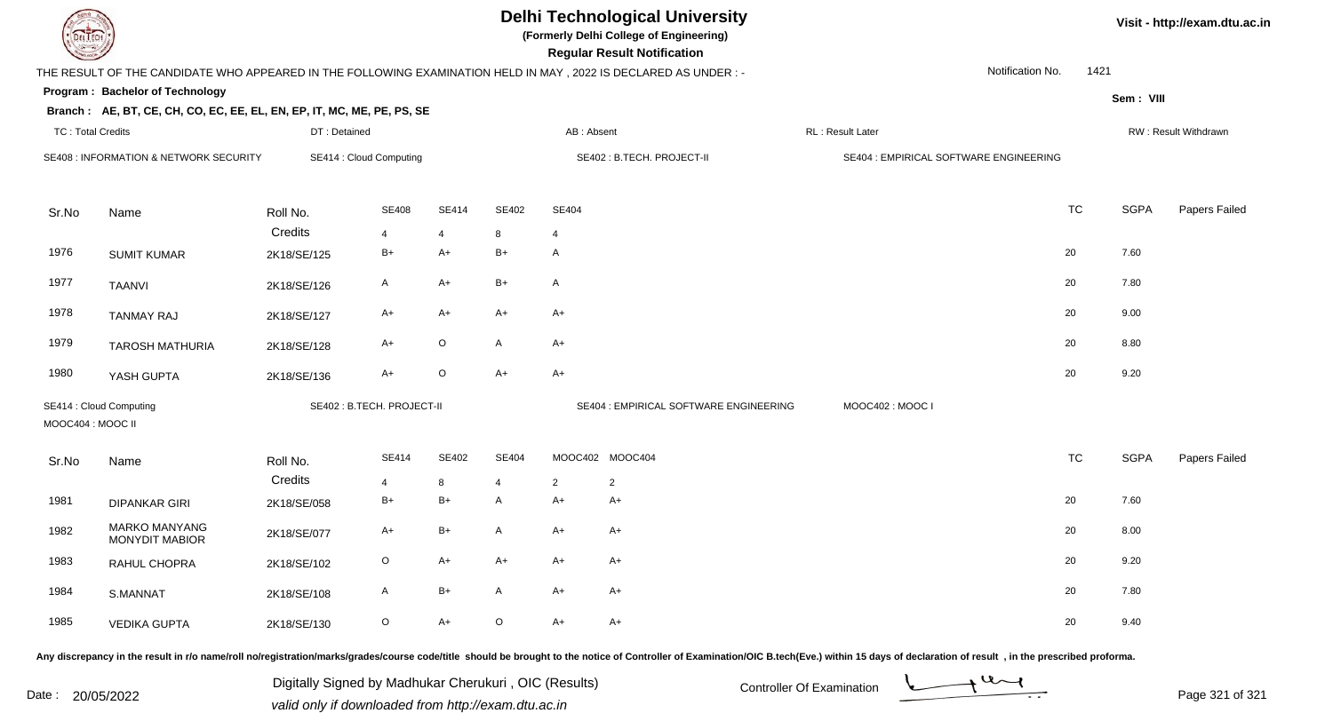# Delhi Technological University

**(Formerly Delhi College of Engineering)**

**Regular Result Notification**

Visit - http://exam.dtu.ac.in

THE RESULT OF THE CANDIDATE WHO APPEARED IN THE FOLLOWING EXAMINATION HELD IN MAY , 2022 IS DECLARED AS UNDER : -

Notification No. 1421

**Program : Bachelor of Technology**

Sem : VIII

**Branch : AE, BT, CE, CH, CO, EC, EE, EL, EN, EP, IT, MC, ME, PE, PS, SE**

TC : Total Credits | DT : Detained | AB : Absent | RL : Result Later | RW : Result Withdrawn

SE408 : INFORMATION & NETWORK SECURITY | SE414 : Cloud Computing | SE402 : B.TECH. PROJECT-II | SE404 : EMPIRICAL SOFTWARE ENGINEERING

| Sr.No | Name | Roll No. | SE408 | SE414 | SE402 | SE404 | TC | SGPA | Papers Failed |
|---|---|---|---|---|---|---|---|---|---|
| | | Credits | 4 | 4 | 8 | 4 | | | |
| 1976 | SUMIT KUMAR | 2K18/SE/125 | B+ | A+ | B+ | A | 20 | 7.60 | |
| 1977 | TAANVI | 2K18/SE/126 | A | A+ | B+ | A | 20 | 7.80 | |
| 1978 | TANMAY RAJ | 2K18/SE/127 | A+ | A+ | A+ | A+ | 20 | 9.00 | |
| 1979 | TAROSH MATHURIA | 2K18/SE/128 | A+ | O | A | A+ | 20 | 8.80 | |
| 1980 | YASH GUPTA | 2K18/SE/136 | A+ | O | A+ | A+ | 20 | 9.20 | |

SE414 : Cloud Computing | SE402 : B.TECH. PROJECT-II | SE404 : EMPIRICAL SOFTWARE ENGINEERING | MOOC402 : MOOC I | MOOC404 : MOOC II

| Sr.No | Name | Roll No. | SE414 | SE402 | SE404 | MOOC402 | MOOC404 | TC | SGPA | Papers Failed |
|---|---|---|---|---|---|---|---|---|---|---|
| | | Credits | 4 | 8 | 4 | 2 | 2 | | | |
| 1981 | DIPANKAR GIRI | 2K18/SE/058 | B+ | B+ | A | A+ | A+ | 20 | 7.60 | |
| 1982 | MARKO MANYANG MONYDIT MABIOR | 2K18/SE/077 | A+ | B+ | A | A+ | A+ | 20 | 8.00 | |
| 1983 | RAHUL CHOPRA | 2K18/SE/102 | O | A+ | A+ | A+ | A+ | 20 | 9.20 | |
| 1984 | S.MANNAT | 2K18/SE/108 | A | B+ | A | A+ | A+ | 20 | 7.80 | |
| 1985 | VEDIKA GUPTA | 2K18/SE/130 | O | A+ | O | A+ | A+ | 20 | 9.40 | |

Any discrepancy in the result in r/o name/roll no/registration/marks/grades/course code/title should be brought to the notice of Controller of Examination/OIC B.tech(Eve.) within 15 days of declaration of result , in the prescribed proforma.

Date : 20/05/2022

Digitally Signed by Madhukar Cherukuri , OIC (Results)
valid only if downloaded from http://exam.dtu.ac.in

Controller Of Examination